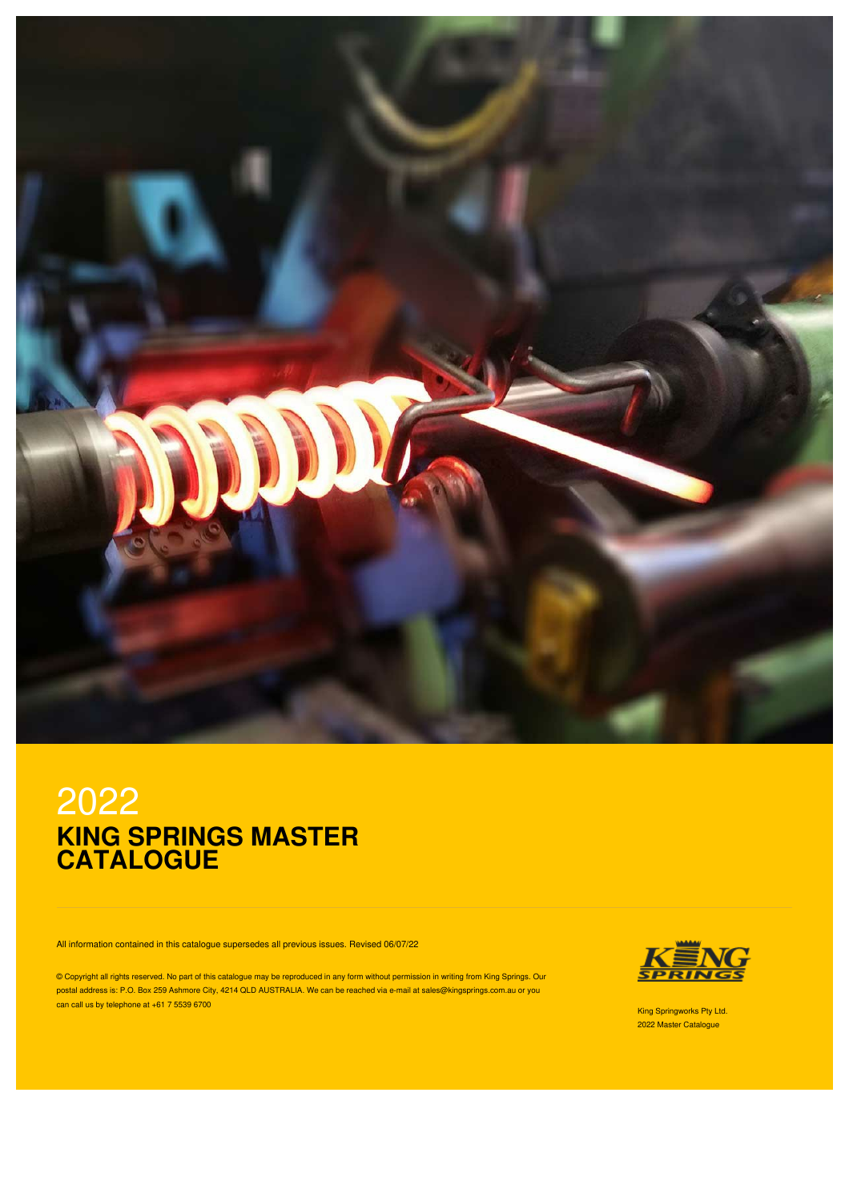# 2022
## KING SPRINGS MASTER CATALOGUE

All information contained in this catalogue supersedes all previous issues. Revised 06/07/22

© Copyright all rights reserved. No part of this catalogue may be reproduced in any form without permission in writing from King Springs. Our postal address is: P.O. Box 259 Ashmore City, 4214 QLD AUSTRALIA. We can be reached via e-mail at sales@kingsprings.com.au or you can call us by telephone at +61 7 5539 6700

KING SPRINGS

King Springworks Pty Ltd.
2022 Master Catalogue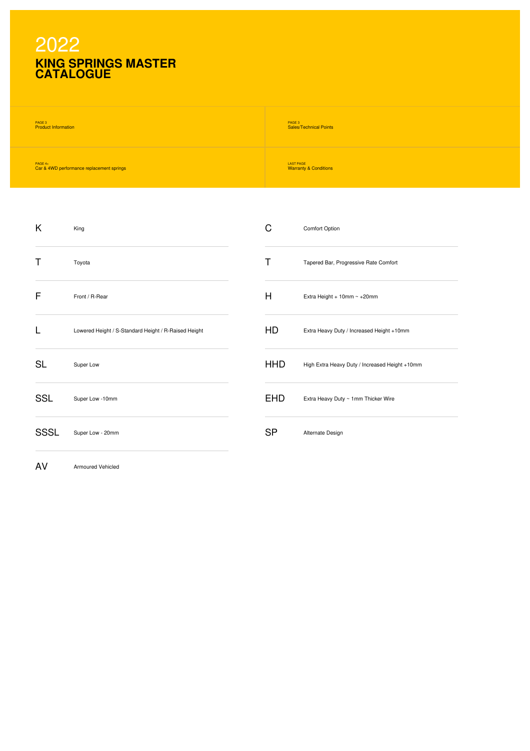# 2022

## KING SPRINGS MASTER CATALOGUE

| | |
|---|---|
| PAGE 3<br>Product Information | PAGE 3<br>Sales/Technical Points |
| PAGE 4+<br>Car & 4WD performance replacement springs | LAST PAGE<br>Warranty & Conditions |

| Code | Description |
|---|---|
| K | King |
| T | Toyota |
| F | Front / R-Rear |
| L | Lowered Height / S-Standard Height / R-Raised Height |
| SL | Super Low |
| SSL | Super Low -10mm |
| SSSL | Super Low - 20mm |
| AV | Armoured Vehicled |

| Code | Description |
|---|---|
| C | Comfort Option |
| T | Tapered Bar, Progressive Rate Comfort |
| H | Extra Height + 10mm ~ +20mm |
| HD | Extra Heavy Duty / Increased Height +10mm |
| HHD | High Extra Heavy Duty / Increased Height +10mm |
| EHD | Extra Heavy Duty ~ 1mm Thicker Wire |
| SP | Alternate Design |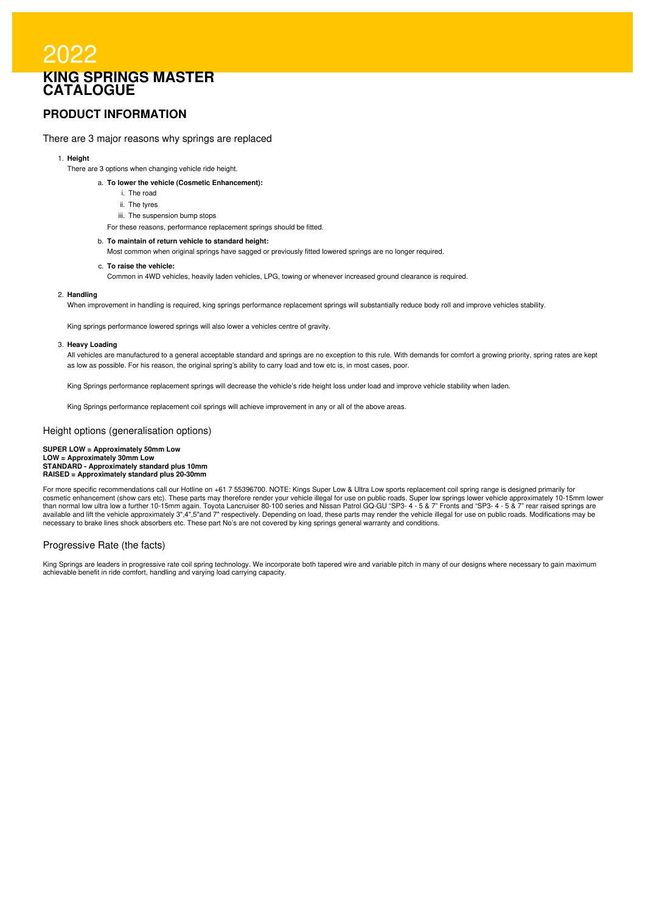# 2022
# KING SPRINGS MASTER CATALOGUE

## PRODUCT INFORMATION

### There are 3 major reasons why springs are replaced

1. **Height**

   There are 3 options when changing vehicle ride height.

   a. **To lower the vehicle (Cosmetic Enhancement):**
      i. The road
      ii. The tyres
      iii. The suspension bump stops

      For these reasons, performance replacement springs should be fitted.

   b. **To maintain of return vehicle to standard height:**

      Most common when original springs have sagged or previously fitted lowered springs are no longer required.

   c. **To raise the vehicle:**

      Common in 4WD vehicles, heavily laden vehicles, LPG, towing or whenever increased ground clearance is required.

2. **Handling**

   When improvement in handling is required, king springs performance replacement springs will substantially reduce body roll and improve vehicles stability.

   King springs performance lowered springs will also lower a vehicles centre of gravity.

3. **Heavy Loading**

   All vehicles are manufactured to a general acceptable standard and springs are no exception to this rule. With demands for comfort a growing priority, spring rates are kept as low as possible. For his reason, the original spring's ability to carry load and tow etc is, in most cases, poor.

   King Springs performance replacement springs will decrease the vehicle's ride height loss under load and improve vehicle stability when laden.

   King Springs performance replacement coil springs will achieve improvement in any or all of the above areas.

### Height options (generalisation options)

**SUPER LOW = Approximately 50mm Low**
**LOW = Approximately 30mm Low**
**STANDARD - Approximately standard plus 10mm**
**RAISED = Approximately standard plus 20-30mm**

For more specific recommendations call our Hotline on +61 7 55396700. NOTE: Kings Super Low & Ultra Low sports replacement coil spring range is designed primarily for cosmetic enhancement (show cars etc). These parts may therefore render your vehicle illegal for use on public roads. Super low springs lower vehicle approximately 10-15mm lower than normal low ultra low a further 10-15mm again. Toyota Lancruiser 80-100 series and Nissan Patrol GQ-GU "SP3- 4 - 5 & 7" Fronts and "SP3- 4 - 5 & 7" rear raised springs are available and lift the vehicle approximately 3",4",5"and 7" respectively. Depending on load, these parts may render the vehicle illegal for use on public roads. Modifications may be necessary to brake lines shock absorbers etc. These part No's are not covered by king springs general warranty and conditions.

### Progressive Rate (the facts)

King Springs are leaders in progressive rate coil spring technology. We incorporate both tapered wire and variable pitch in many of our designs where necessary to gain maximum achievable benefit in ride comfort, handling and varying load carrying capacity.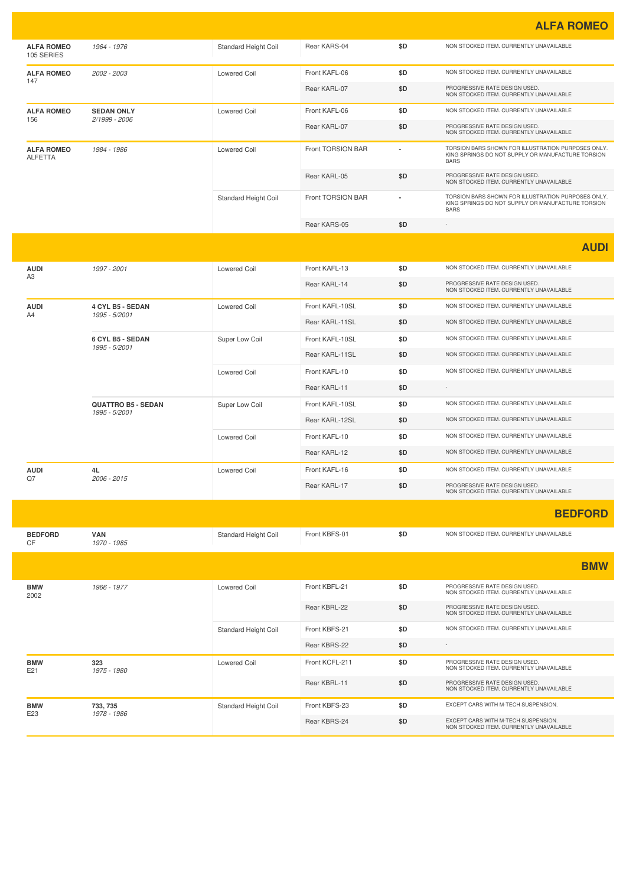## ALFA ROMEO

| Make / Model | Variant / Year | Type | Position / Part | Price | Notes |
|---|---|---|---|---|---|
| **ALFA ROMEO** 105 SERIES | *1964 - 1976* | Standard Height Coil | Rear KARS-04 | $D | NON STOCKED ITEM. CURRENTLY UNAVAILABLE |
| **ALFA ROMEO** 147 | *2002 - 2003* | Lowered Coil | Front KAFL-06 | $D | NON STOCKED ITEM. CURRENTLY UNAVAILABLE |
| | | | Rear KARL-07 | $D | PROGRESSIVE RATE DESIGN USED. NON STOCKED ITEM. CURRENTLY UNAVAILABLE |
| **ALFA ROMEO** 156 | **SEDAN ONLY** *2/1999 - 2006* | Lowered Coil | Front KAFL-06 | $D | NON STOCKED ITEM. CURRENTLY UNAVAILABLE |
| | | | Rear KARL-07 | $D | PROGRESSIVE RATE DESIGN USED. NON STOCKED ITEM. CURRENTLY UNAVAILABLE |
| **ALFA ROMEO** ALFETTA | *1984 - 1986* | Lowered Coil | Front TORSION BAR | - | TORSION BARS SHOWN FOR ILLUSTRATION PURPOSES ONLY. KING SPRINGS DO NOT SUPPLY OR MANUFACTURE TORSION BARS |
| | | | Rear KARL-05 | $D | PROGRESSIVE RATE DESIGN USED. NON STOCKED ITEM. CURRENTLY UNAVAILABLE |
| | | Standard Height Coil | Front TORSION BAR | - | TORSION BARS SHOWN FOR ILLUSTRATION PURPOSES ONLY. KING SPRINGS DO NOT SUPPLY OR MANUFACTURE TORSION BARS |
| | | | Rear KARS-05 | $D | - |

## AUDI

| Make / Model | Variant / Year | Type | Position / Part | Price | Notes |
|---|---|---|---|---|---|
| **AUDI** A3 | *1997 - 2001* | Lowered Coil | Front KAFL-13 | $D | NON STOCKED ITEM. CURRENTLY UNAVAILABLE |
| | | | Rear KARL-14 | $D | PROGRESSIVE RATE DESIGN USED. NON STOCKED ITEM. CURRENTLY UNAVAILABLE |
| **AUDI** A4 | **4 CYL B5 - SEDAN** *1995 - 5/2001* | Lowered Coil | Front KAFL-10SL | $D | NON STOCKED ITEM. CURRENTLY UNAVAILABLE |
| | | | Rear KARL-11SL | $D | NON STOCKED ITEM. CURRENTLY UNAVAILABLE |
| | **6 CYL B5 - SEDAN** *1995 - 5/2001* | Super Low Coil | Front KAFL-10SL | $D | NON STOCKED ITEM. CURRENTLY UNAVAILABLE |
| | | | Rear KARL-11SL | $D | NON STOCKED ITEM. CURRENTLY UNAVAILABLE |
| | | Lowered Coil | Front KAFL-10 | $D | NON STOCKED ITEM. CURRENTLY UNAVAILABLE |
| | | | Rear KARL-11 | $D | - |
| | **QUATTRO B5 - SEDAN** *1995 - 5/2001* | Super Low Coil | Front KAFL-10SL | $D | NON STOCKED ITEM. CURRENTLY UNAVAILABLE |
| | | | Rear KARL-12SL | $D | NON STOCKED ITEM. CURRENTLY UNAVAILABLE |
| | | Lowered Coil | Front KAFL-10 | $D | NON STOCKED ITEM. CURRENTLY UNAVAILABLE |
| | | | Rear KARL-12 | $D | NON STOCKED ITEM. CURRENTLY UNAVAILABLE |
| **AUDI** Q7 | **4L** *2006 - 2015* | Lowered Coil | Front KAFL-16 | $D | NON STOCKED ITEM. CURRENTLY UNAVAILABLE |
| | | | Rear KARL-17 | $D | PROGRESSIVE RATE DESIGN USED. NON STOCKED ITEM. CURRENTLY UNAVAILABLE |

## BEDFORD

| Make / Model | Variant / Year | Type | Position / Part | Price | Notes |
|---|---|---|---|---|---|
| **BEDFORD** CF | **VAN** *1970 - 1985* | Standard Height Coil | Front KBFS-01 | $D | NON STOCKED ITEM. CURRENTLY UNAVAILABLE |

## BMW

| Make / Model | Variant / Year | Type | Position / Part | Price | Notes |
|---|---|---|---|---|---|
| **BMW** 2002 | *1966 - 1977* | Lowered Coil | Front KBFL-21 | $D | PROGRESSIVE RATE DESIGN USED. NON STOCKED ITEM. CURRENTLY UNAVAILABLE |
| | | | Rear KBRL-22 | $D | PROGRESSIVE RATE DESIGN USED. NON STOCKED ITEM. CURRENTLY UNAVAILABLE |
| | | Standard Height Coil | Front KBFS-21 | $D | NON STOCKED ITEM. CURRENTLY UNAVAILABLE |
| | | | Rear KBRS-22 | $D | - |
| **BMW** E21 | **323** *1975 - 1980* | Lowered Coil | Front KCFL-211 | $D | PROGRESSIVE RATE DESIGN USED. NON STOCKED ITEM. CURRENTLY UNAVAILABLE |
| | | | Rear KBRL-11 | $D | PROGRESSIVE RATE DESIGN USED. NON STOCKED ITEM. CURRENTLY UNAVAILABLE |
| **BMW** E23 | **733, 735** *1978 - 1986* | Standard Height Coil | Front KBFS-23 | $D | EXCEPT CARS WITH M-TECH SUSPENSION. |
| | | | Rear KBRS-24 | $D | EXCEPT CARS WITH M-TECH SUSPENSION. NON STOCKED ITEM. CURRENTLY UNAVAILABLE |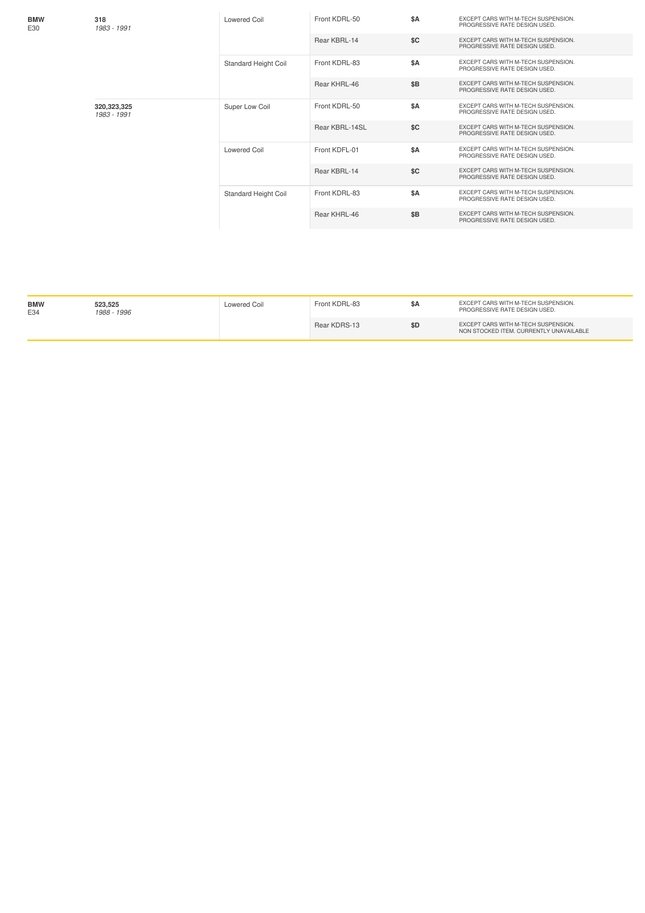| Make | Model | Type | Part | Price | Notes |
|---|---|---|---|---|---|
| **BMW** E30 | **318** *1983 - 1991* | Lowered Coil | Front KDRL-50 | **$A** | EXCEPT CARS WITH M-TECH SUSPENSION. PROGRESSIVE RATE DESIGN USED. |
| | | | Rear KBRL-14 | **$C** | EXCEPT CARS WITH M-TECH SUSPENSION. PROGRESSIVE RATE DESIGN USED. |
| | | Standard Height Coil | Front KDRL-83 | **$A** | EXCEPT CARS WITH M-TECH SUSPENSION. PROGRESSIVE RATE DESIGN USED. |
| | | | Rear KHRL-46 | **$B** | EXCEPT CARS WITH M-TECH SUSPENSION. PROGRESSIVE RATE DESIGN USED. |
| | **320,323,325** *1983 - 1991* | Super Low Coil | Front KDRL-50 | **$A** | EXCEPT CARS WITH M-TECH SUSPENSION. PROGRESSIVE RATE DESIGN USED. |
| | | | Rear KBRL-14SL | **$C** | EXCEPT CARS WITH M-TECH SUSPENSION. PROGRESSIVE RATE DESIGN USED. |
| | | Lowered Coil | Front KDFL-01 | **$A** | EXCEPT CARS WITH M-TECH SUSPENSION. PROGRESSIVE RATE DESIGN USED. |
| | | | Rear KBRL-14 | **$C** | EXCEPT CARS WITH M-TECH SUSPENSION. PROGRESSIVE RATE DESIGN USED. |
| | | Standard Height Coil | Front KDRL-83 | **$A** | EXCEPT CARS WITH M-TECH SUSPENSION. PROGRESSIVE RATE DESIGN USED. |
| | | | Rear KHRL-46 | **$B** | EXCEPT CARS WITH M-TECH SUSPENSION. PROGRESSIVE RATE DESIGN USED. |

| Make | Model | Type | Part | Price | Notes |
|---|---|---|---|---|---|
| **BMW** E34 | **523,525** *1988 - 1996* | Lowered Coil | Front KDRL-83 | **$A** | EXCEPT CARS WITH M-TECH SUSPENSION. PROGRESSIVE RATE DESIGN USED. |
| | | | Rear KDRS-13 | **$D** | EXCEPT CARS WITH M-TECH SUSPENSION. NON STOCKED ITEM. CURRENTLY UNAVAILABLE |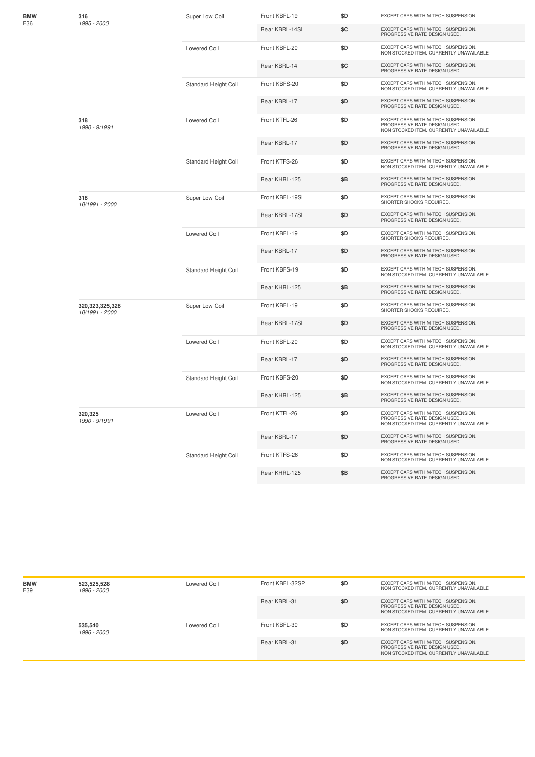| Make | Model | Type | Part | Price | Notes |
|---|---|---|---|---|---|
| **BMW** E36 | **316** *1995 - 2000* | Super Low Coil | Front KBFL-19 | $D | EXCEPT CARS WITH M-TECH SUSPENSION. |
| | | | Rear KBRL-14SL | $C | EXCEPT CARS WITH M-TECH SUSPENSION. PROGRESSIVE RATE DESIGN USED. |
| | | Lowered Coil | Front KBFL-20 | $D | EXCEPT CARS WITH M-TECH SUSPENSION. NON STOCKED ITEM. CURRENTLY UNAVAILABLE |
| | | | Rear KBRL-14 | $C | EXCEPT CARS WITH M-TECH SUSPENSION. PROGRESSIVE RATE DESIGN USED. |
| | | Standard Height Coil | Front KBFS-20 | $D | EXCEPT CARS WITH M-TECH SUSPENSION. NON STOCKED ITEM. CURRENTLY UNAVAILABLE |
| | | | Rear KBRL-17 | $D | EXCEPT CARS WITH M-TECH SUSPENSION. PROGRESSIVE RATE DESIGN USED. |
| | **318** *1990 - 9/1991* | Lowered Coil | Front KTFL-26 | $D | EXCEPT CARS WITH M-TECH SUSPENSION. PROGRESSIVE RATE DESIGN USED. NON STOCKED ITEM. CURRENTLY UNAVAILABLE |
| | | | Rear KBRL-17 | $D | EXCEPT CARS WITH M-TECH SUSPENSION. PROGRESSIVE RATE DESIGN USED. |
| | | Standard Height Coil | Front KTFS-26 | $D | EXCEPT CARS WITH M-TECH SUSPENSION. NON STOCKED ITEM. CURRENTLY UNAVAILABLE |
| | | | Rear KHRL-125 | $B | EXCEPT CARS WITH M-TECH SUSPENSION. PROGRESSIVE RATE DESIGN USED. |
| | **318** *10/1991 - 2000* | Super Low Coil | Front KBFL-19SL | $D | EXCEPT CARS WITH M-TECH SUSPENSION. SHORTER SHOCKS REQUIRED. |
| | | | Rear KBRL-17SL | $D | EXCEPT CARS WITH M-TECH SUSPENSION. PROGRESSIVE RATE DESIGN USED. |
| | | Lowered Coil | Front KBFL-19 | $D | EXCEPT CARS WITH M-TECH SUSPENSION. SHORTER SHOCKS REQUIRED. |
| | | | Rear KBRL-17 | $D | EXCEPT CARS WITH M-TECH SUSPENSION. PROGRESSIVE RATE DESIGN USED. |
| | | Standard Height Coil | Front KBFS-19 | $D | EXCEPT CARS WITH M-TECH SUSPENSION. NON STOCKED ITEM. CURRENTLY UNAVAILABLE |
| | | | Rear KHRL-125 | $B | EXCEPT CARS WITH M-TECH SUSPENSION. PROGRESSIVE RATE DESIGN USED. |
| | **320,323,325,328** *10/1991 - 2000* | Super Low Coil | Front KBFL-19 | $D | EXCEPT CARS WITH M-TECH SUSPENSION. SHORTER SHOCKS REQUIRED. |
| | | | Rear KBRL-17SL | $D | EXCEPT CARS WITH M-TECH SUSPENSION. PROGRESSIVE RATE DESIGN USED. |
| | | Lowered Coil | Front KBFL-20 | $D | EXCEPT CARS WITH M-TECH SUSPENSION. NON STOCKED ITEM. CURRENTLY UNAVAILABLE |
| | | | Rear KBRL-17 | $D | EXCEPT CARS WITH M-TECH SUSPENSION. PROGRESSIVE RATE DESIGN USED. |
| | | Standard Height Coil | Front KBFS-20 | $D | EXCEPT CARS WITH M-TECH SUSPENSION. NON STOCKED ITEM. CURRENTLY UNAVAILABLE |
| | | | Rear KHRL-125 | $B | EXCEPT CARS WITH M-TECH SUSPENSION. PROGRESSIVE RATE DESIGN USED. |
| | **320,325** *1990 - 9/1991* | Lowered Coil | Front KTFL-26 | $D | EXCEPT CARS WITH M-TECH SUSPENSION. PROGRESSIVE RATE DESIGN USED. NON STOCKED ITEM. CURRENTLY UNAVAILABLE |
| | | | Rear KBRL-17 | $D | EXCEPT CARS WITH M-TECH SUSPENSION. PROGRESSIVE RATE DESIGN USED. |
| | | Standard Height Coil | Front KTFS-26 | $D | EXCEPT CARS WITH M-TECH SUSPENSION. NON STOCKED ITEM. CURRENTLY UNAVAILABLE |
| | | | Rear KHRL-125 | $B | EXCEPT CARS WITH M-TECH SUSPENSION. PROGRESSIVE RATE DESIGN USED. |

| Make | Model | Type | Part | Price | Notes |
|---|---|---|---|---|---|
| **BMW** E39 | **523,525,528** *1996 - 2000* | Lowered Coil | Front KBFL-32SP | $D | EXCEPT CARS WITH M-TECH SUSPENSION. NON STOCKED ITEM. CURRENTLY UNAVAILABLE |
| | | | Rear KBRL-31 | $D | EXCEPT CARS WITH M-TECH SUSPENSION. PROGRESSIVE RATE DESIGN USED. NON STOCKED ITEM. CURRENTLY UNAVAILABLE |
| | **535,540** *1996 - 2000* | Lowered Coil | Front KBFL-30 | $D | EXCEPT CARS WITH M-TECH SUSPENSION. NON STOCKED ITEM. CURRENTLY UNAVAILABLE |
| | | | Rear KBRL-31 | $D | EXCEPT CARS WITH M-TECH SUSPENSION. PROGRESSIVE RATE DESIGN USED. NON STOCKED ITEM. CURRENTLY UNAVAILABLE |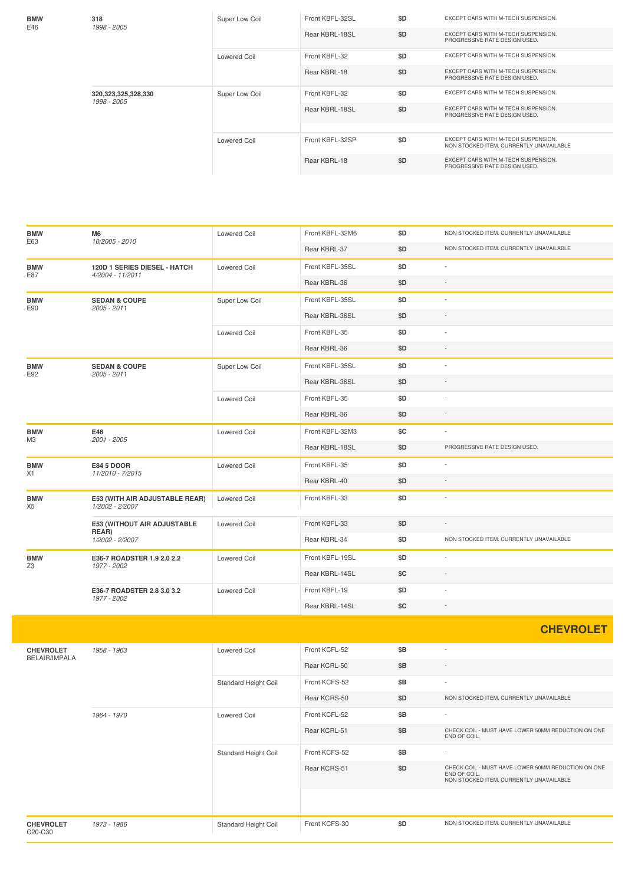| Make / Model | Variant / Years | Coil Type | Part | Price | Notes |
|---|---|---|---|---|---|
| **BMW** E46 | **318** *1998 - 2005* | Super Low Coil | Front KBFL-32SL | $D | EXCEPT CARS WITH M-TECH SUSPENSION. |
| | | | Rear KBRL-18SL | $D | EXCEPT CARS WITH M-TECH SUSPENSION. PROGRESSIVE RATE DESIGN USED. |
| | | Lowered Coil | Front KBFL-32 | $D | EXCEPT CARS WITH M-TECH SUSPENSION. |
| | | | Rear KBRL-18 | $D | EXCEPT CARS WITH M-TECH SUSPENSION. PROGRESSIVE RATE DESIGN USED. |
| | **320,323,325,328,330** *1998 - 2005* | Super Low Coil | Front KBFL-32 | $D | EXCEPT CARS WITH M-TECH SUSPENSION. |
| | | | Rear KBRL-18SL | $D | EXCEPT CARS WITH M-TECH SUSPENSION. PROGRESSIVE RATE DESIGN USED. |
| | | Lowered Coil | Front KBFL-32SP | $D | EXCEPT CARS WITH M-TECH SUSPENSION. NON STOCKED ITEM. CURRENTLY UNAVAILABLE |
| | | | Rear KBRL-18 | $D | EXCEPT CARS WITH M-TECH SUSPENSION. PROGRESSIVE RATE DESIGN USED. |

| Make / Model | Variant / Years | Coil Type | Part | Price | Notes |
|---|---|---|---|---|---|
| **BMW** E63 | **M6** *10/2005 - 2010* | Lowered Coil | Front KBFL-32M6 | $D | NON STOCKED ITEM. CURRENTLY UNAVAILABLE |
| | | | Rear KBRL-37 | $D | NON STOCKED ITEM. CURRENTLY UNAVAILABLE |
| **BMW** E87 | **120D 1 SERIES DIESEL - HATCH** *4/2004 - 11/2011* | Lowered Coil | Front KBFL-35SL | $D | - |
| | | | Rear KBRL-36 | $D | - |
| **BMW** E90 | **SEDAN & COUPE** *2005 - 2011* | Super Low Coil | Front KBFL-35SL | $D | - |
| | | | Rear KBRL-36SL | $D | - |
| | | Lowered Coil | Front KBFL-35 | $D | - |
| | | | Rear KBRL-36 | $D | - |
| **BMW** E92 | **SEDAN & COUPE** *2005 - 2011* | Super Low Coil | Front KBFL-35SL | $D | - |
| | | | Rear KBRL-36SL | $D | - |
| | | Lowered Coil | Front KBFL-35 | $D | - |
| | | | Rear KBRL-36 | $D | - |
| **BMW** M3 | **E46** *2001 - 2005* | Lowered Coil | Front KBFL-32M3 | $C | - |
| | | | Rear KBRL-18SL | $D | PROGRESSIVE RATE DESIGN USED. |
| **BMW** X1 | **E84 5 DOOR** *11/2010 - 7/2015* | Lowered Coil | Front KBFL-35 | $D | - |
| | | | Rear KBRL-40 | $D | - |
| **BMW** X5 | **E53 (WITH AIR ADJUSTABLE REAR)** *1/2002 - 2/2007* | Lowered Coil | Front KBFL-33 | $D | - |
| | **E53 (WITHOUT AIR ADJUSTABLE REAR)** *1/2002 - 2/2007* | Lowered Coil | Front KBFL-33 | $D | - |
| | | | Rear KBRL-34 | $D | NON STOCKED ITEM. CURRENTLY UNAVAILABLE |
| **BMW** Z3 | **E36-7 ROADSTER 1.9 2.0 2.2** *1977 - 2002* | Lowered Coil | Front KBFL-19SL | $D | - |
| | | | Rear KBRL-14SL | $C | - |
| | **E36-7 ROADSTER 2.8 3.0 3.2** *1977 - 2002* | Lowered Coil | Front KBFL-19 | $D | - |
| | | | Rear KBRL-14SL | $C | - |

## CHEVROLET

| Make / Model | Variant / Years | Coil Type | Part | Price | Notes |
|---|---|---|---|---|---|
| **CHEVROLET** BELAIR/IMPALA | *1958 - 1963* | Lowered Coil | Front KCFL-52 | $B | - |
| | | | Rear KCRL-50 | $B | - |
| | | Standard Height Coil | Front KCFS-52 | $B | - |
| | | | Rear KCRS-50 | $D | NON STOCKED ITEM. CURRENTLY UNAVAILABLE |
| | *1964 - 1970* | Lowered Coil | Front KCFL-52 | $B | - |
| | | | Rear KCRL-51 | $B | CHECK COIL - MUST HAVE LOWER 50MM REDUCTION ON ONE END OF COIL. |
| | | Standard Height Coil | Front KCFS-52 | $B | - |
| | | | Rear KCRS-51 | $D | CHECK COIL - MUST HAVE LOWER 50MM REDUCTION ON ONE END OF COIL. NON STOCKED ITEM. CURRENTLY UNAVAILABLE |
| **CHEVROLET** C20-C30 | *1973 - 1986* | Standard Height Coil | Front KCFS-30 | $D | NON STOCKED ITEM. CURRENTLY UNAVAILABLE |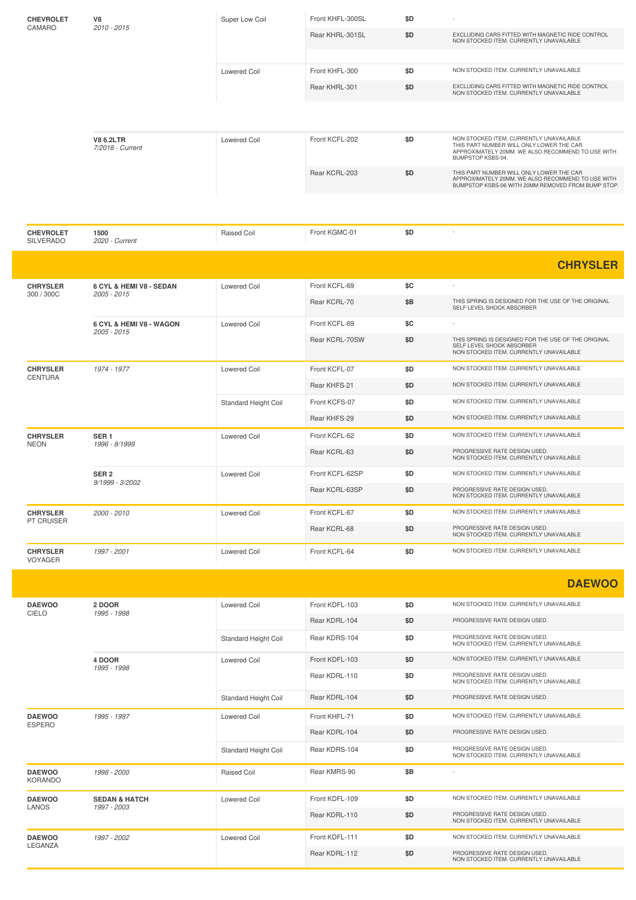| Make / Model | Variant / Years | Type | Part Number | Price | Notes |
|---|---|---|---|---|---|
| **CHEVROLET** CAMARO | **V8** *2010 - 2015* | Super Low Coil | Front KHFL-300SL | $D | - |
| | | | Rear KHRL-301SL | $D | EXCLUDING CARS FITTED WITH MAGNETIC RIDE CONTROL NON STOCKED ITEM. CURRENTLY UNAVAILABLE |
| | | Lowered Coil | Front KHFL-300 | $D | NON STOCKED ITEM. CURRENTLY UNAVAILABLE |
| | | | Rear KHRL-301 | $D | EXCLUDING CARS FITTED WITH MAGNETIC RIDE CONTROL NON STOCKED ITEM. CURRENTLY UNAVAILABLE |
| | **V8 6.2LTR** *7/2018 - Current* | Lowered Coil | Front KCFL-202 | $D | NON STOCKED ITEM. CURRENTLY UNAVAILABLE THIS PART NUMBER WILL ONLY LOWER THE CAR APPROXIMATELY 20MM. WE ALSO RECOMMEND TO USE WITH BUMPSTOP KSBS-04. |
| | | | Rear KCRL-203 | $D | THIS PART NUMBER WILL ONLY LOWER THE CAR APPROXIMATELY 20MM. WE ALSO RECOMMEND TO USE WITH BUMPSTOP KSBS-06 WITH 20MM REMOVED FROM BUMP STOP. |
| **CHEVROLET** SILVERADO | **1500** *2020 - Current* | Raised Coil | Front KGMC-01 | $D | - |

## CHRYSLER

| Make / Model | Variant / Years | Type | Part Number | Price | Notes |
|---|---|---|---|---|---|
| **CHRYSLER** 300 / 300C | **6 CYL & HEMI V8 - SEDAN** *2005 - 2015* | Lowered Coil | Front KCFL-69 | $C | - |
| | | | Rear KCRL-70 | $B | THIS SPRING IS DESIGNED FOR THE USE OF THE ORIGINAL SELF LEVEL SHOCK ABSORBER |
| | **6 CYL & HEMI V8 - WAGON** *2005 - 2015* | Lowered Coil | Front KCFL-69 | $C | - |
| | | | Rear KCRL-70SW | $D | THIS SPRING IS DESIGNED FOR THE USE OF THE ORIGINAL SELF LEVEL SHOCK ABSORBER NON STOCKED ITEM. CURRENTLY UNAVAILABLE |
| **CHRYSLER** CENTURA | *1974 - 1977* | Lowered Coil | Front KCFL-07 | $D | NON STOCKED ITEM. CURRENTLY UNAVAILABLE |
| | | | Rear KHFS-21 | $D | NON STOCKED ITEM. CURRENTLY UNAVAILABLE |
| | | Standard Height Coil | Front KCFS-07 | $D | NON STOCKED ITEM. CURRENTLY UNAVAILABLE |
| | | | Rear KHFS-29 | $D | NON STOCKED ITEM. CURRENTLY UNAVAILABLE |
| **CHRYSLER** NEON | **SER 1** *1996 - 8/1999* | Lowered Coil | Front KCFL-62 | $D | NON STOCKED ITEM. CURRENTLY UNAVAILABLE |
| | | | Rear KCRL-63 | $D | PROGRESSIVE RATE DESIGN USED. NON STOCKED ITEM. CURRENTLY UNAVAILABLE |
| | **SER 2** *9/1999 - 3/2002* | Lowered Coil | Front KCFL-62SP | $D | NON STOCKED ITEM. CURRENTLY UNAVAILABLE |
| | | | Rear KCRL-63SP | $D | PROGRESSIVE RATE DESIGN USED. NON STOCKED ITEM. CURRENTLY UNAVAILABLE |
| **CHRYSLER** PT CRUISER | *2000 - 2010* | Lowered Coil | Front KCFL-67 | $D | NON STOCKED ITEM. CURRENTLY UNAVAILABLE |
| | | | Rear KCRL-68 | $D | PROGRESSIVE RATE DESIGN USED. NON STOCKED ITEM. CURRENTLY UNAVAILABLE |
| **CHRYSLER** VOYAGER | *1997 - 2001* | Lowered Coil | Front KCFL-64 | $D | NON STOCKED ITEM. CURRENTLY UNAVAILABLE |

## DAEWOO

| Make / Model | Variant / Years | Type | Part Number | Price | Notes |
|---|---|---|---|---|---|
| **DAEWOO** CIELO | **2 DOOR** *1995 - 1998* | Lowered Coil | Front KDFL-103 | $D | NON STOCKED ITEM. CURRENTLY UNAVAILABLE |
| | | | Rear KDRL-104 | $D | PROGRESSIVE RATE DESIGN USED. |
| | | Standard Height Coil | Rear KDRS-104 | $D | PROGRESSIVE RATE DESIGN USED. NON STOCKED ITEM. CURRENTLY UNAVAILABLE |
| | **4 DOOR** *1995 - 1998* | Lowered Coil | Front KDFL-103 | $D | NON STOCKED ITEM. CURRENTLY UNAVAILABLE |
| | | | Rear KDRL-110 | $D | PROGRESSIVE RATE DESIGN USED. NON STOCKED ITEM. CURRENTLY UNAVAILABLE |
| | | Standard Height Coil | Rear KDRL-104 | $D | PROGRESSIVE RATE DESIGN USED. |
| **DAEWOO** ESPERO | *1995 - 1997* | Lowered Coil | Front KHFL-71 | $D | NON STOCKED ITEM. CURRENTLY UNAVAILABLE |
| | | | Rear KDRL-104 | $D | PROGRESSIVE RATE DESIGN USED. |
| | | Standard Height Coil | Rear KDRS-104 | $D | PROGRESSIVE RATE DESIGN USED. NON STOCKED ITEM. CURRENTLY UNAVAILABLE |
| **DAEWOO** KORANDO | *1998 - 2000* | Raised Coil | Rear KMRS-90 | $B | - |
| **DAEWOO** LANOS | **SEDAN & HATCH** *1997 - 2003* | Lowered Coil | Front KDFL-109 | $D | NON STOCKED ITEM. CURRENTLY UNAVAILABLE |
| | | | Rear KDRL-110 | $D | PROGRESSIVE RATE DESIGN USED. NON STOCKED ITEM. CURRENTLY UNAVAILABLE |
| **DAEWOO** LEGANZA | *1997 - 2002* | Lowered Coil | Front KDFL-111 | $D | NON STOCKED ITEM. CURRENTLY UNAVAILABLE |
| | | | Rear KDRL-112 | $D | PROGRESSIVE RATE DESIGN USED. NON STOCKED ITEM. CURRENTLY UNAVAILABLE |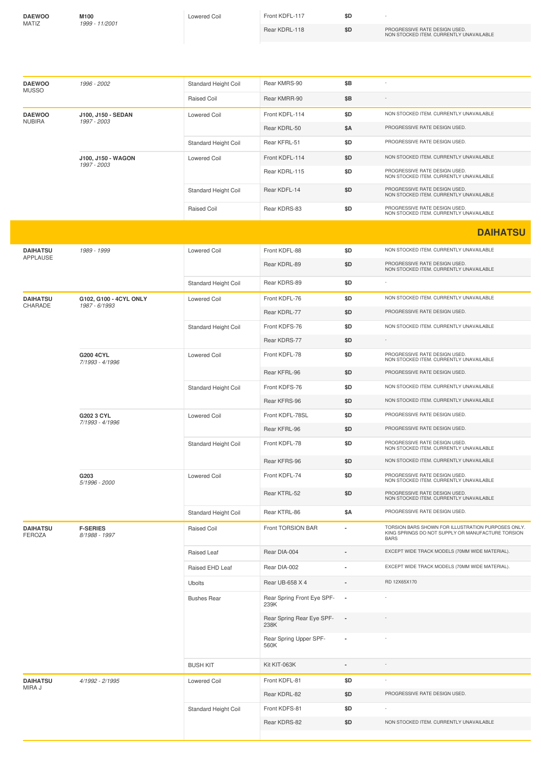| Make / Model | Series / Years | Type | Part | Price | Notes |
|---|---|---|---|---|---|
| **DAEWOO** MATIZ | **M100** *1999 - 11/2001* | Lowered Coil | Front KDFL-117 | $D | - |
| | | | Rear KDRL-118 | $D | PROGRESSIVE RATE DESIGN USED. NON STOCKED ITEM. CURRENTLY UNAVAILABLE |

| Make / Model | Series / Years | Type | Part | Price | Notes |
|---|---|---|---|---|---|
| **DAEWOO** MUSSO | *1996 - 2002* | Standard Height Coil | Rear KMRS-90 | $B | - |
| | | Raised Coil | Rear KMRR-90 | $B | - |
| **DAEWOO** NUBIRA | **J100, J150 - SEDAN** *1997 - 2003* | Lowered Coil | Front KDFL-114 | $D | NON STOCKED ITEM. CURRENTLY UNAVAILABLE |
| | | | Rear KDRL-50 | $A | PROGRESSIVE RATE DESIGN USED. |
| | | Standard Height Coil | Rear KFRL-51 | $D | PROGRESSIVE RATE DESIGN USED. |
| | **J100, J150 - WAGON** *1997 - 2003* | Lowered Coil | Front KDFL-114 | $D | NON STOCKED ITEM. CURRENTLY UNAVAILABLE |
| | | | Rear KDRL-115 | $D | PROGRESSIVE RATE DESIGN USED. NON STOCKED ITEM. CURRENTLY UNAVAILABLE |
| | | Standard Height Coil | Rear KDFL-14 | $D | PROGRESSIVE RATE DESIGN USED. NON STOCKED ITEM. CURRENTLY UNAVAILABLE |
| | | Raised Coil | Rear KDRS-83 | $D | PROGRESSIVE RATE DESIGN USED. NON STOCKED ITEM. CURRENTLY UNAVAILABLE |

## DAIHATSU

| Make / Model | Series / Years | Type | Part | Price | Notes |
|---|---|---|---|---|---|
| **DAIHATSU** APPLAUSE | *1989 - 1999* | Lowered Coil | Front KDFL-88 | $D | NON STOCKED ITEM. CURRENTLY UNAVAILABLE |
| | | | Rear KDRL-89 | $D | PROGRESSIVE RATE DESIGN USED. NON STOCKED ITEM. CURRENTLY UNAVAILABLE |
| | | Standard Height Coil | Rear KDRS-89 | $D | - |
| **DAIHATSU** CHARADE | **G102, G100 - 4CYL ONLY** *1987 - 6/1993* | Lowered Coil | Front KDFL-76 | $D | NON STOCKED ITEM. CURRENTLY UNAVAILABLE |
| | | | Rear KDRL-77 | $D | PROGRESSIVE RATE DESIGN USED. |
| | | Standard Height Coil | Front KDFS-76 | $D | NON STOCKED ITEM. CURRENTLY UNAVAILABLE |
| | | | Rear KDRS-77 | $D | - |
| | **G200 4CYL** *7/1993 - 4/1996* | Lowered Coil | Front KDFL-78 | $D | PROGRESSIVE RATE DESIGN USED. NON STOCKED ITEM. CURRENTLY UNAVAILABLE |
| | | | Rear KFRL-96 | $D | PROGRESSIVE RATE DESIGN USED. |
| | | Standard Height Coil | Front KDFS-76 | $D | NON STOCKED ITEM. CURRENTLY UNAVAILABLE |
| | | | Rear KFRS-96 | $D | NON STOCKED ITEM. CURRENTLY UNAVAILABLE |
| | **G202 3 CYL** *7/1993 - 4/1996* | Lowered Coil | Front KDFL-78SL | $D | PROGRESSIVE RATE DESIGN USED. |
| | | | Rear KFRL-96 | $D | PROGRESSIVE RATE DESIGN USED. |
| | | Standard Height Coil | Front KDFL-78 | $D | PROGRESSIVE RATE DESIGN USED. NON STOCKED ITEM. CURRENTLY UNAVAILABLE |
| | | | Rear KFRS-96 | $D | NON STOCKED ITEM. CURRENTLY UNAVAILABLE |
| | **G203** *5/1996 - 2000* | Lowered Coil | Front KDFL-74 | $D | PROGRESSIVE RATE DESIGN USED. NON STOCKED ITEM. CURRENTLY UNAVAILABLE |
| | | | Rear KTRL-52 | $D | PROGRESSIVE RATE DESIGN USED. NON STOCKED ITEM. CURRENTLY UNAVAILABLE |
| | | Standard Height Coil | Rear KTRL-86 | $A | PROGRESSIVE RATE DESIGN USED. |
| **DAIHATSU** FEROZA | **F-SERIES** *8/1988 - 1997* | Raised Coil | Front TORSION BAR | - | TORSION BARS SHOWN FOR ILLUSTRATION PURPOSES ONLY. KING SPRINGS DO NOT SUPPLY OR MANUFACTURE TORSION BARS |
| | | Raised Leaf | Rear DIA-004 | - | EXCEPT WIDE TRACK MODELS (70MM WIDE MATERIAL). |
| | | Raised EHD Leaf | Rear DIA-002 | - | EXCEPT WIDE TRACK MODELS (70MM WIDE MATERIAL). |
| | | Ubolts | Rear UB-658 X 4 | - | RD 12X65X170 |
| | | Bushes Rear | Rear Spring Front Eye SPF-239K | - | - |
| | | | Rear Spring Rear Eye SPF-238K | - | - |
| | | | Rear Spring Upper SPF-560K | - | - |
| | | BUSH KIT | Kit KIT-063K | - | - |
| **DAIHATSU** MIRA J | *4/1992 - 2/1995* | Lowered Coil | Front KDFL-81 | $D | - |
| | | | Rear KDRL-82 | $D | PROGRESSIVE RATE DESIGN USED. |
| | | Standard Height Coil | Front KDFS-81 | $D | - |
| | | | Rear KDRS-82 | $D | NON STOCKED ITEM. CURRENTLY UNAVAILABLE |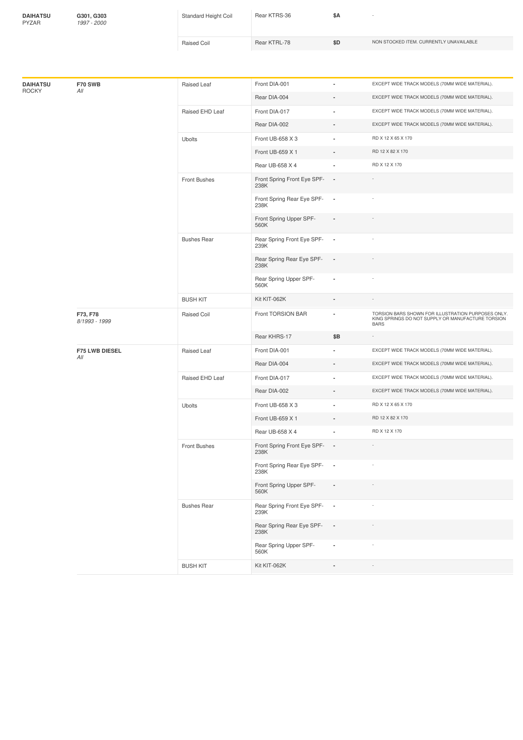| Make | Model | Type | Part | Price | Notes |
|---|---|---|---|---|---|
| **DAIHATSU** PYZAR | **G301, G303** *1997 - 2000* | Standard Height Coil | Rear KTRS-36 | $A | - |
| | | Raised Coil | Rear KTRL-78 | $D | NON STOCKED ITEM. CURRENTLY UNAVAILABLE |

| Make | Model | Type | Part | Price | Notes |
|---|---|---|---|---|---|
| **DAIHATSU** ROCKY | **F70 SWB** *All* | Raised Leaf | Front DIA-001 | - | EXCEPT WIDE TRACK MODELS (70MM WIDE MATERIAL). |
| | | | Rear DIA-004 | - | EXCEPT WIDE TRACK MODELS (70MM WIDE MATERIAL). |
| | | Raised EHD Leaf | Front DIA-017 | - | EXCEPT WIDE TRACK MODELS (70MM WIDE MATERIAL). |
| | | | Rear DIA-002 | - | EXCEPT WIDE TRACK MODELS (70MM WIDE MATERIAL). |
| | | Ubolts | Front UB-658 X 3 | - | RD X 12 X 65 X 170 |
| | | | Front UB-659 X 1 | - | RD 12 X 82 X 170 |
| | | | Rear UB-658 X 4 | - | RD X 12 X 170 |
| | | Front Bushes | Front Spring Front Eye SPF-238K | - | - |
| | | | Front Spring Rear Eye SPF-238K | - | - |
| | | | Front Spring Upper SPF-560K | - | - |
| | | Bushes Rear | Rear Spring Front Eye SPF-239K | - | - |
| | | | Rear Spring Rear Eye SPF-238K | - | - |
| | | | Rear Spring Upper SPF-560K | - | - |
| | | BUSH KIT | Kit KIT-062K | - | - |
| | **F73, F78** *8/1993 - 1999* | Raised Coil | Front TORSION BAR | - | TORSION BARS SHOWN FOR ILLUSTRATION PURPOSES ONLY. KING SPRINGS DO NOT SUPPLY OR MANUFACTURE TORSION BARS |
| | | | Rear KHRS-17 | $B | - |
| | **F75 LWB DIESEL** *All* | Raised Leaf | Front DIA-001 | - | EXCEPT WIDE TRACK MODELS (70MM WIDE MATERIAL). |
| | | | Rear DIA-004 | - | EXCEPT WIDE TRACK MODELS (70MM WIDE MATERIAL). |
| | | Raised EHD Leaf | Front DIA-017 | - | EXCEPT WIDE TRACK MODELS (70MM WIDE MATERIAL). |
| | | | Rear DIA-002 | - | EXCEPT WIDE TRACK MODELS (70MM WIDE MATERIAL). |
| | | Ubolts | Front UB-658 X 3 | - | RD X 12 X 65 X 170 |
| | | | Front UB-659 X 1 | - | RD 12 X 82 X 170 |
| | | | Rear UB-658 X 4 | - | RD X 12 X 170 |
| | | Front Bushes | Front Spring Front Eye SPF-238K | - | - |
| | | | Front Spring Rear Eye SPF-238K | - | - |
| | | | Front Spring Upper SPF-560K | - | - |
| | | Bushes Rear | Rear Spring Front Eye SPF-239K | - | - |
| | | | Rear Spring Rear Eye SPF-238K | - | - |
| | | | Rear Spring Upper SPF-560K | - | - |
| | | BUSH KIT | Kit KIT-062K | - | - |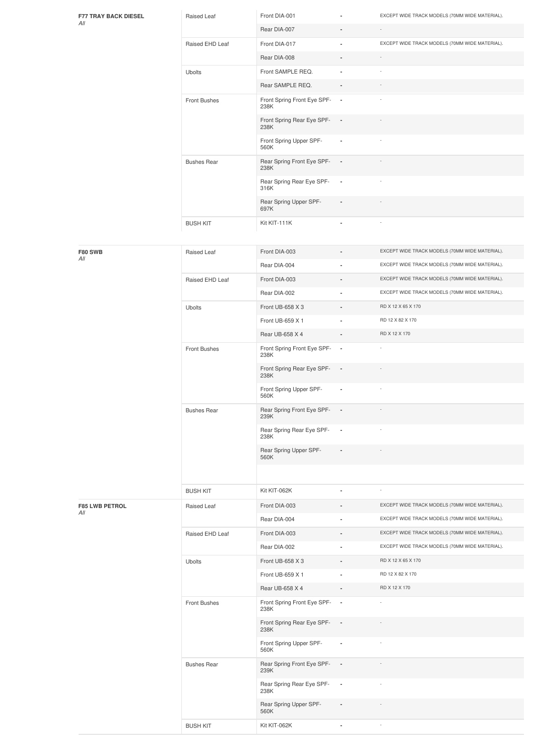| Model | Category | Part | Qty | Notes |
|---|---|---|---|---|
| **F77 TRAY BACK DIESEL** *All* | Raised Leaf | Front DIA-001 | - | EXCEPT WIDE TRACK MODELS (70MM WIDE MATERIAL). |
| | | Rear DIA-007 | - | - |
| | Raised EHD Leaf | Front DIA-017 | - | EXCEPT WIDE TRACK MODELS (70MM WIDE MATERIAL). |
| | | Rear DIA-008 | - | - |
| | Ubolts | Front SAMPLE REQ. | - | - |
| | | Rear SAMPLE REQ. | - | - |
| | Front Bushes | Front Spring Front Eye SPF-238K | - | - |
| | | Front Spring Rear Eye SPF-238K | - | - |
| | | Front Spring Upper SPF-560K | - | - |
| | Bushes Rear | Rear Spring Front Eye SPF-238K | - | - |
| | | Rear Spring Rear Eye SPF-316K | - | - |
| | | Rear Spring Upper SPF-697K | - | - |
| | BUSH KIT | Kit KIT-111K | - | - |

| Model | Category | Part | Qty | Notes |
|---|---|---|---|---|
| **F80 SWB** *All* | Raised Leaf | Front DIA-003 | - | EXCEPT WIDE TRACK MODELS (70MM WIDE MATERIAL). |
| | | Rear DIA-004 | - | EXCEPT WIDE TRACK MODELS (70MM WIDE MATERIAL). |
| | Raised EHD Leaf | Front DIA-003 | - | EXCEPT WIDE TRACK MODELS (70MM WIDE MATERIAL). |
| | | Rear DIA-002 | - | EXCEPT WIDE TRACK MODELS (70MM WIDE MATERIAL). |
| | Ubolts | Front UB-658 X 3 | - | RD X 12 X 65 X 170 |
| | | Front UB-659 X 1 | - | RD 12 X 82 X 170 |
| | | Rear UB-658 X 4 | - | RD X 12 X 170 |
| | Front Bushes | Front Spring Front Eye SPF-238K | - | - |
| | | Front Spring Rear Eye SPF-238K | - | - |
| | | Front Spring Upper SPF-560K | - | - |
| | Bushes Rear | Rear Spring Front Eye SPF-239K | - | - |
| | | Rear Spring Rear Eye SPF-238K | - | - |
| | | Rear Spring Upper SPF-560K | - | - |
| | BUSH KIT | Kit KIT-062K | - | - |
| **F85 LWB PETROL** *All* | Raised Leaf | Front DIA-003 | - | EXCEPT WIDE TRACK MODELS (70MM WIDE MATERIAL). |
| | | Rear DIA-004 | - | EXCEPT WIDE TRACK MODELS (70MM WIDE MATERIAL). |
| | Raised EHD Leaf | Front DIA-003 | - | EXCEPT WIDE TRACK MODELS (70MM WIDE MATERIAL). |
| | | Rear DIA-002 | - | EXCEPT WIDE TRACK MODELS (70MM WIDE MATERIAL). |
| | Ubolts | Front UB-658 X 3 | - | RD X 12 X 65 X 170 |
| | | Front UB-659 X 1 | - | RD 12 X 82 X 170 |
| | | Rear UB-658 X 4 | - | RD X 12 X 170 |
| | Front Bushes | Front Spring Front Eye SPF-238K | - | - |
| | | Front Spring Rear Eye SPF-238K | - | - |
| | | Front Spring Upper SPF-560K | - | - |
| | Bushes Rear | Rear Spring Front Eye SPF-239K | - | - |
| | | Rear Spring Rear Eye SPF-238K | - | - |
| | | Rear Spring Upper SPF-560K | - | - |
| | BUSH KIT | Kit KIT-062K | - | - |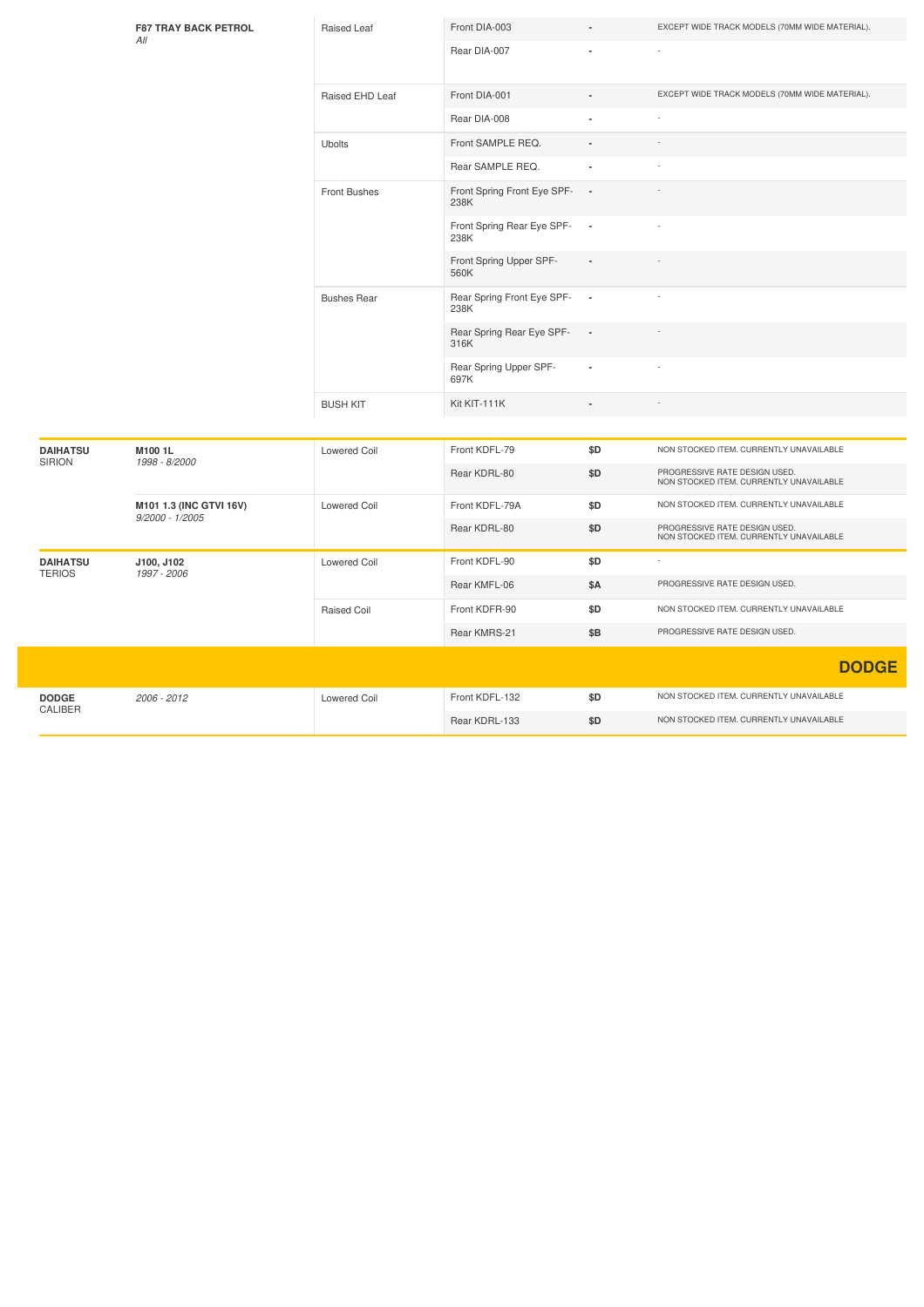| Make | Model | Type | Part | Price | Notes |
|---|---|---|---|---|---|
| | **F87 TRAY BACK PETROL** *All* | Raised Leaf | Front DIA-003 | - | EXCEPT WIDE TRACK MODELS (70MM WIDE MATERIAL). |
| | | | Rear DIA-007 | - | - |
| | | Raised EHD Leaf | Front DIA-001 | - | EXCEPT WIDE TRACK MODELS (70MM WIDE MATERIAL). |
| | | | Rear DIA-008 | - | - |
| | | Ubolts | Front SAMPLE REQ. | - | - |
| | | | Rear SAMPLE REQ. | - | - |
| | | Front Bushes | Front Spring Front Eye SPF-238K | - | - |
| | | | Front Spring Rear Eye SPF-238K | - | - |
| | | | Front Spring Upper SPF-560K | - | - |
| | | Bushes Rear | Rear Spring Front Eye SPF-238K | - | - |
| | | | Rear Spring Rear Eye SPF-316K | - | - |
| | | | Rear Spring Upper SPF-697K | - | - |
| | | BUSH KIT | Kit KIT-111K | - | - |
| **DAIHATSU** SIRION | **M100 1L** *1998 - 8/2000* | Lowered Coil | Front KDFL-79 | $D | NON STOCKED ITEM. CURRENTLY UNAVAILABLE |
| | | | Rear KDRL-80 | $D | PROGRESSIVE RATE DESIGN USED. NON STOCKED ITEM. CURRENTLY UNAVAILABLE |
| | **M101 1.3 (INC GTVI 16V)** *9/2000 - 1/2005* | Lowered Coil | Front KDFL-79A | $D | NON STOCKED ITEM. CURRENTLY UNAVAILABLE |
| | | | Rear KDRL-80 | $D | PROGRESSIVE RATE DESIGN USED. NON STOCKED ITEM. CURRENTLY UNAVAILABLE |
| **DAIHATSU** TERIOS | **J100, J102** *1997 - 2006* | Lowered Coil | Front KDFL-90 | $D | - |
| | | | Rear KMFL-06 | $A | PROGRESSIVE RATE DESIGN USED. |
| | | Raised Coil | Front KDFR-90 | $D | NON STOCKED ITEM. CURRENTLY UNAVAILABLE |
| | | | Rear KMRS-21 | $B | PROGRESSIVE RATE DESIGN USED. |

## DODGE

| Make | Model | Type | Part | Price | Notes |
|---|---|---|---|---|---|
| **DODGE** CALIBER | *2006 - 2012* | Lowered Coil | Front KDFL-132 | $D | NON STOCKED ITEM. CURRENTLY UNAVAILABLE |
| | | | Rear KDRL-133 | $D | NON STOCKED ITEM. CURRENTLY UNAVAILABLE |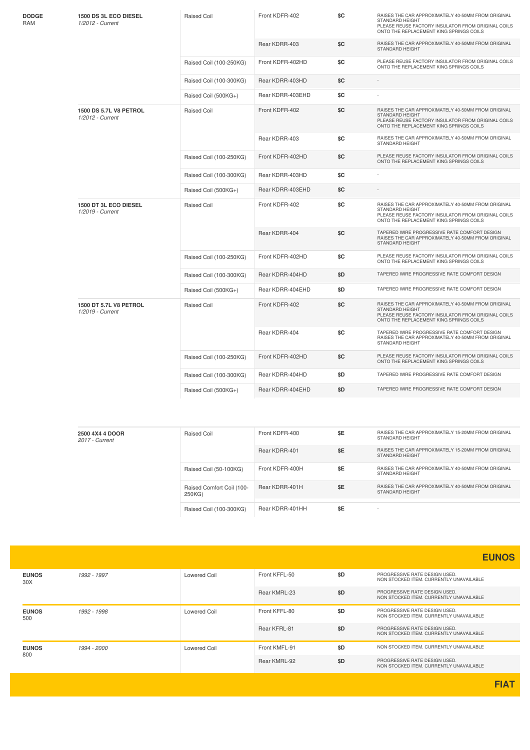| Make | Model | Type | Part | Price | Notes |
|---|---|---|---|---|---|
| **DODGE** RAM | **1500 DS 3L ECO DIESEL** *1/2012 - Current* | Raised Coil | Front KDFR-402 | $C | RAISES THE CAR APPROXIMATELY 40-50MM FROM ORIGINAL STANDARD HEIGHT PLEASE REUSE FACTORY INSULATOR FROM ORIGINAL COILS ONTO THE REPLACEMENT KING SPRINGS COILS |
| | | | Rear KDRR-403 | $C | RAISES THE CAR APPROXIMATELY 40-50MM FROM ORIGINAL STANDARD HEIGHT |
| | | Raised Coil (100-250KG) | Front KDFR-402HD | $C | PLEASE REUSE FACTORY INSULATOR FROM ORIGINAL COILS ONTO THE REPLACEMENT KING SPRINGS COILS |
| | | Raised Coil (100-300KG) | Rear KDRR-403HD | $C | - |
| | | Raised Coil (500KG+) | Rear KDRR-403EHD | $C | - |
| | **1500 DS 5.7L V8 PETROL** *1/2012 - Current* | Raised Coil | Front KDFR-402 | $C | RAISES THE CAR APPROXIMATELY 40-50MM FROM ORIGINAL STANDARD HEIGHT PLEASE REUSE FACTORY INSULATOR FROM ORIGINAL COILS ONTO THE REPLACEMENT KING SPRINGS COILS |
| | | | Rear KDRR-403 | $C | RAISES THE CAR APPROXIMATELY 40-50MM FROM ORIGINAL STANDARD HEIGHT |
| | | Raised Coil (100-250KG) | Front KDFR-402HD | $C | PLEASE REUSE FACTORY INSULATOR FROM ORIGINAL COILS ONTO THE REPLACEMENT KING SPRINGS COILS |
| | | Raised Coil (100-300KG) | Rear KDRR-403HD | $C | - |
| | | Raised Coil (500KG+) | Rear KDRR-403EHD | $C | - |
| | **1500 DT 3L ECO DIESEL** *1/2019 - Current* | Raised Coil | Front KDFR-402 | $C | RAISES THE CAR APPROXIMATELY 40-50MM FROM ORIGINAL STANDARD HEIGHT PLEASE REUSE FACTORY INSULATOR FROM ORIGINAL COILS ONTO THE REPLACEMENT KING SPRINGS COILS |
| | | | Rear KDRR-404 | $C | TAPERED WIRE PROGRESSIVE RATE COMFORT DESIGN RAISES THE CAR APPROXIMATELY 40-50MM FROM ORIGINAL STANDARD HEIGHT |
| | | Raised Coil (100-250KG) | Front KDFR-402HD | $C | PLEASE REUSE FACTORY INSULATOR FROM ORIGINAL COILS ONTO THE REPLACEMENT KING SPRINGS COILS |
| | | Raised Coil (100-300KG) | Rear KDRR-404HD | $D | TAPERED WIRE PROGRESSIVE RATE COMFORT DESIGN |
| | | Raised Coil (500KG+) | Rear KDRR-404EHD | $D | TAPERED WIRE PROGRESSIVE RATE COMFORT DESIGN |
| | **1500 DT 5.7L V8 PETROL** *1/2019 - Current* | Raised Coil | Front KDFR-402 | $C | RAISES THE CAR APPROXIMATELY 40-50MM FROM ORIGINAL STANDARD HEIGHT PLEASE REUSE FACTORY INSULATOR FROM ORIGINAL COILS ONTO THE REPLACEMENT KING SPRINGS COILS |
| | | | Rear KDRR-404 | $C | TAPERED WIRE PROGRESSIVE RATE COMFORT DESIGN RAISES THE CAR APPROXIMATELY 40-50MM FROM ORIGINAL STANDARD HEIGHT |
| | | Raised Coil (100-250KG) | Front KDFR-402HD | $C | PLEASE REUSE FACTORY INSULATOR FROM ORIGINAL COILS ONTO THE REPLACEMENT KING SPRINGS COILS |
| | | Raised Coil (100-300KG) | Rear KDRR-404HD | $D | TAPERED WIRE PROGRESSIVE RATE COMFORT DESIGN |
| | | Raised Coil (500KG+) | Rear KDRR-404EHD | $D | TAPERED WIRE PROGRESSIVE RATE COMFORT DESIGN |
| | **2500 4X4 4 DOOR** *2017 - Current* | Raised Coil | Front KDFR-400 | $E | RAISES THE CAR APPROXIMATELY 15-20MM FROM ORIGINAL STANDARD HEIGHT |
| | | | Rear KDRR-401 | $E | RAISES THE CAR APPROXIMATELY 15-20MM FROM ORIGINAL STANDARD HEIGHT |
| | | Raised Coil (50-100KG) | Front KDFR-400H | $E | RAISES THE CAR APPROXIMATELY 40-50MM FROM ORIGINAL STANDARD HEIGHT |
| | | Raised Comfort Coil (100-250KG) | Rear KDRR-401H | $E | RAISES THE CAR APPROXIMATELY 40-50MM FROM ORIGINAL STANDARD HEIGHT |
| | | Raised Coil (100-300KG) | Rear KDRR-401HH | $E | - |

## EUNOS

| Model | Years | Type | Part | Price | Notes |
|---|---|---|---|---|---|
| **EUNOS** 30X | *1992 - 1997* | Lowered Coil | Front KFFL-50 | $D | PROGRESSIVE RATE DESIGN USED. NON STOCKED ITEM. CURRENTLY UNAVAILABLE |
| | | | Rear KMRL-23 | $D | PROGRESSIVE RATE DESIGN USED. NON STOCKED ITEM. CURRENTLY UNAVAILABLE |
| **EUNOS** 500 | *1992 - 1998* | Lowered Coil | Front KFFL-80 | $D | PROGRESSIVE RATE DESIGN USED. NON STOCKED ITEM. CURRENTLY UNAVAILABLE |
| | | | Rear KFRL-81 | $D | PROGRESSIVE RATE DESIGN USED. NON STOCKED ITEM. CURRENTLY UNAVAILABLE |
| **EUNOS** 800 | *1994 - 2000* | Lowered Coil | Front KMFL-91 | $D | NON STOCKED ITEM. CURRENTLY UNAVAILABLE |
| | | | Rear KMRL-92 | $D | PROGRESSIVE RATE DESIGN USED. NON STOCKED ITEM. CURRENTLY UNAVAILABLE |

## FIAT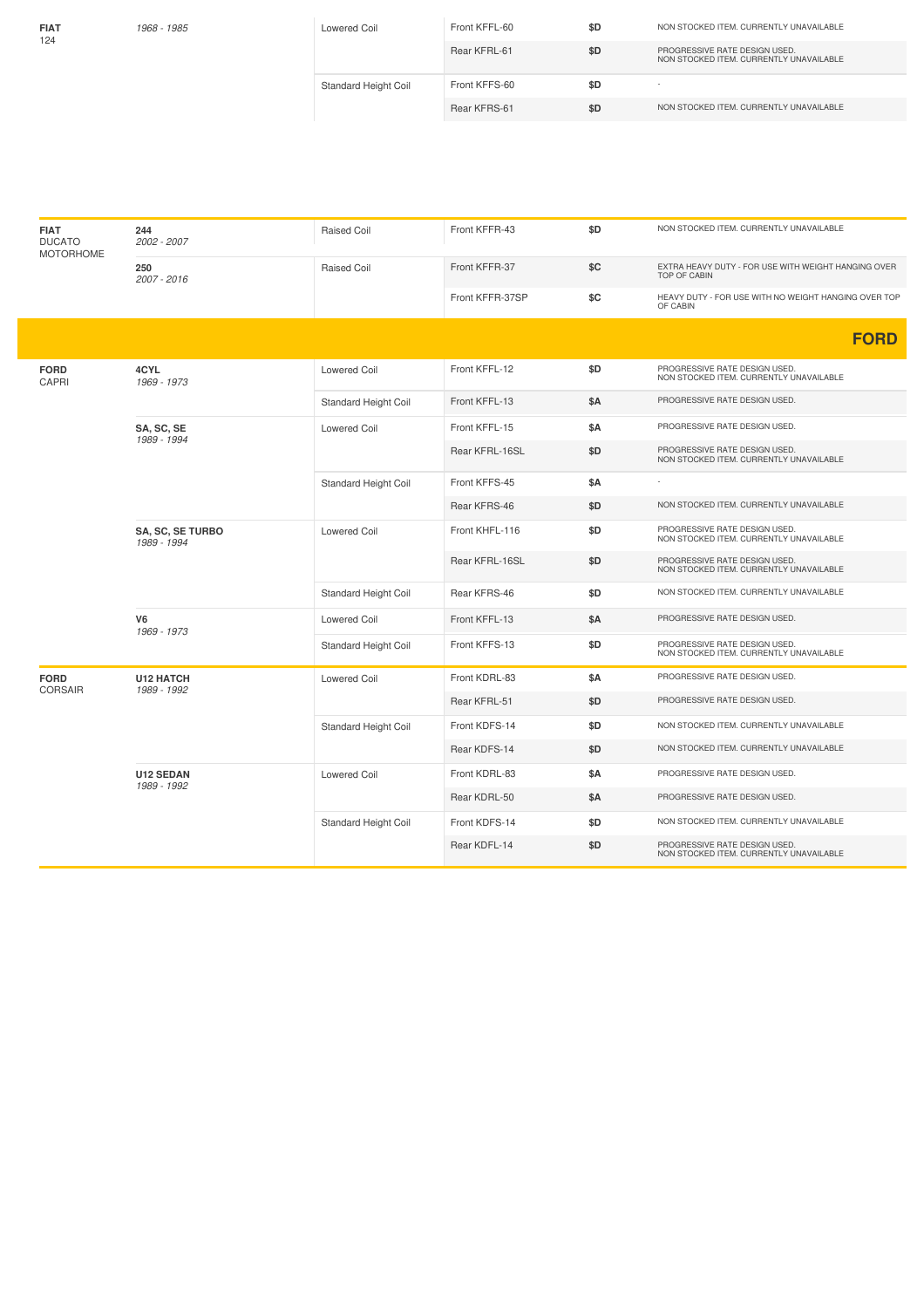| | | | | | |
|---|---|---|---|---|---|
| **FIAT** 124 | *1968 - 1985* | Lowered Coil | Front KFFL-60 | **$D** | NON STOCKED ITEM. CURRENTLY UNAVAILABLE |
| | | | Rear KFRL-61 | **$D** | PROGRESSIVE RATE DESIGN USED. NON STOCKED ITEM. CURRENTLY UNAVAILABLE |
| | | Standard Height Coil | Front KFFS-60 | **$D** | - |
| | | | Rear KFRS-61 | **$D** | NON STOCKED ITEM. CURRENTLY UNAVAILABLE |

| | | | | | |
|---|---|---|---|---|---|
| **FIAT** DUCATO MOTORHOME | **244** *2002 - 2007* | Raised Coil | Front KFFR-43 | **$D** | NON STOCKED ITEM. CURRENTLY UNAVAILABLE |
| | **250** *2007 - 2016* | Raised Coil | Front KFFR-37 | **$C** | EXTRA HEAVY DUTY - FOR USE WITH WEIGHT HANGING OVER TOP OF CABIN |
| | | | Front KFFR-37SP | **$C** | HEAVY DUTY - FOR USE WITH NO WEIGHT HANGING OVER TOP OF CABIN |

## FORD

| | | | | | |
|---|---|---|---|---|---|
| **FORD** CAPRI | **4CYL** *1969 - 1973* | Lowered Coil | Front KFFL-12 | **$D** | PROGRESSIVE RATE DESIGN USED. NON STOCKED ITEM. CURRENTLY UNAVAILABLE |
| | | Standard Height Coil | Front KFFL-13 | **$A** | PROGRESSIVE RATE DESIGN USED. |
| | **SA, SC, SE** *1989 - 1994* | Lowered Coil | Front KFFL-15 | **$A** | PROGRESSIVE RATE DESIGN USED. |
| | | | Rear KFRL-16SL | **$D** | PROGRESSIVE RATE DESIGN USED. NON STOCKED ITEM. CURRENTLY UNAVAILABLE |
| | | Standard Height Coil | Front KFFS-45 | **$A** | - |
| | | | Rear KFRS-46 | **$D** | NON STOCKED ITEM. CURRENTLY UNAVAILABLE |
| | **SA, SC, SE TURBO** *1989 - 1994* | Lowered Coil | Front KHFL-116 | **$D** | PROGRESSIVE RATE DESIGN USED. NON STOCKED ITEM. CURRENTLY UNAVAILABLE |
| | | | Rear KFRL-16SL | **$D** | PROGRESSIVE RATE DESIGN USED. NON STOCKED ITEM. CURRENTLY UNAVAILABLE |
| | | Standard Height Coil | Rear KFRS-46 | **$D** | NON STOCKED ITEM. CURRENTLY UNAVAILABLE |
| | **V6** *1969 - 1973* | Lowered Coil | Front KFFL-13 | **$A** | PROGRESSIVE RATE DESIGN USED. |
| | | Standard Height Coil | Front KFFS-13 | **$D** | PROGRESSIVE RATE DESIGN USED. NON STOCKED ITEM. CURRENTLY UNAVAILABLE |
| **FORD** CORSAIR | **U12 HATCH** *1989 - 1992* | Lowered Coil | Front KDRL-83 | **$A** | PROGRESSIVE RATE DESIGN USED. |
| | | | Rear KFRL-51 | **$D** | PROGRESSIVE RATE DESIGN USED. |
| | | Standard Height Coil | Front KDFS-14 | **$D** | NON STOCKED ITEM. CURRENTLY UNAVAILABLE |
| | | | Rear KDFS-14 | **$D** | NON STOCKED ITEM. CURRENTLY UNAVAILABLE |
| | **U12 SEDAN** *1989 - 1992* | Lowered Coil | Front KDRL-83 | **$A** | PROGRESSIVE RATE DESIGN USED. |
| | | | Rear KDRL-50 | **$A** | PROGRESSIVE RATE DESIGN USED. |
| | | Standard Height Coil | Front KDFS-14 | **$D** | NON STOCKED ITEM. CURRENTLY UNAVAILABLE |
| | | | Rear KDFL-14 | **$D** | PROGRESSIVE RATE DESIGN USED. NON STOCKED ITEM. CURRENTLY UNAVAILABLE |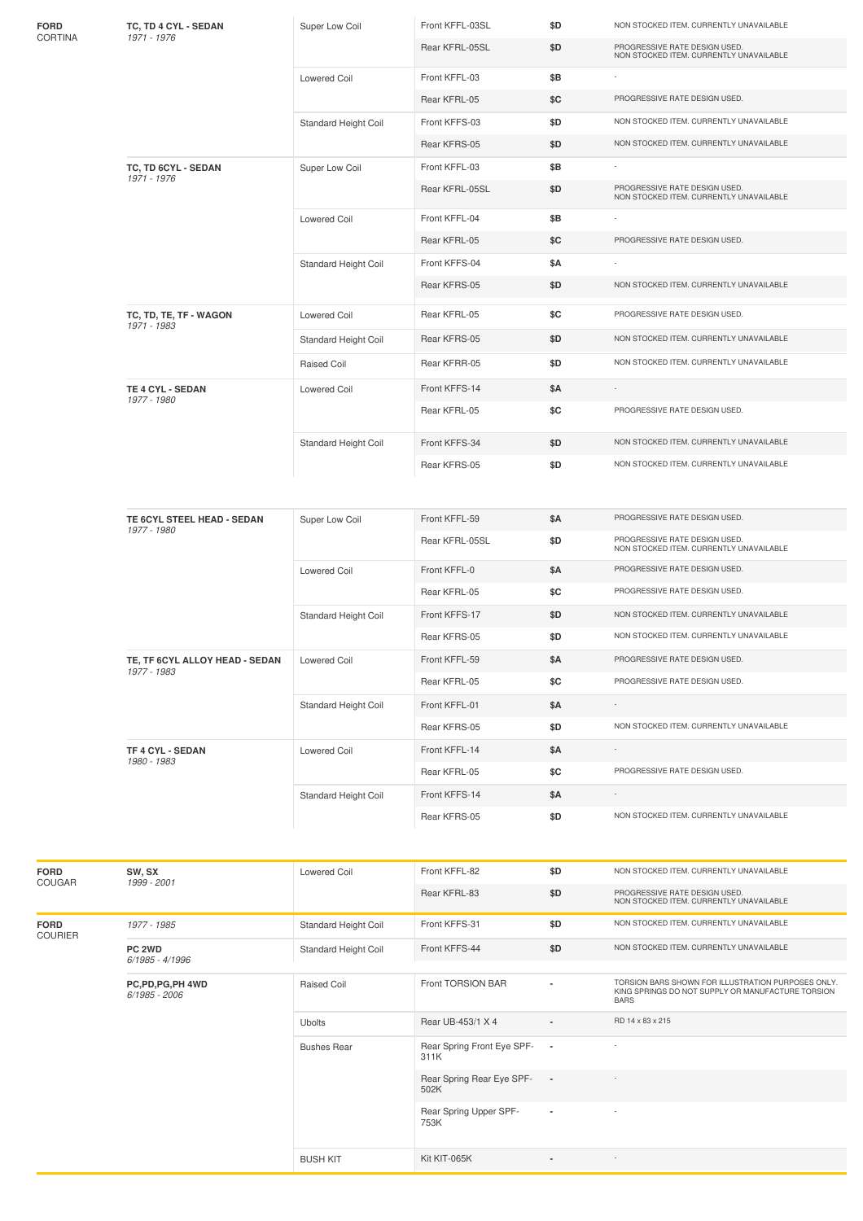| Make | Model | Type | Part | Price | Notes |
|---|---|---|---|---|---|
| **FORD** CORTINA | **TC, TD 4 CYL - SEDAN** *1971 - 1976* | Super Low Coil | Front KFFL-03SL | $D | NON STOCKED ITEM. CURRENTLY UNAVAILABLE |
| | | | Rear KFRL-05SL | $D | PROGRESSIVE RATE DESIGN USED. NON STOCKED ITEM. CURRENTLY UNAVAILABLE |
| | | Lowered Coil | Front KFFL-03 | $B | - |
| | | | Rear KFRL-05 | $C | PROGRESSIVE RATE DESIGN USED. |
| | | Standard Height Coil | Front KFFS-03 | $D | NON STOCKED ITEM. CURRENTLY UNAVAILABLE |
| | | | Rear KFRS-05 | $D | NON STOCKED ITEM. CURRENTLY UNAVAILABLE |
| | **TC, TD 6CYL - SEDAN** *1971 - 1976* | Super Low Coil | Front KFFL-03 | $B | - |
| | | | Rear KFRL-05SL | $D | PROGRESSIVE RATE DESIGN USED. NON STOCKED ITEM. CURRENTLY UNAVAILABLE |
| | | Lowered Coil | Front KFFL-04 | $B | - |
| | | | Rear KFRL-05 | $C | PROGRESSIVE RATE DESIGN USED. |
| | | Standard Height Coil | Front KFFS-04 | $A | - |
| | | | Rear KFRS-05 | $D | NON STOCKED ITEM. CURRENTLY UNAVAILABLE |
| | **TC, TD, TE, TF - WAGON** *1971 - 1983* | Lowered Coil | Rear KFRL-05 | $C | PROGRESSIVE RATE DESIGN USED. |
| | | Standard Height Coil | Rear KFRS-05 | $D | NON STOCKED ITEM. CURRENTLY UNAVAILABLE |
| | | Raised Coil | Rear KFRR-05 | $D | NON STOCKED ITEM. CURRENTLY UNAVAILABLE |
| | **TE 4 CYL - SEDAN** *1977 - 1980* | Lowered Coil | Front KFFS-14 | $A | - |
| | | | Rear KFRL-05 | $C | PROGRESSIVE RATE DESIGN USED. |
| | | Standard Height Coil | Front KFFS-34 | $D | NON STOCKED ITEM. CURRENTLY UNAVAILABLE |
| | | | Rear KFRS-05 | $D | NON STOCKED ITEM. CURRENTLY UNAVAILABLE |
| | **TE 6CYL STEEL HEAD - SEDAN** *1977 - 1980* | Super Low Coil | Front KFFL-59 | $A | PROGRESSIVE RATE DESIGN USED. |
| | | | Rear KFRL-05SL | $D | PROGRESSIVE RATE DESIGN USED. NON STOCKED ITEM. CURRENTLY UNAVAILABLE |
| | | Lowered Coil | Front KFFL-0 | $A | PROGRESSIVE RATE DESIGN USED. |
| | | | Rear KFRL-05 | $C | PROGRESSIVE RATE DESIGN USED. |
| | | Standard Height Coil | Front KFFS-17 | $D | NON STOCKED ITEM. CURRENTLY UNAVAILABLE |
| | | | Rear KFRS-05 | $D | NON STOCKED ITEM. CURRENTLY UNAVAILABLE |
| | **TE, TF 6CYL ALLOY HEAD - SEDAN** *1977 - 1983* | Lowered Coil | Front KFFL-59 | $A | PROGRESSIVE RATE DESIGN USED. |
| | | | Rear KFRL-05 | $C | PROGRESSIVE RATE DESIGN USED. |
| | | Standard Height Coil | Front KFFL-01 | $A | - |
| | | | Rear KFRS-05 | $D | NON STOCKED ITEM. CURRENTLY UNAVAILABLE |
| | **TF 4 CYL - SEDAN** *1980 - 1983* | Lowered Coil | Front KFFL-14 | $A | - |
| | | | Rear KFRL-05 | $C | PROGRESSIVE RATE DESIGN USED. |
| | | Standard Height Coil | Front KFFS-14 | $A | - |
| | | | Rear KFRS-05 | $D | NON STOCKED ITEM. CURRENTLY UNAVAILABLE |
| **FORD** COUGAR | **SW, SX** *1999 - 2001* | Lowered Coil | Front KFFL-82 | $D | NON STOCKED ITEM. CURRENTLY UNAVAILABLE |
| | | | Rear KFRL-83 | $D | PROGRESSIVE RATE DESIGN USED. NON STOCKED ITEM. CURRENTLY UNAVAILABLE |
| **FORD** COURIER | *1977 - 1985* | Standard Height Coil | Front KFFS-31 | $D | NON STOCKED ITEM. CURRENTLY UNAVAILABLE |
| | **PC 2WD** *6/1985 - 4/1996* | Standard Height Coil | Front KFFS-44 | $D | NON STOCKED ITEM. CURRENTLY UNAVAILABLE |
| | **PC,PD,PG,PH 4WD** *6/1985 - 2006* | Raised Coil | Front TORSION BAR | - | TORSION BARS SHOWN FOR ILLUSTRATION PURPOSES ONLY. KING SPRINGS DO NOT SUPPLY OR MANUFACTURE TORSION BARS |
| | | Ubolts | Rear UB-453/1 X 4 | - | RD 14 x 83 x 215 |
| | | Bushes Rear | Rear Spring Front Eye SPF-311K | - | - |
| | | | Rear Spring Rear Eye SPF-502K | - | - |
| | | | Rear Spring Upper SPF-753K | - | - |
| | | BUSH KIT | Kit KIT-065K | - | - |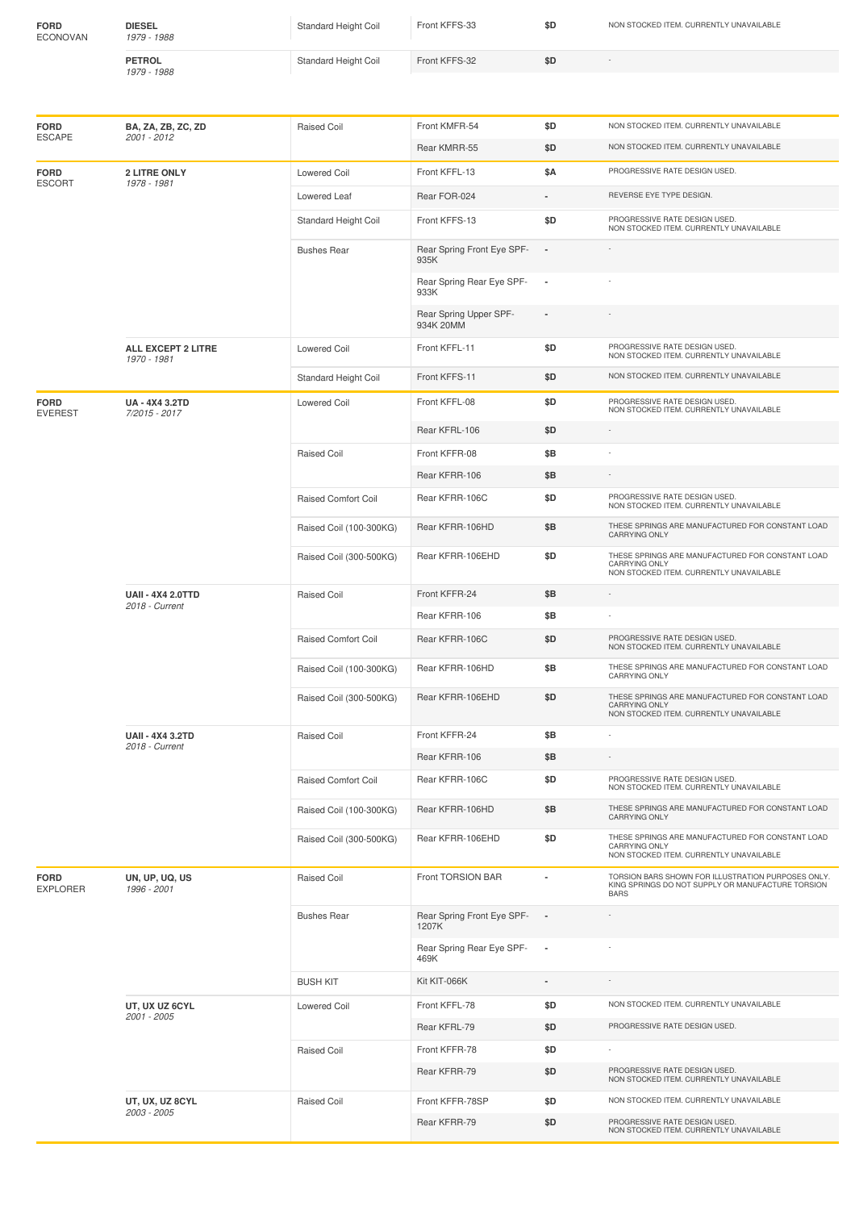| Make | Model | Type | Part | Price | Notes |
|---|---|---|---|---|---|
| **FORD** ECONOVAN | **DIESEL** *1979 - 1988* | Standard Height Coil | Front KFFS-33 | $D | NON STOCKED ITEM. CURRENTLY UNAVAILABLE |
| | **PETROL** *1979 - 1988* | Standard Height Coil | Front KFFS-32 | $D | - |
| **FORD** ESCAPE | **BA, ZA, ZB, ZC, ZD** *2001 - 2012* | Raised Coil | Front KMFR-54 | $D | NON STOCKED ITEM. CURRENTLY UNAVAILABLE |
| | | | Rear KMRR-55 | $D | NON STOCKED ITEM. CURRENTLY UNAVAILABLE |
| **FORD** ESCORT | **2 LITRE ONLY** *1978 - 1981* | Lowered Coil | Front KFFL-13 | $A | PROGRESSIVE RATE DESIGN USED. |
| | | Lowered Leaf | Rear FOR-024 | - | REVERSE EYE TYPE DESIGN. |
| | | Standard Height Coil | Front KFFS-13 | $D | PROGRESSIVE RATE DESIGN USED. NON STOCKED ITEM. CURRENTLY UNAVAILABLE |
| | | Bushes Rear | Rear Spring Front Eye SPF-935K | - | - |
| | | | Rear Spring Rear Eye SPF-933K | - | - |
| | | | Rear Spring Upper SPF-934K 20MM | - | - |
| | **ALL EXCEPT 2 LITRE** *1970 - 1981* | Lowered Coil | Front KFFL-11 | $D | PROGRESSIVE RATE DESIGN USED. NON STOCKED ITEM. CURRENTLY UNAVAILABLE |
| | | Standard Height Coil | Front KFFS-11 | $D | NON STOCKED ITEM. CURRENTLY UNAVAILABLE |
| **FORD** EVEREST | **UA - 4X4 3.2TD** *7/2015 - 2017* | Lowered Coil | Front KFFL-08 | $D | PROGRESSIVE RATE DESIGN USED. NON STOCKED ITEM. CURRENTLY UNAVAILABLE |
| | | | Rear KFRL-106 | $D | - |
| | | Raised Coil | Front KFFR-08 | $B | - |
| | | | Rear KFRR-106 | $B | - |
| | | Raised Comfort Coil | Rear KFRR-106C | $D | PROGRESSIVE RATE DESIGN USED. NON STOCKED ITEM. CURRENTLY UNAVAILABLE |
| | | Raised Coil (100-300KG) | Rear KFRR-106HD | $B | THESE SPRINGS ARE MANUFACTURED FOR CONSTANT LOAD CARRYING ONLY |
| | | Raised Coil (300-500KG) | Rear KFRR-106EHD | $D | THESE SPRINGS ARE MANUFACTURED FOR CONSTANT LOAD CARRYING ONLY NON STOCKED ITEM. CURRENTLY UNAVAILABLE |
| | **UAII - 4X4 2.0TTD** *2018 - Current* | Raised Coil | Front KFFR-24 | $B | - |
| | | | Rear KFRR-106 | $B | - |
| | | Raised Comfort Coil | Rear KFRR-106C | $D | PROGRESSIVE RATE DESIGN USED. NON STOCKED ITEM. CURRENTLY UNAVAILABLE |
| | | Raised Coil (100-300KG) | Rear KFRR-106HD | $B | THESE SPRINGS ARE MANUFACTURED FOR CONSTANT LOAD CARRYING ONLY |
| | | Raised Coil (300-500KG) | Rear KFRR-106EHD | $D | THESE SPRINGS ARE MANUFACTURED FOR CONSTANT LOAD CARRYING ONLY NON STOCKED ITEM. CURRENTLY UNAVAILABLE |
| | **UAII - 4X4 3.2TD** *2018 - Current* | Raised Coil | Front KFFR-24 | $B | - |
| | | | Rear KFRR-106 | $B | - |
| | | Raised Comfort Coil | Rear KFRR-106C | $D | PROGRESSIVE RATE DESIGN USED. NON STOCKED ITEM. CURRENTLY UNAVAILABLE |
| | | Raised Coil (100-300KG) | Rear KFRR-106HD | $B | THESE SPRINGS ARE MANUFACTURED FOR CONSTANT LOAD CARRYING ONLY |
| | | Raised Coil (300-500KG) | Rear KFRR-106EHD | $D | THESE SPRINGS ARE MANUFACTURED FOR CONSTANT LOAD CARRYING ONLY NON STOCKED ITEM. CURRENTLY UNAVAILABLE |
| **FORD** EXPLORER | **UN, UP, UQ, US** *1996 - 2001* | Raised Coil | Front TORSION BAR | - | TORSION BARS SHOWN FOR ILLUSTRATION PURPOSES ONLY. KING SPRINGS DO NOT SUPPLY OR MANUFACTURE TORSION BARS |
| | | Bushes Rear | Rear Spring Front Eye SPF-1207K | - | - |
| | | | Rear Spring Rear Eye SPF-469K | - | - |
| | | BUSH KIT | Kit KIT-066K | - | - |
| | **UT, UX UZ 6CYL** *2001 - 2005* | Lowered Coil | Front KFFL-78 | $D | NON STOCKED ITEM. CURRENTLY UNAVAILABLE |
| | | | Rear KFRL-79 | $D | PROGRESSIVE RATE DESIGN USED. |
| | | Raised Coil | Front KFFR-78 | $D | - |
| | | | Rear KFRR-79 | $D | PROGRESSIVE RATE DESIGN USED. NON STOCKED ITEM. CURRENTLY UNAVAILABLE |
| | **UT, UX, UZ 8CYL** *2003 - 2005* | Raised Coil | Front KFFR-78SP | $D | NON STOCKED ITEM. CURRENTLY UNAVAILABLE |
| | | | Rear KFRR-79 | $D | PROGRESSIVE RATE DESIGN USED. NON STOCKED ITEM. CURRENTLY UNAVAILABLE |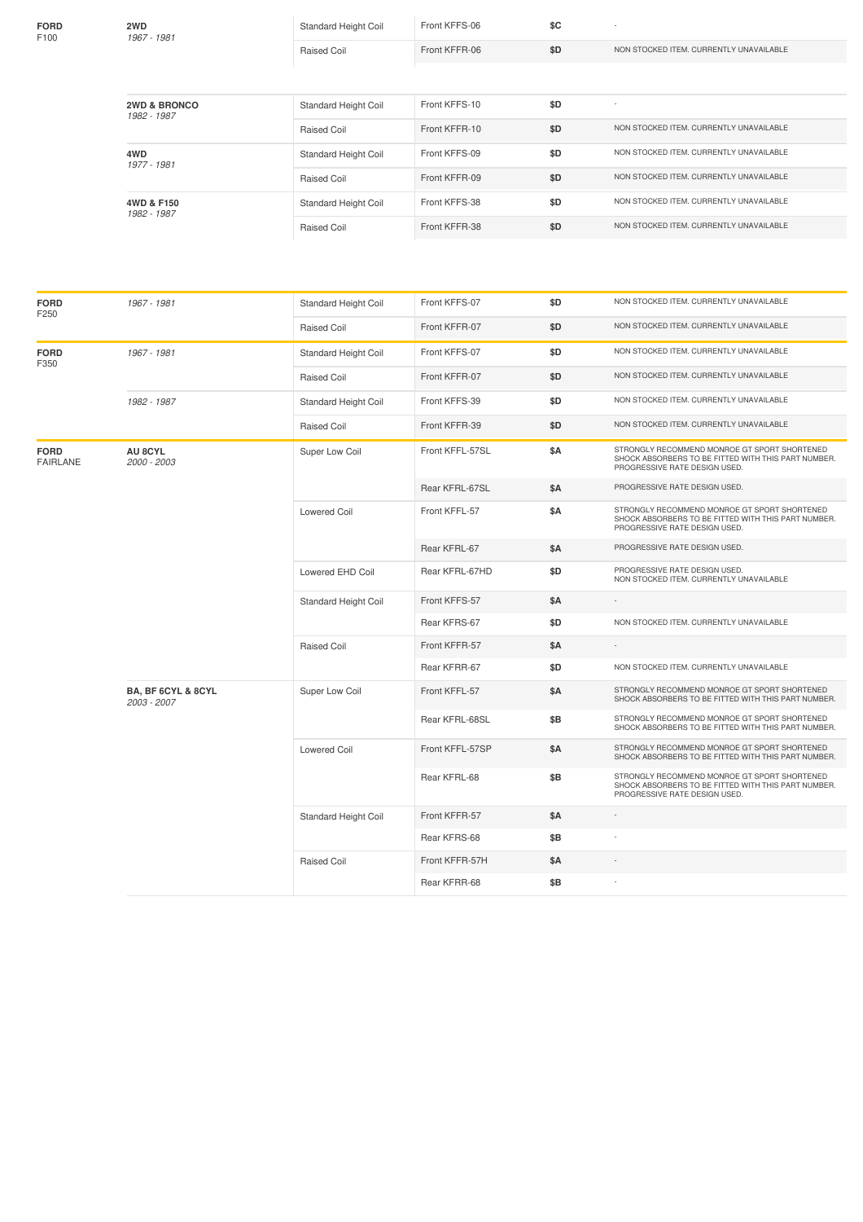| Make/Model | Variant / Years | Coil Type | Part Number | Price | Notes |
|---|---|---|---|---|---|
| **FORD** F100 | **2WD** *1967 - 1981* | Standard Height Coil | Front KFFS-06 | $C | - |
| | | Raised Coil | Front KFFR-06 | $D | NON STOCKED ITEM. CURRENTLY UNAVAILABLE |
| | **2WD & BRONCO** *1982 - 1987* | Standard Height Coil | Front KFFS-10 | $D | - |
| | | Raised Coil | Front KFFR-10 | $D | NON STOCKED ITEM. CURRENTLY UNAVAILABLE |
| | **4WD** *1977 - 1981* | Standard Height Coil | Front KFFS-09 | $D | NON STOCKED ITEM. CURRENTLY UNAVAILABLE |
| | | Raised Coil | Front KFFR-09 | $D | NON STOCKED ITEM. CURRENTLY UNAVAILABLE |
| | **4WD & F150** *1982 - 1987* | Standard Height Coil | Front KFFS-38 | $D | NON STOCKED ITEM. CURRENTLY UNAVAILABLE |
| | | Raised Coil | Front KFFR-38 | $D | NON STOCKED ITEM. CURRENTLY UNAVAILABLE |

| Make/Model | Variant / Years | Coil Type | Part Number | Price | Notes |
|---|---|---|---|---|---|
| **FORD** F250 | *1967 - 1981* | Standard Height Coil | Front KFFS-07 | $D | NON STOCKED ITEM. CURRENTLY UNAVAILABLE |
| | | Raised Coil | Front KFFR-07 | $D | NON STOCKED ITEM. CURRENTLY UNAVAILABLE |
| **FORD** F350 | *1967 - 1981* | Standard Height Coil | Front KFFS-07 | $D | NON STOCKED ITEM. CURRENTLY UNAVAILABLE |
| | | Raised Coil | Front KFFR-07 | $D | NON STOCKED ITEM. CURRENTLY UNAVAILABLE |
| | *1982 - 1987* | Standard Height Coil | Front KFFS-39 | $D | NON STOCKED ITEM. CURRENTLY UNAVAILABLE |
| | | Raised Coil | Front KFFR-39 | $D | NON STOCKED ITEM. CURRENTLY UNAVAILABLE |
| **FORD** FAIRLANE | **AU 8CYL** *2000 - 2003* | Super Low Coil | Front KFFL-57SL | $A | STRONGLY RECOMMEND MONROE GT SPORT SHORTENED SHOCK ABSORBERS TO BE FITTED WITH THIS PART NUMBER. PROGRESSIVE RATE DESIGN USED. |
| | | | Rear KFRL-67SL | $A | PROGRESSIVE RATE DESIGN USED. |
| | | Lowered Coil | Front KFFL-57 | $A | STRONGLY RECOMMEND MONROE GT SPORT SHORTENED SHOCK ABSORBERS TO BE FITTED WITH THIS PART NUMBER. PROGRESSIVE RATE DESIGN USED. |
| | | | Rear KFRL-67 | $A | PROGRESSIVE RATE DESIGN USED. |
| | | Lowered EHD Coil | Rear KFRL-67HD | $D | PROGRESSIVE RATE DESIGN USED. NON STOCKED ITEM. CURRENTLY UNAVAILABLE |
| | | Standard Height Coil | Front KFFS-57 | $A | - |
| | | | Rear KFRS-67 | $D | NON STOCKED ITEM. CURRENTLY UNAVAILABLE |
| | | Raised Coil | Front KFFR-57 | $A | - |
| | | | Rear KFRR-67 | $D | NON STOCKED ITEM. CURRENTLY UNAVAILABLE |
| | **BA, BF 6CYL & 8CYL** *2003 - 2007* | Super Low Coil | Front KFFL-57 | $A | STRONGLY RECOMMEND MONROE GT SPORT SHORTENED SHOCK ABSORBERS TO BE FITTED WITH THIS PART NUMBER. |
| | | | Rear KFRL-68SL | $B | STRONGLY RECOMMEND MONROE GT SPORT SHORTENED SHOCK ABSORBERS TO BE FITTED WITH THIS PART NUMBER. |
| | | Lowered Coil | Front KFFL-57SP | $A | STRONGLY RECOMMEND MONROE GT SPORT SHORTENED SHOCK ABSORBERS TO BE FITTED WITH THIS PART NUMBER. |
| | | | Rear KFRL-68 | $B | STRONGLY RECOMMEND MONROE GT SPORT SHORTENED SHOCK ABSORBERS TO BE FITTED WITH THIS PART NUMBER. PROGRESSIVE RATE DESIGN USED. |
| | | Standard Height Coil | Front KFFR-57 | $A | - |
| | | | Rear KFRS-68 | $B | - |
| | | Raised Coil | Front KFFR-57H | $A | - |
| | | | Rear KFRR-68 | $B | - |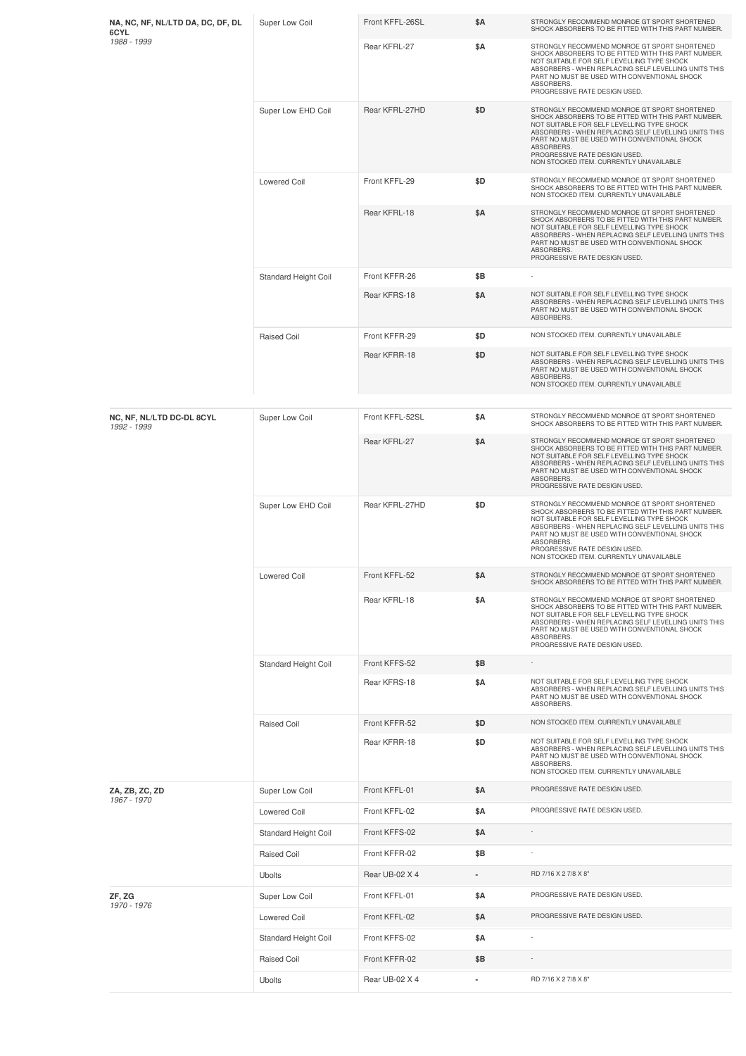| Model | Type | Part | Price | Notes |
|---|---|---|---|---|
| **NA, NC, NF, NL/LTD DA, DC, DF, DL 6CYL** *1988 - 1999* | Super Low Coil | Front KFFL-26SL | $A | STRONGLY RECOMMEND MONROE GT SPORT SHORTENED SHOCK ABSORBERS TO BE FITTED WITH THIS PART NUMBER. |
| | | Rear KFRL-27 | $A | STRONGLY RECOMMEND MONROE GT SPORT SHORTENED SHOCK ABSORBERS TO BE FITTED WITH THIS PART NUMBER. NOT SUITABLE FOR SELF LEVELLING TYPE SHOCK ABSORBERS - WHEN REPLACING SELF LEVELLING UNITS THIS PART NO MUST BE USED WITH CONVENTIONAL SHOCK ABSORBERS. PROGRESSIVE RATE DESIGN USED. |
| | Super Low EHD Coil | Rear KFRL-27HD | $D | STRONGLY RECOMMEND MONROE GT SPORT SHORTENED SHOCK ABSORBERS TO BE FITTED WITH THIS PART NUMBER. NOT SUITABLE FOR SELF LEVELLING TYPE SHOCK ABSORBERS - WHEN REPLACING SELF LEVELLING UNITS THIS PART NO MUST BE USED WITH CONVENTIONAL SHOCK ABSORBERS. PROGRESSIVE RATE DESIGN USED. NON STOCKED ITEM. CURRENTLY UNAVAILABLE |
| | Lowered Coil | Front KFFL-29 | $D | STRONGLY RECOMMEND MONROE GT SPORT SHORTENED SHOCK ABSORBERS TO BE FITTED WITH THIS PART NUMBER. NON STOCKED ITEM. CURRENTLY UNAVAILABLE |
| | | Rear KFRL-18 | $A | STRONGLY RECOMMEND MONROE GT SPORT SHORTENED SHOCK ABSORBERS TO BE FITTED WITH THIS PART NUMBER. NOT SUITABLE FOR SELF LEVELLING TYPE SHOCK ABSORBERS - WHEN REPLACING SELF LEVELLING UNITS THIS PART NO MUST BE USED WITH CONVENTIONAL SHOCK ABSORBERS. PROGRESSIVE RATE DESIGN USED. |
| | Standard Height Coil | Front KFFR-26 | $B | - |
| | | Rear KFRS-18 | $A | NOT SUITABLE FOR SELF LEVELLING TYPE SHOCK ABSORBERS - WHEN REPLACING SELF LEVELLING UNITS THIS PART NO MUST BE USED WITH CONVENTIONAL SHOCK ABSORBERS. |
| | Raised Coil | Front KFFR-29 | $D | NON STOCKED ITEM. CURRENTLY UNAVAILABLE |
| | | Rear KFRR-18 | $D | NOT SUITABLE FOR SELF LEVELLING TYPE SHOCK ABSORBERS - WHEN REPLACING SELF LEVELLING UNITS THIS PART NO MUST BE USED WITH CONVENTIONAL SHOCK ABSORBERS. NON STOCKED ITEM. CURRENTLY UNAVAILABLE |
| **NC, NF, NL/LTD DC-DL 8CYL** *1992 - 1999* | Super Low Coil | Front KFFL-52SL | $A | STRONGLY RECOMMEND MONROE GT SPORT SHORTENED SHOCK ABSORBERS TO BE FITTED WITH THIS PART NUMBER. |
| | | Rear KFRL-27 | $A | STRONGLY RECOMMEND MONROE GT SPORT SHORTENED SHOCK ABSORBERS TO BE FITTED WITH THIS PART NUMBER. NOT SUITABLE FOR SELF LEVELLING TYPE SHOCK ABSORBERS - WHEN REPLACING SELF LEVELLING UNITS THIS PART NO MUST BE USED WITH CONVENTIONAL SHOCK ABSORBERS. PROGRESSIVE RATE DESIGN USED. |
| | Super Low EHD Coil | Rear KFRL-27HD | $D | STRONGLY RECOMMEND MONROE GT SPORT SHORTENED SHOCK ABSORBERS TO BE FITTED WITH THIS PART NUMBER. NOT SUITABLE FOR SELF LEVELLING TYPE SHOCK ABSORBERS - WHEN REPLACING SELF LEVELLING UNITS THIS PART NO MUST BE USED WITH CONVENTIONAL SHOCK ABSORBERS. PROGRESSIVE RATE DESIGN USED. NON STOCKED ITEM. CURRENTLY UNAVAILABLE |
| | Lowered Coil | Front KFFL-52 | $A | STRONGLY RECOMMEND MONROE GT SPORT SHORTENED SHOCK ABSORBERS TO BE FITTED WITH THIS PART NUMBER. |
| | | Rear KFRL-18 | $A | STRONGLY RECOMMEND MONROE GT SPORT SHORTENED SHOCK ABSORBERS TO BE FITTED WITH THIS PART NUMBER. NOT SUITABLE FOR SELF LEVELLING TYPE SHOCK ABSORBERS - WHEN REPLACING SELF LEVELLING UNITS THIS PART NO MUST BE USED WITH CONVENTIONAL SHOCK ABSORBERS. PROGRESSIVE RATE DESIGN USED. |
| | Standard Height Coil | Front KFFS-52 | $B | - |
| | | Rear KFRS-18 | $A | NOT SUITABLE FOR SELF LEVELLING TYPE SHOCK ABSORBERS - WHEN REPLACING SELF LEVELLING UNITS THIS PART NO MUST BE USED WITH CONVENTIONAL SHOCK ABSORBERS. |
| | Raised Coil | Front KFFR-52 | $D | NON STOCKED ITEM. CURRENTLY UNAVAILABLE |
| | | Rear KFRR-18 | $D | NOT SUITABLE FOR SELF LEVELLING TYPE SHOCK ABSORBERS - WHEN REPLACING SELF LEVELLING UNITS THIS PART NO MUST BE USED WITH CONVENTIONAL SHOCK ABSORBERS. NON STOCKED ITEM. CURRENTLY UNAVAILABLE |
| **ZA, ZB, ZC, ZD** *1967 - 1970* | Super Low Coil | Front KFFL-01 | $A | PROGRESSIVE RATE DESIGN USED. |
| | Lowered Coil | Front KFFL-02 | $A | PROGRESSIVE RATE DESIGN USED. |
| | Standard Height Coil | Front KFFS-02 | $A | - |
| | Raised Coil | Front KFFR-02 | $B | - |
| | Ubolts | Rear UB-02 X 4 | - | RD 7/16 X 2 7/8 X 8" |
| **ZF, ZG** *1970 - 1976* | Super Low Coil | Front KFFL-01 | $A | PROGRESSIVE RATE DESIGN USED. |
| | Lowered Coil | Front KFFL-02 | $A | PROGRESSIVE RATE DESIGN USED. |
| | Standard Height Coil | Front KFFS-02 | $A | - |
| | Raised Coil | Front KFFR-02 | $B | - |
| | Ubolts | Rear UB-02 X 4 | - | RD 7/16 X 2 7/8 X 8" |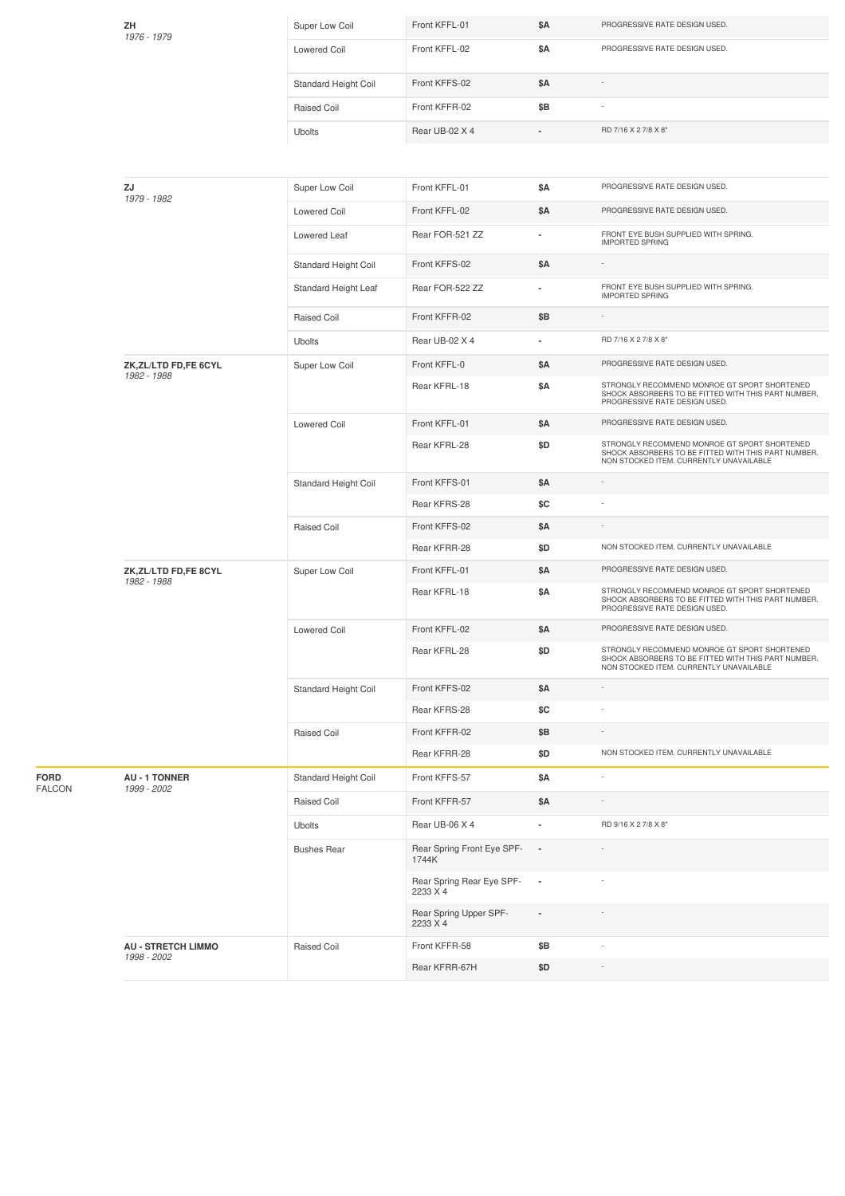| Make | Model | Type | Part | Price | Notes |
|---|---|---|---|---|---|
| | **ZH** *1976 - 1979* | Super Low Coil | Front KFFL-01 | $A | PROGRESSIVE RATE DESIGN USED. |
| | | Lowered Coil | Front KFFL-02 | $A | PROGRESSIVE RATE DESIGN USED. |
| | | Standard Height Coil | Front KFFS-02 | $A | - |
| | | Raised Coil | Front KFFR-02 | $B | - |
| | | Ubolts | Rear UB-02 X 4 | - | RD 7/16 X 2 7/8 X 8" |
| | **ZJ** *1979 - 1982* | Super Low Coil | Front KFFL-01 | $A | PROGRESSIVE RATE DESIGN USED. |
| | | Lowered Coil | Front KFFL-02 | $A | PROGRESSIVE RATE DESIGN USED. |
| | | Lowered Leaf | Rear FOR-521 ZZ | - | FRONT EYE BUSH SUPPLIED WITH SPRING. IMPORTED SPRING |
| | | Standard Height Coil | Front KFFS-02 | $A | - |
| | | Standard Height Leaf | Rear FOR-522 ZZ | - | FRONT EYE BUSH SUPPLIED WITH SPRING. IMPORTED SPRING |
| | | Raised Coil | Front KFFR-02 | $B | - |
| | | Ubolts | Rear UB-02 X 4 | - | RD 7/16 X 2 7/8 X 8" |
| | **ZK,ZL/LTD FD,FE 6CYL** *1982 - 1988* | Super Low Coil | Front KFFL-0 | $A | PROGRESSIVE RATE DESIGN USED. |
| | | | Rear KFRL-18 | $A | STRONGLY RECOMMEND MONROE GT SPORT SHORTENED SHOCK ABSORBERS TO BE FITTED WITH THIS PART NUMBER. PROGRESSIVE RATE DESIGN USED. |
| | | Lowered Coil | Front KFFL-01 | $A | PROGRESSIVE RATE DESIGN USED. |
| | | | Rear KFRL-28 | $D | STRONGLY RECOMMEND MONROE GT SPORT SHORTENED SHOCK ABSORBERS TO BE FITTED WITH THIS PART NUMBER. NON STOCKED ITEM. CURRENTLY UNAVAILABLE |
| | | Standard Height Coil | Front KFFS-01 | $A | - |
| | | | Rear KFRS-28 | $C | - |
| | | Raised Coil | Front KFFS-02 | $A | - |
| | | | Rear KFRR-28 | $D | NON STOCKED ITEM. CURRENTLY UNAVAILABLE |
| | **ZK,ZL/LTD FD,FE 8CYL** *1982 - 1988* | Super Low Coil | Front KFFL-01 | $A | PROGRESSIVE RATE DESIGN USED. |
| | | | Rear KFRL-18 | $A | STRONGLY RECOMMEND MONROE GT SPORT SHORTENED SHOCK ABSORBERS TO BE FITTED WITH THIS PART NUMBER. PROGRESSIVE RATE DESIGN USED. |
| | | Lowered Coil | Front KFFL-02 | $A | PROGRESSIVE RATE DESIGN USED. |
| | | | Rear KFRL-28 | $D | STRONGLY RECOMMEND MONROE GT SPORT SHORTENED SHOCK ABSORBERS TO BE FITTED WITH THIS PART NUMBER. NON STOCKED ITEM. CURRENTLY UNAVAILABLE |
| | | Standard Height Coil | Front KFFS-02 | $A | - |
| | | | Rear KFRS-28 | $C | - |
| | | Raised Coil | Front KFFR-02 | $B | - |
| | | | Rear KFRR-28 | $D | NON STOCKED ITEM. CURRENTLY UNAVAILABLE |
| **FORD** FALCON | **AU - 1 TONNER** *1999 - 2002* | Standard Height Coil | Front KFFS-57 | $A | - |
| | | Raised Coil | Front KFFR-57 | $A | - |
| | | Ubolts | Rear UB-06 X 4 | - | RD 9/16 X 2 7/8 X 8" |
| | | Bushes Rear | Rear Spring Front Eye SPF-1744K | - | - |
| | | | Rear Spring Rear Eye SPF-2233 X 4 | - | - |
| | | | Rear Spring Upper SPF-2233 X 4 | - | - |
| | **AU - STRETCH LIMMO** *1998 - 2002* | Raised Coil | Front KFFR-58 | $B | - |
| | | | Rear KFRR-67H | $D | - |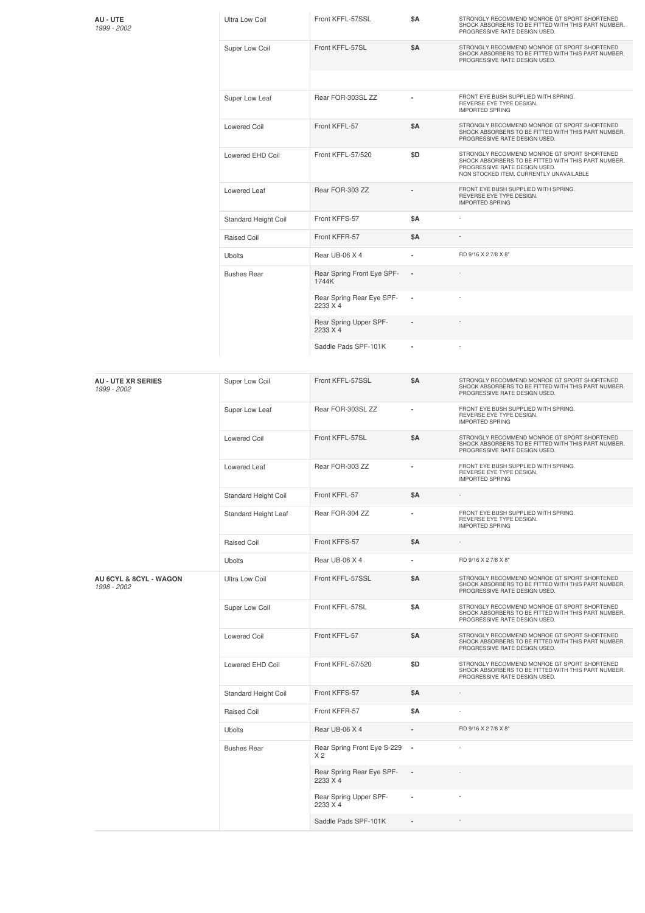| Vehicle | Type | Part | Price | Notes |
|---|---|---|---|---|
| **AU - UTE** *1999 - 2002* | Ultra Low Coil | Front KFFL-57SSL | $A | STRONGLY RECOMMEND MONROE GT SPORT SHORTENED SHOCK ABSORBERS TO BE FITTED WITH THIS PART NUMBER. PROGRESSIVE RATE DESIGN USED. |
| | Super Low Coil | Front KFFL-57SL | $A | STRONGLY RECOMMEND MONROE GT SPORT SHORTENED SHOCK ABSORBERS TO BE FITTED WITH THIS PART NUMBER. PROGRESSIVE RATE DESIGN USED. |
| | Super Low Leaf | Rear FOR-303SL ZZ | - | FRONT EYE BUSH SUPPLIED WITH SPRING. REVERSE EYE TYPE DESIGN. IMPORTED SPRING |
| | Lowered Coil | Front KFFL-57 | $A | STRONGLY RECOMMEND MONROE GT SPORT SHORTENED SHOCK ABSORBERS TO BE FITTED WITH THIS PART NUMBER. PROGRESSIVE RATE DESIGN USED. |
| | Lowered EHD Coil | Front KFFL-57/520 | $D | STRONGLY RECOMMEND MONROE GT SPORT SHORTENED SHOCK ABSORBERS TO BE FITTED WITH THIS PART NUMBER. PROGRESSIVE RATE DESIGN USED. NON STOCKED ITEM. CURRENTLY UNAVAILABLE |
| | Lowered Leaf | Rear FOR-303 ZZ | - | FRONT EYE BUSH SUPPLIED WITH SPRING. REVERSE EYE TYPE DESIGN. IMPORTED SPRING |
| | Standard Height Coil | Front KFFS-57 | $A | - |
| | Raised Coil | Front KFFR-57 | $A | - |
| | Ubolts | Rear UB-06 X 4 | - | RD 9/16 X 2 7/8 X 8" |
| | Bushes Rear | Rear Spring Front Eye SPF-1744K | - | - |
| | | Rear Spring Rear Eye SPF-2233 X 4 | - | - |
| | | Rear Spring Upper SPF-2233 X 4 | - | - |
| | | Saddle Pads SPF-101K | - | - |
| **AU - UTE XR SERIES** *1999 - 2002* | Super Low Coil | Front KFFL-57SSL | $A | STRONGLY RECOMMEND MONROE GT SPORT SHORTENED SHOCK ABSORBERS TO BE FITTED WITH THIS PART NUMBER. PROGRESSIVE RATE DESIGN USED. |
| | Super Low Leaf | Rear FOR-303SL ZZ | - | FRONT EYE BUSH SUPPLIED WITH SPRING. REVERSE EYE TYPE DESIGN. IMPORTED SPRING |
| | Lowered Coil | Front KFFL-57SL | $A | STRONGLY RECOMMEND MONROE GT SPORT SHORTENED SHOCK ABSORBERS TO BE FITTED WITH THIS PART NUMBER. PROGRESSIVE RATE DESIGN USED. |
| | Lowered Leaf | Rear FOR-303 ZZ | - | FRONT EYE BUSH SUPPLIED WITH SPRING. REVERSE EYE TYPE DESIGN. IMPORTED SPRING |
| | Standard Height Coil | Front KFFL-57 | $A | - |
| | Standard Height Leaf | Rear FOR-304 ZZ | - | FRONT EYE BUSH SUPPLIED WITH SPRING. REVERSE EYE TYPE DESIGN. IMPORTED SPRING |
| | Raised Coil | Front KFFS-57 | $A | - |
| | Ubolts | Rear UB-06 X 4 | - | RD 9/16 X 2 7/8 X 8" |
| **AU 6CYL & 8CYL - WAGON** *1998 - 2002* | Ultra Low Coil | Front KFFL-57SSL | $A | STRONGLY RECOMMEND MONROE GT SPORT SHORTENED SHOCK ABSORBERS TO BE FITTED WITH THIS PART NUMBER. PROGRESSIVE RATE DESIGN USED. |
| | Super Low Coil | Front KFFL-57SL | $A | STRONGLY RECOMMEND MONROE GT SPORT SHORTENED SHOCK ABSORBERS TO BE FITTED WITH THIS PART NUMBER. PROGRESSIVE RATE DESIGN USED. |
| | Lowered Coil | Front KFFL-57 | $A | STRONGLY RECOMMEND MONROE GT SPORT SHORTENED SHOCK ABSORBERS TO BE FITTED WITH THIS PART NUMBER. PROGRESSIVE RATE DESIGN USED. |
| | Lowered EHD Coil | Front KFFL-57/520 | $D | STRONGLY RECOMMEND MONROE GT SPORT SHORTENED SHOCK ABSORBERS TO BE FITTED WITH THIS PART NUMBER. PROGRESSIVE RATE DESIGN USED. |
| | Standard Height Coil | Front KFFS-57 | $A | - |
| | Raised Coil | Front KFFR-57 | $A | - |
| | Ubolts | Rear UB-06 X 4 | - | RD 9/16 X 2 7/8 X 8" |
| | Bushes Rear | Rear Spring Front Eye S-229 X 2 | - | - |
| | | Rear Spring Rear Eye SPF-2233 X 4 | - | - |
| | | Rear Spring Upper SPF-2233 X 4 | - | - |
| | | Saddle Pads SPF-101K | - | - |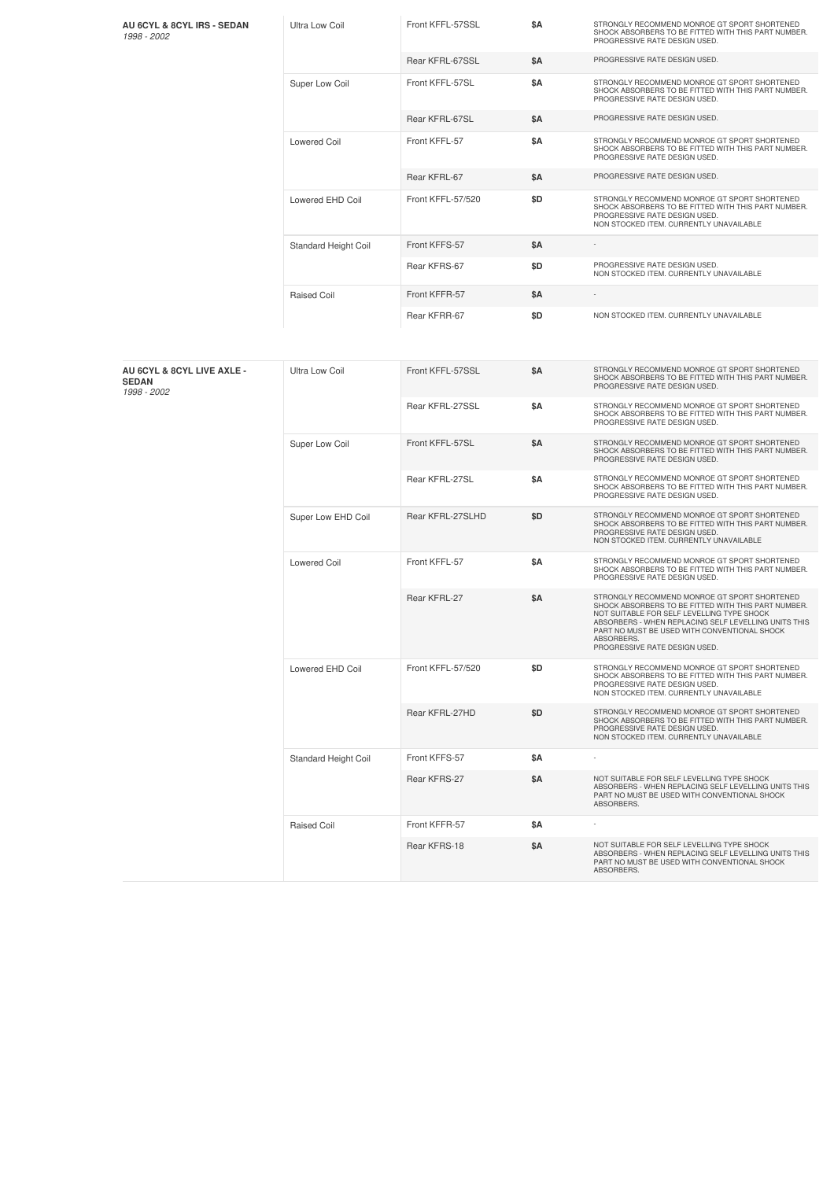| **AU 6CYL & 8CYL IRS - SEDAN** *1998 - 2002* | Ultra Low Coil | Front KFFL-57SSL | **$A** | STRONGLY RECOMMEND MONROE GT SPORT SHORTENED SHOCK ABSORBERS TO BE FITTED WITH THIS PART NUMBER. PROGRESSIVE RATE DESIGN USED. |
|---|---|---|---|---|
| | | Rear KFRL-67SSL | **$A** | PROGRESSIVE RATE DESIGN USED. |
| | Super Low Coil | Front KFFL-57SL | **$A** | STRONGLY RECOMMEND MONROE GT SPORT SHORTENED SHOCK ABSORBERS TO BE FITTED WITH THIS PART NUMBER. PROGRESSIVE RATE DESIGN USED. |
| | | Rear KFRL-67SL | **$A** | PROGRESSIVE RATE DESIGN USED. |
| | Lowered Coil | Front KFFL-57 | **$A** | STRONGLY RECOMMEND MONROE GT SPORT SHORTENED SHOCK ABSORBERS TO BE FITTED WITH THIS PART NUMBER. PROGRESSIVE RATE DESIGN USED. |
| | | Rear KFRL-67 | **$A** | PROGRESSIVE RATE DESIGN USED. |
| | Lowered EHD Coil | Front KFFL-57/520 | **$D** | STRONGLY RECOMMEND MONROE GT SPORT SHORTENED SHOCK ABSORBERS TO BE FITTED WITH THIS PART NUMBER. PROGRESSIVE RATE DESIGN USED. NON STOCKED ITEM. CURRENTLY UNAVAILABLE |
| | Standard Height Coil | Front KFFS-57 | **$A** | - |
| | | Rear KFRS-67 | **$D** | PROGRESSIVE RATE DESIGN USED. NON STOCKED ITEM. CURRENTLY UNAVAILABLE |
| | Raised Coil | Front KFFR-57 | **$A** | - |
| | | Rear KFRR-67 | **$D** | NON STOCKED ITEM. CURRENTLY UNAVAILABLE |

| **AU 6CYL & 8CYL LIVE AXLE - SEDAN** *1998 - 2002* | Ultra Low Coil | Front KFFL-57SSL | **$A** | STRONGLY RECOMMEND MONROE GT SPORT SHORTENED SHOCK ABSORBERS TO BE FITTED WITH THIS PART NUMBER. PROGRESSIVE RATE DESIGN USED. |
|---|---|---|---|---|
| | | Rear KFRL-27SSL | **$A** | STRONGLY RECOMMEND MONROE GT SPORT SHORTENED SHOCK ABSORBERS TO BE FITTED WITH THIS PART NUMBER. PROGRESSIVE RATE DESIGN USED. |
| | Super Low Coil | Front KFFL-57SL | **$A** | STRONGLY RECOMMEND MONROE GT SPORT SHORTENED SHOCK ABSORBERS TO BE FITTED WITH THIS PART NUMBER. PROGRESSIVE RATE DESIGN USED. |
| | | Rear KFRL-27SL | **$A** | STRONGLY RECOMMEND MONROE GT SPORT SHORTENED SHOCK ABSORBERS TO BE FITTED WITH THIS PART NUMBER. PROGRESSIVE RATE DESIGN USED. |
| | Super Low EHD Coil | Rear KFRL-27SLHD | **$D** | STRONGLY RECOMMEND MONROE GT SPORT SHORTENED SHOCK ABSORBERS TO BE FITTED WITH THIS PART NUMBER. PROGRESSIVE RATE DESIGN USED. NON STOCKED ITEM. CURRENTLY UNAVAILABLE |
| | Lowered Coil | Front KFFL-57 | **$A** | STRONGLY RECOMMEND MONROE GT SPORT SHORTENED SHOCK ABSORBERS TO BE FITTED WITH THIS PART NUMBER. PROGRESSIVE RATE DESIGN USED. |
| | | Rear KFRL-27 | **$A** | STRONGLY RECOMMEND MONROE GT SPORT SHORTENED SHOCK ABSORBERS TO BE FITTED WITH THIS PART NUMBER. NOT SUITABLE FOR SELF LEVELLING TYPE SHOCK ABSORBERS - WHEN REPLACING SELF LEVELLING UNITS THIS PART NO MUST BE USED WITH CONVENTIONAL SHOCK ABSORBERS. PROGRESSIVE RATE DESIGN USED. |
| | Lowered EHD Coil | Front KFFL-57/520 | **$D** | STRONGLY RECOMMEND MONROE GT SPORT SHORTENED SHOCK ABSORBERS TO BE FITTED WITH THIS PART NUMBER. PROGRESSIVE RATE DESIGN USED. NON STOCKED ITEM. CURRENTLY UNAVAILABLE |
| | | Rear KFRL-27HD | **$D** | STRONGLY RECOMMEND MONROE GT SPORT SHORTENED SHOCK ABSORBERS TO BE FITTED WITH THIS PART NUMBER. PROGRESSIVE RATE DESIGN USED. NON STOCKED ITEM. CURRENTLY UNAVAILABLE |
| | Standard Height Coil | Front KFFS-57 | **$A** | - |
| | | Rear KFRS-27 | **$A** | NOT SUITABLE FOR SELF LEVELLING TYPE SHOCK ABSORBERS - WHEN REPLACING SELF LEVELLING UNITS THIS PART NO MUST BE USED WITH CONVENTIONAL SHOCK ABSORBERS. |
| | Raised Coil | Front KFFR-57 | **$A** | - |
| | | Rear KFRS-18 | **$A** | NOT SUITABLE FOR SELF LEVELLING TYPE SHOCK ABSORBERS - WHEN REPLACING SELF LEVELLING UNITS THIS PART NO MUST BE USED WITH CONVENTIONAL SHOCK ABSORBERS. |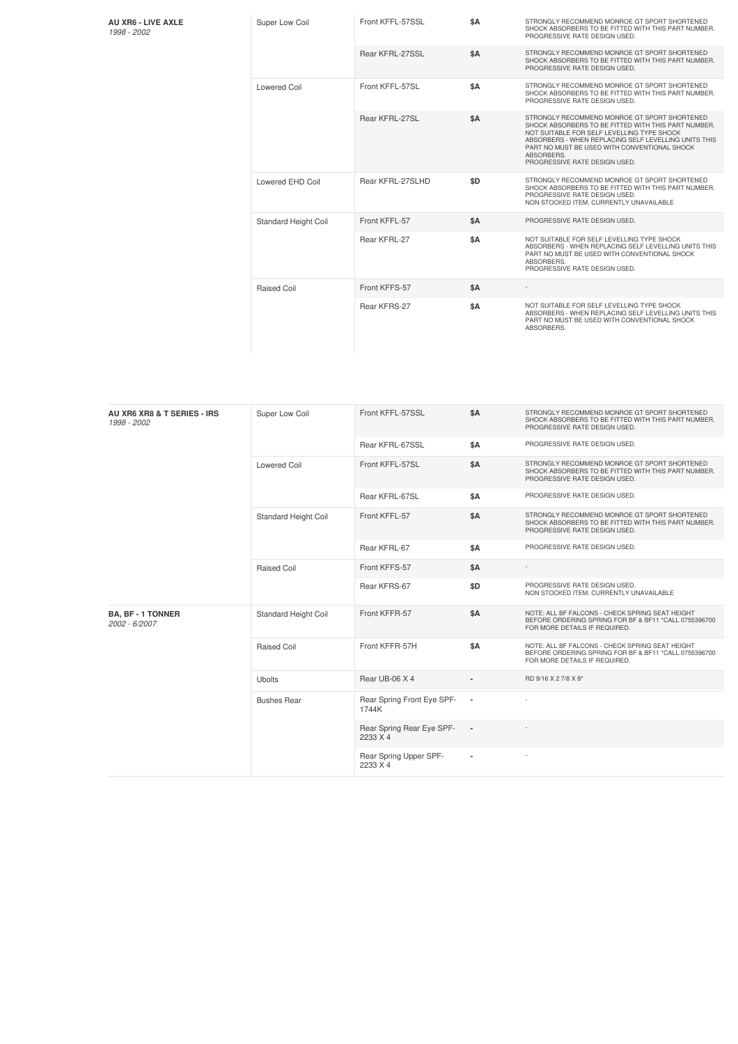| Vehicle | Type | Part | Price | Notes |
|---|---|---|---|---|
| **AU XR6 - LIVE AXLE** *1998 - 2002* | Super Low Coil | Front KFFL-57SSL | $A | STRONGLY RECOMMEND MONROE GT SPORT SHORTENED SHOCK ABSORBERS TO BE FITTED WITH THIS PART NUMBER. PROGRESSIVE RATE DESIGN USED. |
| | | Rear KFRL-27SSL | $A | STRONGLY RECOMMEND MONROE GT SPORT SHORTENED SHOCK ABSORBERS TO BE FITTED WITH THIS PART NUMBER. PROGRESSIVE RATE DESIGN USED. |
| | Lowered Coil | Front KFFL-57SL | $A | STRONGLY RECOMMEND MONROE GT SPORT SHORTENED SHOCK ABSORBERS TO BE FITTED WITH THIS PART NUMBER. PROGRESSIVE RATE DESIGN USED. |
| | | Rear KFRL-27SL | $A | STRONGLY RECOMMEND MONROE GT SPORT SHORTENED SHOCK ABSORBERS TO BE FITTED WITH THIS PART NUMBER. NOT SUITABLE FOR SELF LEVELLING TYPE SHOCK ABSORBERS - WHEN REPLACING SELF LEVELLING UNITS THIS PART NO MUST BE USED WITH CONVENTIONAL SHOCK ABSORBERS. PROGRESSIVE RATE DESIGN USED. |
| | Lowered EHD Coil | Rear KFRL-27SLHD | $D | STRONGLY RECOMMEND MONROE GT SPORT SHORTENED SHOCK ABSORBERS TO BE FITTED WITH THIS PART NUMBER. PROGRESSIVE RATE DESIGN USED. NON STOCKED ITEM. CURRENTLY UNAVAILABLE |
| | Standard Height Coil | Front KFFL-57 | $A | PROGRESSIVE RATE DESIGN USED. |
| | | Rear KFRL-27 | $A | NOT SUITABLE FOR SELF LEVELLING TYPE SHOCK ABSORBERS - WHEN REPLACING SELF LEVELLING UNITS THIS PART NO MUST BE USED WITH CONVENTIONAL SHOCK ABSORBERS. PROGRESSIVE RATE DESIGN USED. |
| | Raised Coil | Front KFFS-57 | $A | - |
| | | Rear KFRS-27 | $A | NOT SUITABLE FOR SELF LEVELLING TYPE SHOCK ABSORBERS - WHEN REPLACING SELF LEVELLING UNITS THIS PART NO MUST BE USED WITH CONVENTIONAL SHOCK ABSORBERS. |

| Vehicle | Type | Part | Price | Notes |
|---|---|---|---|---|
| **AU XR6 XR8 & T SERIES - IRS** *1998 - 2002* | Super Low Coil | Front KFFL-57SSL | $A | STRONGLY RECOMMEND MONROE GT SPORT SHORTENED SHOCK ABSORBERS TO BE FITTED WITH THIS PART NUMBER. PROGRESSIVE RATE DESIGN USED. |
| | | Rear KFRL-67SSL | $A | PROGRESSIVE RATE DESIGN USED. |
| | Lowered Coil | Front KFFL-57SL | $A | STRONGLY RECOMMEND MONROE GT SPORT SHORTENED SHOCK ABSORBERS TO BE FITTED WITH THIS PART NUMBER. PROGRESSIVE RATE DESIGN USED. |
| | | Rear KFRL-67SL | $A | PROGRESSIVE RATE DESIGN USED. |
| | Standard Height Coil | Front KFFL-57 | $A | STRONGLY RECOMMEND MONROE GT SPORT SHORTENED SHOCK ABSORBERS TO BE FITTED WITH THIS PART NUMBER. PROGRESSIVE RATE DESIGN USED. |
| | | Rear KFRL-67 | $A | PROGRESSIVE RATE DESIGN USED. |
| | Raised Coil | Front KFFS-57 | $A | - |
| | | Rear KFRS-67 | $D | PROGRESSIVE RATE DESIGN USED. NON STOCKED ITEM. CURRENTLY UNAVAILABLE |
| **BA, BF - 1 TONNER** *2002 - 6/2007* | Standard Height Coil | Front KFFR-57 | $A | NOTE: ALL BF FALCONS - CHECK SPRING SEAT HEIGHT BEFORE ORDERING SPRING FOR BF & BF11 *CALL 0755396700 FOR MORE DETAILS IF REQUIRED. |
| | Raised Coil | Front KFFR-57H | $A | NOTE: ALL BF FALCONS - CHECK SPRING SEAT HEIGHT BEFORE ORDERING SPRING FOR BF & BF11 *CALL 0755396700 FOR MORE DETAILS IF REQUIRED. |
| | Ubolts | Rear UB-06 X 4 | - | RD 9/16 X 2 7/8 X 8" |
| | Bushes Rear | Rear Spring Front Eye SPF-1744K | - | - |
| | | Rear Spring Rear Eye SPF-2233 X 4 | - | - |
| | | Rear Spring Upper SPF-2233 X 4 | - | - |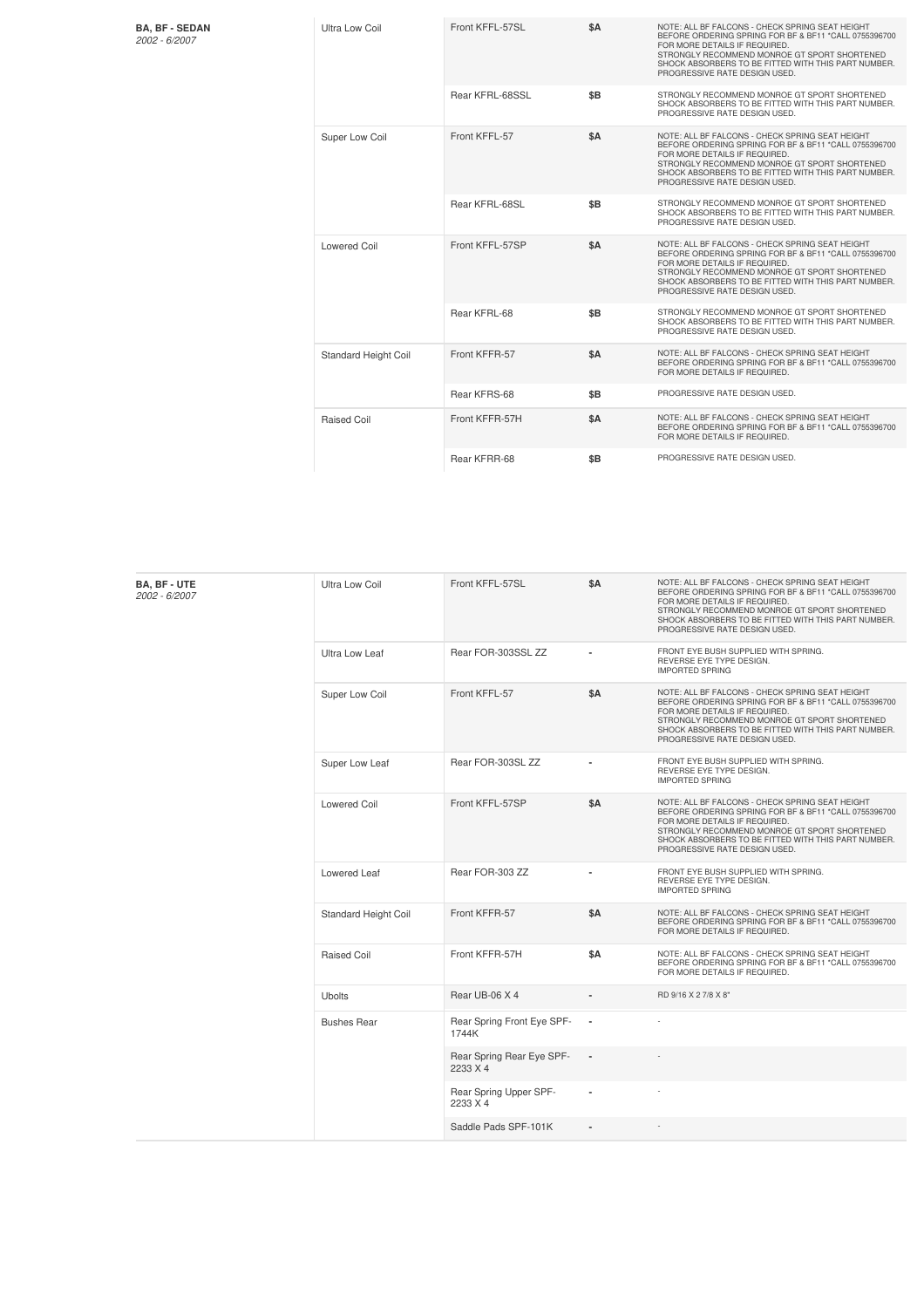| Vehicle | Type | Part | Price | Notes |
|---|---|---|---|---|
| **BA, BF - SEDAN** *2002 - 6/2007* | Ultra Low Coil | Front KFFL-57SL | $A | NOTE: ALL BF FALCONS - CHECK SPRING SEAT HEIGHT BEFORE ORDERING SPRING FOR BF & BF11 *CALL 0755396700 FOR MORE DETAILS IF REQUIRED. STRONGLY RECOMMEND MONROE GT SPORT SHORTENED SHOCK ABSORBERS TO BE FITTED WITH THIS PART NUMBER. PROGRESSIVE RATE DESIGN USED. |
| | | Rear KFRL-68SSL | $B | STRONGLY RECOMMEND MONROE GT SPORT SHORTENED SHOCK ABSORBERS TO BE FITTED WITH THIS PART NUMBER. PROGRESSIVE RATE DESIGN USED. |
| | Super Low Coil | Front KFFL-57 | $A | NOTE: ALL BF FALCONS - CHECK SPRING SEAT HEIGHT BEFORE ORDERING SPRING FOR BF & BF11 *CALL 0755396700 FOR MORE DETAILS IF REQUIRED. STRONGLY RECOMMEND MONROE GT SPORT SHORTENED SHOCK ABSORBERS TO BE FITTED WITH THIS PART NUMBER. PROGRESSIVE RATE DESIGN USED. |
| | | Rear KFRL-68SL | $B | STRONGLY RECOMMEND MONROE GT SPORT SHORTENED SHOCK ABSORBERS TO BE FITTED WITH THIS PART NUMBER. PROGRESSIVE RATE DESIGN USED. |
| | Lowered Coil | Front KFFL-57SP | $A | NOTE: ALL BF FALCONS - CHECK SPRING SEAT HEIGHT BEFORE ORDERING SPRING FOR BF & BF11 *CALL 0755396700 FOR MORE DETAILS IF REQUIRED. STRONGLY RECOMMEND MONROE GT SPORT SHORTENED SHOCK ABSORBERS TO BE FITTED WITH THIS PART NUMBER. PROGRESSIVE RATE DESIGN USED. |
| | | Rear KFRL-68 | $B | STRONGLY RECOMMEND MONROE GT SPORT SHORTENED SHOCK ABSORBERS TO BE FITTED WITH THIS PART NUMBER. PROGRESSIVE RATE DESIGN USED. |
| | Standard Height Coil | Front KFFR-57 | $A | NOTE: ALL BF FALCONS - CHECK SPRING SEAT HEIGHT BEFORE ORDERING SPRING FOR BF & BF11 *CALL 0755396700 FOR MORE DETAILS IF REQUIRED. |
| | | Rear KFRS-68 | $B | PROGRESSIVE RATE DESIGN USED. |
| | Raised Coil | Front KFFR-57H | $A | NOTE: ALL BF FALCONS - CHECK SPRING SEAT HEIGHT BEFORE ORDERING SPRING FOR BF & BF11 *CALL 0755396700 FOR MORE DETAILS IF REQUIRED. |
| | | Rear KFRR-68 | $B | PROGRESSIVE RATE DESIGN USED. |

| Vehicle | Type | Part | Price | Notes |
|---|---|---|---|---|
| **BA, BF - UTE** *2002 - 6/2007* | Ultra Low Coil | Front KFFL-57SL | $A | NOTE: ALL BF FALCONS - CHECK SPRING SEAT HEIGHT BEFORE ORDERING SPRING FOR BF & BF11 *CALL 0755396700 FOR MORE DETAILS IF REQUIRED. STRONGLY RECOMMEND MONROE GT SPORT SHORTENED SHOCK ABSORBERS TO BE FITTED WITH THIS PART NUMBER. PROGRESSIVE RATE DESIGN USED. |
| | Ultra Low Leaf | Rear FOR-303SSL ZZ | - | FRONT EYE BUSH SUPPLIED WITH SPRING. REVERSE EYE TYPE DESIGN. IMPORTED SPRING |
| | Super Low Coil | Front KFFL-57 | $A | NOTE: ALL BF FALCONS - CHECK SPRING SEAT HEIGHT BEFORE ORDERING SPRING FOR BF & BF11 *CALL 0755396700 FOR MORE DETAILS IF REQUIRED. STRONGLY RECOMMEND MONROE GT SPORT SHORTENED SHOCK ABSORBERS TO BE FITTED WITH THIS PART NUMBER. PROGRESSIVE RATE DESIGN USED. |
| | Super Low Leaf | Rear FOR-303SL ZZ | - | FRONT EYE BUSH SUPPLIED WITH SPRING. REVERSE EYE TYPE DESIGN. IMPORTED SPRING |
| | Lowered Coil | Front KFFL-57SP | $A | NOTE: ALL BF FALCONS - CHECK SPRING SEAT HEIGHT BEFORE ORDERING SPRING FOR BF & BF11 *CALL 0755396700 FOR MORE DETAILS IF REQUIRED. STRONGLY RECOMMEND MONROE GT SPORT SHORTENED SHOCK ABSORBERS TO BE FITTED WITH THIS PART NUMBER. PROGRESSIVE RATE DESIGN USED. |
| | Lowered Leaf | Rear FOR-303 ZZ | - | FRONT EYE BUSH SUPPLIED WITH SPRING. REVERSE EYE TYPE DESIGN. IMPORTED SPRING |
| | Standard Height Coil | Front KFFR-57 | $A | NOTE: ALL BF FALCONS - CHECK SPRING SEAT HEIGHT BEFORE ORDERING SPRING FOR BF & BF11 *CALL 0755396700 FOR MORE DETAILS IF REQUIRED. |
| | Raised Coil | Front KFFR-57H | $A | NOTE: ALL BF FALCONS - CHECK SPRING SEAT HEIGHT BEFORE ORDERING SPRING FOR BF & BF11 *CALL 0755396700 FOR MORE DETAILS IF REQUIRED. |
| | Ubolts | Rear UB-06 X 4 | - | RD 9/16 X 2 7/8 X 8" |
| | Bushes Rear | Rear Spring Front Eye SPF-1744K | - | - |
| | | Rear Spring Rear Eye SPF-2233 X 4 | - | - |
| | | Rear Spring Upper SPF-2233 X 4 | - | - |
| | | Saddle Pads SPF-101K | - | - |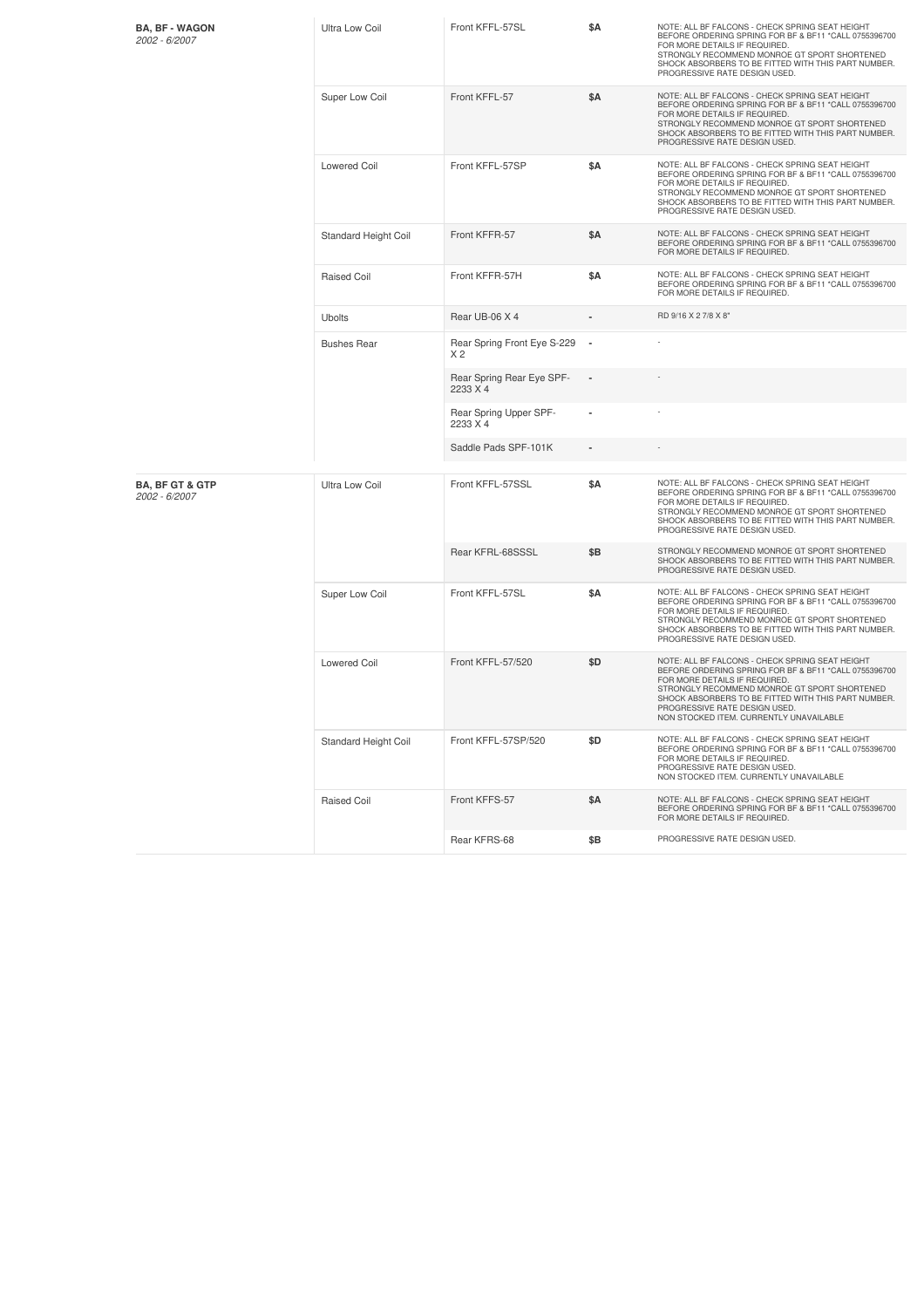| | | | | |
|---|---|---|---|---|
| **BA, BF - WAGON**<br>*2002 - 6/2007* | Ultra Low Coil | Front KFFL-57SL | $A | NOTE: ALL BF FALCONS - CHECK SPRING SEAT HEIGHT BEFORE ORDERING SPRING FOR BF & BF11 *CALL 0755396700 FOR MORE DETAILS IF REQUIRED. STRONGLY RECOMMEND MONROE GT SPORT SHORTENED SHOCK ABSORBERS TO BE FITTED WITH THIS PART NUMBER. PROGRESSIVE RATE DESIGN USED. |
| | Super Low Coil | Front KFFL-57 | $A | NOTE: ALL BF FALCONS - CHECK SPRING SEAT HEIGHT BEFORE ORDERING SPRING FOR BF & BF11 *CALL 0755396700 FOR MORE DETAILS IF REQUIRED. STRONGLY RECOMMEND MONROE GT SPORT SHORTENED SHOCK ABSORBERS TO BE FITTED WITH THIS PART NUMBER. PROGRESSIVE RATE DESIGN USED. |
| | Lowered Coil | Front KFFL-57SP | $A | NOTE: ALL BF FALCONS - CHECK SPRING SEAT HEIGHT BEFORE ORDERING SPRING FOR BF & BF11 *CALL 0755396700 FOR MORE DETAILS IF REQUIRED. STRONGLY RECOMMEND MONROE GT SPORT SHORTENED SHOCK ABSORBERS TO BE FITTED WITH THIS PART NUMBER. PROGRESSIVE RATE DESIGN USED. |
| | Standard Height Coil | Front KFFR-57 | $A | NOTE: ALL BF FALCONS - CHECK SPRING SEAT HEIGHT BEFORE ORDERING SPRING FOR BF & BF11 *CALL 0755396700 FOR MORE DETAILS IF REQUIRED. |
| | Raised Coil | Front KFFR-57H | $A | NOTE: ALL BF FALCONS - CHECK SPRING SEAT HEIGHT BEFORE ORDERING SPRING FOR BF & BF11 *CALL 0755396700 FOR MORE DETAILS IF REQUIRED. |
| | Ubolts | Rear UB-06 X 4 | - | RD 9/16 X 2 7/8 X 8" |
| | Bushes Rear | Rear Spring Front Eye S-229 X 2 | - | - |
| | | Rear Spring Rear Eye SPF-2233 X 4 | - | - |
| | | Rear Spring Upper SPF-2233 X 4 | - | - |
| | | Saddle Pads SPF-101K | - | - |
| **BA, BF GT & GTP**<br>*2002 - 6/2007* | Ultra Low Coil | Front KFFL-57SSL | $A | NOTE: ALL BF FALCONS - CHECK SPRING SEAT HEIGHT BEFORE ORDERING SPRING FOR BF & BF11 *CALL 0755396700 FOR MORE DETAILS IF REQUIRED. STRONGLY RECOMMEND MONROE GT SPORT SHORTENED SHOCK ABSORBERS TO BE FITTED WITH THIS PART NUMBER. PROGRESSIVE RATE DESIGN USED. |
| | | Rear KFRL-68SSSL | $B | STRONGLY RECOMMEND MONROE GT SPORT SHORTENED SHOCK ABSORBERS TO BE FITTED WITH THIS PART NUMBER. PROGRESSIVE RATE DESIGN USED. |
| | Super Low Coil | Front KFFL-57SL | $A | NOTE: ALL BF FALCONS - CHECK SPRING SEAT HEIGHT BEFORE ORDERING SPRING FOR BF & BF11 *CALL 0755396700 FOR MORE DETAILS IF REQUIRED. STRONGLY RECOMMEND MONROE GT SPORT SHORTENED SHOCK ABSORBERS TO BE FITTED WITH THIS PART NUMBER. PROGRESSIVE RATE DESIGN USED. |
| | Lowered Coil | Front KFFL-57/520 | $D | NOTE: ALL BF FALCONS - CHECK SPRING SEAT HEIGHT BEFORE ORDERING SPRING FOR BF & BF11 *CALL 0755396700 FOR MORE DETAILS IF REQUIRED. STRONGLY RECOMMEND MONROE GT SPORT SHORTENED SHOCK ABSORBERS TO BE FITTED WITH THIS PART NUMBER. PROGRESSIVE RATE DESIGN USED. NON STOCKED ITEM. CURRENTLY UNAVAILABLE |
| | Standard Height Coil | Front KFFL-57SP/520 | $D | NOTE: ALL BF FALCONS - CHECK SPRING SEAT HEIGHT BEFORE ORDERING SPRING FOR BF & BF11 *CALL 0755396700 FOR MORE DETAILS IF REQUIRED. PROGRESSIVE RATE DESIGN USED. NON STOCKED ITEM. CURRENTLY UNAVAILABLE |
| | Raised Coil | Front KFFS-57 | $A | NOTE: ALL BF FALCONS - CHECK SPRING SEAT HEIGHT BEFORE ORDERING SPRING FOR BF & BF11 *CALL 0755396700 FOR MORE DETAILS IF REQUIRED. |
| | | Rear KFRS-68 | $B | PROGRESSIVE RATE DESIGN USED. |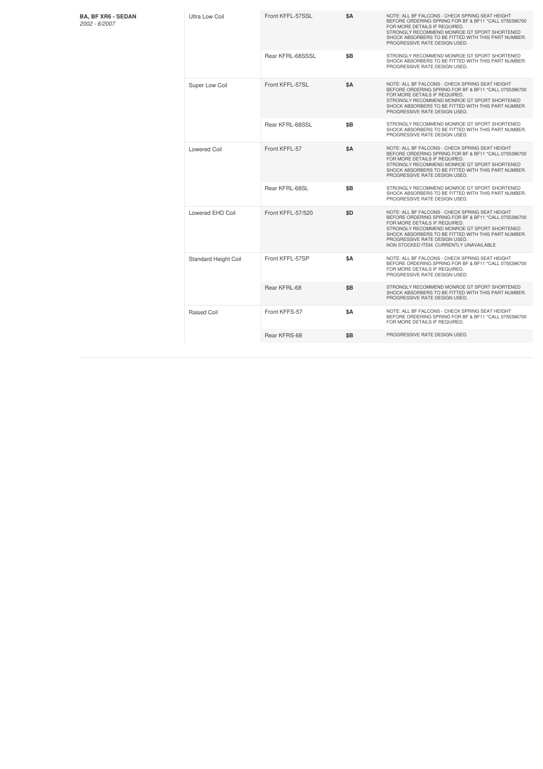| Vehicle | Type | Part Number | Price | Notes |
|---|---|---|---|---|
| **BA, BF XR6 - SEDAN** *2002 - 6/2007* | Ultra Low Coil | Front KFFL-57SSL | **$A** | NOTE: ALL BF FALCONS - CHECK SPRING SEAT HEIGHT BEFORE ORDERING SPRING FOR BF & BF11 *CALL 0755396700 FOR MORE DETAILS IF REQUIRED. STRONGLY RECOMMEND MONROE GT SPORT SHORTENED SHOCK ABSORBERS TO BE FITTED WITH THIS PART NUMBER. PROGRESSIVE RATE DESIGN USED. |
| | | Rear KFRL-68SSSL | **$B** | STRONGLY RECOMMEND MONROE GT SPORT SHORTENED SHOCK ABSORBERS TO BE FITTED WITH THIS PART NUMBER. PROGRESSIVE RATE DESIGN USED. |
| | Super Low Coil | Front KFFL-57SL | **$A** | NOTE: ALL BF FALCONS - CHECK SPRING SEAT HEIGHT BEFORE ORDERING SPRING FOR BF & BF11 *CALL 0755396700 FOR MORE DETAILS IF REQUIRED. STRONGLY RECOMMEND MONROE GT SPORT SHORTENED SHOCK ABSORBERS TO BE FITTED WITH THIS PART NUMBER. PROGRESSIVE RATE DESIGN USED. |
| | | Rear KFRL-68SSL | **$B** | STRONGLY RECOMMEND MONROE GT SPORT SHORTENED SHOCK ABSORBERS TO BE FITTED WITH THIS PART NUMBER. PROGRESSIVE RATE DESIGN USED. |
| | Lowered Coil | Front KFFL-57 | **$A** | NOTE: ALL BF FALCONS - CHECK SPRING SEAT HEIGHT BEFORE ORDERING SPRING FOR BF & BF11 *CALL 0755396700 FOR MORE DETAILS IF REQUIRED. STRONGLY RECOMMEND MONROE GT SPORT SHORTENED SHOCK ABSORBERS TO BE FITTED WITH THIS PART NUMBER. PROGRESSIVE RATE DESIGN USED. |
| | | Rear KFRL-68SL | **$B** | STRONGLY RECOMMEND MONROE GT SPORT SHORTENED SHOCK ABSORBERS TO BE FITTED WITH THIS PART NUMBER. PROGRESSIVE RATE DESIGN USED. |
| | Lowered EHD Coil | Front KFFL-57/520 | **$D** | NOTE: ALL BF FALCONS - CHECK SPRING SEAT HEIGHT BEFORE ORDERING SPRING FOR BF & BF11 *CALL 0755396700 FOR MORE DETAILS IF REQUIRED. STRONGLY RECOMMEND MONROE GT SPORT SHORTENED SHOCK ABSORBERS TO BE FITTED WITH THIS PART NUMBER. PROGRESSIVE RATE DESIGN USED. NON STOCKED ITEM. CURRENTLY UNAVAILABLE |
| | Standard Height Coil | Front KFFL-57SP | **$A** | NOTE: ALL BF FALCONS - CHECK SPRING SEAT HEIGHT BEFORE ORDERING SPRING FOR BF & BF11 *CALL 0755396700 FOR MORE DETAILS IF REQUIRED. PROGRESSIVE RATE DESIGN USED. |
| | | Rear KFRL-68 | **$B** | STRONGLY RECOMMEND MONROE GT SPORT SHORTENED SHOCK ABSORBERS TO BE FITTED WITH THIS PART NUMBER. PROGRESSIVE RATE DESIGN USED. |
| | Raised Coil | Front KFFS-57 | **$A** | NOTE: ALL BF FALCONS - CHECK SPRING SEAT HEIGHT BEFORE ORDERING SPRING FOR BF & BF11 *CALL 0755396700 FOR MORE DETAILS IF REQUIRED. |
| | | Rear KFRS-68 | **$B** | PROGRESSIVE RATE DESIGN USED. |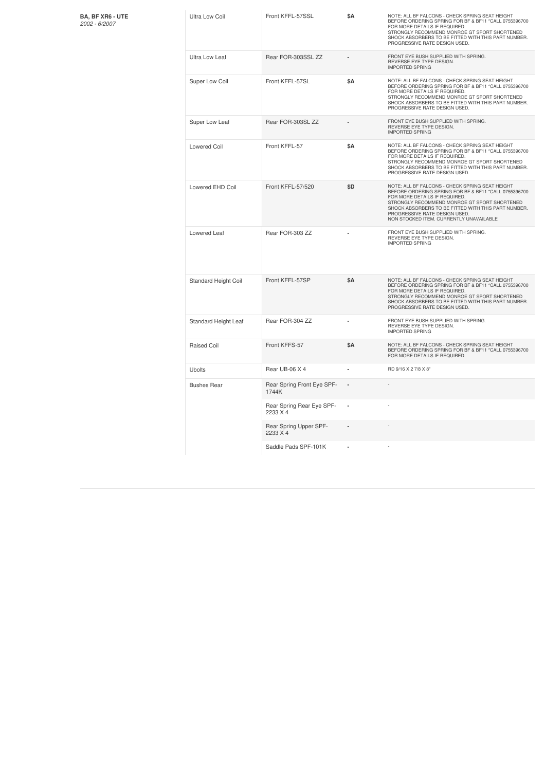**BA, BF XR6 - UTE**
*2002 - 6/2007*

| | | | |
|---|---|---|---|
| Ultra Low Coil | Front KFFL-57SSL | $A | NOTE: ALL BF FALCONS - CHECK SPRING SEAT HEIGHT BEFORE ORDERING SPRING FOR BF & BF11 *CALL 0755396700 FOR MORE DETAILS IF REQUIRED. STRONGLY RECOMMEND MONROE GT SPORT SHORTENED SHOCK ABSORBERS TO BE FITTED WITH THIS PART NUMBER. PROGRESSIVE RATE DESIGN USED. |
| Ultra Low Leaf | Rear FOR-303SSL ZZ | - | FRONT EYE BUSH SUPPLIED WITH SPRING. REVERSE EYE TYPE DESIGN. IMPORTED SPRING |
| Super Low Coil | Front KFFL-57SL | $A | NOTE: ALL BF FALCONS - CHECK SPRING SEAT HEIGHT BEFORE ORDERING SPRING FOR BF & BF11 *CALL 0755396700 FOR MORE DETAILS IF REQUIRED. STRONGLY RECOMMEND MONROE GT SPORT SHORTENED SHOCK ABSORBERS TO BE FITTED WITH THIS PART NUMBER. PROGRESSIVE RATE DESIGN USED. |
| Super Low Leaf | Rear FOR-303SL ZZ | - | FRONT EYE BUSH SUPPLIED WITH SPRING. REVERSE EYE TYPE DESIGN. IMPORTED SPRING |
| Lowered Coil | Front KFFL-57 | $A | NOTE: ALL BF FALCONS - CHECK SPRING SEAT HEIGHT BEFORE ORDERING SPRING FOR BF & BF11 *CALL 0755396700 FOR MORE DETAILS IF REQUIRED. STRONGLY RECOMMEND MONROE GT SPORT SHORTENED SHOCK ABSORBERS TO BE FITTED WITH THIS PART NUMBER. PROGRESSIVE RATE DESIGN USED. |
| Lowered EHD Coil | Front KFFL-57/520 | $D | NOTE: ALL BF FALCONS - CHECK SPRING SEAT HEIGHT BEFORE ORDERING SPRING FOR BF & BF11 *CALL 0755396700 FOR MORE DETAILS IF REQUIRED. STRONGLY RECOMMEND MONROE GT SPORT SHORTENED SHOCK ABSORBERS TO BE FITTED WITH THIS PART NUMBER. PROGRESSIVE RATE DESIGN USED. NON STOCKED ITEM. CURRENTLY UNAVAILABLE |
| Lowered Leaf | Rear FOR-303 ZZ | - | FRONT EYE BUSH SUPPLIED WITH SPRING. REVERSE EYE TYPE DESIGN. IMPORTED SPRING |
| Standard Height Coil | Front KFFL-57SP | $A | NOTE: ALL BF FALCONS - CHECK SPRING SEAT HEIGHT BEFORE ORDERING SPRING FOR BF & BF11 *CALL 0755396700 FOR MORE DETAILS IF REQUIRED. STRONGLY RECOMMEND MONROE GT SPORT SHORTENED SHOCK ABSORBERS TO BE FITTED WITH THIS PART NUMBER. PROGRESSIVE RATE DESIGN USED. |
| Standard Height Leaf | Rear FOR-304 ZZ | - | FRONT EYE BUSH SUPPLIED WITH SPRING. REVERSE EYE TYPE DESIGN. IMPORTED SPRING |
| Raised Coil | Front KFFS-57 | $A | NOTE: ALL BF FALCONS - CHECK SPRING SEAT HEIGHT BEFORE ORDERING SPRING FOR BF & BF11 *CALL 0755396700 FOR MORE DETAILS IF REQUIRED. |
| Ubolts | Rear UB-06 X 4 | - | RD 9/16 X 2 7/8 X 8" |
| Bushes Rear | Rear Spring Front Eye SPF-1744K | - | - |
| | Rear Spring Rear Eye SPF-2233 X 4 | - | - |
| | Rear Spring Upper SPF-2233 X 4 | - | - |
| | Saddle Pads SPF-101K | - | - |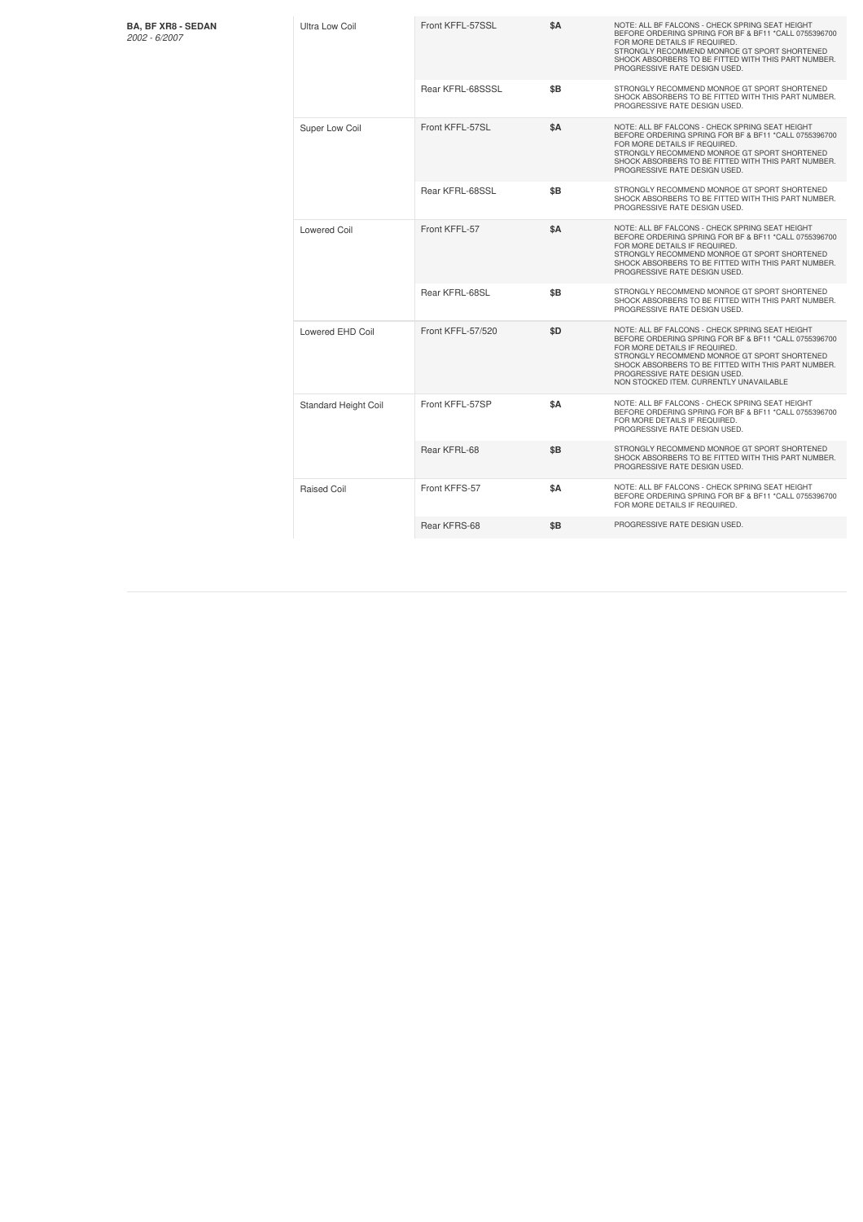**BA, BF XR8 - SEDAN**
*2002 - 6/2007*

| Type | Part Number | Price | Notes |
|---|---|---|---|
| Ultra Low Coil | Front KFFL-57SSL | $A | NOTE: ALL BF FALCONS - CHECK SPRING SEAT HEIGHT BEFORE ORDERING SPRING FOR BF & BF11 *CALL 0755396700 FOR MORE DETAILS IF REQUIRED. STRONGLY RECOMMEND MONROE GT SPORT SHORTENED SHOCK ABSORBERS TO BE FITTED WITH THIS PART NUMBER. PROGRESSIVE RATE DESIGN USED. |
| | Rear KFRL-68SSSL | $B | STRONGLY RECOMMEND MONROE GT SPORT SHORTENED SHOCK ABSORBERS TO BE FITTED WITH THIS PART NUMBER. PROGRESSIVE RATE DESIGN USED. |
| Super Low Coil | Front KFFL-57SL | $A | NOTE: ALL BF FALCONS - CHECK SPRING SEAT HEIGHT BEFORE ORDERING SPRING FOR BF & BF11 *CALL 0755396700 FOR MORE DETAILS IF REQUIRED. STRONGLY RECOMMEND MONROE GT SPORT SHORTENED SHOCK ABSORBERS TO BE FITTED WITH THIS PART NUMBER. PROGRESSIVE RATE DESIGN USED. |
| | Rear KFRL-68SSL | $B | STRONGLY RECOMMEND MONROE GT SPORT SHORTENED SHOCK ABSORBERS TO BE FITTED WITH THIS PART NUMBER. PROGRESSIVE RATE DESIGN USED. |
| Lowered Coil | Front KFFL-57 | $A | NOTE: ALL BF FALCONS - CHECK SPRING SEAT HEIGHT BEFORE ORDERING SPRING FOR BF & BF11 *CALL 0755396700 FOR MORE DETAILS IF REQUIRED. STRONGLY RECOMMEND MONROE GT SPORT SHORTENED SHOCK ABSORBERS TO BE FITTED WITH THIS PART NUMBER. PROGRESSIVE RATE DESIGN USED. |
| | Rear KFRL-68SL | $B | STRONGLY RECOMMEND MONROE GT SPORT SHORTENED SHOCK ABSORBERS TO BE FITTED WITH THIS PART NUMBER. PROGRESSIVE RATE DESIGN USED. |
| Lowered EHD Coil | Front KFFL-57/520 | $D | NOTE: ALL BF FALCONS - CHECK SPRING SEAT HEIGHT BEFORE ORDERING SPRING FOR BF & BF11 *CALL 0755396700 FOR MORE DETAILS IF REQUIRED. STRONGLY RECOMMEND MONROE GT SPORT SHORTENED SHOCK ABSORBERS TO BE FITTED WITH THIS PART NUMBER. PROGRESSIVE RATE DESIGN USED. NON STOCKED ITEM. CURRENTLY UNAVAILABLE |
| Standard Height Coil | Front KFFL-57SP | $A | NOTE: ALL BF FALCONS - CHECK SPRING SEAT HEIGHT BEFORE ORDERING SPRING FOR BF & BF11 *CALL 0755396700 FOR MORE DETAILS IF REQUIRED. PROGRESSIVE RATE DESIGN USED. |
| | Rear KFRL-68 | $B | STRONGLY RECOMMEND MONROE GT SPORT SHORTENED SHOCK ABSORBERS TO BE FITTED WITH THIS PART NUMBER. PROGRESSIVE RATE DESIGN USED. |
| Raised Coil | Front KFFS-57 | $A | NOTE: ALL BF FALCONS - CHECK SPRING SEAT HEIGHT BEFORE ORDERING SPRING FOR BF & BF11 *CALL 0755396700 FOR MORE DETAILS IF REQUIRED. |
| | Rear KFRS-68 | $B | PROGRESSIVE RATE DESIGN USED. |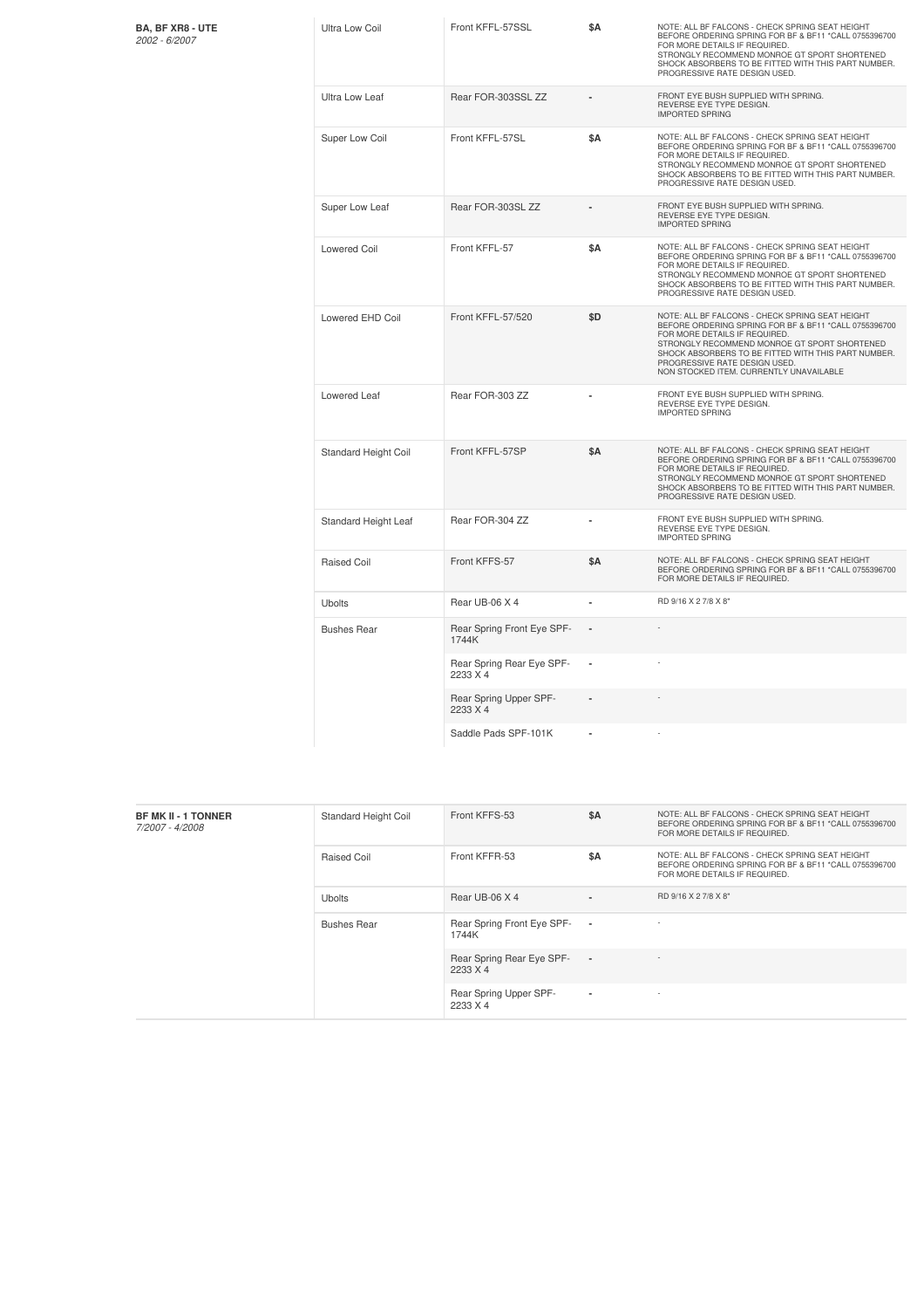| Vehicle | Type | Part | Price | Notes |
|---|---|---|---|---|
| **BA, BF XR8 - UTE** *2002 - 6/2007* | Ultra Low Coil | Front KFFL-57SSL | $A | NOTE: ALL BF FALCONS - CHECK SPRING SEAT HEIGHT BEFORE ORDERING SPRING FOR BF & BF11 *CALL 0755396700 FOR MORE DETAILS IF REQUIRED. STRONGLY RECOMMEND MONROE GT SPORT SHORTENED SHOCK ABSORBERS TO BE FITTED WITH THIS PART NUMBER. PROGRESSIVE RATE DESIGN USED. |
| | Ultra Low Leaf | Rear FOR-303SSL ZZ | - | FRONT EYE BUSH SUPPLIED WITH SPRING. REVERSE EYE TYPE DESIGN. IMPORTED SPRING |
| | Super Low Coil | Front KFFL-57SL | $A | NOTE: ALL BF FALCONS - CHECK SPRING SEAT HEIGHT BEFORE ORDERING SPRING FOR BF & BF11 *CALL 0755396700 FOR MORE DETAILS IF REQUIRED. STRONGLY RECOMMEND MONROE GT SPORT SHORTENED SHOCK ABSORBERS TO BE FITTED WITH THIS PART NUMBER. PROGRESSIVE RATE DESIGN USED. |
| | Super Low Leaf | Rear FOR-303SL ZZ | - | FRONT EYE BUSH SUPPLIED WITH SPRING. REVERSE EYE TYPE DESIGN. IMPORTED SPRING |
| | Lowered Coil | Front KFFL-57 | $A | NOTE: ALL BF FALCONS - CHECK SPRING SEAT HEIGHT BEFORE ORDERING SPRING FOR BF & BF11 *CALL 0755396700 FOR MORE DETAILS IF REQUIRED. STRONGLY RECOMMEND MONROE GT SPORT SHORTENED SHOCK ABSORBERS TO BE FITTED WITH THIS PART NUMBER. PROGRESSIVE RATE DESIGN USED. |
| | Lowered EHD Coil | Front KFFL-57/520 | $D | NOTE: ALL BF FALCONS - CHECK SPRING SEAT HEIGHT BEFORE ORDERING SPRING FOR BF & BF11 *CALL 0755396700 FOR MORE DETAILS IF REQUIRED. STRONGLY RECOMMEND MONROE GT SPORT SHORTENED SHOCK ABSORBERS TO BE FITTED WITH THIS PART NUMBER. PROGRESSIVE RATE DESIGN USED. NON STOCKED ITEM. CURRENTLY UNAVAILABLE |
| | Lowered Leaf | Rear FOR-303 ZZ | - | FRONT EYE BUSH SUPPLIED WITH SPRING. REVERSE EYE TYPE DESIGN. IMPORTED SPRING |
| | Standard Height Coil | Front KFFL-57SP | $A | NOTE: ALL BF FALCONS - CHECK SPRING SEAT HEIGHT BEFORE ORDERING SPRING FOR BF & BF11 *CALL 0755396700 FOR MORE DETAILS IF REQUIRED. STRONGLY RECOMMEND MONROE GT SPORT SHORTENED SHOCK ABSORBERS TO BE FITTED WITH THIS PART NUMBER. PROGRESSIVE RATE DESIGN USED. |
| | Standard Height Leaf | Rear FOR-304 ZZ | - | FRONT EYE BUSH SUPPLIED WITH SPRING. REVERSE EYE TYPE DESIGN. IMPORTED SPRING |
| | Raised Coil | Front KFFS-57 | $A | NOTE: ALL BF FALCONS - CHECK SPRING SEAT HEIGHT BEFORE ORDERING SPRING FOR BF & BF11 *CALL 0755396700 FOR MORE DETAILS IF REQUIRED. |
| | Ubolts | Rear UB-06 X 4 | - | RD 9/16 X 2 7/8 X 8" |
| | Bushes Rear | Rear Spring Front Eye SPF-1744K | - | - |
| | | Rear Spring Rear Eye SPF-2233 X 4 | - | - |
| | | Rear Spring Upper SPF-2233 X 4 | - | - |
| | | Saddle Pads SPF-101K | - | - |

| Vehicle | Type | Part | Price | Notes |
|---|---|---|---|---|
| **BF MK II - 1 TONNER** *7/2007 - 4/2008* | Standard Height Coil | Front KFFS-53 | $A | NOTE: ALL BF FALCONS - CHECK SPRING SEAT HEIGHT BEFORE ORDERING SPRING FOR BF & BF11 *CALL 0755396700 FOR MORE DETAILS IF REQUIRED. |
| | Raised Coil | Front KFFR-53 | $A | NOTE: ALL BF FALCONS - CHECK SPRING SEAT HEIGHT BEFORE ORDERING SPRING FOR BF & BF11 *CALL 0755396700 FOR MORE DETAILS IF REQUIRED. |
| | Ubolts | Rear UB-06 X 4 | - | RD 9/16 X 2 7/8 X 8" |
| | Bushes Rear | Rear Spring Front Eye SPF-1744K | - | - |
| | | Rear Spring Rear Eye SPF-2233 X 4 | - | - |
| | | Rear Spring Upper SPF-2233 X 4 | - | - |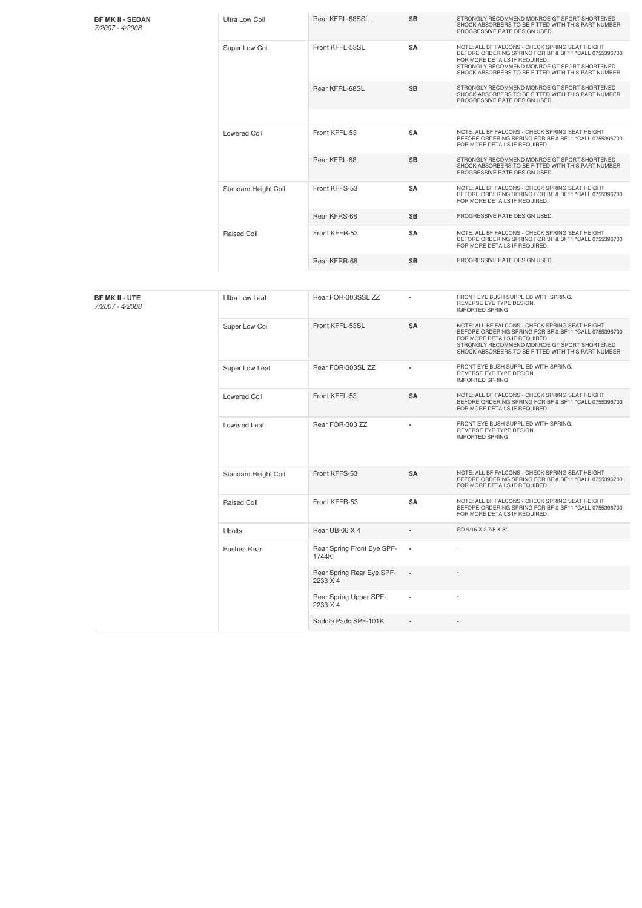| | | | | |
|---|---|---|---|---|
| **BF MK II - SEDAN** *7/2007 - 4/2008* | Ultra Low Coil | Rear KFRL-68SSL | $B | STRONGLY RECOMMEND MONROE GT SPORT SHORTENED SHOCK ABSORBERS TO BE FITTED WITH THIS PART NUMBER. PROGRESSIVE RATE DESIGN USED. |
| | Super Low Coil | Front KFFL-53SL | $A | NOTE: ALL BF FALCONS - CHECK SPRING SEAT HEIGHT BEFORE ORDERING SPRING FOR BF & BF11 *CALL 0755396700 FOR MORE DETAILS IF REQUIRED. STRONGLY RECOMMEND MONROE GT SPORT SHORTENED SHOCK ABSORBERS TO BE FITTED WITH THIS PART NUMBER. |
| | | Rear KFRL-68SL | $B | STRONGLY RECOMMEND MONROE GT SPORT SHORTENED SHOCK ABSORBERS TO BE FITTED WITH THIS PART NUMBER. PROGRESSIVE RATE DESIGN USED. |
| | Lowered Coil | Front KFFL-53 | $A | NOTE: ALL BF FALCONS - CHECK SPRING SEAT HEIGHT BEFORE ORDERING SPRING FOR BF & BF11 *CALL 0755396700 FOR MORE DETAILS IF REQUIRED. |
| | | Rear KFRL-68 | $B | STRONGLY RECOMMEND MONROE GT SPORT SHORTENED SHOCK ABSORBERS TO BE FITTED WITH THIS PART NUMBER. PROGRESSIVE RATE DESIGN USED. |
| | Standard Height Coil | Front KFFS-53 | $A | NOTE: ALL BF FALCONS - CHECK SPRING SEAT HEIGHT BEFORE ORDERING SPRING FOR BF & BF11 *CALL 0755396700 FOR MORE DETAILS IF REQUIRED. |
| | | Rear KFRS-68 | $B | PROGRESSIVE RATE DESIGN USED. |
| | Raised Coil | Front KFFR-53 | $A | NOTE: ALL BF FALCONS - CHECK SPRING SEAT HEIGHT BEFORE ORDERING SPRING FOR BF & BF11 *CALL 0755396700 FOR MORE DETAILS IF REQUIRED. |
| | | Rear KFRR-68 | $B | PROGRESSIVE RATE DESIGN USED. |

| | | | | |
|---|---|---|---|---|
| **BF MK II - UTE** *7/2007 - 4/2008* | Ultra Low Leaf | Rear FOR-303SSL ZZ | - | FRONT EYE BUSH SUPPLIED WITH SPRING. REVERSE EYE TYPE DESIGN. IMPORTED SPRING |
| | Super Low Coil | Front KFFL-53SL | $A | NOTE: ALL BF FALCONS - CHECK SPRING SEAT HEIGHT BEFORE ORDERING SPRING FOR BF & BF11 *CALL 0755396700 FOR MORE DETAILS IF REQUIRED. STRONGLY RECOMMEND MONROE GT SPORT SHORTENED SHOCK ABSORBERS TO BE FITTED WITH THIS PART NUMBER. |
| | Super Low Leaf | Rear FOR-303SL ZZ | - | FRONT EYE BUSH SUPPLIED WITH SPRING. REVERSE EYE TYPE DESIGN. IMPORTED SPRING |
| | Lowered Coil | Front KFFL-53 | $A | NOTE: ALL BF FALCONS - CHECK SPRING SEAT HEIGHT BEFORE ORDERING SPRING FOR BF & BF11 *CALL 0755396700 FOR MORE DETAILS IF REQUIRED. |
| | Lowered Leaf | Rear FOR-303 ZZ | - | FRONT EYE BUSH SUPPLIED WITH SPRING. REVERSE EYE TYPE DESIGN. IMPORTED SPRING |
| | Standard Height Coil | Front KFFS-53 | $A | NOTE: ALL BF FALCONS - CHECK SPRING SEAT HEIGHT BEFORE ORDERING SPRING FOR BF & BF11 *CALL 0755396700 FOR MORE DETAILS IF REQUIRED. |
| | Raised Coil | Front KFFR-53 | $A | NOTE: ALL BF FALCONS - CHECK SPRING SEAT HEIGHT BEFORE ORDERING SPRING FOR BF & BF11 *CALL 0755396700 FOR MORE DETAILS IF REQUIRED. |
| | Ubolts | Rear UB-06 X 4 | - | RD 9/16 X 2 7/8 X 8" |
| | Bushes Rear | Rear Spring Front Eye SPF-1744K | - | - |
| | | Rear Spring Rear Eye SPF-2233 X 4 | - | - |
| | | Rear Spring Upper SPF-2233 X 4 | - | - |
| | | Saddle Pads SPF-101K | - | - |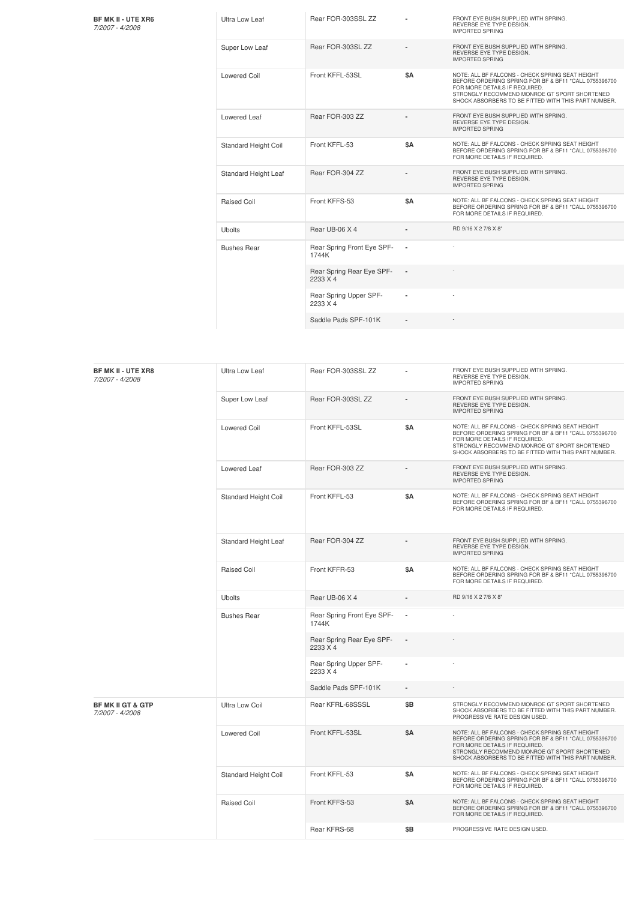| Vehicle | Type | Part | Price | Notes |
|---|---|---|---|---|
| **BF MK II - UTE XR6** *7/2007 - 4/2008* | Ultra Low Leaf | Rear FOR-303SSL ZZ | - | FRONT EYE BUSH SUPPLIED WITH SPRING. REVERSE EYE TYPE DESIGN. IMPORTED SPRING |
| | Super Low Leaf | Rear FOR-303SL ZZ | - | FRONT EYE BUSH SUPPLIED WITH SPRING. REVERSE EYE TYPE DESIGN. IMPORTED SPRING |
| | Lowered Coil | Front KFFL-53SL | $A | NOTE: ALL BF FALCONS - CHECK SPRING SEAT HEIGHT BEFORE ORDERING SPRING FOR BF & BF11 *CALL 0755396700 FOR MORE DETAILS IF REQUIRED. STRONGLY RECOMMEND MONROE GT SPORT SHORTENED SHOCK ABSORBERS TO BE FITTED WITH THIS PART NUMBER. |
| | Lowered Leaf | Rear FOR-303 ZZ | - | FRONT EYE BUSH SUPPLIED WITH SPRING. REVERSE EYE TYPE DESIGN. IMPORTED SPRING |
| | Standard Height Coil | Front KFFL-53 | $A | NOTE: ALL BF FALCONS - CHECK SPRING SEAT HEIGHT BEFORE ORDERING SPRING FOR BF & BF11 *CALL 0755396700 FOR MORE DETAILS IF REQUIRED. |
| | Standard Height Leaf | Rear FOR-304 ZZ | - | FRONT EYE BUSH SUPPLIED WITH SPRING. REVERSE EYE TYPE DESIGN. IMPORTED SPRING |
| | Raised Coil | Front KFFS-53 | $A | NOTE: ALL BF FALCONS - CHECK SPRING SEAT HEIGHT BEFORE ORDERING SPRING FOR BF & BF11 *CALL 0755396700 FOR MORE DETAILS IF REQUIRED. |
| | Ubolts | Rear UB-06 X 4 | - | RD 9/16 X 2 7/8 X 8" |
| | Bushes Rear | Rear Spring Front Eye SPF-1744K | - | - |
| | | Rear Spring Rear Eye SPF-2233 X 4 | - | - |
| | | Rear Spring Upper SPF-2233 X 4 | - | - |
| | | Saddle Pads SPF-101K | - | - |

| Vehicle | Type | Part | Price | Notes |
|---|---|---|---|---|
| **BF MK II - UTE XR8** *7/2007 - 4/2008* | Ultra Low Leaf | Rear FOR-303SSL ZZ | - | FRONT EYE BUSH SUPPLIED WITH SPRING. REVERSE EYE TYPE DESIGN. IMPORTED SPRING |
| | Super Low Leaf | Rear FOR-303SL ZZ | - | FRONT EYE BUSH SUPPLIED WITH SPRING. REVERSE EYE TYPE DESIGN. IMPORTED SPRING |
| | Lowered Coil | Front KFFL-53SL | $A | NOTE: ALL BF FALCONS - CHECK SPRING SEAT HEIGHT BEFORE ORDERING SPRING FOR BF & BF11 *CALL 0755396700 FOR MORE DETAILS IF REQUIRED. STRONGLY RECOMMEND MONROE GT SPORT SHORTENED SHOCK ABSORBERS TO BE FITTED WITH THIS PART NUMBER. |
| | Lowered Leaf | Rear FOR-303 ZZ | - | FRONT EYE BUSH SUPPLIED WITH SPRING. REVERSE EYE TYPE DESIGN. IMPORTED SPRING |
| | Standard Height Coil | Front KFFL-53 | $A | NOTE: ALL BF FALCONS - CHECK SPRING SEAT HEIGHT BEFORE ORDERING SPRING FOR BF & BF11 *CALL 0755396700 FOR MORE DETAILS IF REQUIRED. |
| | Standard Height Leaf | Rear FOR-304 ZZ | - | FRONT EYE BUSH SUPPLIED WITH SPRING. REVERSE EYE TYPE DESIGN. IMPORTED SPRING |
| | Raised Coil | Front KFFR-53 | $A | NOTE: ALL BF FALCONS - CHECK SPRING SEAT HEIGHT BEFORE ORDERING SPRING FOR BF & BF11 *CALL 0755396700 FOR MORE DETAILS IF REQUIRED. |
| | Ubolts | Rear UB-06 X 4 | - | RD 9/16 X 2 7/8 X 8" |
| | Bushes Rear | Rear Spring Front Eye SPF-1744K | - | - |
| | | Rear Spring Rear Eye SPF-2233 X 4 | - | - |
| | | Rear Spring Upper SPF-2233 X 4 | - | - |
| | | Saddle Pads SPF-101K | - | - |
| **BF MK II GT & GTP** *7/2007 - 4/2008* | Ultra Low Coil | Rear KFRL-68SSSL | $B | STRONGLY RECOMMEND MONROE GT SPORT SHORTENED SHOCK ABSORBERS TO BE FITTED WITH THIS PART NUMBER. PROGRESSIVE RATE DESIGN USED. |
| | Lowered Coil | Front KFFL-53SL | $A | NOTE: ALL BF FALCONS - CHECK SPRING SEAT HEIGHT BEFORE ORDERING SPRING FOR BF & BF11 *CALL 0755396700 FOR MORE DETAILS IF REQUIRED. STRONGLY RECOMMEND MONROE GT SPORT SHORTENED SHOCK ABSORBERS TO BE FITTED WITH THIS PART NUMBER. |
| | Standard Height Coil | Front KFFL-53 | $A | NOTE: ALL BF FALCONS - CHECK SPRING SEAT HEIGHT BEFORE ORDERING SPRING FOR BF & BF11 *CALL 0755396700 FOR MORE DETAILS IF REQUIRED. |
| | Raised Coil | Front KFFS-53 | $A | NOTE: ALL BF FALCONS - CHECK SPRING SEAT HEIGHT BEFORE ORDERING SPRING FOR BF & BF11 *CALL 0755396700 FOR MORE DETAILS IF REQUIRED. |
| | | Rear KFRS-68 | $B | PROGRESSIVE RATE DESIGN USED. |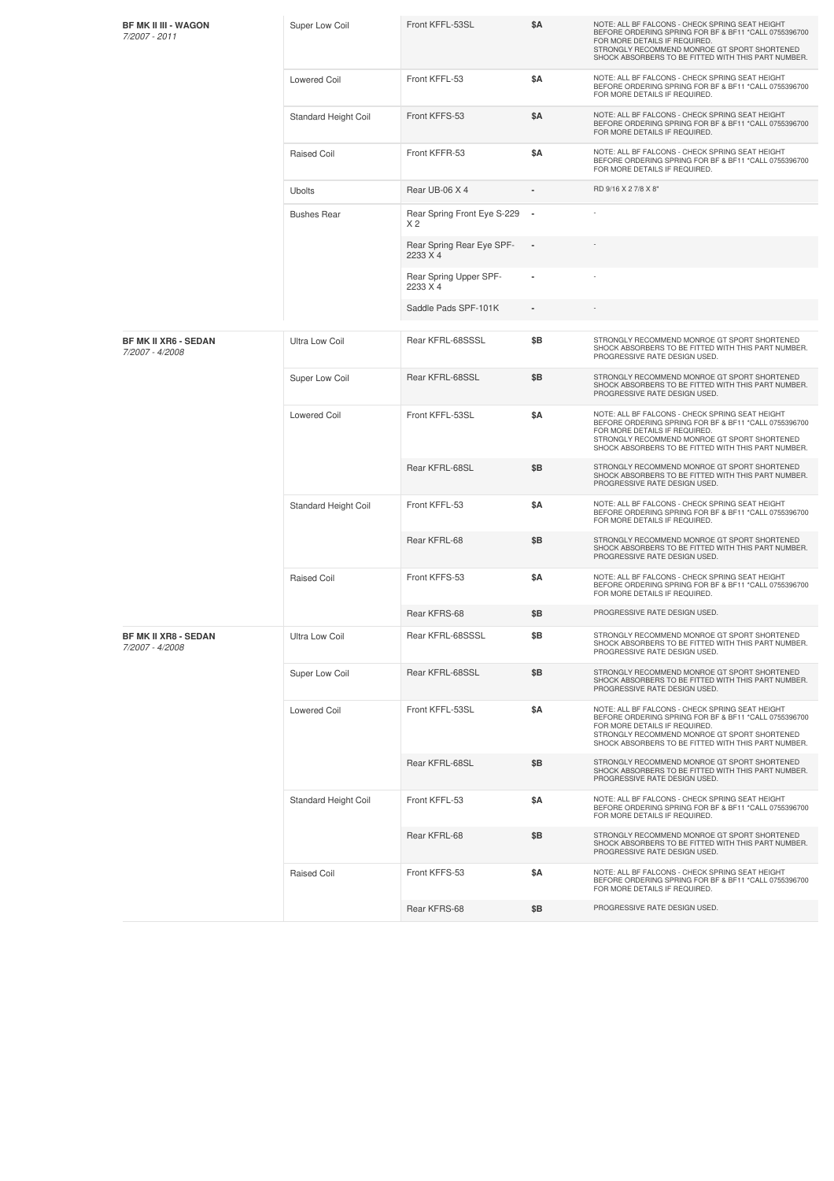| | | | | |
|---|---|---|---|---|
| **BF MK II III - WAGON** *7/2007 - 2011* | Super Low Coil | Front KFFL-53SL | $A | NOTE: ALL BF FALCONS - CHECK SPRING SEAT HEIGHT BEFORE ORDERING SPRING FOR BF & BF11 *CALL 0755396700 FOR MORE DETAILS IF REQUIRED. STRONGLY RECOMMEND MONROE GT SPORT SHORTENED SHOCK ABSORBERS TO BE FITTED WITH THIS PART NUMBER. |
| | Lowered Coil | Front KFFL-53 | $A | NOTE: ALL BF FALCONS - CHECK SPRING SEAT HEIGHT BEFORE ORDERING SPRING FOR BF & BF11 *CALL 0755396700 FOR MORE DETAILS IF REQUIRED. |
| | Standard Height Coil | Front KFFS-53 | $A | NOTE: ALL BF FALCONS - CHECK SPRING SEAT HEIGHT BEFORE ORDERING SPRING FOR BF & BF11 *CALL 0755396700 FOR MORE DETAILS IF REQUIRED. |
| | Raised Coil | Front KFFR-53 | $A | NOTE: ALL BF FALCONS - CHECK SPRING SEAT HEIGHT BEFORE ORDERING SPRING FOR BF & BF11 *CALL 0755396700 FOR MORE DETAILS IF REQUIRED. |
| | Ubolts | Rear UB-06 X 4 | - | RD 9/16 X 2 7/8 X 8" |
| | Bushes Rear | Rear Spring Front Eye S-229 X 2 | - | - |
| | | Rear Spring Rear Eye SPF-2233 X 4 | - | - |
| | | Rear Spring Upper SPF-2233 X 4 | - | - |
| | | Saddle Pads SPF-101K | - | - |
| **BF MK II XR6 - SEDAN** *7/2007 - 4/2008* | Ultra Low Coil | Rear KFRL-68SSSL | $B | STRONGLY RECOMMEND MONROE GT SPORT SHORTENED SHOCK ABSORBERS TO BE FITTED WITH THIS PART NUMBER. PROGRESSIVE RATE DESIGN USED. |
| | Super Low Coil | Rear KFRL-68SSL | $B | STRONGLY RECOMMEND MONROE GT SPORT SHORTENED SHOCK ABSORBERS TO BE FITTED WITH THIS PART NUMBER. PROGRESSIVE RATE DESIGN USED. |
| | Lowered Coil | Front KFFL-53SL | $A | NOTE: ALL BF FALCONS - CHECK SPRING SEAT HEIGHT BEFORE ORDERING SPRING FOR BF & BF11 *CALL 0755396700 FOR MORE DETAILS IF REQUIRED. STRONGLY RECOMMEND MONROE GT SPORT SHORTENED SHOCK ABSORBERS TO BE FITTED WITH THIS PART NUMBER. |
| | | Rear KFRL-68SL | $B | STRONGLY RECOMMEND MONROE GT SPORT SHORTENED SHOCK ABSORBERS TO BE FITTED WITH THIS PART NUMBER. PROGRESSIVE RATE DESIGN USED. |
| | Standard Height Coil | Front KFFL-53 | $A | NOTE: ALL BF FALCONS - CHECK SPRING SEAT HEIGHT BEFORE ORDERING SPRING FOR BF & BF11 *CALL 0755396700 FOR MORE DETAILS IF REQUIRED. |
| | | Rear KFRL-68 | $B | STRONGLY RECOMMEND MONROE GT SPORT SHORTENED SHOCK ABSORBERS TO BE FITTED WITH THIS PART NUMBER. PROGRESSIVE RATE DESIGN USED. |
| | Raised Coil | Front KFFS-53 | $A | NOTE: ALL BF FALCONS - CHECK SPRING SEAT HEIGHT BEFORE ORDERING SPRING FOR BF & BF11 *CALL 0755396700 FOR MORE DETAILS IF REQUIRED. |
| | | Rear KFRS-68 | $B | PROGRESSIVE RATE DESIGN USED. |
| **BF MK II XR8 - SEDAN** *7/2007 - 4/2008* | Ultra Low Coil | Rear KFRL-68SSSL | $B | STRONGLY RECOMMEND MONROE GT SPORT SHORTENED SHOCK ABSORBERS TO BE FITTED WITH THIS PART NUMBER. PROGRESSIVE RATE DESIGN USED. |
| | Super Low Coil | Rear KFRL-68SSL | $B | STRONGLY RECOMMEND MONROE GT SPORT SHORTENED SHOCK ABSORBERS TO BE FITTED WITH THIS PART NUMBER. PROGRESSIVE RATE DESIGN USED. |
| | Lowered Coil | Front KFFL-53SL | $A | NOTE: ALL BF FALCONS - CHECK SPRING SEAT HEIGHT BEFORE ORDERING SPRING FOR BF & BF11 *CALL 0755396700 FOR MORE DETAILS IF REQUIRED. STRONGLY RECOMMEND MONROE GT SPORT SHORTENED SHOCK ABSORBERS TO BE FITTED WITH THIS PART NUMBER. |
| | | Rear KFRL-68SL | $B | STRONGLY RECOMMEND MONROE GT SPORT SHORTENED SHOCK ABSORBERS TO BE FITTED WITH THIS PART NUMBER. PROGRESSIVE RATE DESIGN USED. |
| | Standard Height Coil | Front KFFL-53 | $A | NOTE: ALL BF FALCONS - CHECK SPRING SEAT HEIGHT BEFORE ORDERING SPRING FOR BF & BF11 *CALL 0755396700 FOR MORE DETAILS IF REQUIRED. |
| | | Rear KFRL-68 | $B | STRONGLY RECOMMEND MONROE GT SPORT SHORTENED SHOCK ABSORBERS TO BE FITTED WITH THIS PART NUMBER. PROGRESSIVE RATE DESIGN USED. |
| | Raised Coil | Front KFFS-53 | $A | NOTE: ALL BF FALCONS - CHECK SPRING SEAT HEIGHT BEFORE ORDERING SPRING FOR BF & BF11 *CALL 0755396700 FOR MORE DETAILS IF REQUIRED. |
| | | Rear KFRS-68 | $B | PROGRESSIVE RATE DESIGN USED. |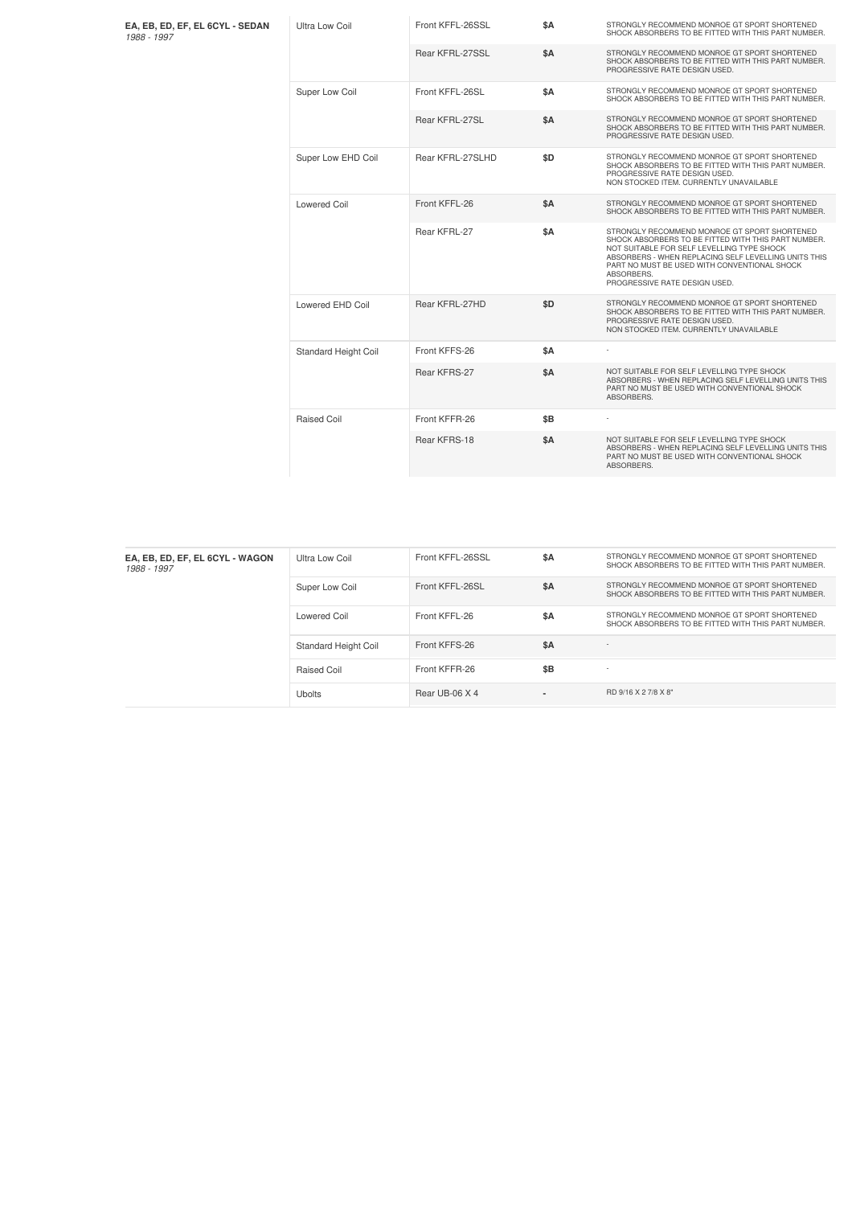| EA, EB, ED, EF, EL 6CYL - SEDAN *1988 - 1997* | | | | |
|---|---|---|---|---|
| | Ultra Low Coil | Front KFFL-26SSL | $A | STRONGLY RECOMMEND MONROE GT SPORT SHORTENED SHOCK ABSORBERS TO BE FITTED WITH THIS PART NUMBER. |
| | | Rear KFRL-27SSL | $A | STRONGLY RECOMMEND MONROE GT SPORT SHORTENED SHOCK ABSORBERS TO BE FITTED WITH THIS PART NUMBER. PROGRESSIVE RATE DESIGN USED. |
| | Super Low Coil | Front KFFL-26SL | $A | STRONGLY RECOMMEND MONROE GT SPORT SHORTENED SHOCK ABSORBERS TO BE FITTED WITH THIS PART NUMBER. |
| | | Rear KFRL-27SL | $A | STRONGLY RECOMMEND MONROE GT SPORT SHORTENED SHOCK ABSORBERS TO BE FITTED WITH THIS PART NUMBER. PROGRESSIVE RATE DESIGN USED. |
| | Super Low EHD Coil | Rear KFRL-27SLHD | $D | STRONGLY RECOMMEND MONROE GT SPORT SHORTENED SHOCK ABSORBERS TO BE FITTED WITH THIS PART NUMBER. PROGRESSIVE RATE DESIGN USED. NON STOCKED ITEM. CURRENTLY UNAVAILABLE |
| | Lowered Coil | Front KFFL-26 | $A | STRONGLY RECOMMEND MONROE GT SPORT SHORTENED SHOCK ABSORBERS TO BE FITTED WITH THIS PART NUMBER. |
| | | Rear KFRL-27 | $A | STRONGLY RECOMMEND MONROE GT SPORT SHORTENED SHOCK ABSORBERS TO BE FITTED WITH THIS PART NUMBER. NOT SUITABLE FOR SELF LEVELLING TYPE SHOCK ABSORBERS - WHEN REPLACING SELF LEVELLING UNITS THIS PART NO MUST BE USED WITH CONVENTIONAL SHOCK ABSORBERS. PROGRESSIVE RATE DESIGN USED. |
| | Lowered EHD Coil | Rear KFRL-27HD | $D | STRONGLY RECOMMEND MONROE GT SPORT SHORTENED SHOCK ABSORBERS TO BE FITTED WITH THIS PART NUMBER. PROGRESSIVE RATE DESIGN USED. NON STOCKED ITEM. CURRENTLY UNAVAILABLE |
| | Standard Height Coil | Front KFFS-26 | $A | - |
| | | Rear KFRS-27 | $A | NOT SUITABLE FOR SELF LEVELLING TYPE SHOCK ABSORBERS - WHEN REPLACING SELF LEVELLING UNITS THIS PART NO MUST BE USED WITH CONVENTIONAL SHOCK ABSORBERS. |
| | Raised Coil | Front KFFR-26 | $B | - |
| | | Rear KFRS-18 | $A | NOT SUITABLE FOR SELF LEVELLING TYPE SHOCK ABSORBERS - WHEN REPLACING SELF LEVELLING UNITS THIS PART NO MUST BE USED WITH CONVENTIONAL SHOCK ABSORBERS. |

| EA, EB, ED, EF, EL 6CYL - WAGON *1988 - 1997* | | | | |
|---|---|---|---|---|
| | Ultra Low Coil | Front KFFL-26SSL | $A | STRONGLY RECOMMEND MONROE GT SPORT SHORTENED SHOCK ABSORBERS TO BE FITTED WITH THIS PART NUMBER. |
| | Super Low Coil | Front KFFL-26SL | $A | STRONGLY RECOMMEND MONROE GT SPORT SHORTENED SHOCK ABSORBERS TO BE FITTED WITH THIS PART NUMBER. |
| | Lowered Coil | Front KFFL-26 | $A | STRONGLY RECOMMEND MONROE GT SPORT SHORTENED SHOCK ABSORBERS TO BE FITTED WITH THIS PART NUMBER. |
| | Standard Height Coil | Front KFFS-26 | $A | - |
| | Raised Coil | Front KFFR-26 | $B | - |
| | Ubolts | Rear UB-06 X 4 | - | RD 9/16 X 2 7/8 X 8" |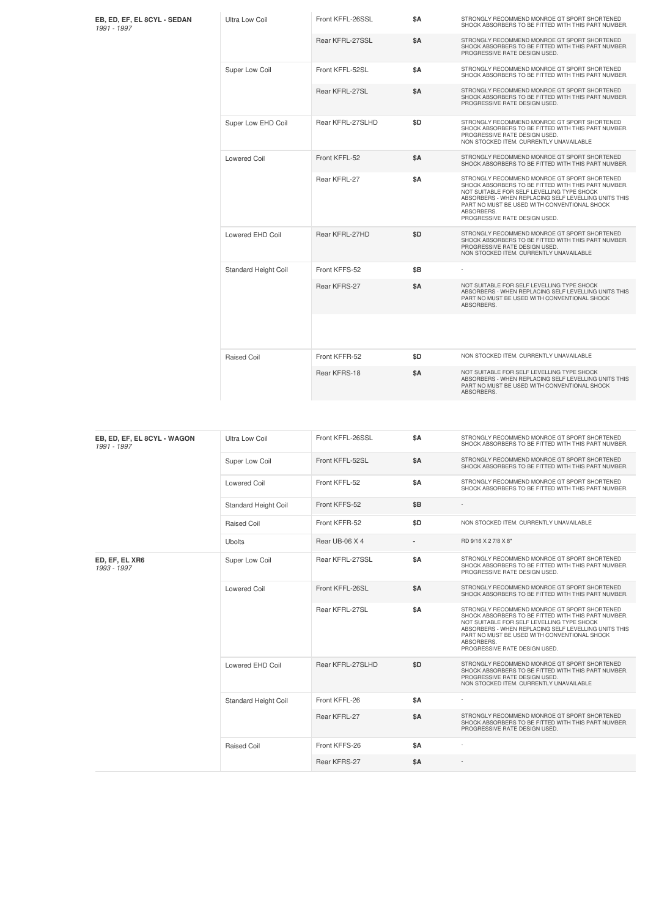| | | | | |
|---|---|---|---|---|
| **EB, ED, EF, EL 8CYL - SEDAN** *1991 - 1997* | Ultra Low Coil | Front KFFL-26SSL | $A | STRONGLY RECOMMEND MONROE GT SPORT SHORTENED SHOCK ABSORBERS TO BE FITTED WITH THIS PART NUMBER. |
| | | Rear KFRL-27SSL | $A | STRONGLY RECOMMEND MONROE GT SPORT SHORTENED SHOCK ABSORBERS TO BE FITTED WITH THIS PART NUMBER. PROGRESSIVE RATE DESIGN USED. |
| | Super Low Coil | Front KFFL-52SL | $A | STRONGLY RECOMMEND MONROE GT SPORT SHORTENED SHOCK ABSORBERS TO BE FITTED WITH THIS PART NUMBER. |
| | | Rear KFRL-27SL | $A | STRONGLY RECOMMEND MONROE GT SPORT SHORTENED SHOCK ABSORBERS TO BE FITTED WITH THIS PART NUMBER. PROGRESSIVE RATE DESIGN USED. |
| | Super Low EHD Coil | Rear KFRL-27SLHD | $D | STRONGLY RECOMMEND MONROE GT SPORT SHORTENED SHOCK ABSORBERS TO BE FITTED WITH THIS PART NUMBER. PROGRESSIVE RATE DESIGN USED. NON STOCKED ITEM. CURRENTLY UNAVAILABLE |
| | Lowered Coil | Front KFFL-52 | $A | STRONGLY RECOMMEND MONROE GT SPORT SHORTENED SHOCK ABSORBERS TO BE FITTED WITH THIS PART NUMBER. |
| | | Rear KFRL-27 | $A | STRONGLY RECOMMEND MONROE GT SPORT SHORTENED SHOCK ABSORBERS TO BE FITTED WITH THIS PART NUMBER. NOT SUITABLE FOR SELF LEVELLING TYPE SHOCK ABSORBERS - WHEN REPLACING SELF LEVELLING UNITS THIS PART NO MUST BE USED WITH CONVENTIONAL SHOCK ABSORBERS. PROGRESSIVE RATE DESIGN USED. |
| | Lowered EHD Coil | Rear KFRL-27HD | $D | STRONGLY RECOMMEND MONROE GT SPORT SHORTENED SHOCK ABSORBERS TO BE FITTED WITH THIS PART NUMBER. PROGRESSIVE RATE DESIGN USED. NON STOCKED ITEM. CURRENTLY UNAVAILABLE |
| | Standard Height Coil | Front KFFS-52 | $B | - |
| | | Rear KFRS-27 | $A | NOT SUITABLE FOR SELF LEVELLING TYPE SHOCK ABSORBERS - WHEN REPLACING SELF LEVELLING UNITS THIS PART NO MUST BE USED WITH CONVENTIONAL SHOCK ABSORBERS. |
| | Raised Coil | Front KFFR-52 | $D | NON STOCKED ITEM. CURRENTLY UNAVAILABLE |
| | | Rear KFRS-18 | $A | NOT SUITABLE FOR SELF LEVELLING TYPE SHOCK ABSORBERS - WHEN REPLACING SELF LEVELLING UNITS THIS PART NO MUST BE USED WITH CONVENTIONAL SHOCK ABSORBERS. |

| | | | | |
|---|---|---|---|---|
| **EB, ED, EF, EL 8CYL - WAGON** *1991 - 1997* | Ultra Low Coil | Front KFFL-26SSL | $A | STRONGLY RECOMMEND MONROE GT SPORT SHORTENED SHOCK ABSORBERS TO BE FITTED WITH THIS PART NUMBER. |
| | Super Low Coil | Front KFFL-52SL | $A | STRONGLY RECOMMEND MONROE GT SPORT SHORTENED SHOCK ABSORBERS TO BE FITTED WITH THIS PART NUMBER. |
| | Lowered Coil | Front KFFL-52 | $A | STRONGLY RECOMMEND MONROE GT SPORT SHORTENED SHOCK ABSORBERS TO BE FITTED WITH THIS PART NUMBER. |
| | Standard Height Coil | Front KFFS-52 | $B | - |
| | Raised Coil | Front KFFR-52 | $D | NON STOCKED ITEM. CURRENTLY UNAVAILABLE |
| | Ubolts | Rear UB-06 X 4 | - | RD 9/16 X 2 7/8 X 8" |
| **ED, EF, EL XR6** *1993 - 1997* | Super Low Coil | Rear KFRL-27SSL | $A | STRONGLY RECOMMEND MONROE GT SPORT SHORTENED SHOCK ABSORBERS TO BE FITTED WITH THIS PART NUMBER. PROGRESSIVE RATE DESIGN USED. |
| | Lowered Coil | Front KFFL-26SL | $A | STRONGLY RECOMMEND MONROE GT SPORT SHORTENED SHOCK ABSORBERS TO BE FITTED WITH THIS PART NUMBER. |
| | | Rear KFRL-27SL | $A | STRONGLY RECOMMEND MONROE GT SPORT SHORTENED SHOCK ABSORBERS TO BE FITTED WITH THIS PART NUMBER. NOT SUITABLE FOR SELF LEVELLING TYPE SHOCK ABSORBERS - WHEN REPLACING SELF LEVELLING UNITS THIS PART NO MUST BE USED WITH CONVENTIONAL SHOCK ABSORBERS. PROGRESSIVE RATE DESIGN USED. |
| | Lowered EHD Coil | Rear KFRL-27SLHD | $D | STRONGLY RECOMMEND MONROE GT SPORT SHORTENED SHOCK ABSORBERS TO BE FITTED WITH THIS PART NUMBER. PROGRESSIVE RATE DESIGN USED. NON STOCKED ITEM. CURRENTLY UNAVAILABLE |
| | Standard Height Coil | Front KFFL-26 | $A | - |
| | | Rear KFRL-27 | $A | STRONGLY RECOMMEND MONROE GT SPORT SHORTENED SHOCK ABSORBERS TO BE FITTED WITH THIS PART NUMBER. PROGRESSIVE RATE DESIGN USED. |
| | Raised Coil | Front KFFS-26 | $A | - |
| | | Rear KFRS-27 | $A | - |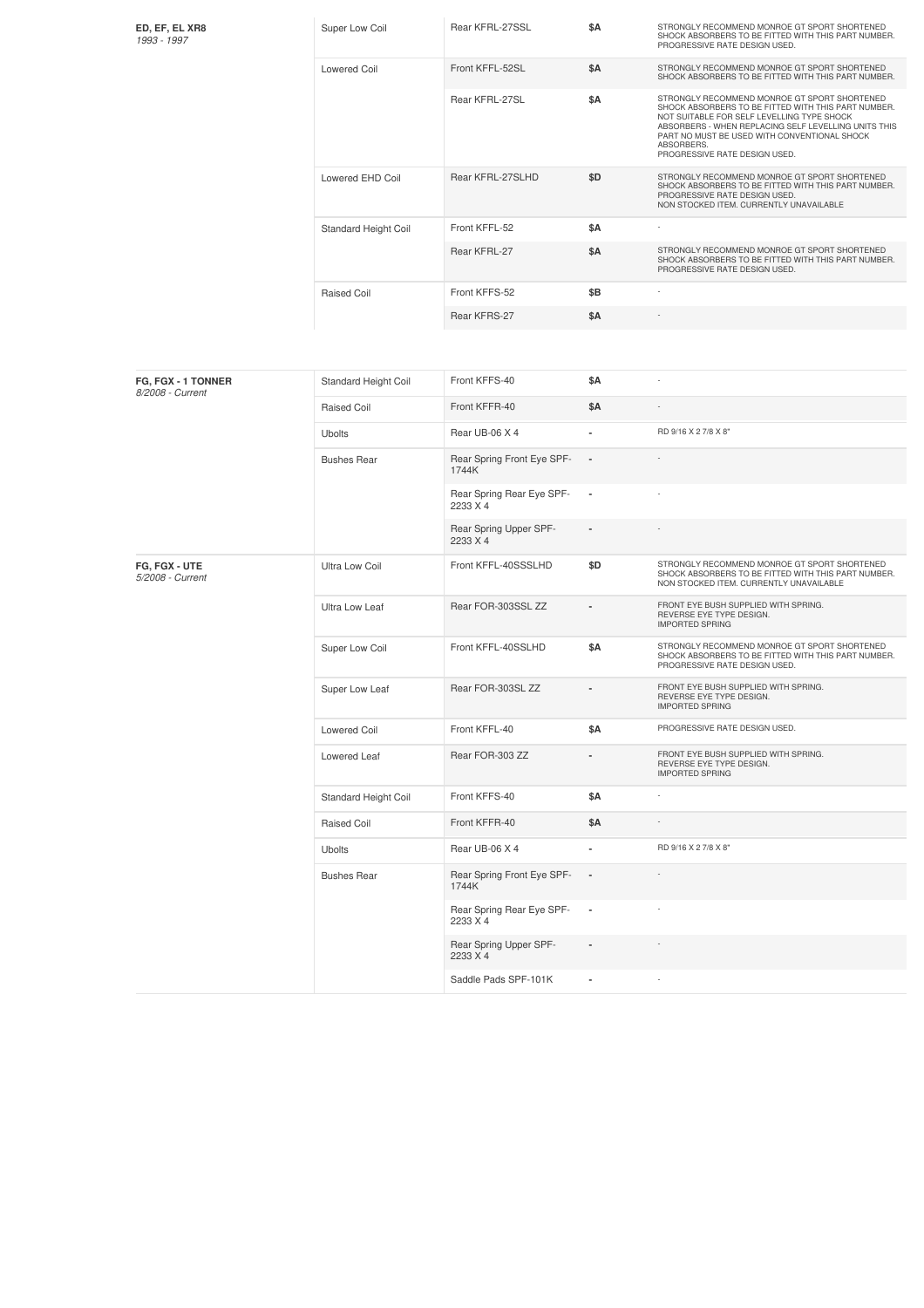| Vehicle | Type | Part | Price | Notes |
|---|---|---|---|---|
| **ED, EF, EL XR8** *1993 - 1997* | Super Low Coil | Rear KFRL-27SSL | $A | STRONGLY RECOMMEND MONROE GT SPORT SHORTENED SHOCK ABSORBERS TO BE FITTED WITH THIS PART NUMBER. PROGRESSIVE RATE DESIGN USED. |
| | Lowered Coil | Front KFFL-52SL | $A | STRONGLY RECOMMEND MONROE GT SPORT SHORTENED SHOCK ABSORBERS TO BE FITTED WITH THIS PART NUMBER. |
| | | Rear KFRL-27SL | $A | STRONGLY RECOMMEND MONROE GT SPORT SHORTENED SHOCK ABSORBERS TO BE FITTED WITH THIS PART NUMBER. NOT SUITABLE FOR SELF LEVELLING TYPE SHOCK ABSORBERS - WHEN REPLACING SELF LEVELLING UNITS THIS PART NO MUST BE USED WITH CONVENTIONAL SHOCK ABSORBERS. PROGRESSIVE RATE DESIGN USED. |
| | Lowered EHD Coil | Rear KFRL-27SLHD | $D | STRONGLY RECOMMEND MONROE GT SPORT SHORTENED SHOCK ABSORBERS TO BE FITTED WITH THIS PART NUMBER. PROGRESSIVE RATE DESIGN USED. NON STOCKED ITEM. CURRENTLY UNAVAILABLE |
| | Standard Height Coil | Front KFFL-52 | $A | - |
| | | Rear KFRL-27 | $A | STRONGLY RECOMMEND MONROE GT SPORT SHORTENED SHOCK ABSORBERS TO BE FITTED WITH THIS PART NUMBER. PROGRESSIVE RATE DESIGN USED. |
| | Raised Coil | Front KFFS-52 | $B | - |
| | | Rear KFRS-27 | $A | - |

| Vehicle | Type | Part | Price | Notes |
|---|---|---|---|---|
| **FG, FGX - 1 TONNER** *8/2008 - Current* | Standard Height Coil | Front KFFS-40 | $A | - |
| | Raised Coil | Front KFFR-40 | $A | - |
| | Ubolts | Rear UB-06 X 4 | - | RD 9/16 X 2 7/8 X 8" |
| | Bushes Rear | Rear Spring Front Eye SPF-1744K | - | - |
| | | Rear Spring Rear Eye SPF-2233 X 4 | - | - |
| | | Rear Spring Upper SPF-2233 X 4 | - | - |
| **FG, FGX - UTE** *5/2008 - Current* | Ultra Low Coil | Front KFFL-40SSSLHD | $D | STRONGLY RECOMMEND MONROE GT SPORT SHORTENED SHOCK ABSORBERS TO BE FITTED WITH THIS PART NUMBER. NON STOCKED ITEM. CURRENTLY UNAVAILABLE |
| | Ultra Low Leaf | Rear FOR-303SSL ZZ | - | FRONT EYE BUSH SUPPLIED WITH SPRING. REVERSE EYE TYPE DESIGN. IMPORTED SPRING |
| | Super Low Coil | Front KFFL-40SSLHD | $A | STRONGLY RECOMMEND MONROE GT SPORT SHORTENED SHOCK ABSORBERS TO BE FITTED WITH THIS PART NUMBER. PROGRESSIVE RATE DESIGN USED. |
| | Super Low Leaf | Rear FOR-303SL ZZ | - | FRONT EYE BUSH SUPPLIED WITH SPRING. REVERSE EYE TYPE DESIGN. IMPORTED SPRING |
| | Lowered Coil | Front KFFL-40 | $A | PROGRESSIVE RATE DESIGN USED. |
| | Lowered Leaf | Rear FOR-303 ZZ | - | FRONT EYE BUSH SUPPLIED WITH SPRING. REVERSE EYE TYPE DESIGN. IMPORTED SPRING |
| | Standard Height Coil | Front KFFS-40 | $A | - |
| | Raised Coil | Front KFFR-40 | $A | - |
| | Ubolts | Rear UB-06 X 4 | - | RD 9/16 X 2 7/8 X 8" |
| | Bushes Rear | Rear Spring Front Eye SPF-1744K | - | - |
| | | Rear Spring Rear Eye SPF-2233 X 4 | - | - |
| | | Rear Spring Upper SPF-2233 X 4 | - | - |
| | | Saddle Pads SPF-101K | - | - |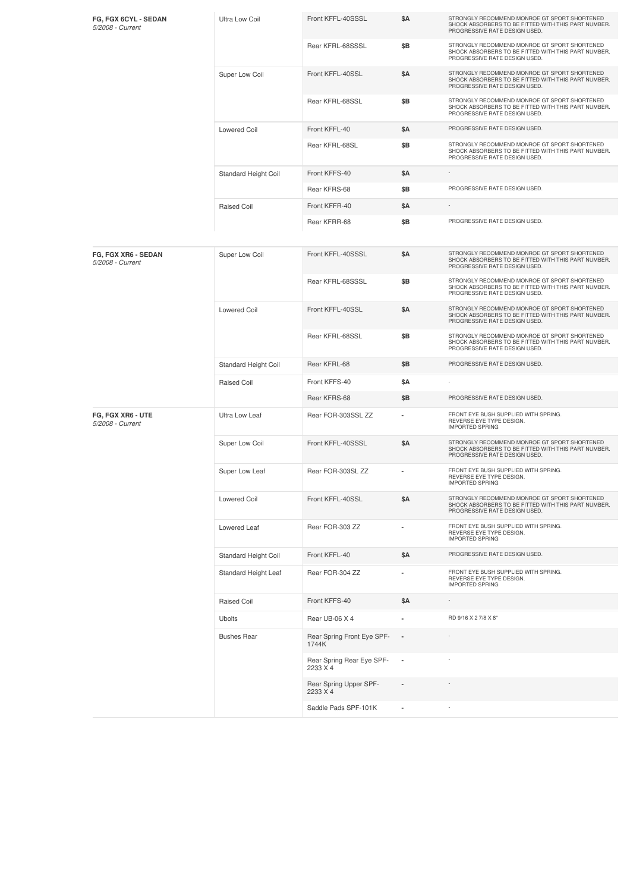| Vehicle | Type | Part | Price | Notes |
|---|---|---|---|---|
| **FG, FGX 6CYL - SEDAN** *5/2008 - Current* | Ultra Low Coil | Front KFFL-40SSSL | $A | STRONGLY RECOMMEND MONROE GT SPORT SHORTENED SHOCK ABSORBERS TO BE FITTED WITH THIS PART NUMBER. PROGRESSIVE RATE DESIGN USED. |
| | | Rear KFRL-68SSSL | $B | STRONGLY RECOMMEND MONROE GT SPORT SHORTENED SHOCK ABSORBERS TO BE FITTED WITH THIS PART NUMBER. PROGRESSIVE RATE DESIGN USED. |
| | Super Low Coil | Front KFFL-40SSL | $A | STRONGLY RECOMMEND MONROE GT SPORT SHORTENED SHOCK ABSORBERS TO BE FITTED WITH THIS PART NUMBER. PROGRESSIVE RATE DESIGN USED. |
| | | Rear KFRL-68SSL | $B | STRONGLY RECOMMEND MONROE GT SPORT SHORTENED SHOCK ABSORBERS TO BE FITTED WITH THIS PART NUMBER. PROGRESSIVE RATE DESIGN USED. |
| | Lowered Coil | Front KFFL-40 | $A | PROGRESSIVE RATE DESIGN USED. |
| | | Rear KFRL-68SL | $B | STRONGLY RECOMMEND MONROE GT SPORT SHORTENED SHOCK ABSORBERS TO BE FITTED WITH THIS PART NUMBER. PROGRESSIVE RATE DESIGN USED. |
| | Standard Height Coil | Front KFFS-40 | $A | - |
| | | Rear KFRS-68 | $B | PROGRESSIVE RATE DESIGN USED. |
| | Raised Coil | Front KFFR-40 | $A | - |
| | | Rear KFRR-68 | $B | PROGRESSIVE RATE DESIGN USED. |
| **FG, FGX XR6 - SEDAN** *5/2008 - Current* | Super Low Coil | Front KFFL-40SSSL | $A | STRONGLY RECOMMEND MONROE GT SPORT SHORTENED SHOCK ABSORBERS TO BE FITTED WITH THIS PART NUMBER. PROGRESSIVE RATE DESIGN USED. |
| | | Rear KFRL-68SSSL | $B | STRONGLY RECOMMEND MONROE GT SPORT SHORTENED SHOCK ABSORBERS TO BE FITTED WITH THIS PART NUMBER. PROGRESSIVE RATE DESIGN USED. |
| | Lowered Coil | Front KFFL-40SSL | $A | STRONGLY RECOMMEND MONROE GT SPORT SHORTENED SHOCK ABSORBERS TO BE FITTED WITH THIS PART NUMBER. PROGRESSIVE RATE DESIGN USED. |
| | | Rear KFRL-68SSL | $B | STRONGLY RECOMMEND MONROE GT SPORT SHORTENED SHOCK ABSORBERS TO BE FITTED WITH THIS PART NUMBER. PROGRESSIVE RATE DESIGN USED. |
| | Standard Height Coil | Rear KFRL-68 | $B | PROGRESSIVE RATE DESIGN USED. |
| | Raised Coil | Front KFFS-40 | $A | - |
| | | Rear KFRS-68 | $B | PROGRESSIVE RATE DESIGN USED. |
| **FG, FGX XR6 - UTE** *5/2008 - Current* | Ultra Low Leaf | Rear FOR-303SSL ZZ | - | FRONT EYE BUSH SUPPLIED WITH SPRING. REVERSE EYE TYPE DESIGN. IMPORTED SPRING |
| | Super Low Coil | Front KFFL-40SSSL | $A | STRONGLY RECOMMEND MONROE GT SPORT SHORTENED SHOCK ABSORBERS TO BE FITTED WITH THIS PART NUMBER. PROGRESSIVE RATE DESIGN USED. |
| | Super Low Leaf | Rear FOR-303SL ZZ | - | FRONT EYE BUSH SUPPLIED WITH SPRING. REVERSE EYE TYPE DESIGN. IMPORTED SPRING |
| | Lowered Coil | Front KFFL-40SSL | $A | STRONGLY RECOMMEND MONROE GT SPORT SHORTENED SHOCK ABSORBERS TO BE FITTED WITH THIS PART NUMBER. PROGRESSIVE RATE DESIGN USED. |
| | Lowered Leaf | Rear FOR-303 ZZ | - | FRONT EYE BUSH SUPPLIED WITH SPRING. REVERSE EYE TYPE DESIGN. IMPORTED SPRING |
| | Standard Height Coil | Front KFFL-40 | $A | PROGRESSIVE RATE DESIGN USED. |
| | Standard Height Leaf | Rear FOR-304 ZZ | - | FRONT EYE BUSH SUPPLIED WITH SPRING. REVERSE EYE TYPE DESIGN. IMPORTED SPRING |
| | Raised Coil | Front KFFS-40 | $A | - |
| | Ubolts | Rear UB-06 X 4 | - | RD 9/16 X 2 7/8 X 8" |
| | Bushes Rear | Rear Spring Front Eye SPF-1744K | - | - |
| | | Rear Spring Rear Eye SPF-2233 X 4 | - | - |
| | | Rear Spring Upper SPF-2233 X 4 | - | - |
| | | Saddle Pads SPF-101K | - | - |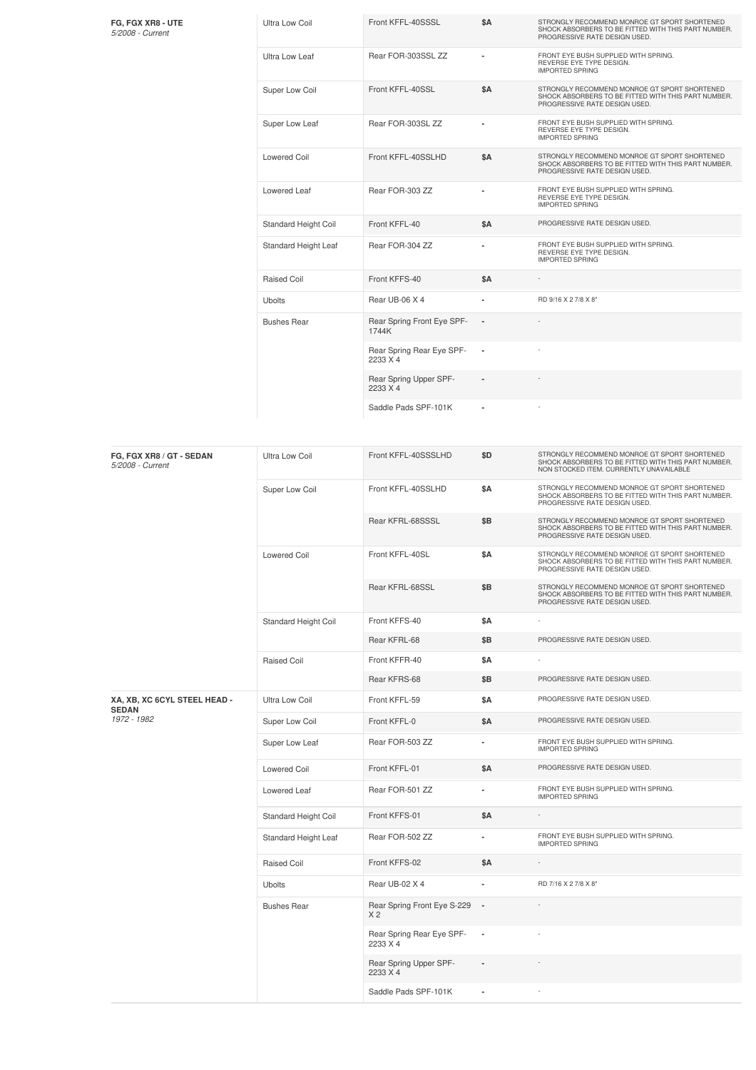| Vehicle | Type | Part | Price | Notes |
| --- | --- | --- | --- | --- |
| **FG, FGX XR8 - UTE** *5/2008 - Current* | Ultra Low Coil | Front KFFL-40SSSL | $A | STRONGLY RECOMMEND MONROE GT SPORT SHORTENED SHOCK ABSORBERS TO BE FITTED WITH THIS PART NUMBER. PROGRESSIVE RATE DESIGN USED. |
| | Ultra Low Leaf | Rear FOR-303SSL ZZ | - | FRONT EYE BUSH SUPPLIED WITH SPRING. REVERSE EYE TYPE DESIGN. IMPORTED SPRING |
| | Super Low Coil | Front KFFL-40SSL | $A | STRONGLY RECOMMEND MONROE GT SPORT SHORTENED SHOCK ABSORBERS TO BE FITTED WITH THIS PART NUMBER. PROGRESSIVE RATE DESIGN USED. |
| | Super Low Leaf | Rear FOR-303SL ZZ | - | FRONT EYE BUSH SUPPLIED WITH SPRING. REVERSE EYE TYPE DESIGN. IMPORTED SPRING |
| | Lowered Coil | Front KFFL-40SSLHD | $A | STRONGLY RECOMMEND MONROE GT SPORT SHORTENED SHOCK ABSORBERS TO BE FITTED WITH THIS PART NUMBER. PROGRESSIVE RATE DESIGN USED. |
| | Lowered Leaf | Rear FOR-303 ZZ | - | FRONT EYE BUSH SUPPLIED WITH SPRING. REVERSE EYE TYPE DESIGN. IMPORTED SPRING |
| | Standard Height Coil | Front KFFL-40 | $A | PROGRESSIVE RATE DESIGN USED. |
| | Standard Height Leaf | Rear FOR-304 ZZ | - | FRONT EYE BUSH SUPPLIED WITH SPRING. REVERSE EYE TYPE DESIGN. IMPORTED SPRING |
| | Raised Coil | Front KFFS-40 | $A | - |
| | Ubolts | Rear UB-06 X 4 | - | RD 9/16 X 2 7/8 X 8" |
| | Bushes Rear | Rear Spring Front Eye SPF-1744K | - | - |
| | | Rear Spring Rear Eye SPF-2233 X 4 | - | - |
| | | Rear Spring Upper SPF-2233 X 4 | - | - |
| | | Saddle Pads SPF-101K | - | - |

| Vehicle | Type | Part | Price | Notes |
| --- | --- | --- | --- | --- |
| **FG, FGX XR8 / GT - SEDAN** *5/2008 - Current* | Ultra Low Coil | Front KFFL-40SSSLHD | $D | STRONGLY RECOMMEND MONROE GT SPORT SHORTENED SHOCK ABSORBERS TO BE FITTED WITH THIS PART NUMBER. NON STOCKED ITEM. CURRENTLY UNAVAILABLE |
| | Super Low Coil | Front KFFL-40SSLHD | $A | STRONGLY RECOMMEND MONROE GT SPORT SHORTENED SHOCK ABSORBERS TO BE FITTED WITH THIS PART NUMBER. PROGRESSIVE RATE DESIGN USED. |
| | | Rear KFRL-68SSSL | $B | STRONGLY RECOMMEND MONROE GT SPORT SHORTENED SHOCK ABSORBERS TO BE FITTED WITH THIS PART NUMBER. PROGRESSIVE RATE DESIGN USED. |
| | Lowered Coil | Front KFFL-40SL | $A | STRONGLY RECOMMEND MONROE GT SPORT SHORTENED SHOCK ABSORBERS TO BE FITTED WITH THIS PART NUMBER. PROGRESSIVE RATE DESIGN USED. |
| | | Rear KFRL-68SSL | $B | STRONGLY RECOMMEND MONROE GT SPORT SHORTENED SHOCK ABSORBERS TO BE FITTED WITH THIS PART NUMBER. PROGRESSIVE RATE DESIGN USED. |
| | Standard Height Coil | Front KFFS-40 | $A | - |
| | | Rear KFRL-68 | $B | PROGRESSIVE RATE DESIGN USED. |
| | Raised Coil | Front KFFR-40 | $A | - |
| | | Rear KFRS-68 | $B | PROGRESSIVE RATE DESIGN USED. |
| **XA, XB, XC 6CYL STEEL HEAD - SEDAN** *1972 - 1982* | Ultra Low Coil | Front KFFL-59 | $A | PROGRESSIVE RATE DESIGN USED. |
| | Super Low Coil | Front KFFL-0 | $A | PROGRESSIVE RATE DESIGN USED. |
| | Super Low Leaf | Rear FOR-503 ZZ | - | FRONT EYE BUSH SUPPLIED WITH SPRING. IMPORTED SPRING |
| | Lowered Coil | Front KFFL-01 | $A | PROGRESSIVE RATE DESIGN USED. |
| | Lowered Leaf | Rear FOR-501 ZZ | - | FRONT EYE BUSH SUPPLIED WITH SPRING. IMPORTED SPRING |
| | Standard Height Coil | Front KFFS-01 | $A | - |
| | Standard Height Leaf | Rear FOR-502 ZZ | - | FRONT EYE BUSH SUPPLIED WITH SPRING. IMPORTED SPRING |
| | Raised Coil | Front KFFS-02 | $A | - |
| | Ubolts | Rear UB-02 X 4 | - | RD 7/16 X 2 7/8 X 8" |
| | Bushes Rear | Rear Spring Front Eye S-229 X 2 | - | - |
| | | Rear Spring Rear Eye SPF-2233 X 4 | - | - |
| | | Rear Spring Upper SPF-2233 X 4 | - | - |
| | | Saddle Pads SPF-101K | - | - |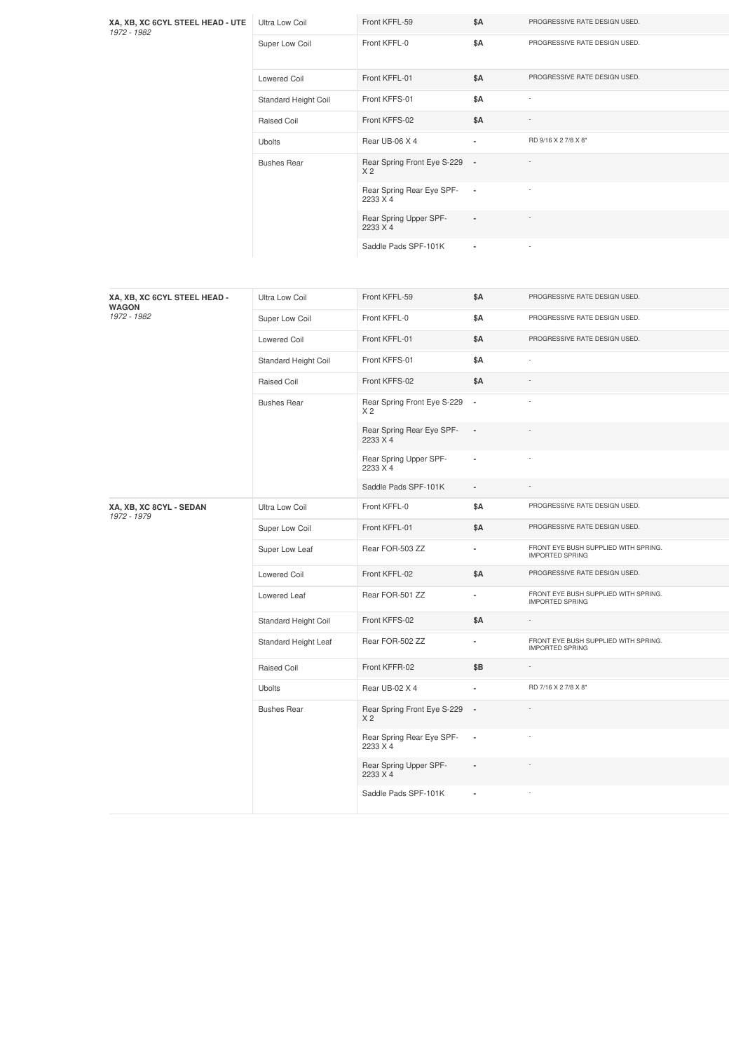| Vehicle | Type | Part | Price | Notes |
|---|---|---|---|---|
| **XA, XB, XC 6CYL STEEL HEAD - UTE** *1972 - 1982* | Ultra Low Coil | Front KFFL-59 | $A | PROGRESSIVE RATE DESIGN USED. |
| | Super Low Coil | Front KFFL-0 | $A | PROGRESSIVE RATE DESIGN USED. |
| | Lowered Coil | Front KFFL-01 | $A | PROGRESSIVE RATE DESIGN USED. |
| | Standard Height Coil | Front KFFS-01 | $A | - |
| | Raised Coil | Front KFFS-02 | $A | - |
| | Ubolts | Rear UB-06 X 4 | - | RD 9/16 X 2 7/8 X 8" |
| | Bushes Rear | Rear Spring Front Eye S-229 X 2 | - | - |
| | | Rear Spring Rear Eye SPF-2233 X 4 | - | - |
| | | Rear Spring Upper SPF-2233 X 4 | - | - |
| | | Saddle Pads SPF-101K | - | - |

| Vehicle | Type | Part | Price | Notes |
|---|---|---|---|---|
| **XA, XB, XC 6CYL STEEL HEAD - WAGON** *1972 - 1982* | Ultra Low Coil | Front KFFL-59 | $A | PROGRESSIVE RATE DESIGN USED. |
| | Super Low Coil | Front KFFL-0 | $A | PROGRESSIVE RATE DESIGN USED. |
| | Lowered Coil | Front KFFL-01 | $A | PROGRESSIVE RATE DESIGN USED. |
| | Standard Height Coil | Front KFFS-01 | $A | - |
| | Raised Coil | Front KFFS-02 | $A | - |
| | Bushes Rear | Rear Spring Front Eye S-229 X 2 | - | - |
| | | Rear Spring Rear Eye SPF-2233 X 4 | - | - |
| | | Rear Spring Upper SPF-2233 X 4 | - | - |
| | | Saddle Pads SPF-101K | - | - |
| **XA, XB, XC 8CYL - SEDAN** *1972 - 1979* | Ultra Low Coil | Front KFFL-0 | $A | PROGRESSIVE RATE DESIGN USED. |
| | Super Low Coil | Front KFFL-01 | $A | PROGRESSIVE RATE DESIGN USED. |
| | Super Low Leaf | Rear FOR-503 ZZ | - | FRONT EYE BUSH SUPPLIED WITH SPRING. IMPORTED SPRING |
| | Lowered Coil | Front KFFL-02 | $A | PROGRESSIVE RATE DESIGN USED. |
| | Lowered Leaf | Rear FOR-501 ZZ | - | FRONT EYE BUSH SUPPLIED WITH SPRING. IMPORTED SPRING |
| | Standard Height Coil | Front KFFS-02 | $A | - |
| | Standard Height Leaf | Rear FOR-502 ZZ | - | FRONT EYE BUSH SUPPLIED WITH SPRING. IMPORTED SPRING |
| | Raised Coil | Front KFFR-02 | $B | - |
| | Ubolts | Rear UB-02 X 4 | - | RD 7/16 X 2 7/8 X 8" |
| | Bushes Rear | Rear Spring Front Eye S-229 X 2 | - | - |
| | | Rear Spring Rear Eye SPF-2233 X 4 | - | - |
| | | Rear Spring Upper SPF-2233 X 4 | - | - |
| | | Saddle Pads SPF-101K | - | - |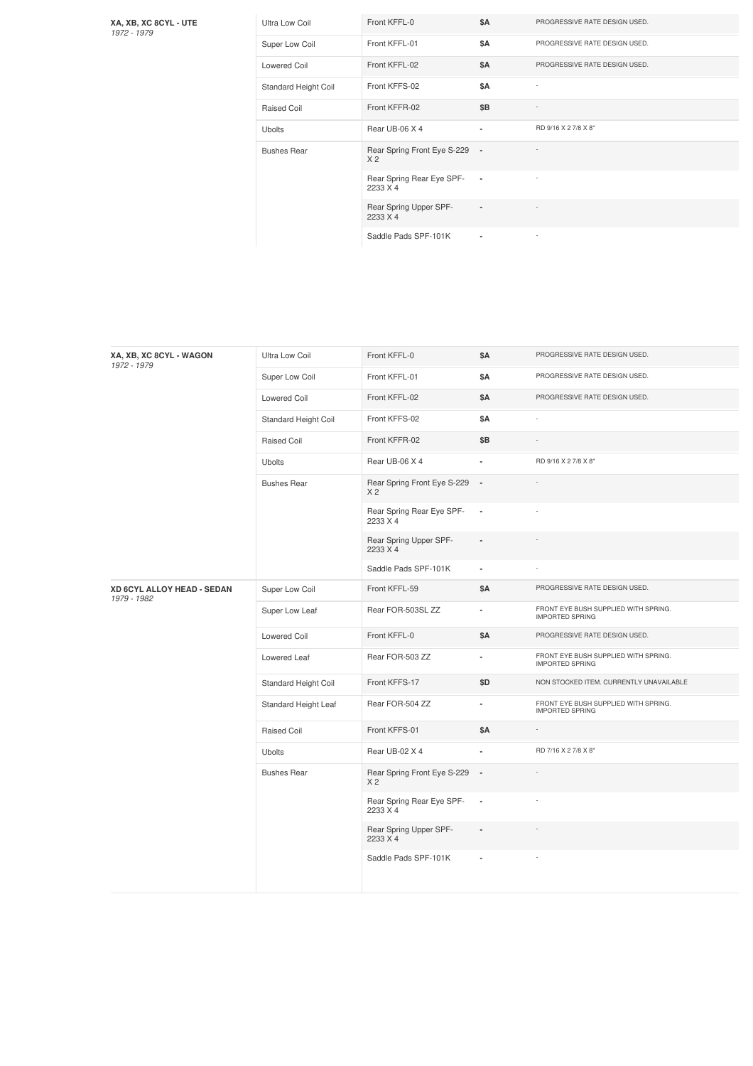| Vehicle | Type | Part | Price | Notes |
|---|---|---|---|---|
| **XA, XB, XC 8CYL - UTE** *1972 - 1979* | Ultra Low Coil | Front KFFL-0 | $A | PROGRESSIVE RATE DESIGN USED. |
| | Super Low Coil | Front KFFL-01 | $A | PROGRESSIVE RATE DESIGN USED. |
| | Lowered Coil | Front KFFL-02 | $A | PROGRESSIVE RATE DESIGN USED. |
| | Standard Height Coil | Front KFFS-02 | $A | - |
| | Raised Coil | Front KFFR-02 | $B | - |
| | Ubolts | Rear UB-06 X 4 | - | RD 9/16 X 2 7/8 X 8" |
| | Bushes Rear | Rear Spring Front Eye S-229 X 2 | - | - |
| | | Rear Spring Rear Eye SPF-2233 X 4 | - | - |
| | | Rear Spring Upper SPF-2233 X 4 | - | - |
| | | Saddle Pads SPF-101K | - | - |

| Vehicle | Type | Part | Price | Notes |
|---|---|---|---|---|
| **XA, XB, XC 8CYL - WAGON** *1972 - 1979* | Ultra Low Coil | Front KFFL-0 | $A | PROGRESSIVE RATE DESIGN USED. |
| | Super Low Coil | Front KFFL-01 | $A | PROGRESSIVE RATE DESIGN USED. |
| | Lowered Coil | Front KFFL-02 | $A | PROGRESSIVE RATE DESIGN USED. |
| | Standard Height Coil | Front KFFS-02 | $A | - |
| | Raised Coil | Front KFFR-02 | $B | - |
| | Ubolts | Rear UB-06 X 4 | - | RD 9/16 X 2 7/8 X 8" |
| | Bushes Rear | Rear Spring Front Eye S-229 X 2 | - | - |
| | | Rear Spring Rear Eye SPF-2233 X 4 | - | - |
| | | Rear Spring Upper SPF-2233 X 4 | - | - |
| | | Saddle Pads SPF-101K | - | - |
| **XD 6CYL ALLOY HEAD - SEDAN** *1979 - 1982* | Super Low Coil | Front KFFL-59 | $A | PROGRESSIVE RATE DESIGN USED. |
| | Super Low Leaf | Rear FOR-503SL ZZ | - | FRONT EYE BUSH SUPPLIED WITH SPRING. IMPORTED SPRING |
| | Lowered Coil | Front KFFL-0 | $A | PROGRESSIVE RATE DESIGN USED. |
| | Lowered Leaf | Rear FOR-503 ZZ | - | FRONT EYE BUSH SUPPLIED WITH SPRING. IMPORTED SPRING |
| | Standard Height Coil | Front KFFS-17 | $D | NON STOCKED ITEM. CURRENTLY UNAVAILABLE |
| | Standard Height Leaf | Rear FOR-504 ZZ | - | FRONT EYE BUSH SUPPLIED WITH SPRING. IMPORTED SPRING |
| | Raised Coil | Front KFFS-01 | $A | - |
| | Ubolts | Rear UB-02 X 4 | - | RD 7/16 X 2 7/8 X 8" |
| | Bushes Rear | Rear Spring Front Eye S-229 X 2 | - | - |
| | | Rear Spring Rear Eye SPF-2233 X 4 | - | - |
| | | Rear Spring Upper SPF-2233 X 4 | - | - |
| | | Saddle Pads SPF-101K | - | - |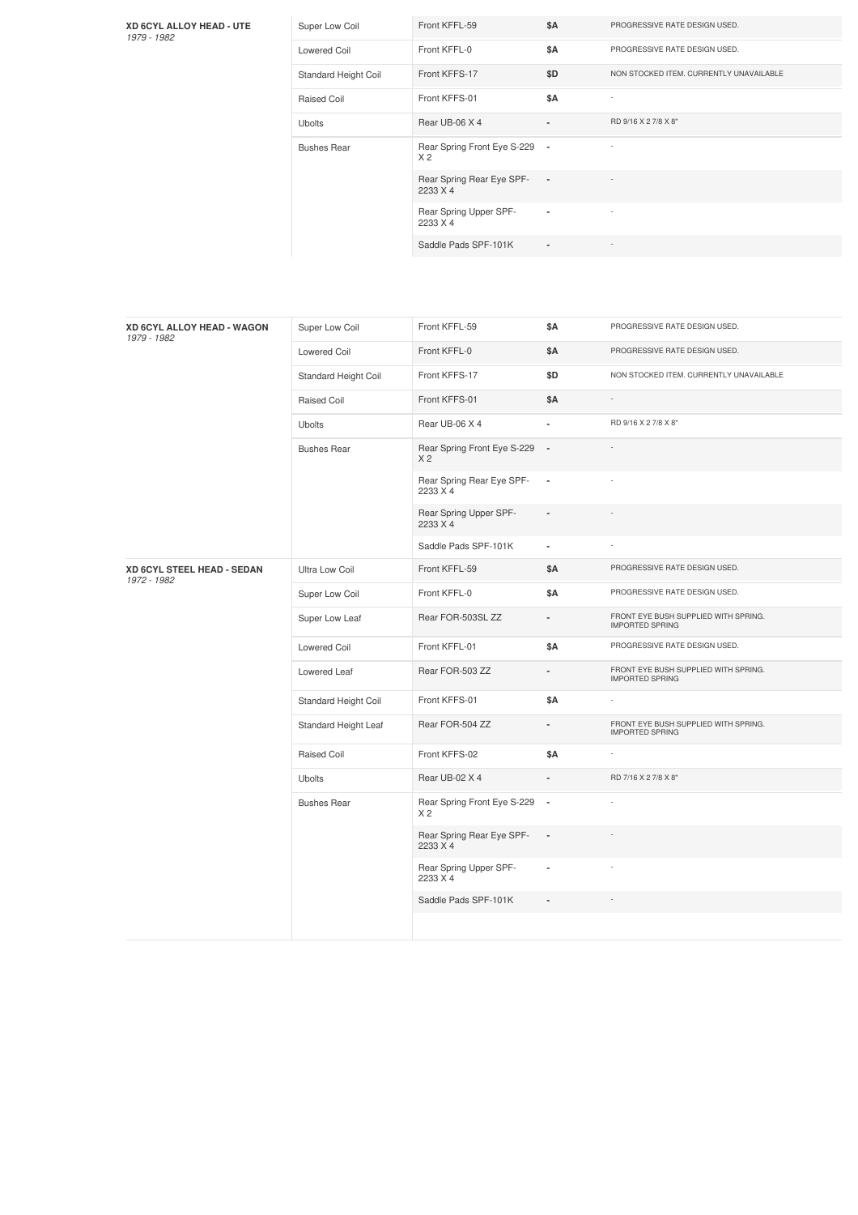| | | | | |
|---|---|---|---|---|
| **XD 6CYL ALLOY HEAD - UTE** *1979 - 1982* | Super Low Coil | Front KFFL-59 | $A | PROGRESSIVE RATE DESIGN USED. |
| | Lowered Coil | Front KFFL-0 | $A | PROGRESSIVE RATE DESIGN USED. |
| | Standard Height Coil | Front KFFS-17 | $D | NON STOCKED ITEM. CURRENTLY UNAVAILABLE |
| | Raised Coil | Front KFFS-01 | $A | - |
| | Ubolts | Rear UB-06 X 4 | - | RD 9/16 X 2 7/8 X 8" |
| | Bushes Rear | Rear Spring Front Eye S-229 X 2 | - | - |
| | | Rear Spring Rear Eye SPF-2233 X 4 | - | - |
| | | Rear Spring Upper SPF-2233 X 4 | - | - |
| | | Saddle Pads SPF-101K | - | - |

| | | | | |
|---|---|---|---|---|
| **XD 6CYL ALLOY HEAD - WAGON** *1979 - 1982* | Super Low Coil | Front KFFL-59 | $A | PROGRESSIVE RATE DESIGN USED. |
| | Lowered Coil | Front KFFL-0 | $A | PROGRESSIVE RATE DESIGN USED. |
| | Standard Height Coil | Front KFFS-17 | $D | NON STOCKED ITEM. CURRENTLY UNAVAILABLE |
| | Raised Coil | Front KFFS-01 | $A | - |
| | Ubolts | Rear UB-06 X 4 | - | RD 9/16 X 2 7/8 X 8" |
| | Bushes Rear | Rear Spring Front Eye S-229 X 2 | - | - |
| | | Rear Spring Rear Eye SPF-2233 X 4 | - | - |
| | | Rear Spring Upper SPF-2233 X 4 | - | - |
| | | Saddle Pads SPF-101K | - | - |
| **XD 6CYL STEEL HEAD - SEDAN** *1972 - 1982* | Ultra Low Coil | Front KFFL-59 | $A | PROGRESSIVE RATE DESIGN USED. |
| | Super Low Coil | Front KFFL-0 | $A | PROGRESSIVE RATE DESIGN USED. |
| | Super Low Leaf | Rear FOR-503SL ZZ | - | FRONT EYE BUSH SUPPLIED WITH SPRING. IMPORTED SPRING |
| | Lowered Coil | Front KFFL-01 | $A | PROGRESSIVE RATE DESIGN USED. |
| | Lowered Leaf | Rear FOR-503 ZZ | - | FRONT EYE BUSH SUPPLIED WITH SPRING. IMPORTED SPRING |
| | Standard Height Coil | Front KFFS-01 | $A | - |
| | Standard Height Leaf | Rear FOR-504 ZZ | - | FRONT EYE BUSH SUPPLIED WITH SPRING. IMPORTED SPRING |
| | Raised Coil | Front KFFS-02 | $A | - |
| | Ubolts | Rear UB-02 X 4 | - | RD 7/16 X 2 7/8 X 8" |
| | Bushes Rear | Rear Spring Front Eye S-229 X 2 | - | - |
| | | Rear Spring Rear Eye SPF-2233 X 4 | - | - |
| | | Rear Spring Upper SPF-2233 X 4 | - | - |
| | | Saddle Pads SPF-101K | - | - |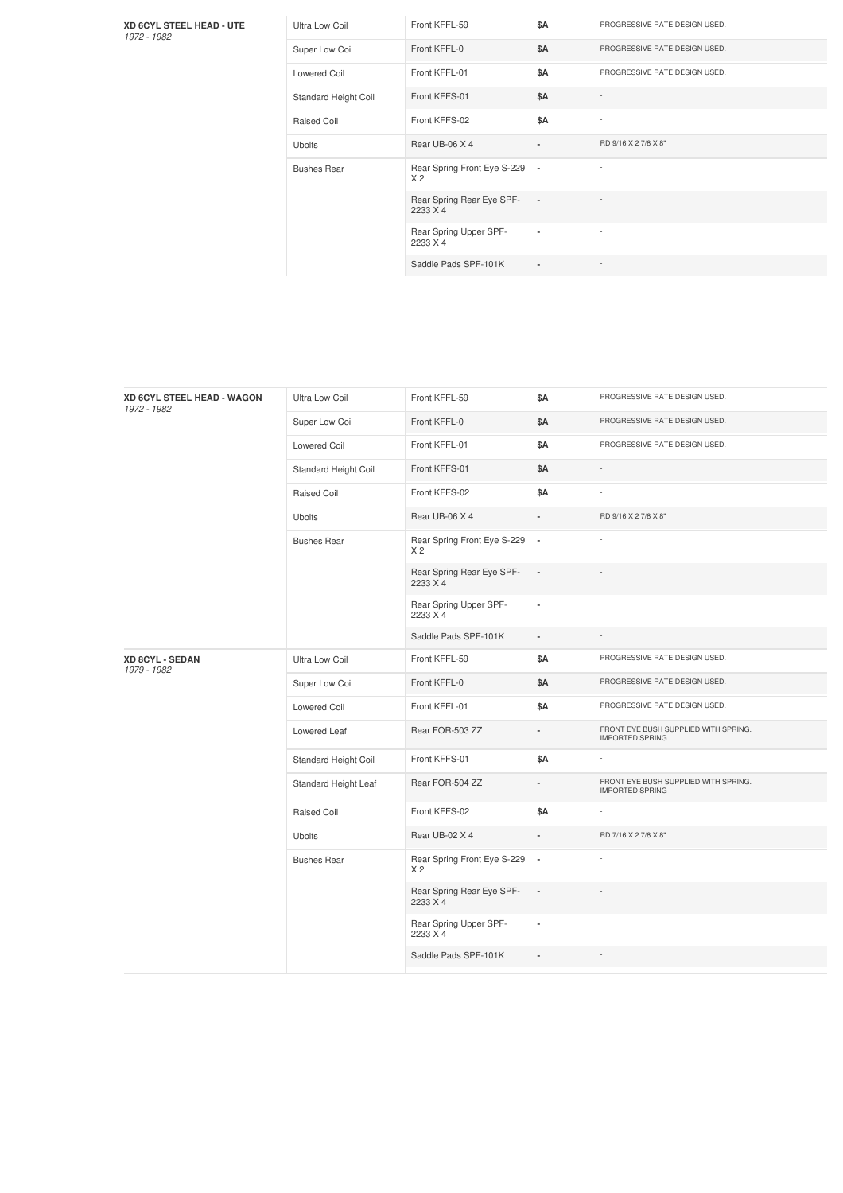| XD 6CYL STEEL HEAD - UTE *1972 - 1982* | Ultra Low Coil | Front KFFL-59 | $A | PROGRESSIVE RATE DESIGN USED. |
|---|---|---|---|---|
| | Super Low Coil | Front KFFL-0 | $A | PROGRESSIVE RATE DESIGN USED. |
| | Lowered Coil | Front KFFL-01 | $A | PROGRESSIVE RATE DESIGN USED. |
| | Standard Height Coil | Front KFFS-01 | $A | - |
| | Raised Coil | Front KFFS-02 | $A | - |
| | Ubolts | Rear UB-06 X 4 | - | RD 9/16 X 2 7/8 X 8" |
| | Bushes Rear | Rear Spring Front Eye S-229 X 2 | - | - |
| | | Rear Spring Rear Eye SPF-2233 X 4 | - | - |
| | | Rear Spring Upper SPF-2233 X 4 | - | - |
| | | Saddle Pads SPF-101K | - | - |

| XD 6CYL STEEL HEAD - WAGON *1972 - 1982* | Ultra Low Coil | Front KFFL-59 | $A | PROGRESSIVE RATE DESIGN USED. |
|---|---|---|---|---|
| | Super Low Coil | Front KFFL-0 | $A | PROGRESSIVE RATE DESIGN USED. |
| | Lowered Coil | Front KFFL-01 | $A | PROGRESSIVE RATE DESIGN USED. |
| | Standard Height Coil | Front KFFS-01 | $A | - |
| | Raised Coil | Front KFFS-02 | $A | - |
| | Ubolts | Rear UB-06 X 4 | - | RD 9/16 X 2 7/8 X 8" |
| | Bushes Rear | Rear Spring Front Eye S-229 X 2 | - | - |
| | | Rear Spring Rear Eye SPF-2233 X 4 | - | - |
| | | Rear Spring Upper SPF-2233 X 4 | - | - |
| | | Saddle Pads SPF-101K | - | - |
| **XD 8CYL - SEDAN** *1979 - 1982* | Ultra Low Coil | Front KFFL-59 | $A | PROGRESSIVE RATE DESIGN USED. |
| | Super Low Coil | Front KFFL-0 | $A | PROGRESSIVE RATE DESIGN USED. |
| | Lowered Coil | Front KFFL-01 | $A | PROGRESSIVE RATE DESIGN USED. |
| | Lowered Leaf | Rear FOR-503 ZZ | - | FRONT EYE BUSH SUPPLIED WITH SPRING. IMPORTED SPRING |
| | Standard Height Coil | Front KFFS-01 | $A | - |
| | Standard Height Leaf | Rear FOR-504 ZZ | - | FRONT EYE BUSH SUPPLIED WITH SPRING. IMPORTED SPRING |
| | Raised Coil | Front KFFS-02 | $A | - |
| | Ubolts | Rear UB-02 X 4 | - | RD 7/16 X 2 7/8 X 8" |
| | Bushes Rear | Rear Spring Front Eye S-229 X 2 | - | - |
| | | Rear Spring Rear Eye SPF-2233 X 4 | - | - |
| | | Rear Spring Upper SPF-2233 X 4 | - | - |
| | | Saddle Pads SPF-101K | - | - |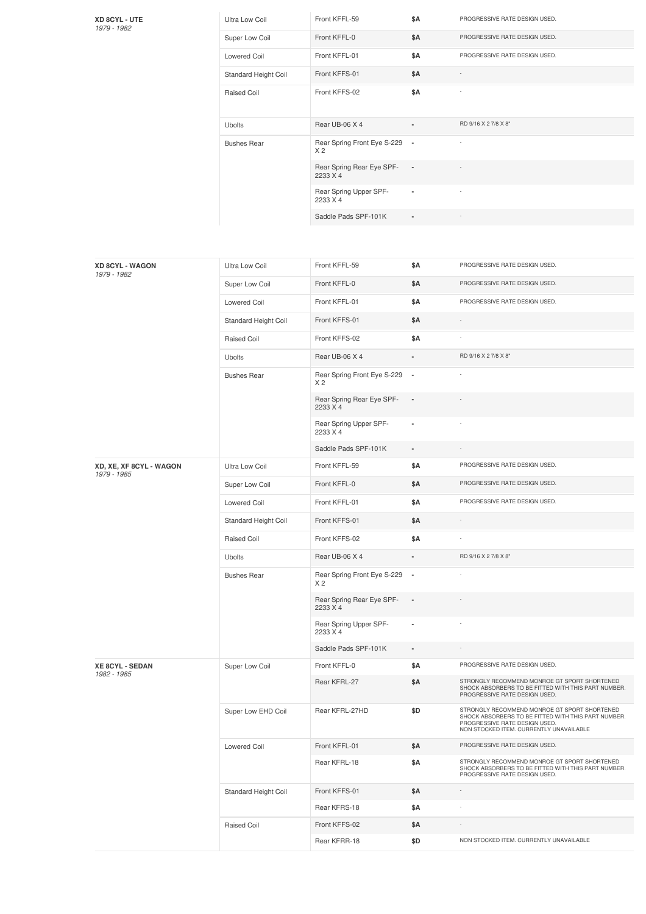| Vehicle | Type | Part | Price | Notes |
| --- | --- | --- | --- | --- |
| **XD 8CYL - UTE** *1979 - 1982* | Ultra Low Coil | Front KFFL-59 | $A | PROGRESSIVE RATE DESIGN USED. |
| | Super Low Coil | Front KFFL-0 | $A | PROGRESSIVE RATE DESIGN USED. |
| | Lowered Coil | Front KFFL-01 | $A | PROGRESSIVE RATE DESIGN USED. |
| | Standard Height Coil | Front KFFS-01 | $A | - |
| | Raised Coil | Front KFFS-02 | $A | - |
| | Ubolts | Rear UB-06 X 4 | - | RD 9/16 X 2 7/8 X 8" |
| | Bushes Rear | Rear Spring Front Eye S-229 X 2 | - | - |
| | | Rear Spring Rear Eye SPF-2233 X 4 | - | - |
| | | Rear Spring Upper SPF-2233 X 4 | - | - |
| | | Saddle Pads SPF-101K | - | - |

| Vehicle | Type | Part | Price | Notes |
| --- | --- | --- | --- | --- |
| **XD 8CYL - WAGON** *1979 - 1982* | Ultra Low Coil | Front KFFL-59 | $A | PROGRESSIVE RATE DESIGN USED. |
| | Super Low Coil | Front KFFL-0 | $A | PROGRESSIVE RATE DESIGN USED. |
| | Lowered Coil | Front KFFL-01 | $A | PROGRESSIVE RATE DESIGN USED. |
| | Standard Height Coil | Front KFFS-01 | $A | - |
| | Raised Coil | Front KFFS-02 | $A | - |
| | Ubolts | Rear UB-06 X 4 | - | RD 9/16 X 2 7/8 X 8" |
| | Bushes Rear | Rear Spring Front Eye S-229 X 2 | - | - |
| | | Rear Spring Rear Eye SPF-2233 X 4 | - | - |
| | | Rear Spring Upper SPF-2233 X 4 | - | - |
| | | Saddle Pads SPF-101K | - | - |
| **XD, XE, XF 8CYL - WAGON** *1979 - 1985* | Ultra Low Coil | Front KFFL-59 | $A | PROGRESSIVE RATE DESIGN USED. |
| | Super Low Coil | Front KFFL-0 | $A | PROGRESSIVE RATE DESIGN USED. |
| | Lowered Coil | Front KFFL-01 | $A | PROGRESSIVE RATE DESIGN USED. |
| | Standard Height Coil | Front KFFS-01 | $A | - |
| | Raised Coil | Front KFFS-02 | $A | - |
| | Ubolts | Rear UB-06 X 4 | - | RD 9/16 X 2 7/8 X 8" |
| | Bushes Rear | Rear Spring Front Eye S-229 X 2 | - | - |
| | | Rear Spring Rear Eye SPF-2233 X 4 | - | - |
| | | Rear Spring Upper SPF-2233 X 4 | - | - |
| | | Saddle Pads SPF-101K | - | - |
| **XE 8CYL - SEDAN** *1982 - 1985* | Super Low Coil | Front KFFL-0 | $A | PROGRESSIVE RATE DESIGN USED. |
| | | Rear KFRL-27 | $A | STRONGLY RECOMMEND MONROE GT SPORT SHORTENED SHOCK ABSORBERS TO BE FITTED WITH THIS PART NUMBER. PROGRESSIVE RATE DESIGN USED. |
| | Super Low EHD Coil | Rear KFRL-27HD | $D | STRONGLY RECOMMEND MONROE GT SPORT SHORTENED SHOCK ABSORBERS TO BE FITTED WITH THIS PART NUMBER. PROGRESSIVE RATE DESIGN USED. NON STOCKED ITEM. CURRENTLY UNAVAILABLE |
| | Lowered Coil | Front KFFL-01 | $A | PROGRESSIVE RATE DESIGN USED. |
| | | Rear KFRL-18 | $A | STRONGLY RECOMMEND MONROE GT SPORT SHORTENED SHOCK ABSORBERS TO BE FITTED WITH THIS PART NUMBER. PROGRESSIVE RATE DESIGN USED. |
| | Standard Height Coil | Front KFFS-01 | $A | - |
| | | Rear KFRS-18 | $A | - |
| | Raised Coil | Front KFFS-02 | $A | - |
| | | Rear KFRR-18 | $D | NON STOCKED ITEM. CURRENTLY UNAVAILABLE |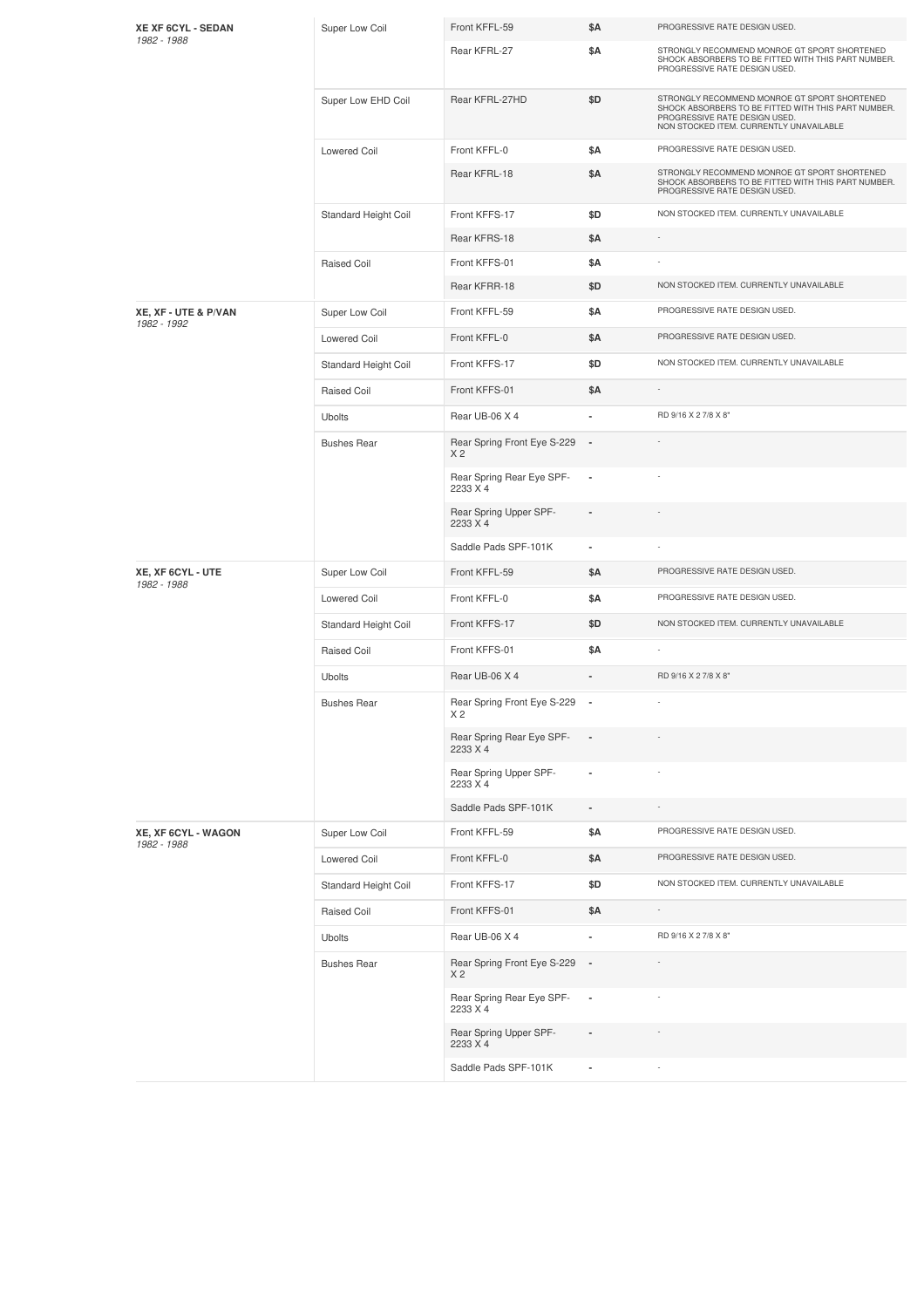| Vehicle | Type | Part | Price | Notes |
|---|---|---|---|---|
| **XE XF 6CYL - SEDAN** *1982 - 1988* | Super Low Coil | Front KFFL-59 | $A | PROGRESSIVE RATE DESIGN USED. |
| | | Rear KFRL-27 | $A | STRONGLY RECOMMEND MONROE GT SPORT SHORTENED SHOCK ABSORBERS TO BE FITTED WITH THIS PART NUMBER. PROGRESSIVE RATE DESIGN USED. |
| | Super Low EHD Coil | Rear KFRL-27HD | $D | STRONGLY RECOMMEND MONROE GT SPORT SHORTENED SHOCK ABSORBERS TO BE FITTED WITH THIS PART NUMBER. PROGRESSIVE RATE DESIGN USED. NON STOCKED ITEM. CURRENTLY UNAVAILABLE |
| | Lowered Coil | Front KFFL-0 | $A | PROGRESSIVE RATE DESIGN USED. |
| | | Rear KFRL-18 | $A | STRONGLY RECOMMEND MONROE GT SPORT SHORTENED SHOCK ABSORBERS TO BE FITTED WITH THIS PART NUMBER. PROGRESSIVE RATE DESIGN USED. |
| | Standard Height Coil | Front KFFS-17 | $D | NON STOCKED ITEM. CURRENTLY UNAVAILABLE |
| | | Rear KFRS-18 | $A | - |
| | Raised Coil | Front KFFS-01 | $A | - |
| | | Rear KFRR-18 | $D | NON STOCKED ITEM. CURRENTLY UNAVAILABLE |
| **XE, XF - UTE & P/VAN** *1982 - 1992* | Super Low Coil | Front KFFL-59 | $A | PROGRESSIVE RATE DESIGN USED. |
| | Lowered Coil | Front KFFL-0 | $A | PROGRESSIVE RATE DESIGN USED. |
| | Standard Height Coil | Front KFFS-17 | $D | NON STOCKED ITEM. CURRENTLY UNAVAILABLE |
| | Raised Coil | Front KFFS-01 | $A | - |
| | Ubolts | Rear UB-06 X 4 | - | RD 9/16 X 2 7/8 X 8" |
| | Bushes Rear | Rear Spring Front Eye S-229 X 2 | - | - |
| | | Rear Spring Rear Eye SPF-2233 X 4 | - | - |
| | | Rear Spring Upper SPF-2233 X 4 | - | - |
| | | Saddle Pads SPF-101K | - | - |
| **XE, XF 6CYL - UTE** *1982 - 1988* | Super Low Coil | Front KFFL-59 | $A | PROGRESSIVE RATE DESIGN USED. |
| | Lowered Coil | Front KFFL-0 | $A | PROGRESSIVE RATE DESIGN USED. |
| | Standard Height Coil | Front KFFS-17 | $D | NON STOCKED ITEM. CURRENTLY UNAVAILABLE |
| | Raised Coil | Front KFFS-01 | $A | - |
| | Ubolts | Rear UB-06 X 4 | - | RD 9/16 X 2 7/8 X 8" |
| | Bushes Rear | Rear Spring Front Eye S-229 X 2 | - | - |
| | | Rear Spring Rear Eye SPF-2233 X 4 | - | - |
| | | Rear Spring Upper SPF-2233 X 4 | - | - |
| | | Saddle Pads SPF-101K | - | - |
| **XE, XF 6CYL - WAGON** *1982 - 1988* | Super Low Coil | Front KFFL-59 | $A | PROGRESSIVE RATE DESIGN USED. |
| | Lowered Coil | Front KFFL-0 | $A | PROGRESSIVE RATE DESIGN USED. |
| | Standard Height Coil | Front KFFS-17 | $D | NON STOCKED ITEM. CURRENTLY UNAVAILABLE |
| | Raised Coil | Front KFFS-01 | $A | - |
| | Ubolts | Rear UB-06 X 4 | - | RD 9/16 X 2 7/8 X 8" |
| | Bushes Rear | Rear Spring Front Eye S-229 X 2 | - | - |
| | | Rear Spring Rear Eye SPF-2233 X 4 | - | - |
| | | Rear Spring Upper SPF-2233 X 4 | - | - |
| | | Saddle Pads SPF-101K | - | - |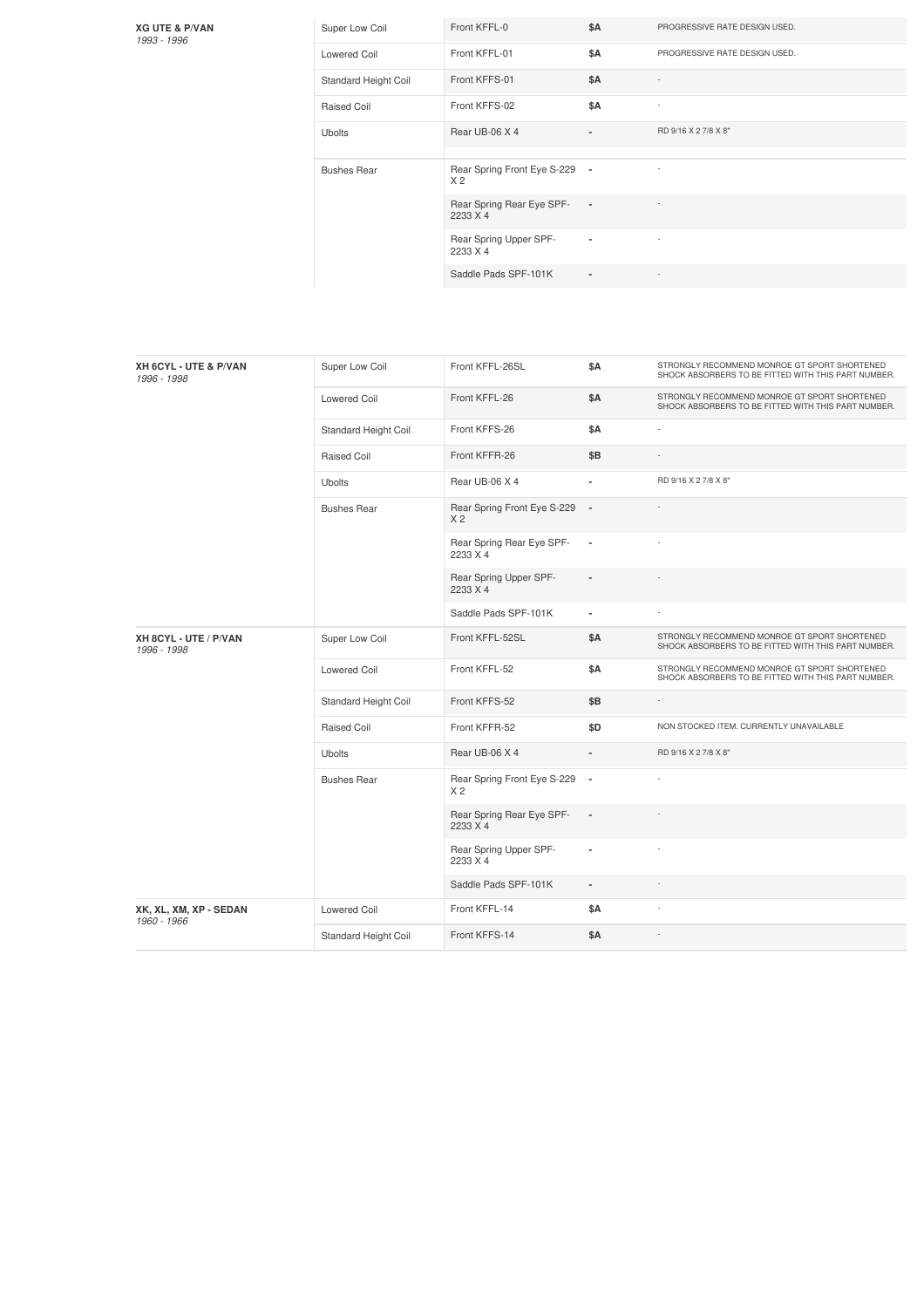| Vehicle | Type | Part | Price | Notes |
|---|---|---|---|---|
| **XG UTE & P/VAN** *1993 - 1996* | Super Low Coil | Front KFFL-0 | $A | PROGRESSIVE RATE DESIGN USED. |
| | Lowered Coil | Front KFFL-01 | $A | PROGRESSIVE RATE DESIGN USED. |
| | Standard Height Coil | Front KFFS-01 | $A | - |
| | Raised Coil | Front KFFS-02 | $A | - |
| | Ubolts | Rear UB-06 X 4 | - | RD 9/16 X 2 7/8 X 8" |
| | Bushes Rear | Rear Spring Front Eye S-229 X 2 | - | - |
| | | Rear Spring Rear Eye SPF-2233 X 4 | - | - |
| | | Rear Spring Upper SPF-2233 X 4 | - | - |
| | | Saddle Pads SPF-101K | - | - |

| Vehicle | Type | Part | Price | Notes |
|---|---|---|---|---|
| **XH 6CYL - UTE & P/VAN** *1996 - 1998* | Super Low Coil | Front KFFL-26SL | $A | STRONGLY RECOMMEND MONROE GT SPORT SHORTENED SHOCK ABSORBERS TO BE FITTED WITH THIS PART NUMBER. |
| | Lowered Coil | Front KFFL-26 | $A | STRONGLY RECOMMEND MONROE GT SPORT SHORTENED SHOCK ABSORBERS TO BE FITTED WITH THIS PART NUMBER. |
| | Standard Height Coil | Front KFFS-26 | $A | - |
| | Raised Coil | Front KFFR-26 | $B | - |
| | Ubolts | Rear UB-06 X 4 | - | RD 9/16 X 2 7/8 X 8" |
| | Bushes Rear | Rear Spring Front Eye S-229 X 2 | - | - |
| | | Rear Spring Rear Eye SPF-2233 X 4 | - | - |
| | | Rear Spring Upper SPF-2233 X 4 | - | - |
| | | Saddle Pads SPF-101K | - | - |
| **XH 8CYL - UTE / P/VAN** *1996 - 1998* | Super Low Coil | Front KFFL-52SL | $A | STRONGLY RECOMMEND MONROE GT SPORT SHORTENED SHOCK ABSORBERS TO BE FITTED WITH THIS PART NUMBER. |
| | Lowered Coil | Front KFFL-52 | $A | STRONGLY RECOMMEND MONROE GT SPORT SHORTENED SHOCK ABSORBERS TO BE FITTED WITH THIS PART NUMBER. |
| | Standard Height Coil | Front KFFS-52 | $B | - |
| | Raised Coil | Front KFFR-52 | $D | NON STOCKED ITEM. CURRENTLY UNAVAILABLE |
| | Ubolts | Rear UB-06 X 4 | - | RD 9/16 X 2 7/8 X 8" |
| | Bushes Rear | Rear Spring Front Eye S-229 X 2 | - | - |
| | | Rear Spring Rear Eye SPF-2233 X 4 | - | - |
| | | Rear Spring Upper SPF-2233 X 4 | - | - |
| | | Saddle Pads SPF-101K | - | - |
| **XK, XL, XM, XP - SEDAN** *1960 - 1966* | Lowered Coil | Front KFFL-14 | $A | - |
| | Standard Height Coil | Front KFFS-14 | $A | - |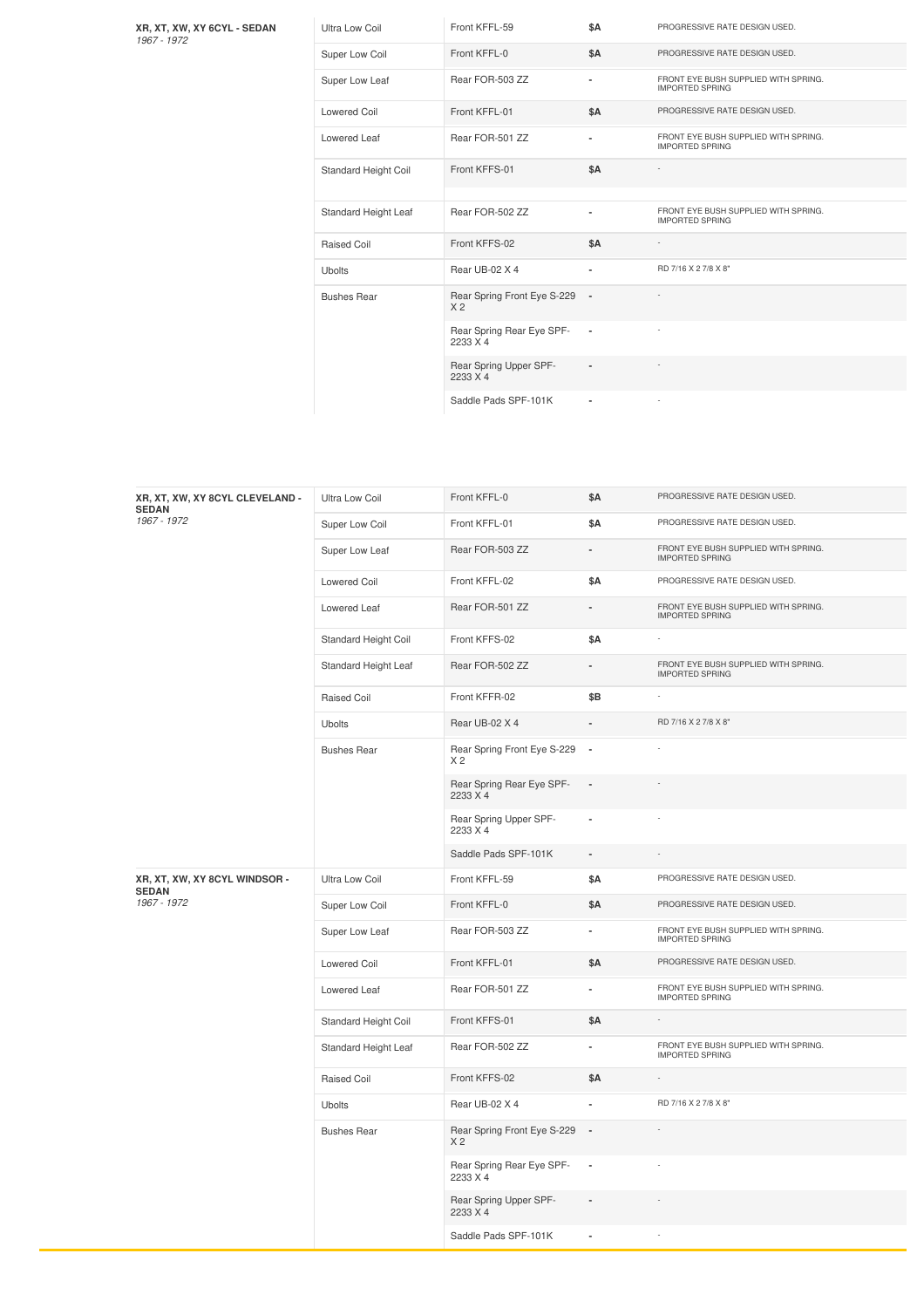| | | | | |
|---|---|---|---|---|
| **XR, XT, XW, XY 6CYL - SEDAN** *1967 - 1972* | Ultra Low Coil | Front KFFL-59 | $A | PROGRESSIVE RATE DESIGN USED. |
| | Super Low Coil | Front KFFL-0 | $A | PROGRESSIVE RATE DESIGN USED. |
| | Super Low Leaf | Rear FOR-503 ZZ | - | FRONT EYE BUSH SUPPLIED WITH SPRING. IMPORTED SPRING |
| | Lowered Coil | Front KFFL-01 | $A | PROGRESSIVE RATE DESIGN USED. |
| | Lowered Leaf | Rear FOR-501 ZZ | - | FRONT EYE BUSH SUPPLIED WITH SPRING. IMPORTED SPRING |
| | Standard Height Coil | Front KFFS-01 | $A | - |
| | Standard Height Leaf | Rear FOR-502 ZZ | - | FRONT EYE BUSH SUPPLIED WITH SPRING. IMPORTED SPRING |
| | Raised Coil | Front KFFS-02 | $A | - |
| | Ubolts | Rear UB-02 X 4 | - | RD 7/16 X 2 7/8 X 8" |
| | Bushes Rear | Rear Spring Front Eye S-229 X 2 | - | - |
| | | Rear Spring Rear Eye SPF-2233 X 4 | - | - |
| | | Rear Spring Upper SPF-2233 X 4 | - | - |
| | | Saddle Pads SPF-101K | - | - |

| | | | | |
|---|---|---|---|---|
| **XR, XT, XW, XY 8CYL CLEVELAND - SEDAN** *1967 - 1972* | Ultra Low Coil | Front KFFL-0 | $A | PROGRESSIVE RATE DESIGN USED. |
| | Super Low Coil | Front KFFL-01 | $A | PROGRESSIVE RATE DESIGN USED. |
| | Super Low Leaf | Rear FOR-503 ZZ | - | FRONT EYE BUSH SUPPLIED WITH SPRING. IMPORTED SPRING |
| | Lowered Coil | Front KFFL-02 | $A | PROGRESSIVE RATE DESIGN USED. |
| | Lowered Leaf | Rear FOR-501 ZZ | - | FRONT EYE BUSH SUPPLIED WITH SPRING. IMPORTED SPRING |
| | Standard Height Coil | Front KFFS-02 | $A | - |
| | Standard Height Leaf | Rear FOR-502 ZZ | - | FRONT EYE BUSH SUPPLIED WITH SPRING. IMPORTED SPRING |
| | Raised Coil | Front KFFR-02 | $B | - |
| | Ubolts | Rear UB-02 X 4 | - | RD 7/16 X 2 7/8 X 8" |
| | Bushes Rear | Rear Spring Front Eye S-229 X 2 | - | - |
| | | Rear Spring Rear Eye SPF-2233 X 4 | - | - |
| | | Rear Spring Upper SPF-2233 X 4 | - | - |
| | | Saddle Pads SPF-101K | - | - |
| **XR, XT, XW, XY 8CYL WINDSOR - SEDAN** *1967 - 1972* | Ultra Low Coil | Front KFFL-59 | $A | PROGRESSIVE RATE DESIGN USED. |
| | Super Low Coil | Front KFFL-0 | $A | PROGRESSIVE RATE DESIGN USED. |
| | Super Low Leaf | Rear FOR-503 ZZ | - | FRONT EYE BUSH SUPPLIED WITH SPRING. IMPORTED SPRING |
| | Lowered Coil | Front KFFL-01 | $A | PROGRESSIVE RATE DESIGN USED. |
| | Lowered Leaf | Rear FOR-501 ZZ | - | FRONT EYE BUSH SUPPLIED WITH SPRING. IMPORTED SPRING |
| | Standard Height Coil | Front KFFS-01 | $A | - |
| | Standard Height Leaf | Rear FOR-502 ZZ | - | FRONT EYE BUSH SUPPLIED WITH SPRING. IMPORTED SPRING |
| | Raised Coil | Front KFFS-02 | $A | - |
| | Ubolts | Rear UB-02 X 4 | - | RD 7/16 X 2 7/8 X 8" |
| | Bushes Rear | Rear Spring Front Eye S-229 X 2 | - | - |
| | | Rear Spring Rear Eye SPF-2233 X 4 | - | - |
| | | Rear Spring Upper SPF-2233 X 4 | - | - |
| | | Saddle Pads SPF-101K | - | - |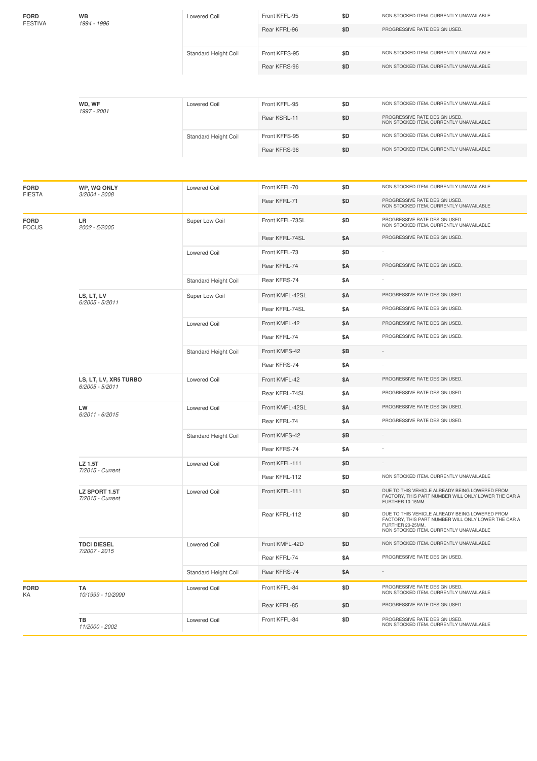| Make/Model | Series/Years | Coil Type | Part | Price | Notes |
|---|---|---|---|---|---|
| **FORD** FESTIVA | **WB** *1994 - 1996* | Lowered Coil | Front KFFL-95 | $D | NON STOCKED ITEM. CURRENTLY UNAVAILABLE |
| | | | Rear KFRL-96 | $D | PROGRESSIVE RATE DESIGN USED. |
| | | Standard Height Coil | Front KFFS-95 | $D | NON STOCKED ITEM. CURRENTLY UNAVAILABLE |
| | | | Rear KFRS-96 | $D | NON STOCKED ITEM. CURRENTLY UNAVAILABLE |
| | **WD, WF** *1997 - 2001* | Lowered Coil | Front KFFL-95 | $D | NON STOCKED ITEM. CURRENTLY UNAVAILABLE |
| | | | Rear KSRL-11 | $D | PROGRESSIVE RATE DESIGN USED. NON STOCKED ITEM. CURRENTLY UNAVAILABLE |
| | | Standard Height Coil | Front KFFS-95 | $D | NON STOCKED ITEM. CURRENTLY UNAVAILABLE |
| | | | Rear KFRS-96 | $D | NON STOCKED ITEM. CURRENTLY UNAVAILABLE |
| **FORD** FIESTA | **WP, WQ ONLY** *3/2004 - 2008* | Lowered Coil | Front KFFL-70 | $D | NON STOCKED ITEM. CURRENTLY UNAVAILABLE |
| | | | Rear KFRL-71 | $D | PROGRESSIVE RATE DESIGN USED. NON STOCKED ITEM. CURRENTLY UNAVAILABLE |
| **FORD** FOCUS | **LR** *2002 - 5/2005* | Super Low Coil | Front KFFL-73SL | $D | PROGRESSIVE RATE DESIGN USED. NON STOCKED ITEM. CURRENTLY UNAVAILABLE |
| | | | Rear KFRL-74SL | $A | PROGRESSIVE RATE DESIGN USED. |
| | | Lowered Coil | Front KFFL-73 | $D | - |
| | | | Rear KFRL-74 | $A | PROGRESSIVE RATE DESIGN USED. |
| | | Standard Height Coil | Rear KFRS-74 | $A | - |
| | **LS, LT, LV** *6/2005 - 5/2011* | Super Low Coil | Front KMFL-42SL | $A | PROGRESSIVE RATE DESIGN USED. |
| | | | Rear KFRL-74SL | $A | PROGRESSIVE RATE DESIGN USED. |
| | | Lowered Coil | Front KMFL-42 | $A | PROGRESSIVE RATE DESIGN USED. |
| | | | Rear KFRL-74 | $A | PROGRESSIVE RATE DESIGN USED. |
| | | Standard Height Coil | Front KMFS-42 | $B | - |
| | | | Rear KFRS-74 | $A | - |
| | **LS, LT, LV, XR5 TURBO** *6/2005 - 5/2011* | Lowered Coil | Front KMFL-42 | $A | PROGRESSIVE RATE DESIGN USED. |
| | | | Rear KFRL-74SL | $A | PROGRESSIVE RATE DESIGN USED. |
| | **LW** *6/2011 - 6/2015* | Lowered Coil | Front KMFL-42SL | $A | PROGRESSIVE RATE DESIGN USED. |
| | | | Rear KFRL-74 | $A | PROGRESSIVE RATE DESIGN USED. |
| | | Standard Height Coil | Front KMFS-42 | $B | - |
| | | | Rear KFRS-74 | $A | - |
| | **LZ 1.5T** *7/2015 - Current* | Lowered Coil | Front KFFL-111 | $D | - |
| | | | Rear KFRL-112 | $D | NON STOCKED ITEM. CURRENTLY UNAVAILABLE |
| | **LZ SPORT 1.5T** *7/2015 - Current* | Lowered Coil | Front KFFL-111 | $D | DUE TO THIS VEHICLE ALREADY BEING LOWERED FROM FACTORY, THIS PART NUMBER WILL ONLY LOWER THE CAR A FURTHER 10-15MM. |
| | | | Rear KFRL-112 | $D | DUE TO THIS VEHICLE ALREADY BEING LOWERED FROM FACTORY, THIS PART NUMBER WILL ONLY LOWER THE CAR A FURTHER 20-25MM. NON STOCKED ITEM. CURRENTLY UNAVAILABLE |
| | **TDCi DIESEL** *7/2007 - 2015* | Lowered Coil | Front KMFL-42D | $D | NON STOCKED ITEM. CURRENTLY UNAVAILABLE |
| | | | Rear KFRL-74 | $A | PROGRESSIVE RATE DESIGN USED. |
| | | Standard Height Coil | Rear KFRS-74 | $A | - |
| **FORD** KA | **TA** *10/1999 - 10/2000* | Lowered Coil | Front KFFL-84 | $D | PROGRESSIVE RATE DESIGN USED. NON STOCKED ITEM. CURRENTLY UNAVAILABLE |
| | | | Rear KFRL-85 | $D | PROGRESSIVE RATE DESIGN USED. |
| | **TB** *11/2000 - 2002* | Lowered Coil | Front KFFL-84 | $D | PROGRESSIVE RATE DESIGN USED. NON STOCKED ITEM. CURRENTLY UNAVAILABLE |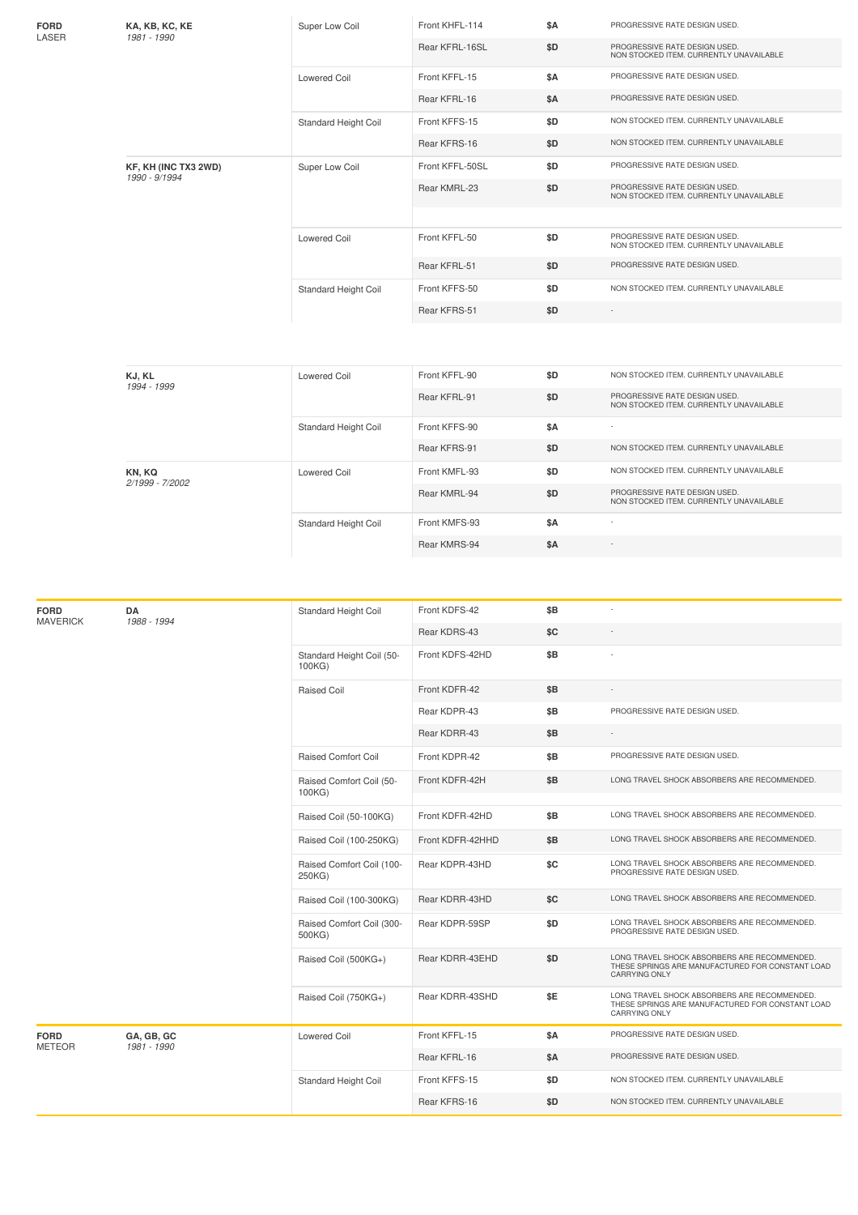| Make / Model | Series / Years | Coil Type | Part | Price | Notes |
|---|---|---|---|---|---|
| **FORD** LASER | **KA, KB, KC, KE** *1981 - 1990* | Super Low Coil | Front KHFL-114 | $A | PROGRESSIVE RATE DESIGN USED. |
| | | | Rear KFRL-16SL | $D | PROGRESSIVE RATE DESIGN USED. NON STOCKED ITEM. CURRENTLY UNAVAILABLE |
| | | Lowered Coil | Front KFFL-15 | $A | PROGRESSIVE RATE DESIGN USED. |
| | | | Rear KFRL-16 | $A | PROGRESSIVE RATE DESIGN USED. |
| | | Standard Height Coil | Front KFFS-15 | $D | NON STOCKED ITEM. CURRENTLY UNAVAILABLE |
| | | | Rear KFRS-16 | $D | NON STOCKED ITEM. CURRENTLY UNAVAILABLE |
| | **KF, KH (INC TX3 2WD)** *1990 - 9/1994* | Super Low Coil | Front KFFL-50SL | $D | PROGRESSIVE RATE DESIGN USED. |
| | | | Rear KMRL-23 | $D | PROGRESSIVE RATE DESIGN USED. NON STOCKED ITEM. CURRENTLY UNAVAILABLE |
| | | Lowered Coil | Front KFFL-50 | $D | PROGRESSIVE RATE DESIGN USED. NON STOCKED ITEM. CURRENTLY UNAVAILABLE |
| | | | Rear KFRL-51 | $D | PROGRESSIVE RATE DESIGN USED. |
| | | Standard Height Coil | Front KFFS-50 | $D | NON STOCKED ITEM. CURRENTLY UNAVAILABLE |
| | | | Rear KFRS-51 | $D | - |
| | **KJ, KL** *1994 - 1999* | Lowered Coil | Front KFFL-90 | $D | NON STOCKED ITEM. CURRENTLY UNAVAILABLE |
| | | | Rear KFRL-91 | $D | PROGRESSIVE RATE DESIGN USED. NON STOCKED ITEM. CURRENTLY UNAVAILABLE |
| | | Standard Height Coil | Front KFFS-90 | $A | - |
| | | | Rear KFRS-91 | $D | NON STOCKED ITEM. CURRENTLY UNAVAILABLE |
| | **KN, KQ** *2/1999 - 7/2002* | Lowered Coil | Front KMFL-93 | $D | NON STOCKED ITEM. CURRENTLY UNAVAILABLE |
| | | | Rear KMRL-94 | $D | PROGRESSIVE RATE DESIGN USED. NON STOCKED ITEM. CURRENTLY UNAVAILABLE |
| | | Standard Height Coil | Front KMFS-93 | $A | - |
| | | | Rear KMRS-94 | $A | - |
| **FORD** MAVERICK | **DA** *1988 - 1994* | Standard Height Coil | Front KDFS-42 | $B | - |
| | | | Rear KDRS-43 | $C | - |
| | | Standard Height Coil (50-100KG) | Front KDFS-42HD | $B | - |
| | | Raised Coil | Front KDFR-42 | $B | - |
| | | | Rear KDPR-43 | $B | PROGRESSIVE RATE DESIGN USED. |
| | | | Rear KDRR-43 | $B | - |
| | | Raised Comfort Coil | Front KDPR-42 | $B | PROGRESSIVE RATE DESIGN USED. |
| | | Raised Comfort Coil (50-100KG) | Front KDFR-42H | $B | LONG TRAVEL SHOCK ABSORBERS ARE RECOMMENDED. |
| | | Raised Coil (50-100KG) | Front KDFR-42HD | $B | LONG TRAVEL SHOCK ABSORBERS ARE RECOMMENDED. |
| | | Raised Coil (100-250KG) | Front KDFR-42HHD | $B | LONG TRAVEL SHOCK ABSORBERS ARE RECOMMENDED. |
| | | Raised Comfort Coil (100-250KG) | Rear KDPR-43HD | $C | LONG TRAVEL SHOCK ABSORBERS ARE RECOMMENDED. PROGRESSIVE RATE DESIGN USED. |
| | | Raised Coil (100-300KG) | Rear KDRR-43HD | $C | LONG TRAVEL SHOCK ABSORBERS ARE RECOMMENDED. |
| | | Raised Comfort Coil (300-500KG) | Rear KDPR-59SP | $D | LONG TRAVEL SHOCK ABSORBERS ARE RECOMMENDED. PROGRESSIVE RATE DESIGN USED. |
| | | Raised Coil (500KG+) | Rear KDRR-43EHD | $D | LONG TRAVEL SHOCK ABSORBERS ARE RECOMMENDED. THESE SPRINGS ARE MANUFACTURED FOR CONSTANT LOAD CARRYING ONLY |
| | | Raised Coil (750KG+) | Rear KDRR-43SHD | $E | LONG TRAVEL SHOCK ABSORBERS ARE RECOMMENDED. THESE SPRINGS ARE MANUFACTURED FOR CONSTANT LOAD CARRYING ONLY |
| **FORD** METEOR | **GA, GB, GC** *1981 - 1990* | Lowered Coil | Front KFFL-15 | $A | PROGRESSIVE RATE DESIGN USED. |
| | | | Rear KFRL-16 | $A | PROGRESSIVE RATE DESIGN USED. |
| | | Standard Height Coil | Front KFFS-15 | $D | NON STOCKED ITEM. CURRENTLY UNAVAILABLE |
| | | | Rear KFRS-16 | $D | NON STOCKED ITEM. CURRENTLY UNAVAILABLE |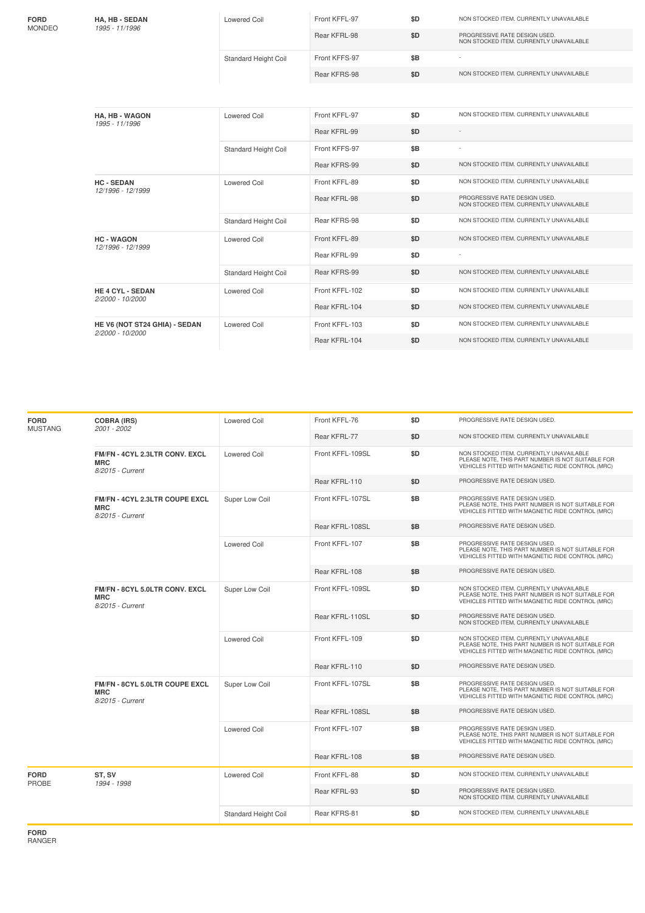| Make/Model | Vehicle | Coil Type | Part Number | Price | Notes |
|---|---|---|---|---|---|
| **FORD** MONDEO | **HA, HB - SEDAN** *1995 - 11/1996* | Lowered Coil | Front KFFL-97 | $D | NON STOCKED ITEM. CURRENTLY UNAVAILABLE |
| | | | Rear KFRL-98 | $D | PROGRESSIVE RATE DESIGN USED. NON STOCKED ITEM. CURRENTLY UNAVAILABLE |
| | | Standard Height Coil | Front KFFS-97 | $B | - |
| | | | Rear KFRS-98 | $D | NON STOCKED ITEM. CURRENTLY UNAVAILABLE |
| | **HA, HB - WAGON** *1995 - 11/1996* | Lowered Coil | Front KFFL-97 | $D | NON STOCKED ITEM. CURRENTLY UNAVAILABLE |
| | | | Rear KFRL-99 | $D | - |
| | | Standard Height Coil | Front KFFS-97 | $B | - |
| | | | Rear KFRS-99 | $D | NON STOCKED ITEM. CURRENTLY UNAVAILABLE |
| | **HC - SEDAN** *12/1996 - 12/1999* | Lowered Coil | Front KFFL-89 | $D | NON STOCKED ITEM. CURRENTLY UNAVAILABLE |
| | | | Rear KFRL-98 | $D | PROGRESSIVE RATE DESIGN USED. NON STOCKED ITEM. CURRENTLY UNAVAILABLE |
| | | Standard Height Coil | Rear KFRS-98 | $D | NON STOCKED ITEM. CURRENTLY UNAVAILABLE |
| | **HC - WAGON** *12/1996 - 12/1999* | Lowered Coil | Front KFFL-89 | $D | NON STOCKED ITEM. CURRENTLY UNAVAILABLE |
| | | | Rear KFRL-99 | $D | - |
| | | Standard Height Coil | Rear KFRS-99 | $D | NON STOCKED ITEM. CURRENTLY UNAVAILABLE |
| | **HE 4 CYL - SEDAN** *2/2000 - 10/2000* | Lowered Coil | Front KFFL-102 | $D | NON STOCKED ITEM. CURRENTLY UNAVAILABLE |
| | | | Rear KFRL-104 | $D | NON STOCKED ITEM. CURRENTLY UNAVAILABLE |
| | **HE V6 (NOT ST24 GHIA) - SEDAN** *2/2000 - 10/2000* | Lowered Coil | Front KFFL-103 | $D | NON STOCKED ITEM. CURRENTLY UNAVAILABLE |
| | | | Rear KFRL-104 | $D | NON STOCKED ITEM. CURRENTLY UNAVAILABLE |

| Make/Model | Vehicle | Coil Type | Part Number | Price | Notes |
|---|---|---|---|---|---|
| **FORD** MUSTANG | **COBRA (IRS)** *2001 - 2002* | Lowered Coil | Front KFFL-76 | $D | PROGRESSIVE RATE DESIGN USED. |
| | | | Rear KFRL-77 | $D | NON STOCKED ITEM. CURRENTLY UNAVAILABLE |
| | **FM/FN - 4CYL 2.3LTR CONV. EXCL MRC** *8/2015 - Current* | Lowered Coil | Front KFFL-109SL | $D | NON STOCKED ITEM. CURRENTLY UNAVAILABLE PLEASE NOTE, THIS PART NUMBER IS NOT SUITABLE FOR VEHICLES FITTED WITH MAGNETIC RIDE CONTROL (MRC) |
| | | | Rear KFRL-110 | $D | PROGRESSIVE RATE DESIGN USED. |
| | **FM/FN - 4CYL 2.3LTR COUPE EXCL MRC** *8/2015 - Current* | Super Low Coil | Front KFFL-107SL | $B | PROGRESSIVE RATE DESIGN USED. PLEASE NOTE, THIS PART NUMBER IS NOT SUITABLE FOR VEHICLES FITTED WITH MAGNETIC RIDE CONTROL (MRC) |
| | | | Rear KFRL-108SL | $B | PROGRESSIVE RATE DESIGN USED. |
| | | Lowered Coil | Front KFFL-107 | $B | PROGRESSIVE RATE DESIGN USED. PLEASE NOTE, THIS PART NUMBER IS NOT SUITABLE FOR VEHICLES FITTED WITH MAGNETIC RIDE CONTROL (MRC) |
| | | | Rear KFRL-108 | $B | PROGRESSIVE RATE DESIGN USED. |
| | **FM/FN - 8CYL 5.0LTR CONV. EXCL MRC** *8/2015 - Current* | Super Low Coil | Front KFFL-109SL | $D | NON STOCKED ITEM. CURRENTLY UNAVAILABLE PLEASE NOTE, THIS PART NUMBER IS NOT SUITABLE FOR VEHICLES FITTED WITH MAGNETIC RIDE CONTROL (MRC) |
| | | | Rear KFRL-110SL | $D | PROGRESSIVE RATE DESIGN USED. NON STOCKED ITEM. CURRENTLY UNAVAILABLE |
| | | Lowered Coil | Front KFFL-109 | $D | NON STOCKED ITEM. CURRENTLY UNAVAILABLE PLEASE NOTE, THIS PART NUMBER IS NOT SUITABLE FOR VEHICLES FITTED WITH MAGNETIC RIDE CONTROL (MRC) |
| | | | Rear KFRL-110 | $D | PROGRESSIVE RATE DESIGN USED. |
| | **FM/FN - 8CYL 5.0LTR COUPE EXCL MRC** *8/2015 - Current* | Super Low Coil | Front KFFL-107SL | $B | PROGRESSIVE RATE DESIGN USED. PLEASE NOTE, THIS PART NUMBER IS NOT SUITABLE FOR VEHICLES FITTED WITH MAGNETIC RIDE CONTROL (MRC) |
| | | | Rear KFRL-108SL | $B | PROGRESSIVE RATE DESIGN USED. |
| | | Lowered Coil | Front KFFL-107 | $B | PROGRESSIVE RATE DESIGN USED. PLEASE NOTE, THIS PART NUMBER IS NOT SUITABLE FOR VEHICLES FITTED WITH MAGNETIC RIDE CONTROL (MRC) |
| | | | Rear KFRL-108 | $B | PROGRESSIVE RATE DESIGN USED. |
| **FORD** PROBE | **ST, SV** *1994 - 1998* | Lowered Coil | Front KFFL-88 | $D | NON STOCKED ITEM. CURRENTLY UNAVAILABLE |
| | | | Rear KFRL-93 | $D | PROGRESSIVE RATE DESIGN USED. NON STOCKED ITEM. CURRENTLY UNAVAILABLE |
| | | Standard Height Coil | Rear KFRS-81 | $D | NON STOCKED ITEM. CURRENTLY UNAVAILABLE |

**FORD**
RANGER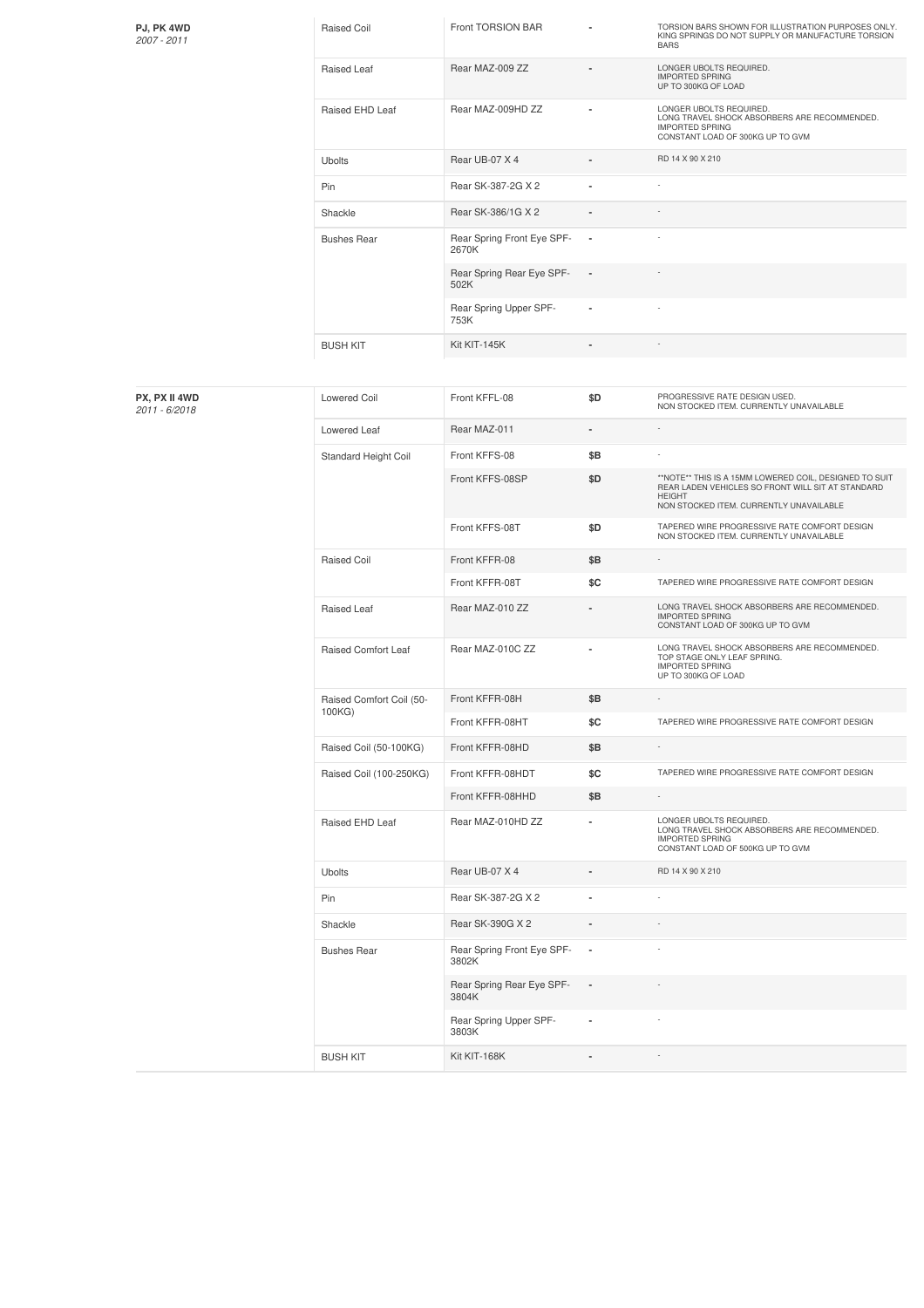| Vehicle | Type | Part | Price | Notes |
|---|---|---|---|---|
| **PJ, PK 4WD** *2007 - 2011* | Raised Coil | Front TORSION BAR | - | TORSION BARS SHOWN FOR ILLUSTRATION PURPOSES ONLY. KING SPRINGS DO NOT SUPPLY OR MANUFACTURE TORSION BARS |
| | Raised Leaf | Rear MAZ-009 ZZ | - | LONGER UBOLTS REQUIRED. IMPORTED SPRING UP TO 300KG OF LOAD |
| | Raised EHD Leaf | Rear MAZ-009HD ZZ | - | LONGER UBOLTS REQUIRED. LONG TRAVEL SHOCK ABSORBERS ARE RECOMMENDED. IMPORTED SPRING CONSTANT LOAD OF 300KG UP TO GVM |
| | Ubolts | Rear UB-07 X 4 | - | RD 14 X 90 X 210 |
| | Pin | Rear SK-387-2G X 2 | - | - |
| | Shackle | Rear SK-386/1G X 2 | - | - |
| | Bushes Rear | Rear Spring Front Eye SPF-2670K | - | - |
| | | Rear Spring Rear Eye SPF-502K | - | - |
| | | Rear Spring Upper SPF-753K | - | - |
| | BUSH KIT | Kit KIT-145K | - | - |

| Vehicle | Type | Part | Price | Notes |
|---|---|---|---|---|
| **PX, PX II 4WD** *2011 - 6/2018* | Lowered Coil | Front KFFL-08 | $D | PROGRESSIVE RATE DESIGN USED. NON STOCKED ITEM. CURRENTLY UNAVAILABLE |
| | Lowered Leaf | Rear MAZ-011 | - | - |
| | Standard Height Coil | Front KFFS-08 | $B | - |
| | | Front KFFS-08SP | $D | **NOTE** THIS IS A 15MM LOWERED COIL, DESIGNED TO SUIT REAR LADEN VEHICLES SO FRONT WILL SIT AT STANDARD HEIGHT NON STOCKED ITEM. CURRENTLY UNAVAILABLE |
| | | Front KFFS-08T | $D | TAPERED WIRE PROGRESSIVE RATE COMFORT DESIGN NON STOCKED ITEM. CURRENTLY UNAVAILABLE |
| | Raised Coil | Front KFFR-08 | $B | - |
| | | Front KFFR-08T | $C | TAPERED WIRE PROGRESSIVE RATE COMFORT DESIGN |
| | Raised Leaf | Rear MAZ-010 ZZ | - | LONG TRAVEL SHOCK ABSORBERS ARE RECOMMENDED. IMPORTED SPRING CONSTANT LOAD OF 300KG UP TO GVM |
| | Raised Comfort Leaf | Rear MAZ-010C ZZ | - | LONG TRAVEL SHOCK ABSORBERS ARE RECOMMENDED. TOP STAGE ONLY LEAF SPRING. IMPORTED SPRING UP TO 300KG OF LOAD |
| | Raised Comfort Coil (50-100KG) | Front KFFR-08H | $B | - |
| | | Front KFFR-08HT | $C | TAPERED WIRE PROGRESSIVE RATE COMFORT DESIGN |
| | Raised Coil (50-100KG) | Front KFFR-08HD | $B | - |
| | Raised Coil (100-250KG) | Front KFFR-08HDT | $C | TAPERED WIRE PROGRESSIVE RATE COMFORT DESIGN |
| | | Front KFFR-08HHD | $B | - |
| | Raised EHD Leaf | Rear MAZ-010HD ZZ | - | LONGER UBOLTS REQUIRED. LONG TRAVEL SHOCK ABSORBERS ARE RECOMMENDED. IMPORTED SPRING CONSTANT LOAD OF 500KG UP TO GVM |
| | Ubolts | Rear UB-07 X 4 | - | RD 14 X 90 X 210 |
| | Pin | Rear SK-387-2G X 2 | - | - |
| | Shackle | Rear SK-390G X 2 | - | - |
| | Bushes Rear | Rear Spring Front Eye SPF-3802K | - | - |
| | | Rear Spring Rear Eye SPF-3804K | - | - |
| | | Rear Spring Upper SPF-3803K | - | - |
| | BUSH KIT | Kit KIT-168K | - | - |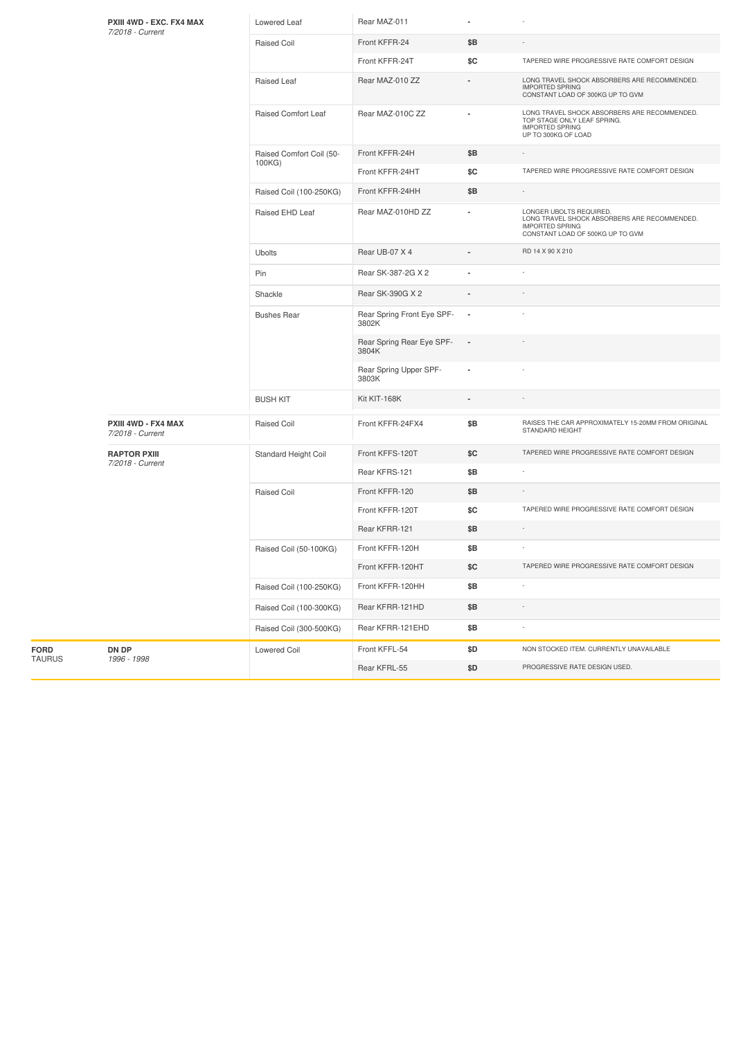| Make | Model | Type | Part | Price | Notes |
|---|---|---|---|---|---|
| | **PXIII 4WD - EXC. FX4 MAX** *7/2018 - Current* | Lowered Leaf | Rear MAZ-011 | - | - |
| | | Raised Coil | Front KFFR-24 | $B | - |
| | | | Front KFFR-24T | $C | TAPERED WIRE PROGRESSIVE RATE COMFORT DESIGN |
| | | Raised Leaf | Rear MAZ-010 ZZ | - | LONG TRAVEL SHOCK ABSORBERS ARE RECOMMENDED. IMPORTED SPRING CONSTANT LOAD OF 300KG UP TO GVM |
| | | Raised Comfort Leaf | Rear MAZ-010C ZZ | - | LONG TRAVEL SHOCK ABSORBERS ARE RECOMMENDED. TOP STAGE ONLY LEAF SPRING. IMPORTED SPRING UP TO 300KG OF LOAD |
| | | Raised Comfort Coil (50-100KG) | Front KFFR-24H | $B | - |
| | | | Front KFFR-24HT | $C | TAPERED WIRE PROGRESSIVE RATE COMFORT DESIGN |
| | | Raised Coil (100-250KG) | Front KFFR-24HH | $B | - |
| | | Raised EHD Leaf | Rear MAZ-010HD ZZ | - | LONGER UBOLTS REQUIRED. LONG TRAVEL SHOCK ABSORBERS ARE RECOMMENDED. IMPORTED SPRING CONSTANT LOAD OF 500KG UP TO GVM |
| | | Ubolts | Rear UB-07 X 4 | - | RD 14 X 90 X 210 |
| | | Pin | Rear SK-387-2G X 2 | - | - |
| | | Shackle | Rear SK-390G X 2 | - | - |
| | | Bushes Rear | Rear Spring Front Eye SPF-3802K | - | - |
| | | | Rear Spring Rear Eye SPF-3804K | - | - |
| | | | Rear Spring Upper SPF-3803K | - | - |
| | | BUSH KIT | Kit KIT-168K | - | - |
| | **PXIII 4WD - FX4 MAX** *7/2018 - Current* | Raised Coil | Front KFFR-24FX4 | $B | RAISES THE CAR APPROXIMATELY 15-20MM FROM ORIGINAL STANDARD HEIGHT |
| | **RAPTOR PXIII** *7/2018 - Current* | Standard Height Coil | Front KFFS-120T | $C | TAPERED WIRE PROGRESSIVE RATE COMFORT DESIGN |
| | | | Rear KFRS-121 | $B | - |
| | | Raised Coil | Front KFFR-120 | $B | - |
| | | | Front KFFR-120T | $C | TAPERED WIRE PROGRESSIVE RATE COMFORT DESIGN |
| | | | Rear KFRR-121 | $B | - |
| | | Raised Coil (50-100KG) | Front KFFR-120H | $B | - |
| | | | Front KFFR-120HT | $C | TAPERED WIRE PROGRESSIVE RATE COMFORT DESIGN |
| | | Raised Coil (100-250KG) | Front KFFR-120HH | $B | - |
| | | Raised Coil (100-300KG) | Rear KFRR-121HD | $B | - |
| | | Raised Coil (300-500KG) | Rear KFRR-121EHD | $B | - |
| **FORD** TAURUS | **DN DP** *1996 - 1998* | Lowered Coil | Front KFFL-54 | $D | NON STOCKED ITEM. CURRENTLY UNAVAILABLE |
| | | | Rear KFRL-55 | $D | PROGRESSIVE RATE DESIGN USED. |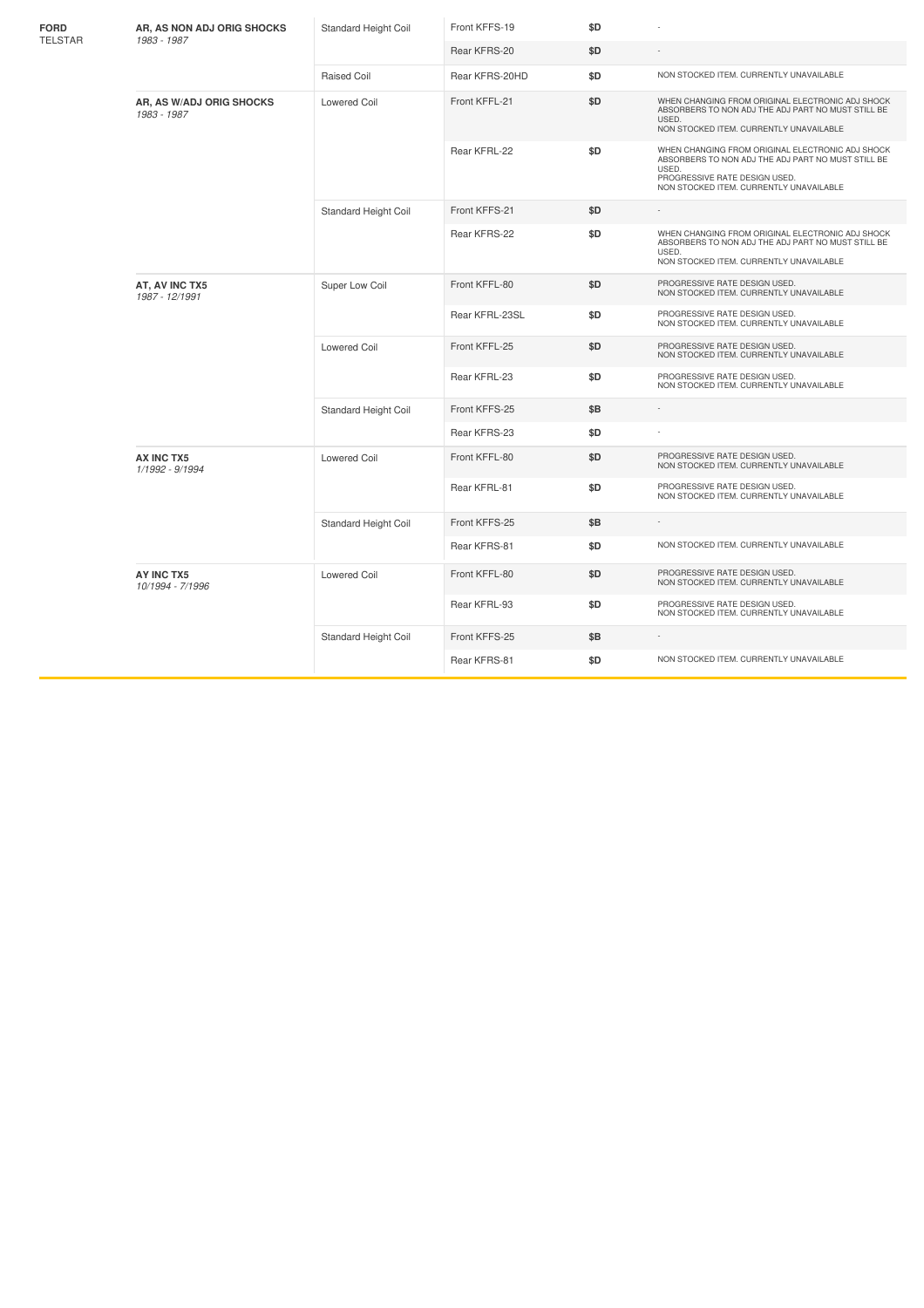| Make/Model | Series | Coil Type | Part No | Price | Notes |
|---|---|---|---|---|---|
| **FORD** TELSTAR | **AR, AS NON ADJ ORIG SHOCKS** *1983 - 1987* | Standard Height Coil | Front KFFS-19 | $D | - |
| | | | Rear KFRS-20 | $D | - |
| | | Raised Coil | Rear KFRS-20HD | $D | NON STOCKED ITEM. CURRENTLY UNAVAILABLE |
| | **AR, AS W/ADJ ORIG SHOCKS** *1983 - 1987* | Lowered Coil | Front KFFL-21 | $D | WHEN CHANGING FROM ORIGINAL ELECTRONIC ADJ SHOCK ABSORBERS TO NON ADJ THE ADJ PART NO MUST STILL BE USED. NON STOCKED ITEM. CURRENTLY UNAVAILABLE |
| | | | Rear KFRL-22 | $D | WHEN CHANGING FROM ORIGINAL ELECTRONIC ADJ SHOCK ABSORBERS TO NON ADJ THE ADJ PART NO MUST STILL BE USED. PROGRESSIVE RATE DESIGN USED. NON STOCKED ITEM. CURRENTLY UNAVAILABLE |
| | | Standard Height Coil | Front KFFS-21 | $D | - |
| | | | Rear KFRS-22 | $D | WHEN CHANGING FROM ORIGINAL ELECTRONIC ADJ SHOCK ABSORBERS TO NON ADJ THE ADJ PART NO MUST STILL BE USED. NON STOCKED ITEM. CURRENTLY UNAVAILABLE |
| | **AT, AV INC TX5** *1987 - 12/1991* | Super Low Coil | Front KFFL-80 | $D | PROGRESSIVE RATE DESIGN USED. NON STOCKED ITEM. CURRENTLY UNAVAILABLE |
| | | | Rear KFRL-23SL | $D | PROGRESSIVE RATE DESIGN USED. NON STOCKED ITEM. CURRENTLY UNAVAILABLE |
| | | Lowered Coil | Front KFFL-25 | $D | PROGRESSIVE RATE DESIGN USED. NON STOCKED ITEM. CURRENTLY UNAVAILABLE |
| | | | Rear KFRL-23 | $D | PROGRESSIVE RATE DESIGN USED. NON STOCKED ITEM. CURRENTLY UNAVAILABLE |
| | | Standard Height Coil | Front KFFS-25 | $B | - |
| | | | Rear KFRS-23 | $D | - |
| | **AX INC TX5** *1/1992 - 9/1994* | Lowered Coil | Front KFFL-80 | $D | PROGRESSIVE RATE DESIGN USED. NON STOCKED ITEM. CURRENTLY UNAVAILABLE |
| | | | Rear KFRL-81 | $D | PROGRESSIVE RATE DESIGN USED. NON STOCKED ITEM. CURRENTLY UNAVAILABLE |
| | | Standard Height Coil | Front KFFS-25 | $B | - |
| | | | Rear KFRS-81 | $D | NON STOCKED ITEM. CURRENTLY UNAVAILABLE |
| | **AY INC TX5** *10/1994 - 7/1996* | Lowered Coil | Front KFFL-80 | $D | PROGRESSIVE RATE DESIGN USED. NON STOCKED ITEM. CURRENTLY UNAVAILABLE |
| | | | Rear KFRL-93 | $D | PROGRESSIVE RATE DESIGN USED. NON STOCKED ITEM. CURRENTLY UNAVAILABLE |
| | | Standard Height Coil | Front KFFS-25 | $B | - |
| | | | Rear KFRS-81 | $D | NON STOCKED ITEM. CURRENTLY UNAVAILABLE |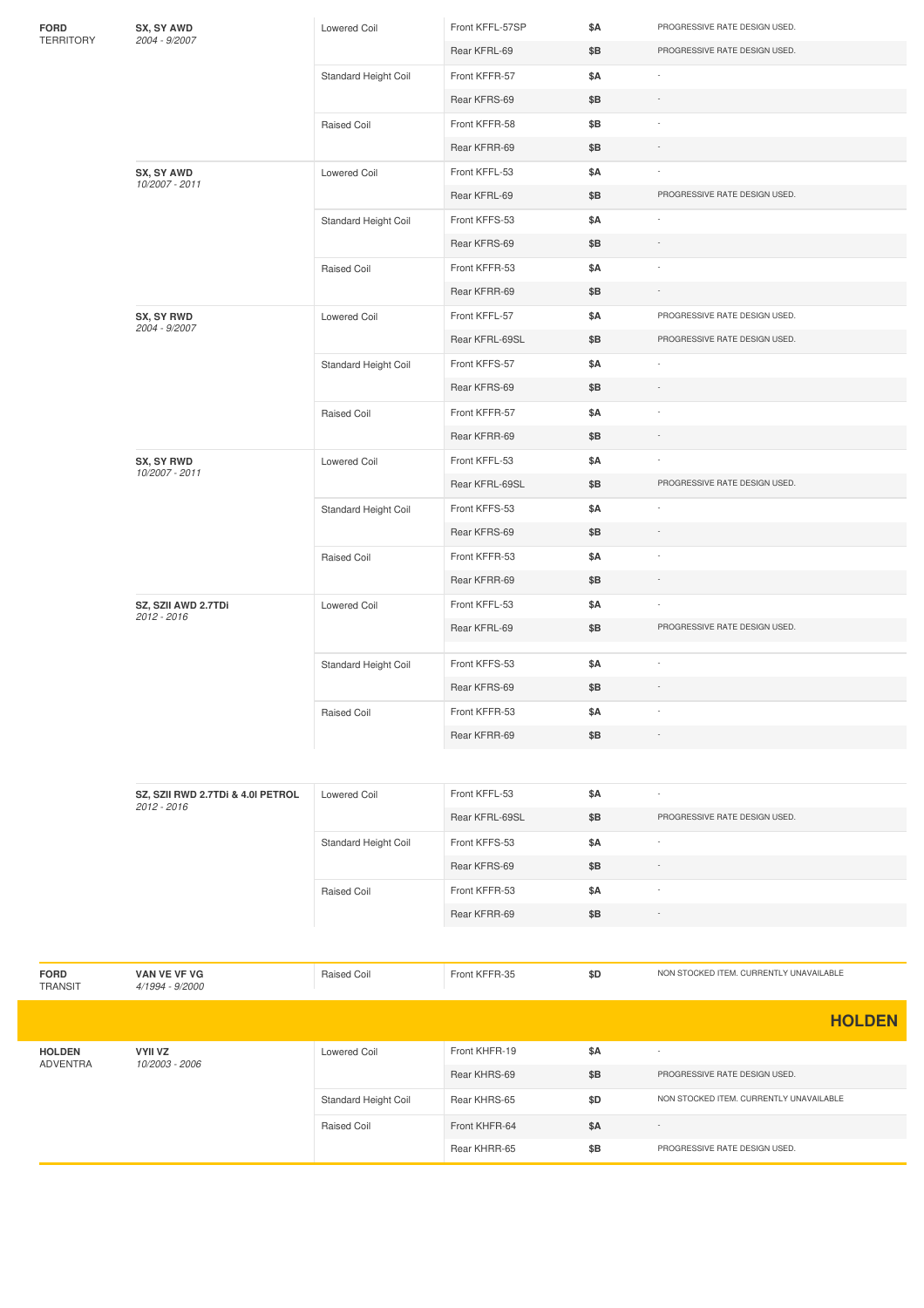| Make/Model | Series | Coil Type | Part | Price | Notes |
|---|---|---|---|---|---|
| **FORD** TERRITORY | **SX, SY AWD** *2004 - 9/2007* | Lowered Coil | Front KFFL-57SP | $A | PROGRESSIVE RATE DESIGN USED. |
| | | | Rear KFRL-69 | $B | PROGRESSIVE RATE DESIGN USED. |
| | | Standard Height Coil | Front KFFR-57 | $A | - |
| | | | Rear KFRS-69 | $B | - |
| | | Raised Coil | Front KFFR-58 | $B | - |
| | | | Rear KFRR-69 | $B | - |
| | **SX, SY AWD** *10/2007 - 2011* | Lowered Coil | Front KFFL-53 | $A | - |
| | | | Rear KFRL-69 | $B | PROGRESSIVE RATE DESIGN USED. |
| | | Standard Height Coil | Front KFFS-53 | $A | - |
| | | | Rear KFRS-69 | $B | - |
| | | Raised Coil | Front KFFR-53 | $A | - |
| | | | Rear KFRR-69 | $B | - |
| | **SX, SY RWD** *2004 - 9/2007* | Lowered Coil | Front KFFL-57 | $A | PROGRESSIVE RATE DESIGN USED. |
| | | | Rear KFRL-69SL | $B | PROGRESSIVE RATE DESIGN USED. |
| | | Standard Height Coil | Front KFFS-57 | $A | - |
| | | | Rear KFRS-69 | $B | - |
| | | Raised Coil | Front KFFR-57 | $A | - |
| | | | Rear KFRR-69 | $B | - |
| | **SX, SY RWD** *10/2007 - 2011* | Lowered Coil | Front KFFL-53 | $A | - |
| | | | Rear KFRL-69SL | $B | PROGRESSIVE RATE DESIGN USED. |
| | | Standard Height Coil | Front KFFS-53 | $A | - |
| | | | Rear KFRS-69 | $B | - |
| | | Raised Coil | Front KFFR-53 | $A | - |
| | | | Rear KFRR-69 | $B | - |
| | **SZ, SZII AWD 2.7TDi** *2012 - 2016* | Lowered Coil | Front KFFL-53 | $A | - |
| | | | Rear KFRL-69 | $B | PROGRESSIVE RATE DESIGN USED. |
| | | Standard Height Coil | Front KFFS-53 | $A | - |
| | | | Rear KFRS-69 | $B | - |
| | | Raised Coil | Front KFFR-53 | $A | - |
| | | | Rear KFRR-69 | $B | - |
| | **SZ, SZII RWD 2.7TDi & 4.0l PETROL** *2012 - 2016* | Lowered Coil | Front KFFL-53 | $A | - |
| | | | Rear KFRL-69SL | $B | PROGRESSIVE RATE DESIGN USED. |
| | | Standard Height Coil | Front KFFS-53 | $A | - |
| | | | Rear KFRS-69 | $B | - |
| | | Raised Coil | Front KFFR-53 | $A | - |
| | | | Rear KFRR-69 | $B | - |
| **FORD** TRANSIT | **VAN VE VF VG** *4/1994 - 9/2000* | Raised Coil | Front KFFR-35 | $D | NON STOCKED ITEM. CURRENTLY UNAVAILABLE |

## HOLDEN

| Make/Model | Series | Coil Type | Part | Price | Notes |
|---|---|---|---|---|---|
| **HOLDEN** ADVENTRA | **VYII VZ** *10/2003 - 2006* | Lowered Coil | Front KHFR-19 | $A | - |
| | | | Rear KHRS-69 | $B | PROGRESSIVE RATE DESIGN USED. |
| | | Standard Height Coil | Rear KHRS-65 | $D | NON STOCKED ITEM. CURRENTLY UNAVAILABLE |
| | | Raised Coil | Front KHFR-64 | $A | - |
| | | | Rear KHRR-65 | $B | PROGRESSIVE RATE DESIGN USED. |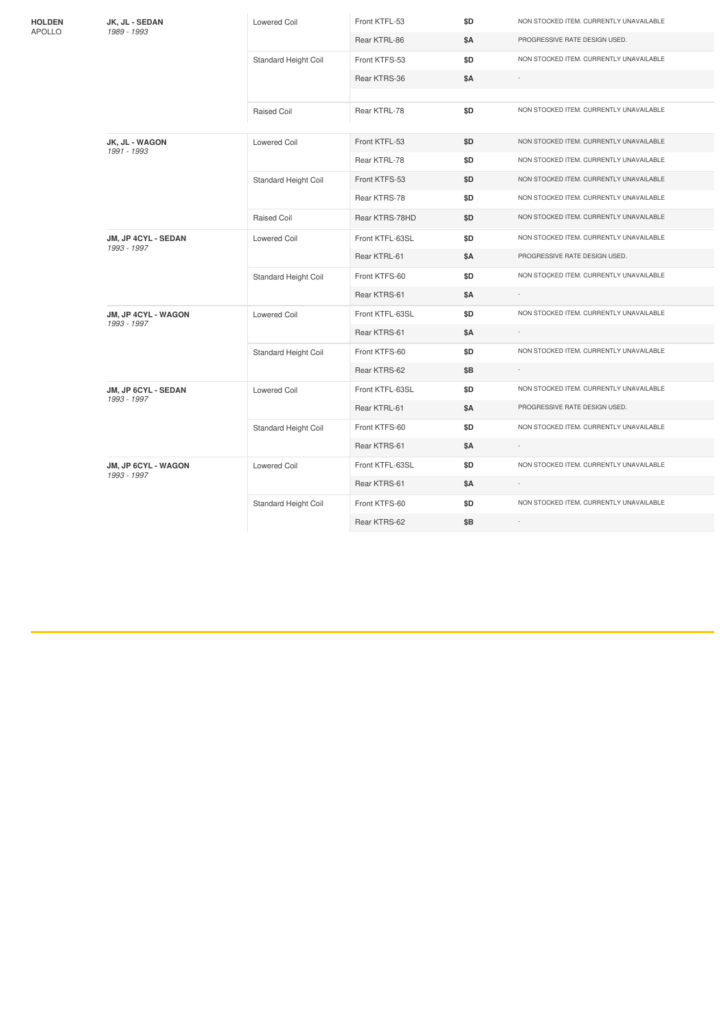| Make / Model | Series / Years | Coil Type | Part | Price | Notes |
|---|---|---|---|---|---|
| **HOLDEN** APOLLO | **JK, JL - SEDAN** *1989 - 1993* | Lowered Coil | Front KTFL-53 | **$D** | NON STOCKED ITEM. CURRENTLY UNAVAILABLE |
| | | | Rear KTRL-86 | **$A** | PROGRESSIVE RATE DESIGN USED. |
| | | Standard Height Coil | Front KTFS-53 | **$D** | NON STOCKED ITEM. CURRENTLY UNAVAILABLE |
| | | | Rear KTRS-36 | **$A** | - |
| | | Raised Coil | Rear KTRL-78 | **$D** | NON STOCKED ITEM. CURRENTLY UNAVAILABLE |
| | **JK, JL - WAGON** *1991 - 1993* | Lowered Coil | Front KTFL-53 | **$D** | NON STOCKED ITEM. CURRENTLY UNAVAILABLE |
| | | | Rear KTRL-78 | **$D** | NON STOCKED ITEM. CURRENTLY UNAVAILABLE |
| | | Standard Height Coil | Front KTFS-53 | **$D** | NON STOCKED ITEM. CURRENTLY UNAVAILABLE |
| | | | Rear KTRS-78 | **$D** | NON STOCKED ITEM. CURRENTLY UNAVAILABLE |
| | | Raised Coil | Rear KTRS-78HD | **$D** | NON STOCKED ITEM. CURRENTLY UNAVAILABLE |
| | **JM, JP 4CYL - SEDAN** *1993 - 1997* | Lowered Coil | Front KTFL-63SL | **$D** | NON STOCKED ITEM. CURRENTLY UNAVAILABLE |
| | | | Rear KTRL-61 | **$A** | PROGRESSIVE RATE DESIGN USED. |
| | | Standard Height Coil | Front KTFS-60 | **$D** | NON STOCKED ITEM. CURRENTLY UNAVAILABLE |
| | | | Rear KTRS-61 | **$A** | - |
| | **JM, JP 4CYL - WAGON** *1993 - 1997* | Lowered Coil | Front KTFL-63SL | **$D** | NON STOCKED ITEM. CURRENTLY UNAVAILABLE |
| | | | Rear KTRS-61 | **$A** | - |
| | | Standard Height Coil | Front KTFS-60 | **$D** | NON STOCKED ITEM. CURRENTLY UNAVAILABLE |
| | | | Rear KTRS-62 | **$B** | - |
| | **JM, JP 6CYL - SEDAN** *1993 - 1997* | Lowered Coil | Front KTFL-63SL | **$D** | NON STOCKED ITEM. CURRENTLY UNAVAILABLE |
| | | | Rear KTRL-61 | **$A** | PROGRESSIVE RATE DESIGN USED. |
| | | Standard Height Coil | Front KTFS-60 | **$D** | NON STOCKED ITEM. CURRENTLY UNAVAILABLE |
| | | | Rear KTRS-61 | **$A** | - |
| | **JM, JP 6CYL - WAGON** *1993 - 1997* | Lowered Coil | Front KTFL-63SL | **$D** | NON STOCKED ITEM. CURRENTLY UNAVAILABLE |
| | | | Rear KTRS-61 | **$A** | - |
| | | Standard Height Coil | Front KTFS-60 | **$D** | NON STOCKED ITEM. CURRENTLY UNAVAILABLE |
| | | | Rear KTRS-62 | **$B** | - |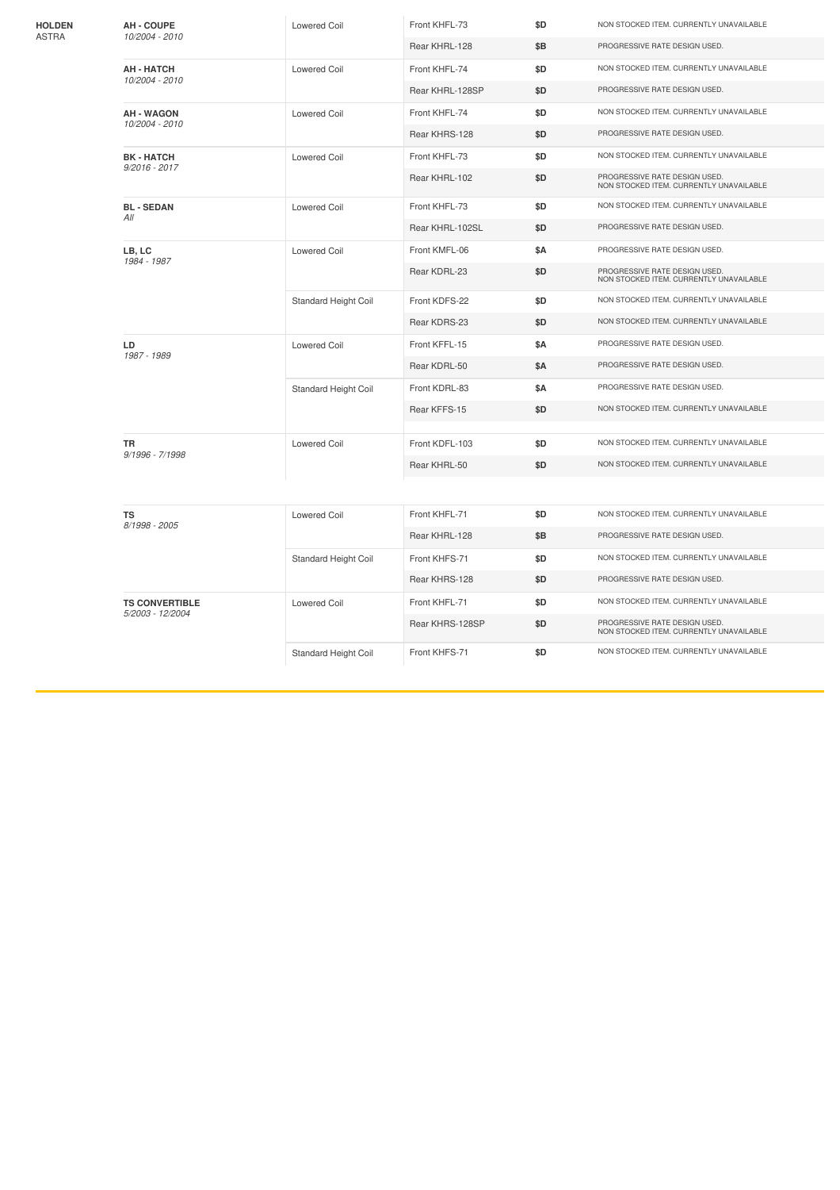| Make | Model | Type | Part | Price | Notes |
|---|---|---|---|---|---|
| **HOLDEN** ASTRA | **AH - COUPE** *10/2004 - 2010* | Lowered Coil | Front KHFL-73 | $D | NON STOCKED ITEM. CURRENTLY UNAVAILABLE |
| | | | Rear KHRL-128 | $B | PROGRESSIVE RATE DESIGN USED. |
| | **AH - HATCH** *10/2004 - 2010* | Lowered Coil | Front KHFL-74 | $D | NON STOCKED ITEM. CURRENTLY UNAVAILABLE |
| | | | Rear KHRL-128SP | $D | PROGRESSIVE RATE DESIGN USED. |
| | **AH - WAGON** *10/2004 - 2010* | Lowered Coil | Front KHFL-74 | $D | NON STOCKED ITEM. CURRENTLY UNAVAILABLE |
| | | | Rear KHRS-128 | $D | PROGRESSIVE RATE DESIGN USED. |
| | **BK - HATCH** *9/2016 - 2017* | Lowered Coil | Front KHFL-73 | $D | NON STOCKED ITEM. CURRENTLY UNAVAILABLE |
| | | | Rear KHRL-102 | $D | PROGRESSIVE RATE DESIGN USED. NON STOCKED ITEM. CURRENTLY UNAVAILABLE |
| | **BL - SEDAN** *All* | Lowered Coil | Front KHFL-73 | $D | NON STOCKED ITEM. CURRENTLY UNAVAILABLE |
| | | | Rear KHRL-102SL | $D | PROGRESSIVE RATE DESIGN USED. |
| | **LB, LC** *1984 - 1987* | Lowered Coil | Front KMFL-06 | $A | PROGRESSIVE RATE DESIGN USED. |
| | | | Rear KDRL-23 | $D | PROGRESSIVE RATE DESIGN USED. NON STOCKED ITEM. CURRENTLY UNAVAILABLE |
| | | Standard Height Coil | Front KDFS-22 | $D | NON STOCKED ITEM. CURRENTLY UNAVAILABLE |
| | | | Rear KDRS-23 | $D | NON STOCKED ITEM. CURRENTLY UNAVAILABLE |
| | **LD** *1987 - 1989* | Lowered Coil | Front KFFL-15 | $A | PROGRESSIVE RATE DESIGN USED. |
| | | | Rear KDRL-50 | $A | PROGRESSIVE RATE DESIGN USED. |
| | | Standard Height Coil | Front KDRL-83 | $A | PROGRESSIVE RATE DESIGN USED. |
| | | | Rear KFFS-15 | $D | NON STOCKED ITEM. CURRENTLY UNAVAILABLE |
| | **TR** *9/1996 - 7/1998* | Lowered Coil | Front KDFL-103 | $D | NON STOCKED ITEM. CURRENTLY UNAVAILABLE |
| | | | Rear KHRL-50 | $D | NON STOCKED ITEM. CURRENTLY UNAVAILABLE |
| | **TS** *8/1998 - 2005* | Lowered Coil | Front KHFL-71 | $D | NON STOCKED ITEM. CURRENTLY UNAVAILABLE |
| | | | Rear KHRL-128 | $B | PROGRESSIVE RATE DESIGN USED. |
| | | Standard Height Coil | Front KHFS-71 | $D | NON STOCKED ITEM. CURRENTLY UNAVAILABLE |
| | | | Rear KHRS-128 | $D | PROGRESSIVE RATE DESIGN USED. |
| | **TS CONVERTIBLE** *5/2003 - 12/2004* | Lowered Coil | Front KHFL-71 | $D | NON STOCKED ITEM. CURRENTLY UNAVAILABLE |
| | | | Rear KHRS-128SP | $D | PROGRESSIVE RATE DESIGN USED. NON STOCKED ITEM. CURRENTLY UNAVAILABLE |
| | | Standard Height Coil | Front KHFS-71 | $D | NON STOCKED ITEM. CURRENTLY UNAVAILABLE |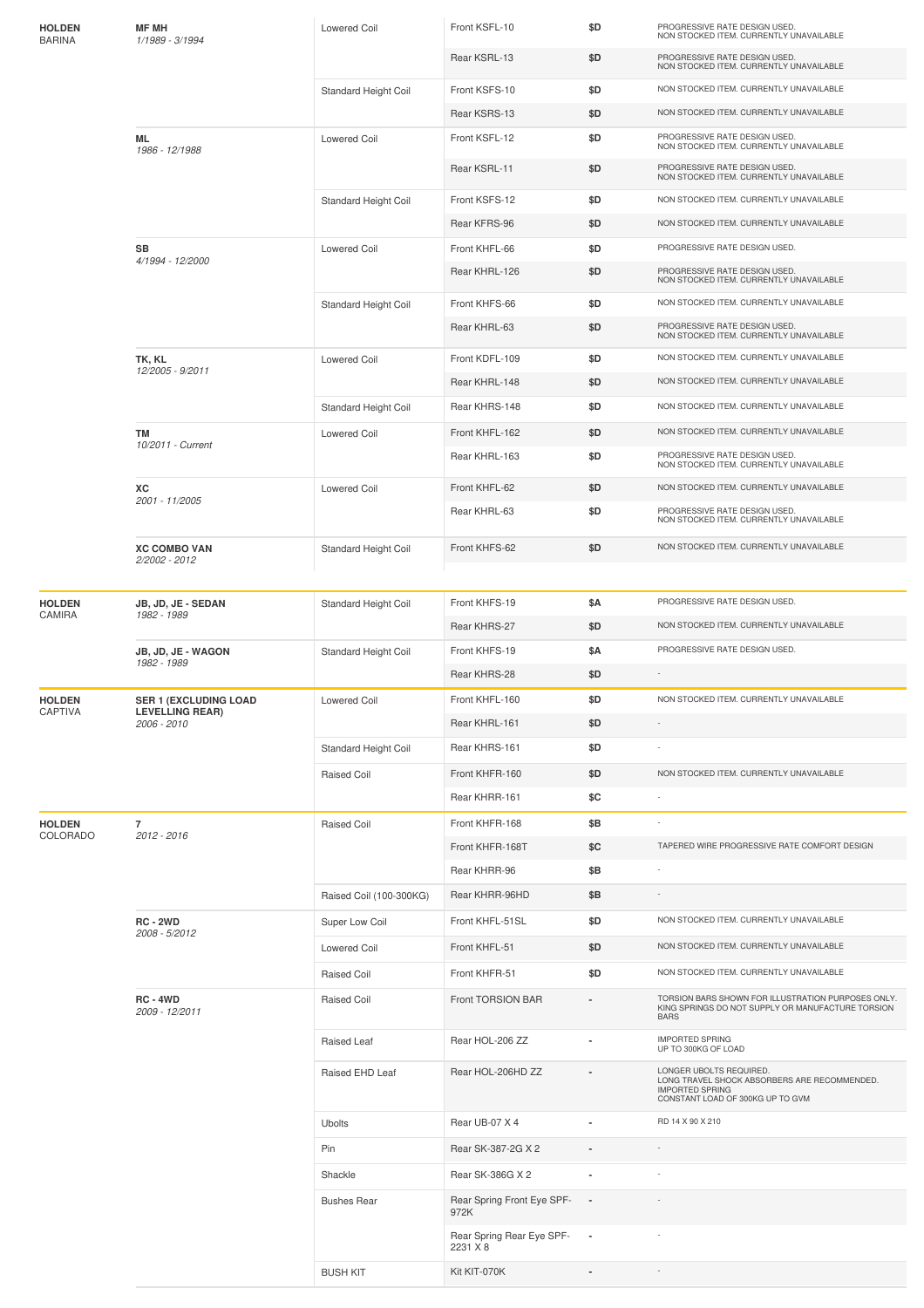| Make | Model | Type | Part | Price | Notes |
|---|---|---|---|---|---|
| **HOLDEN** BARINA | **MF MH** *1/1989 - 3/1994* | Lowered Coil | Front KSFL-10 | $D | PROGRESSIVE RATE DESIGN USED. NON STOCKED ITEM. CURRENTLY UNAVAILABLE |
| | | | Rear KSRL-13 | $D | PROGRESSIVE RATE DESIGN USED. NON STOCKED ITEM. CURRENTLY UNAVAILABLE |
| | | Standard Height Coil | Front KSFS-10 | $D | NON STOCKED ITEM. CURRENTLY UNAVAILABLE |
| | | | Rear KSRS-13 | $D | NON STOCKED ITEM. CURRENTLY UNAVAILABLE |
| | **ML** *1986 - 12/1988* | Lowered Coil | Front KSFL-12 | $D | PROGRESSIVE RATE DESIGN USED. NON STOCKED ITEM. CURRENTLY UNAVAILABLE |
| | | | Rear KSRL-11 | $D | PROGRESSIVE RATE DESIGN USED. NON STOCKED ITEM. CURRENTLY UNAVAILABLE |
| | | Standard Height Coil | Front KSFS-12 | $D | NON STOCKED ITEM. CURRENTLY UNAVAILABLE |
| | | | Rear KFRS-96 | $D | NON STOCKED ITEM. CURRENTLY UNAVAILABLE |
| | **SB** *4/1994 - 12/2000* | Lowered Coil | Front KHFL-66 | $D | PROGRESSIVE RATE DESIGN USED. |
| | | | Rear KHRL-126 | $D | PROGRESSIVE RATE DESIGN USED. NON STOCKED ITEM. CURRENTLY UNAVAILABLE |
| | | Standard Height Coil | Front KHFS-66 | $D | NON STOCKED ITEM. CURRENTLY UNAVAILABLE |
| | | | Rear KHRL-63 | $D | PROGRESSIVE RATE DESIGN USED. NON STOCKED ITEM. CURRENTLY UNAVAILABLE |
| | **TK, KL** *12/2005 - 9/2011* | Lowered Coil | Front KDFL-109 | $D | NON STOCKED ITEM. CURRENTLY UNAVAILABLE |
| | | | Rear KHRL-148 | $D | NON STOCKED ITEM. CURRENTLY UNAVAILABLE |
| | | Standard Height Coil | Rear KHRS-148 | $D | NON STOCKED ITEM. CURRENTLY UNAVAILABLE |
| | **TM** *10/2011 - Current* | Lowered Coil | Front KHFL-162 | $D | NON STOCKED ITEM. CURRENTLY UNAVAILABLE |
| | | | Rear KHRL-163 | $D | PROGRESSIVE RATE DESIGN USED. NON STOCKED ITEM. CURRENTLY UNAVAILABLE |
| | **XC** *2001 - 11/2005* | Lowered Coil | Front KHFL-62 | $D | NON STOCKED ITEM. CURRENTLY UNAVAILABLE |
| | | | Rear KHRL-63 | $D | PROGRESSIVE RATE DESIGN USED. NON STOCKED ITEM. CURRENTLY UNAVAILABLE |
| | **XC COMBO VAN** *2/2002 - 2012* | Standard Height Coil | Front KHFS-62 | $D | NON STOCKED ITEM. CURRENTLY UNAVAILABLE |
| **HOLDEN** CAMIRA | **JB, JD, JE - SEDAN** *1982 - 1989* | Standard Height Coil | Front KHFS-19 | $A | PROGRESSIVE RATE DESIGN USED. |
| | | | Rear KHRS-27 | $D | NON STOCKED ITEM. CURRENTLY UNAVAILABLE |
| | **JB, JD, JE - WAGON** *1982 - 1989* | Standard Height Coil | Front KHFS-19 | $A | PROGRESSIVE RATE DESIGN USED. |
| | | | Rear KHRS-28 | $D | - |
| **HOLDEN** CAPTIVA | **SER 1 (EXCLUDING LOAD LEVELLING REAR)** *2006 - 2010* | Lowered Coil | Front KHFL-160 | $D | NON STOCKED ITEM. CURRENTLY UNAVAILABLE |
| | | | Rear KHRL-161 | $D | - |
| | | Standard Height Coil | Rear KHRS-161 | $D | - |
| | | Raised Coil | Front KHFR-160 | $D | NON STOCKED ITEM. CURRENTLY UNAVAILABLE |
| | | | Rear KHRR-161 | $C | - |
| **HOLDEN** COLORADO | **7** *2012 - 2016* | Raised Coil | Front KHFR-168 | $B | - |
| | | | Front KHFR-168T | $C | TAPERED WIRE PROGRESSIVE RATE COMFORT DESIGN |
| | | | Rear KHRR-96 | $B | - |
| | | Raised Coil (100-300KG) | Rear KHRR-96HD | $B | - |
| | **RC - 2WD** *2008 - 5/2012* | Super Low Coil | Front KHFL-51SL | $D | NON STOCKED ITEM. CURRENTLY UNAVAILABLE |
| | | Lowered Coil | Front KHFL-51 | $D | NON STOCKED ITEM. CURRENTLY UNAVAILABLE |
| | | Raised Coil | Front KHFR-51 | $D | NON STOCKED ITEM. CURRENTLY UNAVAILABLE |
| | **RC - 4WD** *2009 - 12/2011* | Raised Coil | Front TORSION BAR | - | TORSION BARS SHOWN FOR ILLUSTRATION PURPOSES ONLY. KING SPRINGS DO NOT SUPPLY OR MANUFACTURE TORSION BARS |
| | | Raised Leaf | Rear HOL-206 ZZ | - | IMPORTED SPRING UP TO 300KG OF LOAD |
| | | Raised EHD Leaf | Rear HOL-206HD ZZ | - | LONGER UBOLTS REQUIRED. LONG TRAVEL SHOCK ABSORBERS ARE RECOMMENDED. IMPORTED SPRING CONSTANT LOAD OF 300KG UP TO GVM |
| | | Ubolts | Rear UB-07 X 4 | - | RD 14 X 90 X 210 |
| | | Pin | Rear SK-387-2G X 2 | - | - |
| | | Shackle | Rear SK-386G X 2 | - | - |
| | | Bushes Rear | Rear Spring Front Eye SPF-972K | - | - |
| | | | Rear Spring Rear Eye SPF-2231 X 8 | - | - |
| | | BUSH KIT | Kit KIT-070K | - | - |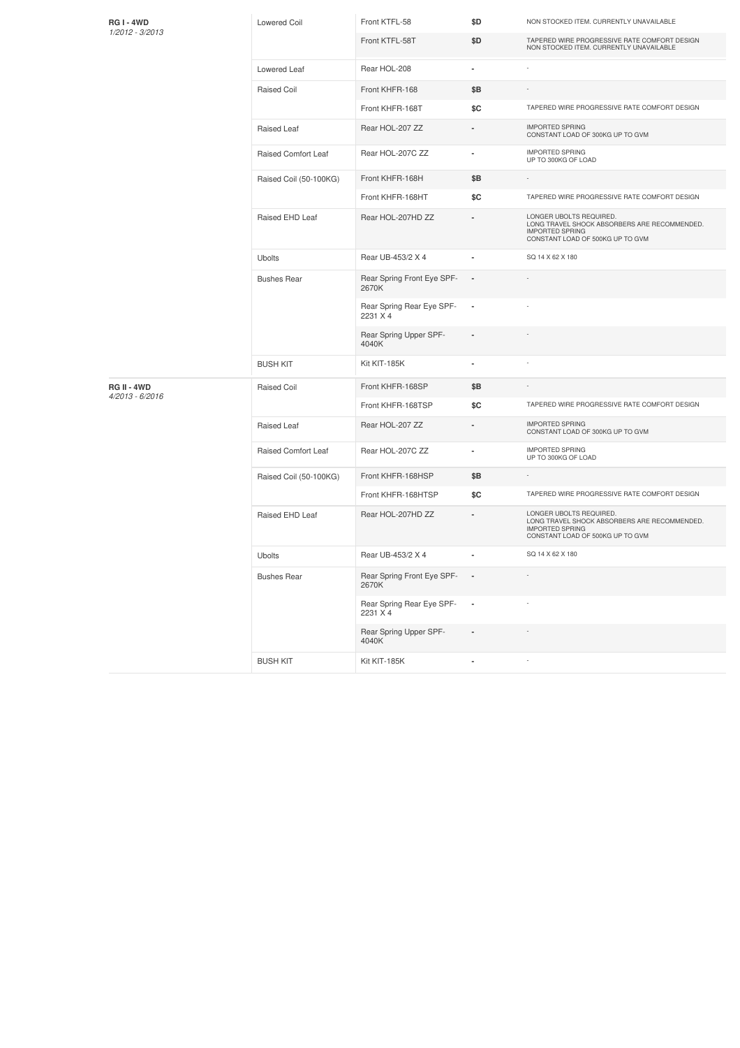| Model | Type | Part | Price | Notes |
|---|---|---|---|---|
| **RG I - 4WD** *1/2012 - 3/2013* | Lowered Coil | Front KTFL-58 | $D | NON STOCKED ITEM. CURRENTLY UNAVAILABLE |
| | | Front KTFL-58T | $D | TAPERED WIRE PROGRESSIVE RATE COMFORT DESIGN NON STOCKED ITEM. CURRENTLY UNAVAILABLE |
| | Lowered Leaf | Rear HOL-208 | - | - |
| | Raised Coil | Front KHFR-168 | $B | - |
| | | Front KHFR-168T | $C | TAPERED WIRE PROGRESSIVE RATE COMFORT DESIGN |
| | Raised Leaf | Rear HOL-207 ZZ | - | IMPORTED SPRING CONSTANT LOAD OF 300KG UP TO GVM |
| | Raised Comfort Leaf | Rear HOL-207C ZZ | - | IMPORTED SPRING UP TO 300KG OF LOAD |
| | Raised Coil (50-100KG) | Front KHFR-168H | $B | - |
| | | Front KHFR-168HT | $C | TAPERED WIRE PROGRESSIVE RATE COMFORT DESIGN |
| | Raised EHD Leaf | Rear HOL-207HD ZZ | - | LONGER UBOLTS REQUIRED. LONG TRAVEL SHOCK ABSORBERS ARE RECOMMENDED. IMPORTED SPRING CONSTANT LOAD OF 500KG UP TO GVM |
| | Ubolts | Rear UB-453/2 X 4 | - | SQ 14 X 62 X 180 |
| | Bushes Rear | Rear Spring Front Eye SPF-2670K | - | - |
| | | Rear Spring Rear Eye SPF-2231 X 4 | - | - |
| | | Rear Spring Upper SPF-4040K | - | - |
| | BUSH KIT | Kit KIT-185K | - | - |
| **RG II - 4WD** *4/2013 - 6/2016* | Raised Coil | Front KHFR-168SP | $B | - |
| | | Front KHFR-168TSP | $C | TAPERED WIRE PROGRESSIVE RATE COMFORT DESIGN |
| | Raised Leaf | Rear HOL-207 ZZ | - | IMPORTED SPRING CONSTANT LOAD OF 300KG UP TO GVM |
| | Raised Comfort Leaf | Rear HOL-207C ZZ | - | IMPORTED SPRING UP TO 300KG OF LOAD |
| | Raised Coil (50-100KG) | Front KHFR-168HSP | $B | - |
| | | Front KHFR-168HTSP | $C | TAPERED WIRE PROGRESSIVE RATE COMFORT DESIGN |
| | Raised EHD Leaf | Rear HOL-207HD ZZ | - | LONGER UBOLTS REQUIRED. LONG TRAVEL SHOCK ABSORBERS ARE RECOMMENDED. IMPORTED SPRING CONSTANT LOAD OF 500KG UP TO GVM |
| | Ubolts | Rear UB-453/2 X 4 | - | SQ 14 X 62 X 180 |
| | Bushes Rear | Rear Spring Front Eye SPF-2670K | - | - |
| | | Rear Spring Rear Eye SPF-2231 X 4 | - | - |
| | | Rear Spring Upper SPF-4040K | - | - |
| | BUSH KIT | Kit KIT-185K | - | - |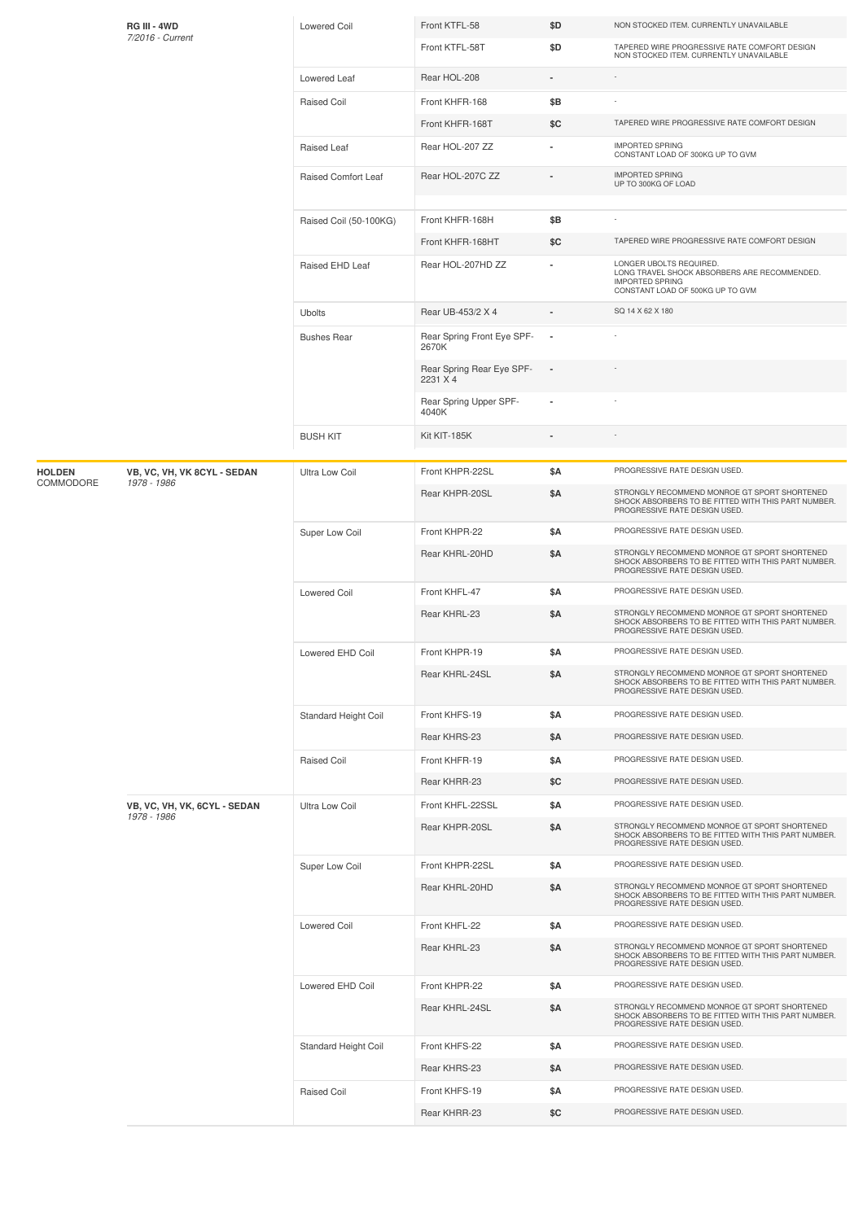| Make | Model | Type | Part | Price | Notes |
|---|---|---|---|---|---|
| | **RG III - 4WD** *7/2016 - Current* | Lowered Coil | Front KTFL-58 | $D | NON STOCKED ITEM. CURRENTLY UNAVAILABLE |
| | | | Front KTFL-58T | $D | TAPERED WIRE PROGRESSIVE RATE COMFORT DESIGN NON STOCKED ITEM. CURRENTLY UNAVAILABLE |
| | | Lowered Leaf | Rear HOL-208 | - | - |
| | | Raised Coil | Front KHFR-168 | $B | - |
| | | | Front KHFR-168T | $C | TAPERED WIRE PROGRESSIVE RATE COMFORT DESIGN |
| | | Raised Leaf | Rear HOL-207 ZZ | - | IMPORTED SPRING CONSTANT LOAD OF 300KG UP TO GVM |
| | | Raised Comfort Leaf | Rear HOL-207C ZZ | - | IMPORTED SPRING UP TO 300KG OF LOAD |
| | | Raised Coil (50-100KG) | Front KHFR-168H | $B | - |
| | | | Front KHFR-168HT | $C | TAPERED WIRE PROGRESSIVE RATE COMFORT DESIGN |
| | | Raised EHD Leaf | Rear HOL-207HD ZZ | - | LONGER UBOLTS REQUIRED. LONG TRAVEL SHOCK ABSORBERS ARE RECOMMENDED. IMPORTED SPRING CONSTANT LOAD OF 500KG UP TO GVM |
| | | Ubolts | Rear UB-453/2 X 4 | - | SQ 14 X 62 X 180 |
| | | Bushes Rear | Rear Spring Front Eye SPF-2670K | - | - |
| | | | Rear Spring Rear Eye SPF-2231 X 4 | - | - |
| | | | Rear Spring Upper SPF-4040K | - | - |
| | | BUSH KIT | Kit KIT-185K | - | - |
| **HOLDEN** COMMODORE | **VB, VC, VH, VK 8CYL - SEDAN** *1978 - 1986* | Ultra Low Coil | Front KHPR-22SL | $A | PROGRESSIVE RATE DESIGN USED. |
| | | | Rear KHPR-20SL | $A | STRONGLY RECOMMEND MONROE GT SPORT SHORTENED SHOCK ABSORBERS TO BE FITTED WITH THIS PART NUMBER. PROGRESSIVE RATE DESIGN USED. |
| | | Super Low Coil | Front KHPR-22 | $A | PROGRESSIVE RATE DESIGN USED. |
| | | | Rear KHRL-20HD | $A | STRONGLY RECOMMEND MONROE GT SPORT SHORTENED SHOCK ABSORBERS TO BE FITTED WITH THIS PART NUMBER. PROGRESSIVE RATE DESIGN USED. |
| | | Lowered Coil | Front KHFL-47 | $A | PROGRESSIVE RATE DESIGN USED. |
| | | | Rear KHRL-23 | $A | STRONGLY RECOMMEND MONROE GT SPORT SHORTENED SHOCK ABSORBERS TO BE FITTED WITH THIS PART NUMBER. PROGRESSIVE RATE DESIGN USED. |
| | | Lowered EHD Coil | Front KHPR-19 | $A | PROGRESSIVE RATE DESIGN USED. |
| | | | Rear KHRL-24SL | $A | STRONGLY RECOMMEND MONROE GT SPORT SHORTENED SHOCK ABSORBERS TO BE FITTED WITH THIS PART NUMBER. PROGRESSIVE RATE DESIGN USED. |
| | | Standard Height Coil | Front KHFS-19 | $A | PROGRESSIVE RATE DESIGN USED. |
| | | | Rear KHRS-23 | $A | PROGRESSIVE RATE DESIGN USED. |
| | | Raised Coil | Front KHFR-19 | $A | PROGRESSIVE RATE DESIGN USED. |
| | | | Rear KHRR-23 | $C | PROGRESSIVE RATE DESIGN USED. |
| | **VB, VC, VH, VK, 6CYL - SEDAN** *1978 - 1986* | Ultra Low Coil | Front KHFL-22SSL | $A | PROGRESSIVE RATE DESIGN USED. |
| | | | Rear KHPR-20SL | $A | STRONGLY RECOMMEND MONROE GT SPORT SHORTENED SHOCK ABSORBERS TO BE FITTED WITH THIS PART NUMBER. PROGRESSIVE RATE DESIGN USED. |
| | | Super Low Coil | Front KHPR-22SL | $A | PROGRESSIVE RATE DESIGN USED. |
| | | | Rear KHRL-20HD | $A | STRONGLY RECOMMEND MONROE GT SPORT SHORTENED SHOCK ABSORBERS TO BE FITTED WITH THIS PART NUMBER. PROGRESSIVE RATE DESIGN USED. |
| | | Lowered Coil | Front KHFL-22 | $A | PROGRESSIVE RATE DESIGN USED. |
| | | | Rear KHRL-23 | $A | STRONGLY RECOMMEND MONROE GT SPORT SHORTENED SHOCK ABSORBERS TO BE FITTED WITH THIS PART NUMBER. PROGRESSIVE RATE DESIGN USED. |
| | | Lowered EHD Coil | Front KHPR-22 | $A | PROGRESSIVE RATE DESIGN USED. |
| | | | Rear KHRL-24SL | $A | STRONGLY RECOMMEND MONROE GT SPORT SHORTENED SHOCK ABSORBERS TO BE FITTED WITH THIS PART NUMBER. PROGRESSIVE RATE DESIGN USED. |
| | | Standard Height Coil | Front KHFS-22 | $A | PROGRESSIVE RATE DESIGN USED. |
| | | | Rear KHRS-23 | $A | PROGRESSIVE RATE DESIGN USED. |
| | | Raised Coil | Front KHFS-19 | $A | PROGRESSIVE RATE DESIGN USED. |
| | | | Rear KHRR-23 | $C | PROGRESSIVE RATE DESIGN USED. |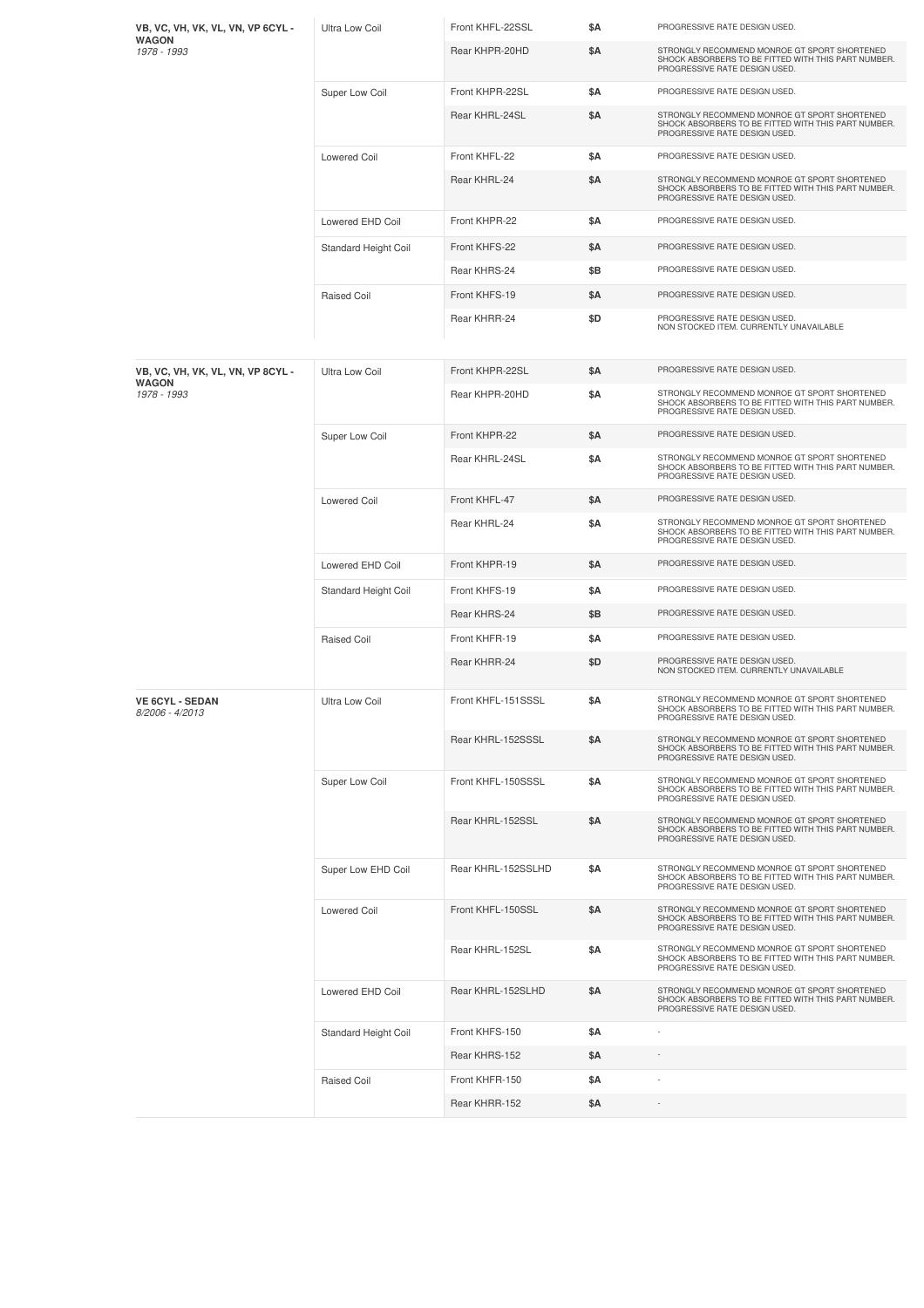| | | | | |
|---|---|---|---|---|
| **VB, VC, VH, VK, VL, VN, VP 6CYL - WAGON** *1978 - 1993* | Ultra Low Coil | Front KHFL-22SSL | $A | PROGRESSIVE RATE DESIGN USED. |
| | | Rear KHPR-20HD | $A | STRONGLY RECOMMEND MONROE GT SPORT SHORTENED SHOCK ABSORBERS TO BE FITTED WITH THIS PART NUMBER. PROGRESSIVE RATE DESIGN USED. |
| | Super Low Coil | Front KHPR-22SL | $A | PROGRESSIVE RATE DESIGN USED. |
| | | Rear KHRL-24SL | $A | STRONGLY RECOMMEND MONROE GT SPORT SHORTENED SHOCK ABSORBERS TO BE FITTED WITH THIS PART NUMBER. PROGRESSIVE RATE DESIGN USED. |
| | Lowered Coil | Front KHFL-22 | $A | PROGRESSIVE RATE DESIGN USED. |
| | | Rear KHRL-24 | $A | STRONGLY RECOMMEND MONROE GT SPORT SHORTENED SHOCK ABSORBERS TO BE FITTED WITH THIS PART NUMBER. PROGRESSIVE RATE DESIGN USED. |
| | Lowered EHD Coil | Front KHPR-22 | $A | PROGRESSIVE RATE DESIGN USED. |
| | Standard Height Coil | Front KHFS-22 | $A | PROGRESSIVE RATE DESIGN USED. |
| | | Rear KHRS-24 | $B | PROGRESSIVE RATE DESIGN USED. |
| | Raised Coil | Front KHFS-19 | $A | PROGRESSIVE RATE DESIGN USED. |
| | | Rear KHRR-24 | $D | PROGRESSIVE RATE DESIGN USED. NON STOCKED ITEM. CURRENTLY UNAVAILABLE |
| **VB, VC, VH, VK, VL, VN, VP 8CYL - WAGON** *1978 - 1993* | Ultra Low Coil | Front KHPR-22SL | $A | PROGRESSIVE RATE DESIGN USED. |
| | | Rear KHPR-20HD | $A | STRONGLY RECOMMEND MONROE GT SPORT SHORTENED SHOCK ABSORBERS TO BE FITTED WITH THIS PART NUMBER. PROGRESSIVE RATE DESIGN USED. |
| | Super Low Coil | Front KHPR-22 | $A | PROGRESSIVE RATE DESIGN USED. |
| | | Rear KHRL-24SL | $A | STRONGLY RECOMMEND MONROE GT SPORT SHORTENED SHOCK ABSORBERS TO BE FITTED WITH THIS PART NUMBER. PROGRESSIVE RATE DESIGN USED. |
| | Lowered Coil | Front KHFL-47 | $A | PROGRESSIVE RATE DESIGN USED. |
| | | Rear KHRL-24 | $A | STRONGLY RECOMMEND MONROE GT SPORT SHORTENED SHOCK ABSORBERS TO BE FITTED WITH THIS PART NUMBER. PROGRESSIVE RATE DESIGN USED. |
| | Lowered EHD Coil | Front KHPR-19 | $A | PROGRESSIVE RATE DESIGN USED. |
| | Standard Height Coil | Front KHFS-19 | $A | PROGRESSIVE RATE DESIGN USED. |
| | | Rear KHRS-24 | $B | PROGRESSIVE RATE DESIGN USED. |
| | Raised Coil | Front KHFR-19 | $A | PROGRESSIVE RATE DESIGN USED. |
| | | Rear KHRR-24 | $D | PROGRESSIVE RATE DESIGN USED. NON STOCKED ITEM. CURRENTLY UNAVAILABLE |
| **VE 6CYL - SEDAN** *8/2006 - 4/2013* | Ultra Low Coil | Front KHFL-151SSSL | $A | STRONGLY RECOMMEND MONROE GT SPORT SHORTENED SHOCK ABSORBERS TO BE FITTED WITH THIS PART NUMBER. PROGRESSIVE RATE DESIGN USED. |
| | | Rear KHRL-152SSSL | $A | STRONGLY RECOMMEND MONROE GT SPORT SHORTENED SHOCK ABSORBERS TO BE FITTED WITH THIS PART NUMBER. PROGRESSIVE RATE DESIGN USED. |
| | Super Low Coil | Front KHFL-150SSSL | $A | STRONGLY RECOMMEND MONROE GT SPORT SHORTENED SHOCK ABSORBERS TO BE FITTED WITH THIS PART NUMBER. PROGRESSIVE RATE DESIGN USED. |
| | | Rear KHRL-152SSL | $A | STRONGLY RECOMMEND MONROE GT SPORT SHORTENED SHOCK ABSORBERS TO BE FITTED WITH THIS PART NUMBER. PROGRESSIVE RATE DESIGN USED. |
| | Super Low EHD Coil | Rear KHRL-152SSLHD | $A | STRONGLY RECOMMEND MONROE GT SPORT SHORTENED SHOCK ABSORBERS TO BE FITTED WITH THIS PART NUMBER. PROGRESSIVE RATE DESIGN USED. |
| | Lowered Coil | Front KHFL-150SSL | $A | STRONGLY RECOMMEND MONROE GT SPORT SHORTENED SHOCK ABSORBERS TO BE FITTED WITH THIS PART NUMBER. PROGRESSIVE RATE DESIGN USED. |
| | | Rear KHRL-152SL | $A | STRONGLY RECOMMEND MONROE GT SPORT SHORTENED SHOCK ABSORBERS TO BE FITTED WITH THIS PART NUMBER. PROGRESSIVE RATE DESIGN USED. |
| | Lowered EHD Coil | Rear KHRL-152SLHD | $A | STRONGLY RECOMMEND MONROE GT SPORT SHORTENED SHOCK ABSORBERS TO BE FITTED WITH THIS PART NUMBER. PROGRESSIVE RATE DESIGN USED. |
| | Standard Height Coil | Front KHFS-150 | $A | - |
| | | Rear KHRS-152 | $A | - |
| | Raised Coil | Front KHFR-150 | $A | - |
| | | Rear KHRR-152 | $A | - |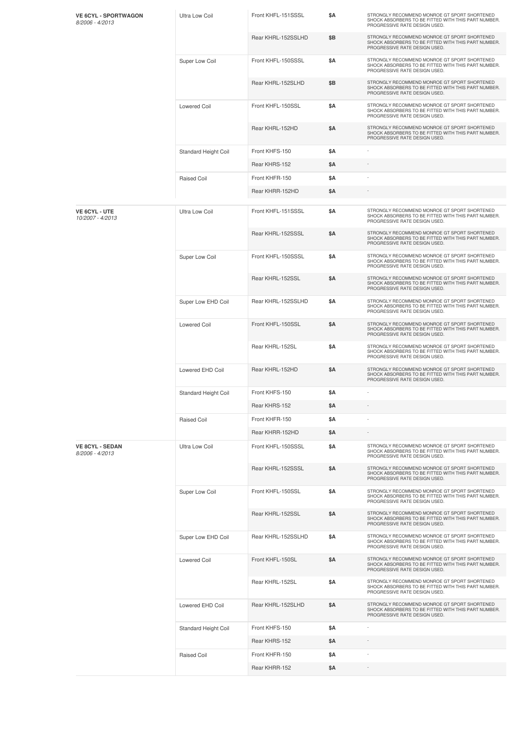| Vehicle | Coil Type | Part | Price | Notes |
|---|---|---|---|---|
| **VE 6CYL - SPORTWAGON** *8/2006 - 4/2013* | Ultra Low Coil | Front KHFL-151SSSL | **$A** | STRONGLY RECOMMEND MONROE GT SPORT SHORTENED SHOCK ABSORBERS TO BE FITTED WITH THIS PART NUMBER. PROGRESSIVE RATE DESIGN USED. |
| | | Rear KHRL-152SSLHD | **$B** | STRONGLY RECOMMEND MONROE GT SPORT SHORTENED SHOCK ABSORBERS TO BE FITTED WITH THIS PART NUMBER. PROGRESSIVE RATE DESIGN USED. |
| | Super Low Coil | Front KHFL-150SSSL | **$A** | STRONGLY RECOMMEND MONROE GT SPORT SHORTENED SHOCK ABSORBERS TO BE FITTED WITH THIS PART NUMBER. PROGRESSIVE RATE DESIGN USED. |
| | | Rear KHRL-152SLHD | **$B** | STRONGLY RECOMMEND MONROE GT SPORT SHORTENED SHOCK ABSORBERS TO BE FITTED WITH THIS PART NUMBER. PROGRESSIVE RATE DESIGN USED. |
| | Lowered Coil | Front KHFL-150SSL | **$A** | STRONGLY RECOMMEND MONROE GT SPORT SHORTENED SHOCK ABSORBERS TO BE FITTED WITH THIS PART NUMBER. PROGRESSIVE RATE DESIGN USED. |
| | | Rear KHRL-152HD | **$A** | STRONGLY RECOMMEND MONROE GT SPORT SHORTENED SHOCK ABSORBERS TO BE FITTED WITH THIS PART NUMBER. PROGRESSIVE RATE DESIGN USED. |
| | Standard Height Coil | Front KHFS-150 | **$A** | - |
| | | Rear KHRS-152 | **$A** | - |
| | Raised Coil | Front KHFR-150 | **$A** | - |
| | | Rear KHRR-152HD | **$A** | - |
| **VE 6CYL - UTE** *10/2007 - 4/2013* | Ultra Low Coil | Front KHFL-151SSSL | **$A** | STRONGLY RECOMMEND MONROE GT SPORT SHORTENED SHOCK ABSORBERS TO BE FITTED WITH THIS PART NUMBER. PROGRESSIVE RATE DESIGN USED. |
| | | Rear KHRL-152SSSL | **$A** | STRONGLY RECOMMEND MONROE GT SPORT SHORTENED SHOCK ABSORBERS TO BE FITTED WITH THIS PART NUMBER. PROGRESSIVE RATE DESIGN USED. |
| | Super Low Coil | Front KHFL-150SSSL | **$A** | STRONGLY RECOMMEND MONROE GT SPORT SHORTENED SHOCK ABSORBERS TO BE FITTED WITH THIS PART NUMBER. PROGRESSIVE RATE DESIGN USED. |
| | | Rear KHRL-152SSL | **$A** | STRONGLY RECOMMEND MONROE GT SPORT SHORTENED SHOCK ABSORBERS TO BE FITTED WITH THIS PART NUMBER. PROGRESSIVE RATE DESIGN USED. |
| | Super Low EHD Coil | Rear KHRL-152SSLHD | **$A** | STRONGLY RECOMMEND MONROE GT SPORT SHORTENED SHOCK ABSORBERS TO BE FITTED WITH THIS PART NUMBER. PROGRESSIVE RATE DESIGN USED. |
| | Lowered Coil | Front KHFL-150SSL | **$A** | STRONGLY RECOMMEND MONROE GT SPORT SHORTENED SHOCK ABSORBERS TO BE FITTED WITH THIS PART NUMBER. PROGRESSIVE RATE DESIGN USED. |
| | | Rear KHRL-152SL | **$A** | STRONGLY RECOMMEND MONROE GT SPORT SHORTENED SHOCK ABSORBERS TO BE FITTED WITH THIS PART NUMBER. PROGRESSIVE RATE DESIGN USED. |
| | Lowered EHD Coil | Rear KHRL-152HD | **$A** | STRONGLY RECOMMEND MONROE GT SPORT SHORTENED SHOCK ABSORBERS TO BE FITTED WITH THIS PART NUMBER. PROGRESSIVE RATE DESIGN USED. |
| | Standard Height Coil | Front KHFS-150 | **$A** | - |
| | | Rear KHRS-152 | **$A** | - |
| | Raised Coil | Front KHFR-150 | **$A** | - |
| | | Rear KHRR-152HD | **$A** | - |
| **VE 8CYL - SEDAN** *8/2006 - 4/2013* | Ultra Low Coil | Front KHFL-150SSSL | **$A** | STRONGLY RECOMMEND MONROE GT SPORT SHORTENED SHOCK ABSORBERS TO BE FITTED WITH THIS PART NUMBER. PROGRESSIVE RATE DESIGN USED. |
| | | Rear KHRL-152SSSL | **$A** | STRONGLY RECOMMEND MONROE GT SPORT SHORTENED SHOCK ABSORBERS TO BE FITTED WITH THIS PART NUMBER. PROGRESSIVE RATE DESIGN USED. |
| | Super Low Coil | Front KHFL-150SSL | **$A** | STRONGLY RECOMMEND MONROE GT SPORT SHORTENED SHOCK ABSORBERS TO BE FITTED WITH THIS PART NUMBER. PROGRESSIVE RATE DESIGN USED. |
| | | Rear KHRL-152SSL | **$A** | STRONGLY RECOMMEND MONROE GT SPORT SHORTENED SHOCK ABSORBERS TO BE FITTED WITH THIS PART NUMBER. PROGRESSIVE RATE DESIGN USED. |
| | Super Low EHD Coil | Rear KHRL-152SSLHD | **$A** | STRONGLY RECOMMEND MONROE GT SPORT SHORTENED SHOCK ABSORBERS TO BE FITTED WITH THIS PART NUMBER. PROGRESSIVE RATE DESIGN USED. |
| | Lowered Coil | Front KHFL-150SL | **$A** | STRONGLY RECOMMEND MONROE GT SPORT SHORTENED SHOCK ABSORBERS TO BE FITTED WITH THIS PART NUMBER. PROGRESSIVE RATE DESIGN USED. |
| | | Rear KHRL-152SL | **$A** | STRONGLY RECOMMEND MONROE GT SPORT SHORTENED SHOCK ABSORBERS TO BE FITTED WITH THIS PART NUMBER. PROGRESSIVE RATE DESIGN USED. |
| | Lowered EHD Coil | Rear KHRL-152SLHD | **$A** | STRONGLY RECOMMEND MONROE GT SPORT SHORTENED SHOCK ABSORBERS TO BE FITTED WITH THIS PART NUMBER. PROGRESSIVE RATE DESIGN USED. |
| | Standard Height Coil | Front KHFS-150 | **$A** | - |
| | | Rear KHRS-152 | **$A** | - |
| | Raised Coil | Front KHFR-150 | **$A** | - |
| | | Rear KHRR-152 | **$A** | - |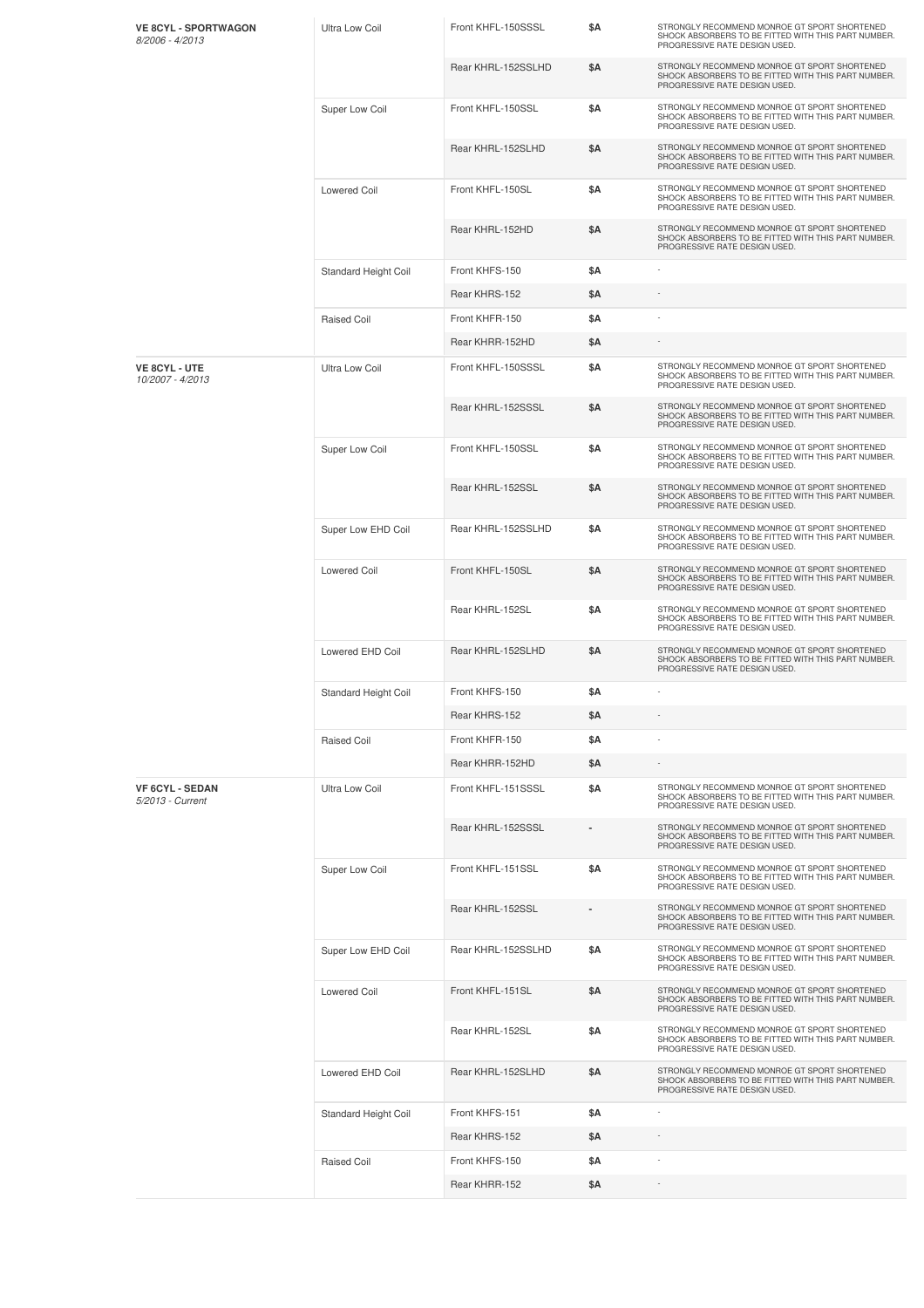| | | | | |
|---|---|---|---|---|
| **VE 8CYL - SPORTWAGON** *8/2006 - 4/2013* | Ultra Low Coil | Front KHFL-150SSSL | $A | STRONGLY RECOMMEND MONROE GT SPORT SHORTENED SHOCK ABSORBERS TO BE FITTED WITH THIS PART NUMBER. PROGRESSIVE RATE DESIGN USED. |
| | | Rear KHRL-152SSLHD | $A | STRONGLY RECOMMEND MONROE GT SPORT SHORTENED SHOCK ABSORBERS TO BE FITTED WITH THIS PART NUMBER. PROGRESSIVE RATE DESIGN USED. |
| | Super Low Coil | Front KHFL-150SSL | $A | STRONGLY RECOMMEND MONROE GT SPORT SHORTENED SHOCK ABSORBERS TO BE FITTED WITH THIS PART NUMBER. PROGRESSIVE RATE DESIGN USED. |
| | | Rear KHRL-152SLHD | $A | STRONGLY RECOMMEND MONROE GT SPORT SHORTENED SHOCK ABSORBERS TO BE FITTED WITH THIS PART NUMBER. PROGRESSIVE RATE DESIGN USED. |
| | Lowered Coil | Front KHFL-150SL | $A | STRONGLY RECOMMEND MONROE GT SPORT SHORTENED SHOCK ABSORBERS TO BE FITTED WITH THIS PART NUMBER. PROGRESSIVE RATE DESIGN USED. |
| | | Rear KHRL-152HD | $A | STRONGLY RECOMMEND MONROE GT SPORT SHORTENED SHOCK ABSORBERS TO BE FITTED WITH THIS PART NUMBER. PROGRESSIVE RATE DESIGN USED. |
| | Standard Height Coil | Front KHFS-150 | $A | - |
| | | Rear KHRS-152 | $A | - |
| | Raised Coil | Front KHFR-150 | $A | - |
| | | Rear KHRR-152HD | $A | - |
| **VE 8CYL - UTE** *10/2007 - 4/2013* | Ultra Low Coil | Front KHFL-150SSSL | $A | STRONGLY RECOMMEND MONROE GT SPORT SHORTENED SHOCK ABSORBERS TO BE FITTED WITH THIS PART NUMBER. PROGRESSIVE RATE DESIGN USED. |
| | | Rear KHRL-152SSSL | $A | STRONGLY RECOMMEND MONROE GT SPORT SHORTENED SHOCK ABSORBERS TO BE FITTED WITH THIS PART NUMBER. PROGRESSIVE RATE DESIGN USED. |
| | Super Low Coil | Front KHFL-150SSL | $A | STRONGLY RECOMMEND MONROE GT SPORT SHORTENED SHOCK ABSORBERS TO BE FITTED WITH THIS PART NUMBER. PROGRESSIVE RATE DESIGN USED. |
| | | Rear KHRL-152SSL | $A | STRONGLY RECOMMEND MONROE GT SPORT SHORTENED SHOCK ABSORBERS TO BE FITTED WITH THIS PART NUMBER. PROGRESSIVE RATE DESIGN USED. |
| | Super Low EHD Coil | Rear KHRL-152SSLHD | $A | STRONGLY RECOMMEND MONROE GT SPORT SHORTENED SHOCK ABSORBERS TO BE FITTED WITH THIS PART NUMBER. PROGRESSIVE RATE DESIGN USED. |
| | Lowered Coil | Front KHFL-150SL | $A | STRONGLY RECOMMEND MONROE GT SPORT SHORTENED SHOCK ABSORBERS TO BE FITTED WITH THIS PART NUMBER. PROGRESSIVE RATE DESIGN USED. |
| | | Rear KHRL-152SL | $A | STRONGLY RECOMMEND MONROE GT SPORT SHORTENED SHOCK ABSORBERS TO BE FITTED WITH THIS PART NUMBER. PROGRESSIVE RATE DESIGN USED. |
| | Lowered EHD Coil | Rear KHRL-152SLHD | $A | STRONGLY RECOMMEND MONROE GT SPORT SHORTENED SHOCK ABSORBERS TO BE FITTED WITH THIS PART NUMBER. PROGRESSIVE RATE DESIGN USED. |
| | Standard Height Coil | Front KHFS-150 | $A | - |
| | | Rear KHRS-152 | $A | - |
| | Raised Coil | Front KHFR-150 | $A | - |
| | | Rear KHRR-152HD | $A | - |
| **VF 6CYL - SEDAN** *5/2013 - Current* | Ultra Low Coil | Front KHFL-151SSSL | $A | STRONGLY RECOMMEND MONROE GT SPORT SHORTENED SHOCK ABSORBERS TO BE FITTED WITH THIS PART NUMBER. PROGRESSIVE RATE DESIGN USED. |
| | | Rear KHRL-152SSSL | - | STRONGLY RECOMMEND MONROE GT SPORT SHORTENED SHOCK ABSORBERS TO BE FITTED WITH THIS PART NUMBER. PROGRESSIVE RATE DESIGN USED. |
| | Super Low Coil | Front KHFL-151SSL | $A | STRONGLY RECOMMEND MONROE GT SPORT SHORTENED SHOCK ABSORBERS TO BE FITTED WITH THIS PART NUMBER. PROGRESSIVE RATE DESIGN USED. |
| | | Rear KHRL-152SSL | - | STRONGLY RECOMMEND MONROE GT SPORT SHORTENED SHOCK ABSORBERS TO BE FITTED WITH THIS PART NUMBER. PROGRESSIVE RATE DESIGN USED. |
| | Super Low EHD Coil | Rear KHRL-152SSLHD | $A | STRONGLY RECOMMEND MONROE GT SPORT SHORTENED SHOCK ABSORBERS TO BE FITTED WITH THIS PART NUMBER. PROGRESSIVE RATE DESIGN USED. |
| | Lowered Coil | Front KHFL-151SL | $A | STRONGLY RECOMMEND MONROE GT SPORT SHORTENED SHOCK ABSORBERS TO BE FITTED WITH THIS PART NUMBER. PROGRESSIVE RATE DESIGN USED. |
| | | Rear KHRL-152SL | $A | STRONGLY RECOMMEND MONROE GT SPORT SHORTENED SHOCK ABSORBERS TO BE FITTED WITH THIS PART NUMBER. PROGRESSIVE RATE DESIGN USED. |
| | Lowered EHD Coil | Rear KHRL-152SLHD | $A | STRONGLY RECOMMEND MONROE GT SPORT SHORTENED SHOCK ABSORBERS TO BE FITTED WITH THIS PART NUMBER. PROGRESSIVE RATE DESIGN USED. |
| | Standard Height Coil | Front KHFS-151 | $A | - |
| | | Rear KHRS-152 | $A | - |
| | Raised Coil | Front KHFS-150 | $A | - |
| | | Rear KHRR-152 | $A | - |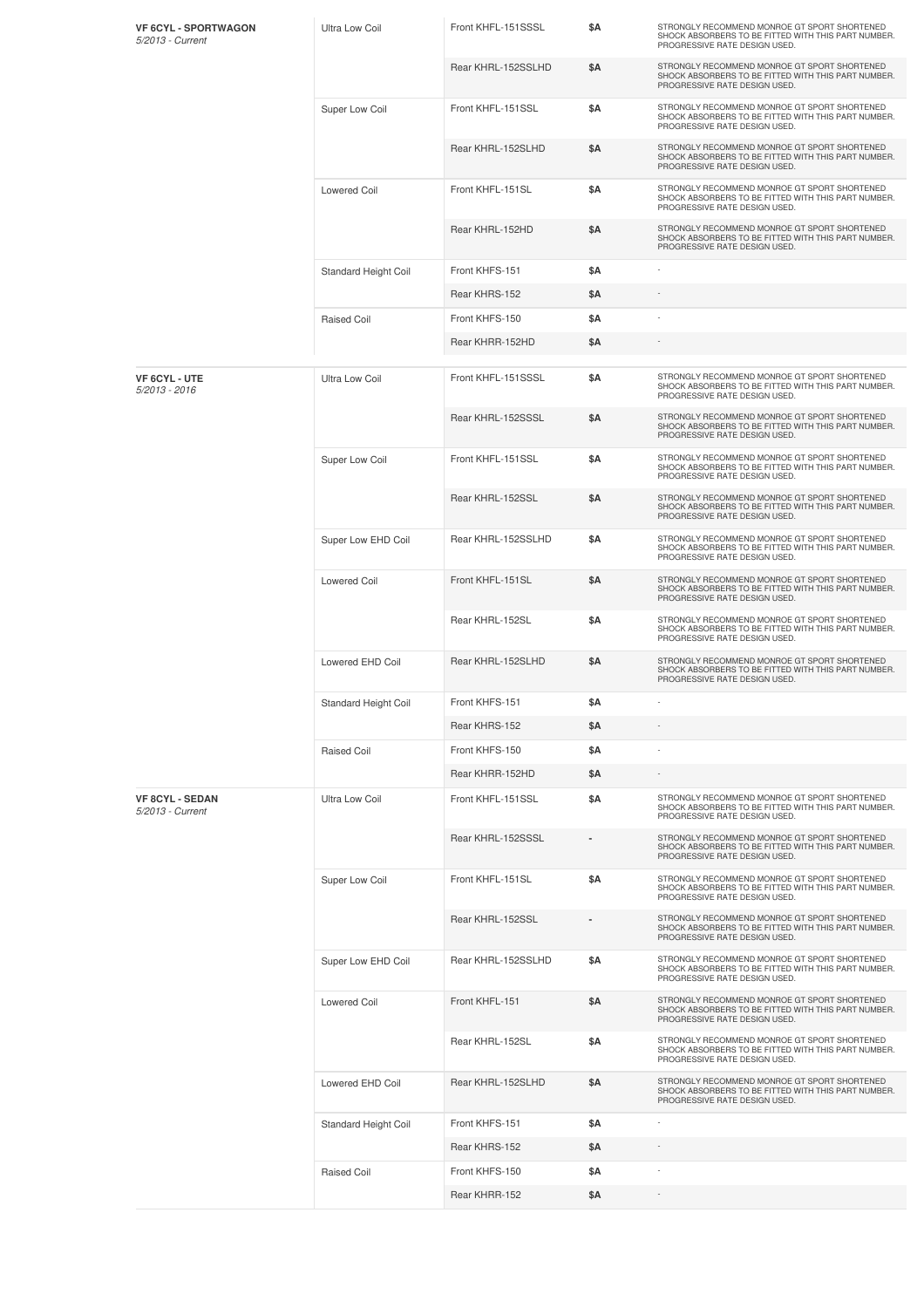| Vehicle | Coil Type | Part Number | Price | Notes |
| --- | --- | --- | --- | --- |
| **VF 6CYL - SPORTWAGON** *5/2013 - Current* | Ultra Low Coil | Front KHFL-151SSSL | $A | STRONGLY RECOMMEND MONROE GT SPORT SHORTENED SHOCK ABSORBERS TO BE FITTED WITH THIS PART NUMBER. PROGRESSIVE RATE DESIGN USED. |
| | | Rear KHRL-152SSLHD | $A | STRONGLY RECOMMEND MONROE GT SPORT SHORTENED SHOCK ABSORBERS TO BE FITTED WITH THIS PART NUMBER. PROGRESSIVE RATE DESIGN USED. |
| | Super Low Coil | Front KHFL-151SSL | $A | STRONGLY RECOMMEND MONROE GT SPORT SHORTENED SHOCK ABSORBERS TO BE FITTED WITH THIS PART NUMBER. PROGRESSIVE RATE DESIGN USED. |
| | | Rear KHRL-152SLHD | $A | STRONGLY RECOMMEND MONROE GT SPORT SHORTENED SHOCK ABSORBERS TO BE FITTED WITH THIS PART NUMBER. PROGRESSIVE RATE DESIGN USED. |
| | Lowered Coil | Front KHFL-151SL | $A | STRONGLY RECOMMEND MONROE GT SPORT SHORTENED SHOCK ABSORBERS TO BE FITTED WITH THIS PART NUMBER. PROGRESSIVE RATE DESIGN USED. |
| | | Rear KHRL-152HD | $A | STRONGLY RECOMMEND MONROE GT SPORT SHORTENED SHOCK ABSORBERS TO BE FITTED WITH THIS PART NUMBER. PROGRESSIVE RATE DESIGN USED. |
| | Standard Height Coil | Front KHFS-151 | $A | - |
| | | Rear KHRS-152 | $A | - |
| | Raised Coil | Front KHFS-150 | $A | - |
| | | Rear KHRR-152HD | $A | - |
| **VF 6CYL - UTE** *5/2013 - 2016* | Ultra Low Coil | Front KHFL-151SSSL | $A | STRONGLY RECOMMEND MONROE GT SPORT SHORTENED SHOCK ABSORBERS TO BE FITTED WITH THIS PART NUMBER. PROGRESSIVE RATE DESIGN USED. |
| | | Rear KHRL-152SSSL | $A | STRONGLY RECOMMEND MONROE GT SPORT SHORTENED SHOCK ABSORBERS TO BE FITTED WITH THIS PART NUMBER. PROGRESSIVE RATE DESIGN USED. |
| | Super Low Coil | Front KHFL-151SSL | $A | STRONGLY RECOMMEND MONROE GT SPORT SHORTENED SHOCK ABSORBERS TO BE FITTED WITH THIS PART NUMBER. PROGRESSIVE RATE DESIGN USED. |
| | | Rear KHRL-152SSL | $A | STRONGLY RECOMMEND MONROE GT SPORT SHORTENED SHOCK ABSORBERS TO BE FITTED WITH THIS PART NUMBER. PROGRESSIVE RATE DESIGN USED. |
| | Super Low EHD Coil | Rear KHRL-152SSLHD | $A | STRONGLY RECOMMEND MONROE GT SPORT SHORTENED SHOCK ABSORBERS TO BE FITTED WITH THIS PART NUMBER. PROGRESSIVE RATE DESIGN USED. |
| | Lowered Coil | Front KHFL-151SL | $A | STRONGLY RECOMMEND MONROE GT SPORT SHORTENED SHOCK ABSORBERS TO BE FITTED WITH THIS PART NUMBER. PROGRESSIVE RATE DESIGN USED. |
| | | Rear KHRL-152SL | $A | STRONGLY RECOMMEND MONROE GT SPORT SHORTENED SHOCK ABSORBERS TO BE FITTED WITH THIS PART NUMBER. PROGRESSIVE RATE DESIGN USED. |
| | Lowered EHD Coil | Rear KHRL-152SLHD | $A | STRONGLY RECOMMEND MONROE GT SPORT SHORTENED SHOCK ABSORBERS TO BE FITTED WITH THIS PART NUMBER. PROGRESSIVE RATE DESIGN USED. |
| | Standard Height Coil | Front KHFS-151 | $A | - |
| | | Rear KHRS-152 | $A | - |
| | Raised Coil | Front KHFS-150 | $A | - |
| | | Rear KHRR-152HD | $A | - |
| **VF 8CYL - SEDAN** *5/2013 - Current* | Ultra Low Coil | Front KHFL-151SSL | $A | STRONGLY RECOMMEND MONROE GT SPORT SHORTENED SHOCK ABSORBERS TO BE FITTED WITH THIS PART NUMBER. PROGRESSIVE RATE DESIGN USED. |
| | | Rear KHRL-152SSSL | - | STRONGLY RECOMMEND MONROE GT SPORT SHORTENED SHOCK ABSORBERS TO BE FITTED WITH THIS PART NUMBER. PROGRESSIVE RATE DESIGN USED. |
| | Super Low Coil | Front KHFL-151SL | $A | STRONGLY RECOMMEND MONROE GT SPORT SHORTENED SHOCK ABSORBERS TO BE FITTED WITH THIS PART NUMBER. PROGRESSIVE RATE DESIGN USED. |
| | | Rear KHRL-152SSL | - | STRONGLY RECOMMEND MONROE GT SPORT SHORTENED SHOCK ABSORBERS TO BE FITTED WITH THIS PART NUMBER. PROGRESSIVE RATE DESIGN USED. |
| | Super Low EHD Coil | Rear KHRL-152SSLHD | $A | STRONGLY RECOMMEND MONROE GT SPORT SHORTENED SHOCK ABSORBERS TO BE FITTED WITH THIS PART NUMBER. PROGRESSIVE RATE DESIGN USED. |
| | Lowered Coil | Front KHFL-151 | $A | STRONGLY RECOMMEND MONROE GT SPORT SHORTENED SHOCK ABSORBERS TO BE FITTED WITH THIS PART NUMBER. PROGRESSIVE RATE DESIGN USED. |
| | | Rear KHRL-152SL | $A | STRONGLY RECOMMEND MONROE GT SPORT SHORTENED SHOCK ABSORBERS TO BE FITTED WITH THIS PART NUMBER. PROGRESSIVE RATE DESIGN USED. |
| | Lowered EHD Coil | Rear KHRL-152SLHD | $A | STRONGLY RECOMMEND MONROE GT SPORT SHORTENED SHOCK ABSORBERS TO BE FITTED WITH THIS PART NUMBER. PROGRESSIVE RATE DESIGN USED. |
| | Standard Height Coil | Front KHFS-151 | $A | - |
| | | Rear KHRS-152 | $A | - |
| | Raised Coil | Front KHFS-150 | $A | - |
| | | Rear KHRR-152 | $A | - |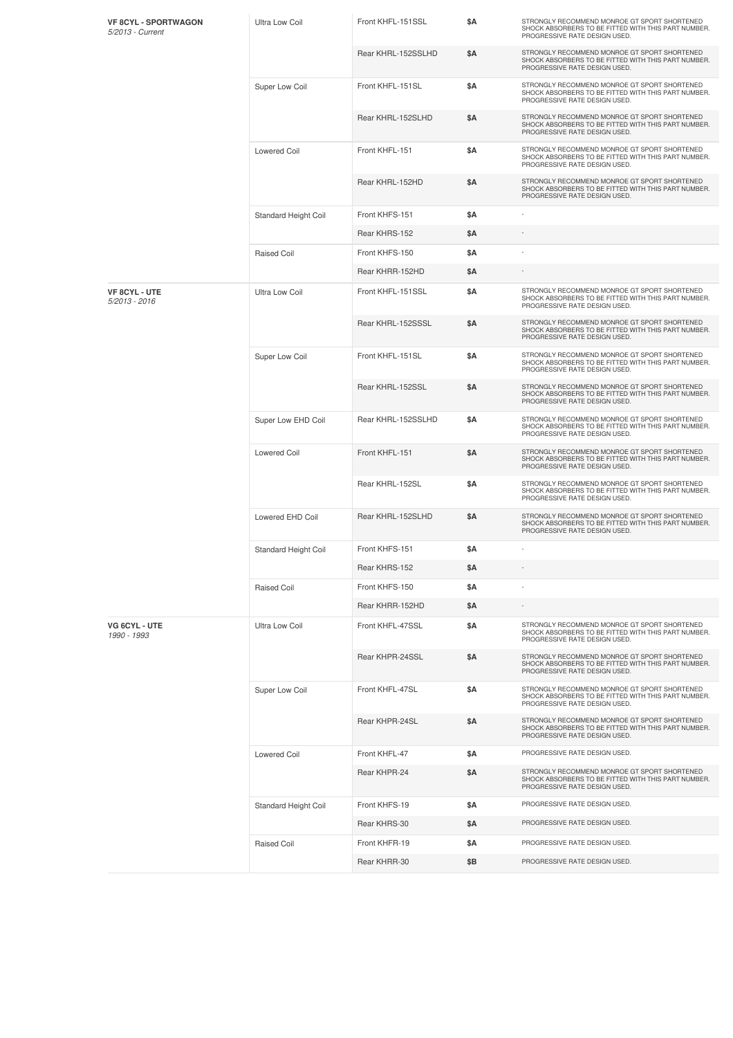| | | | | |
|---|---|---|---|---|
| **VF 8CYL - SPORTWAGON** *5/2013 - Current* | Ultra Low Coil | Front KHFL-151SSL | $A | STRONGLY RECOMMEND MONROE GT SPORT SHORTENED SHOCK ABSORBERS TO BE FITTED WITH THIS PART NUMBER. PROGRESSIVE RATE DESIGN USED. |
| | | Rear KHRL-152SSLHD | $A | STRONGLY RECOMMEND MONROE GT SPORT SHORTENED SHOCK ABSORBERS TO BE FITTED WITH THIS PART NUMBER. PROGRESSIVE RATE DESIGN USED. |
| | Super Low Coil | Front KHFL-151SL | $A | STRONGLY RECOMMEND MONROE GT SPORT SHORTENED SHOCK ABSORBERS TO BE FITTED WITH THIS PART NUMBER. PROGRESSIVE RATE DESIGN USED. |
| | | Rear KHRL-152SLHD | $A | STRONGLY RECOMMEND MONROE GT SPORT SHORTENED SHOCK ABSORBERS TO BE FITTED WITH THIS PART NUMBER. PROGRESSIVE RATE DESIGN USED. |
| | Lowered Coil | Front KHFL-151 | $A | STRONGLY RECOMMEND MONROE GT SPORT SHORTENED SHOCK ABSORBERS TO BE FITTED WITH THIS PART NUMBER. PROGRESSIVE RATE DESIGN USED. |
| | | Rear KHRL-152HD | $A | STRONGLY RECOMMEND MONROE GT SPORT SHORTENED SHOCK ABSORBERS TO BE FITTED WITH THIS PART NUMBER. PROGRESSIVE RATE DESIGN USED. |
| | Standard Height Coil | Front KHFS-151 | $A | - |
| | | Rear KHRS-152 | $A | - |
| | Raised Coil | Front KHFS-150 | $A | - |
| | | Rear KHRR-152HD | $A | - |
| **VF 8CYL - UTE** *5/2013 - 2016* | Ultra Low Coil | Front KHFL-151SSL | $A | STRONGLY RECOMMEND MONROE GT SPORT SHORTENED SHOCK ABSORBERS TO BE FITTED WITH THIS PART NUMBER. PROGRESSIVE RATE DESIGN USED. |
| | | Rear KHRL-152SSSL | $A | STRONGLY RECOMMEND MONROE GT SPORT SHORTENED SHOCK ABSORBERS TO BE FITTED WITH THIS PART NUMBER. PROGRESSIVE RATE DESIGN USED. |
| | Super Low Coil | Front KHFL-151SL | $A | STRONGLY RECOMMEND MONROE GT SPORT SHORTENED SHOCK ABSORBERS TO BE FITTED WITH THIS PART NUMBER. PROGRESSIVE RATE DESIGN USED. |
| | | Rear KHRL-152SSL | $A | STRONGLY RECOMMEND MONROE GT SPORT SHORTENED SHOCK ABSORBERS TO BE FITTED WITH THIS PART NUMBER. PROGRESSIVE RATE DESIGN USED. |
| | Super Low EHD Coil | Rear KHRL-152SSLHD | $A | STRONGLY RECOMMEND MONROE GT SPORT SHORTENED SHOCK ABSORBERS TO BE FITTED WITH THIS PART NUMBER. PROGRESSIVE RATE DESIGN USED. |
| | Lowered Coil | Front KHFL-151 | $A | STRONGLY RECOMMEND MONROE GT SPORT SHORTENED SHOCK ABSORBERS TO BE FITTED WITH THIS PART NUMBER. PROGRESSIVE RATE DESIGN USED. |
| | | Rear KHRL-152SL | $A | STRONGLY RECOMMEND MONROE GT SPORT SHORTENED SHOCK ABSORBERS TO BE FITTED WITH THIS PART NUMBER. PROGRESSIVE RATE DESIGN USED. |
| | Lowered EHD Coil | Rear KHRL-152SLHD | $A | STRONGLY RECOMMEND MONROE GT SPORT SHORTENED SHOCK ABSORBERS TO BE FITTED WITH THIS PART NUMBER. PROGRESSIVE RATE DESIGN USED. |
| | Standard Height Coil | Front KHFS-151 | $A | - |
| | | Rear KHRS-152 | $A | - |
| | Raised Coil | Front KHFS-150 | $A | - |
| | | Rear KHRR-152HD | $A | - |
| **VG 6CYL - UTE** *1990 - 1993* | Ultra Low Coil | Front KHFL-47SSL | $A | STRONGLY RECOMMEND MONROE GT SPORT SHORTENED SHOCK ABSORBERS TO BE FITTED WITH THIS PART NUMBER. PROGRESSIVE RATE DESIGN USED. |
| | | Rear KHPR-24SSL | $A | STRONGLY RECOMMEND MONROE GT SPORT SHORTENED SHOCK ABSORBERS TO BE FITTED WITH THIS PART NUMBER. PROGRESSIVE RATE DESIGN USED. |
| | Super Low Coil | Front KHFL-47SL | $A | STRONGLY RECOMMEND MONROE GT SPORT SHORTENED SHOCK ABSORBERS TO BE FITTED WITH THIS PART NUMBER. PROGRESSIVE RATE DESIGN USED. |
| | | Rear KHPR-24SL | $A | STRONGLY RECOMMEND MONROE GT SPORT SHORTENED SHOCK ABSORBERS TO BE FITTED WITH THIS PART NUMBER. PROGRESSIVE RATE DESIGN USED. |
| | Lowered Coil | Front KHFL-47 | $A | PROGRESSIVE RATE DESIGN USED. |
| | | Rear KHPR-24 | $A | STRONGLY RECOMMEND MONROE GT SPORT SHORTENED SHOCK ABSORBERS TO BE FITTED WITH THIS PART NUMBER. PROGRESSIVE RATE DESIGN USED. |
| | Standard Height Coil | Front KHFS-19 | $A | PROGRESSIVE RATE DESIGN USED. |
| | | Rear KHRS-30 | $A | PROGRESSIVE RATE DESIGN USED. |
| | Raised Coil | Front KHFR-19 | $A | PROGRESSIVE RATE DESIGN USED. |
| | | Rear KHRR-30 | $B | PROGRESSIVE RATE DESIGN USED. |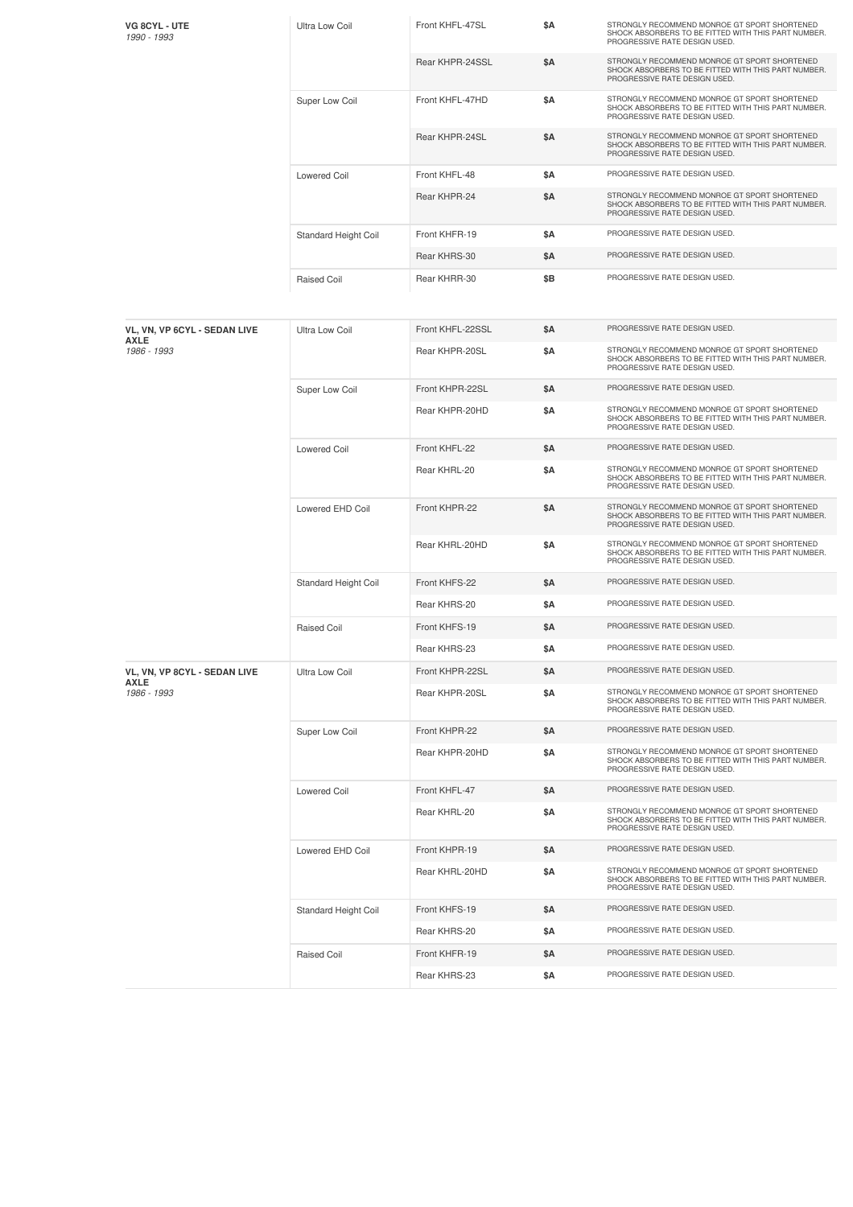| Vehicle | Coil Type | Part Number | Price | Notes |
|---|---|---|---|---|
| **VG 8CYL - UTE** *1990 - 1993* | Ultra Low Coil | Front KHFL-47SL | $A | STRONGLY RECOMMEND MONROE GT SPORT SHORTENED SHOCK ABSORBERS TO BE FITTED WITH THIS PART NUMBER. PROGRESSIVE RATE DESIGN USED. |
| | | Rear KHPR-24SSL | $A | STRONGLY RECOMMEND MONROE GT SPORT SHORTENED SHOCK ABSORBERS TO BE FITTED WITH THIS PART NUMBER. PROGRESSIVE RATE DESIGN USED. |
| | Super Low Coil | Front KHFL-47HD | $A | STRONGLY RECOMMEND MONROE GT SPORT SHORTENED SHOCK ABSORBERS TO BE FITTED WITH THIS PART NUMBER. PROGRESSIVE RATE DESIGN USED. |
| | | Rear KHPR-24SL | $A | STRONGLY RECOMMEND MONROE GT SPORT SHORTENED SHOCK ABSORBERS TO BE FITTED WITH THIS PART NUMBER. PROGRESSIVE RATE DESIGN USED. |
| | Lowered Coil | Front KHFL-48 | $A | PROGRESSIVE RATE DESIGN USED. |
| | | Rear KHPR-24 | $A | STRONGLY RECOMMEND MONROE GT SPORT SHORTENED SHOCK ABSORBERS TO BE FITTED WITH THIS PART NUMBER. PROGRESSIVE RATE DESIGN USED. |
| | Standard Height Coil | Front KHFR-19 | $A | PROGRESSIVE RATE DESIGN USED. |
| | | Rear KHRS-30 | $A | PROGRESSIVE RATE DESIGN USED. |
| | Raised Coil | Rear KHRR-30 | $B | PROGRESSIVE RATE DESIGN USED. |

| Vehicle | Coil Type | Part Number | Price | Notes |
|---|---|---|---|---|
| **VL, VN, VP 6CYL - SEDAN LIVE AXLE** *1986 - 1993* | Ultra Low Coil | Front KHFL-22SSL | $A | PROGRESSIVE RATE DESIGN USED. |
| | | Rear KHPR-20SL | $A | STRONGLY RECOMMEND MONROE GT SPORT SHORTENED SHOCK ABSORBERS TO BE FITTED WITH THIS PART NUMBER. PROGRESSIVE RATE DESIGN USED. |
| | Super Low Coil | Front KHPR-22SL | $A | PROGRESSIVE RATE DESIGN USED. |
| | | Rear KHPR-20HD | $A | STRONGLY RECOMMEND MONROE GT SPORT SHORTENED SHOCK ABSORBERS TO BE FITTED WITH THIS PART NUMBER. PROGRESSIVE RATE DESIGN USED. |
| | Lowered Coil | Front KHFL-22 | $A | PROGRESSIVE RATE DESIGN USED. |
| | | Rear KHRL-20 | $A | STRONGLY RECOMMEND MONROE GT SPORT SHORTENED SHOCK ABSORBERS TO BE FITTED WITH THIS PART NUMBER. PROGRESSIVE RATE DESIGN USED. |
| | Lowered EHD Coil | Front KHPR-22 | $A | STRONGLY RECOMMEND MONROE GT SPORT SHORTENED SHOCK ABSORBERS TO BE FITTED WITH THIS PART NUMBER. PROGRESSIVE RATE DESIGN USED. |
| | | Rear KHRL-20HD | $A | STRONGLY RECOMMEND MONROE GT SPORT SHORTENED SHOCK ABSORBERS TO BE FITTED WITH THIS PART NUMBER. PROGRESSIVE RATE DESIGN USED. |
| | Standard Height Coil | Front KHFS-22 | $A | PROGRESSIVE RATE DESIGN USED. |
| | | Rear KHRS-20 | $A | PROGRESSIVE RATE DESIGN USED. |
| | Raised Coil | Front KHFS-19 | $A | PROGRESSIVE RATE DESIGN USED. |
| | | Rear KHRS-23 | $A | PROGRESSIVE RATE DESIGN USED. |
| **VL, VN, VP 8CYL - SEDAN LIVE AXLE** *1986 - 1993* | Ultra Low Coil | Front KHPR-22SL | $A | PROGRESSIVE RATE DESIGN USED. |
| | | Rear KHPR-20SL | $A | STRONGLY RECOMMEND MONROE GT SPORT SHORTENED SHOCK ABSORBERS TO BE FITTED WITH THIS PART NUMBER. PROGRESSIVE RATE DESIGN USED. |
| | Super Low Coil | Front KHPR-22 | $A | PROGRESSIVE RATE DESIGN USED. |
| | | Rear KHPR-20HD | $A | STRONGLY RECOMMEND MONROE GT SPORT SHORTENED SHOCK ABSORBERS TO BE FITTED WITH THIS PART NUMBER. PROGRESSIVE RATE DESIGN USED. |
| | Lowered Coil | Front KHFL-47 | $A | PROGRESSIVE RATE DESIGN USED. |
| | | Rear KHRL-20 | $A | STRONGLY RECOMMEND MONROE GT SPORT SHORTENED SHOCK ABSORBERS TO BE FITTED WITH THIS PART NUMBER. PROGRESSIVE RATE DESIGN USED. |
| | Lowered EHD Coil | Front KHPR-19 | $A | PROGRESSIVE RATE DESIGN USED. |
| | | Rear KHRL-20HD | $A | STRONGLY RECOMMEND MONROE GT SPORT SHORTENED SHOCK ABSORBERS TO BE FITTED WITH THIS PART NUMBER. PROGRESSIVE RATE DESIGN USED. |
| | Standard Height Coil | Front KHFS-19 | $A | PROGRESSIVE RATE DESIGN USED. |
| | | Rear KHRS-20 | $A | PROGRESSIVE RATE DESIGN USED. |
| | Raised Coil | Front KHFR-19 | $A | PROGRESSIVE RATE DESIGN USED. |
| | | Rear KHRS-23 | $A | PROGRESSIVE RATE DESIGN USED. |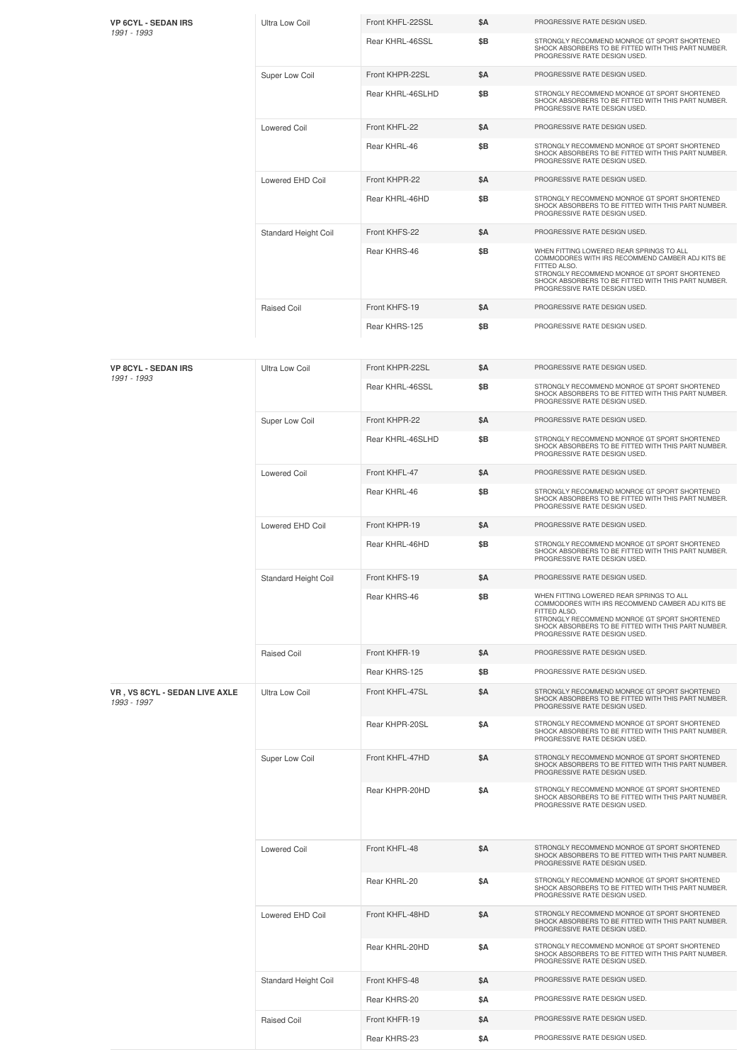| Model | Coil Type | Part Number | Price | Notes |
|---|---|---|---|---|
| **VP 6CYL - SEDAN IRS** *1991 - 1993* | Ultra Low Coil | Front KHFL-22SSL | $A | PROGRESSIVE RATE DESIGN USED. |
| | | Rear KHRL-46SSL | $B | STRONGLY RECOMMEND MONROE GT SPORT SHORTENED SHOCK ABSORBERS TO BE FITTED WITH THIS PART NUMBER. PROGRESSIVE RATE DESIGN USED. |
| | Super Low Coil | Front KHPR-22SL | $A | PROGRESSIVE RATE DESIGN USED. |
| | | Rear KHRL-46SLHD | $B | STRONGLY RECOMMEND MONROE GT SPORT SHORTENED SHOCK ABSORBERS TO BE FITTED WITH THIS PART NUMBER. PROGRESSIVE RATE DESIGN USED. |
| | Lowered Coil | Front KHFL-22 | $A | PROGRESSIVE RATE DESIGN USED. |
| | | Rear KHRL-46 | $B | STRONGLY RECOMMEND MONROE GT SPORT SHORTENED SHOCK ABSORBERS TO BE FITTED WITH THIS PART NUMBER. PROGRESSIVE RATE DESIGN USED. |
| | Lowered EHD Coil | Front KHPR-22 | $A | PROGRESSIVE RATE DESIGN USED. |
| | | Rear KHRL-46HD | $B | STRONGLY RECOMMEND MONROE GT SPORT SHORTENED SHOCK ABSORBERS TO BE FITTED WITH THIS PART NUMBER. PROGRESSIVE RATE DESIGN USED. |
| | Standard Height Coil | Front KHFS-22 | $A | PROGRESSIVE RATE DESIGN USED. |
| | | Rear KHRS-46 | $B | WHEN FITTING LOWERED REAR SPRINGS TO ALL COMMODORES WITH IRS RECOMMEND CAMBER ADJ KITS BE FITTED ALSO. STRONGLY RECOMMEND MONROE GT SPORT SHORTENED SHOCK ABSORBERS TO BE FITTED WITH THIS PART NUMBER. PROGRESSIVE RATE DESIGN USED. |
| | Raised Coil | Front KHFS-19 | $A | PROGRESSIVE RATE DESIGN USED. |
| | | Rear KHRS-125 | $B | PROGRESSIVE RATE DESIGN USED. |

| Model | Coil Type | Part Number | Price | Notes |
|---|---|---|---|---|
| **VP 8CYL - SEDAN IRS** *1991 - 1993* | Ultra Low Coil | Front KHPR-22SL | $A | PROGRESSIVE RATE DESIGN USED. |
| | | Rear KHRL-46SSL | $B | STRONGLY RECOMMEND MONROE GT SPORT SHORTENED SHOCK ABSORBERS TO BE FITTED WITH THIS PART NUMBER. PROGRESSIVE RATE DESIGN USED. |
| | Super Low Coil | Front KHPR-22 | $A | PROGRESSIVE RATE DESIGN USED. |
| | | Rear KHRL-46SLHD | $B | STRONGLY RECOMMEND MONROE GT SPORT SHORTENED SHOCK ABSORBERS TO BE FITTED WITH THIS PART NUMBER. PROGRESSIVE RATE DESIGN USED. |
| | Lowered Coil | Front KHFL-47 | $A | PROGRESSIVE RATE DESIGN USED. |
| | | Rear KHRL-46 | $B | STRONGLY RECOMMEND MONROE GT SPORT SHORTENED SHOCK ABSORBERS TO BE FITTED WITH THIS PART NUMBER. PROGRESSIVE RATE DESIGN USED. |
| | Lowered EHD Coil | Front KHPR-19 | $A | PROGRESSIVE RATE DESIGN USED. |
| | | Rear KHRL-46HD | $B | STRONGLY RECOMMEND MONROE GT SPORT SHORTENED SHOCK ABSORBERS TO BE FITTED WITH THIS PART NUMBER. PROGRESSIVE RATE DESIGN USED. |
| | Standard Height Coil | Front KHFS-19 | $A | PROGRESSIVE RATE DESIGN USED. |
| | | Rear KHRS-46 | $B | WHEN FITTING LOWERED REAR SPRINGS TO ALL COMMODORES WITH IRS RECOMMEND CAMBER ADJ KITS BE FITTED ALSO. STRONGLY RECOMMEND MONROE GT SPORT SHORTENED SHOCK ABSORBERS TO BE FITTED WITH THIS PART NUMBER. PROGRESSIVE RATE DESIGN USED. |
| | Raised Coil | Front KHFR-19 | $A | PROGRESSIVE RATE DESIGN USED. |
| | | Rear KHRS-125 | $B | PROGRESSIVE RATE DESIGN USED. |
| **VR , VS 8CYL - SEDAN LIVE AXLE** *1993 - 1997* | Ultra Low Coil | Front KHFL-47SL | $A | STRONGLY RECOMMEND MONROE GT SPORT SHORTENED SHOCK ABSORBERS TO BE FITTED WITH THIS PART NUMBER. PROGRESSIVE RATE DESIGN USED. |
| | | Rear KHPR-20SL | $A | STRONGLY RECOMMEND MONROE GT SPORT SHORTENED SHOCK ABSORBERS TO BE FITTED WITH THIS PART NUMBER. PROGRESSIVE RATE DESIGN USED. |
| | Super Low Coil | Front KHFL-47HD | $A | STRONGLY RECOMMEND MONROE GT SPORT SHORTENED SHOCK ABSORBERS TO BE FITTED WITH THIS PART NUMBER. PROGRESSIVE RATE DESIGN USED. |
| | | Rear KHPR-20HD | $A | STRONGLY RECOMMEND MONROE GT SPORT SHORTENED SHOCK ABSORBERS TO BE FITTED WITH THIS PART NUMBER. PROGRESSIVE RATE DESIGN USED. |
| | Lowered Coil | Front KHFL-48 | $A | STRONGLY RECOMMEND MONROE GT SPORT SHORTENED SHOCK ABSORBERS TO BE FITTED WITH THIS PART NUMBER. PROGRESSIVE RATE DESIGN USED. |
| | | Rear KHRL-20 | $A | STRONGLY RECOMMEND MONROE GT SPORT SHORTENED SHOCK ABSORBERS TO BE FITTED WITH THIS PART NUMBER. PROGRESSIVE RATE DESIGN USED. |
| | Lowered EHD Coil | Front KHFL-48HD | $A | STRONGLY RECOMMEND MONROE GT SPORT SHORTENED SHOCK ABSORBERS TO BE FITTED WITH THIS PART NUMBER. PROGRESSIVE RATE DESIGN USED. |
| | | Rear KHRL-20HD | $A | STRONGLY RECOMMEND MONROE GT SPORT SHORTENED SHOCK ABSORBERS TO BE FITTED WITH THIS PART NUMBER. PROGRESSIVE RATE DESIGN USED. |
| | Standard Height Coil | Front KHFS-48 | $A | PROGRESSIVE RATE DESIGN USED. |
| | | Rear KHRS-20 | $A | PROGRESSIVE RATE DESIGN USED. |
| | Raised Coil | Front KHFR-19 | $A | PROGRESSIVE RATE DESIGN USED. |
| | | Rear KHRS-23 | $A | PROGRESSIVE RATE DESIGN USED. |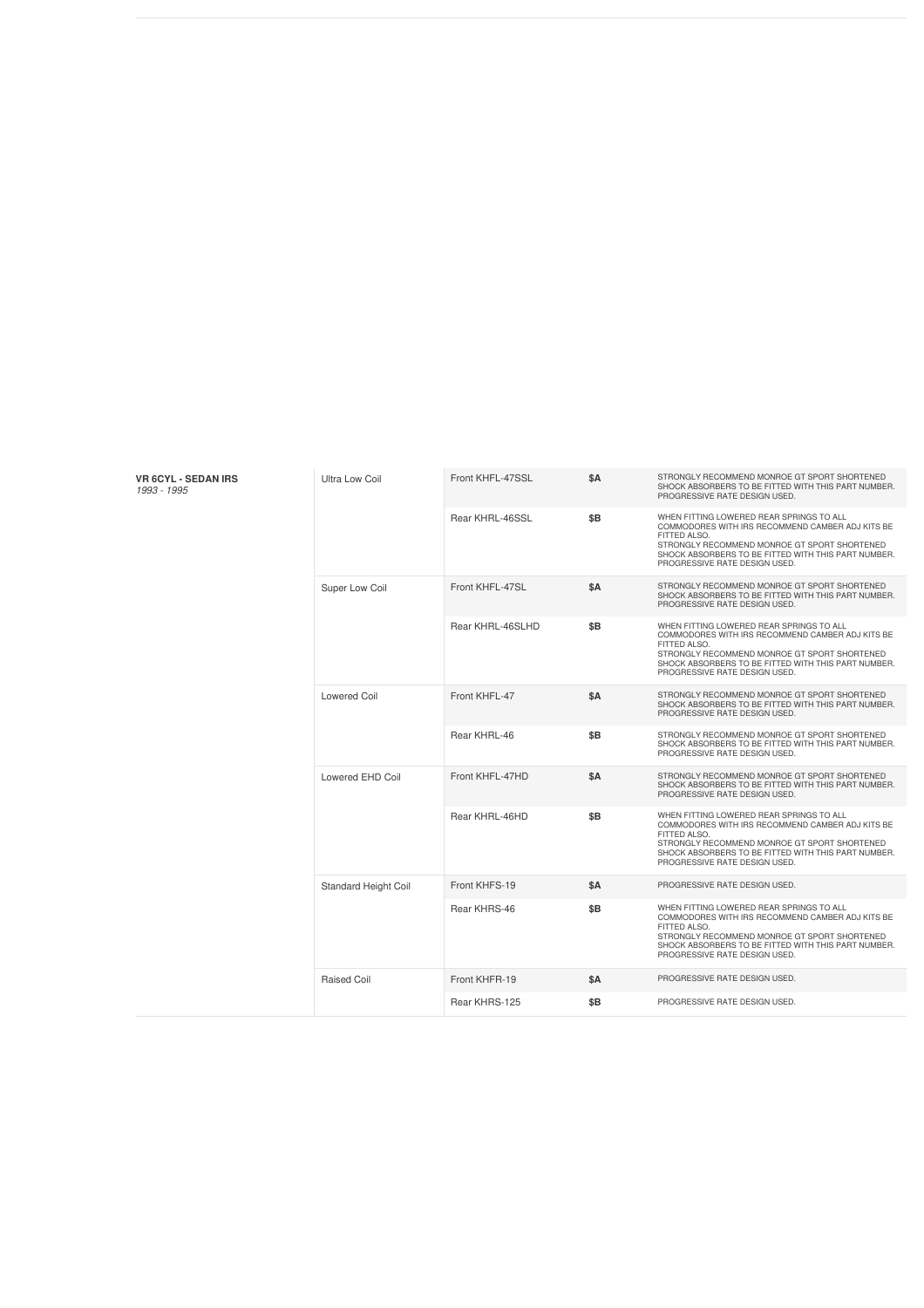| Vehicle | Type | Part | Price | Notes |
|---|---|---|---|---|
| **VR 6CYL - SEDAN IRS** *1993 - 1995* | Ultra Low Coil | Front KHFL-47SSL | **$A** | STRONGLY RECOMMEND MONROE GT SPORT SHORTENED SHOCK ABSORBERS TO BE FITTED WITH THIS PART NUMBER. PROGRESSIVE RATE DESIGN USED. |
| | | Rear KHRL-46SSL | **$B** | WHEN FITTING LOWERED REAR SPRINGS TO ALL COMMODORES WITH IRS RECOMMEND CAMBER ADJ KITS BE FITTED ALSO. STRONGLY RECOMMEND MONROE GT SPORT SHORTENED SHOCK ABSORBERS TO BE FITTED WITH THIS PART NUMBER. PROGRESSIVE RATE DESIGN USED. |
| | Super Low Coil | Front KHFL-47SL | **$A** | STRONGLY RECOMMEND MONROE GT SPORT SHORTENED SHOCK ABSORBERS TO BE FITTED WITH THIS PART NUMBER. PROGRESSIVE RATE DESIGN USED. |
| | | Rear KHRL-46SLHD | **$B** | WHEN FITTING LOWERED REAR SPRINGS TO ALL COMMODORES WITH IRS RECOMMEND CAMBER ADJ KITS BE FITTED ALSO. STRONGLY RECOMMEND MONROE GT SPORT SHORTENED SHOCK ABSORBERS TO BE FITTED WITH THIS PART NUMBER. PROGRESSIVE RATE DESIGN USED. |
| | Lowered Coil | Front KHFL-47 | **$A** | STRONGLY RECOMMEND MONROE GT SPORT SHORTENED SHOCK ABSORBERS TO BE FITTED WITH THIS PART NUMBER. PROGRESSIVE RATE DESIGN USED. |
| | | Rear KHRL-46 | **$B** | STRONGLY RECOMMEND MONROE GT SPORT SHORTENED SHOCK ABSORBERS TO BE FITTED WITH THIS PART NUMBER. PROGRESSIVE RATE DESIGN USED. |
| | Lowered EHD Coil | Front KHFL-47HD | **$A** | STRONGLY RECOMMEND MONROE GT SPORT SHORTENED SHOCK ABSORBERS TO BE FITTED WITH THIS PART NUMBER. PROGRESSIVE RATE DESIGN USED. |
| | | Rear KHRL-46HD | **$B** | WHEN FITTING LOWERED REAR SPRINGS TO ALL COMMODORES WITH IRS RECOMMEND CAMBER ADJ KITS BE FITTED ALSO. STRONGLY RECOMMEND MONROE GT SPORT SHORTENED SHOCK ABSORBERS TO BE FITTED WITH THIS PART NUMBER. PROGRESSIVE RATE DESIGN USED. |
| | Standard Height Coil | Front KHFS-19 | **$A** | PROGRESSIVE RATE DESIGN USED. |
| | | Rear KHRS-46 | **$B** | WHEN FITTING LOWERED REAR SPRINGS TO ALL COMMODORES WITH IRS RECOMMEND CAMBER ADJ KITS BE FITTED ALSO. STRONGLY RECOMMEND MONROE GT SPORT SHORTENED SHOCK ABSORBERS TO BE FITTED WITH THIS PART NUMBER. PROGRESSIVE RATE DESIGN USED. |
| | Raised Coil | Front KHFR-19 | **$A** | PROGRESSIVE RATE DESIGN USED. |
| | | Rear KHRS-125 | **$B** | PROGRESSIVE RATE DESIGN USED. |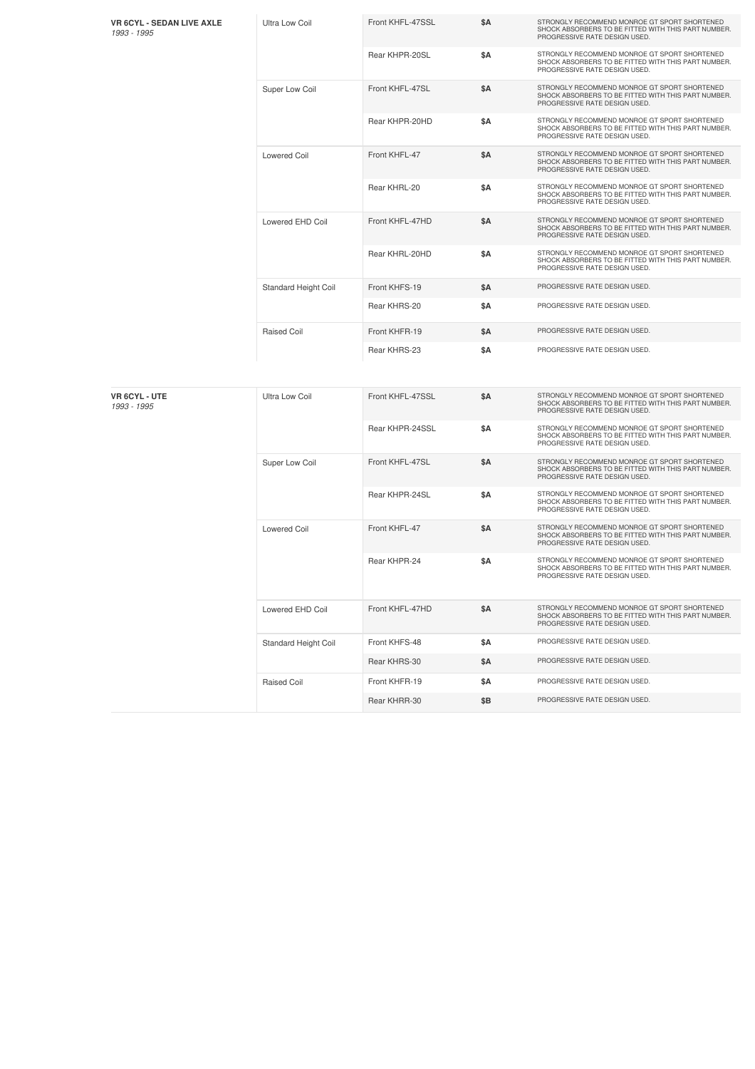| **VR 6CYL - SEDAN LIVE AXLE** *1993 - 1995* | Ultra Low Coil | Front KHFL-47SSL | **$A** | STRONGLY RECOMMEND MONROE GT SPORT SHORTENED SHOCK ABSORBERS TO BE FITTED WITH THIS PART NUMBER. PROGRESSIVE RATE DESIGN USED. |
|---|---|---|---|---|
| | | Rear KHPR-20SL | **$A** | STRONGLY RECOMMEND MONROE GT SPORT SHORTENED SHOCK ABSORBERS TO BE FITTED WITH THIS PART NUMBER. PROGRESSIVE RATE DESIGN USED. |
| | Super Low Coil | Front KHFL-47SL | **$A** | STRONGLY RECOMMEND MONROE GT SPORT SHORTENED SHOCK ABSORBERS TO BE FITTED WITH THIS PART NUMBER. PROGRESSIVE RATE DESIGN USED. |
| | | Rear KHPR-20HD | **$A** | STRONGLY RECOMMEND MONROE GT SPORT SHORTENED SHOCK ABSORBERS TO BE FITTED WITH THIS PART NUMBER. PROGRESSIVE RATE DESIGN USED. |
| | Lowered Coil | Front KHFL-47 | **$A** | STRONGLY RECOMMEND MONROE GT SPORT SHORTENED SHOCK ABSORBERS TO BE FITTED WITH THIS PART NUMBER. PROGRESSIVE RATE DESIGN USED. |
| | | Rear KHRL-20 | **$A** | STRONGLY RECOMMEND MONROE GT SPORT SHORTENED SHOCK ABSORBERS TO BE FITTED WITH THIS PART NUMBER. PROGRESSIVE RATE DESIGN USED. |
| | Lowered EHD Coil | Front KHFL-47HD | **$A** | STRONGLY RECOMMEND MONROE GT SPORT SHORTENED SHOCK ABSORBERS TO BE FITTED WITH THIS PART NUMBER. PROGRESSIVE RATE DESIGN USED. |
| | | Rear KHRL-20HD | **$A** | STRONGLY RECOMMEND MONROE GT SPORT SHORTENED SHOCK ABSORBERS TO BE FITTED WITH THIS PART NUMBER. PROGRESSIVE RATE DESIGN USED. |
| | Standard Height Coil | Front KHFS-19 | **$A** | PROGRESSIVE RATE DESIGN USED. |
| | | Rear KHRS-20 | **$A** | PROGRESSIVE RATE DESIGN USED. |
| | Raised Coil | Front KHFR-19 | **$A** | PROGRESSIVE RATE DESIGN USED. |
| | | Rear KHRS-23 | **$A** | PROGRESSIVE RATE DESIGN USED. |

| **VR 6CYL - UTE** *1993 - 1995* | Ultra Low Coil | Front KHFL-47SSL | **$A** | STRONGLY RECOMMEND MONROE GT SPORT SHORTENED SHOCK ABSORBERS TO BE FITTED WITH THIS PART NUMBER. PROGRESSIVE RATE DESIGN USED. |
|---|---|---|---|---|
| | | Rear KHPR-24SSL | **$A** | STRONGLY RECOMMEND MONROE GT SPORT SHORTENED SHOCK ABSORBERS TO BE FITTED WITH THIS PART NUMBER. PROGRESSIVE RATE DESIGN USED. |
| | Super Low Coil | Front KHFL-47SL | **$A** | STRONGLY RECOMMEND MONROE GT SPORT SHORTENED SHOCK ABSORBERS TO BE FITTED WITH THIS PART NUMBER. PROGRESSIVE RATE DESIGN USED. |
| | | Rear KHPR-24SL | **$A** | STRONGLY RECOMMEND MONROE GT SPORT SHORTENED SHOCK ABSORBERS TO BE FITTED WITH THIS PART NUMBER. PROGRESSIVE RATE DESIGN USED. |
| | Lowered Coil | Front KHFL-47 | **$A** | STRONGLY RECOMMEND MONROE GT SPORT SHORTENED SHOCK ABSORBERS TO BE FITTED WITH THIS PART NUMBER. PROGRESSIVE RATE DESIGN USED. |
| | | Rear KHPR-24 | **$A** | STRONGLY RECOMMEND MONROE GT SPORT SHORTENED SHOCK ABSORBERS TO BE FITTED WITH THIS PART NUMBER. PROGRESSIVE RATE DESIGN USED. |
| | Lowered EHD Coil | Front KHFL-47HD | **$A** | STRONGLY RECOMMEND MONROE GT SPORT SHORTENED SHOCK ABSORBERS TO BE FITTED WITH THIS PART NUMBER. PROGRESSIVE RATE DESIGN USED. |
| | Standard Height Coil | Front KHFS-48 | **$A** | PROGRESSIVE RATE DESIGN USED. |
| | | Rear KHRS-30 | **$A** | PROGRESSIVE RATE DESIGN USED. |
| | Raised Coil | Front KHFR-19 | **$A** | PROGRESSIVE RATE DESIGN USED. |
| | | Rear KHRR-30 | **$B** | PROGRESSIVE RATE DESIGN USED. |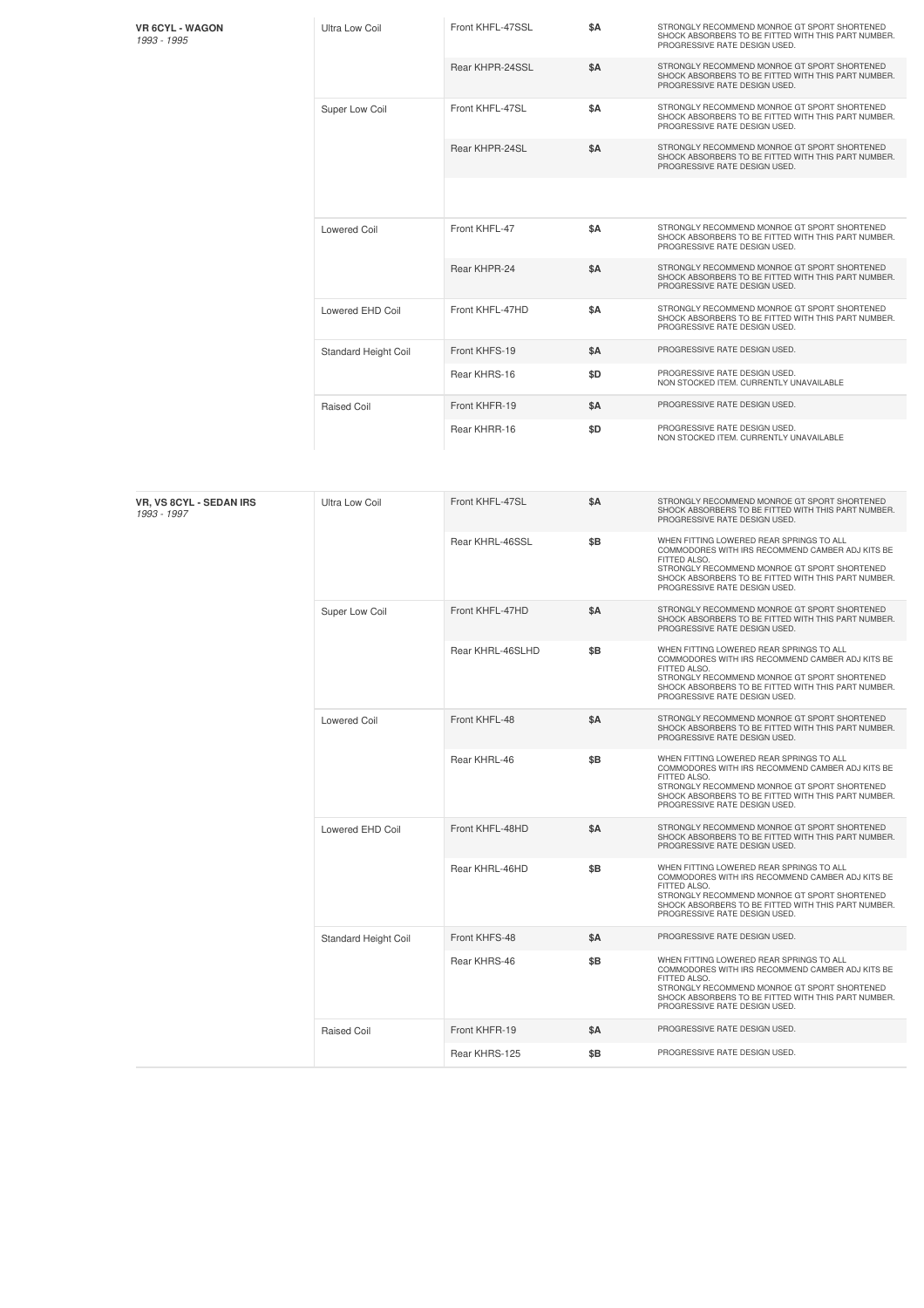| VR 6CYL - WAGON<br>*1993 - 1995* | Ultra Low Coil | Front KHFL-47SSL | $A | STRONGLY RECOMMEND MONROE GT SPORT SHORTENED SHOCK ABSORBERS TO BE FITTED WITH THIS PART NUMBER. PROGRESSIVE RATE DESIGN USED. |
|---|---|---|---|---|
| | | Rear KHPR-24SSL | $A | STRONGLY RECOMMEND MONROE GT SPORT SHORTENED SHOCK ABSORBERS TO BE FITTED WITH THIS PART NUMBER. PROGRESSIVE RATE DESIGN USED. |
| | Super Low Coil | Front KHFL-47SL | $A | STRONGLY RECOMMEND MONROE GT SPORT SHORTENED SHOCK ABSORBERS TO BE FITTED WITH THIS PART NUMBER. PROGRESSIVE RATE DESIGN USED. |
| | | Rear KHPR-24SL | $A | STRONGLY RECOMMEND MONROE GT SPORT SHORTENED SHOCK ABSORBERS TO BE FITTED WITH THIS PART NUMBER. PROGRESSIVE RATE DESIGN USED. |
| | Lowered Coil | Front KHFL-47 | $A | STRONGLY RECOMMEND MONROE GT SPORT SHORTENED SHOCK ABSORBERS TO BE FITTED WITH THIS PART NUMBER. PROGRESSIVE RATE DESIGN USED. |
| | | Rear KHPR-24 | $A | STRONGLY RECOMMEND MONROE GT SPORT SHORTENED SHOCK ABSORBERS TO BE FITTED WITH THIS PART NUMBER. PROGRESSIVE RATE DESIGN USED. |
| | Lowered EHD Coil | Front KHFL-47HD | $A | STRONGLY RECOMMEND MONROE GT SPORT SHORTENED SHOCK ABSORBERS TO BE FITTED WITH THIS PART NUMBER. PROGRESSIVE RATE DESIGN USED. |
| | Standard Height Coil | Front KHFS-19 | $A | PROGRESSIVE RATE DESIGN USED. |
| | | Rear KHRS-16 | $D | PROGRESSIVE RATE DESIGN USED. NON STOCKED ITEM. CURRENTLY UNAVAILABLE |
| | Raised Coil | Front KHFR-19 | $A | PROGRESSIVE RATE DESIGN USED. |
| | | Rear KHRR-16 | $D | PROGRESSIVE RATE DESIGN USED. NON STOCKED ITEM. CURRENTLY UNAVAILABLE |

| VR, VS 8CYL - SEDAN IRS<br>*1993 - 1997* | Ultra Low Coil | Front KHFL-47SL | $A | STRONGLY RECOMMEND MONROE GT SPORT SHORTENED SHOCK ABSORBERS TO BE FITTED WITH THIS PART NUMBER. PROGRESSIVE RATE DESIGN USED. |
|---|---|---|---|---|
| | | Rear KHRL-46SSL | $B | WHEN FITTING LOWERED REAR SPRINGS TO ALL COMMODORES WITH IRS RECOMMEND CAMBER ADJ KITS BE FITTED ALSO. STRONGLY RECOMMEND MONROE GT SPORT SHORTENED SHOCK ABSORBERS TO BE FITTED WITH THIS PART NUMBER. PROGRESSIVE RATE DESIGN USED. |
| | Super Low Coil | Front KHFL-47HD | $A | STRONGLY RECOMMEND MONROE GT SPORT SHORTENED SHOCK ABSORBERS TO BE FITTED WITH THIS PART NUMBER. PROGRESSIVE RATE DESIGN USED. |
| | | Rear KHRL-46SLHD | $B | WHEN FITTING LOWERED REAR SPRINGS TO ALL COMMODORES WITH IRS RECOMMEND CAMBER ADJ KITS BE FITTED ALSO. STRONGLY RECOMMEND MONROE GT SPORT SHORTENED SHOCK ABSORBERS TO BE FITTED WITH THIS PART NUMBER. PROGRESSIVE RATE DESIGN USED. |
| | Lowered Coil | Front KHFL-48 | $A | STRONGLY RECOMMEND MONROE GT SPORT SHORTENED SHOCK ABSORBERS TO BE FITTED WITH THIS PART NUMBER. PROGRESSIVE RATE DESIGN USED. |
| | | Rear KHRL-46 | $B | WHEN FITTING LOWERED REAR SPRINGS TO ALL COMMODORES WITH IRS RECOMMEND CAMBER ADJ KITS BE FITTED ALSO. STRONGLY RECOMMEND MONROE GT SPORT SHORTENED SHOCK ABSORBERS TO BE FITTED WITH THIS PART NUMBER. PROGRESSIVE RATE DESIGN USED. |
| | Lowered EHD Coil | Front KHFL-48HD | $A | STRONGLY RECOMMEND MONROE GT SPORT SHORTENED SHOCK ABSORBERS TO BE FITTED WITH THIS PART NUMBER. PROGRESSIVE RATE DESIGN USED. |
| | | Rear KHRL-46HD | $B | WHEN FITTING LOWERED REAR SPRINGS TO ALL COMMODORES WITH IRS RECOMMEND CAMBER ADJ KITS BE FITTED ALSO. STRONGLY RECOMMEND MONROE GT SPORT SHORTENED SHOCK ABSORBERS TO BE FITTED WITH THIS PART NUMBER. PROGRESSIVE RATE DESIGN USED. |
| | Standard Height Coil | Front KHFS-48 | $A | PROGRESSIVE RATE DESIGN USED. |
| | | Rear KHRS-46 | $B | WHEN FITTING LOWERED REAR SPRINGS TO ALL COMMODORES WITH IRS RECOMMEND CAMBER ADJ KITS BE FITTED ALSO. STRONGLY RECOMMEND MONROE GT SPORT SHORTENED SHOCK ABSORBERS TO BE FITTED WITH THIS PART NUMBER. PROGRESSIVE RATE DESIGN USED. |
| | Raised Coil | Front KHFR-19 | $A | PROGRESSIVE RATE DESIGN USED. |
| | | Rear KHRS-125 | $B | PROGRESSIVE RATE DESIGN USED. |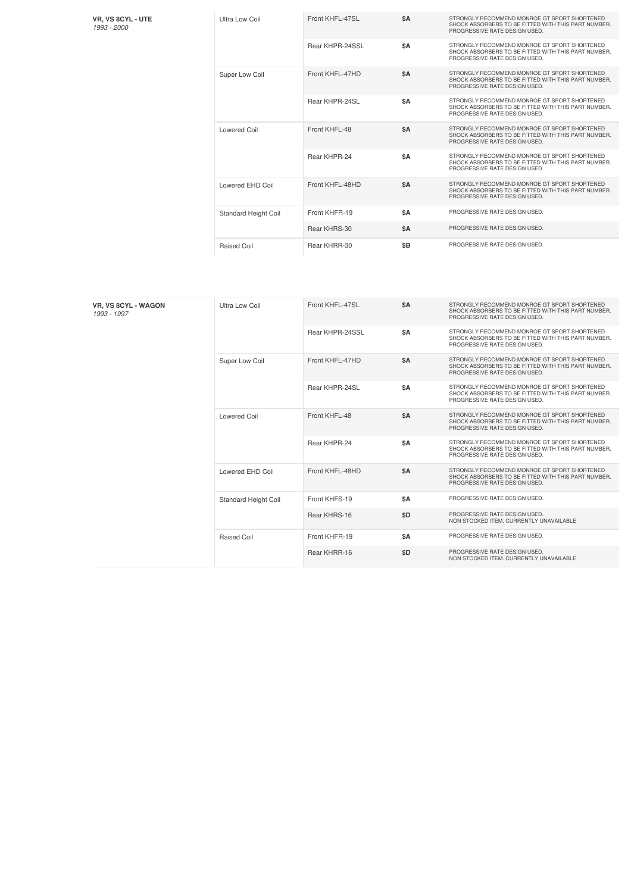| **VR, VS 8CYL - UTE** *1993 - 2000* | Ultra Low Coil | Front KHFL-47SL | **$A** | STRONGLY RECOMMEND MONROE GT SPORT SHORTENED SHOCK ABSORBERS TO BE FITTED WITH THIS PART NUMBER. PROGRESSIVE RATE DESIGN USED. |
|---|---|---|---|---|
| | | Rear KHPR-24SSL | **$A** | STRONGLY RECOMMEND MONROE GT SPORT SHORTENED SHOCK ABSORBERS TO BE FITTED WITH THIS PART NUMBER. PROGRESSIVE RATE DESIGN USED. |
| | Super Low Coil | Front KHFL-47HD | **$A** | STRONGLY RECOMMEND MONROE GT SPORT SHORTENED SHOCK ABSORBERS TO BE FITTED WITH THIS PART NUMBER. PROGRESSIVE RATE DESIGN USED. |
| | | Rear KHPR-24SL | **$A** | STRONGLY RECOMMEND MONROE GT SPORT SHORTENED SHOCK ABSORBERS TO BE FITTED WITH THIS PART NUMBER. PROGRESSIVE RATE DESIGN USED. |
| | Lowered Coil | Front KHFL-48 | **$A** | STRONGLY RECOMMEND MONROE GT SPORT SHORTENED SHOCK ABSORBERS TO BE FITTED WITH THIS PART NUMBER. PROGRESSIVE RATE DESIGN USED. |
| | | Rear KHPR-24 | **$A** | STRONGLY RECOMMEND MONROE GT SPORT SHORTENED SHOCK ABSORBERS TO BE FITTED WITH THIS PART NUMBER. PROGRESSIVE RATE DESIGN USED. |
| | Lowered EHD Coil | Front KHFL-48HD | **$A** | STRONGLY RECOMMEND MONROE GT SPORT SHORTENED SHOCK ABSORBERS TO BE FITTED WITH THIS PART NUMBER. PROGRESSIVE RATE DESIGN USED. |
| | Standard Height Coil | Front KHFR-19 | **$A** | PROGRESSIVE RATE DESIGN USED. |
| | | Rear KHRS-30 | **$A** | PROGRESSIVE RATE DESIGN USED. |
| | Raised Coil | Rear KHRR-30 | **$B** | PROGRESSIVE RATE DESIGN USED. |

| **VR, VS 8CYL - WAGON** *1993 - 1997* | Ultra Low Coil | Front KHFL-47SL | **$A** | STRONGLY RECOMMEND MONROE GT SPORT SHORTENED SHOCK ABSORBERS TO BE FITTED WITH THIS PART NUMBER. PROGRESSIVE RATE DESIGN USED. |
|---|---|---|---|---|
| | | Rear KHPR-24SSL | **$A** | STRONGLY RECOMMEND MONROE GT SPORT SHORTENED SHOCK ABSORBERS TO BE FITTED WITH THIS PART NUMBER. PROGRESSIVE RATE DESIGN USED. |
| | Super Low Coil | Front KHFL-47HD | **$A** | STRONGLY RECOMMEND MONROE GT SPORT SHORTENED SHOCK ABSORBERS TO BE FITTED WITH THIS PART NUMBER. PROGRESSIVE RATE DESIGN USED. |
| | | Rear KHPR-24SL | **$A** | STRONGLY RECOMMEND MONROE GT SPORT SHORTENED SHOCK ABSORBERS TO BE FITTED WITH THIS PART NUMBER. PROGRESSIVE RATE DESIGN USED. |
| | Lowered Coil | Front KHFL-48 | **$A** | STRONGLY RECOMMEND MONROE GT SPORT SHORTENED SHOCK ABSORBERS TO BE FITTED WITH THIS PART NUMBER. PROGRESSIVE RATE DESIGN USED. |
| | | Rear KHPR-24 | **$A** | STRONGLY RECOMMEND MONROE GT SPORT SHORTENED SHOCK ABSORBERS TO BE FITTED WITH THIS PART NUMBER. PROGRESSIVE RATE DESIGN USED. |
| | Lowered EHD Coil | Front KHFL-48HD | **$A** | STRONGLY RECOMMEND MONROE GT SPORT SHORTENED SHOCK ABSORBERS TO BE FITTED WITH THIS PART NUMBER. PROGRESSIVE RATE DESIGN USED. |
| | Standard Height Coil | Front KHFS-19 | **$A** | PROGRESSIVE RATE DESIGN USED. |
| | | Rear KHRS-16 | **$D** | PROGRESSIVE RATE DESIGN USED. NON STOCKED ITEM. CURRENTLY UNAVAILABLE |
| | Raised Coil | Front KHFR-19 | **$A** | PROGRESSIVE RATE DESIGN USED. |
| | | Rear KHRR-16 | **$D** | PROGRESSIVE RATE DESIGN USED. NON STOCKED ITEM. CURRENTLY UNAVAILABLE |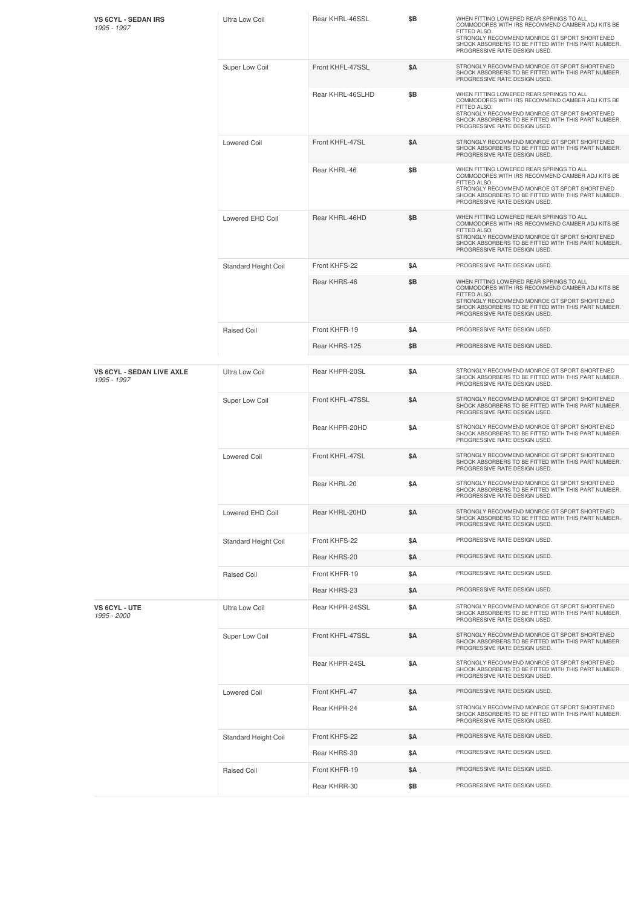| Vehicle | Type | Part | Price | Notes |
|---|---|---|---|---|
| **VS 6CYL - SEDAN IRS** *1995 - 1997* | Ultra Low Coil | Rear KHRL-46SSL | $B | WHEN FITTING LOWERED REAR SPRINGS TO ALL COMMODORES WITH IRS RECOMMEND CAMBER ADJ KITS BE FITTED ALSO. STRONGLY RECOMMEND MONROE GT SPORT SHORTENED SHOCK ABSORBERS TO BE FITTED WITH THIS PART NUMBER. PROGRESSIVE RATE DESIGN USED. |
| | Super Low Coil | Front KHFL-47SSL | $A | STRONGLY RECOMMEND MONROE GT SPORT SHORTENED SHOCK ABSORBERS TO BE FITTED WITH THIS PART NUMBER. PROGRESSIVE RATE DESIGN USED. |
| | | Rear KHRL-46SLHD | $B | WHEN FITTING LOWERED REAR SPRINGS TO ALL COMMODORES WITH IRS RECOMMEND CAMBER ADJ KITS BE FITTED ALSO. STRONGLY RECOMMEND MONROE GT SPORT SHORTENED SHOCK ABSORBERS TO BE FITTED WITH THIS PART NUMBER. PROGRESSIVE RATE DESIGN USED. |
| | Lowered Coil | Front KHFL-47SL | $A | STRONGLY RECOMMEND MONROE GT SPORT SHORTENED SHOCK ABSORBERS TO BE FITTED WITH THIS PART NUMBER. PROGRESSIVE RATE DESIGN USED. |
| | | Rear KHRL-46 | $B | WHEN FITTING LOWERED REAR SPRINGS TO ALL COMMODORES WITH IRS RECOMMEND CAMBER ADJ KITS BE FITTED ALSO. STRONGLY RECOMMEND MONROE GT SPORT SHORTENED SHOCK ABSORBERS TO BE FITTED WITH THIS PART NUMBER. PROGRESSIVE RATE DESIGN USED. |
| | Lowered EHD Coil | Rear KHRL-46HD | $B | WHEN FITTING LOWERED REAR SPRINGS TO ALL COMMODORES WITH IRS RECOMMEND CAMBER ADJ KITS BE FITTED ALSO. STRONGLY RECOMMEND MONROE GT SPORT SHORTENED SHOCK ABSORBERS TO BE FITTED WITH THIS PART NUMBER. PROGRESSIVE RATE DESIGN USED. |
| | Standard Height Coil | Front KHFS-22 | $A | PROGRESSIVE RATE DESIGN USED. |
| | | Rear KHRS-46 | $B | WHEN FITTING LOWERED REAR SPRINGS TO ALL COMMODORES WITH IRS RECOMMEND CAMBER ADJ KITS BE FITTED ALSO. STRONGLY RECOMMEND MONROE GT SPORT SHORTENED SHOCK ABSORBERS TO BE FITTED WITH THIS PART NUMBER. PROGRESSIVE RATE DESIGN USED. |
| | Raised Coil | Front KHFR-19 | $A | PROGRESSIVE RATE DESIGN USED. |
| | | Rear KHRS-125 | $B | PROGRESSIVE RATE DESIGN USED. |
| **VS 6CYL - SEDAN LIVE AXLE** *1995 - 1997* | Ultra Low Coil | Rear KHPR-20SL | $A | STRONGLY RECOMMEND MONROE GT SPORT SHORTENED SHOCK ABSORBERS TO BE FITTED WITH THIS PART NUMBER. PROGRESSIVE RATE DESIGN USED. |
| | Super Low Coil | Front KHFL-47SSL | $A | STRONGLY RECOMMEND MONROE GT SPORT SHORTENED SHOCK ABSORBERS TO BE FITTED WITH THIS PART NUMBER. PROGRESSIVE RATE DESIGN USED. |
| | | Rear KHPR-20HD | $A | STRONGLY RECOMMEND MONROE GT SPORT SHORTENED SHOCK ABSORBERS TO BE FITTED WITH THIS PART NUMBER. PROGRESSIVE RATE DESIGN USED. |
| | Lowered Coil | Front KHFL-47SL | $A | STRONGLY RECOMMEND MONROE GT SPORT SHORTENED SHOCK ABSORBERS TO BE FITTED WITH THIS PART NUMBER. PROGRESSIVE RATE DESIGN USED. |
| | | Rear KHRL-20 | $A | STRONGLY RECOMMEND MONROE GT SPORT SHORTENED SHOCK ABSORBERS TO BE FITTED WITH THIS PART NUMBER. PROGRESSIVE RATE DESIGN USED. |
| | Lowered EHD Coil | Rear KHRL-20HD | $A | STRONGLY RECOMMEND MONROE GT SPORT SHORTENED SHOCK ABSORBERS TO BE FITTED WITH THIS PART NUMBER. PROGRESSIVE RATE DESIGN USED. |
| | Standard Height Coil | Front KHFS-22 | $A | PROGRESSIVE RATE DESIGN USED. |
| | | Rear KHRS-20 | $A | PROGRESSIVE RATE DESIGN USED. |
| | Raised Coil | Front KHFR-19 | $A | PROGRESSIVE RATE DESIGN USED. |
| | | Rear KHRS-23 | $A | PROGRESSIVE RATE DESIGN USED. |
| **VS 6CYL - UTE** *1995 - 2000* | Ultra Low Coil | Rear KHPR-24SSL | $A | STRONGLY RECOMMEND MONROE GT SPORT SHORTENED SHOCK ABSORBERS TO BE FITTED WITH THIS PART NUMBER. PROGRESSIVE RATE DESIGN USED. |
| | Super Low Coil | Front KHFL-47SSL | $A | STRONGLY RECOMMEND MONROE GT SPORT SHORTENED SHOCK ABSORBERS TO BE FITTED WITH THIS PART NUMBER. PROGRESSIVE RATE DESIGN USED. |
| | | Rear KHPR-24SL | $A | STRONGLY RECOMMEND MONROE GT SPORT SHORTENED SHOCK ABSORBERS TO BE FITTED WITH THIS PART NUMBER. PROGRESSIVE RATE DESIGN USED. |
| | Lowered Coil | Front KHFL-47 | $A | PROGRESSIVE RATE DESIGN USED. |
| | | Rear KHPR-24 | $A | STRONGLY RECOMMEND MONROE GT SPORT SHORTENED SHOCK ABSORBERS TO BE FITTED WITH THIS PART NUMBER. PROGRESSIVE RATE DESIGN USED. |
| | Standard Height Coil | Front KHFS-22 | $A | PROGRESSIVE RATE DESIGN USED. |
| | | Rear KHRS-30 | $A | PROGRESSIVE RATE DESIGN USED. |
| | Raised Coil | Front KHFR-19 | $A | PROGRESSIVE RATE DESIGN USED. |
| | | Rear KHRR-30 | $B | PROGRESSIVE RATE DESIGN USED. |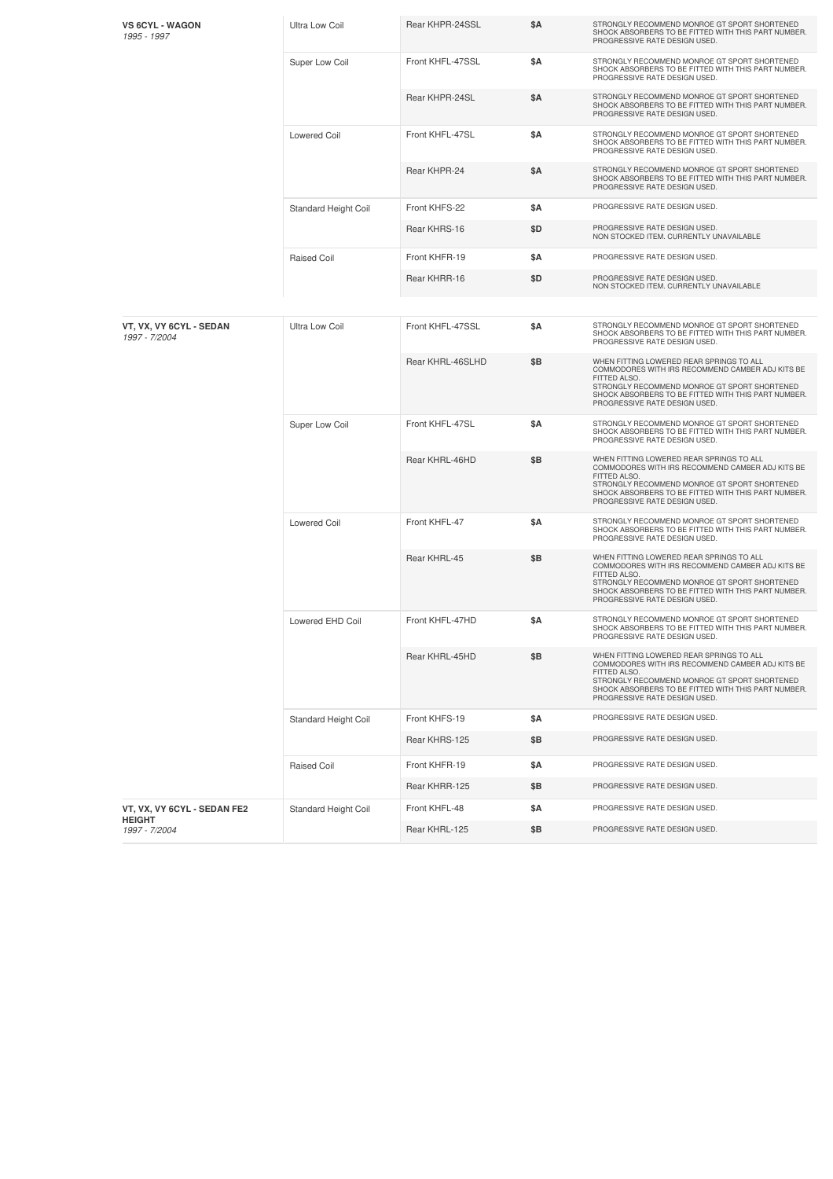| Vehicle | Coil Type | Part Number | Price | Notes |
|---|---|---|---|---|
| **VS 6CYL - WAGON** *1995 - 1997* | Ultra Low Coil | Rear KHPR-24SSL | $A | STRONGLY RECOMMEND MONROE GT SPORT SHORTENED SHOCK ABSORBERS TO BE FITTED WITH THIS PART NUMBER. PROGRESSIVE RATE DESIGN USED. |
| | Super Low Coil | Front KHFL-47SSL | $A | STRONGLY RECOMMEND MONROE GT SPORT SHORTENED SHOCK ABSORBERS TO BE FITTED WITH THIS PART NUMBER. PROGRESSIVE RATE DESIGN USED. |
| | | Rear KHPR-24SL | $A | STRONGLY RECOMMEND MONROE GT SPORT SHORTENED SHOCK ABSORBERS TO BE FITTED WITH THIS PART NUMBER. PROGRESSIVE RATE DESIGN USED. |
| | Lowered Coil | Front KHFL-47SL | $A | STRONGLY RECOMMEND MONROE GT SPORT SHORTENED SHOCK ABSORBERS TO BE FITTED WITH THIS PART NUMBER. PROGRESSIVE RATE DESIGN USED. |
| | | Rear KHPR-24 | $A | STRONGLY RECOMMEND MONROE GT SPORT SHORTENED SHOCK ABSORBERS TO BE FITTED WITH THIS PART NUMBER. PROGRESSIVE RATE DESIGN USED. |
| | Standard Height Coil | Front KHFS-22 | $A | PROGRESSIVE RATE DESIGN USED. |
| | | Rear KHRS-16 | $D | PROGRESSIVE RATE DESIGN USED. NON STOCKED ITEM. CURRENTLY UNAVAILABLE |
| | Raised Coil | Front KHFR-19 | $A | PROGRESSIVE RATE DESIGN USED. |
| | | Rear KHRR-16 | $D | PROGRESSIVE RATE DESIGN USED. NON STOCKED ITEM. CURRENTLY UNAVAILABLE |
| **VT, VX, VY 6CYL - SEDAN** *1997 - 7/2004* | Ultra Low Coil | Front KHFL-47SSL | $A | STRONGLY RECOMMEND MONROE GT SPORT SHORTENED SHOCK ABSORBERS TO BE FITTED WITH THIS PART NUMBER. PROGRESSIVE RATE DESIGN USED. |
| | | Rear KHRL-46SLHD | $B | WHEN FITTING LOWERED REAR SPRINGS TO ALL COMMODORES WITH IRS RECOMMEND CAMBER ADJ KITS BE FITTED ALSO. STRONGLY RECOMMEND MONROE GT SPORT SHORTENED SHOCK ABSORBERS TO BE FITTED WITH THIS PART NUMBER. PROGRESSIVE RATE DESIGN USED. |
| | Super Low Coil | Front KHFL-47SL | $A | STRONGLY RECOMMEND MONROE GT SPORT SHORTENED SHOCK ABSORBERS TO BE FITTED WITH THIS PART NUMBER. PROGRESSIVE RATE DESIGN USED. |
| | | Rear KHRL-46HD | $B | WHEN FITTING LOWERED REAR SPRINGS TO ALL COMMODORES WITH IRS RECOMMEND CAMBER ADJ KITS BE FITTED ALSO. STRONGLY RECOMMEND MONROE GT SPORT SHORTENED SHOCK ABSORBERS TO BE FITTED WITH THIS PART NUMBER. PROGRESSIVE RATE DESIGN USED. |
| | Lowered Coil | Front KHFL-47 | $A | STRONGLY RECOMMEND MONROE GT SPORT SHORTENED SHOCK ABSORBERS TO BE FITTED WITH THIS PART NUMBER. PROGRESSIVE RATE DESIGN USED. |
| | | Rear KHRL-45 | $B | WHEN FITTING LOWERED REAR SPRINGS TO ALL COMMODORES WITH IRS RECOMMEND CAMBER ADJ KITS BE FITTED ALSO. STRONGLY RECOMMEND MONROE GT SPORT SHORTENED SHOCK ABSORBERS TO BE FITTED WITH THIS PART NUMBER. PROGRESSIVE RATE DESIGN USED. |
| | Lowered EHD Coil | Front KHFL-47HD | $A | STRONGLY RECOMMEND MONROE GT SPORT SHORTENED SHOCK ABSORBERS TO BE FITTED WITH THIS PART NUMBER. PROGRESSIVE RATE DESIGN USED. |
| | | Rear KHRL-45HD | $B | WHEN FITTING LOWERED REAR SPRINGS TO ALL COMMODORES WITH IRS RECOMMEND CAMBER ADJ KITS BE FITTED ALSO. STRONGLY RECOMMEND MONROE GT SPORT SHORTENED SHOCK ABSORBERS TO BE FITTED WITH THIS PART NUMBER. PROGRESSIVE RATE DESIGN USED. |
| | Standard Height Coil | Front KHFS-19 | $A | PROGRESSIVE RATE DESIGN USED. |
| | | Rear KHRS-125 | $B | PROGRESSIVE RATE DESIGN USED. |
| | Raised Coil | Front KHFR-19 | $A | PROGRESSIVE RATE DESIGN USED. |
| | | Rear KHRR-125 | $B | PROGRESSIVE RATE DESIGN USED. |
| **VT, VX, VY 6CYL - SEDAN FE2 HEIGHT** *1997 - 7/2004* | Standard Height Coil | Front KHFL-48 | $A | PROGRESSIVE RATE DESIGN USED. |
| | | Rear KHRL-125 | $B | PROGRESSIVE RATE DESIGN USED. |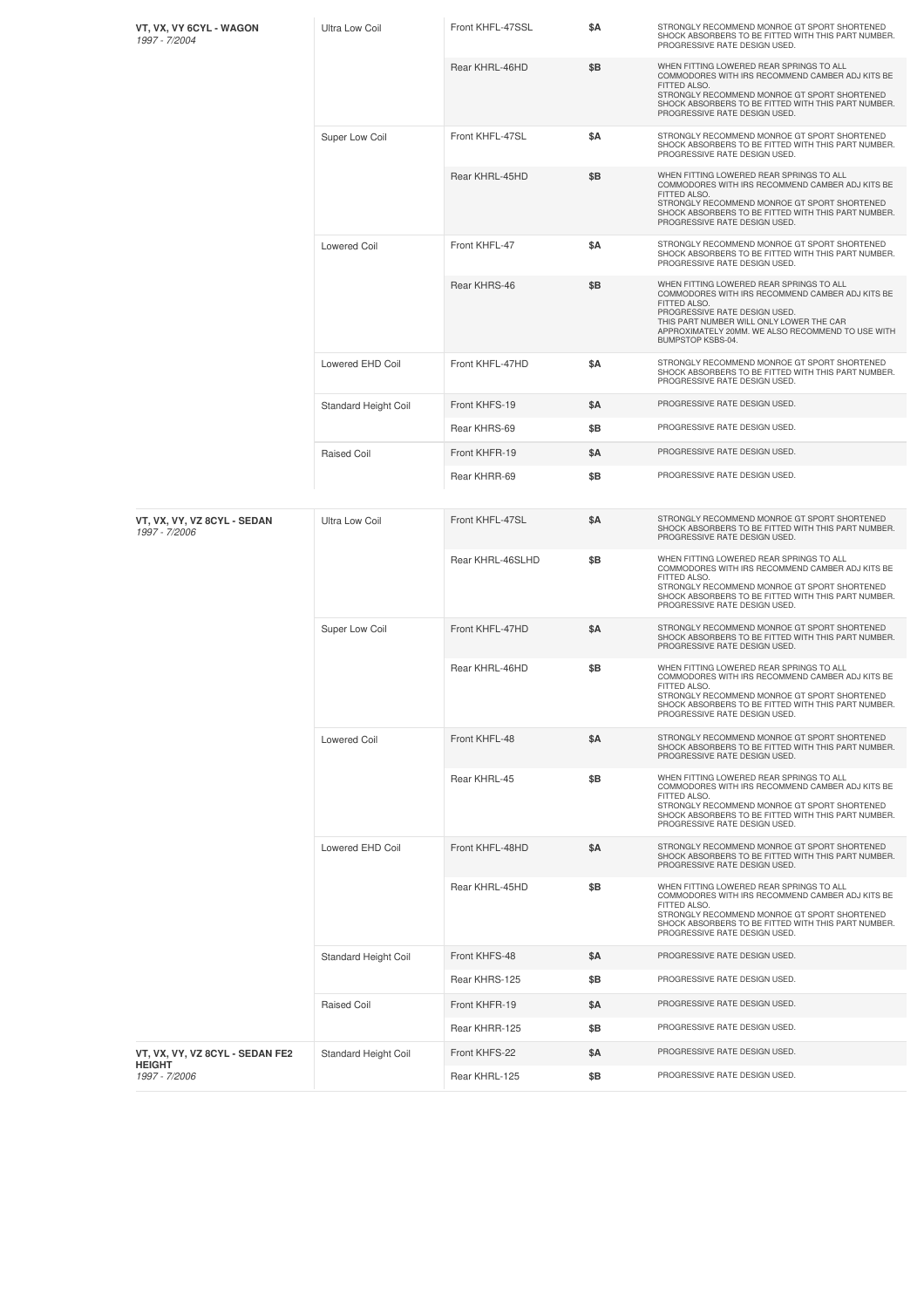| Vehicle | Type | Part Number | Price | Notes |
|---|---|---|---|---|
| **VT, VX, VY 6CYL - WAGON** *1997 - 7/2004* | Ultra Low Coil | Front KHFL-47SSL | $A | STRONGLY RECOMMEND MONROE GT SPORT SHORTENED SHOCK ABSORBERS TO BE FITTED WITH THIS PART NUMBER. PROGRESSIVE RATE DESIGN USED. |
| | | Rear KHRL-46HD | $B | WHEN FITTING LOWERED REAR SPRINGS TO ALL COMMODORES WITH IRS RECOMMEND CAMBER ADJ KITS BE FITTED ALSO. STRONGLY RECOMMEND MONROE GT SPORT SHORTENED SHOCK ABSORBERS TO BE FITTED WITH THIS PART NUMBER. PROGRESSIVE RATE DESIGN USED. |
| | Super Low Coil | Front KHFL-47SL | $A | STRONGLY RECOMMEND MONROE GT SPORT SHORTENED SHOCK ABSORBERS TO BE FITTED WITH THIS PART NUMBER. PROGRESSIVE RATE DESIGN USED. |
| | | Rear KHRL-45HD | $B | WHEN FITTING LOWERED REAR SPRINGS TO ALL COMMODORES WITH IRS RECOMMEND CAMBER ADJ KITS BE FITTED ALSO. STRONGLY RECOMMEND MONROE GT SPORT SHORTENED SHOCK ABSORBERS TO BE FITTED WITH THIS PART NUMBER. PROGRESSIVE RATE DESIGN USED. |
| | Lowered Coil | Front KHFL-47 | $A | STRONGLY RECOMMEND MONROE GT SPORT SHORTENED SHOCK ABSORBERS TO BE FITTED WITH THIS PART NUMBER. PROGRESSIVE RATE DESIGN USED. |
| | | Rear KHRS-46 | $B | WHEN FITTING LOWERED REAR SPRINGS TO ALL COMMODORES WITH IRS RECOMMEND CAMBER ADJ KITS BE FITTED ALSO. PROGRESSIVE RATE DESIGN USED. THIS PART NUMBER WILL ONLY LOWER THE CAR APPROXIMATELY 20MM. WE ALSO RECOMMEND TO USE WITH BUMPSTOP KSBS-04. |
| | Lowered EHD Coil | Front KHFL-47HD | $A | STRONGLY RECOMMEND MONROE GT SPORT SHORTENED SHOCK ABSORBERS TO BE FITTED WITH THIS PART NUMBER. PROGRESSIVE RATE DESIGN USED. |
| | Standard Height Coil | Front KHFS-19 | $A | PROGRESSIVE RATE DESIGN USED. |
| | | Rear KHRS-69 | $B | PROGRESSIVE RATE DESIGN USED. |
| | Raised Coil | Front KHFR-19 | $A | PROGRESSIVE RATE DESIGN USED. |
| | | Rear KHRR-69 | $B | PROGRESSIVE RATE DESIGN USED. |
| **VT, VX, VY, VZ 8CYL - SEDAN** *1997 - 7/2006* | Ultra Low Coil | Front KHFL-47SL | $A | STRONGLY RECOMMEND MONROE GT SPORT SHORTENED SHOCK ABSORBERS TO BE FITTED WITH THIS PART NUMBER. PROGRESSIVE RATE DESIGN USED. |
| | | Rear KHRL-46SLHD | $B | WHEN FITTING LOWERED REAR SPRINGS TO ALL COMMODORES WITH IRS RECOMMEND CAMBER ADJ KITS BE FITTED ALSO. STRONGLY RECOMMEND MONROE GT SPORT SHORTENED SHOCK ABSORBERS TO BE FITTED WITH THIS PART NUMBER. PROGRESSIVE RATE DESIGN USED. |
| | Super Low Coil | Front KHFL-47HD | $A | STRONGLY RECOMMEND MONROE GT SPORT SHORTENED SHOCK ABSORBERS TO BE FITTED WITH THIS PART NUMBER. PROGRESSIVE RATE DESIGN USED. |
| | | Rear KHRL-46HD | $B | WHEN FITTING LOWERED REAR SPRINGS TO ALL COMMODORES WITH IRS RECOMMEND CAMBER ADJ KITS BE FITTED ALSO. STRONGLY RECOMMEND MONROE GT SPORT SHORTENED SHOCK ABSORBERS TO BE FITTED WITH THIS PART NUMBER. PROGRESSIVE RATE DESIGN USED. |
| | Lowered Coil | Front KHFL-48 | $A | STRONGLY RECOMMEND MONROE GT SPORT SHORTENED SHOCK ABSORBERS TO BE FITTED WITH THIS PART NUMBER. PROGRESSIVE RATE DESIGN USED. |
| | | Rear KHRL-45 | $B | WHEN FITTING LOWERED REAR SPRINGS TO ALL COMMODORES WITH IRS RECOMMEND CAMBER ADJ KITS BE FITTED ALSO. STRONGLY RECOMMEND MONROE GT SPORT SHORTENED SHOCK ABSORBERS TO BE FITTED WITH THIS PART NUMBER. PROGRESSIVE RATE DESIGN USED. |
| | Lowered EHD Coil | Front KHFL-48HD | $A | STRONGLY RECOMMEND MONROE GT SPORT SHORTENED SHOCK ABSORBERS TO BE FITTED WITH THIS PART NUMBER. PROGRESSIVE RATE DESIGN USED. |
| | | Rear KHRL-45HD | $B | WHEN FITTING LOWERED REAR SPRINGS TO ALL COMMODORES WITH IRS RECOMMEND CAMBER ADJ KITS BE FITTED ALSO. STRONGLY RECOMMEND MONROE GT SPORT SHORTENED SHOCK ABSORBERS TO BE FITTED WITH THIS PART NUMBER. PROGRESSIVE RATE DESIGN USED. |
| | Standard Height Coil | Front KHFS-48 | $A | PROGRESSIVE RATE DESIGN USED. |
| | | Rear KHRS-125 | $B | PROGRESSIVE RATE DESIGN USED. |
| | Raised Coil | Front KHFR-19 | $A | PROGRESSIVE RATE DESIGN USED. |
| | | Rear KHRR-125 | $B | PROGRESSIVE RATE DESIGN USED. |
| **VT, VX, VY, VZ 8CYL - SEDAN FE2 HEIGHT** *1997 - 7/2006* | Standard Height Coil | Front KHFS-22 | $A | PROGRESSIVE RATE DESIGN USED. |
| | | Rear KHRL-125 | $B | PROGRESSIVE RATE DESIGN USED. |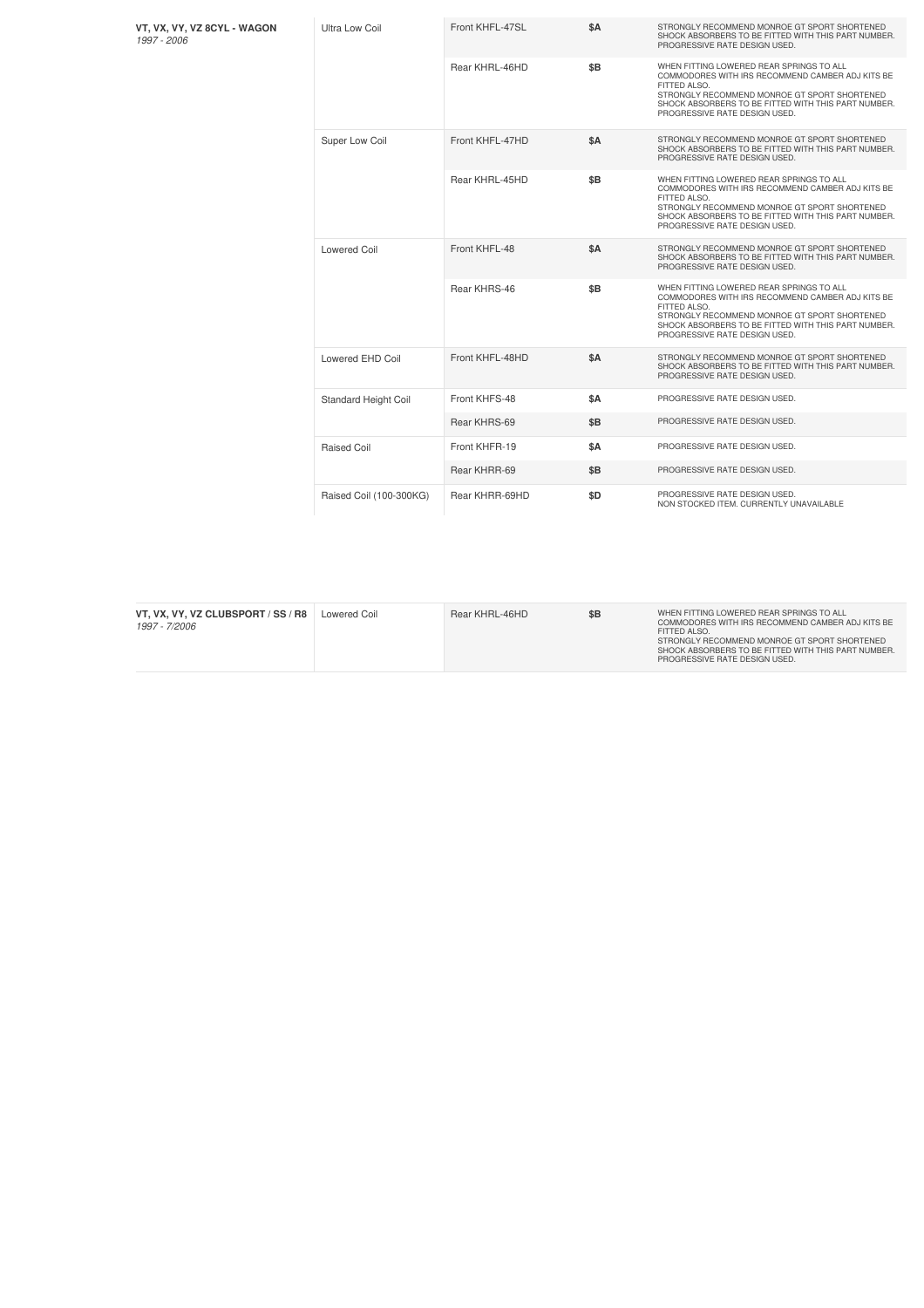| Vehicle | Type | Part Number | Price | Notes |
|---|---|---|---|---|
| **VT, VX, VY, VZ 8CYL - WAGON** *1997 - 2006* | Ultra Low Coil | Front KHFL-47SL | **$A** | STRONGLY RECOMMEND MONROE GT SPORT SHORTENED SHOCK ABSORBERS TO BE FITTED WITH THIS PART NUMBER. PROGRESSIVE RATE DESIGN USED. |
| | | Rear KHRL-46HD | **$B** | WHEN FITTING LOWERED REAR SPRINGS TO ALL COMMODORES WITH IRS RECOMMEND CAMBER ADJ KITS BE FITTED ALSO. STRONGLY RECOMMEND MONROE GT SPORT SHORTENED SHOCK ABSORBERS TO BE FITTED WITH THIS PART NUMBER. PROGRESSIVE RATE DESIGN USED. |
| | Super Low Coil | Front KHFL-47HD | **$A** | STRONGLY RECOMMEND MONROE GT SPORT SHORTENED SHOCK ABSORBERS TO BE FITTED WITH THIS PART NUMBER. PROGRESSIVE RATE DESIGN USED. |
| | | Rear KHRL-45HD | **$B** | WHEN FITTING LOWERED REAR SPRINGS TO ALL COMMODORES WITH IRS RECOMMEND CAMBER ADJ KITS BE FITTED ALSO. STRONGLY RECOMMEND MONROE GT SPORT SHORTENED SHOCK ABSORBERS TO BE FITTED WITH THIS PART NUMBER. PROGRESSIVE RATE DESIGN USED. |
| | Lowered Coil | Front KHFL-48 | **$A** | STRONGLY RECOMMEND MONROE GT SPORT SHORTENED SHOCK ABSORBERS TO BE FITTED WITH THIS PART NUMBER. PROGRESSIVE RATE DESIGN USED. |
| | | Rear KHRS-46 | **$B** | WHEN FITTING LOWERED REAR SPRINGS TO ALL COMMODORES WITH IRS RECOMMEND CAMBER ADJ KITS BE FITTED ALSO. STRONGLY RECOMMEND MONROE GT SPORT SHORTENED SHOCK ABSORBERS TO BE FITTED WITH THIS PART NUMBER. PROGRESSIVE RATE DESIGN USED. |
| | Lowered EHD Coil | Front KHFL-48HD | **$A** | STRONGLY RECOMMEND MONROE GT SPORT SHORTENED SHOCK ABSORBERS TO BE FITTED WITH THIS PART NUMBER. PROGRESSIVE RATE DESIGN USED. |
| | Standard Height Coil | Front KHFS-48 | **$A** | PROGRESSIVE RATE DESIGN USED. |
| | | Rear KHRS-69 | **$B** | PROGRESSIVE RATE DESIGN USED. |
| | Raised Coil | Front KHFR-19 | **$A** | PROGRESSIVE RATE DESIGN USED. |
| | | Rear KHRR-69 | **$B** | PROGRESSIVE RATE DESIGN USED. |
| | Raised Coil (100-300KG) | Rear KHRR-69HD | **$D** | PROGRESSIVE RATE DESIGN USED. NON STOCKED ITEM. CURRENTLY UNAVAILABLE |

| Vehicle | Type | Part Number | Price | Notes |
|---|---|---|---|---|
| **VT, VX, VY, VZ CLUBSPORT / SS / R8** *1997 - 7/2006* | Lowered Coil | Rear KHRL-46HD | **$B** | WHEN FITTING LOWERED REAR SPRINGS TO ALL COMMODORES WITH IRS RECOMMEND CAMBER ADJ KITS BE FITTED ALSO. STRONGLY RECOMMEND MONROE GT SPORT SHORTENED SHOCK ABSORBERS TO BE FITTED WITH THIS PART NUMBER. PROGRESSIVE RATE DESIGN USED. |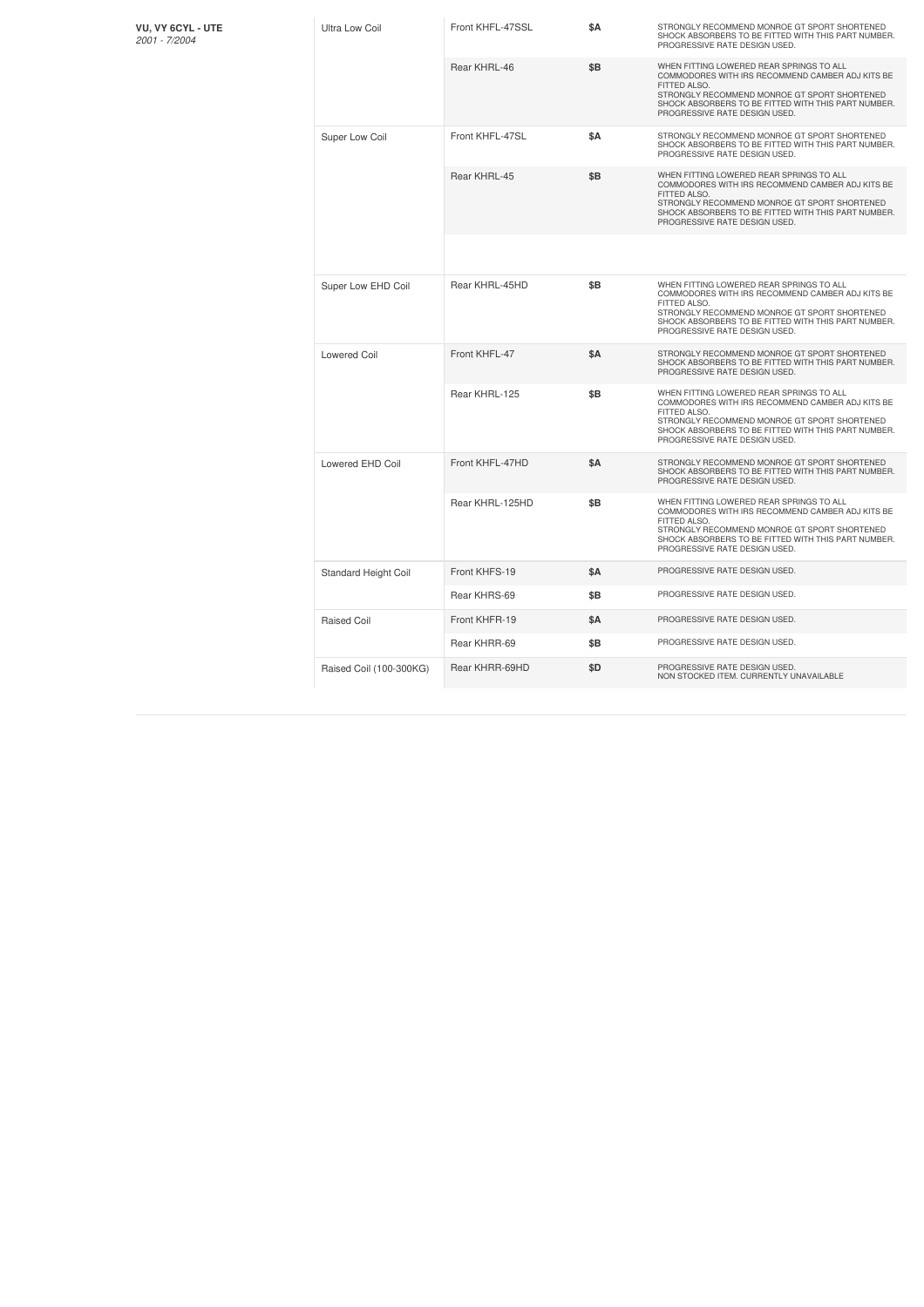**VU, VY 6CYL - UTE**
*2001 - 7/2004*

| Type | Part Number | Price | Notes |
|---|---|---|---|
| Ultra Low Coil | Front KHFL-47SSL | $A | STRONGLY RECOMMEND MONROE GT SPORT SHORTENED SHOCK ABSORBERS TO BE FITTED WITH THIS PART NUMBER. PROGRESSIVE RATE DESIGN USED. |
| | Rear KHRL-46 | $B | WHEN FITTING LOWERED REAR SPRINGS TO ALL COMMODORES WITH IRS RECOMMEND CAMBER ADJ KITS BE FITTED ALSO. STRONGLY RECOMMEND MONROE GT SPORT SHORTENED SHOCK ABSORBERS TO BE FITTED WITH THIS PART NUMBER. PROGRESSIVE RATE DESIGN USED. |
| Super Low Coil | Front KHFL-47SL | $A | STRONGLY RECOMMEND MONROE GT SPORT SHORTENED SHOCK ABSORBERS TO BE FITTED WITH THIS PART NUMBER. PROGRESSIVE RATE DESIGN USED. |
| | Rear KHRL-45 | $B | WHEN FITTING LOWERED REAR SPRINGS TO ALL COMMODORES WITH IRS RECOMMEND CAMBER ADJ KITS BE FITTED ALSO. STRONGLY RECOMMEND MONROE GT SPORT SHORTENED SHOCK ABSORBERS TO BE FITTED WITH THIS PART NUMBER. PROGRESSIVE RATE DESIGN USED. |
| Super Low EHD Coil | Rear KHRL-45HD | $B | WHEN FITTING LOWERED REAR SPRINGS TO ALL COMMODORES WITH IRS RECOMMEND CAMBER ADJ KITS BE FITTED ALSO. STRONGLY RECOMMEND MONROE GT SPORT SHORTENED SHOCK ABSORBERS TO BE FITTED WITH THIS PART NUMBER. PROGRESSIVE RATE DESIGN USED. |
| Lowered Coil | Front KHFL-47 | $A | STRONGLY RECOMMEND MONROE GT SPORT SHORTENED SHOCK ABSORBERS TO BE FITTED WITH THIS PART NUMBER. PROGRESSIVE RATE DESIGN USED. |
| | Rear KHRL-125 | $B | WHEN FITTING LOWERED REAR SPRINGS TO ALL COMMODORES WITH IRS RECOMMEND CAMBER ADJ KITS BE FITTED ALSO. STRONGLY RECOMMEND MONROE GT SPORT SHORTENED SHOCK ABSORBERS TO BE FITTED WITH THIS PART NUMBER. PROGRESSIVE RATE DESIGN USED. |
| Lowered EHD Coil | Front KHFL-47HD | $A | STRONGLY RECOMMEND MONROE GT SPORT SHORTENED SHOCK ABSORBERS TO BE FITTED WITH THIS PART NUMBER. PROGRESSIVE RATE DESIGN USED. |
| | Rear KHRL-125HD | $B | WHEN FITTING LOWERED REAR SPRINGS TO ALL COMMODORES WITH IRS RECOMMEND CAMBER ADJ KITS BE FITTED ALSO. STRONGLY RECOMMEND MONROE GT SPORT SHORTENED SHOCK ABSORBERS TO BE FITTED WITH THIS PART NUMBER. PROGRESSIVE RATE DESIGN USED. |
| Standard Height Coil | Front KHFS-19 | $A | PROGRESSIVE RATE DESIGN USED. |
| | Rear KHRS-69 | $B | PROGRESSIVE RATE DESIGN USED. |
| Raised Coil | Front KHFR-19 | $A | PROGRESSIVE RATE DESIGN USED. |
| | Rear KHRR-69 | $B | PROGRESSIVE RATE DESIGN USED. |
| Raised Coil (100-300KG) | Rear KHRR-69HD | $D | PROGRESSIVE RATE DESIGN USED. NON STOCKED ITEM. CURRENTLY UNAVAILABLE |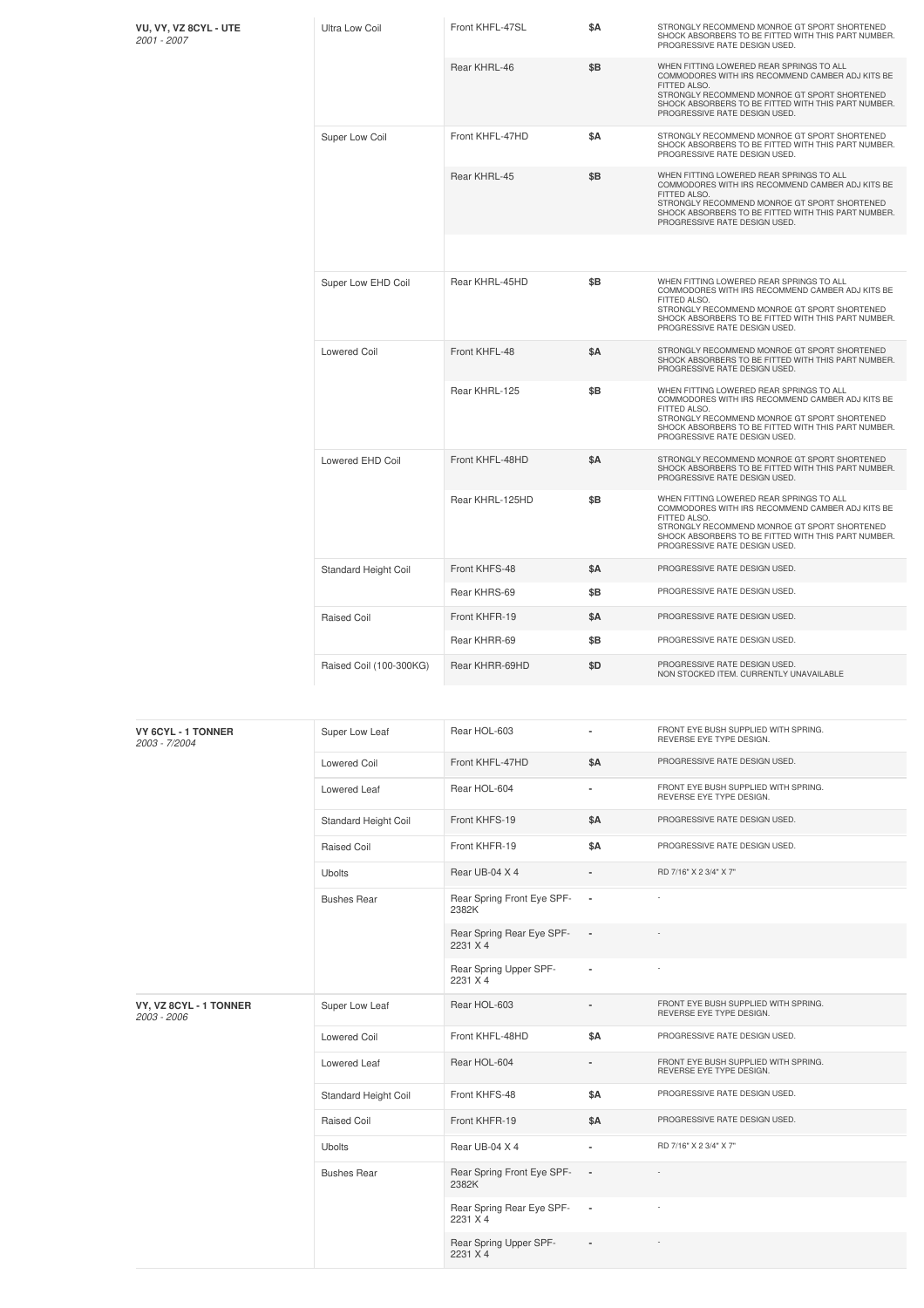| Vehicle | Type | Part Number | Price | Notes |
|---|---|---|---|---|
| **VU, VY, VZ 8CYL - UTE** *2001 - 2007* | Ultra Low Coil | Front KHFL-47SL | $A | STRONGLY RECOMMEND MONROE GT SPORT SHORTENED SHOCK ABSORBERS TO BE FITTED WITH THIS PART NUMBER. PROGRESSIVE RATE DESIGN USED. |
| | | Rear KHRL-46 | $B | WHEN FITTING LOWERED REAR SPRINGS TO ALL COMMODORES WITH IRS RECOMMEND CAMBER ADJ KITS BE FITTED ALSO. STRONGLY RECOMMEND MONROE GT SPORT SHORTENED SHOCK ABSORBERS TO BE FITTED WITH THIS PART NUMBER. PROGRESSIVE RATE DESIGN USED. |
| | Super Low Coil | Front KHFL-47HD | $A | STRONGLY RECOMMEND MONROE GT SPORT SHORTENED SHOCK ABSORBERS TO BE FITTED WITH THIS PART NUMBER. PROGRESSIVE RATE DESIGN USED. |
| | | Rear KHRL-45 | $B | WHEN FITTING LOWERED REAR SPRINGS TO ALL COMMODORES WITH IRS RECOMMEND CAMBER ADJ KITS BE FITTED ALSO. STRONGLY RECOMMEND MONROE GT SPORT SHORTENED SHOCK ABSORBERS TO BE FITTED WITH THIS PART NUMBER. PROGRESSIVE RATE DESIGN USED. |
| | Super Low EHD Coil | Rear KHRL-45HD | $B | WHEN FITTING LOWERED REAR SPRINGS TO ALL COMMODORES WITH IRS RECOMMEND CAMBER ADJ KITS BE FITTED ALSO. STRONGLY RECOMMEND MONROE GT SPORT SHORTENED SHOCK ABSORBERS TO BE FITTED WITH THIS PART NUMBER. PROGRESSIVE RATE DESIGN USED. |
| | Lowered Coil | Front KHFL-48 | $A | STRONGLY RECOMMEND MONROE GT SPORT SHORTENED SHOCK ABSORBERS TO BE FITTED WITH THIS PART NUMBER. PROGRESSIVE RATE DESIGN USED. |
| | | Rear KHRL-125 | $B | WHEN FITTING LOWERED REAR SPRINGS TO ALL COMMODORES WITH IRS RECOMMEND CAMBER ADJ KITS BE FITTED ALSO. STRONGLY RECOMMEND MONROE GT SPORT SHORTENED SHOCK ABSORBERS TO BE FITTED WITH THIS PART NUMBER. PROGRESSIVE RATE DESIGN USED. |
| | Lowered EHD Coil | Front KHFL-48HD | $A | STRONGLY RECOMMEND MONROE GT SPORT SHORTENED SHOCK ABSORBERS TO BE FITTED WITH THIS PART NUMBER. PROGRESSIVE RATE DESIGN USED. |
| | | Rear KHRL-125HD | $B | WHEN FITTING LOWERED REAR SPRINGS TO ALL COMMODORES WITH IRS RECOMMEND CAMBER ADJ KITS BE FITTED ALSO. STRONGLY RECOMMEND MONROE GT SPORT SHORTENED SHOCK ABSORBERS TO BE FITTED WITH THIS PART NUMBER. PROGRESSIVE RATE DESIGN USED. |
| | Standard Height Coil | Front KHFS-48 | $A | PROGRESSIVE RATE DESIGN USED. |
| | | Rear KHRS-69 | $B | PROGRESSIVE RATE DESIGN USED. |
| | Raised Coil | Front KHFR-19 | $A | PROGRESSIVE RATE DESIGN USED. |
| | | Rear KHRR-69 | $B | PROGRESSIVE RATE DESIGN USED. |
| | Raised Coil (100-300KG) | Rear KHRR-69HD | $D | PROGRESSIVE RATE DESIGN USED. NON STOCKED ITEM. CURRENTLY UNAVAILABLE |

| Vehicle | Type | Part Number | Price | Notes |
|---|---|---|---|---|
| **VY 6CYL - 1 TONNER** *2003 - 7/2004* | Super Low Leaf | Rear HOL-603 | - | FRONT EYE BUSH SUPPLIED WITH SPRING. REVERSE EYE TYPE DESIGN. |
| | Lowered Coil | Front KHFL-47HD | $A | PROGRESSIVE RATE DESIGN USED. |
| | Lowered Leaf | Rear HOL-604 | - | FRONT EYE BUSH SUPPLIED WITH SPRING. REVERSE EYE TYPE DESIGN. |
| | Standard Height Coil | Front KHFS-19 | $A | PROGRESSIVE RATE DESIGN USED. |
| | Raised Coil | Front KHFR-19 | $A | PROGRESSIVE RATE DESIGN USED. |
| | Ubolts | Rear UB-04 X 4 | - | RD 7/16" X 2 3/4" X 7" |
| | Bushes Rear | Rear Spring Front Eye SPF-2382K | - | - |
| | | Rear Spring Rear Eye SPF-2231 X 4 | - | - |
| | | Rear Spring Upper SPF-2231 X 4 | - | - |
| **VY, VZ 8CYL - 1 TONNER** *2003 - 2006* | Super Low Leaf | Rear HOL-603 | - | FRONT EYE BUSH SUPPLIED WITH SPRING. REVERSE EYE TYPE DESIGN. |
| | Lowered Coil | Front KHFL-48HD | $A | PROGRESSIVE RATE DESIGN USED. |
| | Lowered Leaf | Rear HOL-604 | - | FRONT EYE BUSH SUPPLIED WITH SPRING. REVERSE EYE TYPE DESIGN. |
| | Standard Height Coil | Front KHFS-48 | $A | PROGRESSIVE RATE DESIGN USED. |
| | Raised Coil | Front KHFR-19 | $A | PROGRESSIVE RATE DESIGN USED. |
| | Ubolts | Rear UB-04 X 4 | - | RD 7/16" X 2 3/4" X 7" |
| | Bushes Rear | Rear Spring Front Eye SPF-2382K | - | - |
| | | Rear Spring Rear Eye SPF-2231 X 4 | - | - |
| | | Rear Spring Upper SPF-2231 X 4 | - | - |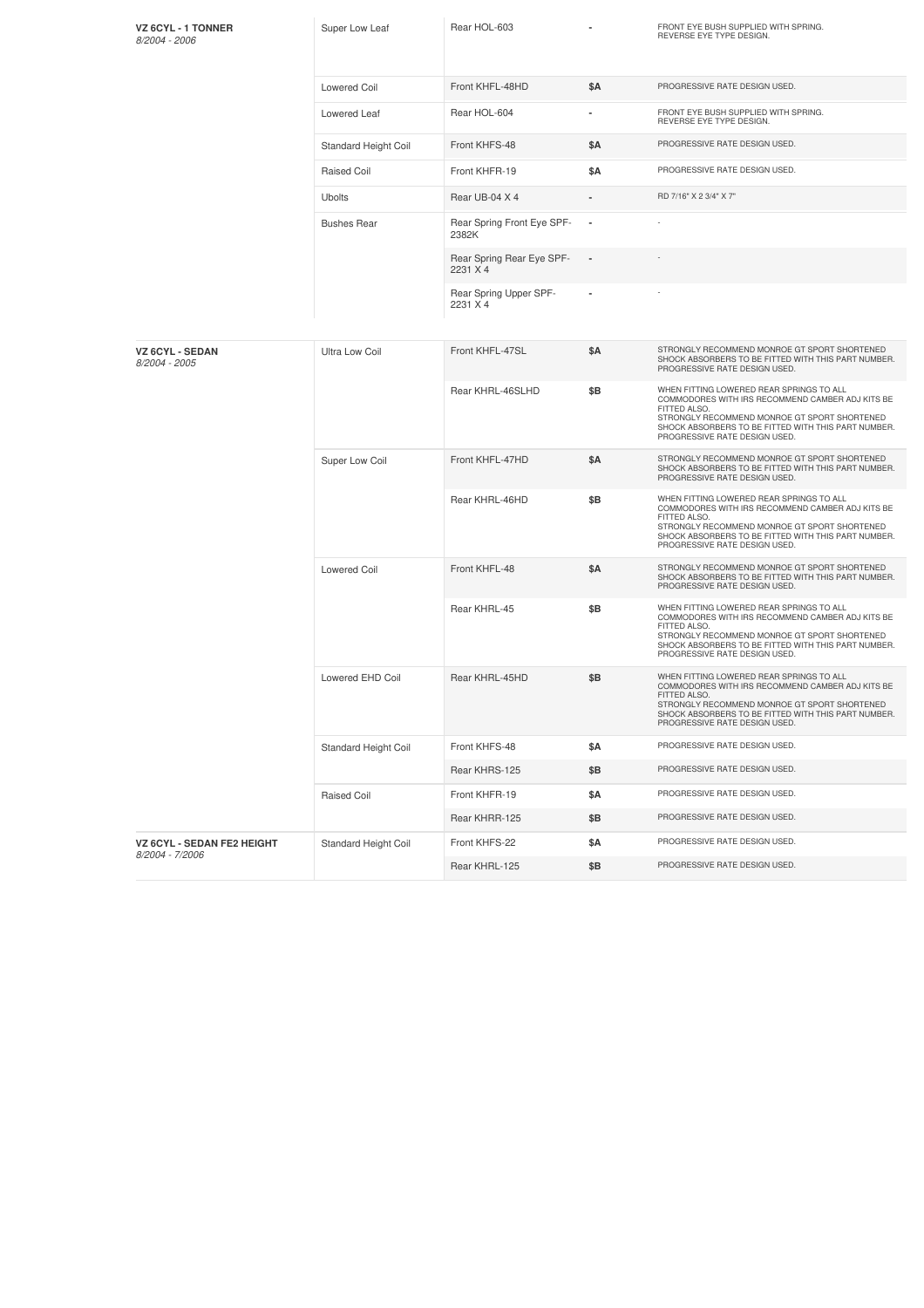| Vehicle | Type | Part | Price | Notes |
|---|---|---|---|---|
| **VZ 6CYL - 1 TONNER** *8/2004 - 2006* | Super Low Leaf | Rear HOL-603 | - | FRONT EYE BUSH SUPPLIED WITH SPRING. REVERSE EYE TYPE DESIGN. |
| | Lowered Coil | Front KHFL-48HD | $A | PROGRESSIVE RATE DESIGN USED. |
| | Lowered Leaf | Rear HOL-604 | - | FRONT EYE BUSH SUPPLIED WITH SPRING. REVERSE EYE TYPE DESIGN. |
| | Standard Height Coil | Front KHFS-48 | $A | PROGRESSIVE RATE DESIGN USED. |
| | Raised Coil | Front KHFR-19 | $A | PROGRESSIVE RATE DESIGN USED. |
| | Ubolts | Rear UB-04 X 4 | - | RD 7/16" X 2 3/4" X 7" |
| | Bushes Rear | Rear Spring Front Eye SPF-2382K | - | - |
| | | Rear Spring Rear Eye SPF-2231 X 4 | - | - |
| | | Rear Spring Upper SPF-2231 X 4 | - | - |
| **VZ 6CYL - SEDAN** *8/2004 - 2005* | Ultra Low Coil | Front KHFL-47SL | $A | STRONGLY RECOMMEND MONROE GT SPORT SHORTENED SHOCK ABSORBERS TO BE FITTED WITH THIS PART NUMBER. PROGRESSIVE RATE DESIGN USED. |
| | | Rear KHRL-46SLHD | $B | WHEN FITTING LOWERED REAR SPRINGS TO ALL COMMODORES WITH IRS RECOMMEND CAMBER ADJ KITS BE FITTED ALSO. STRONGLY RECOMMEND MONROE GT SPORT SHORTENED SHOCK ABSORBERS TO BE FITTED WITH THIS PART NUMBER. PROGRESSIVE RATE DESIGN USED. |
| | Super Low Coil | Front KHFL-47HD | $A | STRONGLY RECOMMEND MONROE GT SPORT SHORTENED SHOCK ABSORBERS TO BE FITTED WITH THIS PART NUMBER. PROGRESSIVE RATE DESIGN USED. |
| | | Rear KHRL-46HD | $B | WHEN FITTING LOWERED REAR SPRINGS TO ALL COMMODORES WITH IRS RECOMMEND CAMBER ADJ KITS BE FITTED ALSO. STRONGLY RECOMMEND MONROE GT SPORT SHORTENED SHOCK ABSORBERS TO BE FITTED WITH THIS PART NUMBER. PROGRESSIVE RATE DESIGN USED. |
| | Lowered Coil | Front KHFL-48 | $A | STRONGLY RECOMMEND MONROE GT SPORT SHORTENED SHOCK ABSORBERS TO BE FITTED WITH THIS PART NUMBER. PROGRESSIVE RATE DESIGN USED. |
| | | Rear KHRL-45 | $B | WHEN FITTING LOWERED REAR SPRINGS TO ALL COMMODORES WITH IRS RECOMMEND CAMBER ADJ KITS BE FITTED ALSO. STRONGLY RECOMMEND MONROE GT SPORT SHORTENED SHOCK ABSORBERS TO BE FITTED WITH THIS PART NUMBER. PROGRESSIVE RATE DESIGN USED. |
| | Lowered EHD Coil | Rear KHRL-45HD | $B | WHEN FITTING LOWERED REAR SPRINGS TO ALL COMMODORES WITH IRS RECOMMEND CAMBER ADJ KITS BE FITTED ALSO. STRONGLY RECOMMEND MONROE GT SPORT SHORTENED SHOCK ABSORBERS TO BE FITTED WITH THIS PART NUMBER. PROGRESSIVE RATE DESIGN USED. |
| | Standard Height Coil | Front KHFS-48 | $A | PROGRESSIVE RATE DESIGN USED. |
| | | Rear KHRS-125 | $B | PROGRESSIVE RATE DESIGN USED. |
| | Raised Coil | Front KHFR-19 | $A | PROGRESSIVE RATE DESIGN USED. |
| | | Rear KHRR-125 | $B | PROGRESSIVE RATE DESIGN USED. |
| **VZ 6CYL - SEDAN FE2 HEIGHT** *8/2004 - 7/2006* | Standard Height Coil | Front KHFS-22 | $A | PROGRESSIVE RATE DESIGN USED. |
| | | Rear KHRL-125 | $B | PROGRESSIVE RATE DESIGN USED. |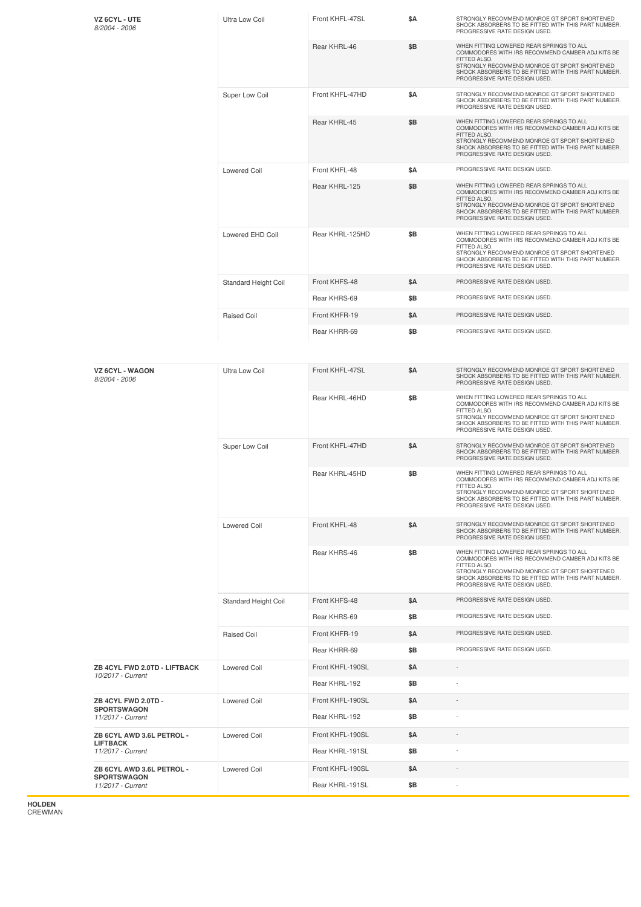| Vehicle | Type | Part | Price | Notes |
|---|---|---|---|---|
| **VZ 6CYL - UTE** *8/2004 - 2006* | Ultra Low Coil | Front KHFL-47SL | $A | STRONGLY RECOMMEND MONROE GT SPORT SHORTENED SHOCK ABSORBERS TO BE FITTED WITH THIS PART NUMBER. PROGRESSIVE RATE DESIGN USED. |
| | | Rear KHRL-46 | $B | WHEN FITTING LOWERED REAR SPRINGS TO ALL COMMODORES WITH IRS RECOMMEND CAMBER ADJ KITS BE FITTED ALSO. STRONGLY RECOMMEND MONROE GT SPORT SHORTENED SHOCK ABSORBERS TO BE FITTED WITH THIS PART NUMBER. PROGRESSIVE RATE DESIGN USED. |
| | Super Low Coil | Front KHFL-47HD | $A | STRONGLY RECOMMEND MONROE GT SPORT SHORTENED SHOCK ABSORBERS TO BE FITTED WITH THIS PART NUMBER. PROGRESSIVE RATE DESIGN USED. |
| | | Rear KHRL-45 | $B | WHEN FITTING LOWERED REAR SPRINGS TO ALL COMMODORES WITH IRS RECOMMEND CAMBER ADJ KITS BE FITTED ALSO. STRONGLY RECOMMEND MONROE GT SPORT SHORTENED SHOCK ABSORBERS TO BE FITTED WITH THIS PART NUMBER. PROGRESSIVE RATE DESIGN USED. |
| | Lowered Coil | Front KHFL-48 | $A | PROGRESSIVE RATE DESIGN USED. |
| | | Rear KHRL-125 | $B | WHEN FITTING LOWERED REAR SPRINGS TO ALL COMMODORES WITH IRS RECOMMEND CAMBER ADJ KITS BE FITTED ALSO. STRONGLY RECOMMEND MONROE GT SPORT SHORTENED SHOCK ABSORBERS TO BE FITTED WITH THIS PART NUMBER. PROGRESSIVE RATE DESIGN USED. |
| | Lowered EHD Coil | Rear KHRL-125HD | $B | WHEN FITTING LOWERED REAR SPRINGS TO ALL COMMODORES WITH IRS RECOMMEND CAMBER ADJ KITS BE FITTED ALSO. STRONGLY RECOMMEND MONROE GT SPORT SHORTENED SHOCK ABSORBERS TO BE FITTED WITH THIS PART NUMBER. PROGRESSIVE RATE DESIGN USED. |
| | Standard Height Coil | Front KHFS-48 | $A | PROGRESSIVE RATE DESIGN USED. |
| | | Rear KHRS-69 | $B | PROGRESSIVE RATE DESIGN USED. |
| | Raised Coil | Front KHFR-19 | $A | PROGRESSIVE RATE DESIGN USED. |
| | | Rear KHRR-69 | $B | PROGRESSIVE RATE DESIGN USED. |

| Vehicle | Type | Part | Price | Notes |
|---|---|---|---|---|
| **VZ 6CYL - WAGON** *8/2004 - 2006* | Ultra Low Coil | Front KHFL-47SL | $A | STRONGLY RECOMMEND MONROE GT SPORT SHORTENED SHOCK ABSORBERS TO BE FITTED WITH THIS PART NUMBER. PROGRESSIVE RATE DESIGN USED. |
| | | Rear KHRL-46HD | $B | WHEN FITTING LOWERED REAR SPRINGS TO ALL COMMODORES WITH IRS RECOMMEND CAMBER ADJ KITS BE FITTED ALSO. STRONGLY RECOMMEND MONROE GT SPORT SHORTENED SHOCK ABSORBERS TO BE FITTED WITH THIS PART NUMBER. PROGRESSIVE RATE DESIGN USED. |
| | Super Low Coil | Front KHFL-47HD | $A | STRONGLY RECOMMEND MONROE GT SPORT SHORTENED SHOCK ABSORBERS TO BE FITTED WITH THIS PART NUMBER. PROGRESSIVE RATE DESIGN USED. |
| | | Rear KHRL-45HD | $B | WHEN FITTING LOWERED REAR SPRINGS TO ALL COMMODORES WITH IRS RECOMMEND CAMBER ADJ KITS BE FITTED ALSO. STRONGLY RECOMMEND MONROE GT SPORT SHORTENED SHOCK ABSORBERS TO BE FITTED WITH THIS PART NUMBER. PROGRESSIVE RATE DESIGN USED. |
| | Lowered Coil | Front KHFL-48 | $A | STRONGLY RECOMMEND MONROE GT SPORT SHORTENED SHOCK ABSORBERS TO BE FITTED WITH THIS PART NUMBER. PROGRESSIVE RATE DESIGN USED. |
| | | Rear KHRS-46 | $B | WHEN FITTING LOWERED REAR SPRINGS TO ALL COMMODORES WITH IRS RECOMMEND CAMBER ADJ KITS BE FITTED ALSO. STRONGLY RECOMMEND MONROE GT SPORT SHORTENED SHOCK ABSORBERS TO BE FITTED WITH THIS PART NUMBER. PROGRESSIVE RATE DESIGN USED. |
| | Standard Height Coil | Front KHFS-48 | $A | PROGRESSIVE RATE DESIGN USED. |
| | | Rear KHRS-69 | $B | PROGRESSIVE RATE DESIGN USED. |
| | Raised Coil | Front KHFR-19 | $A | PROGRESSIVE RATE DESIGN USED. |
| | | Rear KHRR-69 | $B | PROGRESSIVE RATE DESIGN USED. |
| **ZB 4CYL FWD 2.0TD - LIFTBACK** *10/2017 - Current* | Lowered Coil | Front KHFL-190SL | $A | - |
| | | Rear KHRL-192 | $B | - |
| **ZB 4CYL FWD 2.0TD - SPORTSWAGON** *11/2017 - Current* | Lowered Coil | Front KHFL-190SL | $A | - |
| | | Rear KHRL-192 | $B | - |
| **ZB 6CYL AWD 3.6L PETROL - LIFTBACK** *11/2017 - Current* | Lowered Coil | Front KHFL-190SL | $A | - |
| | | Rear KHRL-191SL | $B | - |
| **ZB 6CYL AWD 3.6L PETROL - SPORTSWAGON** *11/2017 - Current* | Lowered Coil | Front KHFL-190SL | $A | - |
| | | Rear KHRL-191SL | $B | - |

**HOLDEN**
CREWMAN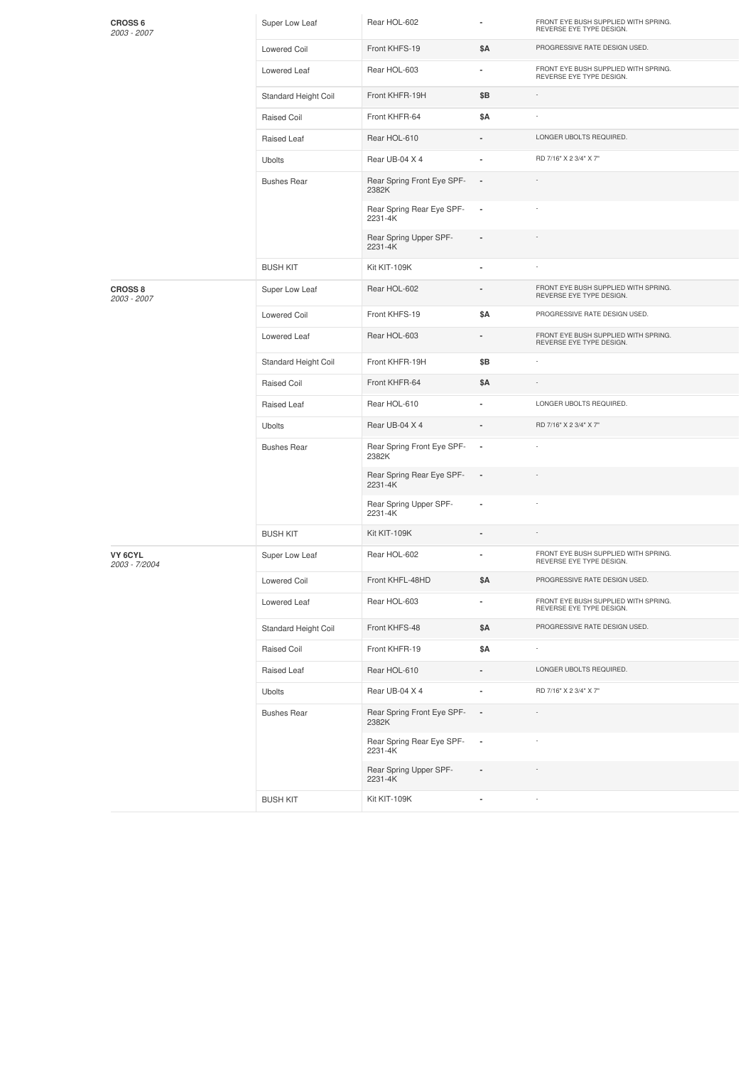| | | | | |
|---|---|---|---|---|
| **CROSS 6** *2003 - 2007* | Super Low Leaf | Rear HOL-602 | - | FRONT EYE BUSH SUPPLIED WITH SPRING. REVERSE EYE TYPE DESIGN. |
| | Lowered Coil | Front KHFS-19 | $A | PROGRESSIVE RATE DESIGN USED. |
| | Lowered Leaf | Rear HOL-603 | - | FRONT EYE BUSH SUPPLIED WITH SPRING. REVERSE EYE TYPE DESIGN. |
| | Standard Height Coil | Front KHFR-19H | $B | - |
| | Raised Coil | Front KHFR-64 | $A | - |
| | Raised Leaf | Rear HOL-610 | - | LONGER UBOLTS REQUIRED. |
| | Ubolts | Rear UB-04 X 4 | - | RD 7/16" X 2 3/4" X 7" |
| | Bushes Rear | Rear Spring Front Eye SPF-2382K | - | - |
| | | Rear Spring Rear Eye SPF-2231-4K | - | - |
| | | Rear Spring Upper SPF-2231-4K | - | - |
| | BUSH KIT | Kit KIT-109K | - | - |
| **CROSS 8** *2003 - 2007* | Super Low Leaf | Rear HOL-602 | - | FRONT EYE BUSH SUPPLIED WITH SPRING. REVERSE EYE TYPE DESIGN. |
| | Lowered Coil | Front KHFS-19 | $A | PROGRESSIVE RATE DESIGN USED. |
| | Lowered Leaf | Rear HOL-603 | - | FRONT EYE BUSH SUPPLIED WITH SPRING. REVERSE EYE TYPE DESIGN. |
| | Standard Height Coil | Front KHFR-19H | $B | - |
| | Raised Coil | Front KHFR-64 | $A | - |
| | Raised Leaf | Rear HOL-610 | - | LONGER UBOLTS REQUIRED. |
| | Ubolts | Rear UB-04 X 4 | - | RD 7/16" X 2 3/4" X 7" |
| | Bushes Rear | Rear Spring Front Eye SPF-2382K | - | - |
| | | Rear Spring Rear Eye SPF-2231-4K | - | - |
| | | Rear Spring Upper SPF-2231-4K | - | - |
| | BUSH KIT | Kit KIT-109K | - | - |
| **VY 6CYL** *2003 - 7/2004* | Super Low Leaf | Rear HOL-602 | - | FRONT EYE BUSH SUPPLIED WITH SPRING. REVERSE EYE TYPE DESIGN. |
| | Lowered Coil | Front KHFL-48HD | $A | PROGRESSIVE RATE DESIGN USED. |
| | Lowered Leaf | Rear HOL-603 | - | FRONT EYE BUSH SUPPLIED WITH SPRING. REVERSE EYE TYPE DESIGN. |
| | Standard Height Coil | Front KHFS-48 | $A | PROGRESSIVE RATE DESIGN USED. |
| | Raised Coil | Front KHFR-19 | $A | - |
| | Raised Leaf | Rear HOL-610 | - | LONGER UBOLTS REQUIRED. |
| | Ubolts | Rear UB-04 X 4 | - | RD 7/16" X 2 3/4" X 7" |
| | Bushes Rear | Rear Spring Front Eye SPF-2382K | - | - |
| | | Rear Spring Rear Eye SPF-2231-4K | - | - |
| | | Rear Spring Upper SPF-2231-4K | - | - |
| | BUSH KIT | Kit KIT-109K | - | - |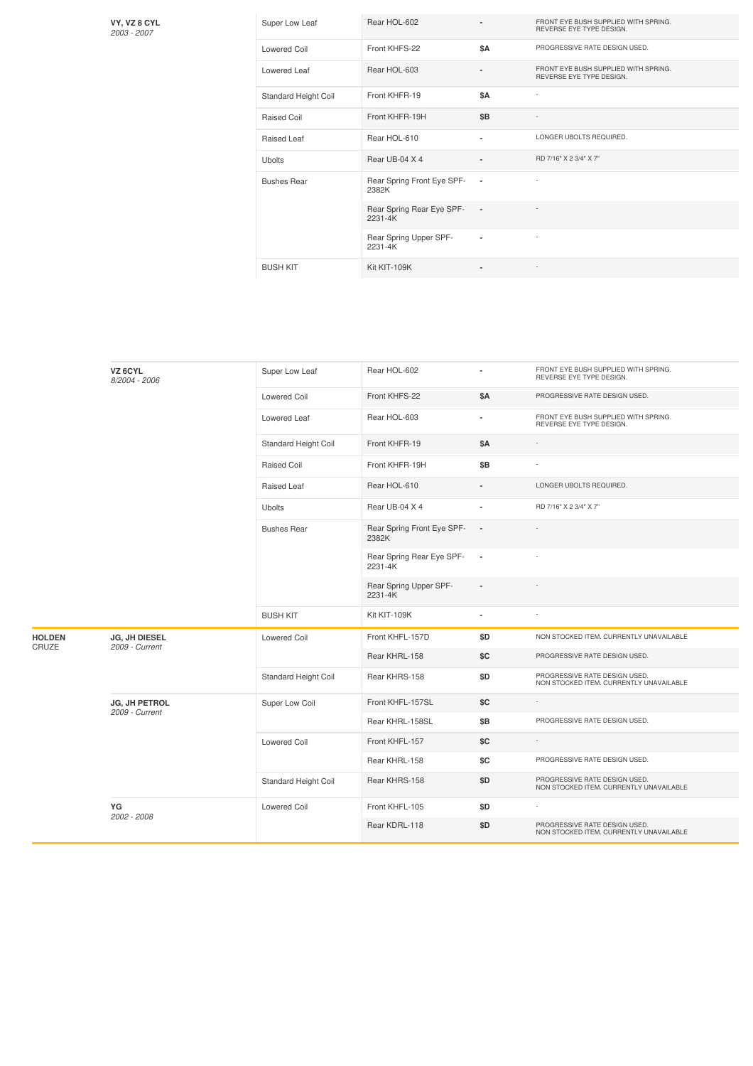| Make | Model | Type | Part | Price | Notes |
|---|---|---|---|---|---|
| | **VY, VZ 8 CYL** *2003 - 2007* | Super Low Leaf | Rear HOL-602 | - | FRONT EYE BUSH SUPPLIED WITH SPRING. REVERSE EYE TYPE DESIGN. |
| | | Lowered Coil | Front KHFS-22 | $A | PROGRESSIVE RATE DESIGN USED. |
| | | Lowered Leaf | Rear HOL-603 | - | FRONT EYE BUSH SUPPLIED WITH SPRING. REVERSE EYE TYPE DESIGN. |
| | | Standard Height Coil | Front KHFR-19 | $A | - |
| | | Raised Coil | Front KHFR-19H | $B | - |
| | | Raised Leaf | Rear HOL-610 | - | LONGER UBOLTS REQUIRED. |
| | | Ubolts | Rear UB-04 X 4 | - | RD 7/16" X 2 3/4" X 7" |
| | | Bushes Rear | Rear Spring Front Eye SPF-2382K | - | - |
| | | | Rear Spring Rear Eye SPF-2231-4K | - | - |
| | | | Rear Spring Upper SPF-2231-4K | - | - |
| | | BUSH KIT | Kit KIT-109K | - | - |
| | **VZ 6CYL** *8/2004 - 2006* | Super Low Leaf | Rear HOL-602 | - | FRONT EYE BUSH SUPPLIED WITH SPRING. REVERSE EYE TYPE DESIGN. |
| | | Lowered Coil | Front KHFS-22 | $A | PROGRESSIVE RATE DESIGN USED. |
| | | Lowered Leaf | Rear HOL-603 | - | FRONT EYE BUSH SUPPLIED WITH SPRING. REVERSE EYE TYPE DESIGN. |
| | | Standard Height Coil | Front KHFR-19 | $A | - |
| | | Raised Coil | Front KHFR-19H | $B | - |
| | | Raised Leaf | Rear HOL-610 | - | LONGER UBOLTS REQUIRED. |
| | | Ubolts | Rear UB-04 X 4 | - | RD 7/16" X 2 3/4" X 7" |
| | | Bushes Rear | Rear Spring Front Eye SPF-2382K | - | - |
| | | | Rear Spring Rear Eye SPF-2231-4K | - | - |
| | | | Rear Spring Upper SPF-2231-4K | - | - |
| | | BUSH KIT | Kit KIT-109K | - | - |
| **HOLDEN** CRUZE | **JG, JH DIESEL** *2009 - Current* | Lowered Coil | Front KHFL-157D | $D | NON STOCKED ITEM. CURRENTLY UNAVAILABLE |
| | | | Rear KHRL-158 | $C | PROGRESSIVE RATE DESIGN USED. |
| | | Standard Height Coil | Rear KHRS-158 | $D | PROGRESSIVE RATE DESIGN USED. NON STOCKED ITEM. CURRENTLY UNAVAILABLE |
| | **JG, JH PETROL** *2009 - Current* | Super Low Coil | Front KHFL-157SL | $C | - |
| | | | Rear KHRL-158SL | $B | PROGRESSIVE RATE DESIGN USED. |
| | | Lowered Coil | Front KHFL-157 | $C | - |
| | | | Rear KHRL-158 | $C | PROGRESSIVE RATE DESIGN USED. |
| | | Standard Height Coil | Rear KHRS-158 | $D | PROGRESSIVE RATE DESIGN USED. NON STOCKED ITEM. CURRENTLY UNAVAILABLE |
| | **YG** *2002 - 2008* | Lowered Coil | Front KHFL-105 | $D | - |
| | | | Rear KDRL-118 | $D | PROGRESSIVE RATE DESIGN USED. NON STOCKED ITEM. CURRENTLY UNAVAILABLE |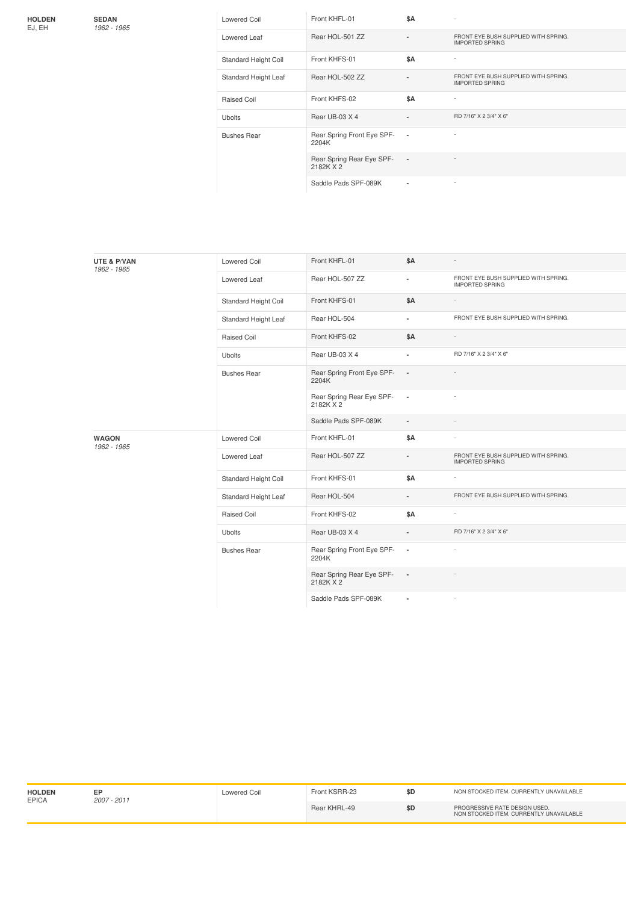| Make | Model | Type | Part | Price | Notes |
|---|---|---|---|---|---|
| **HOLDEN** EJ, EH | **SEDAN** *1962 - 1965* | Lowered Coil | Front KHFL-01 | $A | - |
| | | Lowered Leaf | Rear HOL-501 ZZ | - | FRONT EYE BUSH SUPPLIED WITH SPRING. IMPORTED SPRING |
| | | Standard Height Coil | Front KHFS-01 | $A | - |
| | | Standard Height Leaf | Rear HOL-502 ZZ | - | FRONT EYE BUSH SUPPLIED WITH SPRING. IMPORTED SPRING |
| | | Raised Coil | Front KHFS-02 | $A | - |
| | | Ubolts | Rear UB-03 X 4 | - | RD 7/16" X 2 3/4" X 6" |
| | | Bushes Rear | Rear Spring Front Eye SPF-2204K | - | - |
| | | | Rear Spring Rear Eye SPF-2182K X 2 | - | - |
| | | | Saddle Pads SPF-089K | - | - |
| | **UTE & P/VAN** *1962 - 1965* | Lowered Coil | Front KHFL-01 | $A | - |
| | | Lowered Leaf | Rear HOL-507 ZZ | - | FRONT EYE BUSH SUPPLIED WITH SPRING. IMPORTED SPRING |
| | | Standard Height Coil | Front KHFS-01 | $A | - |
| | | Standard Height Leaf | Rear HOL-504 | - | FRONT EYE BUSH SUPPLIED WITH SPRING. |
| | | Raised Coil | Front KHFS-02 | $A | - |
| | | Ubolts | Rear UB-03 X 4 | - | RD 7/16" X 2 3/4" X 6" |
| | | Bushes Rear | Rear Spring Front Eye SPF-2204K | - | - |
| | | | Rear Spring Rear Eye SPF-2182K X 2 | - | - |
| | | | Saddle Pads SPF-089K | - | - |
| | **WAGON** *1962 - 1965* | Lowered Coil | Front KHFL-01 | $A | - |
| | | Lowered Leaf | Rear HOL-507 ZZ | - | FRONT EYE BUSH SUPPLIED WITH SPRING. IMPORTED SPRING |
| | | Standard Height Coil | Front KHFS-01 | $A | - |
| | | Standard Height Leaf | Rear HOL-504 | - | FRONT EYE BUSH SUPPLIED WITH SPRING. |
| | | Raised Coil | Front KHFS-02 | $A | - |
| | | Ubolts | Rear UB-03 X 4 | - | RD 7/16" X 2 3/4" X 6" |
| | | Bushes Rear | Rear Spring Front Eye SPF-2204K | - | - |
| | | | Rear Spring Rear Eye SPF-2182K X 2 | - | - |
| | | | Saddle Pads SPF-089K | - | - |

| Make | Model | Type | Part | Price | Notes |
|---|---|---|---|---|---|
| **HOLDEN** EPICA | **EP** *2007 - 2011* | Lowered Coil | Front KSRR-23 | $D | NON STOCKED ITEM. CURRENTLY UNAVAILABLE |
| | | | Rear KHRL-49 | $D | PROGRESSIVE RATE DESIGN USED. NON STOCKED ITEM. CURRENTLY UNAVAILABLE |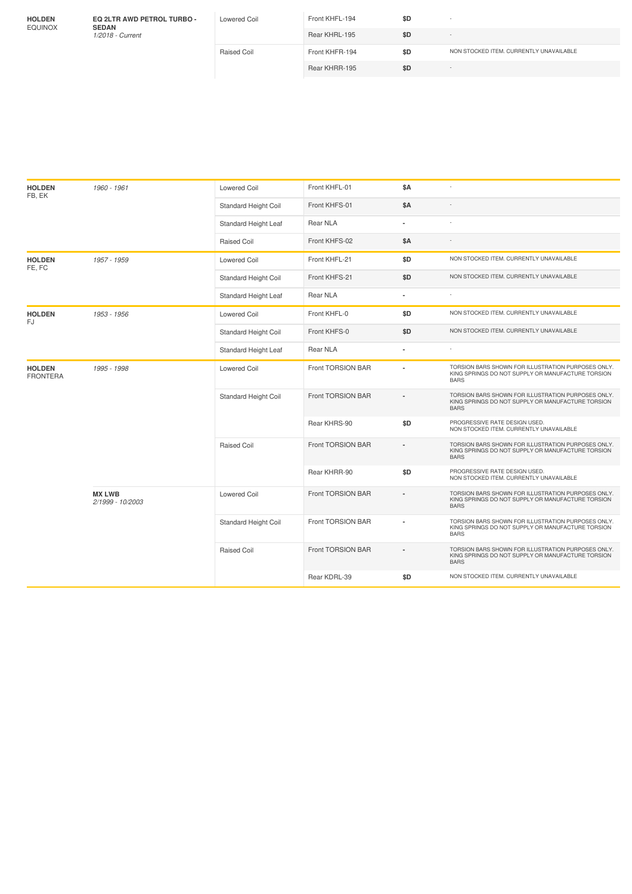| HOLDEN EQUINOX | **EQ 2LTR AWD PETROL TURBO - SEDAN** *1/2018 - Current* | Lowered Coil | Front KHFL-194 | $D | - |
|---|---|---|---|---|---|
| | | | Rear KHRL-195 | $D | - |
| | | Raised Coil | Front KHFR-194 | $D | NON STOCKED ITEM. CURRENTLY UNAVAILABLE |
| | | | Rear KHRR-195 | $D | - |

| **HOLDEN** FB, EK | *1960 - 1961* | Lowered Coil | Front KHFL-01 | $A | - |
|---|---|---|---|---|---|
| | | Standard Height Coil | Front KHFS-01 | $A | - |
| | | Standard Height Leaf | Rear NLA | - | - |
| | | Raised Coil | Front KHFS-02 | $A | - |
| **HOLDEN** FE, FC | *1957 - 1959* | Lowered Coil | Front KHFL-21 | $D | NON STOCKED ITEM. CURRENTLY UNAVAILABLE |
| | | Standard Height Coil | Front KHFS-21 | $D | NON STOCKED ITEM. CURRENTLY UNAVAILABLE |
| | | Standard Height Leaf | Rear NLA | - | - |
| **HOLDEN** FJ | *1953 - 1956* | Lowered Coil | Front KHFL-0 | $D | NON STOCKED ITEM. CURRENTLY UNAVAILABLE |
| | | Standard Height Coil | Front KHFS-0 | $D | NON STOCKED ITEM. CURRENTLY UNAVAILABLE |
| | | Standard Height Leaf | Rear NLA | - | - |
| **HOLDEN** FRONTERA | *1995 - 1998* | Lowered Coil | Front TORSION BAR | - | TORSION BARS SHOWN FOR ILLUSTRATION PURPOSES ONLY. KING SPRINGS DO NOT SUPPLY OR MANUFACTURE TORSION BARS |
| | | Standard Height Coil | Front TORSION BAR | - | TORSION BARS SHOWN FOR ILLUSTRATION PURPOSES ONLY. KING SPRINGS DO NOT SUPPLY OR MANUFACTURE TORSION BARS |
| | | | Rear KHRS-90 | $D | PROGRESSIVE RATE DESIGN USED. NON STOCKED ITEM. CURRENTLY UNAVAILABLE |
| | | Raised Coil | Front TORSION BAR | - | TORSION BARS SHOWN FOR ILLUSTRATION PURPOSES ONLY. KING SPRINGS DO NOT SUPPLY OR MANUFACTURE TORSION BARS |
| | | | Rear KHRR-90 | $D | PROGRESSIVE RATE DESIGN USED. NON STOCKED ITEM. CURRENTLY UNAVAILABLE |
| | **MX LWB** *2/1999 - 10/2003* | Lowered Coil | Front TORSION BAR | - | TORSION BARS SHOWN FOR ILLUSTRATION PURPOSES ONLY. KING SPRINGS DO NOT SUPPLY OR MANUFACTURE TORSION BARS |
| | | Standard Height Coil | Front TORSION BAR | - | TORSION BARS SHOWN FOR ILLUSTRATION PURPOSES ONLY. KING SPRINGS DO NOT SUPPLY OR MANUFACTURE TORSION BARS |
| | | Raised Coil | Front TORSION BAR | - | TORSION BARS SHOWN FOR ILLUSTRATION PURPOSES ONLY. KING SPRINGS DO NOT SUPPLY OR MANUFACTURE TORSION BARS |
| | | | Rear KDRL-39 | $D | NON STOCKED ITEM. CURRENTLY UNAVAILABLE |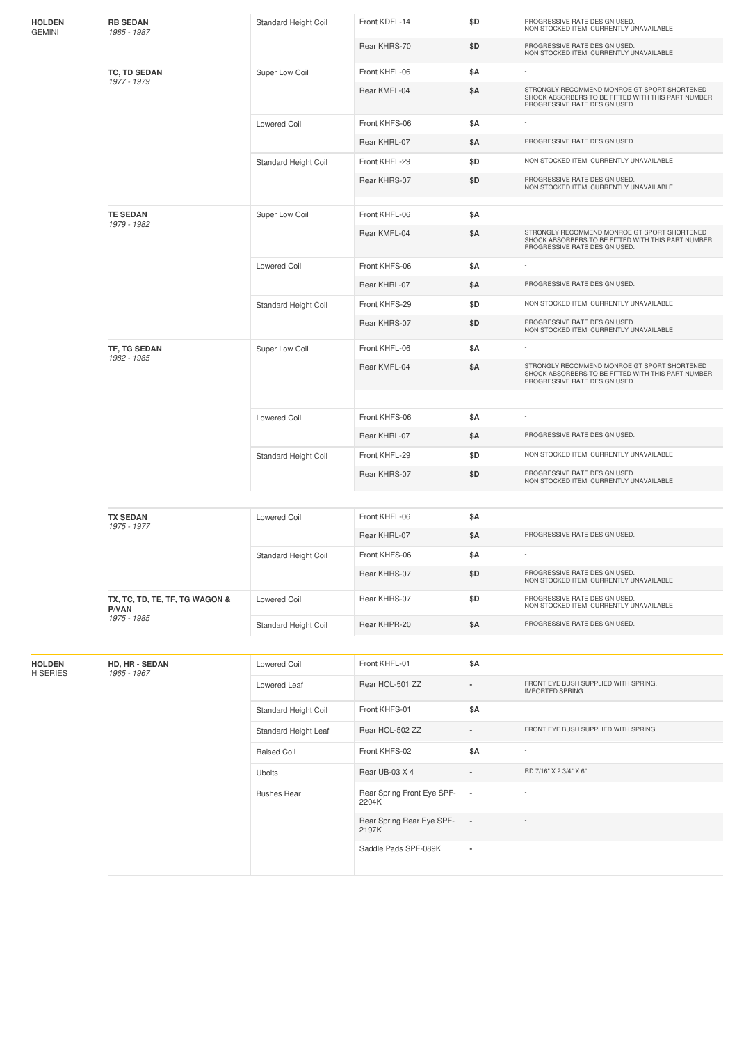| Make | Model | Type | Part | Price | Notes |
|---|---|---|---|---|---|
| **HOLDEN** GEMINI | **RB SEDAN** *1985 - 1987* | Standard Height Coil | Front KDFL-14 | $D | PROGRESSIVE RATE DESIGN USED. NON STOCKED ITEM. CURRENTLY UNAVAILABLE |
| | | | Rear KHRS-70 | $D | PROGRESSIVE RATE DESIGN USED. NON STOCKED ITEM. CURRENTLY UNAVAILABLE |
| | **TC, TD SEDAN** *1977 - 1979* | Super Low Coil | Front KHFL-06 | $A | - |
| | | | Rear KMFL-04 | $A | STRONGLY RECOMMEND MONROE GT SPORT SHORTENED SHOCK ABSORBERS TO BE FITTED WITH THIS PART NUMBER. PROGRESSIVE RATE DESIGN USED. |
| | | Lowered Coil | Front KHFS-06 | $A | - |
| | | | Rear KHRL-07 | $A | PROGRESSIVE RATE DESIGN USED. |
| | | Standard Height Coil | Front KHFL-29 | $D | NON STOCKED ITEM. CURRENTLY UNAVAILABLE |
| | | | Rear KHRS-07 | $D | PROGRESSIVE RATE DESIGN USED. NON STOCKED ITEM. CURRENTLY UNAVAILABLE |
| | **TE SEDAN** *1979 - 1982* | Super Low Coil | Front KHFL-06 | $A | - |
| | | | Rear KMFL-04 | $A | STRONGLY RECOMMEND MONROE GT SPORT SHORTENED SHOCK ABSORBERS TO BE FITTED WITH THIS PART NUMBER. PROGRESSIVE RATE DESIGN USED. |
| | | Lowered Coil | Front KHFS-06 | $A | - |
| | | | Rear KHRL-07 | $A | PROGRESSIVE RATE DESIGN USED. |
| | | Standard Height Coil | Front KHFS-29 | $D | NON STOCKED ITEM. CURRENTLY UNAVAILABLE |
| | | | Rear KHRS-07 | $D | PROGRESSIVE RATE DESIGN USED. NON STOCKED ITEM. CURRENTLY UNAVAILABLE |
| | **TF, TG SEDAN** *1982 - 1985* | Super Low Coil | Front KHFL-06 | $A | - |
| | | | Rear KMFL-04 | $A | STRONGLY RECOMMEND MONROE GT SPORT SHORTENED SHOCK ABSORBERS TO BE FITTED WITH THIS PART NUMBER. PROGRESSIVE RATE DESIGN USED. |
| | | Lowered Coil | Front KHFS-06 | $A | - |
| | | | Rear KHRL-07 | $A | PROGRESSIVE RATE DESIGN USED. |
| | | Standard Height Coil | Front KHFL-29 | $D | NON STOCKED ITEM. CURRENTLY UNAVAILABLE |
| | | | Rear KHRS-07 | $D | PROGRESSIVE RATE DESIGN USED. NON STOCKED ITEM. CURRENTLY UNAVAILABLE |
| | **TX SEDAN** *1975 - 1977* | Lowered Coil | Front KHFL-06 | $A | - |
| | | | Rear KHRL-07 | $A | PROGRESSIVE RATE DESIGN USED. |
| | | Standard Height Coil | Front KHFS-06 | $A | - |
| | | | Rear KHRS-07 | $D | PROGRESSIVE RATE DESIGN USED. NON STOCKED ITEM. CURRENTLY UNAVAILABLE |
| | **TX, TC, TD, TE, TF, TG WAGON & P/VAN** *1975 - 1985* | Lowered Coil | Rear KHRS-07 | $D | PROGRESSIVE RATE DESIGN USED. NON STOCKED ITEM. CURRENTLY UNAVAILABLE |
| | | Standard Height Coil | Rear KHPR-20 | $A | PROGRESSIVE RATE DESIGN USED. |
| **HOLDEN** H SERIES | **HD, HR - SEDAN** *1965 - 1967* | Lowered Coil | Front KHFL-01 | $A | - |
| | | Lowered Leaf | Rear HOL-501 ZZ | - | FRONT EYE BUSH SUPPLIED WITH SPRING. IMPORTED SPRING |
| | | Standard Height Coil | Front KHFS-01 | $A | - |
| | | Standard Height Leaf | Rear HOL-502 ZZ | - | FRONT EYE BUSH SUPPLIED WITH SPRING. |
| | | Raised Coil | Front KHFS-02 | $A | - |
| | | Ubolts | Rear UB-03 X 4 | - | RD 7/16" X 2 3/4" X 6" |
| | | Bushes Rear | Rear Spring Front Eye SPF-2204K | - | - |
| | | | Rear Spring Rear Eye SPF-2197K | - | - |
| | | | Saddle Pads SPF-089K | - | - |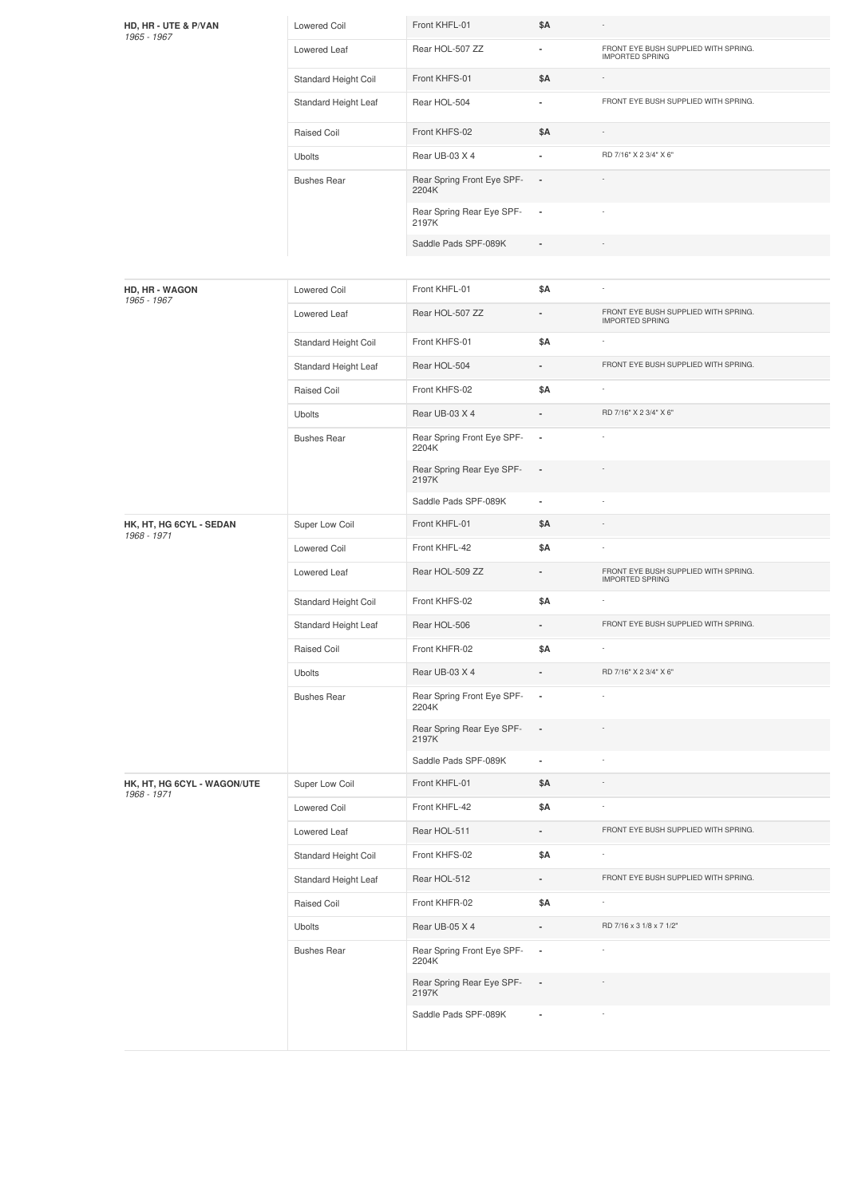| Vehicle | Type | Part | Price | Notes |
|---|---|---|---|---|
| **HD, HR - UTE & P/VAN** *1965 - 1967* | Lowered Coil | Front KHFL-01 | $A | - |
| | Lowered Leaf | Rear HOL-507 ZZ | - | FRONT EYE BUSH SUPPLIED WITH SPRING. IMPORTED SPRING |
| | Standard Height Coil | Front KHFS-01 | $A | - |
| | Standard Height Leaf | Rear HOL-504 | - | FRONT EYE BUSH SUPPLIED WITH SPRING. |
| | Raised Coil | Front KHFS-02 | $A | - |
| | Ubolts | Rear UB-03 X 4 | - | RD 7/16" X 2 3/4" X 6" |
| | Bushes Rear | Rear Spring Front Eye SPF-2204K | - | - |
| | | Rear Spring Rear Eye SPF-2197K | - | - |
| | | Saddle Pads SPF-089K | - | - |
| **HD, HR - WAGON** *1965 - 1967* | Lowered Coil | Front KHFL-01 | $A | - |
| | Lowered Leaf | Rear HOL-507 ZZ | - | FRONT EYE BUSH SUPPLIED WITH SPRING. IMPORTED SPRING |
| | Standard Height Coil | Front KHFS-01 | $A | - |
| | Standard Height Leaf | Rear HOL-504 | - | FRONT EYE BUSH SUPPLIED WITH SPRING. |
| | Raised Coil | Front KHFS-02 | $A | - |
| | Ubolts | Rear UB-03 X 4 | - | RD 7/16" X 2 3/4" X 6" |
| | Bushes Rear | Rear Spring Front Eye SPF-2204K | - | - |
| | | Rear Spring Rear Eye SPF-2197K | - | - |
| | | Saddle Pads SPF-089K | - | - |
| **HK, HT, HG 6CYL - SEDAN** *1968 - 1971* | Super Low Coil | Front KHFL-01 | $A | - |
| | Lowered Coil | Front KHFL-42 | $A | - |
| | Lowered Leaf | Rear HOL-509 ZZ | - | FRONT EYE BUSH SUPPLIED WITH SPRING. IMPORTED SPRING |
| | Standard Height Coil | Front KHFS-02 | $A | - |
| | Standard Height Leaf | Rear HOL-506 | - | FRONT EYE BUSH SUPPLIED WITH SPRING. |
| | Raised Coil | Front KHFR-02 | $A | - |
| | Ubolts | Rear UB-03 X 4 | - | RD 7/16" X 2 3/4" X 6" |
| | Bushes Rear | Rear Spring Front Eye SPF-2204K | - | - |
| | | Rear Spring Rear Eye SPF-2197K | - | - |
| | | Saddle Pads SPF-089K | - | - |
| **HK, HT, HG 6CYL - WAGON/UTE** *1968 - 1971* | Super Low Coil | Front KHFL-01 | $A | - |
| | Lowered Coil | Front KHFL-42 | $A | - |
| | Lowered Leaf | Rear HOL-511 | - | FRONT EYE BUSH SUPPLIED WITH SPRING. |
| | Standard Height Coil | Front KHFS-02 | $A | - |
| | Standard Height Leaf | Rear HOL-512 | - | FRONT EYE BUSH SUPPLIED WITH SPRING. |
| | Raised Coil | Front KHFR-02 | $A | - |
| | Ubolts | Rear UB-05 X 4 | - | RD 7/16 x 3 1/8 x 7 1/2" |
| | Bushes Rear | Rear Spring Front Eye SPF-2204K | - | - |
| | | Rear Spring Rear Eye SPF-2197K | - | - |
| | | Saddle Pads SPF-089K | - | - |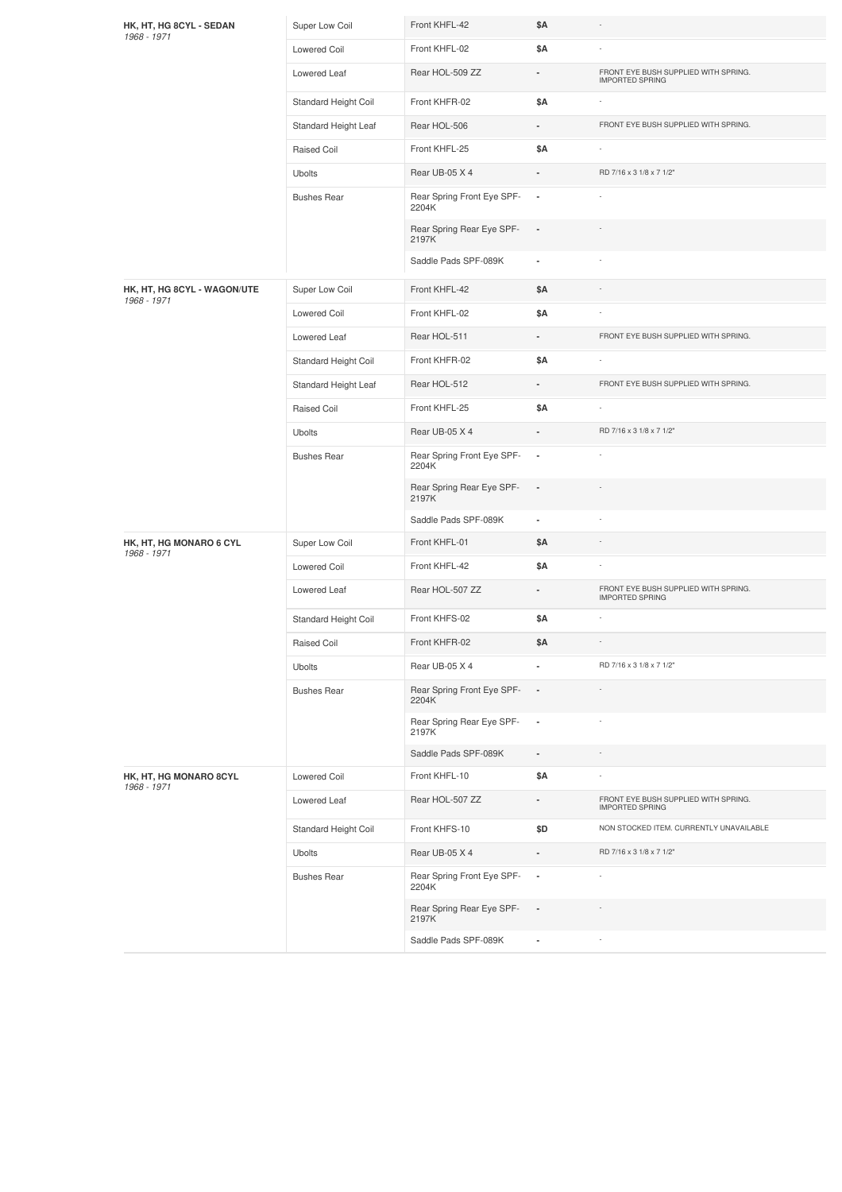| Vehicle | Type | Part | Price | Notes |
|---|---|---|---|---|
| **HK, HT, HG 8CYL - SEDAN** *1968 - 1971* | Super Low Coil | Front KHFL-42 | $A | - |
| | Lowered Coil | Front KHFL-02 | $A | - |
| | Lowered Leaf | Rear HOL-509 ZZ | - | FRONT EYE BUSH SUPPLIED WITH SPRING. IMPORTED SPRING |
| | Standard Height Coil | Front KHFR-02 | $A | - |
| | Standard Height Leaf | Rear HOL-506 | - | FRONT EYE BUSH SUPPLIED WITH SPRING. |
| | Raised Coil | Front KHFL-25 | $A | - |
| | Ubolts | Rear UB-05 X 4 | - | RD 7/16 x 3 1/8 x 7 1/2" |
| | Bushes Rear | Rear Spring Front Eye SPF-2204K | - | - |
| | | Rear Spring Rear Eye SPF-2197K | - | - |
| | | Saddle Pads SPF-089K | - | - |
| **HK, HT, HG 8CYL - WAGON/UTE** *1968 - 1971* | Super Low Coil | Front KHFL-42 | $A | - |
| | Lowered Coil | Front KHFL-02 | $A | - |
| | Lowered Leaf | Rear HOL-511 | - | FRONT EYE BUSH SUPPLIED WITH SPRING. |
| | Standard Height Coil | Front KHFR-02 | $A | - |
| | Standard Height Leaf | Rear HOL-512 | - | FRONT EYE BUSH SUPPLIED WITH SPRING. |
| | Raised Coil | Front KHFL-25 | $A | - |
| | Ubolts | Rear UB-05 X 4 | - | RD 7/16 x 3 1/8 x 7 1/2" |
| | Bushes Rear | Rear Spring Front Eye SPF-2204K | - | - |
| | | Rear Spring Rear Eye SPF-2197K | - | - |
| | | Saddle Pads SPF-089K | - | - |
| **HK, HT, HG MONARO 6 CYL** *1968 - 1971* | Super Low Coil | Front KHFL-01 | $A | - |
| | Lowered Coil | Front KHFL-42 | $A | - |
| | Lowered Leaf | Rear HOL-507 ZZ | - | FRONT EYE BUSH SUPPLIED WITH SPRING. IMPORTED SPRING |
| | Standard Height Coil | Front KHFS-02 | $A | - |
| | Raised Coil | Front KHFR-02 | $A | - |
| | Ubolts | Rear UB-05 X 4 | - | RD 7/16 x 3 1/8 x 7 1/2" |
| | Bushes Rear | Rear Spring Front Eye SPF-2204K | - | - |
| | | Rear Spring Rear Eye SPF-2197K | - | - |
| | | Saddle Pads SPF-089K | - | - |
| **HK, HT, HG MONARO 8CYL** *1968 - 1971* | Lowered Coil | Front KHFL-10 | $A | - |
| | Lowered Leaf | Rear HOL-507 ZZ | - | FRONT EYE BUSH SUPPLIED WITH SPRING. IMPORTED SPRING |
| | Standard Height Coil | Front KHFS-10 | $D | NON STOCKED ITEM. CURRENTLY UNAVAILABLE |
| | Ubolts | Rear UB-05 X 4 | - | RD 7/16 x 3 1/8 x 7 1/2" |
| | Bushes Rear | Rear Spring Front Eye SPF-2204K | - | - |
| | | Rear Spring Rear Eye SPF-2197K | - | - |
| | | Saddle Pads SPF-089K | - | - |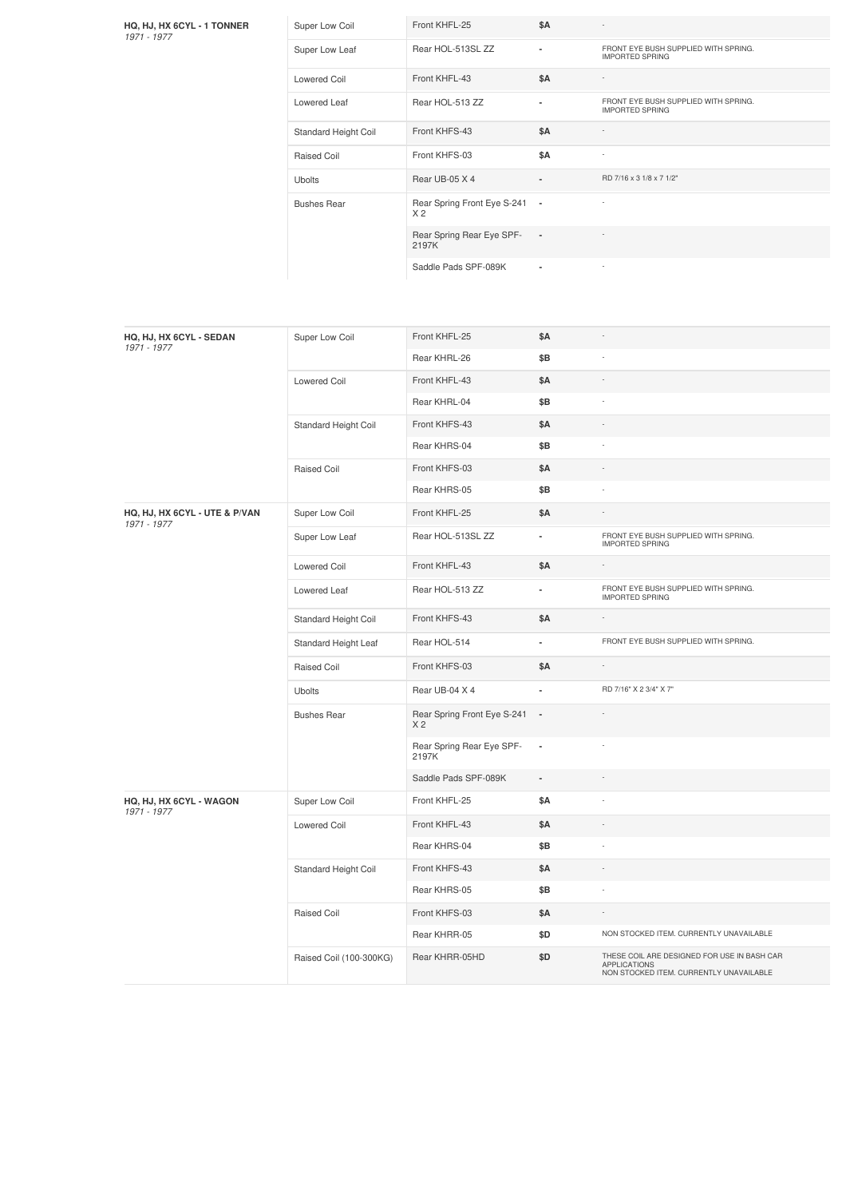| Vehicle | Type | Part | Price | Notes |
|---|---|---|---|---|
| **HQ, HJ, HX 6CYL - 1 TONNER** *1971 - 1977* | Super Low Coil | Front KHFL-25 | $A | - |
| | Super Low Leaf | Rear HOL-513SL ZZ | - | FRONT EYE BUSH SUPPLIED WITH SPRING. IMPORTED SPRING |
| | Lowered Coil | Front KHFL-43 | $A | - |
| | Lowered Leaf | Rear HOL-513 ZZ | - | FRONT EYE BUSH SUPPLIED WITH SPRING. IMPORTED SPRING |
| | Standard Height Coil | Front KHFS-43 | $A | - |
| | Raised Coil | Front KHFS-03 | $A | - |
| | Ubolts | Rear UB-05 X 4 | - | RD 7/16 x 3 1/8 x 7 1/2" |
| | Bushes Rear | Rear Spring Front Eye S-241 X 2 | - | - |
| | | Rear Spring Rear Eye SPF-2197K | - | - |
| | | Saddle Pads SPF-089K | - | - |

| Vehicle | Type | Part | Price | Notes |
|---|---|---|---|---|
| **HQ, HJ, HX 6CYL - SEDAN** *1971 - 1977* | Super Low Coil | Front KHFL-25 | $A | - |
| | | Rear KHRL-26 | $B | - |
| | Lowered Coil | Front KHFL-43 | $A | - |
| | | Rear KHRL-04 | $B | - |
| | Standard Height Coil | Front KHFS-43 | $A | - |
| | | Rear KHRS-04 | $B | - |
| | Raised Coil | Front KHFS-03 | $A | - |
| | | Rear KHRS-05 | $B | - |
| **HQ, HJ, HX 6CYL - UTE & P/VAN** *1971 - 1977* | Super Low Coil | Front KHFL-25 | $A | - |
| | Super Low Leaf | Rear HOL-513SL ZZ | - | FRONT EYE BUSH SUPPLIED WITH SPRING. IMPORTED SPRING |
| | Lowered Coil | Front KHFL-43 | $A | - |
| | Lowered Leaf | Rear HOL-513 ZZ | - | FRONT EYE BUSH SUPPLIED WITH SPRING. IMPORTED SPRING |
| | Standard Height Coil | Front KHFS-43 | $A | - |
| | Standard Height Leaf | Rear HOL-514 | - | FRONT EYE BUSH SUPPLIED WITH SPRING. |
| | Raised Coil | Front KHFS-03 | $A | - |
| | Ubolts | Rear UB-04 X 4 | - | RD 7/16" X 2 3/4" X 7" |
| | Bushes Rear | Rear Spring Front Eye S-241 X 2 | - | - |
| | | Rear Spring Rear Eye SPF-2197K | - | - |
| | | Saddle Pads SPF-089K | - | - |
| **HQ, HJ, HX 6CYL - WAGON** *1971 - 1977* | Super Low Coil | Front KHFL-25 | $A | - |
| | Lowered Coil | Front KHFL-43 | $A | - |
| | | Rear KHRS-04 | $B | - |
| | Standard Height Coil | Front KHFS-43 | $A | - |
| | | Rear KHRS-05 | $B | - |
| | Raised Coil | Front KHFS-03 | $A | - |
| | | Rear KHRR-05 | $D | NON STOCKED ITEM. CURRENTLY UNAVAILABLE |
| | Raised Coil (100-300KG) | Rear KHRR-05HD | $D | THESE COIL ARE DESIGNED FOR USE IN BASH CAR APPLICATIONS NON STOCKED ITEM. CURRENTLY UNAVAILABLE |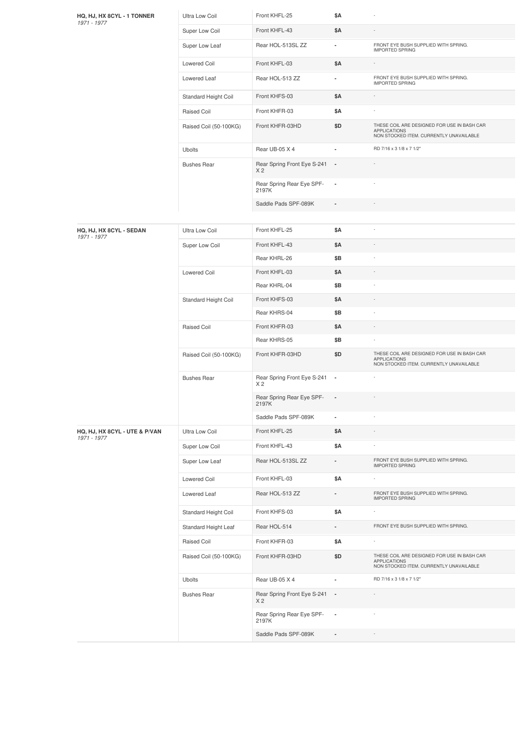| Vehicle | Type | Part | Price | Notes |
|---|---|---|---|---|
| **HQ, HJ, HX 8CYL - 1 TONNER** *1971 - 1977* | Ultra Low Coil | Front KHFL-25 | $A | - |
| | Super Low Coil | Front KHFL-43 | $A | - |
| | Super Low Leaf | Rear HOL-513SL ZZ | - | FRONT EYE BUSH SUPPLIED WITH SPRING. IMPORTED SPRING |
| | Lowered Coil | Front KHFL-03 | $A | - |
| | Lowered Leaf | Rear HOL-513 ZZ | - | FRONT EYE BUSH SUPPLIED WITH SPRING. IMPORTED SPRING |
| | Standard Height Coil | Front KHFS-03 | $A | - |
| | Raised Coil | Front KHFR-03 | $A | - |
| | Raised Coil (50-100KG) | Front KHFR-03HD | $D | THESE COIL ARE DESIGNED FOR USE IN BASH CAR APPLICATIONS NON STOCKED ITEM. CURRENTLY UNAVAILABLE |
| | Ubolts | Rear UB-05 X 4 | - | RD 7/16 x 3 1/8 x 7 1/2" |
| | Bushes Rear | Rear Spring Front Eye S-241 X 2 | - | - |
| | | Rear Spring Rear Eye SPF-2197K | - | - |
| | | Saddle Pads SPF-089K | - | - |

| Vehicle | Type | Part | Price | Notes |
|---|---|---|---|---|
| **HQ, HJ, HX 8CYL - SEDAN** *1971 - 1977* | Ultra Low Coil | Front KHFL-25 | $A | - |
| | Super Low Coil | Front KHFL-43 | $A | - |
| | | Rear KHRL-26 | $B | - |
| | Lowered Coil | Front KHFL-03 | $A | - |
| | | Rear KHRL-04 | $B | - |
| | Standard Height Coil | Front KHFS-03 | $A | - |
| | | Rear KHRS-04 | $B | - |
| | Raised Coil | Front KHFR-03 | $A | - |
| | | Rear KHRS-05 | $B | - |
| | Raised Coil (50-100KG) | Front KHFR-03HD | $D | THESE COIL ARE DESIGNED FOR USE IN BASH CAR APPLICATIONS NON STOCKED ITEM. CURRENTLY UNAVAILABLE |
| | Bushes Rear | Rear Spring Front Eye S-241 X 2 | - | - |
| | | Rear Spring Rear Eye SPF-2197K | - | - |
| | | Saddle Pads SPF-089K | - | - |
| **HQ, HJ, HX 8CYL - UTE & P/VAN** *1971 - 1977* | Ultra Low Coil | Front KHFL-25 | $A | - |
| | Super Low Coil | Front KHFL-43 | $A | - |
| | Super Low Leaf | Rear HOL-513SL ZZ | - | FRONT EYE BUSH SUPPLIED WITH SPRING. IMPORTED SPRING |
| | Lowered Coil | Front KHFL-03 | $A | - |
| | Lowered Leaf | Rear HOL-513 ZZ | - | FRONT EYE BUSH SUPPLIED WITH SPRING. IMPORTED SPRING |
| | Standard Height Coil | Front KHFS-03 | $A | - |
| | Standard Height Leaf | Rear HOL-514 | - | FRONT EYE BUSH SUPPLIED WITH SPRING. |
| | Raised Coil | Front KHFR-03 | $A | - |
| | Raised Coil (50-100KG) | Front KHFR-03HD | $D | THESE COIL ARE DESIGNED FOR USE IN BASH CAR APPLICATIONS NON STOCKED ITEM. CURRENTLY UNAVAILABLE |
| | Ubolts | Rear UB-05 X 4 | - | RD 7/16 x 3 1/8 x 7 1/2" |
| | Bushes Rear | Rear Spring Front Eye S-241 X 2 | - | - |
| | | Rear Spring Rear Eye SPF-2197K | - | - |
| | | Saddle Pads SPF-089K | - | - |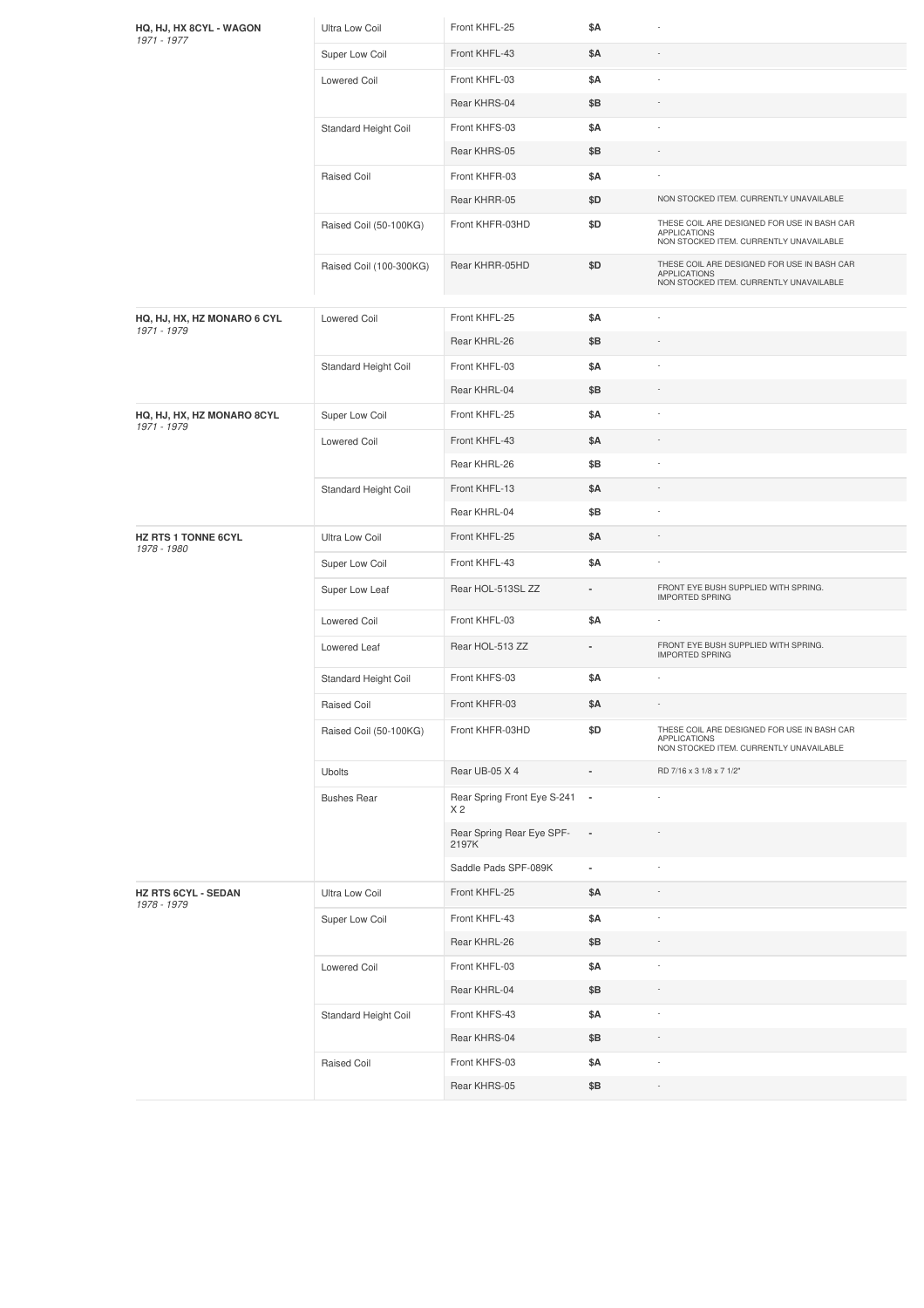| Vehicle | Type | Part | Price | Notes |
|---|---|---|---|---|
| **HQ, HJ, HX 8CYL - WAGON** *1971 - 1977* | Ultra Low Coil | Front KHFL-25 | $A | - |
| | Super Low Coil | Front KHFL-43 | $A | - |
| | Lowered Coil | Front KHFL-03 | $A | - |
| | | Rear KHRS-04 | $B | - |
| | Standard Height Coil | Front KHFS-03 | $A | - |
| | | Rear KHRS-05 | $B | - |
| | Raised Coil | Front KHFR-03 | $A | - |
| | | Rear KHRR-05 | $D | NON STOCKED ITEM. CURRENTLY UNAVAILABLE |
| | Raised Coil (50-100KG) | Front KHFR-03HD | $D | THESE COIL ARE DESIGNED FOR USE IN BASH CAR APPLICATIONS NON STOCKED ITEM. CURRENTLY UNAVAILABLE |
| | Raised Coil (100-300KG) | Rear KHRR-05HD | $D | THESE COIL ARE DESIGNED FOR USE IN BASH CAR APPLICATIONS NON STOCKED ITEM. CURRENTLY UNAVAILABLE |
| **HQ, HJ, HX, HZ MONARO 6 CYL** *1971 - 1979* | Lowered Coil | Front KHFL-25 | $A | - |
| | | Rear KHRL-26 | $B | - |
| | Standard Height Coil | Front KHFL-03 | $A | - |
| | | Rear KHRL-04 | $B | - |
| **HQ, HJ, HX, HZ MONARO 8CYL** *1971 - 1979* | Super Low Coil | Front KHFL-25 | $A | - |
| | Lowered Coil | Front KHFL-43 | $A | - |
| | | Rear KHRL-26 | $B | - |
| | Standard Height Coil | Front KHFL-13 | $A | - |
| | | Rear KHRL-04 | $B | - |
| **HZ RTS 1 TONNE 6CYL** *1978 - 1980* | Ultra Low Coil | Front KHFL-25 | $A | - |
| | Super Low Coil | Front KHFL-43 | $A | - |
| | Super Low Leaf | Rear HOL-513SL ZZ | - | FRONT EYE BUSH SUPPLIED WITH SPRING. IMPORTED SPRING |
| | Lowered Coil | Front KHFL-03 | $A | - |
| | Lowered Leaf | Rear HOL-513 ZZ | - | FRONT EYE BUSH SUPPLIED WITH SPRING. IMPORTED SPRING |
| | Standard Height Coil | Front KHFS-03 | $A | - |
| | Raised Coil | Front KHFR-03 | $A | - |
| | Raised Coil (50-100KG) | Front KHFR-03HD | $D | THESE COIL ARE DESIGNED FOR USE IN BASH CAR APPLICATIONS NON STOCKED ITEM. CURRENTLY UNAVAILABLE |
| | Ubolts | Rear UB-05 X 4 | - | RD 7/16 x 3 1/8 x 7 1/2" |
| | Bushes Rear | Rear Spring Front Eye S-241 X 2 | - | - |
| | | Rear Spring Rear Eye SPF-2197K | - | - |
| | | Saddle Pads SPF-089K | - | - |
| **HZ RTS 6CYL - SEDAN** *1978 - 1979* | Ultra Low Coil | Front KHFL-25 | $A | - |
| | Super Low Coil | Front KHFL-43 | $A | - |
| | | Rear KHRL-26 | $B | - |
| | Lowered Coil | Front KHFL-03 | $A | - |
| | | Rear KHRL-04 | $B | - |
| | Standard Height Coil | Front KHFS-43 | $A | - |
| | | Rear KHRS-04 | $B | - |
| | Raised Coil | Front KHFS-03 | $A | - |
| | | Rear KHRS-05 | $B | - |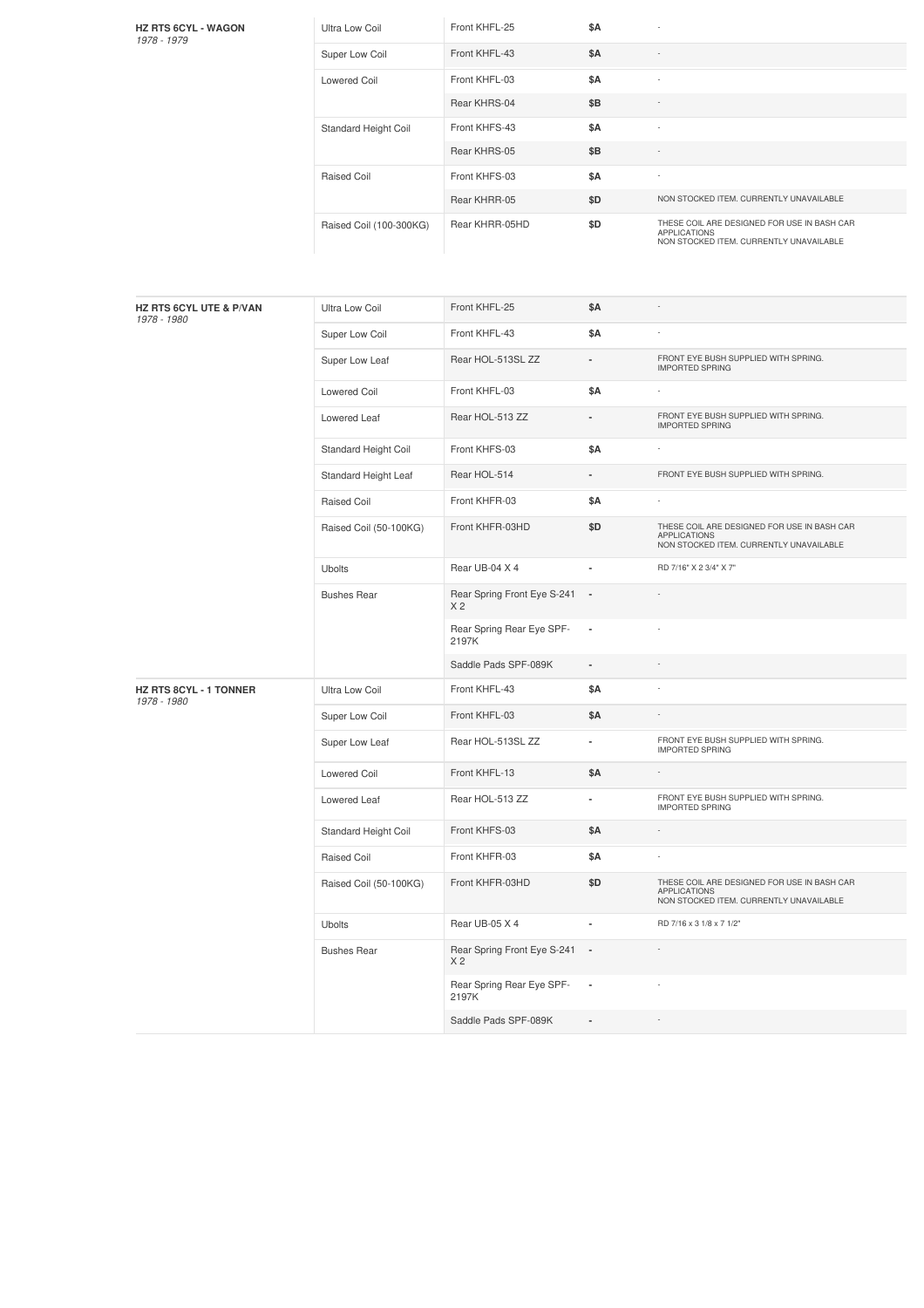| Vehicle | Type | Part | Price | Notes |
|---|---|---|---|---|
| **HZ RTS 6CYL - WAGON** *1978 - 1979* | Ultra Low Coil | Front KHFL-25 | $A | - |
| | Super Low Coil | Front KHFL-43 | $A | - |
| | Lowered Coil | Front KHFL-03 | $A | - |
| | | Rear KHRS-04 | $B | - |
| | Standard Height Coil | Front KHFS-43 | $A | - |
| | | Rear KHRS-05 | $B | - |
| | Raised Coil | Front KHFS-03 | $A | - |
| | | Rear KHRR-05 | $D | NON STOCKED ITEM. CURRENTLY UNAVAILABLE |
| | Raised Coil (100-300KG) | Rear KHRR-05HD | $D | THESE COIL ARE DESIGNED FOR USE IN BASH CAR APPLICATIONS NON STOCKED ITEM. CURRENTLY UNAVAILABLE |

| Vehicle | Type | Part | Price | Notes |
|---|---|---|---|---|
| **HZ RTS 6CYL UTE & P/VAN** *1978 - 1980* | Ultra Low Coil | Front KHFL-25 | $A | - |
| | Super Low Coil | Front KHFL-43 | $A | - |
| | Super Low Leaf | Rear HOL-513SL ZZ | - | FRONT EYE BUSH SUPPLIED WITH SPRING. IMPORTED SPRING |
| | Lowered Coil | Front KHFL-03 | $A | - |
| | Lowered Leaf | Rear HOL-513 ZZ | - | FRONT EYE BUSH SUPPLIED WITH SPRING. IMPORTED SPRING |
| | Standard Height Coil | Front KHFS-03 | $A | - |
| | Standard Height Leaf | Rear HOL-514 | - | FRONT EYE BUSH SUPPLIED WITH SPRING. |
| | Raised Coil | Front KHFR-03 | $A | - |
| | Raised Coil (50-100KG) | Front KHFR-03HD | $D | THESE COIL ARE DESIGNED FOR USE IN BASH CAR APPLICATIONS NON STOCKED ITEM. CURRENTLY UNAVAILABLE |
| | Ubolts | Rear UB-04 X 4 | - | RD 7/16" X 2 3/4" X 7" |
| | Bushes Rear | Rear Spring Front Eye S-241 X 2 | - | - |
| | | Rear Spring Rear Eye SPF-2197K | - | - |
| | | Saddle Pads SPF-089K | - | - |
| **HZ RTS 8CYL - 1 TONNER** *1978 - 1980* | Ultra Low Coil | Front KHFL-43 | $A | - |
| | Super Low Coil | Front KHFL-03 | $A | - |
| | Super Low Leaf | Rear HOL-513SL ZZ | - | FRONT EYE BUSH SUPPLIED WITH SPRING. IMPORTED SPRING |
| | Lowered Coil | Front KHFL-13 | $A | - |
| | Lowered Leaf | Rear HOL-513 ZZ | - | FRONT EYE BUSH SUPPLIED WITH SPRING. IMPORTED SPRING |
| | Standard Height Coil | Front KHFS-03 | $A | - |
| | Raised Coil | Front KHFR-03 | $A | - |
| | Raised Coil (50-100KG) | Front KHFR-03HD | $D | THESE COIL ARE DESIGNED FOR USE IN BASH CAR APPLICATIONS NON STOCKED ITEM. CURRENTLY UNAVAILABLE |
| | Ubolts | Rear UB-05 X 4 | - | RD 7/16 x 3 1/8 x 7 1/2" |
| | Bushes Rear | Rear Spring Front Eye S-241 X 2 | - | - |
| | | Rear Spring Rear Eye SPF-2197K | - | - |
| | | Saddle Pads SPF-089K | - | - |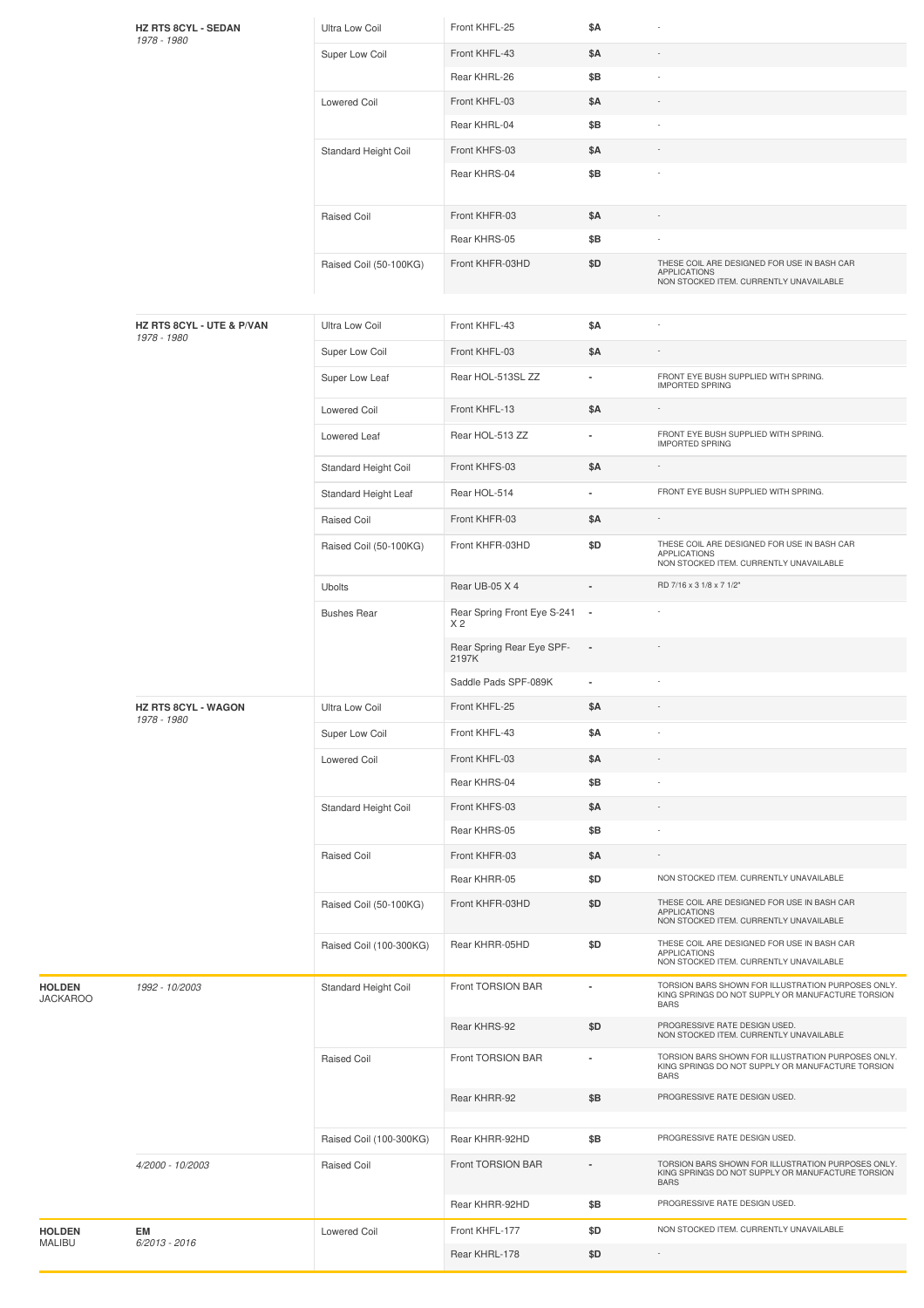| Make | Model | Type | Part | Price | Notes |
|---|---|---|---|---|---|
| | **HZ RTS 8CYL - SEDAN** *1978 - 1980* | Ultra Low Coil | Front KHFL-25 | $A | - |
| | | Super Low Coil | Front KHFL-43 | $A | - |
| | | | Rear KHRL-26 | $B | - |
| | | Lowered Coil | Front KHFL-03 | $A | - |
| | | | Rear KHRL-04 | $B | - |
| | | Standard Height Coil | Front KHFS-03 | $A | - |
| | | | Rear KHRS-04 | $B | - |
| | | Raised Coil | Front KHFR-03 | $A | - |
| | | | Rear KHRS-05 | $B | - |
| | | Raised Coil (50-100KG) | Front KHFR-03HD | $D | THESE COIL ARE DESIGNED FOR USE IN BASH CAR APPLICATIONS NON STOCKED ITEM. CURRENTLY UNAVAILABLE |
| | **HZ RTS 8CYL - UTE & P/VAN** *1978 - 1980* | Ultra Low Coil | Front KHFL-43 | $A | - |
| | | Super Low Coil | Front KHFL-03 | $A | - |
| | | Super Low Leaf | Rear HOL-513SL ZZ | - | FRONT EYE BUSH SUPPLIED WITH SPRING. IMPORTED SPRING |
| | | Lowered Coil | Front KHFL-13 | $A | - |
| | | Lowered Leaf | Rear HOL-513 ZZ | - | FRONT EYE BUSH SUPPLIED WITH SPRING. IMPORTED SPRING |
| | | Standard Height Coil | Front KHFS-03 | $A | - |
| | | Standard Height Leaf | Rear HOL-514 | - | FRONT EYE BUSH SUPPLIED WITH SPRING. |
| | | Raised Coil | Front KHFR-03 | $A | - |
| | | Raised Coil (50-100KG) | Front KHFR-03HD | $D | THESE COIL ARE DESIGNED FOR USE IN BASH CAR APPLICATIONS NON STOCKED ITEM. CURRENTLY UNAVAILABLE |
| | | Ubolts | Rear UB-05 X 4 | - | RD 7/16 x 3 1/8 x 7 1/2" |
| | | Bushes Rear | Rear Spring Front Eye S-241 X 2 | - | - |
| | | | Rear Spring Rear Eye SPF-2197K | - | - |
| | | | Saddle Pads SPF-089K | - | - |
| | **HZ RTS 8CYL - WAGON** *1978 - 1980* | Ultra Low Coil | Front KHFL-25 | $A | - |
| | | Super Low Coil | Front KHFL-43 | $A | - |
| | | Lowered Coil | Front KHFL-03 | $A | - |
| | | | Rear KHRS-04 | $B | - |
| | | Standard Height Coil | Front KHFS-03 | $A | - |
| | | | Rear KHRS-05 | $B | - |
| | | Raised Coil | Front KHFR-03 | $A | - |
| | | | Rear KHRR-05 | $D | NON STOCKED ITEM. CURRENTLY UNAVAILABLE |
| | | Raised Coil (50-100KG) | Front KHFR-03HD | $D | THESE COIL ARE DESIGNED FOR USE IN BASH CAR APPLICATIONS NON STOCKED ITEM. CURRENTLY UNAVAILABLE |
| | | Raised Coil (100-300KG) | Rear KHRR-05HD | $D | THESE COIL ARE DESIGNED FOR USE IN BASH CAR APPLICATIONS NON STOCKED ITEM. CURRENTLY UNAVAILABLE |
| **HOLDEN** JACKAROO | *1992 - 10/2003* | Standard Height Coil | Front TORSION BAR | - | TORSION BARS SHOWN FOR ILLUSTRATION PURPOSES ONLY. KING SPRINGS DO NOT SUPPLY OR MANUFACTURE TORSION BARS |
| | | | Rear KHRS-92 | $D | PROGRESSIVE RATE DESIGN USED. NON STOCKED ITEM. CURRENTLY UNAVAILABLE |
| | | Raised Coil | Front TORSION BAR | - | TORSION BARS SHOWN FOR ILLUSTRATION PURPOSES ONLY. KING SPRINGS DO NOT SUPPLY OR MANUFACTURE TORSION BARS |
| | | | Rear KHRR-92 | $B | PROGRESSIVE RATE DESIGN USED. |
| | | Raised Coil (100-300KG) | Rear KHRR-92HD | $B | PROGRESSIVE RATE DESIGN USED. |
| | *4/2000 - 10/2003* | Raised Coil | Front TORSION BAR | - | TORSION BARS SHOWN FOR ILLUSTRATION PURPOSES ONLY. KING SPRINGS DO NOT SUPPLY OR MANUFACTURE TORSION BARS |
| | | | Rear KHRR-92HD | $B | PROGRESSIVE RATE DESIGN USED. |
| **HOLDEN** MALIBU | **EM** *6/2013 - 2016* | Lowered Coil | Front KHFL-177 | $D | NON STOCKED ITEM. CURRENTLY UNAVAILABLE |
| | | | Rear KHRL-178 | $D | - |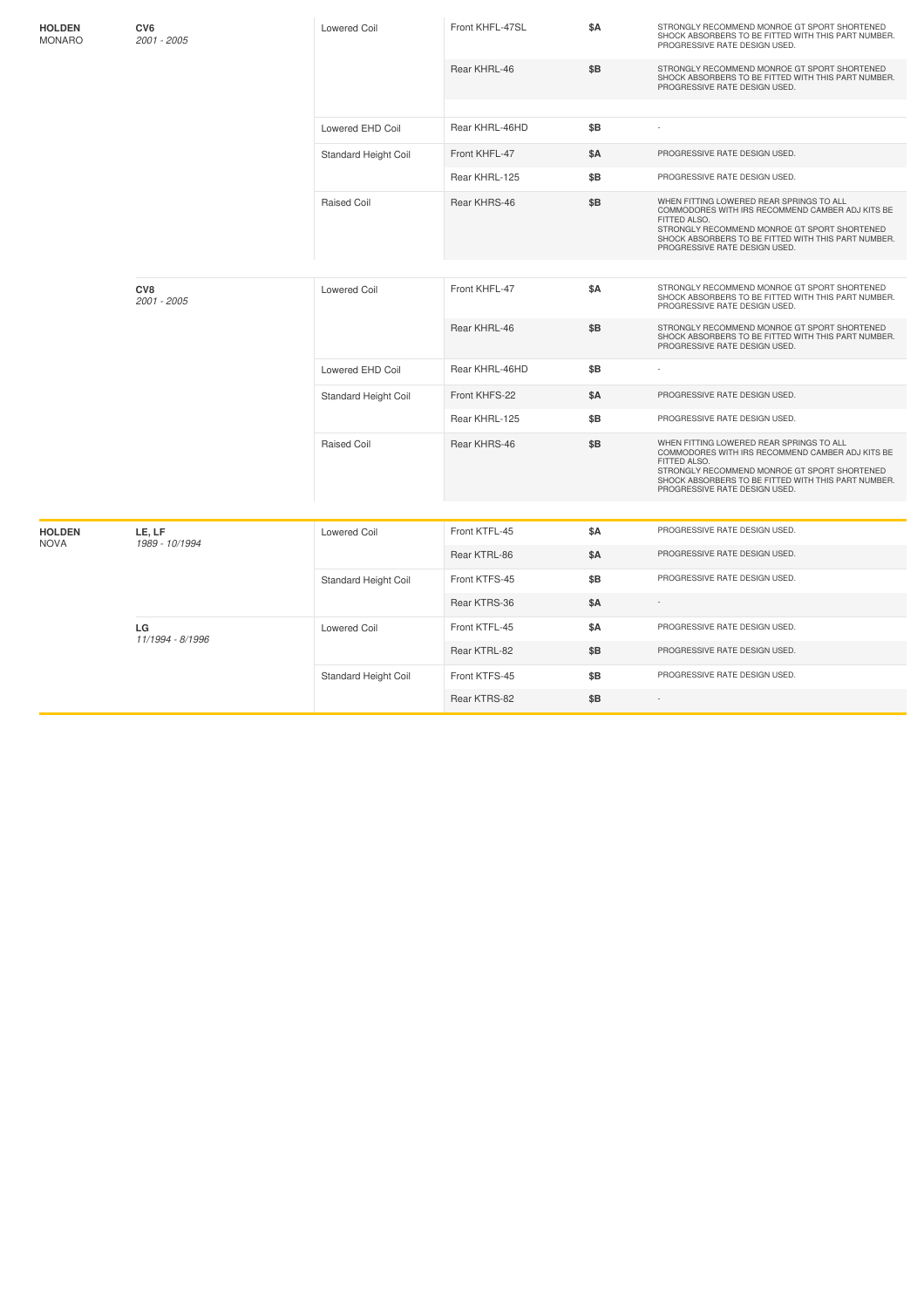| Make/Model | Series | Type | Part Number | Price | Notes |
|---|---|---|---|---|---|
| **HOLDEN** MONARO | **CV6** *2001 - 2005* | Lowered Coil | Front KHFL-47SL | **$A** | STRONGLY RECOMMEND MONROE GT SPORT SHORTENED SHOCK ABSORBERS TO BE FITTED WITH THIS PART NUMBER. PROGRESSIVE RATE DESIGN USED. |
| | | | Rear KHRL-46 | **$B** | STRONGLY RECOMMEND MONROE GT SPORT SHORTENED SHOCK ABSORBERS TO BE FITTED WITH THIS PART NUMBER. PROGRESSIVE RATE DESIGN USED. |
| | | Lowered EHD Coil | Rear KHRL-46HD | **$B** | - |
| | | Standard Height Coil | Front KHFL-47 | **$A** | PROGRESSIVE RATE DESIGN USED. |
| | | | Rear KHRL-125 | **$B** | PROGRESSIVE RATE DESIGN USED. |
| | | Raised Coil | Rear KHRS-46 | **$B** | WHEN FITTING LOWERED REAR SPRINGS TO ALL COMMODORES WITH IRS RECOMMEND CAMBER ADJ KITS BE FITTED ALSO. STRONGLY RECOMMEND MONROE GT SPORT SHORTENED SHOCK ABSORBERS TO BE FITTED WITH THIS PART NUMBER. PROGRESSIVE RATE DESIGN USED. |
| | **CV8** *2001 - 2005* | Lowered Coil | Front KHFL-47 | **$A** | STRONGLY RECOMMEND MONROE GT SPORT SHORTENED SHOCK ABSORBERS TO BE FITTED WITH THIS PART NUMBER. PROGRESSIVE RATE DESIGN USED. |
| | | | Rear KHRL-46 | **$B** | STRONGLY RECOMMEND MONROE GT SPORT SHORTENED SHOCK ABSORBERS TO BE FITTED WITH THIS PART NUMBER. PROGRESSIVE RATE DESIGN USED. |
| | | Lowered EHD Coil | Rear KHRL-46HD | **$B** | - |
| | | Standard Height Coil | Front KHFS-22 | **$A** | PROGRESSIVE RATE DESIGN USED. |
| | | | Rear KHRL-125 | **$B** | PROGRESSIVE RATE DESIGN USED. |
| | | Raised Coil | Rear KHRS-46 | **$B** | WHEN FITTING LOWERED REAR SPRINGS TO ALL COMMODORES WITH IRS RECOMMEND CAMBER ADJ KITS BE FITTED ALSO. STRONGLY RECOMMEND MONROE GT SPORT SHORTENED SHOCK ABSORBERS TO BE FITTED WITH THIS PART NUMBER. PROGRESSIVE RATE DESIGN USED. |

| Make/Model | Series | Type | Part Number | Price | Notes |
|---|---|---|---|---|---|
| **HOLDEN** NOVA | **LE, LF** *1989 - 10/1994* | Lowered Coil | Front KTFL-45 | **$A** | PROGRESSIVE RATE DESIGN USED. |
| | | | Rear KTRL-86 | **$A** | PROGRESSIVE RATE DESIGN USED. |
| | | Standard Height Coil | Front KTFS-45 | **$B** | PROGRESSIVE RATE DESIGN USED. |
| | | | Rear KTRS-36 | **$A** | - |
| | **LG** *11/1994 - 8/1996* | Lowered Coil | Front KTFL-45 | **$A** | PROGRESSIVE RATE DESIGN USED. |
| | | | Rear KTRL-82 | **$B** | PROGRESSIVE RATE DESIGN USED. |
| | | Standard Height Coil | Front KTFS-45 | **$B** | PROGRESSIVE RATE DESIGN USED. |
| | | | Rear KTRS-82 | **$B** | - |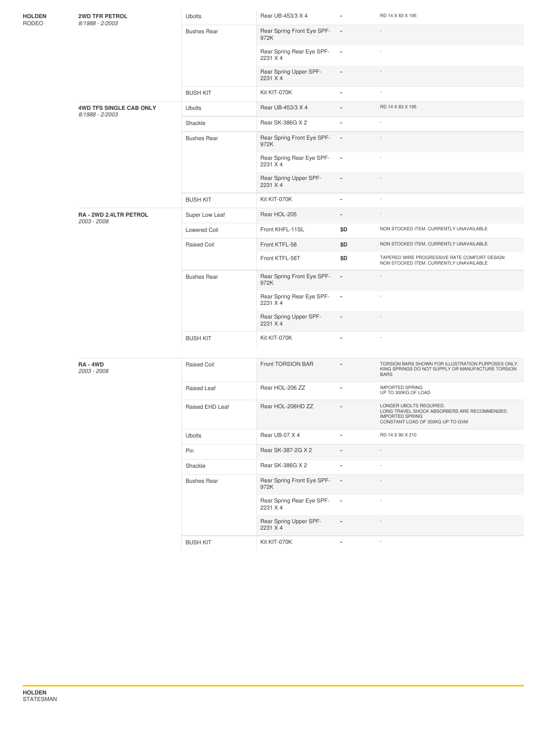| Make | Model | Type | Part | Price | Notes |
|---|---|---|---|---|---|
| **HOLDEN** RODEO | **2WD TFR PETROL** *8/1988 - 2/2003* | Ubolts | Rear UB-453/3 X 4 | - | RD 14 X 83 X 195 |
| | | Bushes Rear | Rear Spring Front Eye SPF-972K | - | - |
| | | | Rear Spring Rear Eye SPF-2231 X 4 | - | - |
| | | | Rear Spring Upper SPF-2231 X 4 | - | - |
| | | BUSH KIT | Kit KIT-070K | - | - |
| | **4WD TFS SINGLE CAB ONLY** *8/1988 - 2/2003* | Ubolts | Rear UB-453/3 X 4 | - | RD 14 X 83 X 195 |
| | | Shackle | Rear SK-386G X 2 | - | - |
| | | Bushes Rear | Rear Spring Front Eye SPF-972K | - | - |
| | | | Rear Spring Rear Eye SPF-2231 X 4 | - | - |
| | | | Rear Spring Upper SPF-2231 X 4 | - | - |
| | | BUSH KIT | Kit KIT-070K | - | - |
| | **RA - 2WD 2.4LTR PETROL** *2003 - 2008* | Super Low Leaf | Rear HOL-205 | - | - |
| | | Lowered Coil | Front KHFL-11SL | $D | NON STOCKED ITEM. CURRENTLY UNAVAILABLE |
| | | Raised Coil | Front KTFL-58 | $D | NON STOCKED ITEM. CURRENTLY UNAVAILABLE |
| | | | Front KTFL-58T | $D | TAPERED WIRE PROGRESSIVE RATE COMFORT DESIGN NON STOCKED ITEM. CURRENTLY UNAVAILABLE |
| | | Bushes Rear | Rear Spring Front Eye SPF-972K | - | - |
| | | | Rear Spring Rear Eye SPF-2231 X 4 | - | - |
| | | | Rear Spring Upper SPF-2231 X 4 | - | - |
| | | BUSH KIT | Kit KIT-070K | - | - |
| | **RA - 4WD** *2003 - 2008* | Raised Coil | Front TORSION BAR | - | TORSION BARS SHOWN FOR ILLUSTRATION PURPOSES ONLY. KING SPRINGS DO NOT SUPPLY OR MANUFACTURE TORSION BARS |
| | | Raised Leaf | Rear HOL-206 ZZ | - | IMPORTED SPRING UP TO 300KG OF LOAD |
| | | Raised EHD Leaf | Rear HOL-206HD ZZ | - | LONGER UBOLTS REQUIRED. LONG TRAVEL SHOCK ABSORBERS ARE RECOMMENDED. IMPORTED SPRING CONSTANT LOAD OF 300KG UP TO GVM |
| | | Ubolts | Rear UB-07 X 4 | - | RD 14 X 90 X 210 |
| | | Pin | Rear SK-387-2G X 2 | - | - |
| | | Shackle | Rear SK-386G X 2 | - | - |
| | | Bushes Rear | Rear Spring Front Eye SPF-972K | - | - |
| | | | Rear Spring Rear Eye SPF-2231 X 4 | - | - |
| | | | Rear Spring Upper SPF-2231 X 4 | - | - |
| | | BUSH KIT | Kit KIT-070K | - | - |

**HOLDEN**
STATESMAN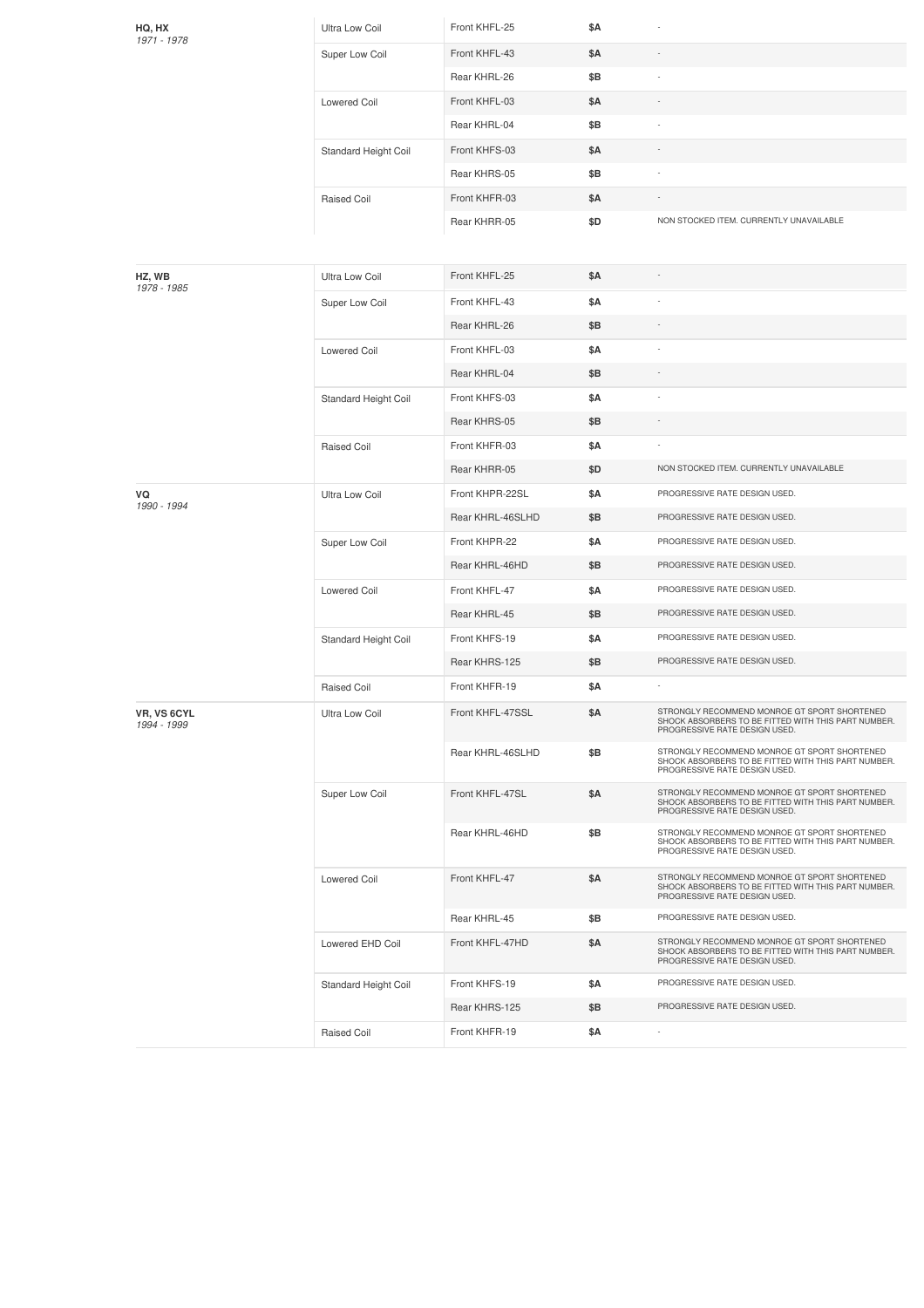| | | | | |
|---|---|---|---|---|
| **HQ, HX** *1971 - 1978* | Ultra Low Coil | Front KHFL-25 | **$A** | - |
| | Super Low Coil | Front KHFL-43 | **$A** | - |
| | | Rear KHRL-26 | **$B** | - |
| | Lowered Coil | Front KHFL-03 | **$A** | - |
| | | Rear KHRL-04 | **$B** | - |
| | Standard Height Coil | Front KHFS-03 | **$A** | - |
| | | Rear KHRS-05 | **$B** | - |
| | Raised Coil | Front KHFR-03 | **$A** | - |
| | | Rear KHRR-05 | **$D** | NON STOCKED ITEM. CURRENTLY UNAVAILABLE |

| | | | | |
|---|---|---|---|---|
| **HZ, WB** *1978 - 1985* | Ultra Low Coil | Front KHFL-25 | **$A** | - |
| | Super Low Coil | Front KHFL-43 | **$A** | - |
| | | Rear KHRL-26 | **$B** | - |
| | Lowered Coil | Front KHFL-03 | **$A** | - |
| | | Rear KHRL-04 | **$B** | - |
| | Standard Height Coil | Front KHFS-03 | **$A** | - |
| | | Rear KHRS-05 | **$B** | - |
| | Raised Coil | Front KHFR-03 | **$A** | - |
| | | Rear KHRR-05 | **$D** | NON STOCKED ITEM. CURRENTLY UNAVAILABLE |
| **VQ** *1990 - 1994* | Ultra Low Coil | Front KHPR-22SL | **$A** | PROGRESSIVE RATE DESIGN USED. |
| | | Rear KHRL-46SLHD | **$B** | PROGRESSIVE RATE DESIGN USED. |
| | Super Low Coil | Front KHPR-22 | **$A** | PROGRESSIVE RATE DESIGN USED. |
| | | Rear KHRL-46HD | **$B** | PROGRESSIVE RATE DESIGN USED. |
| | Lowered Coil | Front KHFL-47 | **$A** | PROGRESSIVE RATE DESIGN USED. |
| | | Rear KHRL-45 | **$B** | PROGRESSIVE RATE DESIGN USED. |
| | Standard Height Coil | Front KHFS-19 | **$A** | PROGRESSIVE RATE DESIGN USED. |
| | | Rear KHRS-125 | **$B** | PROGRESSIVE RATE DESIGN USED. |
| | Raised Coil | Front KHFR-19 | **$A** | - |
| **VR, VS 6CYL** *1994 - 1999* | Ultra Low Coil | Front KHFL-47SSL | **$A** | STRONGLY RECOMMEND MONROE GT SPORT SHORTENED SHOCK ABSORBERS TO BE FITTED WITH THIS PART NUMBER. PROGRESSIVE RATE DESIGN USED. |
| | | Rear KHRL-46SLHD | **$B** | STRONGLY RECOMMEND MONROE GT SPORT SHORTENED SHOCK ABSORBERS TO BE FITTED WITH THIS PART NUMBER. PROGRESSIVE RATE DESIGN USED. |
| | Super Low Coil | Front KHFL-47SL | **$A** | STRONGLY RECOMMEND MONROE GT SPORT SHORTENED SHOCK ABSORBERS TO BE FITTED WITH THIS PART NUMBER. PROGRESSIVE RATE DESIGN USED. |
| | | Rear KHRL-46HD | **$B** | STRONGLY RECOMMEND MONROE GT SPORT SHORTENED SHOCK ABSORBERS TO BE FITTED WITH THIS PART NUMBER. PROGRESSIVE RATE DESIGN USED. |
| | Lowered Coil | Front KHFL-47 | **$A** | STRONGLY RECOMMEND MONROE GT SPORT SHORTENED SHOCK ABSORBERS TO BE FITTED WITH THIS PART NUMBER. PROGRESSIVE RATE DESIGN USED. |
| | | Rear KHRL-45 | **$B** | PROGRESSIVE RATE DESIGN USED. |
| | Lowered EHD Coil | Front KHFL-47HD | **$A** | STRONGLY RECOMMEND MONROE GT SPORT SHORTENED SHOCK ABSORBERS TO BE FITTED WITH THIS PART NUMBER. PROGRESSIVE RATE DESIGN USED. |
| | Standard Height Coil | Front KHFS-19 | **$A** | PROGRESSIVE RATE DESIGN USED. |
| | | Rear KHRS-125 | **$B** | PROGRESSIVE RATE DESIGN USED. |
| | Raised Coil | Front KHFR-19 | **$A** | - |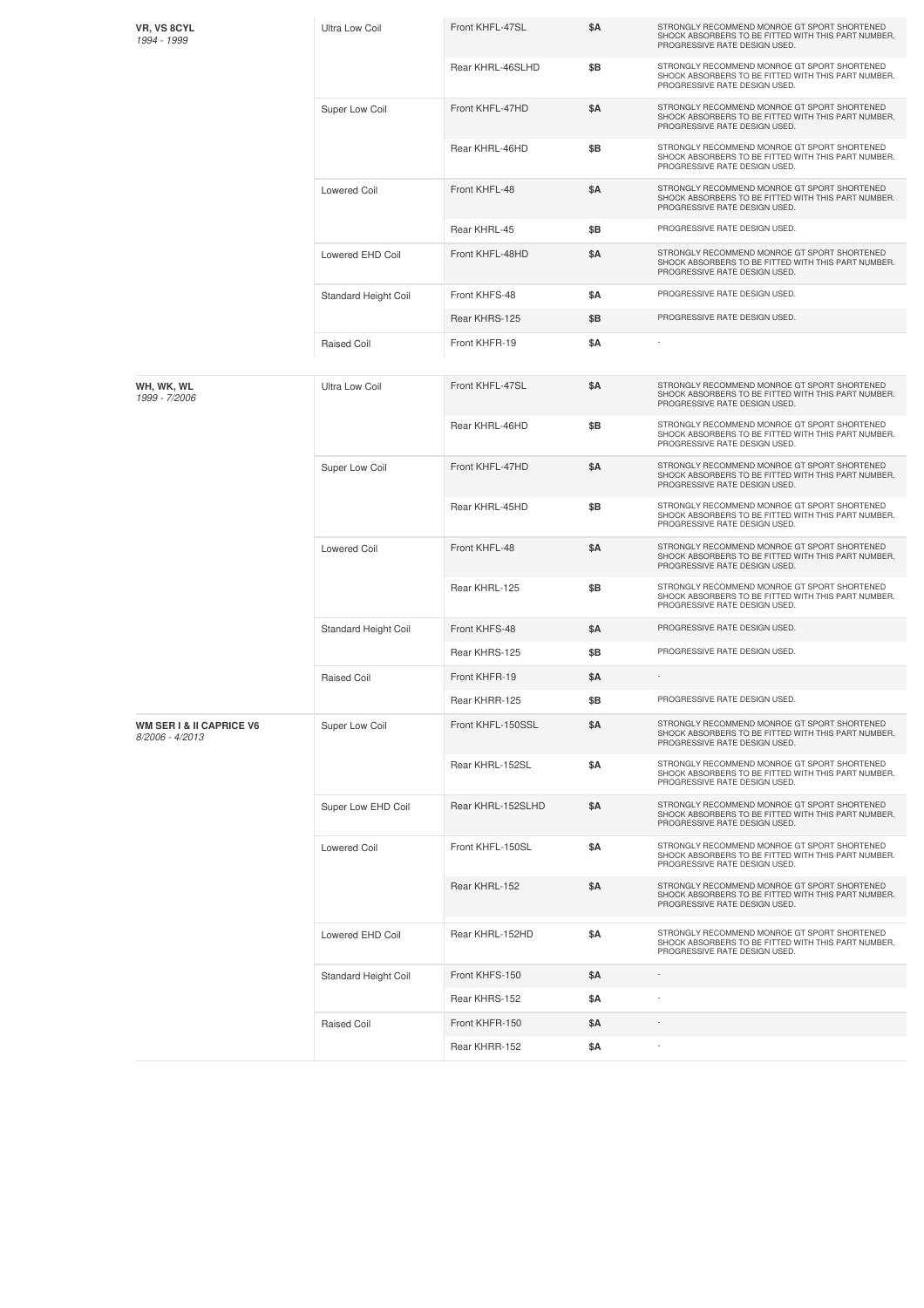| Model | Coil Type | Part Number | Price | Notes |
|---|---|---|---|---|
| **VR, VS 8CYL** *1994 - 1999* | Ultra Low Coil | Front KHFL-47SL | $A | STRONGLY RECOMMEND MONROE GT SPORT SHORTENED SHOCK ABSORBERS TO BE FITTED WITH THIS PART NUMBER. PROGRESSIVE RATE DESIGN USED. |
| | | Rear KHRL-46SLHD | $B | STRONGLY RECOMMEND MONROE GT SPORT SHORTENED SHOCK ABSORBERS TO BE FITTED WITH THIS PART NUMBER. PROGRESSIVE RATE DESIGN USED. |
| | Super Low Coil | Front KHFL-47HD | $A | STRONGLY RECOMMEND MONROE GT SPORT SHORTENED SHOCK ABSORBERS TO BE FITTED WITH THIS PART NUMBER. PROGRESSIVE RATE DESIGN USED. |
| | | Rear KHRL-46HD | $B | STRONGLY RECOMMEND MONROE GT SPORT SHORTENED SHOCK ABSORBERS TO BE FITTED WITH THIS PART NUMBER. PROGRESSIVE RATE DESIGN USED. |
| | Lowered Coil | Front KHFL-48 | $A | STRONGLY RECOMMEND MONROE GT SPORT SHORTENED SHOCK ABSORBERS TO BE FITTED WITH THIS PART NUMBER. PROGRESSIVE RATE DESIGN USED. |
| | | Rear KHRL-45 | $B | PROGRESSIVE RATE DESIGN USED. |
| | Lowered EHD Coil | Front KHFL-48HD | $A | STRONGLY RECOMMEND MONROE GT SPORT SHORTENED SHOCK ABSORBERS TO BE FITTED WITH THIS PART NUMBER. PROGRESSIVE RATE DESIGN USED. |
| | Standard Height Coil | Front KHFS-48 | $A | PROGRESSIVE RATE DESIGN USED. |
| | | Rear KHRS-125 | $B | PROGRESSIVE RATE DESIGN USED. |
| | Raised Coil | Front KHFR-19 | $A | - |
| **WH, WK, WL** *1999 - 7/2006* | Ultra Low Coil | Front KHFL-47SL | $A | STRONGLY RECOMMEND MONROE GT SPORT SHORTENED SHOCK ABSORBERS TO BE FITTED WITH THIS PART NUMBER. PROGRESSIVE RATE DESIGN USED. |
| | | Rear KHRL-46HD | $B | STRONGLY RECOMMEND MONROE GT SPORT SHORTENED SHOCK ABSORBERS TO BE FITTED WITH THIS PART NUMBER. PROGRESSIVE RATE DESIGN USED. |
| | Super Low Coil | Front KHFL-47HD | $A | STRONGLY RECOMMEND MONROE GT SPORT SHORTENED SHOCK ABSORBERS TO BE FITTED WITH THIS PART NUMBER. PROGRESSIVE RATE DESIGN USED. |
| | | Rear KHRL-45HD | $B | STRONGLY RECOMMEND MONROE GT SPORT SHORTENED SHOCK ABSORBERS TO BE FITTED WITH THIS PART NUMBER. PROGRESSIVE RATE DESIGN USED. |
| | Lowered Coil | Front KHFL-48 | $A | STRONGLY RECOMMEND MONROE GT SPORT SHORTENED SHOCK ABSORBERS TO BE FITTED WITH THIS PART NUMBER. PROGRESSIVE RATE DESIGN USED. |
| | | Rear KHRL-125 | $B | STRONGLY RECOMMEND MONROE GT SPORT SHORTENED SHOCK ABSORBERS TO BE FITTED WITH THIS PART NUMBER. PROGRESSIVE RATE DESIGN USED. |
| | Standard Height Coil | Front KHFS-48 | $A | PROGRESSIVE RATE DESIGN USED. |
| | | Rear KHRS-125 | $B | PROGRESSIVE RATE DESIGN USED. |
| | Raised Coil | Front KHFR-19 | $A | - |
| | | Rear KHRR-125 | $B | PROGRESSIVE RATE DESIGN USED. |
| **WM SER I & II CAPRICE V6** *8/2006 - 4/2013* | Super Low Coil | Front KHFL-150SSL | $A | STRONGLY RECOMMEND MONROE GT SPORT SHORTENED SHOCK ABSORBERS TO BE FITTED WITH THIS PART NUMBER. PROGRESSIVE RATE DESIGN USED. |
| | | Rear KHRL-152SL | $A | STRONGLY RECOMMEND MONROE GT SPORT SHORTENED SHOCK ABSORBERS TO BE FITTED WITH THIS PART NUMBER. PROGRESSIVE RATE DESIGN USED. |
| | Super Low EHD Coil | Rear KHRL-152SLHD | $A | STRONGLY RECOMMEND MONROE GT SPORT SHORTENED SHOCK ABSORBERS TO BE FITTED WITH THIS PART NUMBER. PROGRESSIVE RATE DESIGN USED. |
| | Lowered Coil | Front KHFL-150SL | $A | STRONGLY RECOMMEND MONROE GT SPORT SHORTENED SHOCK ABSORBERS TO BE FITTED WITH THIS PART NUMBER. PROGRESSIVE RATE DESIGN USED. |
| | | Rear KHRL-152 | $A | STRONGLY RECOMMEND MONROE GT SPORT SHORTENED SHOCK ABSORBERS TO BE FITTED WITH THIS PART NUMBER. PROGRESSIVE RATE DESIGN USED. |
| | Lowered EHD Coil | Rear KHRL-152HD | $A | STRONGLY RECOMMEND MONROE GT SPORT SHORTENED SHOCK ABSORBERS TO BE FITTED WITH THIS PART NUMBER. PROGRESSIVE RATE DESIGN USED. |
| | Standard Height Coil | Front KHFS-150 | $A | - |
| | | Rear KHRS-152 | $A | - |
| | Raised Coil | Front KHFR-150 | $A | - |
| | | Rear KHRR-152 | $A | - |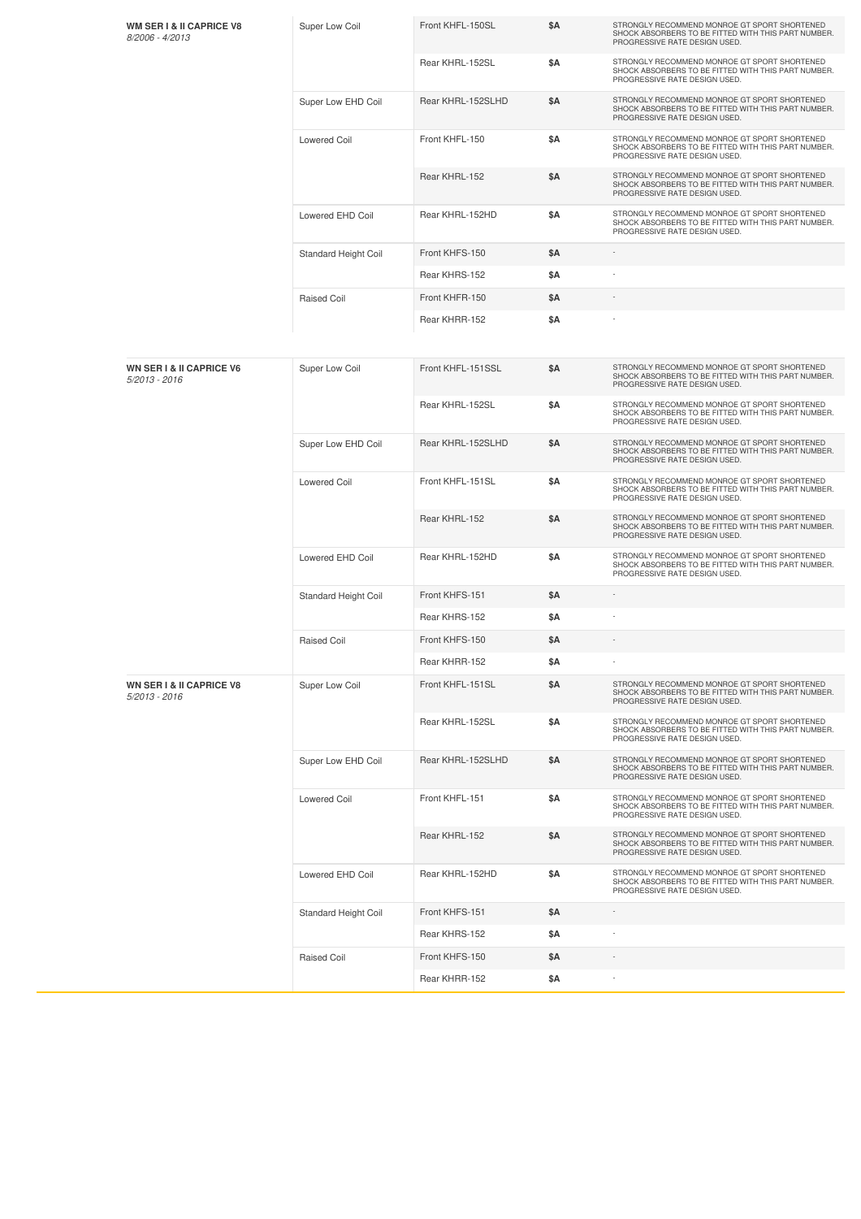| Vehicle | Coil Type | Part Number | Price | Notes |
|---|---|---|---|---|
| **WM SER I & II CAPRICE V8** *8/2006 - 4/2013* | Super Low Coil | Front KHFL-150SL | **$A** | STRONGLY RECOMMEND MONROE GT SPORT SHORTENED SHOCK ABSORBERS TO BE FITTED WITH THIS PART NUMBER. PROGRESSIVE RATE DESIGN USED. |
| | | Rear KHRL-152SL | **$A** | STRONGLY RECOMMEND MONROE GT SPORT SHORTENED SHOCK ABSORBERS TO BE FITTED WITH THIS PART NUMBER. PROGRESSIVE RATE DESIGN USED. |
| | Super Low EHD Coil | Rear KHRL-152SLHD | **$A** | STRONGLY RECOMMEND MONROE GT SPORT SHORTENED SHOCK ABSORBERS TO BE FITTED WITH THIS PART NUMBER. PROGRESSIVE RATE DESIGN USED. |
| | Lowered Coil | Front KHFL-150 | **$A** | STRONGLY RECOMMEND MONROE GT SPORT SHORTENED SHOCK ABSORBERS TO BE FITTED WITH THIS PART NUMBER. PROGRESSIVE RATE DESIGN USED. |
| | | Rear KHRL-152 | **$A** | STRONGLY RECOMMEND MONROE GT SPORT SHORTENED SHOCK ABSORBERS TO BE FITTED WITH THIS PART NUMBER. PROGRESSIVE RATE DESIGN USED. |
| | Lowered EHD Coil | Rear KHRL-152HD | **$A** | STRONGLY RECOMMEND MONROE GT SPORT SHORTENED SHOCK ABSORBERS TO BE FITTED WITH THIS PART NUMBER. PROGRESSIVE RATE DESIGN USED. |
| | Standard Height Coil | Front KHFS-150 | **$A** | - |
| | | Rear KHRS-152 | **$A** | - |
| | Raised Coil | Front KHFR-150 | **$A** | - |
| | | Rear KHRR-152 | **$A** | - |

| Vehicle | Coil Type | Part Number | Price | Notes |
|---|---|---|---|---|
| **WN SER I & II CAPRICE V6** *5/2013 - 2016* | Super Low Coil | Front KHFL-151SSL | **$A** | STRONGLY RECOMMEND MONROE GT SPORT SHORTENED SHOCK ABSORBERS TO BE FITTED WITH THIS PART NUMBER. PROGRESSIVE RATE DESIGN USED. |
| | | Rear KHRL-152SL | **$A** | STRONGLY RECOMMEND MONROE GT SPORT SHORTENED SHOCK ABSORBERS TO BE FITTED WITH THIS PART NUMBER. PROGRESSIVE RATE DESIGN USED. |
| | Super Low EHD Coil | Rear KHRL-152SLHD | **$A** | STRONGLY RECOMMEND MONROE GT SPORT SHORTENED SHOCK ABSORBERS TO BE FITTED WITH THIS PART NUMBER. PROGRESSIVE RATE DESIGN USED. |
| | Lowered Coil | Front KHFL-151SL | **$A** | STRONGLY RECOMMEND MONROE GT SPORT SHORTENED SHOCK ABSORBERS TO BE FITTED WITH THIS PART NUMBER. PROGRESSIVE RATE DESIGN USED. |
| | | Rear KHRL-152 | **$A** | STRONGLY RECOMMEND MONROE GT SPORT SHORTENED SHOCK ABSORBERS TO BE FITTED WITH THIS PART NUMBER. PROGRESSIVE RATE DESIGN USED. |
| | Lowered EHD Coil | Rear KHRL-152HD | **$A** | STRONGLY RECOMMEND MONROE GT SPORT SHORTENED SHOCK ABSORBERS TO BE FITTED WITH THIS PART NUMBER. PROGRESSIVE RATE DESIGN USED. |
| | Standard Height Coil | Front KHFS-151 | **$A** | - |
| | | Rear KHRS-152 | **$A** | - |
| | Raised Coil | Front KHFS-150 | **$A** | - |
| | | Rear KHRR-152 | **$A** | - |
| **WN SER I & II CAPRICE V8** *5/2013 - 2016* | Super Low Coil | Front KHFL-151SL | **$A** | STRONGLY RECOMMEND MONROE GT SPORT SHORTENED SHOCK ABSORBERS TO BE FITTED WITH THIS PART NUMBER. PROGRESSIVE RATE DESIGN USED. |
| | | Rear KHRL-152SL | **$A** | STRONGLY RECOMMEND MONROE GT SPORT SHORTENED SHOCK ABSORBERS TO BE FITTED WITH THIS PART NUMBER. PROGRESSIVE RATE DESIGN USED. |
| | Super Low EHD Coil | Rear KHRL-152SLHD | **$A** | STRONGLY RECOMMEND MONROE GT SPORT SHORTENED SHOCK ABSORBERS TO BE FITTED WITH THIS PART NUMBER. PROGRESSIVE RATE DESIGN USED. |
| | Lowered Coil | Front KHFL-151 | **$A** | STRONGLY RECOMMEND MONROE GT SPORT SHORTENED SHOCK ABSORBERS TO BE FITTED WITH THIS PART NUMBER. PROGRESSIVE RATE DESIGN USED. |
| | | Rear KHRL-152 | **$A** | STRONGLY RECOMMEND MONROE GT SPORT SHORTENED SHOCK ABSORBERS TO BE FITTED WITH THIS PART NUMBER. PROGRESSIVE RATE DESIGN USED. |
| | Lowered EHD Coil | Rear KHRL-152HD | **$A** | STRONGLY RECOMMEND MONROE GT SPORT SHORTENED SHOCK ABSORBERS TO BE FITTED WITH THIS PART NUMBER. PROGRESSIVE RATE DESIGN USED. |
| | Standard Height Coil | Front KHFS-151 | **$A** | - |
| | | Rear KHRS-152 | **$A** | - |
| | Raised Coil | Front KHFS-150 | **$A** | - |
| | | Rear KHRR-152 | **$A** | - |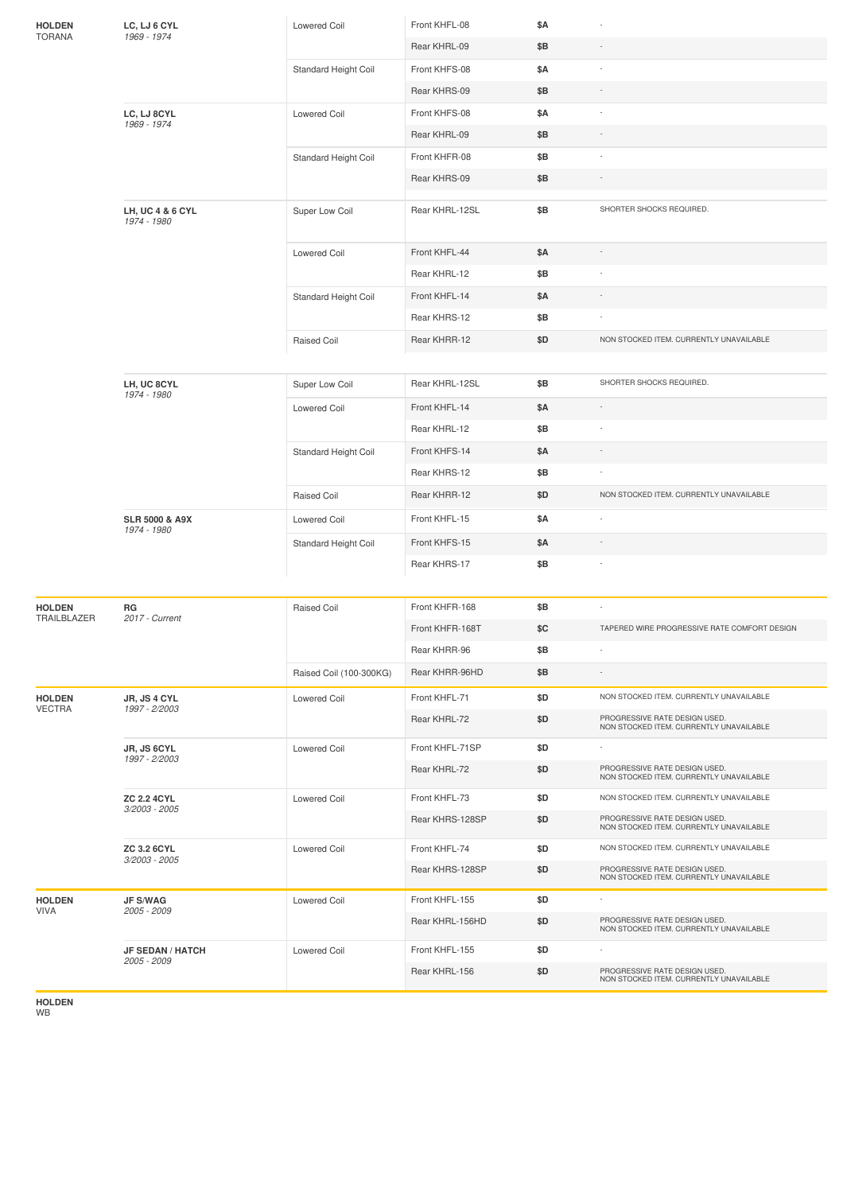| Make | Model | Coil Type | Part | Price | Notes |
|---|---|---|---|---|---|
| **HOLDEN** TORANA | **LC, LJ 6 CYL** *1969 - 1974* | Lowered Coil | Front KHFL-08 | $A | - |
| | | | Rear KHRL-09 | $B | - |
| | | Standard Height Coil | Front KHFS-08 | $A | - |
| | | | Rear KHRS-09 | $B | - |
| | **LC, LJ 8CYL** *1969 - 1974* | Lowered Coil | Front KHFS-08 | $A | - |
| | | | Rear KHRL-09 | $B | - |
| | | Standard Height Coil | Front KHFR-08 | $B | - |
| | | | Rear KHRS-09 | $B | - |
| | **LH, UC 4 & 6 CYL** *1974 - 1980* | Super Low Coil | Rear KHRL-12SL | $B | SHORTER SHOCKS REQUIRED. |
| | | Lowered Coil | Front KHFL-44 | $A | - |
| | | | Rear KHRL-12 | $B | - |
| | | Standard Height Coil | Front KHFL-14 | $A | - |
| | | | Rear KHRS-12 | $B | - |
| | | Raised Coil | Rear KHRR-12 | $D | NON STOCKED ITEM. CURRENTLY UNAVAILABLE |
| | **LH, UC 8CYL** *1974 - 1980* | Super Low Coil | Rear KHRL-12SL | $B | SHORTER SHOCKS REQUIRED. |
| | | Lowered Coil | Front KHFL-14 | $A | - |
| | | | Rear KHRL-12 | $B | - |
| | | Standard Height Coil | Front KHFS-14 | $A | - |
| | | | Rear KHRS-12 | $B | - |
| | | Raised Coil | Rear KHRR-12 | $D | NON STOCKED ITEM. CURRENTLY UNAVAILABLE |
| | **SLR 5000 & A9X** *1974 - 1980* | Lowered Coil | Front KHFL-15 | $A | - |
| | | Standard Height Coil | Front KHFS-15 | $A | - |
| | | | Rear KHRS-17 | $B | - |
| **HOLDEN** TRAILBLAZER | **RG** *2017 - Current* | Raised Coil | Front KHFR-168 | $B | - |
| | | | Front KHFR-168T | $C | TAPERED WIRE PROGRESSIVE RATE COMFORT DESIGN |
| | | | Rear KHRR-96 | $B | - |
| | | Raised Coil (100-300KG) | Rear KHRR-96HD | $B | - |
| **HOLDEN** VECTRA | **JR, JS 4 CYL** *1997 - 2/2003* | Lowered Coil | Front KHFL-71 | $D | NON STOCKED ITEM. CURRENTLY UNAVAILABLE |
| | | | Rear KHRL-72 | $D | PROGRESSIVE RATE DESIGN USED. NON STOCKED ITEM. CURRENTLY UNAVAILABLE |
| | **JR, JS 6CYL** *1997 - 2/2003* | Lowered Coil | Front KHFL-71SP | $D | - |
| | | | Rear KHRL-72 | $D | PROGRESSIVE RATE DESIGN USED. NON STOCKED ITEM. CURRENTLY UNAVAILABLE |
| | **ZC 2.2 4CYL** *3/2003 - 2005* | Lowered Coil | Front KHFL-73 | $D | NON STOCKED ITEM. CURRENTLY UNAVAILABLE |
| | | | Rear KHRS-128SP | $D | PROGRESSIVE RATE DESIGN USED. NON STOCKED ITEM. CURRENTLY UNAVAILABLE |
| | **ZC 3.2 6CYL** *3/2003 - 2005* | Lowered Coil | Front KHFL-74 | $D | NON STOCKED ITEM. CURRENTLY UNAVAILABLE |
| | | | Rear KHRS-128SP | $D | PROGRESSIVE RATE DESIGN USED. NON STOCKED ITEM. CURRENTLY UNAVAILABLE |
| **HOLDEN** VIVA | **JF S/WAG** *2005 - 2009* | Lowered Coil | Front KHFL-155 | $D | - |
| | | | Rear KHRL-156HD | $D | PROGRESSIVE RATE DESIGN USED. NON STOCKED ITEM. CURRENTLY UNAVAILABLE |
| | **JF SEDAN / HATCH** *2005 - 2009* | Lowered Coil | Front KHFL-155 | $D | - |
| | | | Rear KHRL-156 | $D | PROGRESSIVE RATE DESIGN USED. NON STOCKED ITEM. CURRENTLY UNAVAILABLE |

**HOLDEN**
WB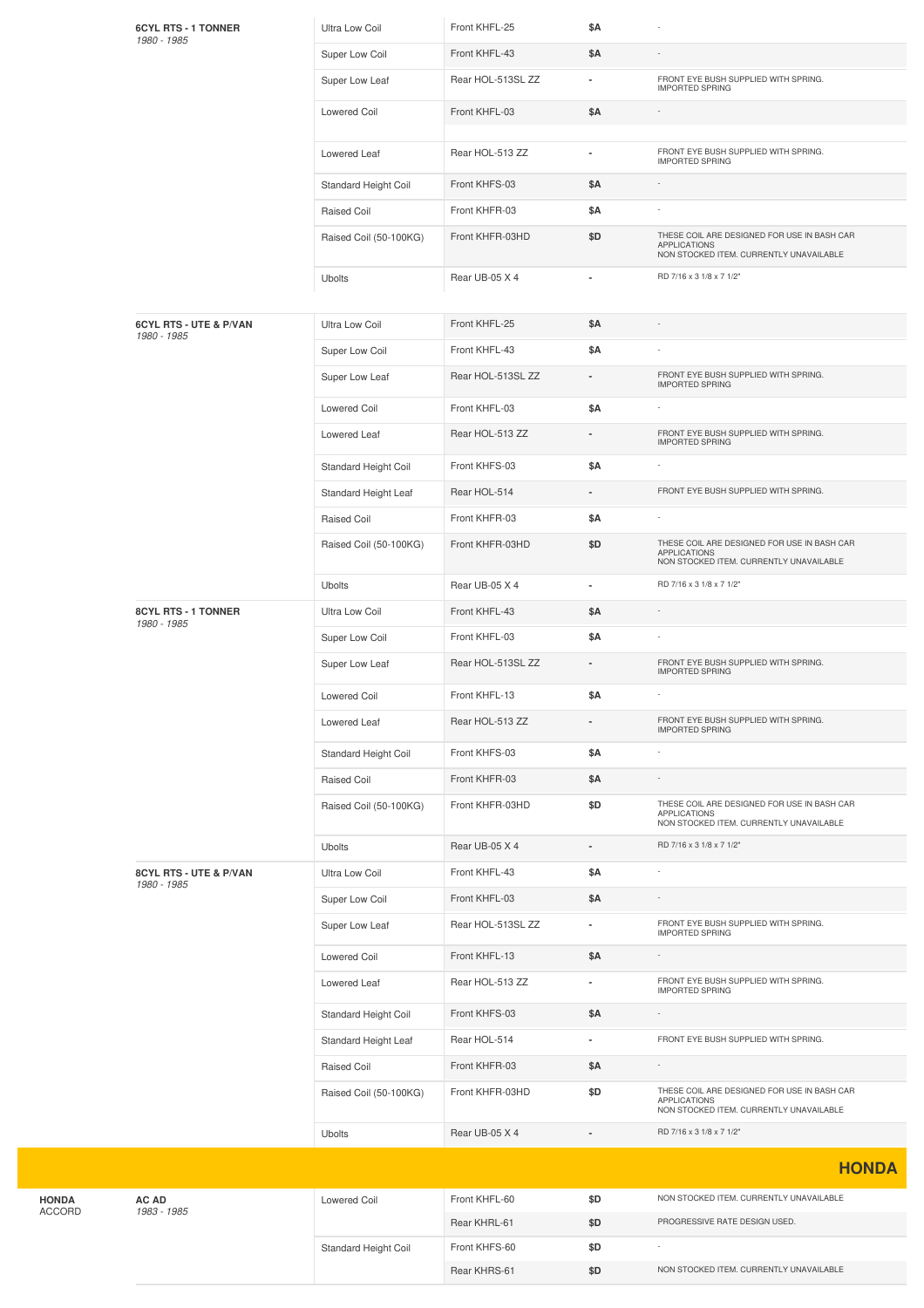| | | | | | |
|---|---|---|---|---|---|
| | **6CYL RTS - 1 TONNER** *1980 - 1985* | Ultra Low Coil | Front KHFL-25 | $A | - |
| | | Super Low Coil | Front KHFL-43 | $A | - |
| | | Super Low Leaf | Rear HOL-513SL ZZ | - | FRONT EYE BUSH SUPPLIED WITH SPRING. IMPORTED SPRING |
| | | Lowered Coil | Front KHFL-03 | $A | - |
| | | Lowered Leaf | Rear HOL-513 ZZ | - | FRONT EYE BUSH SUPPLIED WITH SPRING. IMPORTED SPRING |
| | | Standard Height Coil | Front KHFS-03 | $A | - |
| | | Raised Coil | Front KHFR-03 | $A | - |
| | | Raised Coil (50-100KG) | Front KHFR-03HD | $D | THESE COIL ARE DESIGNED FOR USE IN BASH CAR APPLICATIONS NON STOCKED ITEM. CURRENTLY UNAVAILABLE |
| | | Ubolts | Rear UB-05 X 4 | - | RD 7/16 x 3 1/8 x 7 1/2" |
| | **6CYL RTS - UTE & P/VAN** *1980 - 1985* | Ultra Low Coil | Front KHFL-25 | $A | - |
| | | Super Low Coil | Front KHFL-43 | $A | - |
| | | Super Low Leaf | Rear HOL-513SL ZZ | - | FRONT EYE BUSH SUPPLIED WITH SPRING. IMPORTED SPRING |
| | | Lowered Coil | Front KHFL-03 | $A | - |
| | | Lowered Leaf | Rear HOL-513 ZZ | - | FRONT EYE BUSH SUPPLIED WITH SPRING. IMPORTED SPRING |
| | | Standard Height Coil | Front KHFS-03 | $A | - |
| | | Standard Height Leaf | Rear HOL-514 | - | FRONT EYE BUSH SUPPLIED WITH SPRING. |
| | | Raised Coil | Front KHFR-03 | $A | - |
| | | Raised Coil (50-100KG) | Front KHFR-03HD | $D | THESE COIL ARE DESIGNED FOR USE IN BASH CAR APPLICATIONS NON STOCKED ITEM. CURRENTLY UNAVAILABLE |
| | | Ubolts | Rear UB-05 X 4 | - | RD 7/16 x 3 1/8 x 7 1/2" |
| | **8CYL RTS - 1 TONNER** *1980 - 1985* | Ultra Low Coil | Front KHFL-43 | $A | - |
| | | Super Low Coil | Front KHFL-03 | $A | - |
| | | Super Low Leaf | Rear HOL-513SL ZZ | - | FRONT EYE BUSH SUPPLIED WITH SPRING. IMPORTED SPRING |
| | | Lowered Coil | Front KHFL-13 | $A | - |
| | | Lowered Leaf | Rear HOL-513 ZZ | - | FRONT EYE BUSH SUPPLIED WITH SPRING. IMPORTED SPRING |
| | | Standard Height Coil | Front KHFS-03 | $A | - |
| | | Raised Coil | Front KHFR-03 | $A | - |
| | | Raised Coil (50-100KG) | Front KHFR-03HD | $D | THESE COIL ARE DESIGNED FOR USE IN BASH CAR APPLICATIONS NON STOCKED ITEM. CURRENTLY UNAVAILABLE |
| | | Ubolts | Rear UB-05 X 4 | - | RD 7/16 x 3 1/8 x 7 1/2" |
| | **8CYL RTS - UTE & P/VAN** *1980 - 1985* | Ultra Low Coil | Front KHFL-43 | $A | - |
| | | Super Low Coil | Front KHFL-03 | $A | - |
| | | Super Low Leaf | Rear HOL-513SL ZZ | - | FRONT EYE BUSH SUPPLIED WITH SPRING. IMPORTED SPRING |
| | | Lowered Coil | Front KHFL-13 | $A | - |
| | | Lowered Leaf | Rear HOL-513 ZZ | - | FRONT EYE BUSH SUPPLIED WITH SPRING. IMPORTED SPRING |
| | | Standard Height Coil | Front KHFS-03 | $A | - |
| | | Standard Height Leaf | Rear HOL-514 | - | FRONT EYE BUSH SUPPLIED WITH SPRING. |
| | | Raised Coil | Front KHFR-03 | $A | - |
| | | Raised Coil (50-100KG) | Front KHFR-03HD | $D | THESE COIL ARE DESIGNED FOR USE IN BASH CAR APPLICATIONS NON STOCKED ITEM. CURRENTLY UNAVAILABLE |
| | | Ubolts | Rear UB-05 X 4 | - | RD 7/16 x 3 1/8 x 7 1/2" |

## HONDA

| | | | | | |
|---|---|---|---|---|---|
| **HONDA** ACCORD | **AC AD** *1983 - 1985* | Lowered Coil | Front KHFL-60 | $D | NON STOCKED ITEM. CURRENTLY UNAVAILABLE |
| | | | Rear KHRL-61 | $D | PROGRESSIVE RATE DESIGN USED. |
| | | Standard Height Coil | Front KHFS-60 | $D | - |
| | | | Rear KHRS-61 | $D | NON STOCKED ITEM. CURRENTLY UNAVAILABLE |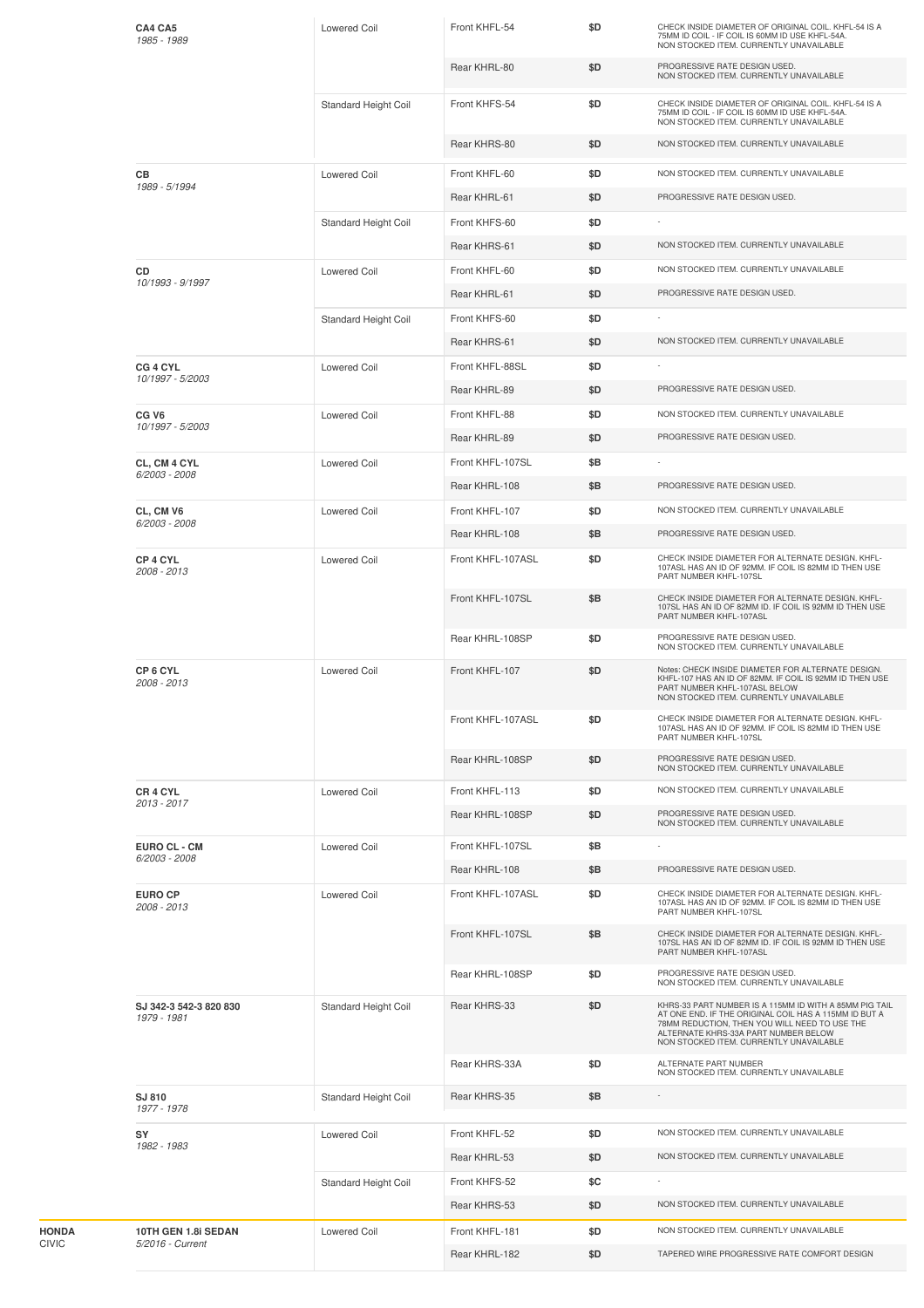| Model | Type | Part | Price | Notes |
|---|---|---|---|---|
| **CA4 CA5** *1985 - 1989* | Lowered Coil | Front KHFL-54 | $D | CHECK INSIDE DIAMETER OF ORIGINAL COIL. KHFL-54 IS A 75MM ID COIL - IF COIL IS 60MM ID USE KHFL-54A. NON STOCKED ITEM. CURRENTLY UNAVAILABLE |
| | | Rear KHRL-80 | $D | PROGRESSIVE RATE DESIGN USED. NON STOCKED ITEM. CURRENTLY UNAVAILABLE |
| | Standard Height Coil | Front KHFS-54 | $D | CHECK INSIDE DIAMETER OF ORIGINAL COIL. KHFL-54 IS A 75MM ID COIL - IF COIL IS 60MM ID USE KHFL-54A. NON STOCKED ITEM. CURRENTLY UNAVAILABLE |
| | | Rear KHRS-80 | $D | NON STOCKED ITEM. CURRENTLY UNAVAILABLE |
| **CB** *1989 - 5/1994* | Lowered Coil | Front KHFL-60 | $D | NON STOCKED ITEM. CURRENTLY UNAVAILABLE |
| | | Rear KHRL-61 | $D | PROGRESSIVE RATE DESIGN USED. |
| | Standard Height Coil | Front KHFS-60 | $D | - |
| | | Rear KHRS-61 | $D | NON STOCKED ITEM. CURRENTLY UNAVAILABLE |
| **CD** *10/1993 - 9/1997* | Lowered Coil | Front KHFL-60 | $D | NON STOCKED ITEM. CURRENTLY UNAVAILABLE |
| | | Rear KHRL-61 | $D | PROGRESSIVE RATE DESIGN USED. |
| | Standard Height Coil | Front KHFS-60 | $D | - |
| | | Rear KHRS-61 | $D | NON STOCKED ITEM. CURRENTLY UNAVAILABLE |
| **CG 4 CYL** *10/1997 - 5/2003* | Lowered Coil | Front KHFL-88SL | $D | - |
| | | Rear KHRL-89 | $D | PROGRESSIVE RATE DESIGN USED. |
| **CG V6** *10/1997 - 5/2003* | Lowered Coil | Front KHFL-88 | $D | NON STOCKED ITEM. CURRENTLY UNAVAILABLE |
| | | Rear KHRL-89 | $D | PROGRESSIVE RATE DESIGN USED. |
| **CL, CM 4 CYL** *6/2003 - 2008* | Lowered Coil | Front KHFL-107SL | $B | - |
| | | Rear KHRL-108 | $B | PROGRESSIVE RATE DESIGN USED. |
| **CL, CM V6** *6/2003 - 2008* | Lowered Coil | Front KHFL-107 | $D | NON STOCKED ITEM. CURRENTLY UNAVAILABLE |
| | | Rear KHRL-108 | $B | PROGRESSIVE RATE DESIGN USED. |
| **CP 4 CYL** *2008 - 2013* | Lowered Coil | Front KHFL-107ASL | $D | CHECK INSIDE DIAMETER FOR ALTERNATE DESIGN. KHFL-107ASL HAS AN ID OF 92MM. IF COIL IS 82MM ID THEN USE PART NUMBER KHFL-107SL |
| | | Front KHFL-107SL | $B | CHECK INSIDE DIAMETER FOR ALTERNATE DESIGN. KHFL-107SL HAS AN ID OF 82MM ID. IF COIL IS 92MM ID THEN USE PART NUMBER KHFL-107ASL |
| | | Rear KHRL-108SP | $D | PROGRESSIVE RATE DESIGN USED. NON STOCKED ITEM. CURRENTLY UNAVAILABLE |
| **CP 6 CYL** *2008 - 2013* | Lowered Coil | Front KHFL-107 | $D | Notes: CHECK INSIDE DIAMETER FOR ALTERNATE DESIGN. KHFL-107 HAS AN ID OF 82MM. IF COIL IS 92MM ID THEN USE PART NUMBER KHFL-107ASL BELOW NON STOCKED ITEM. CURRENTLY UNAVAILABLE |
| | | Front KHFL-107ASL | $D | CHECK INSIDE DIAMETER FOR ALTERNATE DESIGN. KHFL-107ASL HAS AN ID OF 92MM. IF COIL IS 82MM ID THEN USE PART NUMBER KHFL-107SL |
| | | Rear KHRL-108SP | $D | PROGRESSIVE RATE DESIGN USED. NON STOCKED ITEM. CURRENTLY UNAVAILABLE |
| **CR 4 CYL** *2013 - 2017* | Lowered Coil | Front KHFL-113 | $D | NON STOCKED ITEM. CURRENTLY UNAVAILABLE |
| | | Rear KHRL-108SP | $D | PROGRESSIVE RATE DESIGN USED. NON STOCKED ITEM. CURRENTLY UNAVAILABLE |
| **EURO CL - CM** *6/2003 - 2008* | Lowered Coil | Front KHFL-107SL | $B | - |
| | | Rear KHRL-108 | $B | PROGRESSIVE RATE DESIGN USED. |
| **EURO CP** *2008 - 2013* | Lowered Coil | Front KHFL-107ASL | $D | CHECK INSIDE DIAMETER FOR ALTERNATE DESIGN. KHFL-107ASL HAS AN ID OF 92MM. IF COIL IS 82MM ID THEN USE PART NUMBER KHFL-107SL |
| | | Front KHFL-107SL | $B | CHECK INSIDE DIAMETER FOR ALTERNATE DESIGN. KHFL-107SL HAS AN ID OF 82MM ID. IF COIL IS 92MM ID THEN USE PART NUMBER KHFL-107ASL |
| | | Rear KHRL-108SP | $D | PROGRESSIVE RATE DESIGN USED. NON STOCKED ITEM. CURRENTLY UNAVAILABLE |
| **SJ 342-3 542-3 820 830** *1979 - 1981* | Standard Height Coil | Rear KHRS-33 | $D | KHRS-33 PART NUMBER IS A 115MM ID WITH A 85MM PIG TAIL AT ONE END. IF THE ORIGINAL COIL HAS A 115MM ID BUT A 78MM REDUCTION, THEN YOU WILL NEED TO USE THE ALTERNATE KHRS-33A PART NUMBER BELOW NON STOCKED ITEM. CURRENTLY UNAVAILABLE |
| | | Rear KHRS-33A | $D | ALTERNATE PART NUMBER NON STOCKED ITEM. CURRENTLY UNAVAILABLE |
| **SJ 810** *1977 - 1978* | Standard Height Coil | Rear KHRS-35 | $B | - |
| **SY** *1982 - 1983* | Lowered Coil | Front KHFL-52 | $D | NON STOCKED ITEM. CURRENTLY UNAVAILABLE |
| | | Rear KHRL-53 | $D | NON STOCKED ITEM. CURRENTLY UNAVAILABLE |
| | Standard Height Coil | Front KHFS-52 | $C | - |
| | | Rear KHRS-53 | $D | NON STOCKED ITEM. CURRENTLY UNAVAILABLE |

**HONDA**
CIVIC

| Model | Type | Part | Price | Notes |
|---|---|---|---|---|
| **10TH GEN 1.8i SEDAN** *5/2016 - Current* | Lowered Coil | Front KHFL-181 | $D | NON STOCKED ITEM. CURRENTLY UNAVAILABLE |
| | | Rear KHRL-182 | $D | TAPERED WIRE PROGRESSIVE RATE COMFORT DESIGN |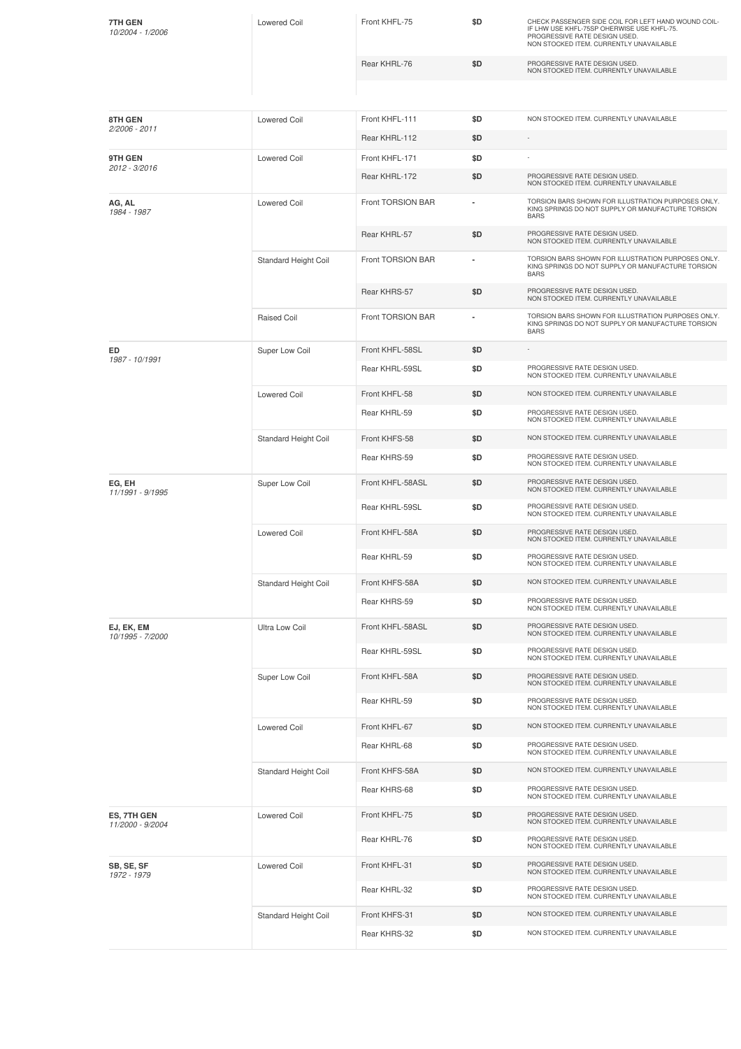| Model | Type | Part | Price | Notes |
|---|---|---|---|---|
| **7TH GEN** *10/2004 - 1/2006* | Lowered Coil | Front KHFL-75 | $D | CHECK PASSENGER SIDE COIL FOR LEFT HAND WOUND COIL- IF LHW USE KHFL-75SP OHERWISE USE KHFL-75. PROGRESSIVE RATE DESIGN USED. NON STOCKED ITEM. CURRENTLY UNAVAILABLE |
| | | Rear KHRL-76 | $D | PROGRESSIVE RATE DESIGN USED. NON STOCKED ITEM. CURRENTLY UNAVAILABLE |
| **8TH GEN** *2/2006 - 2011* | Lowered Coil | Front KHFL-111 | $D | NON STOCKED ITEM. CURRENTLY UNAVAILABLE |
| | | Rear KHRL-112 | $D | - |
| **9TH GEN** *2012 - 3/2016* | Lowered Coil | Front KHFL-171 | $D | - |
| | | Rear KHRL-172 | $D | PROGRESSIVE RATE DESIGN USED. NON STOCKED ITEM. CURRENTLY UNAVAILABLE |
| **AG, AL** *1984 - 1987* | Lowered Coil | Front TORSION BAR | - | TORSION BARS SHOWN FOR ILLUSTRATION PURPOSES ONLY. KING SPRINGS DO NOT SUPPLY OR MANUFACTURE TORSION BARS |
| | | Rear KHRL-57 | $D | PROGRESSIVE RATE DESIGN USED. NON STOCKED ITEM. CURRENTLY UNAVAILABLE |
| | Standard Height Coil | Front TORSION BAR | - | TORSION BARS SHOWN FOR ILLUSTRATION PURPOSES ONLY. KING SPRINGS DO NOT SUPPLY OR MANUFACTURE TORSION BARS |
| | | Rear KHRS-57 | $D | PROGRESSIVE RATE DESIGN USED. NON STOCKED ITEM. CURRENTLY UNAVAILABLE |
| | Raised Coil | Front TORSION BAR | - | TORSION BARS SHOWN FOR ILLUSTRATION PURPOSES ONLY. KING SPRINGS DO NOT SUPPLY OR MANUFACTURE TORSION BARS |
| **ED** *1987 - 10/1991* | Super Low Coil | Front KHFL-58SL | $D | - |
| | | Rear KHRL-59SL | $D | PROGRESSIVE RATE DESIGN USED. NON STOCKED ITEM. CURRENTLY UNAVAILABLE |
| | Lowered Coil | Front KHFL-58 | $D | NON STOCKED ITEM. CURRENTLY UNAVAILABLE |
| | | Rear KHRL-59 | $D | PROGRESSIVE RATE DESIGN USED. NON STOCKED ITEM. CURRENTLY UNAVAILABLE |
| | Standard Height Coil | Front KHFS-58 | $D | NON STOCKED ITEM. CURRENTLY UNAVAILABLE |
| | | Rear KHRS-59 | $D | PROGRESSIVE RATE DESIGN USED. NON STOCKED ITEM. CURRENTLY UNAVAILABLE |
| **EG, EH** *11/1991 - 9/1995* | Super Low Coil | Front KHFL-58ASL | $D | PROGRESSIVE RATE DESIGN USED. NON STOCKED ITEM. CURRENTLY UNAVAILABLE |
| | | Rear KHRL-59SL | $D | PROGRESSIVE RATE DESIGN USED. NON STOCKED ITEM. CURRENTLY UNAVAILABLE |
| | Lowered Coil | Front KHFL-58A | $D | PROGRESSIVE RATE DESIGN USED. NON STOCKED ITEM. CURRENTLY UNAVAILABLE |
| | | Rear KHRL-59 | $D | PROGRESSIVE RATE DESIGN USED. NON STOCKED ITEM. CURRENTLY UNAVAILABLE |
| | Standard Height Coil | Front KHFS-58A | $D | NON STOCKED ITEM. CURRENTLY UNAVAILABLE |
| | | Rear KHRS-59 | $D | PROGRESSIVE RATE DESIGN USED. NON STOCKED ITEM. CURRENTLY UNAVAILABLE |
| **EJ, EK, EM** *10/1995 - 7/2000* | Ultra Low Coil | Front KHFL-58ASL | $D | PROGRESSIVE RATE DESIGN USED. NON STOCKED ITEM. CURRENTLY UNAVAILABLE |
| | | Rear KHRL-59SL | $D | PROGRESSIVE RATE DESIGN USED. NON STOCKED ITEM. CURRENTLY UNAVAILABLE |
| | Super Low Coil | Front KHFL-58A | $D | PROGRESSIVE RATE DESIGN USED. NON STOCKED ITEM. CURRENTLY UNAVAILABLE |
| | | Rear KHRL-59 | $D | PROGRESSIVE RATE DESIGN USED. NON STOCKED ITEM. CURRENTLY UNAVAILABLE |
| | Lowered Coil | Front KHFL-67 | $D | NON STOCKED ITEM. CURRENTLY UNAVAILABLE |
| | | Rear KHRL-68 | $D | PROGRESSIVE RATE DESIGN USED. NON STOCKED ITEM. CURRENTLY UNAVAILABLE |
| | Standard Height Coil | Front KHFS-58A | $D | NON STOCKED ITEM. CURRENTLY UNAVAILABLE |
| | | Rear KHRS-68 | $D | PROGRESSIVE RATE DESIGN USED. NON STOCKED ITEM. CURRENTLY UNAVAILABLE |
| **ES, 7TH GEN** *11/2000 - 9/2004* | Lowered Coil | Front KHFL-75 | $D | PROGRESSIVE RATE DESIGN USED. NON STOCKED ITEM. CURRENTLY UNAVAILABLE |
| | | Rear KHRL-76 | $D | PROGRESSIVE RATE DESIGN USED. NON STOCKED ITEM. CURRENTLY UNAVAILABLE |
| **SB, SE, SF** *1972 - 1979* | Lowered Coil | Front KHFL-31 | $D | PROGRESSIVE RATE DESIGN USED. NON STOCKED ITEM. CURRENTLY UNAVAILABLE |
| | | Rear KHRL-32 | $D | PROGRESSIVE RATE DESIGN USED. NON STOCKED ITEM. CURRENTLY UNAVAILABLE |
| | Standard Height Coil | Front KHFS-31 | $D | NON STOCKED ITEM. CURRENTLY UNAVAILABLE |
| | | Rear KHRS-32 | $D | NON STOCKED ITEM. CURRENTLY UNAVAILABLE |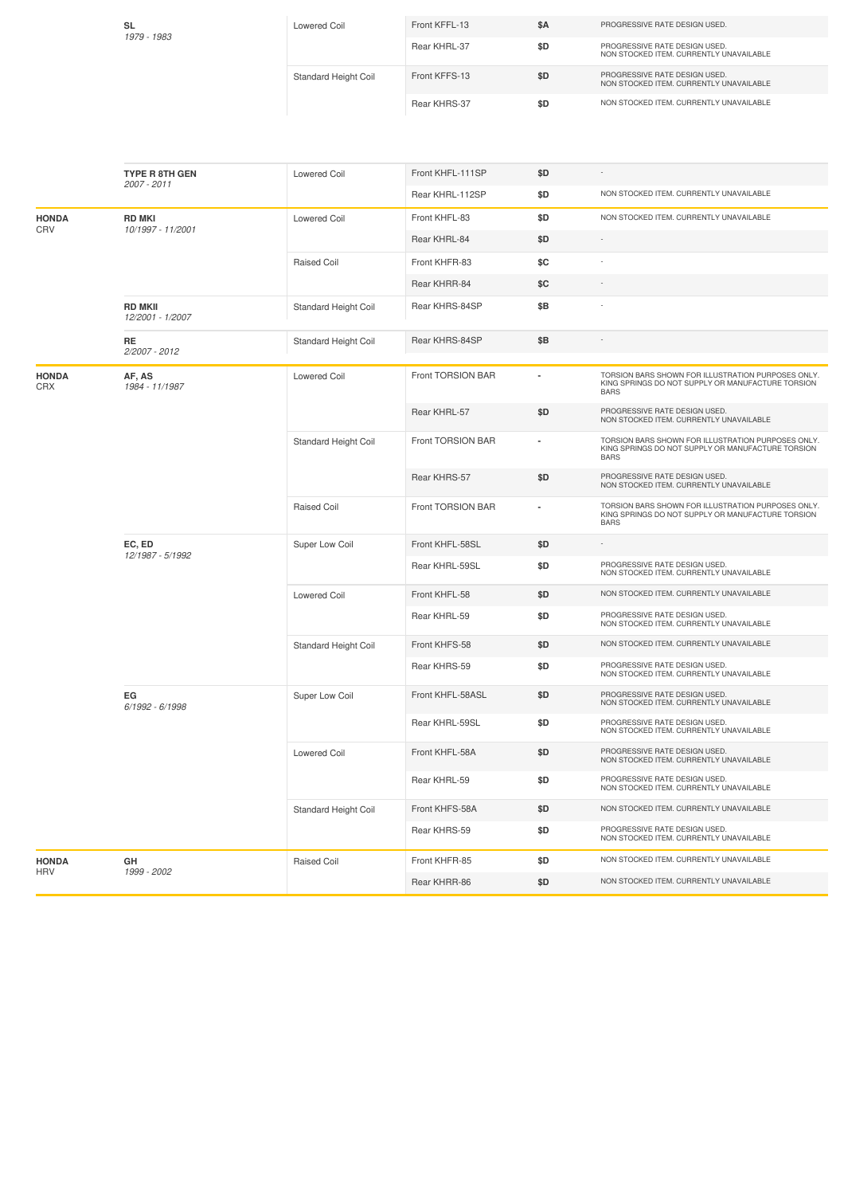| Make | Model | Type | Part | Price | Notes |
|---|---|---|---|---|---|
| | **SL** *1979 - 1983* | Lowered Coil | Front KFFL-13 | $A | PROGRESSIVE RATE DESIGN USED. |
| | | | Rear KHRL-37 | $D | PROGRESSIVE RATE DESIGN USED. NON STOCKED ITEM. CURRENTLY UNAVAILABLE |
| | | Standard Height Coil | Front KFFS-13 | $D | PROGRESSIVE RATE DESIGN USED. NON STOCKED ITEM. CURRENTLY UNAVAILABLE |
| | | | Rear KHRS-37 | $D | NON STOCKED ITEM. CURRENTLY UNAVAILABLE |

| Make | Model | Type | Part | Price | Notes |
|---|---|---|---|---|---|
| | **TYPE R 8TH GEN** *2007 - 2011* | Lowered Coil | Front KHFL-111SP | $D | - |
| | | | Rear KHRL-112SP | $D | NON STOCKED ITEM. CURRENTLY UNAVAILABLE |
| **HONDA** CRV | **RD MKI** *10/1997 - 11/2001* | Lowered Coil | Front KHFL-83 | $D | NON STOCKED ITEM. CURRENTLY UNAVAILABLE |
| | | | Rear KHRL-84 | $D | - |
| | | Raised Coil | Front KHFR-83 | $C | - |
| | | | Rear KHRR-84 | $C | - |
| | **RD MKII** *12/2001 - 1/2007* | Standard Height Coil | Rear KHRS-84SP | $B | - |
| | **RE** *2/2007 - 2012* | Standard Height Coil | Rear KHRS-84SP | $B | - |
| **HONDA** CRX | **AF, AS** *1984 - 11/1987* | Lowered Coil | Front TORSION BAR | - | TORSION BARS SHOWN FOR ILLUSTRATION PURPOSES ONLY. KING SPRINGS DO NOT SUPPLY OR MANUFACTURE TORSION BARS |
| | | | Rear KHRL-57 | $D | PROGRESSIVE RATE DESIGN USED. NON STOCKED ITEM. CURRENTLY UNAVAILABLE |
| | | Standard Height Coil | Front TORSION BAR | - | TORSION BARS SHOWN FOR ILLUSTRATION PURPOSES ONLY. KING SPRINGS DO NOT SUPPLY OR MANUFACTURE TORSION BARS |
| | | | Rear KHRS-57 | $D | PROGRESSIVE RATE DESIGN USED. NON STOCKED ITEM. CURRENTLY UNAVAILABLE |
| | | Raised Coil | Front TORSION BAR | - | TORSION BARS SHOWN FOR ILLUSTRATION PURPOSES ONLY. KING SPRINGS DO NOT SUPPLY OR MANUFACTURE TORSION BARS |
| | **EC, ED** *12/1987 - 5/1992* | Super Low Coil | Front KHFL-58SL | $D | - |
| | | | Rear KHRL-59SL | $D | PROGRESSIVE RATE DESIGN USED. NON STOCKED ITEM. CURRENTLY UNAVAILABLE |
| | | Lowered Coil | Front KHFL-58 | $D | NON STOCKED ITEM. CURRENTLY UNAVAILABLE |
| | | | Rear KHRL-59 | $D | PROGRESSIVE RATE DESIGN USED. NON STOCKED ITEM. CURRENTLY UNAVAILABLE |
| | | Standard Height Coil | Front KHFS-58 | $D | NON STOCKED ITEM. CURRENTLY UNAVAILABLE |
| | | | Rear KHRS-59 | $D | PROGRESSIVE RATE DESIGN USED. NON STOCKED ITEM. CURRENTLY UNAVAILABLE |
| | **EG** *6/1992 - 6/1998* | Super Low Coil | Front KHFL-58ASL | $D | PROGRESSIVE RATE DESIGN USED. NON STOCKED ITEM. CURRENTLY UNAVAILABLE |
| | | | Rear KHRL-59SL | $D | PROGRESSIVE RATE DESIGN USED. NON STOCKED ITEM. CURRENTLY UNAVAILABLE |
| | | Lowered Coil | Front KHFL-58A | $D | PROGRESSIVE RATE DESIGN USED. NON STOCKED ITEM. CURRENTLY UNAVAILABLE |
| | | | Rear KHRL-59 | $D | PROGRESSIVE RATE DESIGN USED. NON STOCKED ITEM. CURRENTLY UNAVAILABLE |
| | | Standard Height Coil | Front KHFS-58A | $D | NON STOCKED ITEM. CURRENTLY UNAVAILABLE |
| | | | Rear KHRS-59 | $D | PROGRESSIVE RATE DESIGN USED. NON STOCKED ITEM. CURRENTLY UNAVAILABLE |
| **HONDA** HRV | **GH** *1999 - 2002* | Raised Coil | Front KHFR-85 | $D | NON STOCKED ITEM. CURRENTLY UNAVAILABLE |
| | | | Rear KHRR-86 | $D | NON STOCKED ITEM. CURRENTLY UNAVAILABLE |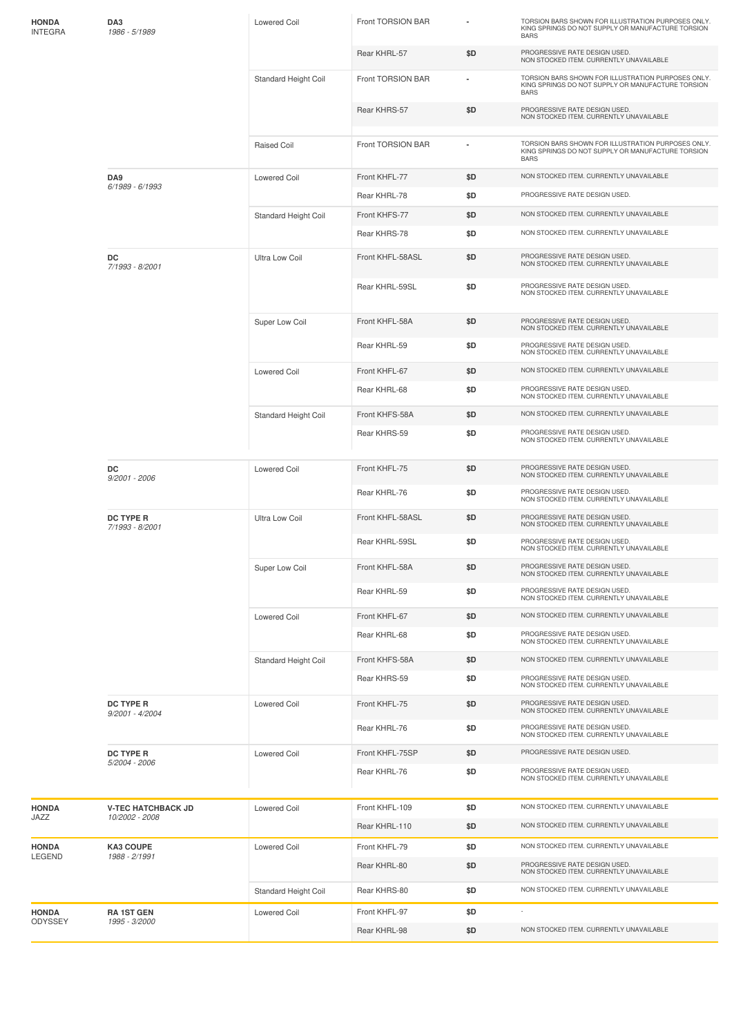| Make / Model | Chassis / Years | Coil Type | Position / Part | Price | Notes |
|---|---|---|---|---|---|
| **HONDA** INTEGRA | **DA3** *1986 - 5/1989* | Lowered Coil | Front TORSION BAR | - | TORSION BARS SHOWN FOR ILLUSTRATION PURPOSES ONLY. KING SPRINGS DO NOT SUPPLY OR MANUFACTURE TORSION BARS |
| | | | Rear KHRL-57 | $D | PROGRESSIVE RATE DESIGN USED. NON STOCKED ITEM. CURRENTLY UNAVAILABLE |
| | | Standard Height Coil | Front TORSION BAR | - | TORSION BARS SHOWN FOR ILLUSTRATION PURPOSES ONLY. KING SPRINGS DO NOT SUPPLY OR MANUFACTURE TORSION BARS |
| | | | Rear KHRS-57 | $D | PROGRESSIVE RATE DESIGN USED. NON STOCKED ITEM. CURRENTLY UNAVAILABLE |
| | | Raised Coil | Front TORSION BAR | - | TORSION BARS SHOWN FOR ILLUSTRATION PURPOSES ONLY. KING SPRINGS DO NOT SUPPLY OR MANUFACTURE TORSION BARS |
| | **DA9** *6/1989 - 6/1993* | Lowered Coil | Front KHFL-77 | $D | NON STOCKED ITEM. CURRENTLY UNAVAILABLE |
| | | | Rear KHRL-78 | $D | PROGRESSIVE RATE DESIGN USED. |
| | | Standard Height Coil | Front KHFS-77 | $D | NON STOCKED ITEM. CURRENTLY UNAVAILABLE |
| | | | Rear KHRS-78 | $D | NON STOCKED ITEM. CURRENTLY UNAVAILABLE |
| | **DC** *7/1993 - 8/2001* | Ultra Low Coil | Front KHFL-58ASL | $D | PROGRESSIVE RATE DESIGN USED. NON STOCKED ITEM. CURRENTLY UNAVAILABLE |
| | | | Rear KHRL-59SL | $D | PROGRESSIVE RATE DESIGN USED. NON STOCKED ITEM. CURRENTLY UNAVAILABLE |
| | | Super Low Coil | Front KHFL-58A | $D | PROGRESSIVE RATE DESIGN USED. NON STOCKED ITEM. CURRENTLY UNAVAILABLE |
| | | | Rear KHRL-59 | $D | PROGRESSIVE RATE DESIGN USED. NON STOCKED ITEM. CURRENTLY UNAVAILABLE |
| | | Lowered Coil | Front KHFL-67 | $D | NON STOCKED ITEM. CURRENTLY UNAVAILABLE |
| | | | Rear KHRL-68 | $D | PROGRESSIVE RATE DESIGN USED. NON STOCKED ITEM. CURRENTLY UNAVAILABLE |
| | | Standard Height Coil | Front KHFS-58A | $D | NON STOCKED ITEM. CURRENTLY UNAVAILABLE |
| | | | Rear KHRS-59 | $D | PROGRESSIVE RATE DESIGN USED. NON STOCKED ITEM. CURRENTLY UNAVAILABLE |
| | **DC** *9/2001 - 2006* | Lowered Coil | Front KHFL-75 | $D | PROGRESSIVE RATE DESIGN USED. NON STOCKED ITEM. CURRENTLY UNAVAILABLE |
| | | | Rear KHRL-76 | $D | PROGRESSIVE RATE DESIGN USED. NON STOCKED ITEM. CURRENTLY UNAVAILABLE |
| | **DC TYPE R** *7/1993 - 8/2001* | Ultra Low Coil | Front KHFL-58ASL | $D | PROGRESSIVE RATE DESIGN USED. NON STOCKED ITEM. CURRENTLY UNAVAILABLE |
| | | | Rear KHRL-59SL | $D | PROGRESSIVE RATE DESIGN USED. NON STOCKED ITEM. CURRENTLY UNAVAILABLE |
| | | Super Low Coil | Front KHFL-58A | $D | PROGRESSIVE RATE DESIGN USED. NON STOCKED ITEM. CURRENTLY UNAVAILABLE |
| | | | Rear KHRL-59 | $D | PROGRESSIVE RATE DESIGN USED. NON STOCKED ITEM. CURRENTLY UNAVAILABLE |
| | | Lowered Coil | Front KHFL-67 | $D | NON STOCKED ITEM. CURRENTLY UNAVAILABLE |
| | | | Rear KHRL-68 | $D | PROGRESSIVE RATE DESIGN USED. NON STOCKED ITEM. CURRENTLY UNAVAILABLE |
| | | Standard Height Coil | Front KHFS-58A | $D | NON STOCKED ITEM. CURRENTLY UNAVAILABLE |
| | | | Rear KHRS-59 | $D | PROGRESSIVE RATE DESIGN USED. NON STOCKED ITEM. CURRENTLY UNAVAILABLE |
| | **DC TYPE R** *9/2001 - 4/2004* | Lowered Coil | Front KHFL-75 | $D | PROGRESSIVE RATE DESIGN USED. NON STOCKED ITEM. CURRENTLY UNAVAILABLE |
| | | | Rear KHRL-76 | $D | PROGRESSIVE RATE DESIGN USED. NON STOCKED ITEM. CURRENTLY UNAVAILABLE |
| | **DC TYPE R** *5/2004 - 2006* | Lowered Coil | Front KHFL-75SP | $D | PROGRESSIVE RATE DESIGN USED. |
| | | | Rear KHRL-76 | $D | PROGRESSIVE RATE DESIGN USED. NON STOCKED ITEM. CURRENTLY UNAVAILABLE |
| **HONDA** JAZZ | **V-TEC HATCHBACK JD** *10/2002 - 2008* | Lowered Coil | Front KHFL-109 | $D | NON STOCKED ITEM. CURRENTLY UNAVAILABLE |
| | | | Rear KHRL-110 | $D | NON STOCKED ITEM. CURRENTLY UNAVAILABLE |
| **HONDA** LEGEND | **KA3 COUPE** *1988 - 2/1991* | Lowered Coil | Front KHFL-79 | $D | NON STOCKED ITEM. CURRENTLY UNAVAILABLE |
| | | | Rear KHRL-80 | $D | PROGRESSIVE RATE DESIGN USED. NON STOCKED ITEM. CURRENTLY UNAVAILABLE |
| | | Standard Height Coil | Rear KHRS-80 | $D | NON STOCKED ITEM. CURRENTLY UNAVAILABLE |
| **HONDA** ODYSSEY | **RA 1ST GEN** *1995 - 3/2000* | Lowered Coil | Front KHFL-97 | $D | - |
| | | | Rear KHRL-98 | $D | NON STOCKED ITEM. CURRENTLY UNAVAILABLE |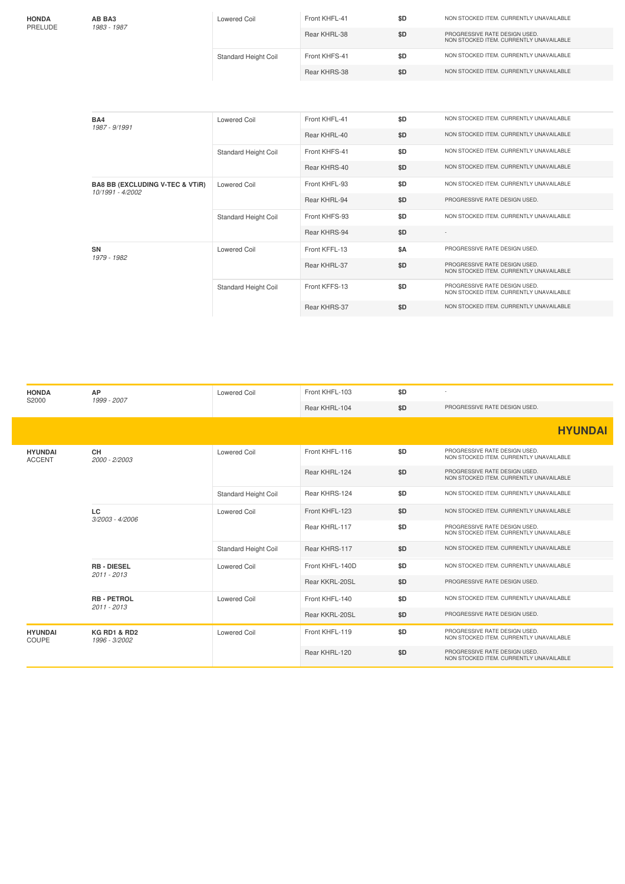| Make / Model | Chassis / Years | Type | Part | Price | Notes |
|---|---|---|---|---|---|
| **HONDA** PRELUDE | **AB BA3** *1983 - 1987* | Lowered Coil | Front KHFL-41 | $D | NON STOCKED ITEM. CURRENTLY UNAVAILABLE |
| | | | Rear KHRL-38 | $D | PROGRESSIVE RATE DESIGN USED. NON STOCKED ITEM. CURRENTLY UNAVAILABLE |
| | | Standard Height Coil | Front KHFS-41 | $D | NON STOCKED ITEM. CURRENTLY UNAVAILABLE |
| | | | Rear KHRS-38 | $D | NON STOCKED ITEM. CURRENTLY UNAVAILABLE |
| | **BA4** *1987 - 9/1991* | Lowered Coil | Front KHFL-41 | $D | NON STOCKED ITEM. CURRENTLY UNAVAILABLE |
| | | | Rear KHRL-40 | $D | NON STOCKED ITEM. CURRENTLY UNAVAILABLE |
| | | Standard Height Coil | Front KHFS-41 | $D | NON STOCKED ITEM. CURRENTLY UNAVAILABLE |
| | | | Rear KHRS-40 | $D | NON STOCKED ITEM. CURRENTLY UNAVAILABLE |
| | **BA8 BB (EXCLUDING V-TEC & VTiR)** *10/1991 - 4/2002* | Lowered Coil | Front KHFL-93 | $D | NON STOCKED ITEM. CURRENTLY UNAVAILABLE |
| | | | Rear KHRL-94 | $D | PROGRESSIVE RATE DESIGN USED. |
| | | Standard Height Coil | Front KHFS-93 | $D | NON STOCKED ITEM. CURRENTLY UNAVAILABLE |
| | | | Rear KHRS-94 | $D | - |
| | **SN** *1979 - 1982* | Lowered Coil | Front KFFL-13 | $A | PROGRESSIVE RATE DESIGN USED. |
| | | | Rear KHRL-37 | $D | PROGRESSIVE RATE DESIGN USED. NON STOCKED ITEM. CURRENTLY UNAVAILABLE |
| | | Standard Height Coil | Front KFFS-13 | $D | PROGRESSIVE RATE DESIGN USED. NON STOCKED ITEM. CURRENTLY UNAVAILABLE |
| | | | Rear KHRS-37 | $D | NON STOCKED ITEM. CURRENTLY UNAVAILABLE |
| **HONDA** S2000 | **AP** *1999 - 2007* | Lowered Coil | Front KHFL-103 | $D | - |
| | | | Rear KHRL-104 | $D | PROGRESSIVE RATE DESIGN USED. |

## HYUNDAI

| Make / Model | Chassis / Years | Type | Part | Price | Notes |
|---|---|---|---|---|---|
| **HYUNDAI** ACCENT | **CH** *2000 - 2/2003* | Lowered Coil | Front KHFL-116 | $D | PROGRESSIVE RATE DESIGN USED. NON STOCKED ITEM. CURRENTLY UNAVAILABLE |
| | | | Rear KHRL-124 | $D | PROGRESSIVE RATE DESIGN USED. NON STOCKED ITEM. CURRENTLY UNAVAILABLE |
| | | Standard Height Coil | Rear KHRS-124 | $D | NON STOCKED ITEM. CURRENTLY UNAVAILABLE |
| | **LC** *3/2003 - 4/2006* | Lowered Coil | Front KHFL-123 | $D | NON STOCKED ITEM. CURRENTLY UNAVAILABLE |
| | | | Rear KHRL-117 | $D | PROGRESSIVE RATE DESIGN USED. NON STOCKED ITEM. CURRENTLY UNAVAILABLE |
| | | Standard Height Coil | Rear KHRS-117 | $D | NON STOCKED ITEM. CURRENTLY UNAVAILABLE |
| | **RB - DIESEL** *2011 - 2013* | Lowered Coil | Front KHFL-140D | $D | NON STOCKED ITEM. CURRENTLY UNAVAILABLE |
| | | | Rear KKRL-20SL | $D | PROGRESSIVE RATE DESIGN USED. |
| | **RB - PETROL** *2011 - 2013* | Lowered Coil | Front KHFL-140 | $D | NON STOCKED ITEM. CURRENTLY UNAVAILABLE |
| | | | Rear KKRL-20SL | $D | PROGRESSIVE RATE DESIGN USED. |
| **HYUNDAI** COUPE | **KG RD1 & RD2** *1996 - 3/2002* | Lowered Coil | Front KHFL-119 | $D | PROGRESSIVE RATE DESIGN USED. NON STOCKED ITEM. CURRENTLY UNAVAILABLE |
| | | | Rear KHRL-120 | $D | PROGRESSIVE RATE DESIGN USED. NON STOCKED ITEM. CURRENTLY UNAVAILABLE |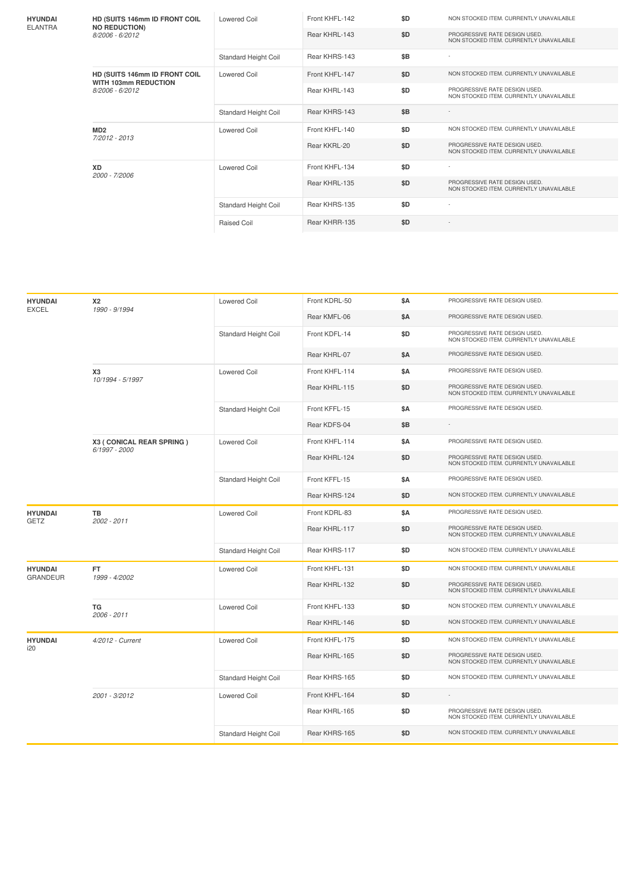| | | | | | |
|---|---|---|---|---|---|
| **HYUNDAI** ELANTRA | **HD (SUITS 146mm ID FRONT COIL NO REDUCTION)** *8/2006 - 6/2012* | Lowered Coil | Front KHFL-142 | $D | NON STOCKED ITEM. CURRENTLY UNAVAILABLE |
| | | | Rear KHRL-143 | $D | PROGRESSIVE RATE DESIGN USED. NON STOCKED ITEM. CURRENTLY UNAVAILABLE |
| | | Standard Height Coil | Rear KHRS-143 | $B | - |
| | **HD (SUITS 146mm ID FRONT COIL WITH 103mm REDUCTION** *8/2006 - 6/2012* | Lowered Coil | Front KHFL-147 | $D | NON STOCKED ITEM. CURRENTLY UNAVAILABLE |
| | | | Rear KHRL-143 | $D | PROGRESSIVE RATE DESIGN USED. NON STOCKED ITEM. CURRENTLY UNAVAILABLE |
| | | Standard Height Coil | Rear KHRS-143 | $B | - |
| | **MD2** *7/2012 - 2013* | Lowered Coil | Front KHFL-140 | $D | NON STOCKED ITEM. CURRENTLY UNAVAILABLE |
| | | | Rear KKRL-20 | $D | PROGRESSIVE RATE DESIGN USED. NON STOCKED ITEM. CURRENTLY UNAVAILABLE |
| | **XD** *2000 - 7/2006* | Lowered Coil | Front KHFL-134 | $D | - |
| | | | Rear KHRL-135 | $D | PROGRESSIVE RATE DESIGN USED. NON STOCKED ITEM. CURRENTLY UNAVAILABLE |
| | | Standard Height Coil | Rear KHRS-135 | $D | - |
| | | Raised Coil | Rear KHRR-135 | $D | - |

| | | | | | |
|---|---|---|---|---|---|
| **HYUNDAI** EXCEL | **X2** *1990 - 9/1994* | Lowered Coil | Front KDRL-50 | $A | PROGRESSIVE RATE DESIGN USED. |
| | | | Rear KMFL-06 | $A | PROGRESSIVE RATE DESIGN USED. |
| | | Standard Height Coil | Front KDFL-14 | $D | PROGRESSIVE RATE DESIGN USED. NON STOCKED ITEM. CURRENTLY UNAVAILABLE |
| | | | Rear KHRL-07 | $A | PROGRESSIVE RATE DESIGN USED. |
| | **X3** *10/1994 - 5/1997* | Lowered Coil | Front KHFL-114 | $A | PROGRESSIVE RATE DESIGN USED. |
| | | | Rear KHRL-115 | $D | PROGRESSIVE RATE DESIGN USED. NON STOCKED ITEM. CURRENTLY UNAVAILABLE |
| | | Standard Height Coil | Front KFFL-15 | $A | PROGRESSIVE RATE DESIGN USED. |
| | | | Rear KDFS-04 | $B | - |
| | **X3 ( CONICAL REAR SPRING )** *6/1997 - 2000* | Lowered Coil | Front KHFL-114 | $A | PROGRESSIVE RATE DESIGN USED. |
| | | | Rear KHRL-124 | $D | PROGRESSIVE RATE DESIGN USED. NON STOCKED ITEM. CURRENTLY UNAVAILABLE |
| | | Standard Height Coil | Front KFFL-15 | $A | PROGRESSIVE RATE DESIGN USED. |
| | | | Rear KHRS-124 | $D | NON STOCKED ITEM. CURRENTLY UNAVAILABLE |
| **HYUNDAI** GETZ | **TB** *2002 - 2011* | Lowered Coil | Front KDRL-83 | $A | PROGRESSIVE RATE DESIGN USED. |
| | | | Rear KHRL-117 | $D | PROGRESSIVE RATE DESIGN USED. NON STOCKED ITEM. CURRENTLY UNAVAILABLE |
| | | Standard Height Coil | Rear KHRS-117 | $D | NON STOCKED ITEM. CURRENTLY UNAVAILABLE |
| **HYUNDAI** GRANDEUR | **FT** *1999 - 4/2002* | Lowered Coil | Front KHFL-131 | $D | NON STOCKED ITEM. CURRENTLY UNAVAILABLE |
| | | | Rear KHRL-132 | $D | PROGRESSIVE RATE DESIGN USED. NON STOCKED ITEM. CURRENTLY UNAVAILABLE |
| | **TG** *2006 - 2011* | Lowered Coil | Front KHFL-133 | $D | NON STOCKED ITEM. CURRENTLY UNAVAILABLE |
| | | | Rear KHRL-146 | $D | NON STOCKED ITEM. CURRENTLY UNAVAILABLE |
| **HYUNDAI** i20 | *4/2012 - Current* | Lowered Coil | Front KHFL-175 | $D | NON STOCKED ITEM. CURRENTLY UNAVAILABLE |
| | | | Rear KHRL-165 | $D | PROGRESSIVE RATE DESIGN USED. NON STOCKED ITEM. CURRENTLY UNAVAILABLE |
| | | Standard Height Coil | Rear KHRS-165 | $D | NON STOCKED ITEM. CURRENTLY UNAVAILABLE |
| | *2001 - 3/2012* | Lowered Coil | Front KHFL-164 | $D | - |
| | | | Rear KHRL-165 | $D | PROGRESSIVE RATE DESIGN USED. NON STOCKED ITEM. CURRENTLY UNAVAILABLE |
| | | Standard Height Coil | Rear KHRS-165 | $D | NON STOCKED ITEM. CURRENTLY UNAVAILABLE |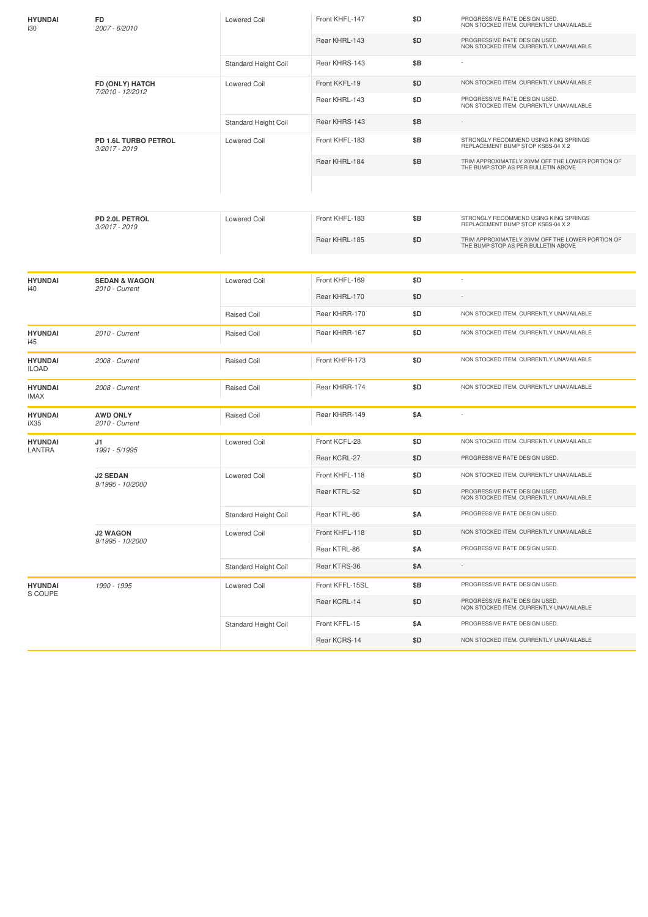| Make/Model | Variant | Type | Part | Price | Notes |
|---|---|---|---|---|---|
| **HYUNDAI** i30 | **FD** *2007 - 6/2010* | Lowered Coil | Front KHFL-147 | $D | PROGRESSIVE RATE DESIGN USED. NON STOCKED ITEM. CURRENTLY UNAVAILABLE |
| | | | Rear KHRL-143 | $D | PROGRESSIVE RATE DESIGN USED. NON STOCKED ITEM. CURRENTLY UNAVAILABLE |
| | | Standard Height Coil | Rear KHRS-143 | $B | - |
| | **FD (ONLY) HATCH** *7/2010 - 12/2012* | Lowered Coil | Front KKFL-19 | $D | NON STOCKED ITEM. CURRENTLY UNAVAILABLE |
| | | | Rear KHRL-143 | $D | PROGRESSIVE RATE DESIGN USED. NON STOCKED ITEM. CURRENTLY UNAVAILABLE |
| | | Standard Height Coil | Rear KHRS-143 | $B | - |
| | **PD 1.6L TURBO PETROL** *3/2017 - 2019* | Lowered Coil | Front KHFL-183 | $B | STRONGLY RECOMMEND USING KING SPRINGS REPLACEMENT BUMP STOP KSBS-04 X 2 |
| | | | Rear KHRL-184 | $B | TRIM APPROXIMATELY 20MM OFF THE LOWER PORTION OF THE BUMP STOP AS PER BULLETIN ABOVE |
| | **PD 2.0L PETROL** *3/2017 - 2019* | Lowered Coil | Front KHFL-183 | $B | STRONGLY RECOMMEND USING KING SPRINGS REPLACEMENT BUMP STOP KSBS-04 X 2 |
| | | | Rear KHRL-185 | $D | TRIM APPROXIMATELY 20MM OFF THE LOWER PORTION OF THE BUMP STOP AS PER BULLETIN ABOVE |
| **HYUNDAI** i40 | **SEDAN & WAGON** *2010 - Current* | Lowered Coil | Front KHFL-169 | $D | - |
| | | | Rear KHRL-170 | $D | - |
| | | Raised Coil | Rear KHRR-170 | $D | NON STOCKED ITEM. CURRENTLY UNAVAILABLE |
| **HYUNDAI** i45 | *2010 - Current* | Raised Coil | Rear KHRR-167 | $D | NON STOCKED ITEM. CURRENTLY UNAVAILABLE |
| **HYUNDAI** ILOAD | *2008 - Current* | Raised Coil | Front KHFR-173 | $D | NON STOCKED ITEM. CURRENTLY UNAVAILABLE |
| **HYUNDAI** IMAX | *2008 - Current* | Raised Coil | Rear KHRR-174 | $D | NON STOCKED ITEM. CURRENTLY UNAVAILABLE |
| **HYUNDAI** iX35 | **AWD ONLY** *2010 - Current* | Raised Coil | Rear KHRR-149 | $A | - |
| **HYUNDAI** LANTRA | **J1** *1991 - 5/1995* | Lowered Coil | Front KCFL-28 | $D | NON STOCKED ITEM. CURRENTLY UNAVAILABLE |
| | | | Rear KCRL-27 | $D | PROGRESSIVE RATE DESIGN USED. |
| | **J2 SEDAN** *9/1995 - 10/2000* | Lowered Coil | Front KHFL-118 | $D | NON STOCKED ITEM. CURRENTLY UNAVAILABLE |
| | | | Rear KTRL-52 | $D | PROGRESSIVE RATE DESIGN USED. NON STOCKED ITEM. CURRENTLY UNAVAILABLE |
| | | Standard Height Coil | Rear KTRL-86 | $A | PROGRESSIVE RATE DESIGN USED. |
| | **J2 WAGON** *9/1995 - 10/2000* | Lowered Coil | Front KHFL-118 | $D | NON STOCKED ITEM. CURRENTLY UNAVAILABLE |
| | | | Rear KTRL-86 | $A | PROGRESSIVE RATE DESIGN USED. |
| | | Standard Height Coil | Rear KTRS-36 | $A | - |
| **HYUNDAI** S COUPE | *1990 - 1995* | Lowered Coil | Front KFFL-15SL | $B | PROGRESSIVE RATE DESIGN USED. |
| | | | Rear KCRL-14 | $D | PROGRESSIVE RATE DESIGN USED. NON STOCKED ITEM. CURRENTLY UNAVAILABLE |
| | | Standard Height Coil | Front KFFL-15 | $A | PROGRESSIVE RATE DESIGN USED. |
| | | | Rear KCRS-14 | $D | NON STOCKED ITEM. CURRENTLY UNAVAILABLE |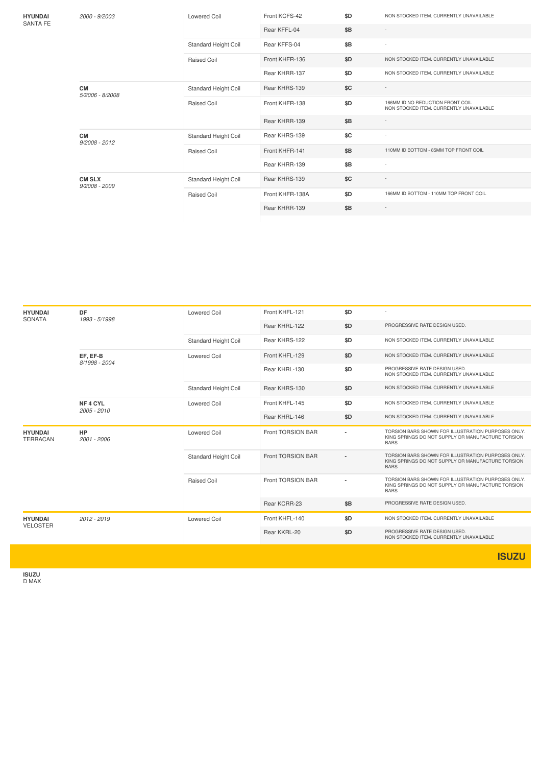| | | | | | |
|---|---|---|---|---|---|
| **HYUNDAI** SANTA FE | 2000 - 9/2003 | Lowered Coil | Front KCFS-42 | $D | NON STOCKED ITEM. CURRENTLY UNAVAILABLE |
| | | | Rear KFFL-04 | $B | - |
| | | Standard Height Coil | Rear KFFS-04 | $B | - |
| | | Raised Coil | Front KHFR-136 | $D | NON STOCKED ITEM. CURRENTLY UNAVAILABLE |
| | | | Rear KHRR-137 | $D | NON STOCKED ITEM. CURRENTLY UNAVAILABLE |
| | **CM** 5/2006 - 8/2008 | Standard Height Coil | Rear KHRS-139 | $C | - |
| | | Raised Coil | Front KHFR-138 | $D | 166MM ID NO REDUCTION FRONT COIL NON STOCKED ITEM. CURRENTLY UNAVAILABLE |
| | | | Rear KHRR-139 | $B | - |
| | **CM** 9/2008 - 2012 | Standard Height Coil | Rear KHRS-139 | $C | - |
| | | Raised Coil | Front KHFR-141 | $B | 110MM ID BOTTOM - 85MM TOP FRONT COIL |
| | | | Rear KHRR-139 | $B | - |
| | **CM SLX** 9/2008 - 2009 | Standard Height Coil | Rear KHRS-139 | $C | - |
| | | Raised Coil | Front KHFR-138A | $D | 166MM ID BOTTOM - 110MM TOP FRONT COIL |
| | | | Rear KHRR-139 | $B | - |

| | | | | | |
|---|---|---|---|---|---|
| **HYUNDAI** SONATA | **DF** 1993 - 5/1998 | Lowered Coil | Front KHFL-121 | $D | - |
| | | | Rear KHRL-122 | $D | PROGRESSIVE RATE DESIGN USED. |
| | | Standard Height Coil | Rear KHRS-122 | $D | NON STOCKED ITEM. CURRENTLY UNAVAILABLE |
| | **EF, EF-B** 8/1998 - 2004 | Lowered Coil | Front KHFL-129 | $D | NON STOCKED ITEM. CURRENTLY UNAVAILABLE |
| | | | Rear KHRL-130 | $D | PROGRESSIVE RATE DESIGN USED. NON STOCKED ITEM. CURRENTLY UNAVAILABLE |
| | | Standard Height Coil | Rear KHRS-130 | $D | NON STOCKED ITEM. CURRENTLY UNAVAILABLE |
| | **NF 4 CYL** 2005 - 2010 | Lowered Coil | Front KHFL-145 | $D | NON STOCKED ITEM. CURRENTLY UNAVAILABLE |
| | | | Rear KHRL-146 | $D | NON STOCKED ITEM. CURRENTLY UNAVAILABLE |
| **HYUNDAI** TERRACAN | **HP** 2001 - 2006 | Lowered Coil | Front TORSION BAR | - | TORSION BARS SHOWN FOR ILLUSTRATION PURPOSES ONLY. KING SPRINGS DO NOT SUPPLY OR MANUFACTURE TORSION BARS |
| | | Standard Height Coil | Front TORSION BAR | - | TORSION BARS SHOWN FOR ILLUSTRATION PURPOSES ONLY. KING SPRINGS DO NOT SUPPLY OR MANUFACTURE TORSION BARS |
| | | Raised Coil | Front TORSION BAR | - | TORSION BARS SHOWN FOR ILLUSTRATION PURPOSES ONLY. KING SPRINGS DO NOT SUPPLY OR MANUFACTURE TORSION BARS |
| | | | Rear KCRR-23 | $B | PROGRESSIVE RATE DESIGN USED. |
| **HYUNDAI** VELOSTER | 2012 - 2019 | Lowered Coil | Front KHFL-140 | $D | NON STOCKED ITEM. CURRENTLY UNAVAILABLE |
| | | | Rear KKRL-20 | $D | PROGRESSIVE RATE DESIGN USED. NON STOCKED ITEM. CURRENTLY UNAVAILABLE |

## ISUZU

**ISUZU**
D MAX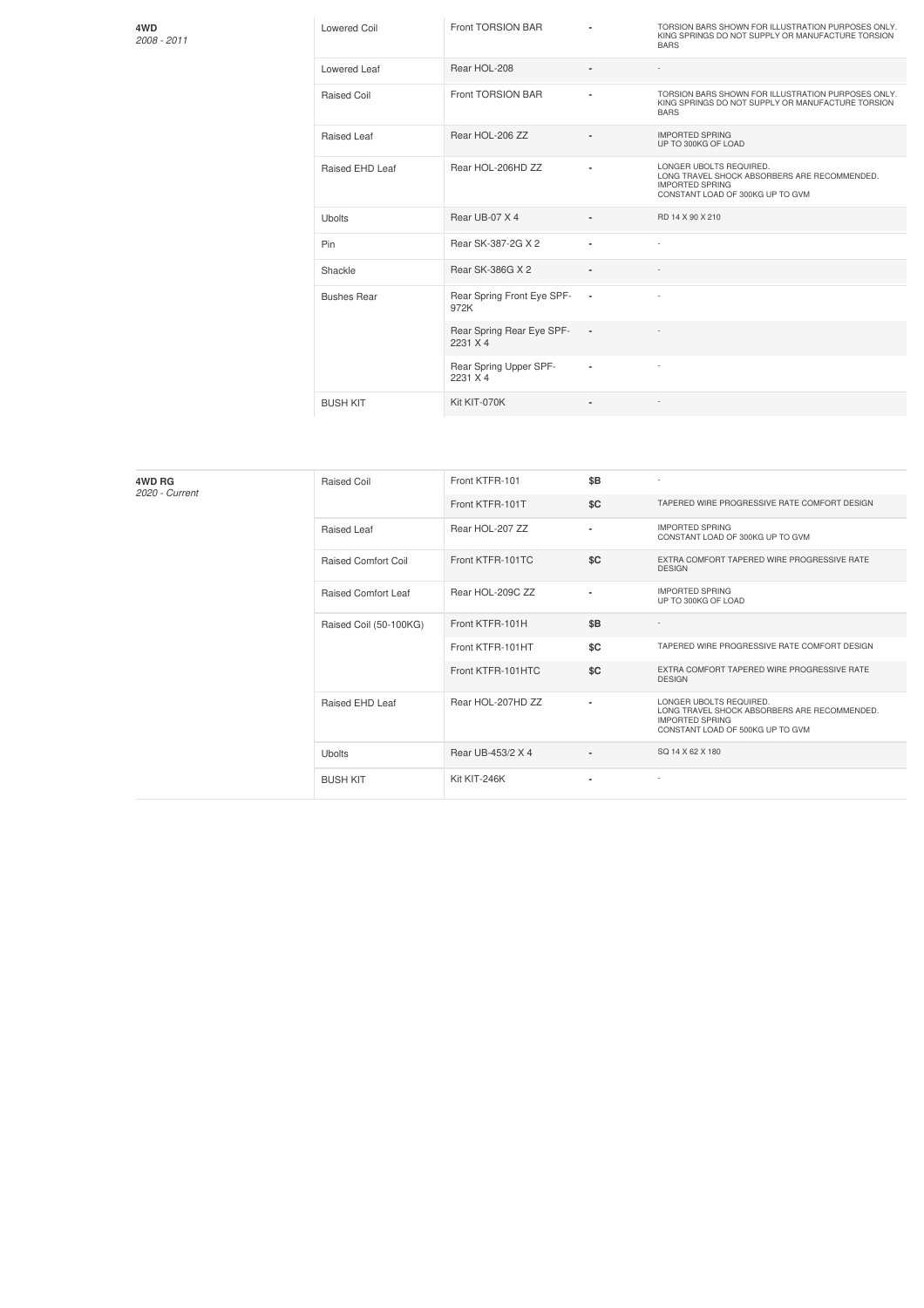| **4WD** *2008 - 2011* | Lowered Coil | Front TORSION BAR | - | TORSION BARS SHOWN FOR ILLUSTRATION PURPOSES ONLY. KING SPRINGS DO NOT SUPPLY OR MANUFACTURE TORSION BARS |
|---|---|---|---|---|
| | Lowered Leaf | Rear HOL-208 | - | - |
| | Raised Coil | Front TORSION BAR | - | TORSION BARS SHOWN FOR ILLUSTRATION PURPOSES ONLY. KING SPRINGS DO NOT SUPPLY OR MANUFACTURE TORSION BARS |
| | Raised Leaf | Rear HOL-206 ZZ | - | IMPORTED SPRING UP TO 300KG OF LOAD |
| | Raised EHD Leaf | Rear HOL-206HD ZZ | - | LONGER UBOLTS REQUIRED. LONG TRAVEL SHOCK ABSORBERS ARE RECOMMENDED. IMPORTED SPRING CONSTANT LOAD OF 300KG UP TO GVM |
| | Ubolts | Rear UB-07 X 4 | - | RD 14 X 90 X 210 |
| | Pin | Rear SK-387-2G X 2 | - | - |
| | Shackle | Rear SK-386G X 2 | - | - |
| | Bushes Rear | Rear Spring Front Eye SPF-972K | - | - |
| | | Rear Spring Rear Eye SPF-2231 X 4 | - | - |
| | | Rear Spring Upper SPF-2231 X 4 | - | - |
| | BUSH KIT | Kit KIT-070K | - | - |

| **4WD RG** *2020 - Current* | Raised Coil | Front KTFR-101 | $B | - |
|---|---|---|---|---|
| | | Front KTFR-101T | $C | TAPERED WIRE PROGRESSIVE RATE COMFORT DESIGN |
| | Raised Leaf | Rear HOL-207 ZZ | - | IMPORTED SPRING CONSTANT LOAD OF 300KG UP TO GVM |
| | Raised Comfort Coil | Front KTFR-101TC | $C | EXTRA COMFORT TAPERED WIRE PROGRESSIVE RATE DESIGN |
| | Raised Comfort Leaf | Rear HOL-209C ZZ | - | IMPORTED SPRING UP TO 300KG OF LOAD |
| | Raised Coil (50-100KG) | Front KTFR-101H | $B | - |
| | | Front KTFR-101HT | $C | TAPERED WIRE PROGRESSIVE RATE COMFORT DESIGN |
| | | Front KTFR-101HTC | $C | EXTRA COMFORT TAPERED WIRE PROGRESSIVE RATE DESIGN |
| | Raised EHD Leaf | Rear HOL-207HD ZZ | - | LONGER UBOLTS REQUIRED. LONG TRAVEL SHOCK ABSORBERS ARE RECOMMENDED. IMPORTED SPRING CONSTANT LOAD OF 500KG UP TO GVM |
| | Ubolts | Rear UB-453/2 X 4 | - | SQ 14 X 62 X 180 |
| | BUSH KIT | Kit KIT-246K | - | - |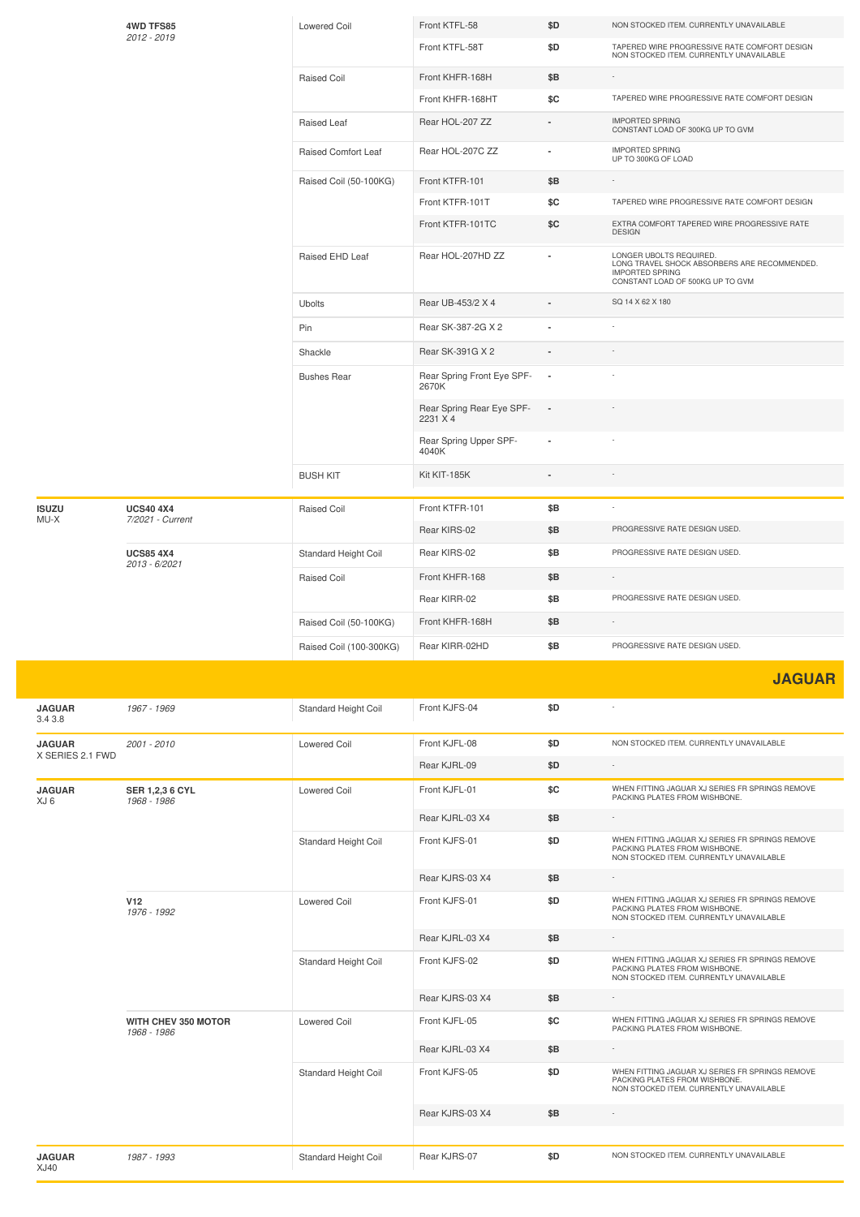| Make / Model | Series / Years | Type | Part | Price | Notes |
|---|---|---|---|---|---|
| | **4WD TFS85** *2012 - 2019* | Lowered Coil | Front KTFL-58 | $D | NON STOCKED ITEM. CURRENTLY UNAVAILABLE |
| | | | Front KTFL-58T | $D | TAPERED WIRE PROGRESSIVE RATE COMFORT DESIGN NON STOCKED ITEM. CURRENTLY UNAVAILABLE |
| | | Raised Coil | Front KHFR-168H | $B | - |
| | | | Front KHFR-168HT | $C | TAPERED WIRE PROGRESSIVE RATE COMFORT DESIGN |
| | | Raised Leaf | Rear HOL-207 ZZ | - | IMPORTED SPRING CONSTANT LOAD OF 300KG UP TO GVM |
| | | Raised Comfort Leaf | Rear HOL-207C ZZ | - | IMPORTED SPRING UP TO 300KG OF LOAD |
| | | Raised Coil (50-100KG) | Front KTFR-101 | $B | - |
| | | | Front KTFR-101T | $C | TAPERED WIRE PROGRESSIVE RATE COMFORT DESIGN |
| | | | Front KTFR-101TC | $C | EXTRA COMFORT TAPERED WIRE PROGRESSIVE RATE DESIGN |
| | | Raised EHD Leaf | Rear HOL-207HD ZZ | - | LONGER UBOLTS REQUIRED. LONG TRAVEL SHOCK ABSORBERS ARE RECOMMENDED. IMPORTED SPRING CONSTANT LOAD OF 500KG UP TO GVM |
| | | Ubolts | Rear UB-453/2 X 4 | - | SQ 14 X 62 X 180 |
| | | Pin | Rear SK-387-2G X 2 | - | - |
| | | Shackle | Rear SK-391G X 2 | - | - |
| | | Bushes Rear | Rear Spring Front Eye SPF-2670K | - | - |
| | | | Rear Spring Rear Eye SPF-2231 X 4 | - | - |
| | | | Rear Spring Upper SPF-4040K | - | - |
| | | BUSH KIT | Kit KIT-185K | - | - |
| **ISUZU** MU-X | **UCS40 4X4** *7/2021 - Current* | Raised Coil | Front KTFR-101 | $B | - |
| | | | Rear KIRS-02 | $B | PROGRESSIVE RATE DESIGN USED. |
| | **UCS85 4X4** *2013 - 6/2021* | Standard Height Coil | Rear KIRS-02 | $B | PROGRESSIVE RATE DESIGN USED. |
| | | Raised Coil | Front KHFR-168 | $B | - |
| | | | Rear KIRR-02 | $B | PROGRESSIVE RATE DESIGN USED. |
| | | Raised Coil (50-100KG) | Front KHFR-168H | $B | - |
| | | Raised Coil (100-300KG) | Rear KIRR-02HD | $B | PROGRESSIVE RATE DESIGN USED. |

## JAGUAR

| Make / Model | Series / Years | Type | Part | Price | Notes |
|---|---|---|---|---|---|
| **JAGUAR** 3.4 3.8 | *1967 - 1969* | Standard Height Coil | Front KJFS-04 | $D | - |
| **JAGUAR** X SERIES 2.1 FWD | *2001 - 2010* | Lowered Coil | Front KJFL-08 | $D | NON STOCKED ITEM. CURRENTLY UNAVAILABLE |
| | | | Rear KJRL-09 | $D | - |
| **JAGUAR** XJ 6 | **SER 1,2,3 6 CYL** *1968 - 1986* | Lowered Coil | Front KJFL-01 | $C | WHEN FITTING JAGUAR XJ SERIES FR SPRINGS REMOVE PACKING PLATES FROM WISHBONE. |
| | | | Rear KJRL-03 X4 | $B | - |
| | | Standard Height Coil | Front KJFS-01 | $D | WHEN FITTING JAGUAR XJ SERIES FR SPRINGS REMOVE PACKING PLATES FROM WISHBONE. NON STOCKED ITEM. CURRENTLY UNAVAILABLE |
| | | | Rear KJRS-03 X4 | $B | - |
| | **V12** *1976 - 1992* | Lowered Coil | Front KJFS-01 | $D | WHEN FITTING JAGUAR XJ SERIES FR SPRINGS REMOVE PACKING PLATES FROM WISHBONE. NON STOCKED ITEM. CURRENTLY UNAVAILABLE |
| | | | Rear KJRL-03 X4 | $B | - |
| | | Standard Height Coil | Front KJFS-02 | $D | WHEN FITTING JAGUAR XJ SERIES FR SPRINGS REMOVE PACKING PLATES FROM WISHBONE. NON STOCKED ITEM. CURRENTLY UNAVAILABLE |
| | | | Rear KJRS-03 X4 | $B | - |
| | **WITH CHEV 350 MOTOR** *1968 - 1986* | Lowered Coil | Front KJFL-05 | $C | WHEN FITTING JAGUAR XJ SERIES FR SPRINGS REMOVE PACKING PLATES FROM WISHBONE. |
| | | | Rear KJRL-03 X4 | $B | - |
| | | Standard Height Coil | Front KJFS-05 | $D | WHEN FITTING JAGUAR XJ SERIES FR SPRINGS REMOVE PACKING PLATES FROM WISHBONE. NON STOCKED ITEM. CURRENTLY UNAVAILABLE |
| | | | Rear KJRS-03 X4 | $B | - |
| **JAGUAR** XJ40 | *1987 - 1993* | Standard Height Coil | Rear KJRS-07 | $D | NON STOCKED ITEM. CURRENTLY UNAVAILABLE |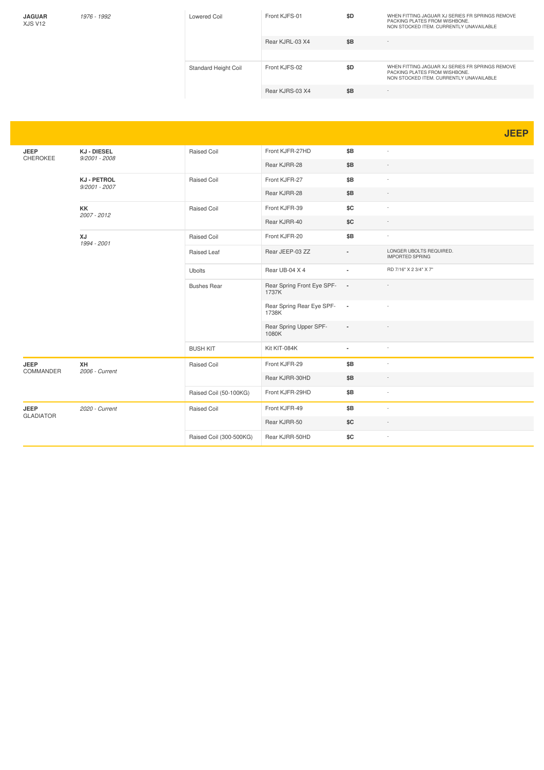| | | | | | |
|---|---|---|---|---|---|
| **JAGUAR** XJS V12 | *1976 - 1992* | Lowered Coil | Front KJFS-01 | **$D** | WHEN FITTING JAGUAR XJ SERIES FR SPRINGS REMOVE PACKING PLATES FROM WISHBONE. NON STOCKED ITEM. CURRENTLY UNAVAILABLE |
| | | | Rear KJRL-03 X4 | **$B** | - |
| | | Standard Height Coil | Front KJFS-02 | **$D** | WHEN FITTING JAGUAR XJ SERIES FR SPRINGS REMOVE PACKING PLATES FROM WISHBONE. NON STOCKED ITEM. CURRENTLY UNAVAILABLE |
| | | | Rear KJRS-03 X4 | **$B** | - |

## JEEP

| | | | | | |
|---|---|---|---|---|---|
| **JEEP** CHEROKEE | **KJ - DIESEL** *9/2001 - 2008* | Raised Coil | Front KJFR-27HD | **$B** | - |
| | | | Rear KJRR-28 | **$B** | - |
| | **KJ - PETROL** *9/2001 - 2007* | Raised Coil | Front KJFR-27 | **$B** | - |
| | | | Rear KJRR-28 | **$B** | - |
| | **KK** *2007 - 2012* | Raised Coil | Front KJFR-39 | **$C** | - |
| | | | Rear KJRR-40 | **$C** | - |
| | **XJ** *1994 - 2001* | Raised Coil | Front KJFR-20 | **$B** | - |
| | | Raised Leaf | Rear JEEP-03 ZZ | - | LONGER UBOLTS REQUIRED. IMPORTED SPRING |
| | | Ubolts | Rear UB-04 X 4 | - | RD 7/16" X 2 3/4" X 7" |
| | | Bushes Rear | Rear Spring Front Eye SPF-1737K | - | - |
| | | | Rear Spring Rear Eye SPF-1738K | - | - |
| | | | Rear Spring Upper SPF-1080K | - | - |
| | | BUSH KIT | Kit KIT-084K | - | - |
| **JEEP** COMMANDER | **XH** *2006 - Current* | Raised Coil | Front KJFR-29 | **$B** | - |
| | | | Rear KJRR-30HD | **$B** | - |
| | | Raised Coil (50-100KG) | Front KJFR-29HD | **$B** | - |
| **JEEP** GLADIATOR | *2020 - Current* | Raised Coil | Front KJFR-49 | **$B** | - |
| | | | Rear KJRR-50 | **$C** | - |
| | | Raised Coil (300-500KG) | Rear KJRR-50HD | **$C** | - |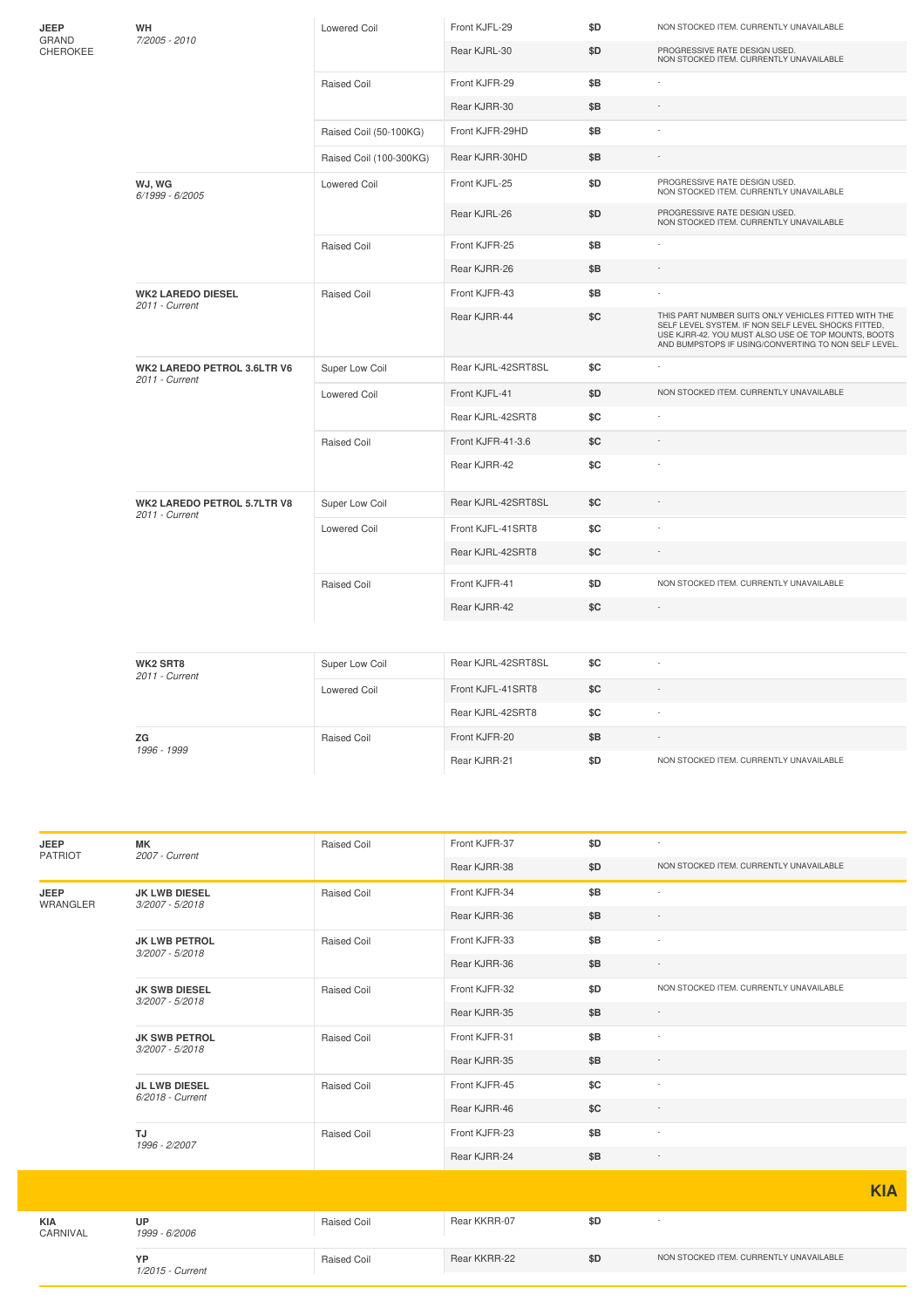| Make | Model | Type | Part | Price | Notes |
|---|---|---|---|---|---|
| **JEEP** GRAND CHEROKEE | **WH** *7/2005 - 2010* | Lowered Coil | Front KJFL-29 | $D | NON STOCKED ITEM. CURRENTLY UNAVAILABLE |
| | | | Rear KJRL-30 | $D | PROGRESSIVE RATE DESIGN USED. NON STOCKED ITEM. CURRENTLY UNAVAILABLE |
| | | Raised Coil | Front KJFR-29 | $B | - |
| | | | Rear KJRR-30 | $B | - |
| | | Raised Coil (50-100KG) | Front KJFR-29HD | $B | - |
| | | Raised Coil (100-300KG) | Rear KJRR-30HD | $B | - |
| | **WJ, WG** *6/1999 - 6/2005* | Lowered Coil | Front KJFL-25 | $D | PROGRESSIVE RATE DESIGN USED. NON STOCKED ITEM. CURRENTLY UNAVAILABLE |
| | | | Rear KJRL-26 | $D | PROGRESSIVE RATE DESIGN USED. NON STOCKED ITEM. CURRENTLY UNAVAILABLE |
| | | Raised Coil | Front KJFR-25 | $B | - |
| | | | Rear KJRR-26 | $B | - |
| | **WK2 LAREDO DIESEL** *2011 - Current* | Raised Coil | Front KJFR-43 | $B | - |
| | | | Rear KJRR-44 | $C | THIS PART NUMBER SUITS ONLY VEHICLES FITTED WITH THE SELF LEVEL SYSTEM. IF NON SELF LEVEL SHOCKS FITTED, USE KJRR-42. YOU MUST ALSO USE OE TOP MOUNTS, BOOTS AND BUMPSTOPS IF USING/CONVERTING TO NON SELF LEVEL. |
| | **WK2 LAREDO PETROL 3.6LTR V6** *2011 - Current* | Super Low Coil | Rear KJRL-42SRT8SL | $C | - |
| | | Lowered Coil | Front KJFL-41 | $D | NON STOCKED ITEM. CURRENTLY UNAVAILABLE |
| | | | Rear KJRL-42SRT8 | $C | - |
| | | Raised Coil | Front KJFR-41-3.6 | $C | - |
| | | | Rear KJRR-42 | $C | - |
| | **WK2 LAREDO PETROL 5.7LTR V8** *2011 - Current* | Super Low Coil | Rear KJRL-42SRT8SL | $C | - |
| | | Lowered Coil | Front KJFL-41SRT8 | $C | - |
| | | | Rear KJRL-42SRT8 | $C | - |
| | | Raised Coil | Front KJFR-41 | $D | NON STOCKED ITEM. CURRENTLY UNAVAILABLE |
| | | | Rear KJRR-42 | $C | - |
| | **WK2 SRT8** *2011 - Current* | Super Low Coil | Rear KJRL-42SRT8SL | $C | - |
| | | Lowered Coil | Front KJFL-41SRT8 | $C | - |
| | | | Rear KJRL-42SRT8 | $C | - |
| | **ZG** *1996 - 1999* | Raised Coil | Front KJFR-20 | $B | - |
| | | | Rear KJRR-21 | $D | NON STOCKED ITEM. CURRENTLY UNAVAILABLE |

| Make | Model | Type | Part | Price | Notes |
|---|---|---|---|---|---|
| **JEEP** PATRIOT | **MK** *2007 - Current* | Raised Coil | Front KJFR-37 | $D | - |
| | | | Rear KJRR-38 | $D | NON STOCKED ITEM. CURRENTLY UNAVAILABLE |
| **JEEP** WRANGLER | **JK LWB DIESEL** *3/2007 - 5/2018* | Raised Coil | Front KJFR-34 | $B | - |
| | | | Rear KJRR-36 | $B | - |
| | **JK LWB PETROL** *3/2007 - 5/2018* | Raised Coil | Front KJFR-33 | $B | - |
| | | | Rear KJRR-36 | $B | - |
| | **JK SWB DIESEL** *3/2007 - 5/2018* | Raised Coil | Front KJFR-32 | $D | NON STOCKED ITEM. CURRENTLY UNAVAILABLE |
| | | | Rear KJRR-35 | $B | - |
| | **JK SWB PETROL** *3/2007 - 5/2018* | Raised Coil | Front KJFR-31 | $B | - |
| | | | Rear KJRR-35 | $B | - |
| | **JL LWB DIESEL** *6/2018 - Current* | Raised Coil | Front KJFR-45 | $C | - |
| | | | Rear KJRR-46 | $C | - |
| | **TJ** *1996 - 2/2007* | Raised Coil | Front KJFR-23 | $B | - |
| | | | Rear KJRR-24 | $B | - |

## KIA

| Make | Model | Type | Part | Price | Notes |
|---|---|---|---|---|---|
| **KIA** CARNIVAL | **UP** *1999 - 6/2006* | Raised Coil | Rear KKRR-07 | $D | - |
| | **YP** *1/2015 - Current* | Raised Coil | Rear KKRR-22 | $D | NON STOCKED ITEM. CURRENTLY UNAVAILABLE |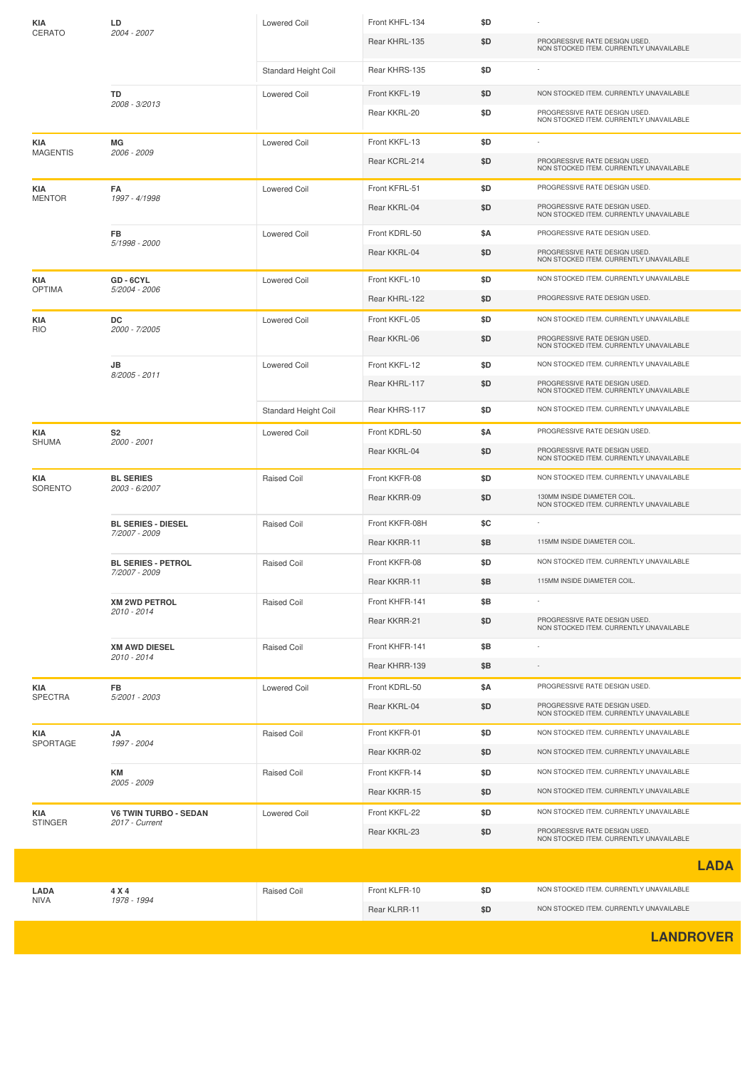| Make | Model | Type | Part | Price | Notes |
|---|---|---|---|---|---|
| **KIA** CERATO | **LD** *2004 - 2007* | Lowered Coil | Front KHFL-134 | $D | - |
| | | | Rear KHRL-135 | $D | PROGRESSIVE RATE DESIGN USED. NON STOCKED ITEM. CURRENTLY UNAVAILABLE |
| | | Standard Height Coil | Rear KHRS-135 | $D | - |
| | **TD** *2008 - 3/2013* | Lowered Coil | Front KKFL-19 | $D | NON STOCKED ITEM. CURRENTLY UNAVAILABLE |
| | | | Rear KKRL-20 | $D | PROGRESSIVE RATE DESIGN USED. NON STOCKED ITEM. CURRENTLY UNAVAILABLE |
| **KIA** MAGENTIS | **MG** *2006 - 2009* | Lowered Coil | Front KKFL-13 | $D | - |
| | | | Rear KCRL-214 | $D | PROGRESSIVE RATE DESIGN USED. NON STOCKED ITEM. CURRENTLY UNAVAILABLE |
| **KIA** MENTOR | **FA** *1997 - 4/1998* | Lowered Coil | Front KFRL-51 | $D | PROGRESSIVE RATE DESIGN USED. |
| | | | Rear KKRL-04 | $D | PROGRESSIVE RATE DESIGN USED. NON STOCKED ITEM. CURRENTLY UNAVAILABLE |
| | **FB** *5/1998 - 2000* | Lowered Coil | Front KDRL-50 | $A | PROGRESSIVE RATE DESIGN USED. |
| | | | Rear KKRL-04 | $D | PROGRESSIVE RATE DESIGN USED. NON STOCKED ITEM. CURRENTLY UNAVAILABLE |
| **KIA** OPTIMA | **GD - 6CYL** *5/2004 - 2006* | Lowered Coil | Front KKFL-10 | $D | NON STOCKED ITEM. CURRENTLY UNAVAILABLE |
| | | | Rear KHRL-122 | $D | PROGRESSIVE RATE DESIGN USED. |
| **KIA** RIO | **DC** *2000 - 7/2005* | Lowered Coil | Front KKFL-05 | $D | NON STOCKED ITEM. CURRENTLY UNAVAILABLE |
| | | | Rear KKRL-06 | $D | PROGRESSIVE RATE DESIGN USED. NON STOCKED ITEM. CURRENTLY UNAVAILABLE |
| | **JB** *8/2005 - 2011* | Lowered Coil | Front KKFL-12 | $D | NON STOCKED ITEM. CURRENTLY UNAVAILABLE |
| | | | Rear KHRL-117 | $D | PROGRESSIVE RATE DESIGN USED. NON STOCKED ITEM. CURRENTLY UNAVAILABLE |
| | | Standard Height Coil | Rear KHRS-117 | $D | NON STOCKED ITEM. CURRENTLY UNAVAILABLE |
| **KIA** SHUMA | **S2** *2000 - 2001* | Lowered Coil | Front KDRL-50 | $A | PROGRESSIVE RATE DESIGN USED. |
| | | | Rear KKRL-04 | $D | PROGRESSIVE RATE DESIGN USED. NON STOCKED ITEM. CURRENTLY UNAVAILABLE |
| **KIA** SORENTO | **BL SERIES** *2003 - 6/2007* | Raised Coil | Front KKFR-08 | $D | NON STOCKED ITEM. CURRENTLY UNAVAILABLE |
| | | | Rear KKRR-09 | $D | 130MM INSIDE DIAMETER COIL. NON STOCKED ITEM. CURRENTLY UNAVAILABLE |
| | **BL SERIES - DIESEL** *7/2007 - 2009* | Raised Coil | Front KKFR-08H | $C | - |
| | | | Rear KKRR-11 | $B | 115MM INSIDE DIAMETER COIL. |
| | **BL SERIES - PETROL** *7/2007 - 2009* | Raised Coil | Front KKFR-08 | $D | NON STOCKED ITEM. CURRENTLY UNAVAILABLE |
| | | | Rear KKRR-11 | $B | 115MM INSIDE DIAMETER COIL. |
| | **XM 2WD PETROL** *2010 - 2014* | Raised Coil | Front KHFR-141 | $B | - |
| | | | Rear KKRR-21 | $D | PROGRESSIVE RATE DESIGN USED. NON STOCKED ITEM. CURRENTLY UNAVAILABLE |
| | **XM AWD DIESEL** *2010 - 2014* | Raised Coil | Front KHFR-141 | $B | - |
| | | | Rear KHRR-139 | $B | - |
| **KIA** SPECTRA | **FB** *5/2001 - 2003* | Lowered Coil | Front KDRL-50 | $A | PROGRESSIVE RATE DESIGN USED. |
| | | | Rear KKRL-04 | $D | PROGRESSIVE RATE DESIGN USED. NON STOCKED ITEM. CURRENTLY UNAVAILABLE |
| **KIA** SPORTAGE | **JA** *1997 - 2004* | Raised Coil | Front KKFR-01 | $D | NON STOCKED ITEM. CURRENTLY UNAVAILABLE |
| | | | Rear KKRR-02 | $D | NON STOCKED ITEM. CURRENTLY UNAVAILABLE |
| | **KM** *2005 - 2009* | Raised Coil | Front KKFR-14 | $D | NON STOCKED ITEM. CURRENTLY UNAVAILABLE |
| | | | Rear KKRR-15 | $D | NON STOCKED ITEM. CURRENTLY UNAVAILABLE |
| **KIA** STINGER | **V6 TWIN TURBO - SEDAN** *2017 - Current* | Lowered Coil | Front KKFL-22 | $D | NON STOCKED ITEM. CURRENTLY UNAVAILABLE |
| | | | Rear KKRL-23 | $D | PROGRESSIVE RATE DESIGN USED. NON STOCKED ITEM. CURRENTLY UNAVAILABLE |

## LADA

| Make | Model | Type | Part | Price | Notes |
|---|---|---|---|---|---|
| **LADA** NIVA | **4 X 4** *1978 - 1994* | Raised Coil | Front KLFR-10 | $D | NON STOCKED ITEM. CURRENTLY UNAVAILABLE |
| | | | Rear KLRR-11 | $D | NON STOCKED ITEM. CURRENTLY UNAVAILABLE |

## LANDROVER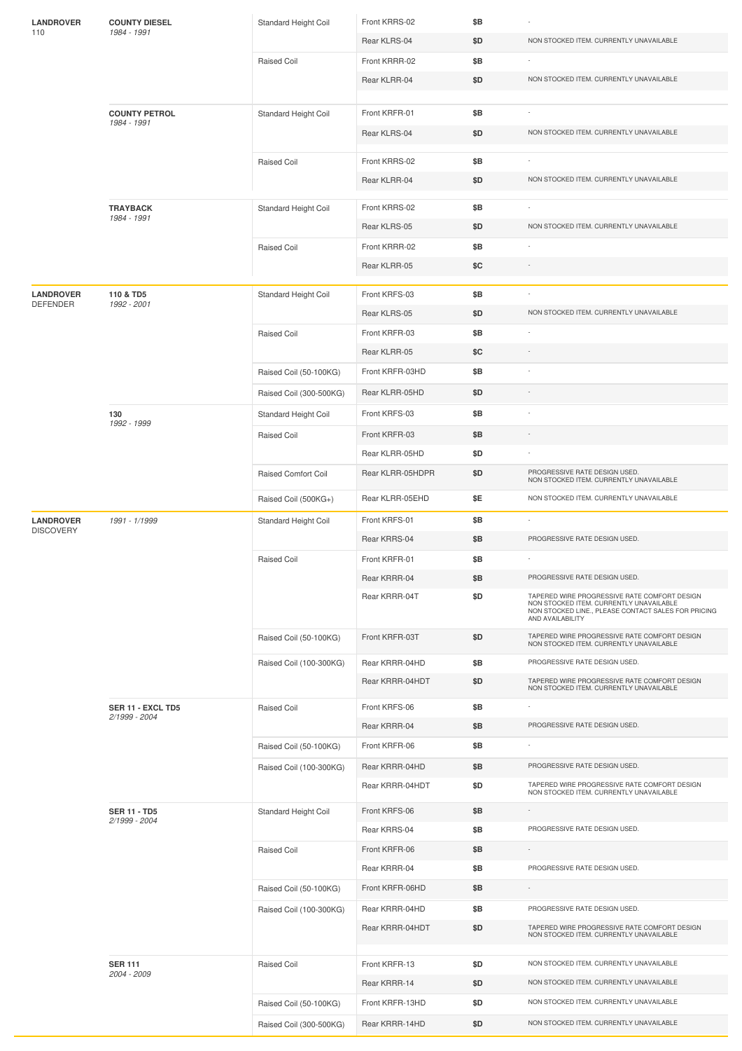| Make | Model | Coil Type | Part | Price | Notes |
|---|---|---|---|---|---|
| **LANDROVER** 110 | **COUNTY DIESEL** *1984 - 1991* | Standard Height Coil | Front KRRS-02 | **$B** | - |
| | | | Rear KLRS-04 | **$D** | NON STOCKED ITEM. CURRENTLY UNAVAILABLE |
| | | Raised Coil | Front KRRR-02 | **$B** | - |
| | | | Rear KLRR-04 | **$D** | NON STOCKED ITEM. CURRENTLY UNAVAILABLE |
| | **COUNTY PETROL** *1984 - 1991* | Standard Height Coil | Front KRFR-01 | **$B** | - |
| | | | Rear KLRS-04 | **$D** | NON STOCKED ITEM. CURRENTLY UNAVAILABLE |
| | | Raised Coil | Front KRRS-02 | **$B** | - |
| | | | Rear KLRR-04 | **$D** | NON STOCKED ITEM. CURRENTLY UNAVAILABLE |
| | **TRAYBACK** *1984 - 1991* | Standard Height Coil | Front KRRS-02 | **$B** | - |
| | | | Rear KLRS-05 | **$D** | NON STOCKED ITEM. CURRENTLY UNAVAILABLE |
| | | Raised Coil | Front KRRR-02 | **$B** | - |
| | | | Rear KLRR-05 | **$C** | - |
| **LANDROVER** DEFENDER | **110 & TD5** *1992 - 2001* | Standard Height Coil | Front KRFS-03 | **$B** | - |
| | | | Rear KLRS-05 | **$D** | NON STOCKED ITEM. CURRENTLY UNAVAILABLE |
| | | Raised Coil | Front KRFR-03 | **$B** | - |
| | | | Rear KLRR-05 | **$C** | - |
| | | Raised Coil (50-100KG) | Front KRFR-03HD | **$B** | - |
| | | Raised Coil (300-500KG) | Rear KLRR-05HD | **$D** | - |
| | **130** *1992 - 1999* | Standard Height Coil | Front KRFS-03 | **$B** | - |
| | | Raised Coil | Front KRFR-03 | **$B** | - |
| | | | Rear KLRR-05HD | **$D** | - |
| | | Raised Comfort Coil | Rear KLRR-05HDPR | **$D** | PROGRESSIVE RATE DESIGN USED. NON STOCKED ITEM. CURRENTLY UNAVAILABLE |
| | | Raised Coil (500KG+) | Rear KLRR-05EHD | **$E** | NON STOCKED ITEM. CURRENTLY UNAVAILABLE |
| **LANDROVER** DISCOVERY | *1991 - 1/1999* | Standard Height Coil | Front KRFS-01 | **$B** | - |
| | | | Rear KRRS-04 | **$B** | PROGRESSIVE RATE DESIGN USED. |
| | | Raised Coil | Front KRFR-01 | **$B** | - |
| | | | Rear KRRR-04 | **$B** | PROGRESSIVE RATE DESIGN USED. |
| | | | Rear KRRR-04T | **$D** | TAPERED WIRE PROGRESSIVE RATE COMFORT DESIGN NON STOCKED ITEM. CURRENTLY UNAVAILABLE NON STOCKED LINE., PLEASE CONTACT SALES FOR PRICING AND AVAILABILITY |
| | | Raised Coil (50-100KG) | Front KRFR-03T | **$D** | TAPERED WIRE PROGRESSIVE RATE COMFORT DESIGN NON STOCKED ITEM. CURRENTLY UNAVAILABLE |
| | | Raised Coil (100-300KG) | Rear KRRR-04HD | **$B** | PROGRESSIVE RATE DESIGN USED. |
| | | | Rear KRRR-04HDT | **$D** | TAPERED WIRE PROGRESSIVE RATE COMFORT DESIGN NON STOCKED ITEM. CURRENTLY UNAVAILABLE |
| | **SER 11 - EXCL TD5** *2/1999 - 2004* | Raised Coil | Front KRFS-06 | **$B** | - |
| | | | Rear KRRR-04 | **$B** | PROGRESSIVE RATE DESIGN USED. |
| | | Raised Coil (50-100KG) | Front KRFR-06 | **$B** | - |
| | | Raised Coil (100-300KG) | Rear KRRR-04HD | **$B** | PROGRESSIVE RATE DESIGN USED. |
| | | | Rear KRRR-04HDT | **$D** | TAPERED WIRE PROGRESSIVE RATE COMFORT DESIGN NON STOCKED ITEM. CURRENTLY UNAVAILABLE |
| | **SER 11 - TD5** *2/1999 - 2004* | Standard Height Coil | Front KRFS-06 | **$B** | - |
| | | | Rear KRRS-04 | **$B** | PROGRESSIVE RATE DESIGN USED. |
| | | Raised Coil | Front KRFR-06 | **$B** | - |
| | | | Rear KRRR-04 | **$B** | PROGRESSIVE RATE DESIGN USED. |
| | | Raised Coil (50-100KG) | Front KRFR-06HD | **$B** | - |
| | | Raised Coil (100-300KG) | Rear KRRR-04HD | **$B** | PROGRESSIVE RATE DESIGN USED. |
| | | | Rear KRRR-04HDT | **$D** | TAPERED WIRE PROGRESSIVE RATE COMFORT DESIGN NON STOCKED ITEM. CURRENTLY UNAVAILABLE |
| | **SER 111** *2004 - 2009* | Raised Coil | Front KRFR-13 | **$D** | NON STOCKED ITEM. CURRENTLY UNAVAILABLE |
| | | | Rear KRRR-14 | **$D** | NON STOCKED ITEM. CURRENTLY UNAVAILABLE |
| | | Raised Coil (50-100KG) | Front KRFR-13HD | **$D** | NON STOCKED ITEM. CURRENTLY UNAVAILABLE |
| | | Raised Coil (300-500KG) | Rear KRRR-14HD | **$D** | NON STOCKED ITEM. CURRENTLY UNAVAILABLE |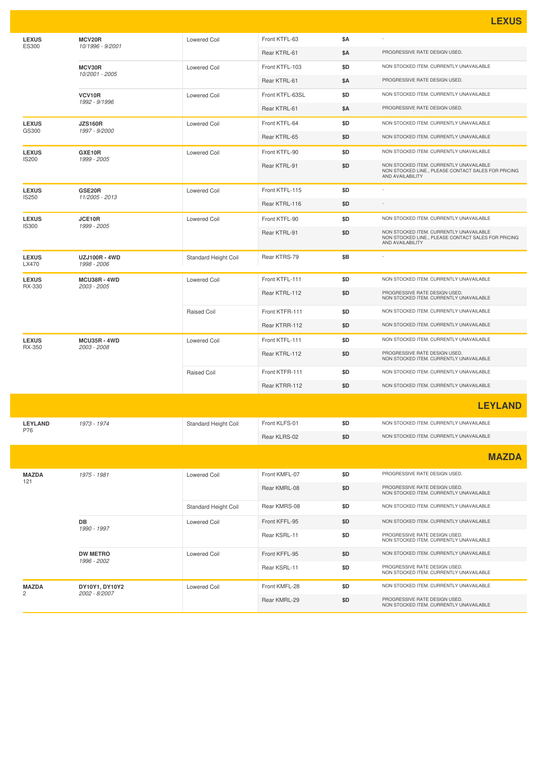## LEXUS

| Make / Model | Chassis / Years | Type | Part | Price | Notes |
|---|---|---|---|---|---|
| **LEXUS** ES300 | **MCV20R** *10/1996 - 9/2001* | Lowered Coil | Front KTFL-63 | $A | - |
| | | | Rear KTRL-61 | $A | PROGRESSIVE RATE DESIGN USED. |
| | **MCV30R** *10/2001 - 2005* | Lowered Coil | Front KTFL-103 | $D | NON STOCKED ITEM. CURRENTLY UNAVAILABLE |
| | | | Rear KTRL-61 | $A | PROGRESSIVE RATE DESIGN USED. |
| | **VCV10R** *1992 - 9/1996* | Lowered Coil | Front KTFL-63SL | $D | NON STOCKED ITEM. CURRENTLY UNAVAILABLE |
| | | | Rear KTRL-61 | $A | PROGRESSIVE RATE DESIGN USED. |
| **LEXUS** GS300 | **JZS160R** *1997 - 9/2000* | Lowered Coil | Front KTFL-64 | $D | NON STOCKED ITEM. CURRENTLY UNAVAILABLE |
| | | | Rear KTRL-65 | $D | NON STOCKED ITEM. CURRENTLY UNAVAILABLE |
| **LEXUS** IS200 | **GXE10R** *1999 - 2005* | Lowered Coil | Front KTFL-90 | $D | NON STOCKED ITEM. CURRENTLY UNAVAILABLE |
| | | | Rear KTRL-91 | $D | NON STOCKED ITEM. CURRENTLY UNAVAILABLE NON STOCKED LINE., PLEASE CONTACT SALES FOR PRICING AND AVAILABILITY |
| **LEXUS** IS250 | **GSE20R** *11/2005 - 2013* | Lowered Coil | Front KTFL-115 | $D | - |
| | | | Rear KTRL-116 | $D | - |
| **LEXUS** IS300 | **JCE10R** *1999 - 2005* | Lowered Coil | Front KTFL-90 | $D | NON STOCKED ITEM. CURRENTLY UNAVAILABLE |
| | | | Rear KTRL-91 | $D | NON STOCKED ITEM. CURRENTLY UNAVAILABLE NON STOCKED LINE., PLEASE CONTACT SALES FOR PRICING AND AVAILABILITY |
| **LEXUS** LX470 | **UZJ100R - 4WD** *1998 - 2006* | Standard Height Coil | Rear KTRS-79 | $B | - |
| **LEXUS** RX-330 | **MCU38R - 4WD** *2003 - 2005* | Lowered Coil | Front KTFL-111 | $D | NON STOCKED ITEM. CURRENTLY UNAVAILABLE |
| | | | Rear KTRL-112 | $D | PROGRESSIVE RATE DESIGN USED. NON STOCKED ITEM. CURRENTLY UNAVAILABLE |
| | | Raised Coil | Front KTFR-111 | $D | NON STOCKED ITEM. CURRENTLY UNAVAILABLE |
| | | | Rear KTRR-112 | $D | NON STOCKED ITEM. CURRENTLY UNAVAILABLE |
| **LEXUS** RX-350 | **MCU35R - 4WD** *2003 - 2008* | Lowered Coil | Front KTFL-111 | $D | NON STOCKED ITEM. CURRENTLY UNAVAILABLE |
| | | | Rear KTRL-112 | $D | PROGRESSIVE RATE DESIGN USED. NON STOCKED ITEM. CURRENTLY UNAVAILABLE |
| | | Raised Coil | Front KTFR-111 | $D | NON STOCKED ITEM. CURRENTLY UNAVAILABLE |
| | | | Rear KTRR-112 | $D | NON STOCKED ITEM. CURRENTLY UNAVAILABLE |

## LEYLAND

| Make / Model | Chassis / Years | Type | Part | Price | Notes |
|---|---|---|---|---|---|
| **LEYLAND** P76 | *1973 - 1974* | Standard Height Coil | Front KLFS-01 | $D | NON STOCKED ITEM. CURRENTLY UNAVAILABLE |
| | | | Rear KLRS-02 | $D | NON STOCKED ITEM. CURRENTLY UNAVAILABLE |

## MAZDA

| Make / Model | Chassis / Years | Type | Part | Price | Notes |
|---|---|---|---|---|---|
| **MAZDA** 121 | *1975 - 1981* | Lowered Coil | Front KMFL-07 | $D | PROGRESSIVE RATE DESIGN USED. |
| | | | Rear KMRL-08 | $D | PROGRESSIVE RATE DESIGN USED. NON STOCKED ITEM. CURRENTLY UNAVAILABLE |
| | | Standard Height Coil | Rear KMRS-08 | $D | NON STOCKED ITEM. CURRENTLY UNAVAILABLE |
| | **DB** *1990 - 1997* | Lowered Coil | Front KFFL-95 | $D | NON STOCKED ITEM. CURRENTLY UNAVAILABLE |
| | | | Rear KSRL-11 | $D | PROGRESSIVE RATE DESIGN USED. NON STOCKED ITEM. CURRENTLY UNAVAILABLE |
| | **DW METRO** *1996 - 2002* | Lowered Coil | Front KFFL-95 | $D | NON STOCKED ITEM. CURRENTLY UNAVAILABLE |
| | | | Rear KSRL-11 | $D | PROGRESSIVE RATE DESIGN USED. NON STOCKED ITEM. CURRENTLY UNAVAILABLE |
| **MAZDA** 2 | **DY10Y1, DY10Y2** *2002 - 8/2007* | Lowered Coil | Front KMFL-28 | $D | NON STOCKED ITEM. CURRENTLY UNAVAILABLE |
| | | | Rear KMRL-29 | $D | PROGRESSIVE RATE DESIGN USED. NON STOCKED ITEM. CURRENTLY UNAVAILABLE |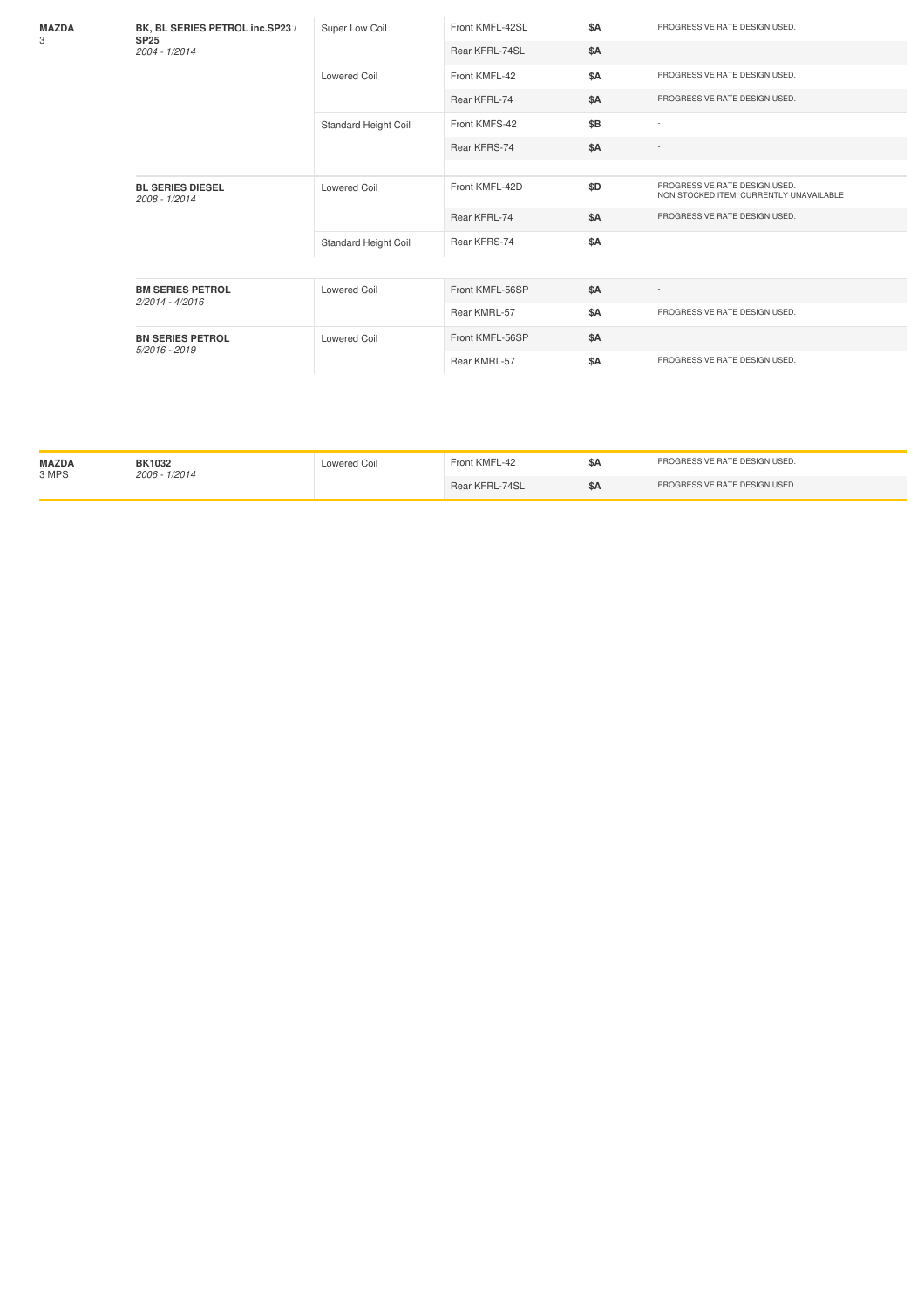| Make | Model | Coil Type | Part | Price | Notes |
|---|---|---|---|---|---|
| **MAZDA** 3 | **BK, BL SERIES PETROL inc.SP23 / SP25** *2004 - 1/2014* | Super Low Coil | Front KMFL-42SL | $A | PROGRESSIVE RATE DESIGN USED. |
| | | | Rear KFRL-74SL | $A | - |
| | | Lowered Coil | Front KMFL-42 | $A | PROGRESSIVE RATE DESIGN USED. |
| | | | Rear KFRL-74 | $A | PROGRESSIVE RATE DESIGN USED. |
| | | Standard Height Coil | Front KMFS-42 | $B | - |
| | | | Rear KFRS-74 | $A | - |
| | **BL SERIES DIESEL** *2008 - 1/2014* | Lowered Coil | Front KMFL-42D | $D | PROGRESSIVE RATE DESIGN USED. NON STOCKED ITEM. CURRENTLY UNAVAILABLE |
| | | | Rear KFRL-74 | $A | PROGRESSIVE RATE DESIGN USED. |
| | | Standard Height Coil | Rear KFRS-74 | $A | - |
| | **BM SERIES PETROL** *2/2014 - 4/2016* | Lowered Coil | Front KMFL-56SP | $A | - |
| | | | Rear KMRL-57 | $A | PROGRESSIVE RATE DESIGN USED. |
| | **BN SERIES PETROL** *5/2016 - 2019* | Lowered Coil | Front KMFL-56SP | $A | - |
| | | | Rear KMRL-57 | $A | PROGRESSIVE RATE DESIGN USED. |

| Make | Model | Coil Type | Part | Price | Notes |
|---|---|---|---|---|---|
| **MAZDA** 3 MPS | **BK1032** *2006 - 1/2014* | Lowered Coil | Front KMFL-42 | $A | PROGRESSIVE RATE DESIGN USED. |
| | | | Rear KFRL-74SL | $A | PROGRESSIVE RATE DESIGN USED. |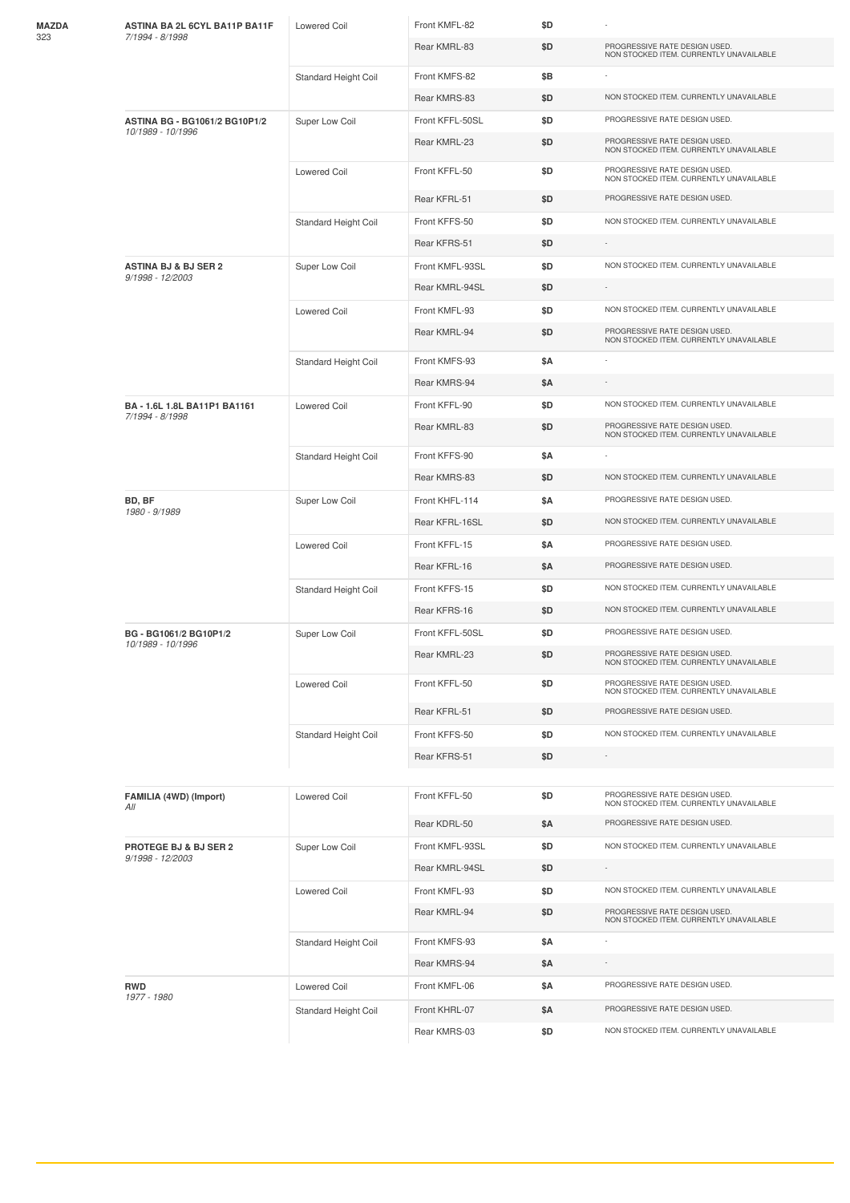| Make | Model | Coil Type | Part | Price | Notes |
|---|---|---|---|---|---|
| **MAZDA** 323 | **ASTINA BA 2L 6CYL BA11P BA11F** *7/1994 - 8/1998* | Lowered Coil | Front KMFL-82 | **$D** | - |
| | | | Rear KMRL-83 | **$D** | PROGRESSIVE RATE DESIGN USED. NON STOCKED ITEM. CURRENTLY UNAVAILABLE |
| | | Standard Height Coil | Front KMFS-82 | **$B** | - |
| | | | Rear KMRS-83 | **$D** | NON STOCKED ITEM. CURRENTLY UNAVAILABLE |
| | **ASTINA BG - BG1061/2 BG10P1/2** *10/1989 - 10/1996* | Super Low Coil | Front KFFL-50SL | **$D** | PROGRESSIVE RATE DESIGN USED. |
| | | | Rear KMRL-23 | **$D** | PROGRESSIVE RATE DESIGN USED. NON STOCKED ITEM. CURRENTLY UNAVAILABLE |
| | | Lowered Coil | Front KFFL-50 | **$D** | PROGRESSIVE RATE DESIGN USED. NON STOCKED ITEM. CURRENTLY UNAVAILABLE |
| | | | Rear KFRL-51 | **$D** | PROGRESSIVE RATE DESIGN USED. |
| | | Standard Height Coil | Front KFFS-50 | **$D** | NON STOCKED ITEM. CURRENTLY UNAVAILABLE |
| | | | Rear KFRS-51 | **$D** | - |
| | **ASTINA BJ & BJ SER 2** *9/1998 - 12/2003* | Super Low Coil | Front KMFL-93SL | **$D** | NON STOCKED ITEM. CURRENTLY UNAVAILABLE |
| | | | Rear KMRL-94SL | **$D** | - |
| | | Lowered Coil | Front KMFL-93 | **$D** | NON STOCKED ITEM. CURRENTLY UNAVAILABLE |
| | | | Rear KMRL-94 | **$D** | PROGRESSIVE RATE DESIGN USED. NON STOCKED ITEM. CURRENTLY UNAVAILABLE |
| | | Standard Height Coil | Front KMFS-93 | **$A** | - |
| | | | Rear KMRS-94 | **$A** | - |
| | **BA - 1.6L 1.8L BA11P1 BA1161** *7/1994 - 8/1998* | Lowered Coil | Front KFFL-90 | **$D** | NON STOCKED ITEM. CURRENTLY UNAVAILABLE |
| | | | Rear KMRL-83 | **$D** | PROGRESSIVE RATE DESIGN USED. NON STOCKED ITEM. CURRENTLY UNAVAILABLE |
| | | Standard Height Coil | Front KFFS-90 | **$A** | - |
| | | | Rear KMRS-83 | **$D** | NON STOCKED ITEM. CURRENTLY UNAVAILABLE |
| | **BD, BF** *1980 - 9/1989* | Super Low Coil | Front KHFL-114 | **$A** | PROGRESSIVE RATE DESIGN USED. |
| | | | Rear KFRL-16SL | **$D** | NON STOCKED ITEM. CURRENTLY UNAVAILABLE |
| | | Lowered Coil | Front KFFL-15 | **$A** | PROGRESSIVE RATE DESIGN USED. |
| | | | Rear KFRL-16 | **$A** | PROGRESSIVE RATE DESIGN USED. |
| | | Standard Height Coil | Front KFFS-15 | **$D** | NON STOCKED ITEM. CURRENTLY UNAVAILABLE |
| | | | Rear KFRS-16 | **$D** | NON STOCKED ITEM. CURRENTLY UNAVAILABLE |
| | **BG - BG1061/2 BG10P1/2** *10/1989 - 10/1996* | Super Low Coil | Front KFFL-50SL | **$D** | PROGRESSIVE RATE DESIGN USED. |
| | | | Rear KMRL-23 | **$D** | PROGRESSIVE RATE DESIGN USED. NON STOCKED ITEM. CURRENTLY UNAVAILABLE |
| | | Lowered Coil | Front KFFL-50 | **$D** | PROGRESSIVE RATE DESIGN USED. NON STOCKED ITEM. CURRENTLY UNAVAILABLE |
| | | | Rear KFRL-51 | **$D** | PROGRESSIVE RATE DESIGN USED. |
| | | Standard Height Coil | Front KFFS-50 | **$D** | NON STOCKED ITEM. CURRENTLY UNAVAILABLE |
| | | | Rear KFRS-51 | **$D** | - |
| | **FAMILIA (4WD) (Import)** *All* | Lowered Coil | Front KFFL-50 | **$D** | PROGRESSIVE RATE DESIGN USED. NON STOCKED ITEM. CURRENTLY UNAVAILABLE |
| | | | Rear KDRL-50 | **$A** | PROGRESSIVE RATE DESIGN USED. |
| | **PROTEGE BJ & BJ SER 2** *9/1998 - 12/2003* | Super Low Coil | Front KMFL-93SL | **$D** | NON STOCKED ITEM. CURRENTLY UNAVAILABLE |
| | | | Rear KMRL-94SL | **$D** | - |
| | | Lowered Coil | Front KMFL-93 | **$D** | NON STOCKED ITEM. CURRENTLY UNAVAILABLE |
| | | | Rear KMRL-94 | **$D** | PROGRESSIVE RATE DESIGN USED. NON STOCKED ITEM. CURRENTLY UNAVAILABLE |
| | | Standard Height Coil | Front KMFS-93 | **$A** | - |
| | | | Rear KMRS-94 | **$A** | - |
| | **RWD** *1977 - 1980* | Lowered Coil | Front KMFL-06 | **$A** | PROGRESSIVE RATE DESIGN USED. |
| | | Standard Height Coil | Front KHRL-07 | **$A** | PROGRESSIVE RATE DESIGN USED. |
| | | | Rear KMRS-03 | **$D** | NON STOCKED ITEM. CURRENTLY UNAVAILABLE |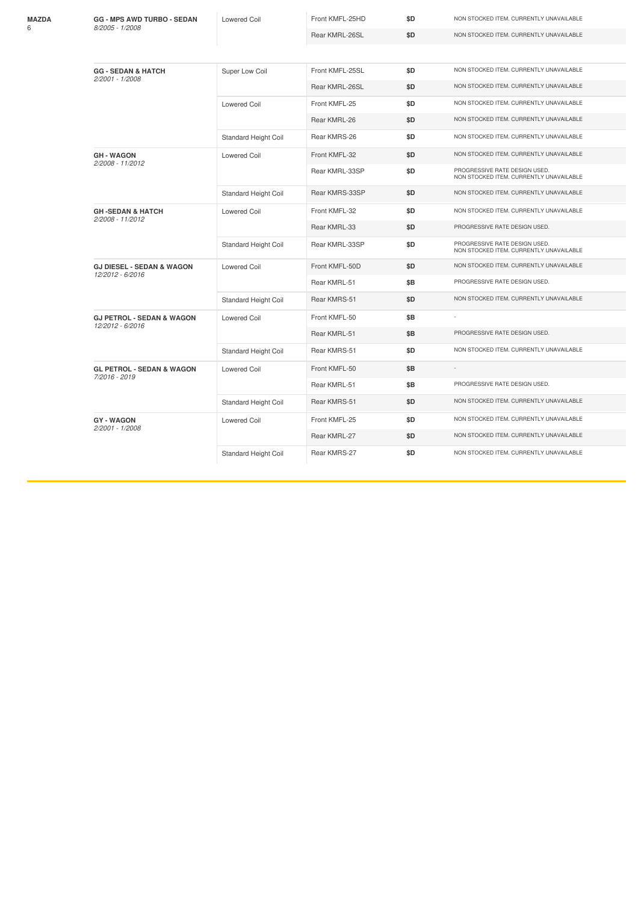| Make / Model | Vehicle | Coil Type | Part | Price | Notes |
|---|---|---|---|---|---|
| **MAZDA** 6 | **GG - MPS AWD TURBO - SEDAN** *8/2005 - 1/2008* | Lowered Coil | Front KMFL-25HD | $D | NON STOCKED ITEM. CURRENTLY UNAVAILABLE |
| | | | Rear KMRL-26SL | $D | NON STOCKED ITEM. CURRENTLY UNAVAILABLE |
| | **GG - SEDAN & HATCH** *2/2001 - 1/2008* | Super Low Coil | Front KMFL-25SL | $D | NON STOCKED ITEM. CURRENTLY UNAVAILABLE |
| | | | Rear KMRL-26SL | $D | NON STOCKED ITEM. CURRENTLY UNAVAILABLE |
| | | Lowered Coil | Front KMFL-25 | $D | NON STOCKED ITEM. CURRENTLY UNAVAILABLE |
| | | | Rear KMRL-26 | $D | NON STOCKED ITEM. CURRENTLY UNAVAILABLE |
| | | Standard Height Coil | Rear KMRS-26 | $D | NON STOCKED ITEM. CURRENTLY UNAVAILABLE |
| | **GH - WAGON** *2/2008 - 11/2012* | Lowered Coil | Front KMFL-32 | $D | NON STOCKED ITEM. CURRENTLY UNAVAILABLE |
| | | | Rear KMRL-33SP | $D | PROGRESSIVE RATE DESIGN USED. NON STOCKED ITEM. CURRENTLY UNAVAILABLE |
| | | Standard Height Coil | Rear KMRS-33SP | $D | NON STOCKED ITEM. CURRENTLY UNAVAILABLE |
| | **GH -SEDAN & HATCH** *2/2008 - 11/2012* | Lowered Coil | Front KMFL-32 | $D | NON STOCKED ITEM. CURRENTLY UNAVAILABLE |
| | | | Rear KMRL-33 | $D | PROGRESSIVE RATE DESIGN USED. |
| | | Standard Height Coil | Rear KMRL-33SP | $D | PROGRESSIVE RATE DESIGN USED. NON STOCKED ITEM. CURRENTLY UNAVAILABLE |
| | **GJ DIESEL - SEDAN & WAGON** *12/2012 - 6/2016* | Lowered Coil | Front KMFL-50D | $D | NON STOCKED ITEM. CURRENTLY UNAVAILABLE |
| | | | Rear KMRL-51 | $B | PROGRESSIVE RATE DESIGN USED. |
| | | Standard Height Coil | Rear KMRS-51 | $D | NON STOCKED ITEM. CURRENTLY UNAVAILABLE |
| | **GJ PETROL - SEDAN & WAGON** *12/2012 - 6/2016* | Lowered Coil | Front KMFL-50 | $B | - |
| | | | Rear KMRL-51 | $B | PROGRESSIVE RATE DESIGN USED. |
| | | Standard Height Coil | Rear KMRS-51 | $D | NON STOCKED ITEM. CURRENTLY UNAVAILABLE |
| | **GL PETROL - SEDAN & WAGON** *7/2016 - 2019* | Lowered Coil | Front KMFL-50 | $B | - |
| | | | Rear KMRL-51 | $B | PROGRESSIVE RATE DESIGN USED. |
| | | Standard Height Coil | Rear KMRS-51 | $D | NON STOCKED ITEM. CURRENTLY UNAVAILABLE |
| | **GY - WAGON** *2/2001 - 1/2008* | Lowered Coil | Front KMFL-25 | $D | NON STOCKED ITEM. CURRENTLY UNAVAILABLE |
| | | | Rear KMRL-27 | $D | NON STOCKED ITEM. CURRENTLY UNAVAILABLE |
| | | Standard Height Coil | Rear KMRS-27 | $D | NON STOCKED ITEM. CURRENTLY UNAVAILABLE |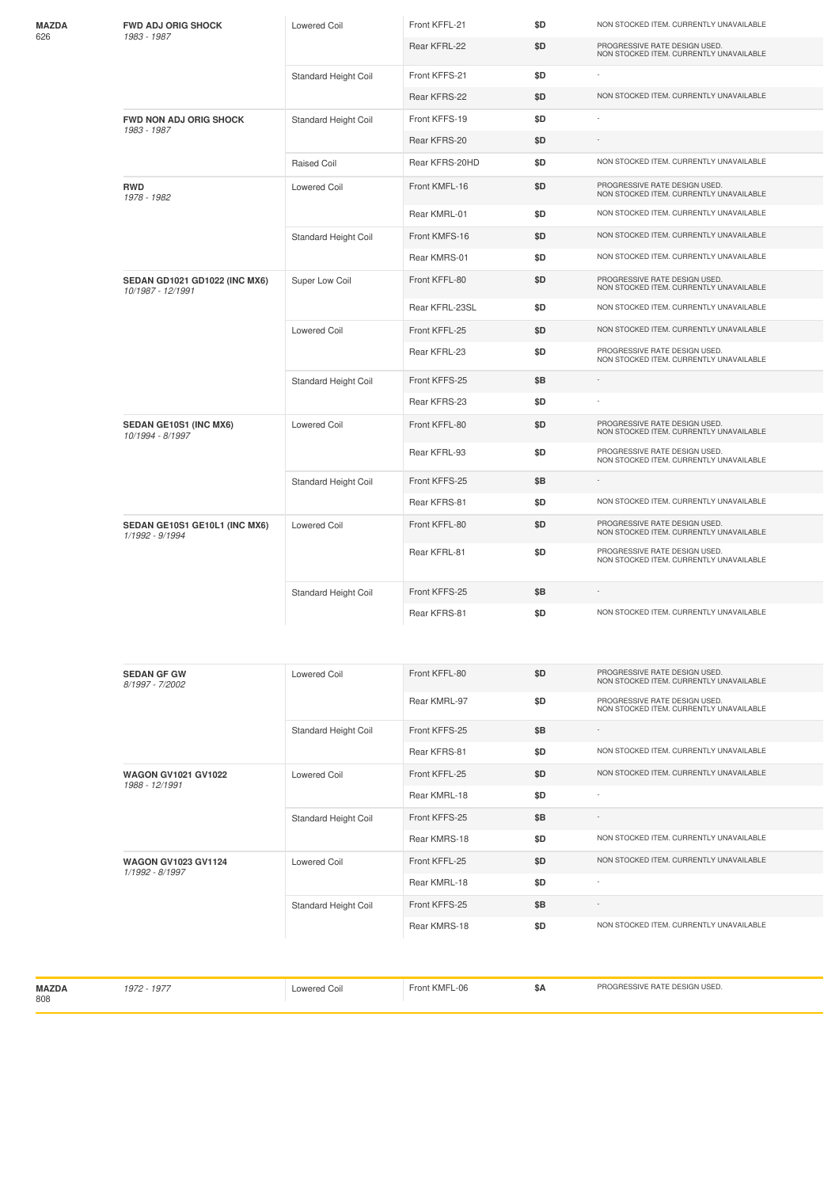| Make | Model | Coil Type | Part | Price | Notes |
|---|---|---|---|---|---|
| **MAZDA** 626 | **FWD ADJ ORIG SHOCK** *1983 - 1987* | Lowered Coil | Front KFFL-21 | $D | NON STOCKED ITEM. CURRENTLY UNAVAILABLE |
| | | | Rear KFRL-22 | $D | PROGRESSIVE RATE DESIGN USED. NON STOCKED ITEM. CURRENTLY UNAVAILABLE |
| | | Standard Height Coil | Front KFFS-21 | $D | - |
| | | | Rear KFRS-22 | $D | NON STOCKED ITEM. CURRENTLY UNAVAILABLE |
| | **FWD NON ADJ ORIG SHOCK** *1983 - 1987* | Standard Height Coil | Front KFFS-19 | $D | - |
| | | | Rear KFRS-20 | $D | - |
| | | Raised Coil | Rear KFRS-20HD | $D | NON STOCKED ITEM. CURRENTLY UNAVAILABLE |
| | **RWD** *1978 - 1982* | Lowered Coil | Front KMFL-16 | $D | PROGRESSIVE RATE DESIGN USED. NON STOCKED ITEM. CURRENTLY UNAVAILABLE |
| | | | Rear KMRL-01 | $D | NON STOCKED ITEM. CURRENTLY UNAVAILABLE |
| | | Standard Height Coil | Front KMFS-16 | $D | NON STOCKED ITEM. CURRENTLY UNAVAILABLE |
| | | | Rear KMRS-01 | $D | NON STOCKED ITEM. CURRENTLY UNAVAILABLE |
| | **SEDAN GD1021 GD1022 (INC MX6)** *10/1987 - 12/1991* | Super Low Coil | Front KFFL-80 | $D | PROGRESSIVE RATE DESIGN USED. NON STOCKED ITEM. CURRENTLY UNAVAILABLE |
| | | | Rear KFRL-23SL | $D | NON STOCKED ITEM. CURRENTLY UNAVAILABLE |
| | | Lowered Coil | Front KFFL-25 | $D | NON STOCKED ITEM. CURRENTLY UNAVAILABLE |
| | | | Rear KFRL-23 | $D | PROGRESSIVE RATE DESIGN USED. NON STOCKED ITEM. CURRENTLY UNAVAILABLE |
| | | Standard Height Coil | Front KFFS-25 | $B | - |
| | | | Rear KFRS-23 | $D | - |
| | **SEDAN GE10S1 (INC MX6)** *10/1994 - 8/1997* | Lowered Coil | Front KFFL-80 | $D | PROGRESSIVE RATE DESIGN USED. NON STOCKED ITEM. CURRENTLY UNAVAILABLE |
| | | | Rear KFRL-93 | $D | PROGRESSIVE RATE DESIGN USED. NON STOCKED ITEM. CURRENTLY UNAVAILABLE |
| | | Standard Height Coil | Front KFFS-25 | $B | - |
| | | | Rear KFRS-81 | $D | NON STOCKED ITEM. CURRENTLY UNAVAILABLE |
| | **SEDAN GE10S1 GE10L1 (INC MX6)** *1/1992 - 9/1994* | Lowered Coil | Front KFFL-80 | $D | PROGRESSIVE RATE DESIGN USED. NON STOCKED ITEM. CURRENTLY UNAVAILABLE |
| | | | Rear KFRL-81 | $D | PROGRESSIVE RATE DESIGN USED. NON STOCKED ITEM. CURRENTLY UNAVAILABLE |
| | | Standard Height Coil | Front KFFS-25 | $B | - |
| | | | Rear KFRS-81 | $D | NON STOCKED ITEM. CURRENTLY UNAVAILABLE |
| | **SEDAN GF GW** *8/1997 - 7/2002* | Lowered Coil | Front KFFL-80 | $D | PROGRESSIVE RATE DESIGN USED. NON STOCKED ITEM. CURRENTLY UNAVAILABLE |
| | | | Rear KMRL-97 | $D | PROGRESSIVE RATE DESIGN USED. NON STOCKED ITEM. CURRENTLY UNAVAILABLE |
| | | Standard Height Coil | Front KFFS-25 | $B | - |
| | | | Rear KFRS-81 | $D | NON STOCKED ITEM. CURRENTLY UNAVAILABLE |
| | **WAGON GV1021 GV1022** *1988 - 12/1991* | Lowered Coil | Front KFFL-25 | $D | NON STOCKED ITEM. CURRENTLY UNAVAILABLE |
| | | | Rear KMRL-18 | $D | - |
| | | Standard Height Coil | Front KFFS-25 | $B | - |
| | | | Rear KMRS-18 | $D | NON STOCKED ITEM. CURRENTLY UNAVAILABLE |
| | **WAGON GV1023 GV1124** *1/1992 - 8/1997* | Lowered Coil | Front KFFL-25 | $D | NON STOCKED ITEM. CURRENTLY UNAVAILABLE |
| | | | Rear KMRL-18 | $D | - |
| | | Standard Height Coil | Front KFFS-25 | $B | - |
| | | | Rear KMRS-18 | $D | NON STOCKED ITEM. CURRENTLY UNAVAILABLE |
| **MAZDA** 808 | *1972 - 1977* | Lowered Coil | Front KMFL-06 | $A | PROGRESSIVE RATE DESIGN USED. |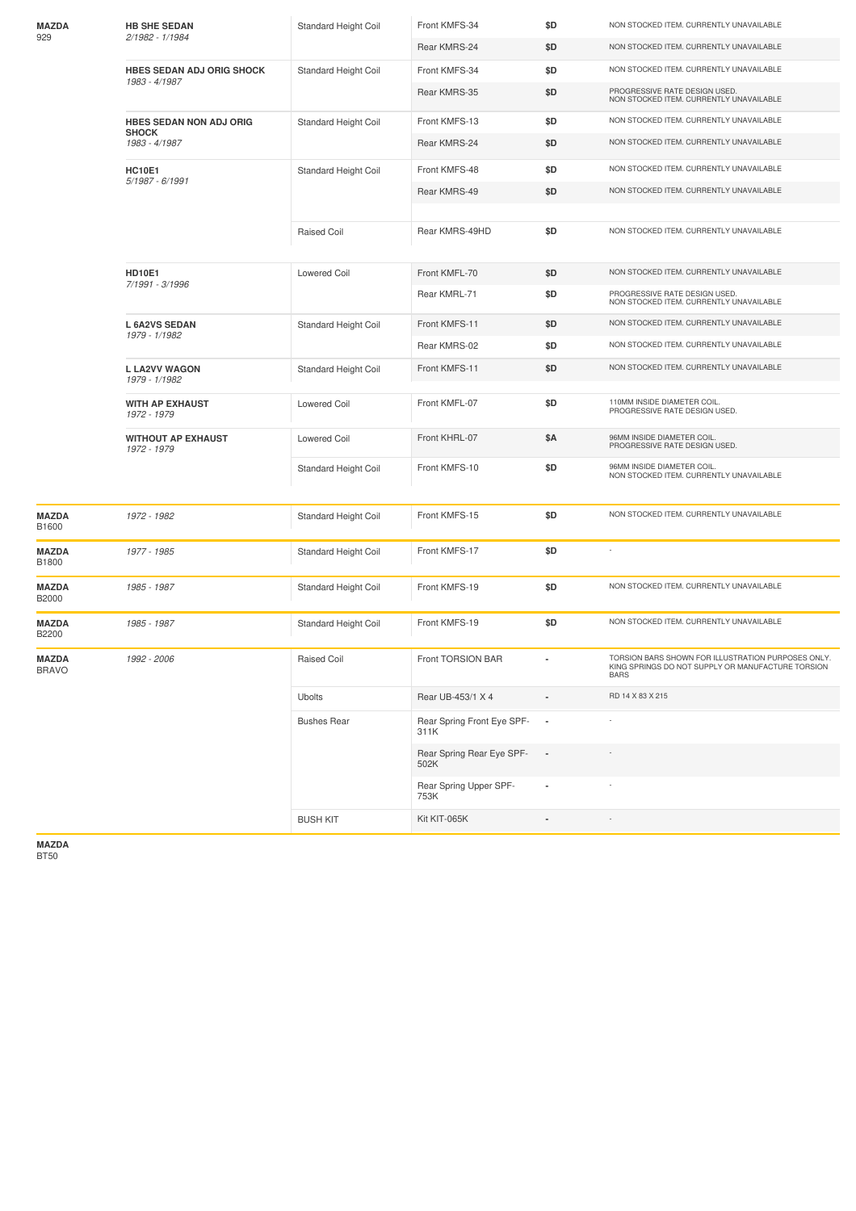| Make/Model | Variant | Type | Part | Price | Notes |
| --- | --- | --- | --- | --- | --- |
| **MAZDA** 929 | **HB SHE SEDAN** *2/1982 - 1/1984* | Standard Height Coil | Front KMFS-34 | $D | NON STOCKED ITEM. CURRENTLY UNAVAILABLE |
| | | | Rear KMRS-24 | $D | NON STOCKED ITEM. CURRENTLY UNAVAILABLE |
| | **HBES SEDAN ADJ ORIG SHOCK** *1983 - 4/1987* | Standard Height Coil | Front KMFS-34 | $D | NON STOCKED ITEM. CURRENTLY UNAVAILABLE |
| | | | Rear KMRS-35 | $D | PROGRESSIVE RATE DESIGN USED. NON STOCKED ITEM. CURRENTLY UNAVAILABLE |
| | **HBES SEDAN NON ADJ ORIG SHOCK** *1983 - 4/1987* | Standard Height Coil | Front KMFS-13 | $D | NON STOCKED ITEM. CURRENTLY UNAVAILABLE |
| | | | Rear KMRS-24 | $D | NON STOCKED ITEM. CURRENTLY UNAVAILABLE |
| | **HC10E1** *5/1987 - 6/1991* | Standard Height Coil | Front KMFS-48 | $D | NON STOCKED ITEM. CURRENTLY UNAVAILABLE |
| | | | Rear KMRS-49 | $D | NON STOCKED ITEM. CURRENTLY UNAVAILABLE |
| | | Raised Coil | Rear KMRS-49HD | $D | NON STOCKED ITEM. CURRENTLY UNAVAILABLE |
| | **HD10E1** *7/1991 - 3/1996* | Lowered Coil | Front KMFL-70 | $D | NON STOCKED ITEM. CURRENTLY UNAVAILABLE |
| | | | Rear KMRL-71 | $D | PROGRESSIVE RATE DESIGN USED. NON STOCKED ITEM. CURRENTLY UNAVAILABLE |
| | **L 6A2VS SEDAN** *1979 - 1/1982* | Standard Height Coil | Front KMFS-11 | $D | NON STOCKED ITEM. CURRENTLY UNAVAILABLE |
| | | | Rear KMRS-02 | $D | NON STOCKED ITEM. CURRENTLY UNAVAILABLE |
| | **L LA2VV WAGON** *1979 - 1/1982* | Standard Height Coil | Front KMFS-11 | $D | NON STOCKED ITEM. CURRENTLY UNAVAILABLE |
| | **WITH AP EXHAUST** *1972 - 1979* | Lowered Coil | Front KMFL-07 | $D | 110MM INSIDE DIAMETER COIL. PROGRESSIVE RATE DESIGN USED. |
| | **WITHOUT AP EXHAUST** *1972 - 1979* | Lowered Coil | Front KHRL-07 | $A | 96MM INSIDE DIAMETER COIL. PROGRESSIVE RATE DESIGN USED. |
| | | Standard Height Coil | Front KMFS-10 | $D | 96MM INSIDE DIAMETER COIL. NON STOCKED ITEM. CURRENTLY UNAVAILABLE |
| **MAZDA** B1600 | *1972 - 1982* | Standard Height Coil | Front KMFS-15 | $D | NON STOCKED ITEM. CURRENTLY UNAVAILABLE |
| **MAZDA** B1800 | *1977 - 1985* | Standard Height Coil | Front KMFS-17 | $D | - |
| **MAZDA** B2000 | *1985 - 1987* | Standard Height Coil | Front KMFS-19 | $D | NON STOCKED ITEM. CURRENTLY UNAVAILABLE |
| **MAZDA** B2200 | *1985 - 1987* | Standard Height Coil | Front KMFS-19 | $D | NON STOCKED ITEM. CURRENTLY UNAVAILABLE |
| **MAZDA** BRAVO | *1992 - 2006* | Raised Coil | Front TORSION BAR | - | TORSION BARS SHOWN FOR ILLUSTRATION PURPOSES ONLY. KING SPRINGS DO NOT SUPPLY OR MANUFACTURE TORSION BARS |
| | | Ubolts | Rear UB-453/1 X 4 | - | RD 14 X 83 X 215 |
| | | Bushes Rear | Rear Spring Front Eye SPF-311K | - | - |
| | | | Rear Spring Rear Eye SPF-502K | - | - |
| | | | Rear Spring Upper SPF-753K | - | - |
| | | BUSH KIT | Kit KIT-065K | - | - |

**MAZDA**
BT50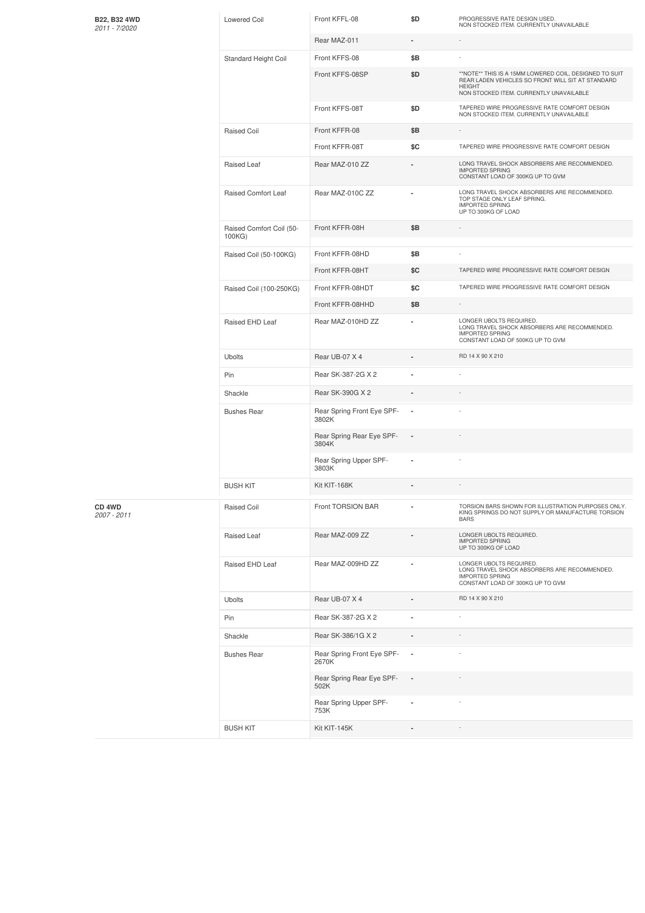| Vehicle | Type | Part | Price | Notes |
|---|---|---|---|---|
| **B22, B32 4WD** *2011 - 7/2020* | Lowered Coil | Front KFFL-08 | $D | PROGRESSIVE RATE DESIGN USED. NON STOCKED ITEM. CURRENTLY UNAVAILABLE |
| | | Rear MAZ-011 | - | - |
| | Standard Height Coil | Front KFFS-08 | $B | - |
| | | Front KFFS-08SP | $D | **NOTE** THIS IS A 15MM LOWERED COIL, DESIGNED TO SUIT REAR LADEN VEHICLES SO FRONT WILL SIT AT STANDARD HEIGHT NON STOCKED ITEM. CURRENTLY UNAVAILABLE |
| | | Front KFFS-08T | $D | TAPERED WIRE PROGRESSIVE RATE COMFORT DESIGN NON STOCKED ITEM. CURRENTLY UNAVAILABLE |
| | Raised Coil | Front KFFR-08 | $B | - |
| | | Front KFFR-08T | $C | TAPERED WIRE PROGRESSIVE RATE COMFORT DESIGN |
| | Raised Leaf | Rear MAZ-010 ZZ | - | LONG TRAVEL SHOCK ABSORBERS ARE RECOMMENDED. IMPORTED SPRING CONSTANT LOAD OF 300KG UP TO GVM |
| | Raised Comfort Leaf | Rear MAZ-010C ZZ | - | LONG TRAVEL SHOCK ABSORBERS ARE RECOMMENDED. TOP STAGE ONLY LEAF SPRING. IMPORTED SPRING UP TO 300KG OF LOAD |
| | Raised Comfort Coil (50-100KG) | Front KFFR-08H | $B | - |
| | Raised Coil (50-100KG) | Front KFFR-08HD | $B | - |
| | | Front KFFR-08HT | $C | TAPERED WIRE PROGRESSIVE RATE COMFORT DESIGN |
| | Raised Coil (100-250KG) | Front KFFR-08HDT | $C | TAPERED WIRE PROGRESSIVE RATE COMFORT DESIGN |
| | | Front KFFR-08HHD | $B | - |
| | Raised EHD Leaf | Rear MAZ-010HD ZZ | - | LONGER UBOLTS REQUIRED. LONG TRAVEL SHOCK ABSORBERS ARE RECOMMENDED. IMPORTED SPRING CONSTANT LOAD OF 500KG UP TO GVM |
| | Ubolts | Rear UB-07 X 4 | - | RD 14 X 90 X 210 |
| | Pin | Rear SK-387-2G X 2 | - | - |
| | Shackle | Rear SK-390G X 2 | - | - |
| | Bushes Rear | Rear Spring Front Eye SPF-3802K | - | - |
| | | Rear Spring Rear Eye SPF-3804K | - | - |
| | | Rear Spring Upper SPF-3803K | - | - |
| | BUSH KIT | Kit KIT-168K | - | - |
| **CD 4WD** *2007 - 2011* | Raised Coil | Front TORSION BAR | - | TORSION BARS SHOWN FOR ILLUSTRATION PURPOSES ONLY. KING SPRINGS DO NOT SUPPLY OR MANUFACTURE TORSION BARS |
| | Raised Leaf | Rear MAZ-009 ZZ | - | LONGER UBOLTS REQUIRED. IMPORTED SPRING UP TO 300KG OF LOAD |
| | Raised EHD Leaf | Rear MAZ-009HD ZZ | - | LONGER UBOLTS REQUIRED. LONG TRAVEL SHOCK ABSORBERS ARE RECOMMENDED. IMPORTED SPRING CONSTANT LOAD OF 300KG UP TO GVM |
| | Ubolts | Rear UB-07 X 4 | - | RD 14 X 90 X 210 |
| | Pin | Rear SK-387-2G X 2 | - | - |
| | Shackle | Rear SK-386/1G X 2 | - | - |
| | Bushes Rear | Rear Spring Front Eye SPF-2670K | - | - |
| | | Rear Spring Rear Eye SPF-502K | - | - |
| | | Rear Spring Upper SPF-753K | - | - |
| | BUSH KIT | Kit KIT-145K | - | - |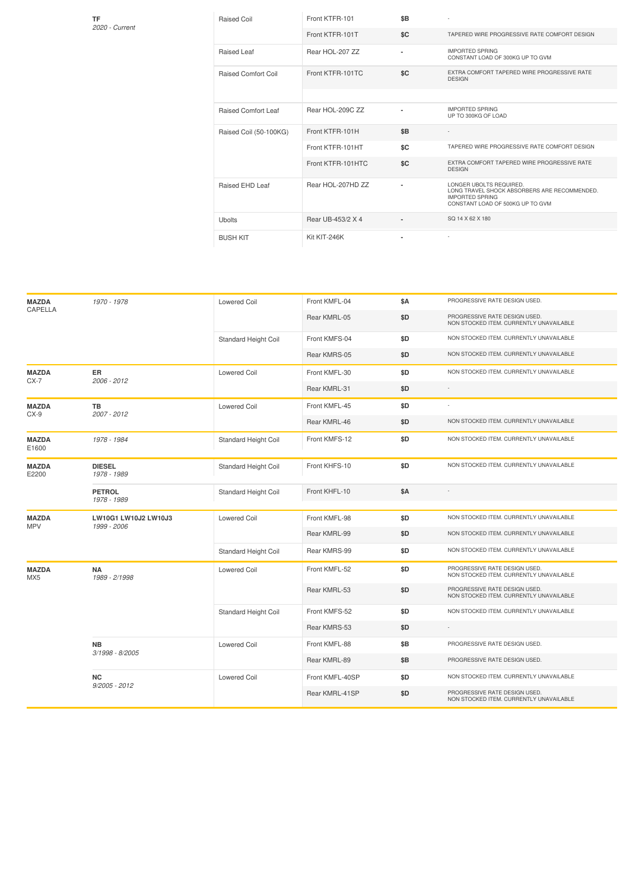| | | | | | |
|---|---|---|---|---|---|
| | **TF** *2020 - Current* | Raised Coil | Front KTFR-101 | $B | - |
| | | | Front KTFR-101T | $C | TAPERED WIRE PROGRESSIVE RATE COMFORT DESIGN |
| | | Raised Leaf | Rear HOL-207 ZZ | - | IMPORTED SPRING CONSTANT LOAD OF 300KG UP TO GVM |
| | | Raised Comfort Coil | Front KTFR-101TC | $C | EXTRA COMFORT TAPERED WIRE PROGRESSIVE RATE DESIGN |
| | | Raised Comfort Leaf | Rear HOL-209C ZZ | - | IMPORTED SPRING UP TO 300KG OF LOAD |
| | | Raised Coil (50-100KG) | Front KTFR-101H | $B | - |
| | | | Front KTFR-101HT | $C | TAPERED WIRE PROGRESSIVE RATE COMFORT DESIGN |
| | | | Front KTFR-101HTC | $C | EXTRA COMFORT TAPERED WIRE PROGRESSIVE RATE DESIGN |
| | | Raised EHD Leaf | Rear HOL-207HD ZZ | - | LONGER UBOLTS REQUIRED. LONG TRAVEL SHOCK ABSORBERS ARE RECOMMENDED. IMPORTED SPRING CONSTANT LOAD OF 500KG UP TO GVM |
| | | Ubolts | Rear UB-453/2 X 4 | - | SQ 14 X 62 X 180 |
| | | BUSH KIT | Kit KIT-246K | - | - |

| | | | | | |
|---|---|---|---|---|---|
| **MAZDA** CAPELLA | *1970 - 1978* | Lowered Coil | Front KMFL-04 | $A | PROGRESSIVE RATE DESIGN USED. |
| | | | Rear KMRL-05 | $D | PROGRESSIVE RATE DESIGN USED. NON STOCKED ITEM. CURRENTLY UNAVAILABLE |
| | | Standard Height Coil | Front KMFS-04 | $D | NON STOCKED ITEM. CURRENTLY UNAVAILABLE |
| | | | Rear KMRS-05 | $D | NON STOCKED ITEM. CURRENTLY UNAVAILABLE |
| **MAZDA** CX-7 | **ER** *2006 - 2012* | Lowered Coil | Front KMFL-30 | $D | NON STOCKED ITEM. CURRENTLY UNAVAILABLE |
| | | | Rear KMRL-31 | $D | - |
| **MAZDA** CX-9 | **TB** *2007 - 2012* | Lowered Coil | Front KMFL-45 | $D | - |
| | | | Rear KMRL-46 | $D | NON STOCKED ITEM. CURRENTLY UNAVAILABLE |
| **MAZDA** E1600 | *1978 - 1984* | Standard Height Coil | Front KMFS-12 | $D | NON STOCKED ITEM. CURRENTLY UNAVAILABLE |
| **MAZDA** E2200 | **DIESEL** *1978 - 1989* | Standard Height Coil | Front KHFS-10 | $D | NON STOCKED ITEM. CURRENTLY UNAVAILABLE |
| | **PETROL** *1978 - 1989* | Standard Height Coil | Front KHFL-10 | $A | - |
| **MAZDA** MPV | **LW10G1 LW10J2 LW10J3** *1999 - 2006* | Lowered Coil | Front KMFL-98 | $D | NON STOCKED ITEM. CURRENTLY UNAVAILABLE |
| | | | Rear KMRL-99 | $D | NON STOCKED ITEM. CURRENTLY UNAVAILABLE |
| | | Standard Height Coil | Rear KMRS-99 | $D | NON STOCKED ITEM. CURRENTLY UNAVAILABLE |
| **MAZDA** MX5 | **NA** *1989 - 2/1998* | Lowered Coil | Front KMFL-52 | $D | PROGRESSIVE RATE DESIGN USED. NON STOCKED ITEM. CURRENTLY UNAVAILABLE |
| | | | Rear KMRL-53 | $D | PROGRESSIVE RATE DESIGN USED. NON STOCKED ITEM. CURRENTLY UNAVAILABLE |
| | | Standard Height Coil | Front KMFS-52 | $D | NON STOCKED ITEM. CURRENTLY UNAVAILABLE |
| | | | Rear KMRS-53 | $D | - |
| | **NB** *3/1998 - 8/2005* | Lowered Coil | Front KMFL-88 | $B | PROGRESSIVE RATE DESIGN USED. |
| | | | Rear KMRL-89 | $B | PROGRESSIVE RATE DESIGN USED. |
| | **NC** *9/2005 - 2012* | Lowered Coil | Front KMFL-40SP | $D | NON STOCKED ITEM. CURRENTLY UNAVAILABLE |
| | | | Rear KMRL-41SP | $D | PROGRESSIVE RATE DESIGN USED. NON STOCKED ITEM. CURRENTLY UNAVAILABLE |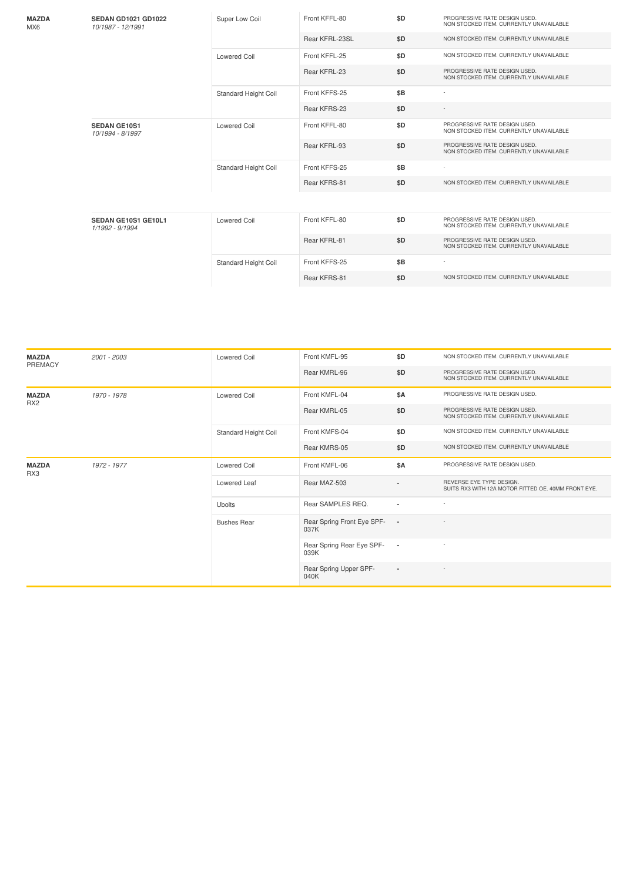| Make / Model | Variant | Type | Part | Price | Notes |
|---|---|---|---|---|---|
| **MAZDA** MX6 | **SEDAN GD1021 GD1022** *10/1987 - 12/1991* | Super Low Coil | Front KFFL-80 | $D | PROGRESSIVE RATE DESIGN USED. NON STOCKED ITEM. CURRENTLY UNAVAILABLE |
| | | | Rear KFRL-23SL | $D | NON STOCKED ITEM. CURRENTLY UNAVAILABLE |
| | | Lowered Coil | Front KFFL-25 | $D | NON STOCKED ITEM. CURRENTLY UNAVAILABLE |
| | | | Rear KFRL-23 | $D | PROGRESSIVE RATE DESIGN USED. NON STOCKED ITEM. CURRENTLY UNAVAILABLE |
| | | Standard Height Coil | Front KFFS-25 | $B | - |
| | | | Rear KFRS-23 | $D | - |
| | **SEDAN GE10S1** *10/1994 - 8/1997* | Lowered Coil | Front KFFL-80 | $D | PROGRESSIVE RATE DESIGN USED. NON STOCKED ITEM. CURRENTLY UNAVAILABLE |
| | | | Rear KFRL-93 | $D | PROGRESSIVE RATE DESIGN USED. NON STOCKED ITEM. CURRENTLY UNAVAILABLE |
| | | Standard Height Coil | Front KFFS-25 | $B | - |
| | | | Rear KFRS-81 | $D | NON STOCKED ITEM. CURRENTLY UNAVAILABLE |
| | **SEDAN GE10S1 GE10L1** *1/1992 - 9/1994* | Lowered Coil | Front KFFL-80 | $D | PROGRESSIVE RATE DESIGN USED. NON STOCKED ITEM. CURRENTLY UNAVAILABLE |
| | | | Rear KFRL-81 | $D | PROGRESSIVE RATE DESIGN USED. NON STOCKED ITEM. CURRENTLY UNAVAILABLE |
| | | Standard Height Coil | Front KFFS-25 | $B | - |
| | | | Rear KFRS-81 | $D | NON STOCKED ITEM. CURRENTLY UNAVAILABLE |

| Make / Model | Years | Type | Part | Price | Notes |
|---|---|---|---|---|---|
| **MAZDA** PREMACY | *2001 - 2003* | Lowered Coil | Front KMFL-95 | $D | NON STOCKED ITEM. CURRENTLY UNAVAILABLE |
| | | | Rear KMRL-96 | $D | PROGRESSIVE RATE DESIGN USED. NON STOCKED ITEM. CURRENTLY UNAVAILABLE |
| **MAZDA** RX2 | *1970 - 1978* | Lowered Coil | Front KMFL-04 | $A | PROGRESSIVE RATE DESIGN USED. |
| | | | Rear KMRL-05 | $D | PROGRESSIVE RATE DESIGN USED. NON STOCKED ITEM. CURRENTLY UNAVAILABLE |
| | | Standard Height Coil | Front KMFS-04 | $D | NON STOCKED ITEM. CURRENTLY UNAVAILABLE |
| | | | Rear KMRS-05 | $D | NON STOCKED ITEM. CURRENTLY UNAVAILABLE |
| **MAZDA** RX3 | *1972 - 1977* | Lowered Coil | Front KMFL-06 | $A | PROGRESSIVE RATE DESIGN USED. |
| | | Lowered Leaf | Rear MAZ-503 | - | REVERSE EYE TYPE DESIGN. SUITS RX3 WITH 12A MOTOR FITTED OE. 40MM FRONT EYE. |
| | | Ubolts | Rear SAMPLES REQ. | - | - |
| | | Bushes Rear | Rear Spring Front Eye SPF-037K | - | - |
| | | | Rear Spring Rear Eye SPF-039K | - | - |
| | | | Rear Spring Upper SPF-040K | - | - |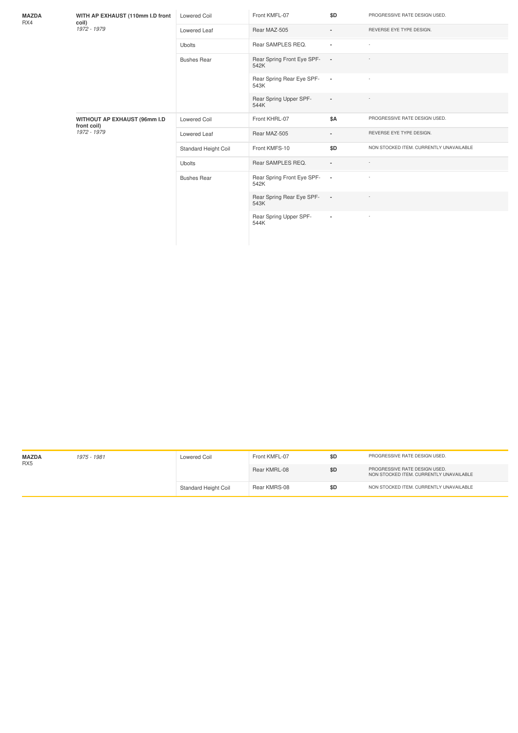| Make/Model | Variant | Type | Part | Price | Notes |
|---|---|---|---|---|---|
| **MAZDA** RX4 | **WITH AP EXHAUST (110mm I.D front coil)** *1972 - 1979* | Lowered Coil | Front KMFL-07 | $D | PROGRESSIVE RATE DESIGN USED. |
| | | Lowered Leaf | Rear MAZ-505 | - | REVERSE EYE TYPE DESIGN. |
| | | Ubolts | Rear SAMPLES REQ. | - | - |
| | | Bushes Rear | Rear Spring Front Eye SPF-542K | - | - |
| | | | Rear Spring Rear Eye SPF-543K | - | - |
| | | | Rear Spring Upper SPF-544K | - | - |
| | **WITHOUT AP EXHAUST (96mm I.D front coil)** *1972 - 1979* | Lowered Coil | Front KHRL-07 | $A | PROGRESSIVE RATE DESIGN USED. |
| | | Lowered Leaf | Rear MAZ-505 | - | REVERSE EYE TYPE DESIGN. |
| | | Standard Height Coil | Front KMFS-10 | $D | NON STOCKED ITEM. CURRENTLY UNAVAILABLE |
| | | Ubolts | Rear SAMPLES REQ. | - | - |
| | | Bushes Rear | Rear Spring Front Eye SPF-542K | - | - |
| | | | Rear Spring Rear Eye SPF-543K | - | - |
| | | | Rear Spring Upper SPF-544K | - | - |

| Make/Model | Variant | Type | Part | Price | Notes |
|---|---|---|---|---|---|
| **MAZDA** RX5 | *1975 - 1981* | Lowered Coil | Front KMFL-07 | $D | PROGRESSIVE RATE DESIGN USED. |
| | | | Rear KMRL-08 | $D | PROGRESSIVE RATE DESIGN USED. NON STOCKED ITEM. CURRENTLY UNAVAILABLE |
| | | Standard Height Coil | Rear KMRS-08 | $D | NON STOCKED ITEM. CURRENTLY UNAVAILABLE |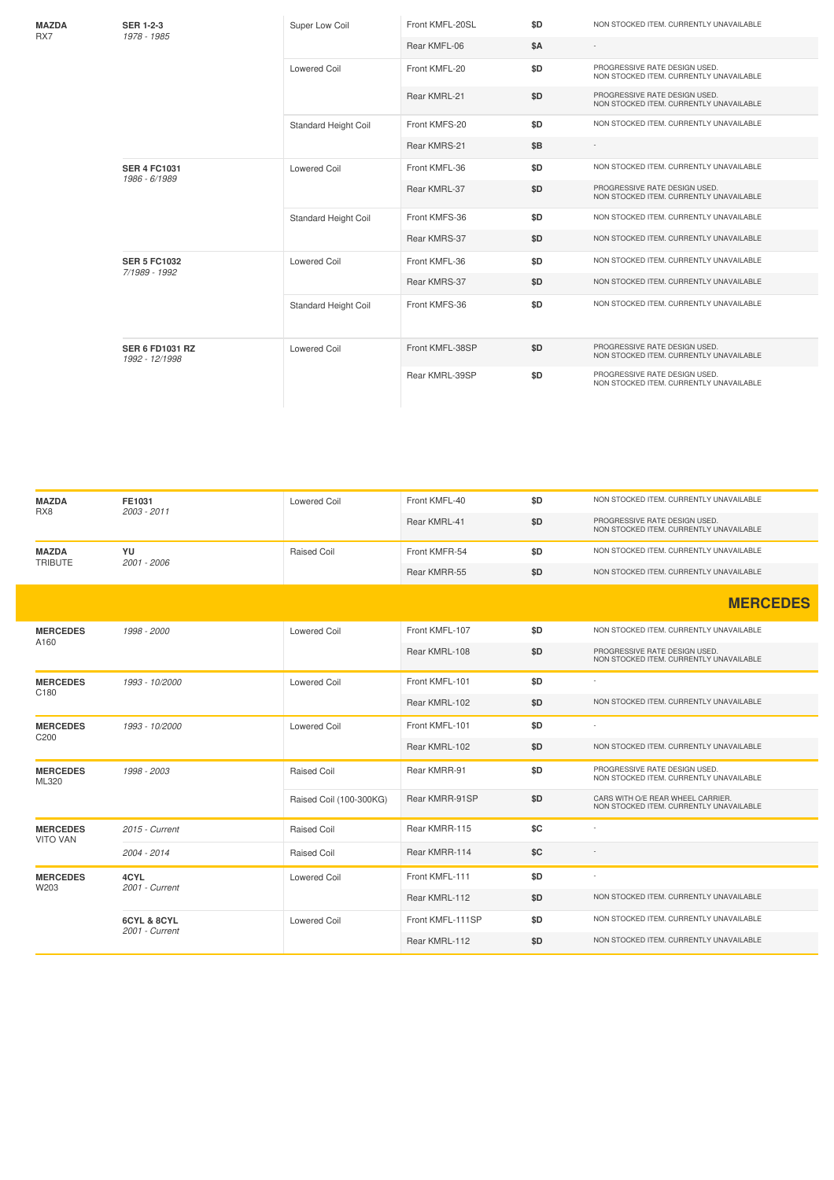| | | | | | |
|---|---|---|---|---|---|
| **MAZDA** RX7 | **SER 1-2-3** *1978 - 1985* | Super Low Coil | Front KMFL-20SL | $D | NON STOCKED ITEM. CURRENTLY UNAVAILABLE |
| | | | Rear KMFL-06 | $A | - |
| | | Lowered Coil | Front KMFL-20 | $D | PROGRESSIVE RATE DESIGN USED. NON STOCKED ITEM. CURRENTLY UNAVAILABLE |
| | | | Rear KMRL-21 | $D | PROGRESSIVE RATE DESIGN USED. NON STOCKED ITEM. CURRENTLY UNAVAILABLE |
| | | Standard Height Coil | Front KMFS-20 | $D | NON STOCKED ITEM. CURRENTLY UNAVAILABLE |
| | | | Rear KMRS-21 | $B | - |
| | **SER 4 FC1031** *1986 - 6/1989* | Lowered Coil | Front KMFL-36 | $D | NON STOCKED ITEM. CURRENTLY UNAVAILABLE |
| | | | Rear KMRL-37 | $D | PROGRESSIVE RATE DESIGN USED. NON STOCKED ITEM. CURRENTLY UNAVAILABLE |
| | | Standard Height Coil | Front KMFS-36 | $D | NON STOCKED ITEM. CURRENTLY UNAVAILABLE |
| | | | Rear KMRS-37 | $D | NON STOCKED ITEM. CURRENTLY UNAVAILABLE |
| | **SER 5 FC1032** *7/1989 - 1992* | Lowered Coil | Front KMFL-36 | $D | NON STOCKED ITEM. CURRENTLY UNAVAILABLE |
| | | | Rear KMRS-37 | $D | NON STOCKED ITEM. CURRENTLY UNAVAILABLE |
| | | Standard Height Coil | Front KMFS-36 | $D | NON STOCKED ITEM. CURRENTLY UNAVAILABLE |
| | **SER 6 FD1031 RZ** *1992 - 12/1998* | Lowered Coil | Front KMFL-38SP | $D | PROGRESSIVE RATE DESIGN USED. NON STOCKED ITEM. CURRENTLY UNAVAILABLE |
| | | | Rear KMRL-39SP | $D | PROGRESSIVE RATE DESIGN USED. NON STOCKED ITEM. CURRENTLY UNAVAILABLE |

| | | | | | |
|---|---|---|---|---|---|
| **MAZDA** RX8 | **FE1031** *2003 - 2011* | Lowered Coil | Front KMFL-40 | $D | NON STOCKED ITEM. CURRENTLY UNAVAILABLE |
| | | | Rear KMRL-41 | $D | PROGRESSIVE RATE DESIGN USED. NON STOCKED ITEM. CURRENTLY UNAVAILABLE |
| **MAZDA** TRIBUTE | **YU** *2001 - 2006* | Raised Coil | Front KMFR-54 | $D | NON STOCKED ITEM. CURRENTLY UNAVAILABLE |
| | | | Rear KMRR-55 | $D | NON STOCKED ITEM. CURRENTLY UNAVAILABLE |

## MERCEDES

| | | | | | |
|---|---|---|---|---|---|
| **MERCEDES** A160 | *1998 - 2000* | Lowered Coil | Front KMFL-107 | $D | NON STOCKED ITEM. CURRENTLY UNAVAILABLE |
| | | | Rear KMRL-108 | $D | PROGRESSIVE RATE DESIGN USED. NON STOCKED ITEM. CURRENTLY UNAVAILABLE |
| **MERCEDES** C180 | *1993 - 10/2000* | Lowered Coil | Front KMFL-101 | $D | - |
| | | | Rear KMRL-102 | $D | NON STOCKED ITEM. CURRENTLY UNAVAILABLE |
| **MERCEDES** C200 | *1993 - 10/2000* | Lowered Coil | Front KMFL-101 | $D | - |
| | | | Rear KMRL-102 | $D | NON STOCKED ITEM. CURRENTLY UNAVAILABLE |
| **MERCEDES** ML320 | *1998 - 2003* | Raised Coil | Rear KMRR-91 | $D | PROGRESSIVE RATE DESIGN USED. NON STOCKED ITEM. CURRENTLY UNAVAILABLE |
| | | Raised Coil (100-300KG) | Rear KMRR-91SP | $D | CARS WITH O/E REAR WHEEL CARRIER. NON STOCKED ITEM. CURRENTLY UNAVAILABLE |
| **MERCEDES** VITO VAN | *2015 - Current* | Raised Coil | Rear KMRR-115 | $C | - |
| | *2004 - 2014* | Raised Coil | Rear KMRR-114 | $C | - |
| **MERCEDES** W203 | **4CYL** *2001 - Current* | Lowered Coil | Front KMFL-111 | $D | - |
| | | | Rear KMRL-112 | $D | NON STOCKED ITEM. CURRENTLY UNAVAILABLE |
| | **6CYL & 8CYL** *2001 - Current* | Lowered Coil | Front KMFL-111SP | $D | NON STOCKED ITEM. CURRENTLY UNAVAILABLE |
| | | | Rear KMRL-112 | $D | NON STOCKED ITEM. CURRENTLY UNAVAILABLE |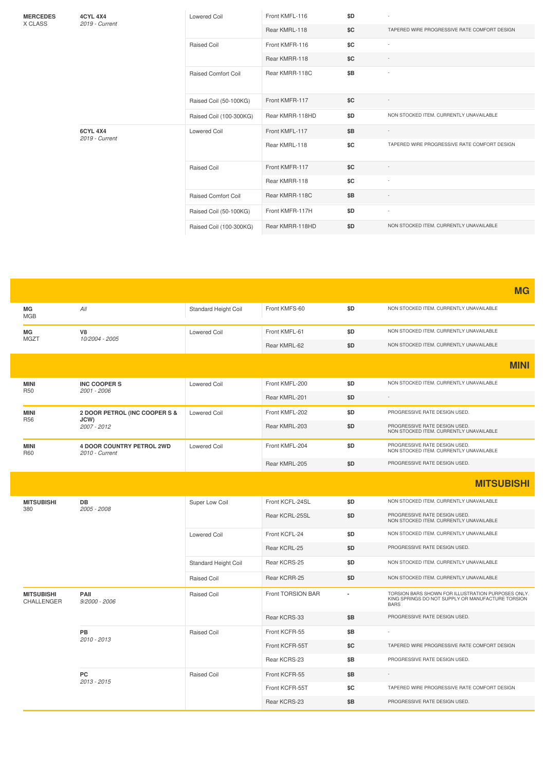| | | | | | |
|---|---|---|---|---|---|
| **MERCEDES** X CLASS | **4CYL 4X4** *2019 - Current* | Lowered Coil | Front KMFL-116 | $D | - |
| | | | Rear KMRL-118 | $C | TAPERED WIRE PROGRESSIVE RATE COMFORT DESIGN |
| | | Raised Coil | Front KMFR-116 | $C | - |
| | | | Rear KMRR-118 | $C | - |
| | | Raised Comfort Coil | Rear KMRR-118C | $B | - |
| | | Raised Coil (50-100KG) | Front KMFR-117 | $C | - |
| | | Raised Coil (100-300KG) | Rear KMRR-118HD | $D | NON STOCKED ITEM. CURRENTLY UNAVAILABLE |
| | **6CYL 4X4** *2019 - Current* | Lowered Coil | Front KMFL-117 | $B | - |
| | | | Rear KMRL-118 | $C | TAPERED WIRE PROGRESSIVE RATE COMFORT DESIGN |
| | | Raised Coil | Front KMFR-117 | $C | - |
| | | | Rear KMRR-118 | $C | - |
| | | Raised Comfort Coil | Rear KMRR-118C | $B | - |
| | | Raised Coil (50-100KG) | Front KMFR-117H | $D | - |
| | | Raised Coil (100-300KG) | Rear KMRR-118HD | $D | NON STOCKED ITEM. CURRENTLY UNAVAILABLE |

## MG

| | | | | | |
|---|---|---|---|---|---|
| **MG** MGB | *All* | Standard Height Coil | Front KMFS-60 | $D | NON STOCKED ITEM. CURRENTLY UNAVAILABLE |
| **MG** MGZT | **V8** *10/2004 - 2005* | Lowered Coil | Front KMFL-61 | $D | NON STOCKED ITEM. CURRENTLY UNAVAILABLE |
| | | | Rear KMRL-62 | $D | NON STOCKED ITEM. CURRENTLY UNAVAILABLE |

## MINI

| | | | | | |
|---|---|---|---|---|---|
| **MINI** R50 | **INC COOPER S** *2001 - 2006* | Lowered Coil | Front KMFL-200 | $D | NON STOCKED ITEM. CURRENTLY UNAVAILABLE |
| | | | Rear KMRL-201 | $D | - |
| **MINI** R56 | **2 DOOR PETROL (INC COOPER S & JCW)** *2007 - 2012* | Lowered Coil | Front KMFL-202 | $D | PROGRESSIVE RATE DESIGN USED. |
| | | | Rear KMRL-203 | $D | PROGRESSIVE RATE DESIGN USED. NON STOCKED ITEM. CURRENTLY UNAVAILABLE |
| **MINI** R60 | **4 DOOR COUNTRY PETROL 2WD** *2010 - Current* | Lowered Coil | Front KMFL-204 | $D | PROGRESSIVE RATE DESIGN USED. NON STOCKED ITEM. CURRENTLY UNAVAILABLE |
| | | | Rear KMRL-205 | $D | PROGRESSIVE RATE DESIGN USED. |

## MITSUBISHI

| | | | | | |
|---|---|---|---|---|---|
| **MITSUBISHI** 380 | **DB** *2005 - 2008* | Super Low Coil | Front KCFL-24SL | $D | NON STOCKED ITEM. CURRENTLY UNAVAILABLE |
| | | | Rear KCRL-25SL | $D | PROGRESSIVE RATE DESIGN USED. NON STOCKED ITEM. CURRENTLY UNAVAILABLE |
| | | Lowered Coil | Front KCFL-24 | $D | NON STOCKED ITEM. CURRENTLY UNAVAILABLE |
| | | | Rear KCRL-25 | $D | PROGRESSIVE RATE DESIGN USED. |
| | | Standard Height Coil | Rear KCRS-25 | $D | NON STOCKED ITEM. CURRENTLY UNAVAILABLE |
| | | Raised Coil | Rear KCRR-25 | $D | NON STOCKED ITEM. CURRENTLY UNAVAILABLE |
| **MITSUBISHI** CHALLENGER | **PAII** *9/2000 - 2006* | Raised Coil | Front TORSION BAR | - | TORSION BARS SHOWN FOR ILLUSTRATION PURPOSES ONLY. KING SPRINGS DO NOT SUPPLY OR MANUFACTURE TORSION BARS |
| | | | Rear KCRS-33 | $B | PROGRESSIVE RATE DESIGN USED. |
| | **PB** *2010 - 2013* | Raised Coil | Front KCFR-55 | $B | - |
| | | | Front KCFR-55T | $C | TAPERED WIRE PROGRESSIVE RATE COMFORT DESIGN |
| | | | Rear KCRS-23 | $B | PROGRESSIVE RATE DESIGN USED. |
| | **PC** *2013 - 2015* | Raised Coil | Front KCFR-55 | $B | - |
| | | | Front KCFR-55T | $C | TAPERED WIRE PROGRESSIVE RATE COMFORT DESIGN |
| | | | Rear KCRS-23 | $B | PROGRESSIVE RATE DESIGN USED. |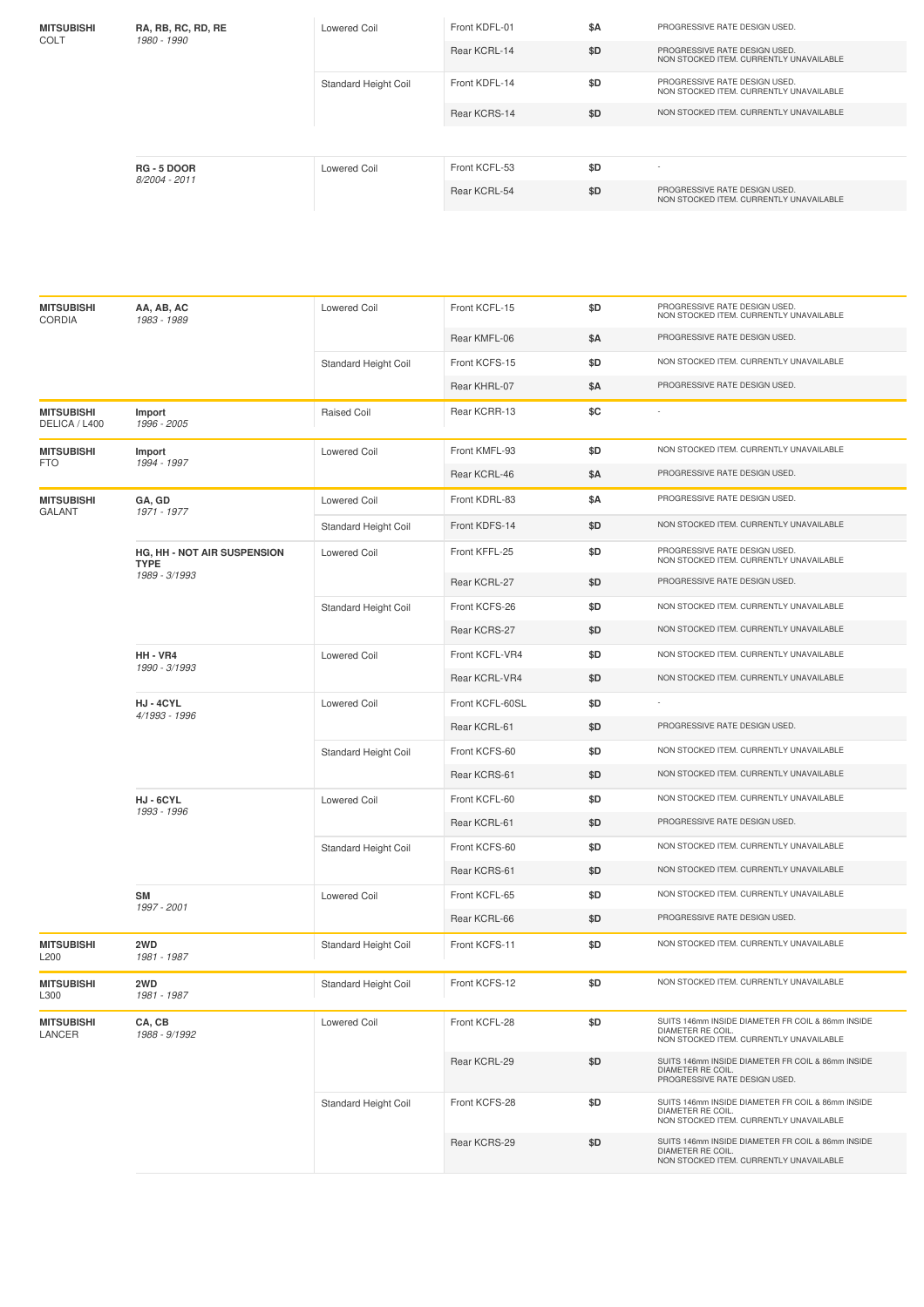| Make / Model | Series / Years | Coil Type | Part | Price | Notes |
|---|---|---|---|---|---|
| **MITSUBISHI** COLT | **RA, RB, RC, RD, RE** *1980 - 1990* | Lowered Coil | Front KDFL-01 | $A | PROGRESSIVE RATE DESIGN USED. |
| | | | Rear KCRL-14 | $D | PROGRESSIVE RATE DESIGN USED. NON STOCKED ITEM. CURRENTLY UNAVAILABLE |
| | | Standard Height Coil | Front KDFL-14 | $D | PROGRESSIVE RATE DESIGN USED. NON STOCKED ITEM. CURRENTLY UNAVAILABLE |
| | | | Rear KCRS-14 | $D | NON STOCKED ITEM. CURRENTLY UNAVAILABLE |
| | **RG - 5 DOOR** *8/2004 - 2011* | Lowered Coil | Front KCFL-53 | $D | - |
| | | | Rear KCRL-54 | $D | PROGRESSIVE RATE DESIGN USED. NON STOCKED ITEM. CURRENTLY UNAVAILABLE |

| Make / Model | Series / Years | Coil Type | Part | Price | Notes |
|---|---|---|---|---|---|
| **MITSUBISHI** CORDIA | **AA, AB, AC** *1983 - 1989* | Lowered Coil | Front KCFL-15 | $D | PROGRESSIVE RATE DESIGN USED. NON STOCKED ITEM. CURRENTLY UNAVAILABLE |
| | | | Rear KMFL-06 | $A | PROGRESSIVE RATE DESIGN USED. |
| | | Standard Height Coil | Front KCFS-15 | $D | NON STOCKED ITEM. CURRENTLY UNAVAILABLE |
| | | | Rear KHRL-07 | $A | PROGRESSIVE RATE DESIGN USED. |
| **MITSUBISHI** DELICA / L400 | **Import** *1996 - 2005* | Raised Coil | Rear KCRR-13 | $C | - |
| **MITSUBISHI** FTO | **Import** *1994 - 1997* | Lowered Coil | Front KMFL-93 | $D | NON STOCKED ITEM. CURRENTLY UNAVAILABLE |
| | | | Rear KCRL-46 | $A | PROGRESSIVE RATE DESIGN USED. |
| **MITSUBISHI** GALANT | **GA, GD** *1971 - 1977* | Lowered Coil | Front KDRL-83 | $A | PROGRESSIVE RATE DESIGN USED. |
| | | Standard Height Coil | Front KDFS-14 | $D | NON STOCKED ITEM. CURRENTLY UNAVAILABLE |
| | **HG, HH - NOT AIR SUSPENSION TYPE** *1989 - 3/1993* | Lowered Coil | Front KFFL-25 | $D | PROGRESSIVE RATE DESIGN USED. NON STOCKED ITEM. CURRENTLY UNAVAILABLE |
| | | | Rear KCRL-27 | $D | PROGRESSIVE RATE DESIGN USED. |
| | | Standard Height Coil | Front KCFS-26 | $D | NON STOCKED ITEM. CURRENTLY UNAVAILABLE |
| | | | Rear KCRS-27 | $D | NON STOCKED ITEM. CURRENTLY UNAVAILABLE |
| | **HH - VR4** *1990 - 3/1993* | Lowered Coil | Front KCFL-VR4 | $D | NON STOCKED ITEM. CURRENTLY UNAVAILABLE |
| | | | Rear KCRL-VR4 | $D | NON STOCKED ITEM. CURRENTLY UNAVAILABLE |
| | **HJ - 4CYL** *4/1993 - 1996* | Lowered Coil | Front KCFL-60SL | $D | - |
| | | | Rear KCRL-61 | $D | PROGRESSIVE RATE DESIGN USED. |
| | | Standard Height Coil | Front KCFS-60 | $D | NON STOCKED ITEM. CURRENTLY UNAVAILABLE |
| | | | Rear KCRS-61 | $D | NON STOCKED ITEM. CURRENTLY UNAVAILABLE |
| | **HJ - 6CYL** *1993 - 1996* | Lowered Coil | Front KCFL-60 | $D | NON STOCKED ITEM. CURRENTLY UNAVAILABLE |
| | | | Rear KCRL-61 | $D | PROGRESSIVE RATE DESIGN USED. |
| | | Standard Height Coil | Front KCFS-60 | $D | NON STOCKED ITEM. CURRENTLY UNAVAILABLE |
| | | | Rear KCRS-61 | $D | NON STOCKED ITEM. CURRENTLY UNAVAILABLE |
| | **SM** *1997 - 2001* | Lowered Coil | Front KCFL-65 | $D | NON STOCKED ITEM. CURRENTLY UNAVAILABLE |
| | | | Rear KCRL-66 | $D | PROGRESSIVE RATE DESIGN USED. |
| **MITSUBISHI** L200 | **2WD** *1981 - 1987* | Standard Height Coil | Front KCFS-11 | $D | NON STOCKED ITEM. CURRENTLY UNAVAILABLE |
| **MITSUBISHI** L300 | **2WD** *1981 - 1987* | Standard Height Coil | Front KCFS-12 | $D | NON STOCKED ITEM. CURRENTLY UNAVAILABLE |
| **MITSUBISHI** LANCER | **CA, CB** *1988 - 9/1992* | Lowered Coil | Front KCFL-28 | $D | SUITS 146mm INSIDE DIAMETER FR COIL & 86mm INSIDE DIAMETER RE COIL. NON STOCKED ITEM. CURRENTLY UNAVAILABLE |
| | | | Rear KCRL-29 | $D | SUITS 146mm INSIDE DIAMETER FR COIL & 86mm INSIDE DIAMETER RE COIL. PROGRESSIVE RATE DESIGN USED. |
| | | Standard Height Coil | Front KCFS-28 | $D | SUITS 146mm INSIDE DIAMETER FR COIL & 86mm INSIDE DIAMETER RE COIL. NON STOCKED ITEM. CURRENTLY UNAVAILABLE |
| | | | Rear KCRS-29 | $D | SUITS 146mm INSIDE DIAMETER FR COIL & 86mm INSIDE DIAMETER RE COIL. NON STOCKED ITEM. CURRENTLY UNAVAILABLE |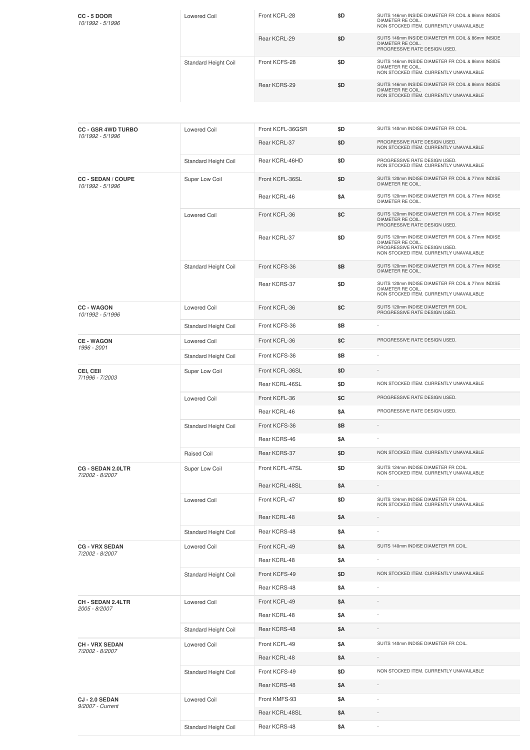| Model | Type | Part | Price | Notes |
|---|---|---|---|---|
| **CC - 5 DOOR** *10/1992 - 5/1996* | Lowered Coil | Front KCFL-28 | $D | SUITS 146mm INSIDE DIAMETER FR COIL & 86mm INSIDE DIAMETER RE COIL. NON STOCKED ITEM. CURRENTLY UNAVAILABLE |
| | | Rear KCRL-29 | $D | SUITS 146mm INSIDE DIAMETER FR COIL & 86mm INSIDE DIAMETER RE COIL. PROGRESSIVE RATE DESIGN USED. |
| | Standard Height Coil | Front KCFS-28 | $D | SUITS 146mm INSIDE DIAMETER FR COIL & 86mm INSIDE DIAMETER RE COIL. NON STOCKED ITEM. CURRENTLY UNAVAILABLE |
| | | Rear KCRS-29 | $D | SUITS 146mm INSIDE DIAMETER FR COIL & 86mm INSIDE DIAMETER RE COIL. NON STOCKED ITEM. CURRENTLY UNAVAILABLE |

| Model | Type | Part | Price | Notes |
|---|---|---|---|---|
| **CC - GSR 4WD TURBO** *10/1992 - 5/1996* | Lowered Coil | Front KCFL-36GSR | $D | SUITS 140mm INDISE DIAMETER FR COIL. |
| | | Rear KCRL-37 | $D | PROGRESSIVE RATE DESIGN USED. NON STOCKED ITEM. CURRENTLY UNAVAILABLE |
| | Standard Height Coil | Rear KCRL-46HD | $D | PROGRESSIVE RATE DESIGN USED. NON STOCKED ITEM. CURRENTLY UNAVAILABLE |
| **CC - SEDAN / COUPE** *10/1992 - 5/1996* | Super Low Coil | Front KCFL-36SL | $D | SUITS 120mm INDISE DIAMETER FR COIL & 77mm INDISE DIAMETER RE COIL. |
| | | Rear KCRL-46 | $A | SUITS 120mm INDISE DIAMETER FR COIL & 77mm INDISE DIAMETER RE COIL. |
| | Lowered Coil | Front KCFL-36 | $C | SUITS 120mm INDISE DIAMETER FR COIL & 77mm INDISE DIAMETER RE COIL. PROGRESSIVE RATE DESIGN USED. |
| | | Rear KCRL-37 | $D | SUITS 120mm INDISE DIAMETER FR COIL & 77mm INDISE DIAMETER RE COIL. PROGRESSIVE RATE DESIGN USED. NON STOCKED ITEM. CURRENTLY UNAVAILABLE |
| | Standard Height Coil | Front KCFS-36 | $B | SUITS 120mm INDISE DIAMETER FR COIL & 77mm INDISE DIAMETER RE COIL. |
| | | Rear KCRS-37 | $D | SUITS 120mm INDISE DIAMETER FR COIL & 77mm INDISE DIAMETER RE COIL. NON STOCKED ITEM. CURRENTLY UNAVAILABLE |
| **CC - WAGON** *10/1992 - 5/1996* | Lowered Coil | Front KCFL-36 | $C | SUITS 120mm INDISE DIAMETER FR COIL. PROGRESSIVE RATE DESIGN USED. |
| | Standard Height Coil | Front KCFS-36 | $B | - |
| **CE - WAGON** *1996 - 2001* | Lowered Coil | Front KCFL-36 | $C | PROGRESSIVE RATE DESIGN USED. |
| | Standard Height Coil | Front KCFS-36 | $B | - |
| **CEI, CEII** *7/1996 - 7/2003* | Super Low Coil | Front KCFL-36SL | $D | - |
| | | Rear KCRL-46SL | $D | NON STOCKED ITEM. CURRENTLY UNAVAILABLE |
| | Lowered Coil | Front KCFL-36 | $C | PROGRESSIVE RATE DESIGN USED. |
| | | Rear KCRL-46 | $A | PROGRESSIVE RATE DESIGN USED. |
| | Standard Height Coil | Front KCFS-36 | $B | - |
| | | Rear KCRS-46 | $A | - |
| | Raised Coil | Rear KCRS-37 | $D | NON STOCKED ITEM. CURRENTLY UNAVAILABLE |
| **CG - SEDAN 2.0LTR** *7/2002 - 8/2007* | Super Low Coil | Front KCFL-47SL | $D | SUITS 124mm INDISE DIAMETER FR COIL. NON STOCKED ITEM. CURRENTLY UNAVAILABLE |
| | | Rear KCRL-48SL | $A | - |
| | Lowered Coil | Front KCFL-47 | $D | SUITS 124mm INDISE DIAMETER FR COIL. NON STOCKED ITEM. CURRENTLY UNAVAILABLE |
| | | Rear KCRL-48 | $A | - |
| | Standard Height Coil | Rear KCRS-48 | $A | - |
| **CG - VRX SEDAN** *7/2002 - 8/2007* | Lowered Coil | Front KCFL-49 | $A | SUITS 140mm INDISE DIAMETER FR COIL. |
| | | Rear KCRL-48 | $A | - |
| | Standard Height Coil | Front KCFS-49 | $D | NON STOCKED ITEM. CURRENTLY UNAVAILABLE |
| | | Rear KCRS-48 | $A | - |
| **CH - SEDAN 2.4LTR** *2005 - 8/2007* | Lowered Coil | Front KCFL-49 | $A | - |
| | | Rear KCRL-48 | $A | - |
| | Standard Height Coil | Rear KCRS-48 | $A | - |
| **CH - VRX SEDAN** *7/2002 - 8/2007* | Lowered Coil | Front KCFL-49 | $A | SUITS 140mm INDISE DIAMETER FR COIL. |
| | | Rear KCRL-48 | $A | - |
| | Standard Height Coil | Front KCFS-49 | $D | NON STOCKED ITEM. CURRENTLY UNAVAILABLE |
| | | Rear KCRS-48 | $A | - |
| **CJ - 2.0 SEDAN** *9/2007 - Current* | Lowered Coil | Front KMFS-93 | $A | - |
| | | Rear KCRL-48SL | $A | - |
| | Standard Height Coil | Rear KCRS-48 | $A | - |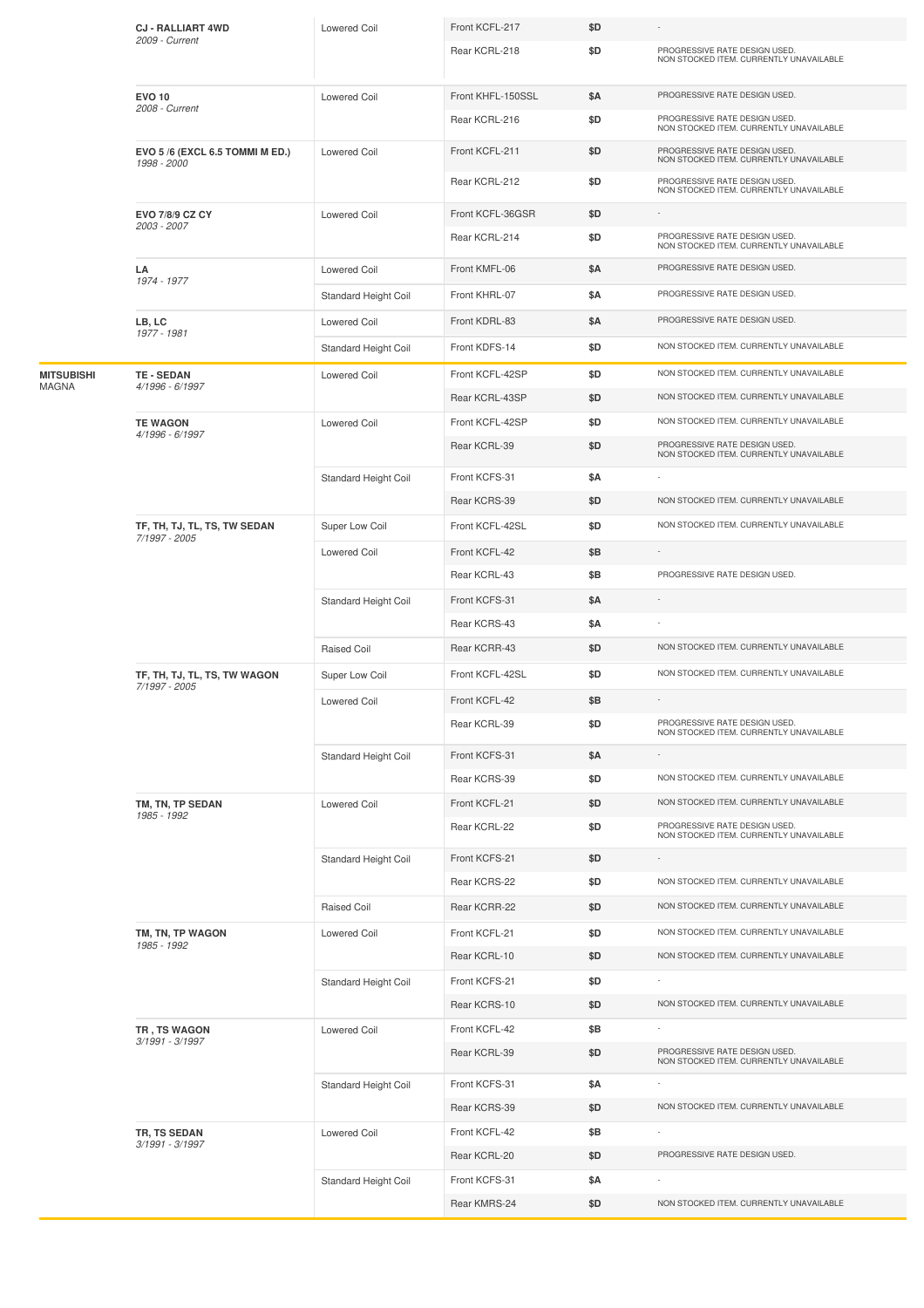| Make | Model | Type | Part | Price | Notes |
|---|---|---|---|---|---|
| | **CJ - RALLIART 4WD** *2009 - Current* | Lowered Coil | Front KCFL-217 | $D | - |
| | | | Rear KCRL-218 | $D | PROGRESSIVE RATE DESIGN USED. NON STOCKED ITEM. CURRENTLY UNAVAILABLE |
| | **EVO 10** *2008 - Current* | Lowered Coil | Front KHFL-150SSL | $A | PROGRESSIVE RATE DESIGN USED. |
| | | | Rear KCRL-216 | $D | PROGRESSIVE RATE DESIGN USED. NON STOCKED ITEM. CURRENTLY UNAVAILABLE |
| | **EVO 5 /6 (EXCL 6.5 TOMMI M ED.)** *1998 - 2000* | Lowered Coil | Front KCFL-211 | $D | PROGRESSIVE RATE DESIGN USED. NON STOCKED ITEM. CURRENTLY UNAVAILABLE |
| | | | Rear KCRL-212 | $D | PROGRESSIVE RATE DESIGN USED. NON STOCKED ITEM. CURRENTLY UNAVAILABLE |
| | **EVO 7/8/9 CZ CY** *2003 - 2007* | Lowered Coil | Front KCFL-36GSR | $D | - |
| | | | Rear KCRL-214 | $D | PROGRESSIVE RATE DESIGN USED. NON STOCKED ITEM. CURRENTLY UNAVAILABLE |
| | **LA** *1974 - 1977* | Lowered Coil | Front KMFL-06 | $A | PROGRESSIVE RATE DESIGN USED. |
| | | Standard Height Coil | Front KHRL-07 | $A | PROGRESSIVE RATE DESIGN USED. |
| | **LB, LC** *1977 - 1981* | Lowered Coil | Front KDRL-83 | $A | PROGRESSIVE RATE DESIGN USED. |
| | | Standard Height Coil | Front KDFS-14 | $D | NON STOCKED ITEM. CURRENTLY UNAVAILABLE |
| **MITSUBISHI** MAGNA | **TE - SEDAN** *4/1996 - 6/1997* | Lowered Coil | Front KCFL-42SP | $D | NON STOCKED ITEM. CURRENTLY UNAVAILABLE |
| | | | Rear KCRL-43SP | $D | NON STOCKED ITEM. CURRENTLY UNAVAILABLE |
| | **TE WAGON** *4/1996 - 6/1997* | Lowered Coil | Front KCFL-42SP | $D | NON STOCKED ITEM. CURRENTLY UNAVAILABLE |
| | | | Rear KCRL-39 | $D | PROGRESSIVE RATE DESIGN USED. NON STOCKED ITEM. CURRENTLY UNAVAILABLE |
| | | Standard Height Coil | Front KCFS-31 | $A | - |
| | | | Rear KCRS-39 | $D | NON STOCKED ITEM. CURRENTLY UNAVAILABLE |
| | **TF, TH, TJ, TL, TS, TW SEDAN** *7/1997 - 2005* | Super Low Coil | Front KCFL-42SL | $D | NON STOCKED ITEM. CURRENTLY UNAVAILABLE |
| | | Lowered Coil | Front KCFL-42 | $B | - |
| | | | Rear KCRL-43 | $B | PROGRESSIVE RATE DESIGN USED. |
| | | Standard Height Coil | Front KCFS-31 | $A | - |
| | | | Rear KCRS-43 | $A | - |
| | | Raised Coil | Rear KCRR-43 | $D | NON STOCKED ITEM. CURRENTLY UNAVAILABLE |
| | **TF, TH, TJ, TL, TS, TW WAGON** *7/1997 - 2005* | Super Low Coil | Front KCFL-42SL | $D | NON STOCKED ITEM. CURRENTLY UNAVAILABLE |
| | | Lowered Coil | Front KCFL-42 | $B | - |
| | | | Rear KCRL-39 | $D | PROGRESSIVE RATE DESIGN USED. NON STOCKED ITEM. CURRENTLY UNAVAILABLE |
| | | Standard Height Coil | Front KCFS-31 | $A | - |
| | | | Rear KCRS-39 | $D | NON STOCKED ITEM. CURRENTLY UNAVAILABLE |
| | **TM, TN, TP SEDAN** *1985 - 1992* | Lowered Coil | Front KCFL-21 | $D | NON STOCKED ITEM. CURRENTLY UNAVAILABLE |
| | | | Rear KCRL-22 | $D | PROGRESSIVE RATE DESIGN USED. NON STOCKED ITEM. CURRENTLY UNAVAILABLE |
| | | Standard Height Coil | Front KCFS-21 | $D | - |
| | | | Rear KCRS-22 | $D | NON STOCKED ITEM. CURRENTLY UNAVAILABLE |
| | | Raised Coil | Rear KCRR-22 | $D | NON STOCKED ITEM. CURRENTLY UNAVAILABLE |
| | **TM, TN, TP WAGON** *1985 - 1992* | Lowered Coil | Front KCFL-21 | $D | NON STOCKED ITEM. CURRENTLY UNAVAILABLE |
| | | | Rear KCRL-10 | $D | NON STOCKED ITEM. CURRENTLY UNAVAILABLE |
| | | Standard Height Coil | Front KCFS-21 | $D | - |
| | | | Rear KCRS-10 | $D | NON STOCKED ITEM. CURRENTLY UNAVAILABLE |
| | **TR , TS WAGON** *3/1991 - 3/1997* | Lowered Coil | Front KCFL-42 | $B | - |
| | | | Rear KCRL-39 | $D | PROGRESSIVE RATE DESIGN USED. NON STOCKED ITEM. CURRENTLY UNAVAILABLE |
| | | Standard Height Coil | Front KCFS-31 | $A | - |
| | | | Rear KCRS-39 | $D | NON STOCKED ITEM. CURRENTLY UNAVAILABLE |
| | **TR, TS SEDAN** *3/1991 - 3/1997* | Lowered Coil | Front KCFL-42 | $B | - |
| | | | Rear KCRL-20 | $D | PROGRESSIVE RATE DESIGN USED. |
| | | Standard Height Coil | Front KCFS-31 | $A | - |
| | | | Rear KMRS-24 | $D | NON STOCKED ITEM. CURRENTLY UNAVAILABLE |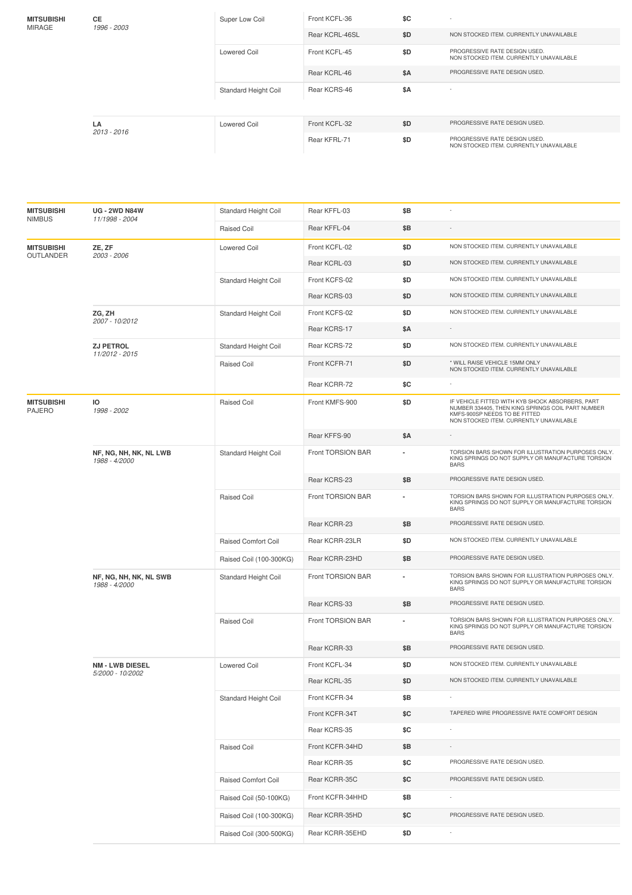| Make | Model | Type | Part | Price | Notes |
|---|---|---|---|---|---|
| **MITSUBISHI** MIRAGE | **CE** *1996 - 2003* | Super Low Coil | Front KCFL-36 | $C | - |
| | | | Rear KCRL-46SL | $D | NON STOCKED ITEM. CURRENTLY UNAVAILABLE |
| | | Lowered Coil | Front KCFL-45 | $D | PROGRESSIVE RATE DESIGN USED. NON STOCKED ITEM. CURRENTLY UNAVAILABLE |
| | | | Rear KCRL-46 | $A | PROGRESSIVE RATE DESIGN USED. |
| | | Standard Height Coil | Rear KCRS-46 | $A | - |
| | **LA** *2013 - 2016* | Lowered Coil | Front KCFL-32 | $D | PROGRESSIVE RATE DESIGN USED. |
| | | | Rear KFRL-71 | $D | PROGRESSIVE RATE DESIGN USED. NON STOCKED ITEM. CURRENTLY UNAVAILABLE |

| Make | Model | Type | Part | Price | Notes |
|---|---|---|---|---|---|
| **MITSUBISHI** NIMBUS | **UG - 2WD N84W** *11/1998 - 2004* | Standard Height Coil | Rear KFFL-03 | $B | - |
| | | Raised Coil | Rear KFFL-04 | $B | - |
| **MITSUBISHI** OUTLANDER | **ZE, ZF** *2003 - 2006* | Lowered Coil | Front KCFL-02 | $D | NON STOCKED ITEM. CURRENTLY UNAVAILABLE |
| | | | Rear KCRL-03 | $D | NON STOCKED ITEM. CURRENTLY UNAVAILABLE |
| | | Standard Height Coil | Front KCFS-02 | $D | NON STOCKED ITEM. CURRENTLY UNAVAILABLE |
| | | | Rear KCRS-03 | $D | NON STOCKED ITEM. CURRENTLY UNAVAILABLE |
| | **ZG, ZH** *2007 - 10/2012* | Standard Height Coil | Front KCFS-02 | $D | NON STOCKED ITEM. CURRENTLY UNAVAILABLE |
| | | | Rear KCRS-17 | $A | - |
| | **ZJ PETROL** *11/2012 - 2015* | Standard Height Coil | Rear KCRS-72 | $D | NON STOCKED ITEM. CURRENTLY UNAVAILABLE |
| | | Raised Coil | Front KCFR-71 | $D | * WILL RAISE VEHICLE 15MM ONLY NON STOCKED ITEM. CURRENTLY UNAVAILABLE |
| | | | Rear KCRR-72 | $C | - |
| **MITSUBISHI** PAJERO | **IO** *1998 - 2002* | Raised Coil | Front KMFS-900 | $D | IF VEHICLE FITTED WITH KYB SHOCK ABSORBERS, PART NUMBER 334405, THEN KING SPRINGS COIL PART NUMBER KMFS-900SP NEEDS TO BE FITTED NON STOCKED ITEM. CURRENTLY UNAVAILABLE |
| | | | Rear KFFS-90 | $A | - |
| | **NF, NG, NH, NK, NL LWB** *1988 - 4/2000* | Standard Height Coil | Front TORSION BAR | - | TORSION BARS SHOWN FOR ILLUSTRATION PURPOSES ONLY. KING SPRINGS DO NOT SUPPLY OR MANUFACTURE TORSION BARS |
| | | | Rear KCRS-23 | $B | PROGRESSIVE RATE DESIGN USED. |
| | | Raised Coil | Front TORSION BAR | - | TORSION BARS SHOWN FOR ILLUSTRATION PURPOSES ONLY. KING SPRINGS DO NOT SUPPLY OR MANUFACTURE TORSION BARS |
| | | | Rear KCRR-23 | $B | PROGRESSIVE RATE DESIGN USED. |
| | | Raised Comfort Coil | Rear KCRR-23LR | $D | NON STOCKED ITEM. CURRENTLY UNAVAILABLE |
| | | Raised Coil (100-300KG) | Rear KCRR-23HD | $B | PROGRESSIVE RATE DESIGN USED. |
| | **NF, NG, NH, NK, NL SWB** *1988 - 4/2000* | Standard Height Coil | Front TORSION BAR | - | TORSION BARS SHOWN FOR ILLUSTRATION PURPOSES ONLY. KING SPRINGS DO NOT SUPPLY OR MANUFACTURE TORSION BARS |
| | | | Rear KCRS-33 | $B | PROGRESSIVE RATE DESIGN USED. |
| | | Raised Coil | Front TORSION BAR | - | TORSION BARS SHOWN FOR ILLUSTRATION PURPOSES ONLY. KING SPRINGS DO NOT SUPPLY OR MANUFACTURE TORSION BARS |
| | | | Rear KCRR-33 | $B | PROGRESSIVE RATE DESIGN USED. |
| | **NM - LWB DIESEL** *5/2000 - 10/2002* | Lowered Coil | Front KCFL-34 | $D | NON STOCKED ITEM. CURRENTLY UNAVAILABLE |
| | | | Rear KCRL-35 | $D | NON STOCKED ITEM. CURRENTLY UNAVAILABLE |
| | | Standard Height Coil | Front KCFR-34 | $B | - |
| | | | Front KCFR-34T | $C | TAPERED WIRE PROGRESSIVE RATE COMFORT DESIGN |
| | | | Rear KCRS-35 | $C | - |
| | | Raised Coil | Front KCFR-34HD | $B | - |
| | | | Rear KCRR-35 | $C | PROGRESSIVE RATE DESIGN USED. |
| | | Raised Comfort Coil | Rear KCRR-35C | $C | PROGRESSIVE RATE DESIGN USED. |
| | | Raised Coil (50-100KG) | Front KCFR-34HHD | $B | - |
| | | Raised Coil (100-300KG) | Rear KCRR-35HD | $C | PROGRESSIVE RATE DESIGN USED. |
| | | Raised Coil (300-500KG) | Rear KCRR-35EHD | $D | - |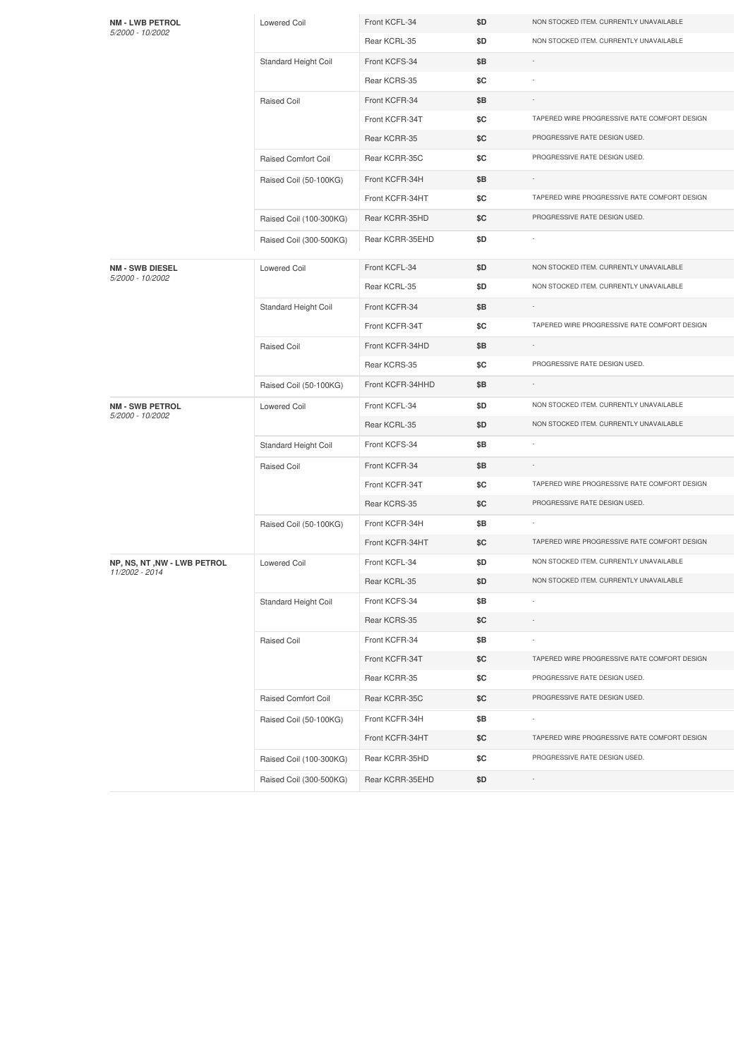| | | | | |
|---|---|---|---|---|
| **NM - LWB PETROL** *5/2000 - 10/2002* | Lowered Coil | Front KCFL-34 | $D | NON STOCKED ITEM. CURRENTLY UNAVAILABLE |
| | | Rear KCRL-35 | $D | NON STOCKED ITEM. CURRENTLY UNAVAILABLE |
| | Standard Height Coil | Front KCFS-34 | $B | - |
| | | Rear KCRS-35 | $C | - |
| | Raised Coil | Front KCFR-34 | $B | - |
| | | Front KCFR-34T | $C | TAPERED WIRE PROGRESSIVE RATE COMFORT DESIGN |
| | | Rear KCRR-35 | $C | PROGRESSIVE RATE DESIGN USED. |
| | Raised Comfort Coil | Rear KCRR-35C | $C | PROGRESSIVE RATE DESIGN USED. |
| | Raised Coil (50-100KG) | Front KCFR-34H | $B | - |
| | | Front KCFR-34HT | $C | TAPERED WIRE PROGRESSIVE RATE COMFORT DESIGN |
| | Raised Coil (100-300KG) | Rear KCRR-35HD | $C | PROGRESSIVE RATE DESIGN USED. |
| | Raised Coil (300-500KG) | Rear KCRR-35EHD | $D | - |
| **NM - SWB DIESEL** *5/2000 - 10/2002* | Lowered Coil | Front KCFL-34 | $D | NON STOCKED ITEM. CURRENTLY UNAVAILABLE |
| | | Rear KCRL-35 | $D | NON STOCKED ITEM. CURRENTLY UNAVAILABLE |
| | Standard Height Coil | Front KCFR-34 | $B | - |
| | | Front KCFR-34T | $C | TAPERED WIRE PROGRESSIVE RATE COMFORT DESIGN |
| | Raised Coil | Front KCFR-34HD | $B | - |
| | | Rear KCRS-35 | $C | PROGRESSIVE RATE DESIGN USED. |
| | Raised Coil (50-100KG) | Front KCFR-34HHD | $B | - |
| **NM - SWB PETROL** *5/2000 - 10/2002* | Lowered Coil | Front KCFL-34 | $D | NON STOCKED ITEM. CURRENTLY UNAVAILABLE |
| | | Rear KCRL-35 | $D | NON STOCKED ITEM. CURRENTLY UNAVAILABLE |
| | Standard Height Coil | Front KCFS-34 | $B | - |
| | Raised Coil | Front KCFR-34 | $B | - |
| | | Front KCFR-34T | $C | TAPERED WIRE PROGRESSIVE RATE COMFORT DESIGN |
| | | Rear KCRS-35 | $C | PROGRESSIVE RATE DESIGN USED. |
| | Raised Coil (50-100KG) | Front KCFR-34H | $B | - |
| | | Front KCFR-34HT | $C | TAPERED WIRE PROGRESSIVE RATE COMFORT DESIGN |
| **NP, NS, NT ,NW - LWB PETROL** *11/2002 - 2014* | Lowered Coil | Front KCFL-34 | $D | NON STOCKED ITEM. CURRENTLY UNAVAILABLE |
| | | Rear KCRL-35 | $D | NON STOCKED ITEM. CURRENTLY UNAVAILABLE |
| | Standard Height Coil | Front KCFS-34 | $B | - |
| | | Rear KCRS-35 | $C | - |
| | Raised Coil | Front KCFR-34 | $B | - |
| | | Front KCFR-34T | $C | TAPERED WIRE PROGRESSIVE RATE COMFORT DESIGN |
| | | Rear KCRR-35 | $C | PROGRESSIVE RATE DESIGN USED. |
| | Raised Comfort Coil | Rear KCRR-35C | $C | PROGRESSIVE RATE DESIGN USED. |
| | Raised Coil (50-100KG) | Front KCFR-34H | $B | - |
| | | Front KCFR-34HT | $C | TAPERED WIRE PROGRESSIVE RATE COMFORT DESIGN |
| | Raised Coil (100-300KG) | Rear KCRR-35HD | $C | PROGRESSIVE RATE DESIGN USED. |
| | Raised Coil (300-500KG) | Rear KCRR-35EHD | $D | - |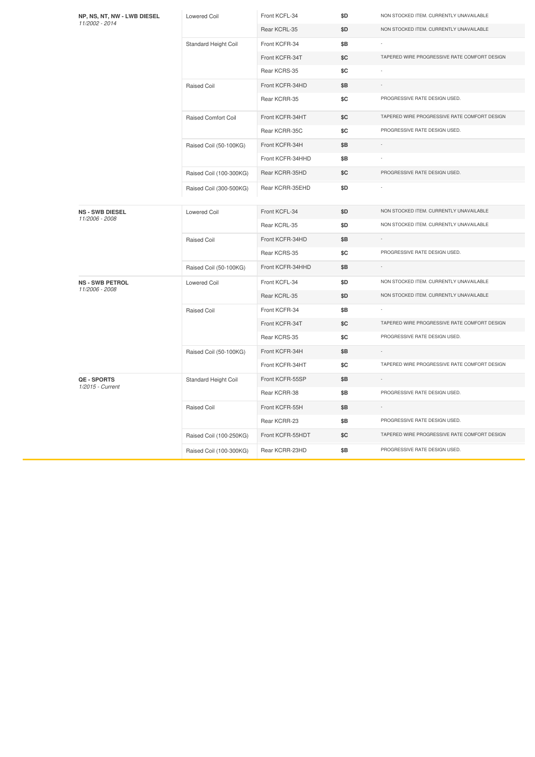| Model | Type | Part | Price | Notes |
|---|---|---|---|---|
| **NP, NS, NT, NW - LWB DIESEL** *11/2002 - 2014* | Lowered Coil | Front KCFL-34 | $D | NON STOCKED ITEM. CURRENTLY UNAVAILABLE |
| | | Rear KCRL-35 | $D | NON STOCKED ITEM. CURRENTLY UNAVAILABLE |
| | Standard Height Coil | Front KCFR-34 | $B | - |
| | | Front KCFR-34T | $C | TAPERED WIRE PROGRESSIVE RATE COMFORT DESIGN |
| | | Rear KCRS-35 | $C | - |
| | Raised Coil | Front KCFR-34HD | $B | - |
| | | Rear KCRR-35 | $C | PROGRESSIVE RATE DESIGN USED. |
| | Raised Comfort Coil | Front KCFR-34HT | $C | TAPERED WIRE PROGRESSIVE RATE COMFORT DESIGN |
| | | Rear KCRR-35C | $C | PROGRESSIVE RATE DESIGN USED. |
| | Raised Coil (50-100KG) | Front KCFR-34H | $B | - |
| | | Front KCFR-34HHD | $B | - |
| | Raised Coil (100-300KG) | Rear KCRR-35HD | $C | PROGRESSIVE RATE DESIGN USED. |
| | Raised Coil (300-500KG) | Rear KCRR-35EHD | $D | - |
| **NS - SWB DIESEL** *11/2006 - 2008* | Lowered Coil | Front KCFL-34 | $D | NON STOCKED ITEM. CURRENTLY UNAVAILABLE |
| | | Rear KCRL-35 | $D | NON STOCKED ITEM. CURRENTLY UNAVAILABLE |
| | Raised Coil | Front KCFR-34HD | $B | - |
| | | Rear KCRS-35 | $C | PROGRESSIVE RATE DESIGN USED. |
| | Raised Coil (50-100KG) | Front KCFR-34HHD | $B | - |
| **NS - SWB PETROL** *11/2006 - 2008* | Lowered Coil | Front KCFL-34 | $D | NON STOCKED ITEM. CURRENTLY UNAVAILABLE |
| | | Rear KCRL-35 | $D | NON STOCKED ITEM. CURRENTLY UNAVAILABLE |
| | Raised Coil | Front KCFR-34 | $B | - |
| | | Front KCFR-34T | $C | TAPERED WIRE PROGRESSIVE RATE COMFORT DESIGN |
| | | Rear KCRS-35 | $C | PROGRESSIVE RATE DESIGN USED. |
| | Raised Coil (50-100KG) | Front KCFR-34H | $B | - |
| | | Front KCFR-34HT | $C | TAPERED WIRE PROGRESSIVE RATE COMFORT DESIGN |
| **QE - SPORTS** *1/2015 - Current* | Standard Height Coil | Front KCFR-55SP | $B | - |
| | | Rear KCRR-38 | $B | PROGRESSIVE RATE DESIGN USED. |
| | Raised Coil | Front KCFR-55H | $B | - |
| | | Rear KCRR-23 | $B | PROGRESSIVE RATE DESIGN USED. |
| | Raised Coil (100-250KG) | Front KCFR-55HDT | $C | TAPERED WIRE PROGRESSIVE RATE COMFORT DESIGN |
| | Raised Coil (100-300KG) | Rear KCRR-23HD | $B | PROGRESSIVE RATE DESIGN USED. |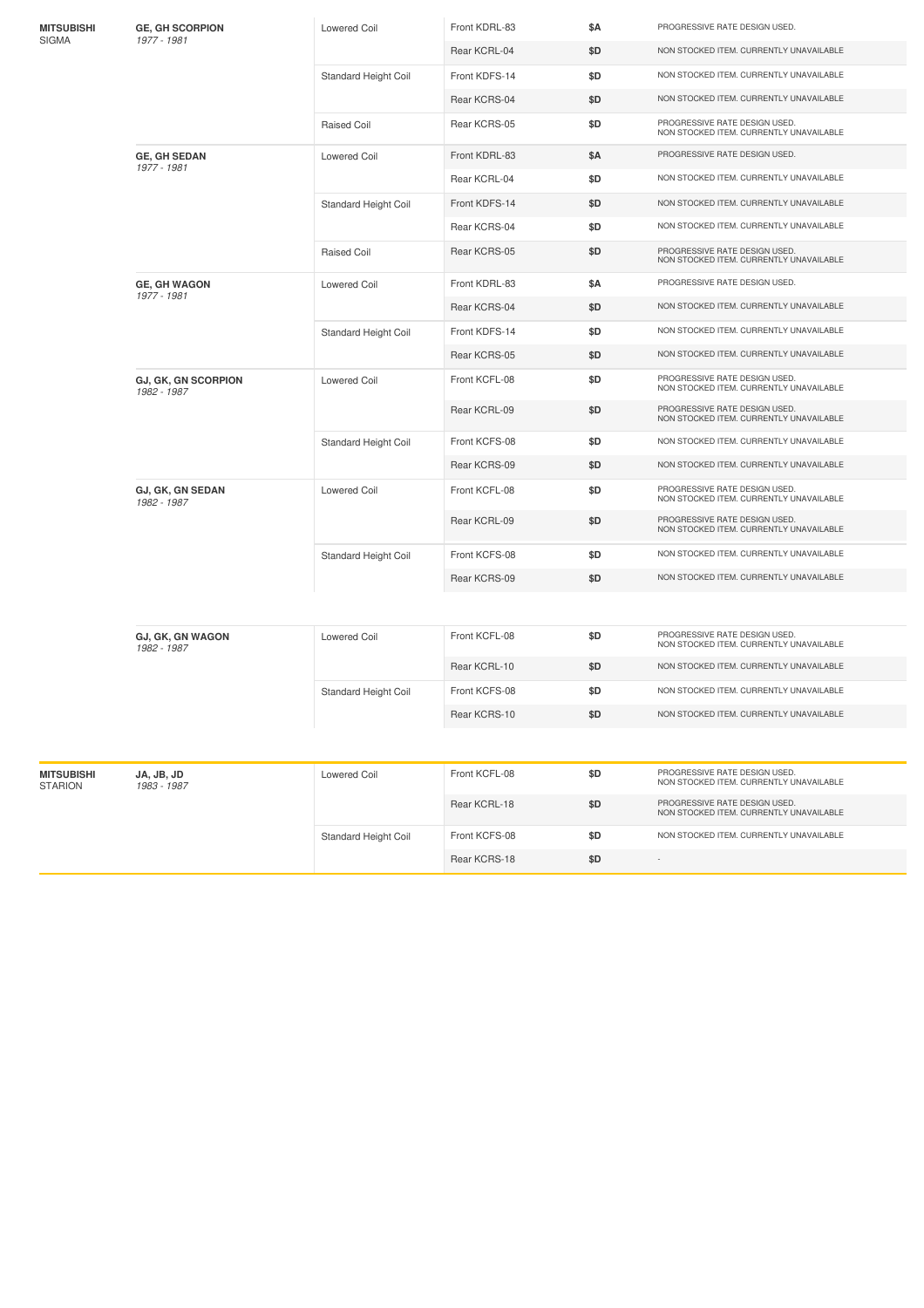| Make | Model | Coil Type | Part | Price | Notes |
|---|---|---|---|---|---|
| **MITSUBISHI** SIGMA | **GE, GH SCORPION** *1977 - 1981* | Lowered Coil | Front KDRL-83 | **$A** | PROGRESSIVE RATE DESIGN USED. |
| | | | Rear KCRL-04 | **$D** | NON STOCKED ITEM. CURRENTLY UNAVAILABLE |
| | | Standard Height Coil | Front KDFS-14 | **$D** | NON STOCKED ITEM. CURRENTLY UNAVAILABLE |
| | | | Rear KCRS-04 | **$D** | NON STOCKED ITEM. CURRENTLY UNAVAILABLE |
| | | Raised Coil | Rear KCRS-05 | **$D** | PROGRESSIVE RATE DESIGN USED. NON STOCKED ITEM. CURRENTLY UNAVAILABLE |
| | **GE, GH SEDAN** *1977 - 1981* | Lowered Coil | Front KDRL-83 | **$A** | PROGRESSIVE RATE DESIGN USED. |
| | | | Rear KCRL-04 | **$D** | NON STOCKED ITEM. CURRENTLY UNAVAILABLE |
| | | Standard Height Coil | Front KDFS-14 | **$D** | NON STOCKED ITEM. CURRENTLY UNAVAILABLE |
| | | | Rear KCRS-04 | **$D** | NON STOCKED ITEM. CURRENTLY UNAVAILABLE |
| | | Raised Coil | Rear KCRS-05 | **$D** | PROGRESSIVE RATE DESIGN USED. NON STOCKED ITEM. CURRENTLY UNAVAILABLE |
| | **GE, GH WAGON** *1977 - 1981* | Lowered Coil | Front KDRL-83 | **$A** | PROGRESSIVE RATE DESIGN USED. |
| | | | Rear KCRS-04 | **$D** | NON STOCKED ITEM. CURRENTLY UNAVAILABLE |
| | | Standard Height Coil | Front KDFS-14 | **$D** | NON STOCKED ITEM. CURRENTLY UNAVAILABLE |
| | | | Rear KCRS-05 | **$D** | NON STOCKED ITEM. CURRENTLY UNAVAILABLE |
| | **GJ, GK, GN SCORPION** *1982 - 1987* | Lowered Coil | Front KCFL-08 | **$D** | PROGRESSIVE RATE DESIGN USED. NON STOCKED ITEM. CURRENTLY UNAVAILABLE |
| | | | Rear KCRL-09 | **$D** | PROGRESSIVE RATE DESIGN USED. NON STOCKED ITEM. CURRENTLY UNAVAILABLE |
| | | Standard Height Coil | Front KCFS-08 | **$D** | NON STOCKED ITEM. CURRENTLY UNAVAILABLE |
| | | | Rear KCRS-09 | **$D** | NON STOCKED ITEM. CURRENTLY UNAVAILABLE |
| | **GJ, GK, GN SEDAN** *1982 - 1987* | Lowered Coil | Front KCFL-08 | **$D** | PROGRESSIVE RATE DESIGN USED. NON STOCKED ITEM. CURRENTLY UNAVAILABLE |
| | | | Rear KCRL-09 | **$D** | PROGRESSIVE RATE DESIGN USED. NON STOCKED ITEM. CURRENTLY UNAVAILABLE |
| | | Standard Height Coil | Front KCFS-08 | **$D** | NON STOCKED ITEM. CURRENTLY UNAVAILABLE |
| | | | Rear KCRS-09 | **$D** | NON STOCKED ITEM. CURRENTLY UNAVAILABLE |
| | **GJ, GK, GN WAGON** *1982 - 1987* | Lowered Coil | Front KCFL-08 | **$D** | PROGRESSIVE RATE DESIGN USED. NON STOCKED ITEM. CURRENTLY UNAVAILABLE |
| | | | Rear KCRL-10 | **$D** | NON STOCKED ITEM. CURRENTLY UNAVAILABLE |
| | | Standard Height Coil | Front KCFS-08 | **$D** | NON STOCKED ITEM. CURRENTLY UNAVAILABLE |
| | | | Rear KCRS-10 | **$D** | NON STOCKED ITEM. CURRENTLY UNAVAILABLE |
| **MITSUBISHI** STARION | **JA, JB, JD** *1983 - 1987* | Lowered Coil | Front KCFL-08 | **$D** | PROGRESSIVE RATE DESIGN USED. NON STOCKED ITEM. CURRENTLY UNAVAILABLE |
| | | | Rear KCRL-18 | **$D** | PROGRESSIVE RATE DESIGN USED. NON STOCKED ITEM. CURRENTLY UNAVAILABLE |
| | | Standard Height Coil | Front KCFS-08 | **$D** | NON STOCKED ITEM. CURRENTLY UNAVAILABLE |
| | | | Rear KCRS-18 | **$D** | - |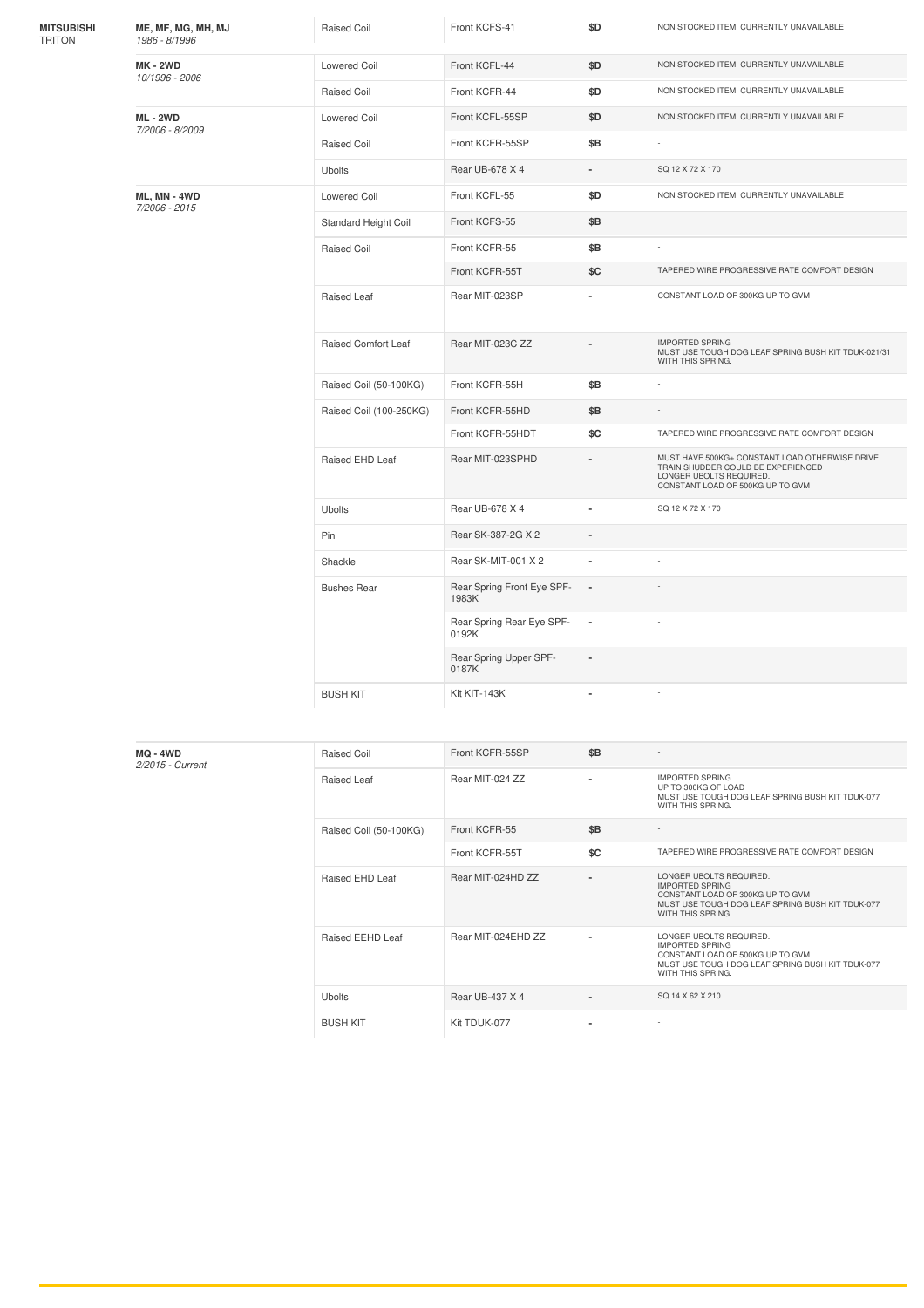| Make | Model | Type | Part | Price | Notes |
|---|---|---|---|---|---|
| **MITSUBISHI** TRITON | **ME, MF, MG, MH, MJ** *1986 - 8/1996* | Raised Coil | Front KCFS-41 | $D | NON STOCKED ITEM. CURRENTLY UNAVAILABLE |
| | **MK - 2WD** *10/1996 - 2006* | Lowered Coil | Front KCFL-44 | $D | NON STOCKED ITEM. CURRENTLY UNAVAILABLE |
| | | Raised Coil | Front KCFR-44 | $D | NON STOCKED ITEM. CURRENTLY UNAVAILABLE |
| | **ML - 2WD** *7/2006 - 8/2009* | Lowered Coil | Front KCFL-55SP | $D | NON STOCKED ITEM. CURRENTLY UNAVAILABLE |
| | | Raised Coil | Front KCFR-55SP | $B | - |
| | | Ubolts | Rear UB-678 X 4 | - | SQ 12 X 72 X 170 |
| | **ML, MN - 4WD** *7/2006 - 2015* | Lowered Coil | Front KCFL-55 | $D | NON STOCKED ITEM. CURRENTLY UNAVAILABLE |
| | | Standard Height Coil | Front KCFS-55 | $B | - |
| | | Raised Coil | Front KCFR-55 | $B | - |
| | | | Front KCFR-55T | $C | TAPERED WIRE PROGRESSIVE RATE COMFORT DESIGN |
| | | Raised Leaf | Rear MIT-023SP | - | CONSTANT LOAD OF 300KG UP TO GVM |
| | | Raised Comfort Leaf | Rear MIT-023C ZZ | - | IMPORTED SPRING MUST USE TOUGH DOG LEAF SPRING BUSH KIT TDUK-021/31 WITH THIS SPRING. |
| | | Raised Coil (50-100KG) | Front KCFR-55H | $B | - |
| | | Raised Coil (100-250KG) | Front KCFR-55HD | $B | - |
| | | | Front KCFR-55HDT | $C | TAPERED WIRE PROGRESSIVE RATE COMFORT DESIGN |
| | | Raised EHD Leaf | Rear MIT-023SPHD | - | MUST HAVE 500KG+ CONSTANT LOAD OTHERWISE DRIVE TRAIN SHUDDER COULD BE EXPERIENCED LONGER UBOLTS REQUIRED. CONSTANT LOAD OF 500KG UP TO GVM |
| | | Ubolts | Rear UB-678 X 4 | - | SQ 12 X 72 X 170 |
| | | Pin | Rear SK-387-2G X 2 | - | - |
| | | Shackle | Rear SK-MIT-001 X 2 | - | - |
| | | Bushes Rear | Rear Spring Front Eye SPF-1983K | - | - |
| | | | Rear Spring Rear Eye SPF-0192K | - | - |
| | | | Rear Spring Upper SPF-0187K | - | - |
| | | BUSH KIT | Kit KIT-143K | - | - |
| | **MQ - 4WD** *2/2015 - Current* | Raised Coil | Front KCFR-55SP | $B | - |
| | | Raised Leaf | Rear MIT-024 ZZ | - | IMPORTED SPRING UP TO 300KG OF LOAD MUST USE TOUGH DOG LEAF SPRING BUSH KIT TDUK-077 WITH THIS SPRING. |
| | | Raised Coil (50-100KG) | Front KCFR-55 | $B | - |
| | | | Front KCFR-55T | $C | TAPERED WIRE PROGRESSIVE RATE COMFORT DESIGN |
| | | Raised EHD Leaf | Rear MIT-024HD ZZ | - | LONGER UBOLTS REQUIRED. IMPORTED SPRING CONSTANT LOAD OF 300KG UP TO GVM MUST USE TOUGH DOG LEAF SPRING BUSH KIT TDUK-077 WITH THIS SPRING. |
| | | Raised EEHD Leaf | Rear MIT-024EHD ZZ | - | LONGER UBOLTS REQUIRED. IMPORTED SPRING CONSTANT LOAD OF 500KG UP TO GVM MUST USE TOUGH DOG LEAF SPRING BUSH KIT TDUK-077 WITH THIS SPRING. |
| | | Ubolts | Rear UB-437 X 4 | - | SQ 14 X 62 X 210 |
| | | BUSH KIT | Kit TDUK-077 | - | - |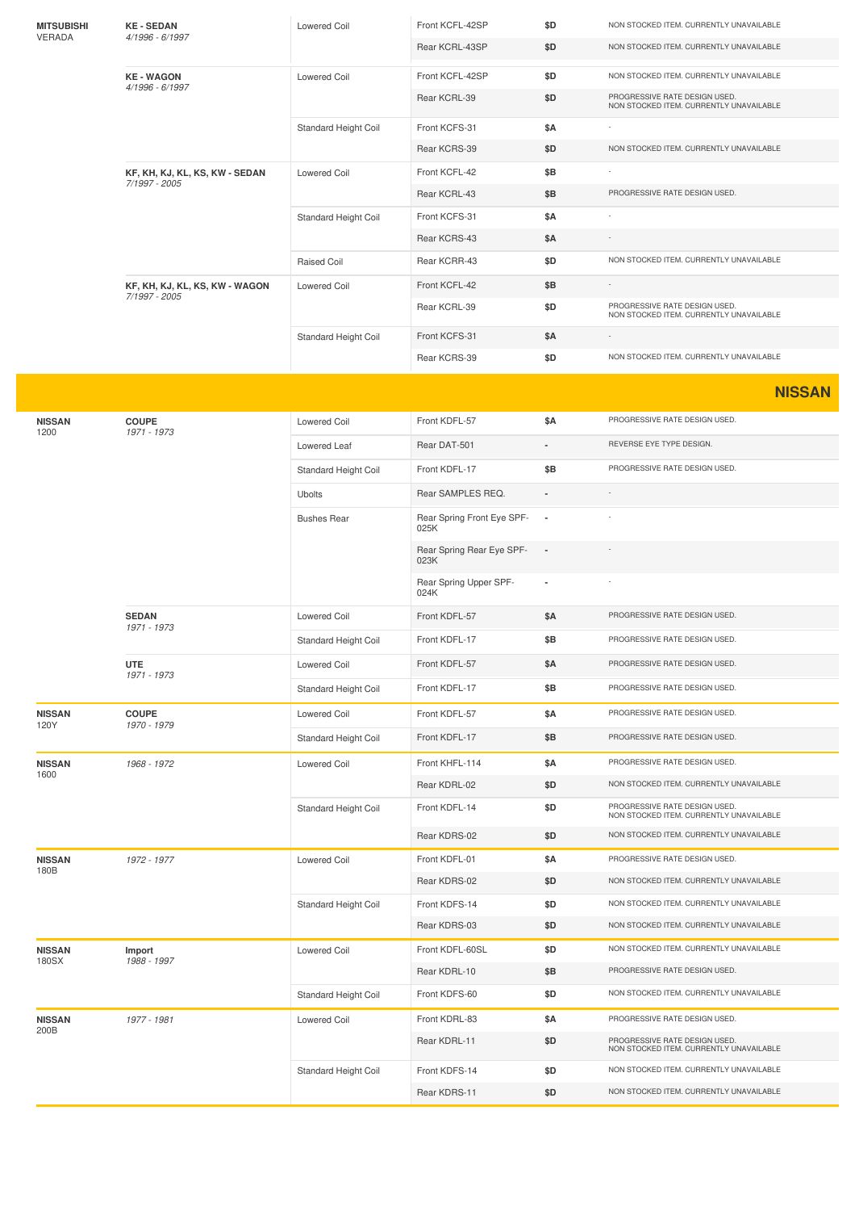| Make/Model | Body / Years | Type | Part | Price | Notes |
|---|---|---|---|---|---|
| **MITSUBISHI** VERADA | **KE - SEDAN** *4/1996 - 6/1997* | Lowered Coil | Front KCFL-42SP | $D | NON STOCKED ITEM. CURRENTLY UNAVAILABLE |
| | | | Rear KCRL-43SP | $D | NON STOCKED ITEM. CURRENTLY UNAVAILABLE |
| | **KE - WAGON** *4/1996 - 6/1997* | Lowered Coil | Front KCFL-42SP | $D | NON STOCKED ITEM. CURRENTLY UNAVAILABLE |
| | | | Rear KCRL-39 | $D | PROGRESSIVE RATE DESIGN USED. NON STOCKED ITEM. CURRENTLY UNAVAILABLE |
| | | Standard Height Coil | Front KCFS-31 | $A | - |
| | | | Rear KCRS-39 | $D | NON STOCKED ITEM. CURRENTLY UNAVAILABLE |
| | **KF, KH, KJ, KL, KS, KW - SEDAN** *7/1997 - 2005* | Lowered Coil | Front KCFL-42 | $B | - |
| | | | Rear KCRL-43 | $B | PROGRESSIVE RATE DESIGN USED. |
| | | Standard Height Coil | Front KCFS-31 | $A | - |
| | | | Rear KCRS-43 | $A | - |
| | | Raised Coil | Rear KCRR-43 | $D | NON STOCKED ITEM. CURRENTLY UNAVAILABLE |
| | **KF, KH, KJ, KL, KS, KW - WAGON** *7/1997 - 2005* | Lowered Coil | Front KCFL-42 | $B | - |
| | | | Rear KCRL-39 | $D | PROGRESSIVE RATE DESIGN USED. NON STOCKED ITEM. CURRENTLY UNAVAILABLE |
| | | Standard Height Coil | Front KCFS-31 | $A | - |
| | | | Rear KCRS-39 | $D | NON STOCKED ITEM. CURRENTLY UNAVAILABLE |

## NISSAN

| Make/Model | Body / Years | Type | Part | Price | Notes |
|---|---|---|---|---|---|
| **NISSAN** 1200 | **COUPE** *1971 - 1973* | Lowered Coil | Front KDFL-57 | $A | PROGRESSIVE RATE DESIGN USED. |
| | | Lowered Leaf | Rear DAT-501 | - | REVERSE EYE TYPE DESIGN. |
| | | Standard Height Coil | Front KDFL-17 | $B | PROGRESSIVE RATE DESIGN USED. |
| | | Ubolts | Rear SAMPLES REQ. | - | - |
| | | Bushes Rear | Rear Spring Front Eye SPF-025K | - | - |
| | | | Rear Spring Rear Eye SPF-023K | - | - |
| | | | Rear Spring Upper SPF-024K | - | - |
| | **SEDAN** *1971 - 1973* | Lowered Coil | Front KDFL-57 | $A | PROGRESSIVE RATE DESIGN USED. |
| | | Standard Height Coil | Front KDFL-17 | $B | PROGRESSIVE RATE DESIGN USED. |
| | **UTE** *1971 - 1973* | Lowered Coil | Front KDFL-57 | $A | PROGRESSIVE RATE DESIGN USED. |
| | | Standard Height Coil | Front KDFL-17 | $B | PROGRESSIVE RATE DESIGN USED. |
| **NISSAN** 120Y | **COUPE** *1970 - 1979* | Lowered Coil | Front KDFL-57 | $A | PROGRESSIVE RATE DESIGN USED. |
| | | Standard Height Coil | Front KDFL-17 | $B | PROGRESSIVE RATE DESIGN USED. |
| **NISSAN** 1600 | *1968 - 1972* | Lowered Coil | Front KHFL-114 | $A | PROGRESSIVE RATE DESIGN USED. |
| | | | Rear KDRL-02 | $D | NON STOCKED ITEM. CURRENTLY UNAVAILABLE |
| | | Standard Height Coil | Front KDFL-14 | $D | PROGRESSIVE RATE DESIGN USED. NON STOCKED ITEM. CURRENTLY UNAVAILABLE |
| | | | Rear KDRS-02 | $D | NON STOCKED ITEM. CURRENTLY UNAVAILABLE |
| **NISSAN** 180B | *1972 - 1977* | Lowered Coil | Front KDFL-01 | $A | PROGRESSIVE RATE DESIGN USED. |
| | | | Rear KDRS-02 | $D | NON STOCKED ITEM. CURRENTLY UNAVAILABLE |
| | | Standard Height Coil | Front KDFS-14 | $D | NON STOCKED ITEM. CURRENTLY UNAVAILABLE |
| | | | Rear KDRS-03 | $D | NON STOCKED ITEM. CURRENTLY UNAVAILABLE |
| **NISSAN** 180SX | **Import** *1988 - 1997* | Lowered Coil | Front KDFL-60SL | $D | NON STOCKED ITEM. CURRENTLY UNAVAILABLE |
| | | | Rear KDRL-10 | $B | PROGRESSIVE RATE DESIGN USED. |
| | | Standard Height Coil | Front KDFS-60 | $D | NON STOCKED ITEM. CURRENTLY UNAVAILABLE |
| **NISSAN** 200B | *1977 - 1981* | Lowered Coil | Front KDRL-83 | $A | PROGRESSIVE RATE DESIGN USED. |
| | | | Rear KDRL-11 | $D | PROGRESSIVE RATE DESIGN USED. NON STOCKED ITEM. CURRENTLY UNAVAILABLE |
| | | Standard Height Coil | Front KDFS-14 | $D | NON STOCKED ITEM. CURRENTLY UNAVAILABLE |
| | | | Rear KDRS-11 | $D | NON STOCKED ITEM. CURRENTLY UNAVAILABLE |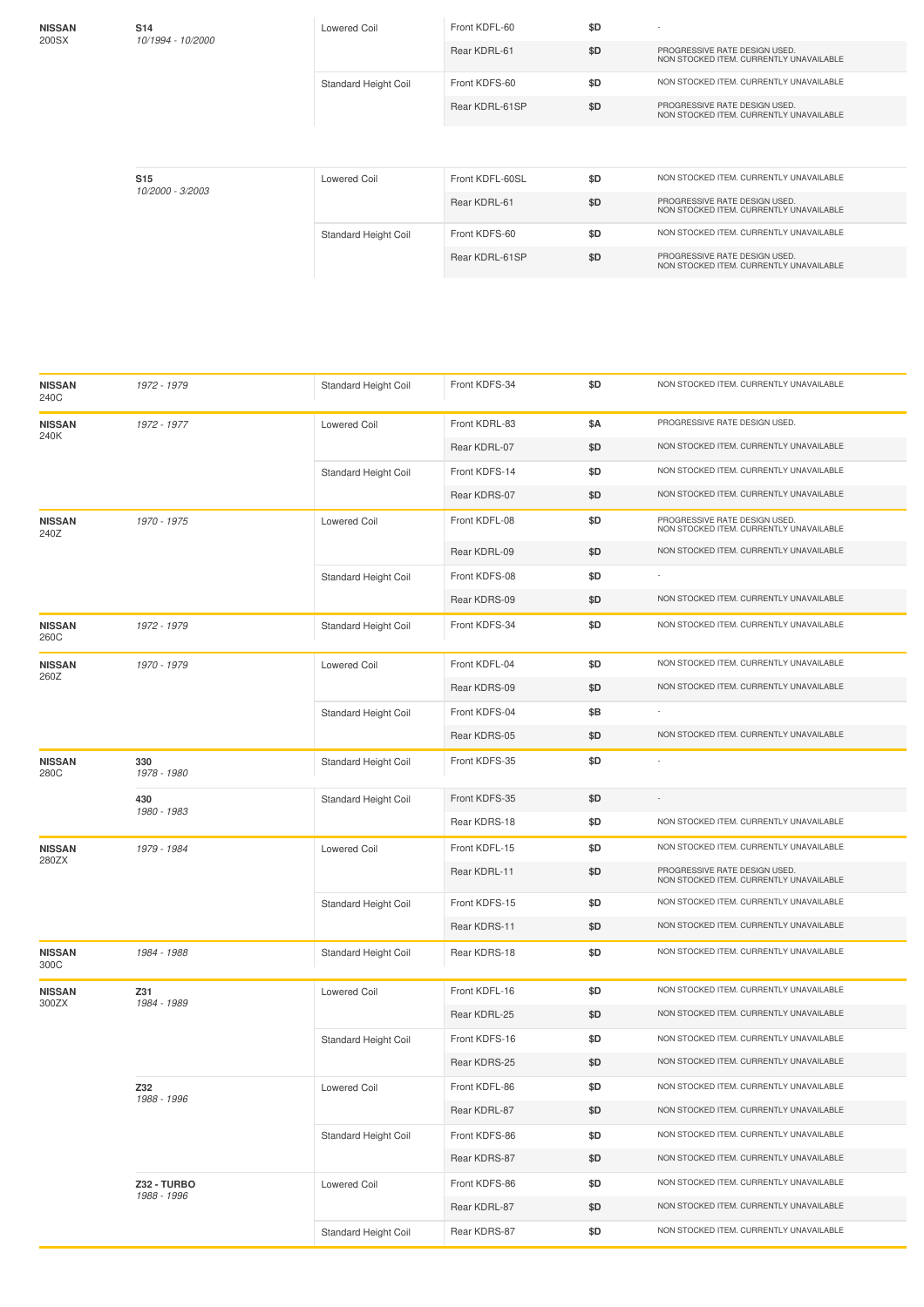| Make/Model | Chassis/Years | Type | Part | Price | Notes |
|---|---|---|---|---|---|
| **NISSAN** 200SX | **S14** *10/1994 - 10/2000* | Lowered Coil | Front KDFL-60 | $D | - |
| | | | Rear KDRL-61 | $D | PROGRESSIVE RATE DESIGN USED. NON STOCKED ITEM. CURRENTLY UNAVAILABLE |
| | | Standard Height Coil | Front KDFS-60 | $D | NON STOCKED ITEM. CURRENTLY UNAVAILABLE |
| | | | Rear KDRL-61SP | $D | PROGRESSIVE RATE DESIGN USED. NON STOCKED ITEM. CURRENTLY UNAVAILABLE |
| | **S15** *10/2000 - 3/2003* | Lowered Coil | Front KDFL-60SL | $D | NON STOCKED ITEM. CURRENTLY UNAVAILABLE |
| | | | Rear KDRL-61 | $D | PROGRESSIVE RATE DESIGN USED. NON STOCKED ITEM. CURRENTLY UNAVAILABLE |
| | | Standard Height Coil | Front KDFS-60 | $D | NON STOCKED ITEM. CURRENTLY UNAVAILABLE |
| | | | Rear KDRL-61SP | $D | PROGRESSIVE RATE DESIGN USED. NON STOCKED ITEM. CURRENTLY UNAVAILABLE |

| Make/Model | Chassis/Years | Type | Part | Price | Notes |
|---|---|---|---|---|---|
| **NISSAN** 240C | *1972 - 1979* | Standard Height Coil | Front KDFS-34 | $D | NON STOCKED ITEM. CURRENTLY UNAVAILABLE |
| **NISSAN** 240K | *1972 - 1977* | Lowered Coil | Front KDRL-83 | $A | PROGRESSIVE RATE DESIGN USED. |
| | | | Rear KDRL-07 | $D | NON STOCKED ITEM. CURRENTLY UNAVAILABLE |
| | | Standard Height Coil | Front KDFS-14 | $D | NON STOCKED ITEM. CURRENTLY UNAVAILABLE |
| | | | Rear KDRS-07 | $D | NON STOCKED ITEM. CURRENTLY UNAVAILABLE |
| **NISSAN** 240Z | *1970 - 1975* | Lowered Coil | Front KDFL-08 | $D | PROGRESSIVE RATE DESIGN USED. NON STOCKED ITEM. CURRENTLY UNAVAILABLE |
| | | | Rear KDRL-09 | $D | NON STOCKED ITEM. CURRENTLY UNAVAILABLE |
| | | Standard Height Coil | Front KDFS-08 | $D | - |
| | | | Rear KDRS-09 | $D | NON STOCKED ITEM. CURRENTLY UNAVAILABLE |
| **NISSAN** 260C | *1972 - 1979* | Standard Height Coil | Front KDFS-34 | $D | NON STOCKED ITEM. CURRENTLY UNAVAILABLE |
| **NISSAN** 260Z | *1970 - 1979* | Lowered Coil | Front KDFL-04 | $D | NON STOCKED ITEM. CURRENTLY UNAVAILABLE |
| | | | Rear KDRS-09 | $D | NON STOCKED ITEM. CURRENTLY UNAVAILABLE |
| | | Standard Height Coil | Front KDFS-04 | $B | - |
| | | | Rear KDRS-05 | $D | NON STOCKED ITEM. CURRENTLY UNAVAILABLE |
| **NISSAN** 280C | **330** *1978 - 1980* | Standard Height Coil | Front KDFS-35 | $D | - |
| | **430** *1980 - 1983* | Standard Height Coil | Front KDFS-35 | $D | - |
| | | | Rear KDRS-18 | $D | NON STOCKED ITEM. CURRENTLY UNAVAILABLE |
| **NISSAN** 280ZX | *1979 - 1984* | Lowered Coil | Front KDFL-15 | $D | NON STOCKED ITEM. CURRENTLY UNAVAILABLE |
| | | | Rear KDRL-11 | $D | PROGRESSIVE RATE DESIGN USED. NON STOCKED ITEM. CURRENTLY UNAVAILABLE |
| | | Standard Height Coil | Front KDFS-15 | $D | NON STOCKED ITEM. CURRENTLY UNAVAILABLE |
| | | | Rear KDRS-11 | $D | NON STOCKED ITEM. CURRENTLY UNAVAILABLE |
| **NISSAN** 300C | *1984 - 1988* | Standard Height Coil | Rear KDRS-18 | $D | NON STOCKED ITEM. CURRENTLY UNAVAILABLE |
| **NISSAN** 300ZX | **Z31** *1984 - 1989* | Lowered Coil | Front KDFL-16 | $D | NON STOCKED ITEM. CURRENTLY UNAVAILABLE |
| | | | Rear KDRL-25 | $D | NON STOCKED ITEM. CURRENTLY UNAVAILABLE |
| | | Standard Height Coil | Front KDFS-16 | $D | NON STOCKED ITEM. CURRENTLY UNAVAILABLE |
| | | | Rear KDRS-25 | $D | NON STOCKED ITEM. CURRENTLY UNAVAILABLE |
| | **Z32** *1988 - 1996* | Lowered Coil | Front KDFL-86 | $D | NON STOCKED ITEM. CURRENTLY UNAVAILABLE |
| | | | Rear KDRL-87 | $D | NON STOCKED ITEM. CURRENTLY UNAVAILABLE |
| | | Standard Height Coil | Front KDFS-86 | $D | NON STOCKED ITEM. CURRENTLY UNAVAILABLE |
| | | | Rear KDRS-87 | $D | NON STOCKED ITEM. CURRENTLY UNAVAILABLE |
| | **Z32 - TURBO** *1988 - 1996* | Lowered Coil | Front KDFS-86 | $D | NON STOCKED ITEM. CURRENTLY UNAVAILABLE |
| | | | Rear KDRL-87 | $D | NON STOCKED ITEM. CURRENTLY UNAVAILABLE |
| | | Standard Height Coil | Rear KDRS-87 | $D | NON STOCKED ITEM. CURRENTLY UNAVAILABLE |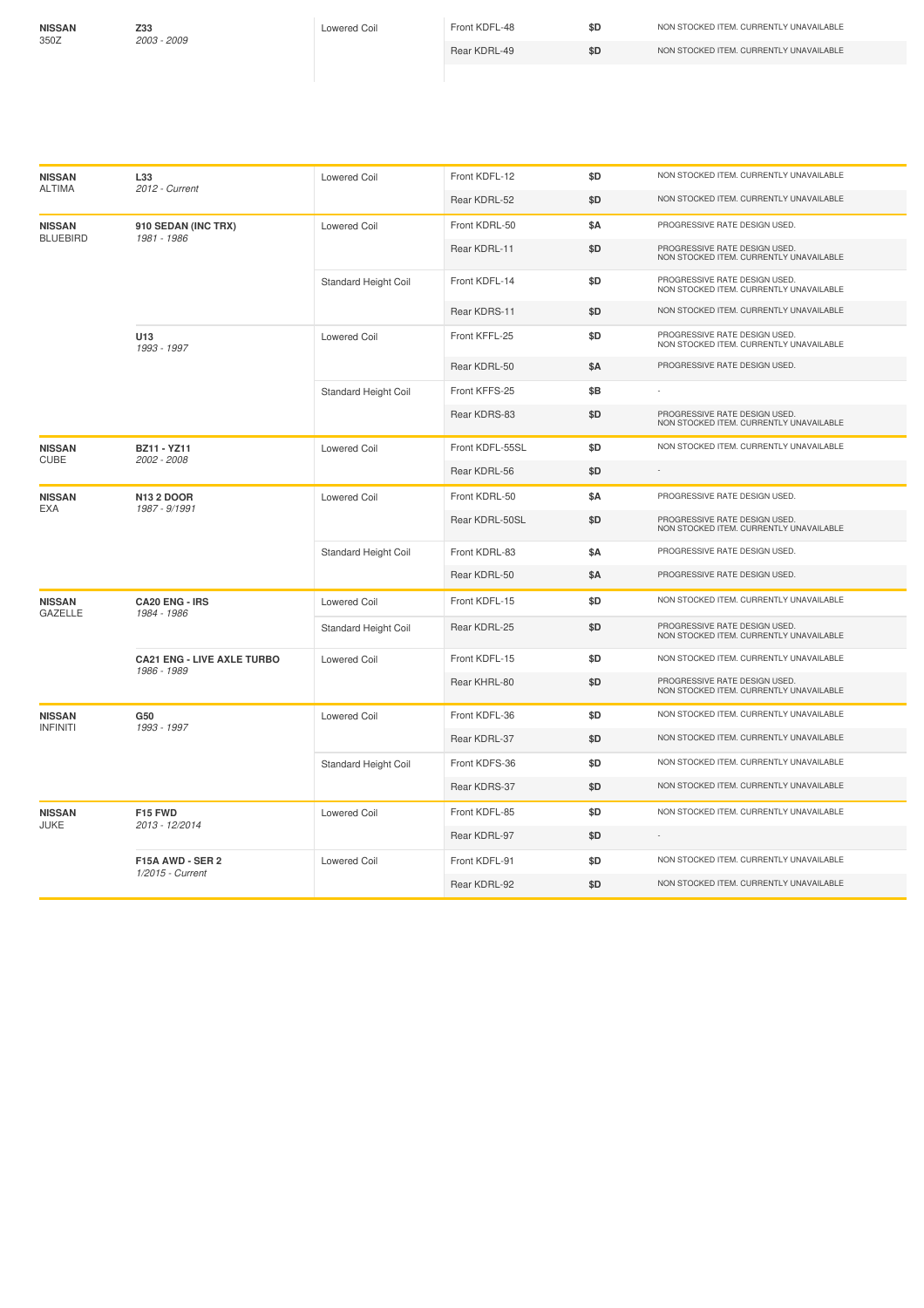| Make / Model | Chassis / Years | Coil Type | Part | Price | Notes |
|---|---|---|---|---|---|
| **NISSAN** 350Z | **Z33** *2003 - 2009* | Lowered Coil | Front KDFL-48 | $D | NON STOCKED ITEM. CURRENTLY UNAVAILABLE |
| | | | Rear KDRL-49 | $D | NON STOCKED ITEM. CURRENTLY UNAVAILABLE |

| Make / Model | Chassis / Years | Coil Type | Part | Price | Notes |
|---|---|---|---|---|---|
| **NISSAN** ALTIMA | **L33** *2012 - Current* | Lowered Coil | Front KDFL-12 | $D | NON STOCKED ITEM. CURRENTLY UNAVAILABLE |
| | | | Rear KDRL-52 | $D | NON STOCKED ITEM. CURRENTLY UNAVAILABLE |
| **NISSAN** BLUEBIRD | **910 SEDAN (INC TRX)** *1981 - 1986* | Lowered Coil | Front KDRL-50 | $A | PROGRESSIVE RATE DESIGN USED. |
| | | | Rear KDRL-11 | $D | PROGRESSIVE RATE DESIGN USED. NON STOCKED ITEM. CURRENTLY UNAVAILABLE |
| | | Standard Height Coil | Front KDFL-14 | $D | PROGRESSIVE RATE DESIGN USED. NON STOCKED ITEM. CURRENTLY UNAVAILABLE |
| | | | Rear KDRS-11 | $D | NON STOCKED ITEM. CURRENTLY UNAVAILABLE |
| | **U13** *1993 - 1997* | Lowered Coil | Front KFFL-25 | $D | PROGRESSIVE RATE DESIGN USED. NON STOCKED ITEM. CURRENTLY UNAVAILABLE |
| | | | Rear KDRL-50 | $A | PROGRESSIVE RATE DESIGN USED. |
| | | Standard Height Coil | Front KFFS-25 | $B | - |
| | | | Rear KDRS-83 | $D | PROGRESSIVE RATE DESIGN USED. NON STOCKED ITEM. CURRENTLY UNAVAILABLE |
| **NISSAN** CUBE | **BZ11 - YZ11** *2002 - 2008* | Lowered Coil | Front KDFL-55SL | $D | NON STOCKED ITEM. CURRENTLY UNAVAILABLE |
| | | | Rear KDRL-56 | $D | - |
| **NISSAN** EXA | **N13 2 DOOR** *1987 - 9/1991* | Lowered Coil | Front KDRL-50 | $A | PROGRESSIVE RATE DESIGN USED. |
| | | | Rear KDRL-50SL | $D | PROGRESSIVE RATE DESIGN USED. NON STOCKED ITEM. CURRENTLY UNAVAILABLE |
| | | Standard Height Coil | Front KDRL-83 | $A | PROGRESSIVE RATE DESIGN USED. |
| | | | Rear KDRL-50 | $A | PROGRESSIVE RATE DESIGN USED. |
| **NISSAN** GAZELLE | **CA20 ENG - IRS** *1984 - 1986* | Lowered Coil | Front KDFL-15 | $D | NON STOCKED ITEM. CURRENTLY UNAVAILABLE |
| | | Standard Height Coil | Rear KDRL-25 | $D | PROGRESSIVE RATE DESIGN USED. NON STOCKED ITEM. CURRENTLY UNAVAILABLE |
| | **CA21 ENG - LIVE AXLE TURBO** *1986 - 1989* | Lowered Coil | Front KDFL-15 | $D | NON STOCKED ITEM. CURRENTLY UNAVAILABLE |
| | | | Rear KHRL-80 | $D | PROGRESSIVE RATE DESIGN USED. NON STOCKED ITEM. CURRENTLY UNAVAILABLE |
| **NISSAN** INFINITI | **G50** *1993 - 1997* | Lowered Coil | Front KDFL-36 | $D | NON STOCKED ITEM. CURRENTLY UNAVAILABLE |
| | | | Rear KDRL-37 | $D | NON STOCKED ITEM. CURRENTLY UNAVAILABLE |
| | | Standard Height Coil | Front KDFS-36 | $D | NON STOCKED ITEM. CURRENTLY UNAVAILABLE |
| | | | Rear KDRS-37 | $D | NON STOCKED ITEM. CURRENTLY UNAVAILABLE |
| **NISSAN** JUKE | **F15 FWD** *2013 - 12/2014* | Lowered Coil | Front KDFL-85 | $D | NON STOCKED ITEM. CURRENTLY UNAVAILABLE |
| | | | Rear KDRL-97 | $D | - |
| | **F15A AWD - SER 2** *1/2015 - Current* | Lowered Coil | Front KDFL-91 | $D | NON STOCKED ITEM. CURRENTLY UNAVAILABLE |
| | | | Rear KDRL-92 | $D | NON STOCKED ITEM. CURRENTLY UNAVAILABLE |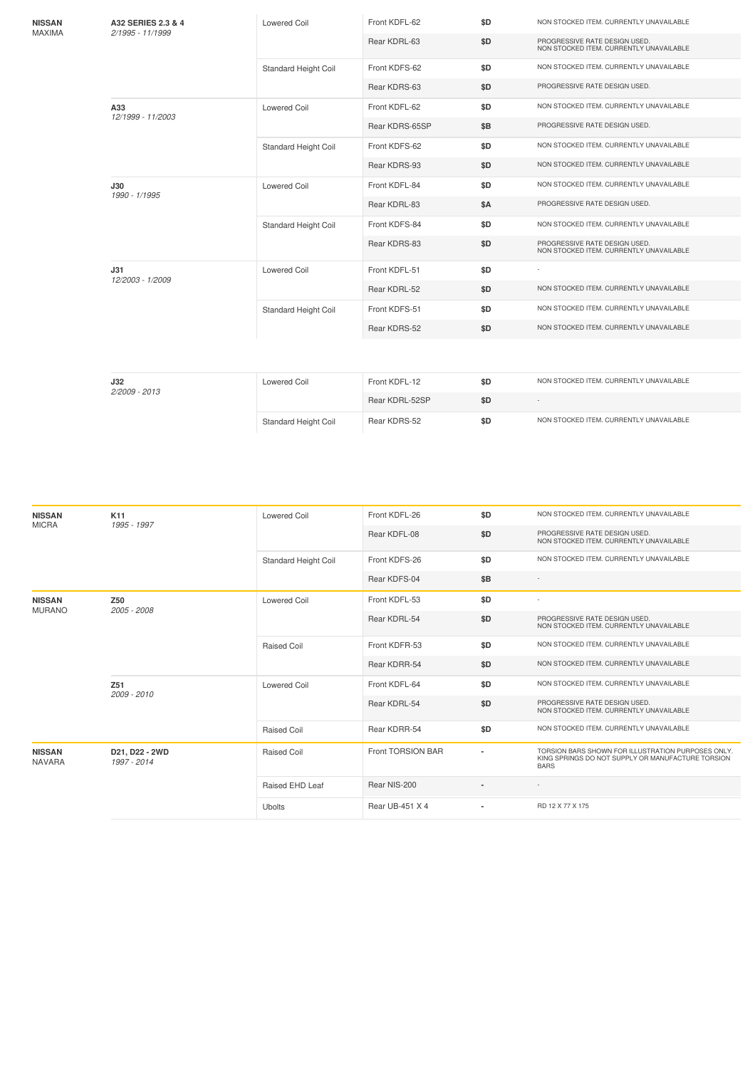| Make | Model | Type | Part | Price | Notes |
|---|---|---|---|---|---|
| **NISSAN** MAXIMA | **A32 SERIES 2.3 & 4** *2/1995 - 11/1999* | Lowered Coil | Front KDFL-62 | $D | NON STOCKED ITEM. CURRENTLY UNAVAILABLE |
| | | | Rear KDRL-63 | $D | PROGRESSIVE RATE DESIGN USED. NON STOCKED ITEM. CURRENTLY UNAVAILABLE |
| | | Standard Height Coil | Front KDFS-62 | $D | NON STOCKED ITEM. CURRENTLY UNAVAILABLE |
| | | | Rear KDRS-63 | $D | PROGRESSIVE RATE DESIGN USED. |
| | **A33** *12/1999 - 11/2003* | Lowered Coil | Front KDFL-62 | $D | NON STOCKED ITEM. CURRENTLY UNAVAILABLE |
| | | | Rear KDRS-65SP | $B | PROGRESSIVE RATE DESIGN USED. |
| | | Standard Height Coil | Front KDFS-62 | $D | NON STOCKED ITEM. CURRENTLY UNAVAILABLE |
| | | | Rear KDRS-93 | $D | NON STOCKED ITEM. CURRENTLY UNAVAILABLE |
| | **J30** *1990 - 1/1995* | Lowered Coil | Front KDFL-84 | $D | NON STOCKED ITEM. CURRENTLY UNAVAILABLE |
| | | | Rear KDRL-83 | $A | PROGRESSIVE RATE DESIGN USED. |
| | | Standard Height Coil | Front KDFS-84 | $D | NON STOCKED ITEM. CURRENTLY UNAVAILABLE |
| | | | Rear KDRS-83 | $D | PROGRESSIVE RATE DESIGN USED. NON STOCKED ITEM. CURRENTLY UNAVAILABLE |
| | **J31** *12/2003 - 1/2009* | Lowered Coil | Front KDFL-51 | $D | - |
| | | | Rear KDRL-52 | $D | NON STOCKED ITEM. CURRENTLY UNAVAILABLE |
| | | Standard Height Coil | Front KDFS-51 | $D | NON STOCKED ITEM. CURRENTLY UNAVAILABLE |
| | | | Rear KDRS-52 | $D | NON STOCKED ITEM. CURRENTLY UNAVAILABLE |
| | **J32** *2/2009 - 2013* | Lowered Coil | Front KDFL-12 | $D | NON STOCKED ITEM. CURRENTLY UNAVAILABLE |
| | | | Rear KDRL-52SP | $D | - |
| | | Standard Height Coil | Rear KDRS-52 | $D | NON STOCKED ITEM. CURRENTLY UNAVAILABLE |

| Make | Model | Type | Part | Price | Notes |
|---|---|---|---|---|---|
| **NISSAN** MICRA | **K11** *1995 - 1997* | Lowered Coil | Front KDFL-26 | $D | NON STOCKED ITEM. CURRENTLY UNAVAILABLE |
| | | | Rear KDFL-08 | $D | PROGRESSIVE RATE DESIGN USED. NON STOCKED ITEM. CURRENTLY UNAVAILABLE |
| | | Standard Height Coil | Front KDFS-26 | $D | NON STOCKED ITEM. CURRENTLY UNAVAILABLE |
| | | | Rear KDFS-04 | $B | - |
| **NISSAN** MURANO | **Z50** *2005 - 2008* | Lowered Coil | Front KDFL-53 | $D | - |
| | | | Rear KDRL-54 | $D | PROGRESSIVE RATE DESIGN USED. NON STOCKED ITEM. CURRENTLY UNAVAILABLE |
| | | Raised Coil | Front KDFR-53 | $D | NON STOCKED ITEM. CURRENTLY UNAVAILABLE |
| | | | Rear KDRR-54 | $D | NON STOCKED ITEM. CURRENTLY UNAVAILABLE |
| | **Z51** *2009 - 2010* | Lowered Coil | Front KDFL-64 | $D | NON STOCKED ITEM. CURRENTLY UNAVAILABLE |
| | | | Rear KDRL-54 | $D | PROGRESSIVE RATE DESIGN USED. NON STOCKED ITEM. CURRENTLY UNAVAILABLE |
| | | Raised Coil | Rear KDRR-54 | $D | NON STOCKED ITEM. CURRENTLY UNAVAILABLE |
| **NISSAN** NAVARA | **D21, D22 - 2WD** *1997 - 2014* | Raised Coil | Front TORSION BAR | - | TORSION BARS SHOWN FOR ILLUSTRATION PURPOSES ONLY. KING SPRINGS DO NOT SUPPLY OR MANUFACTURE TORSION BARS |
| | | Raised EHD Leaf | Rear NIS-200 | - | - |
| | | Ubolts | Rear UB-451 X 4 | - | RD 12 X 77 X 175 |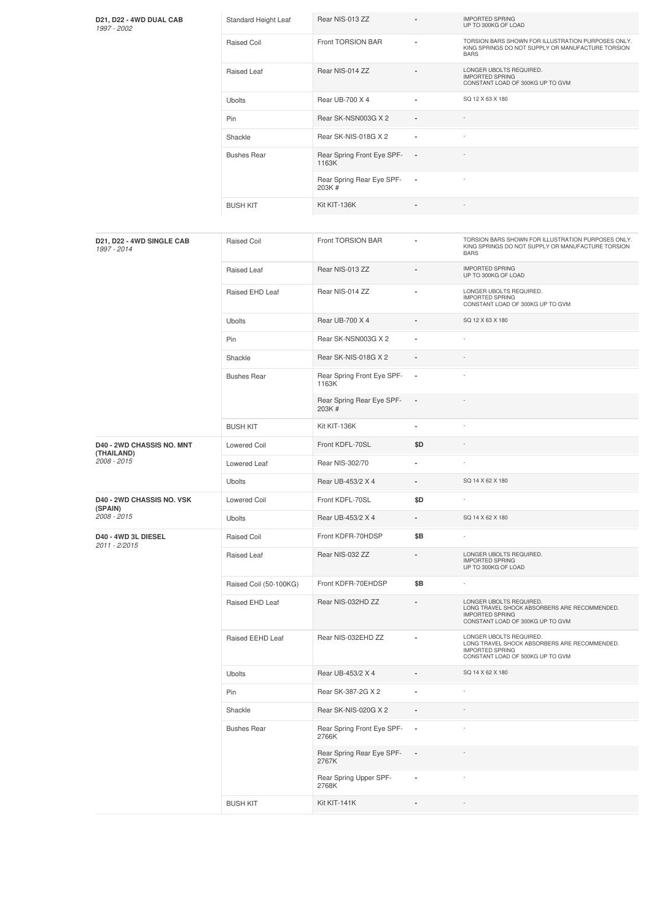| Vehicle | Type | Part | Price | Notes |
|---|---|---|---|---|
| **D21, D22 - 4WD DUAL CAB** *1997 - 2002* | Standard Height Leaf | Rear NIS-013 ZZ | - | IMPORTED SPRING UP TO 300KG OF LOAD |
| | Raised Coil | Front TORSION BAR | - | TORSION BARS SHOWN FOR ILLUSTRATION PURPOSES ONLY. KING SPRINGS DO NOT SUPPLY OR MANUFACTURE TORSION BARS |
| | Raised Leaf | Rear NIS-014 ZZ | - | LONGER UBOLTS REQUIRED. IMPORTED SPRING CONSTANT LOAD OF 300KG UP TO GVM |
| | Ubolts | Rear UB-700 X 4 | - | SQ 12 X 63 X 180 |
| | Pin | Rear SK-NSN003G X 2 | - | - |
| | Shackle | Rear SK-NIS-018G X 2 | - | - |
| | Bushes Rear | Rear Spring Front Eye SPF-1163K | - | - |
| | | Rear Spring Rear Eye SPF-203K # | - | - |
| | BUSH KIT | Kit KIT-136K | - | - |

| Vehicle | Type | Part | Price | Notes |
|---|---|---|---|---|
| **D21, D22 - 4WD SINGLE CAB** *1997 - 2014* | Raised Coil | Front TORSION BAR | - | TORSION BARS SHOWN FOR ILLUSTRATION PURPOSES ONLY. KING SPRINGS DO NOT SUPPLY OR MANUFACTURE TORSION BARS |
| | Raised Leaf | Rear NIS-013 ZZ | - | IMPORTED SPRING UP TO 300KG OF LOAD |
| | Raised EHD Leaf | Rear NIS-014 ZZ | - | LONGER UBOLTS REQUIRED. IMPORTED SPRING CONSTANT LOAD OF 300KG UP TO GVM |
| | Ubolts | Rear UB-700 X 4 | - | SQ 12 X 63 X 180 |
| | Pin | Rear SK-NSN003G X 2 | - | - |
| | Shackle | Rear SK-NIS-018G X 2 | - | - |
| | Bushes Rear | Rear Spring Front Eye SPF-1163K | - | - |
| | | Rear Spring Rear Eye SPF-203K # | - | - |
| | BUSH KIT | Kit KIT-136K | - | - |
| **D40 - 2WD CHASSIS NO. MNT (THAILAND)** *2008 - 2015* | Lowered Coil | Front KDFL-70SL | $D | - |
| | Lowered Leaf | Rear NIS-302/70 | - | - |
| | Ubolts | Rear UB-453/2 X 4 | - | SQ 14 X 62 X 180 |
| **D40 - 2WD CHASSIS NO. VSK (SPAIN)** *2008 - 2015* | Lowered Coil | Front KDFL-70SL | $D | - |
| | Ubolts | Rear UB-453/2 X 4 | - | SQ 14 X 62 X 180 |
| **D40 - 4WD 3L DIESEL** *2011 - 2/2015* | Raised Coil | Front KDFR-70HDSP | $B | - |
| | Raised Leaf | Rear NIS-032 ZZ | - | LONGER UBOLTS REQUIRED. IMPORTED SPRING UP TO 300KG OF LOAD |
| | Raised Coil (50-100KG) | Front KDFR-70EHDSP | $B | - |
| | Raised EHD Leaf | Rear NIS-032HD ZZ | - | LONGER UBOLTS REQUIRED. LONG TRAVEL SHOCK ABSORBERS ARE RECOMMENDED. IMPORTED SPRING CONSTANT LOAD OF 300KG UP TO GVM |
| | Raised EEHD Leaf | Rear NIS-032EHD ZZ | - | LONGER UBOLTS REQUIRED. LONG TRAVEL SHOCK ABSORBERS ARE RECOMMENDED. IMPORTED SPRING CONSTANT LOAD OF 500KG UP TO GVM |
| | Ubolts | Rear UB-453/2 X 4 | - | SQ 14 X 62 X 180 |
| | Pin | Rear SK-387-2G X 2 | - | - |
| | Shackle | Rear SK-NIS-020G X 2 | - | - |
| | Bushes Rear | Rear Spring Front Eye SPF-2766K | - | - |
| | | Rear Spring Rear Eye SPF-2767K | - | - |
| | | Rear Spring Upper SPF-2768K | - | - |
| | BUSH KIT | Kit KIT-141K | - | - |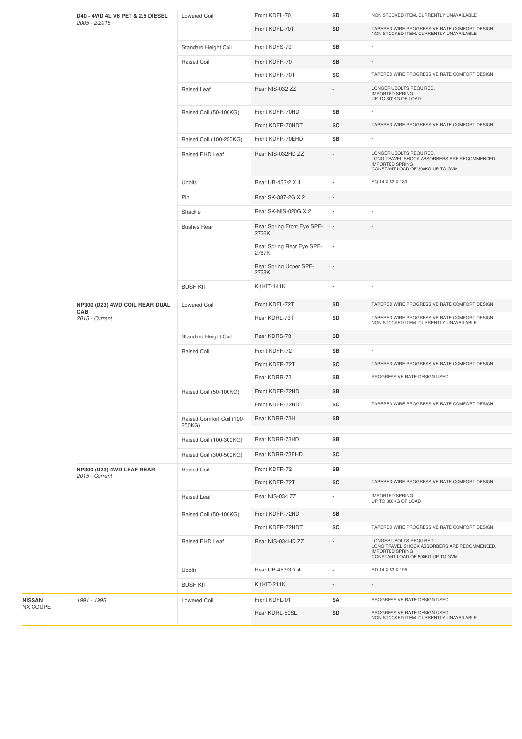| Make | Model | Type | Part | Price | Notes |
|---|---|---|---|---|---|
| | **D40 - 4WD 4L V6 PET & 2.5 DIESEL** *2005 - 2/2015* | Lowered Coil | Front KDFL-70 | $D | NON STOCKED ITEM. CURRENTLY UNAVAILABLE |
| | | | Front KDFL-70T | $D | TAPERED WIRE PROGRESSIVE RATE COMFORT DESIGN NON STOCKED ITEM. CURRENTLY UNAVAILABLE |
| | | Standard Height Coil | Front KDFS-70 | $B | - |
| | | Raised Coil | Front KDFR-70 | $B | - |
| | | | Front KDFR-70T | $C | TAPERED WIRE PROGRESSIVE RATE COMFORT DESIGN |
| | | Raised Leaf | Rear NIS-032 ZZ | - | LONGER UBOLTS REQUIRED. IMPORTED SPRING UP TO 300KG OF LOAD |
| | | Raised Coil (50-100KG) | Front KDFR-70HD | $B | - |
| | | | Front KDFR-70HDT | $C | TAPERED WIRE PROGRESSIVE RATE COMFORT DESIGN |
| | | Raised Coil (100-250KG) | Front KDFR-70EHD | $B | - |
| | | Raised EHD Leaf | Rear NIS-032HD ZZ | - | LONGER UBOLTS REQUIRED. LONG TRAVEL SHOCK ABSORBERS ARE RECOMMENDED. IMPORTED SPRING CONSTANT LOAD OF 300KG UP TO GVM |
| | | Ubolts | Rear UB-453/2 X 4 | - | SQ 14 X 62 X 180 |
| | | Pin | Rear SK-387-2G X 2 | - | - |
| | | Shackle | Rear SK-NIS-020G X 2 | - | - |
| | | Bushes Rear | Rear Spring Front Eye SPF-2766K | - | - |
| | | | Rear Spring Rear Eye SPF-2767K | - | - |
| | | | Rear Spring Upper SPF-2768K | - | - |
| | | BUSH KIT | Kit KIT-141K | - | - |
| | **NP300 (D23) 4WD COIL REAR DUAL CAB** *2015 - Current* | Lowered Coil | Front KDFL-72T | $D | TAPERED WIRE PROGRESSIVE RATE COMFORT DESIGN |
| | | | Rear KDRL-73T | $D | TAPERED WIRE PROGRESSIVE RATE COMFORT DESIGN NON STOCKED ITEM. CURRENTLY UNAVAILABLE |
| | | Standard Height Coil | Rear KDRS-73 | $B | - |
| | | Raised Coil | Front KDFR-72 | $B | - |
| | | | Front KDFR-72T | $C | TAPERED WIRE PROGRESSIVE RATE COMFORT DESIGN |
| | | | Rear KDRR-73 | $B | PROGRESSIVE RATE DESIGN USED. |
| | | Raised Coil (50-100KG) | Front KDFR-72HD | $B | - |
| | | | Front KDFR-72HDT | $C | TAPERED WIRE PROGRESSIVE RATE COMFORT DESIGN |
| | | Raised Comfort Coil (100-250KG) | Rear KDRR-73H | $B | - |
| | | Raised Coil (100-300KG) | Rear KDRR-73HD | $B | - |
| | | Raised Coil (300-500KG) | Rear KDRR-73EHD | $C | - |
| | **NP300 (D23) 4WD LEAF REAR** *2015 - Current* | Raised Coil | Front KDFR-72 | $B | - |
| | | | Front KDFR-72T | $C | TAPERED WIRE PROGRESSIVE RATE COMFORT DESIGN |
| | | Raised Leaf | Rear NIS-034 ZZ | - | IMPORTED SPRING UP TO 300KG OF LOAD |
| | | Raised Coil (50-100KG) | Front KDFR-72HD | $B | - |
| | | | Front KDFR-72HDT | $C | TAPERED WIRE PROGRESSIVE RATE COMFORT DESIGN |
| | | Raised EHD Leaf | Rear NIS-034HD ZZ | - | LONGER UBOLTS REQUIRED. LONG TRAVEL SHOCK ABSORBERS ARE RECOMMENDED. IMPORTED SPRING CONSTANT LOAD OF 500KG UP TO GVM |
| | | Ubolts | Rear UB-453/3 X 4 | - | RD 14 X 83 X 195 |
| | | BUSH KIT | Kit KIT-211K | - | - |
| **NISSAN** NX COUPE | *1991 - 1995* | Lowered Coil | Front KDFL-01 | $A | PROGRESSIVE RATE DESIGN USED. |
| | | | Rear KDRL-50SL | $D | PROGRESSIVE RATE DESIGN USED. NON STOCKED ITEM. CURRENTLY UNAVAILABLE |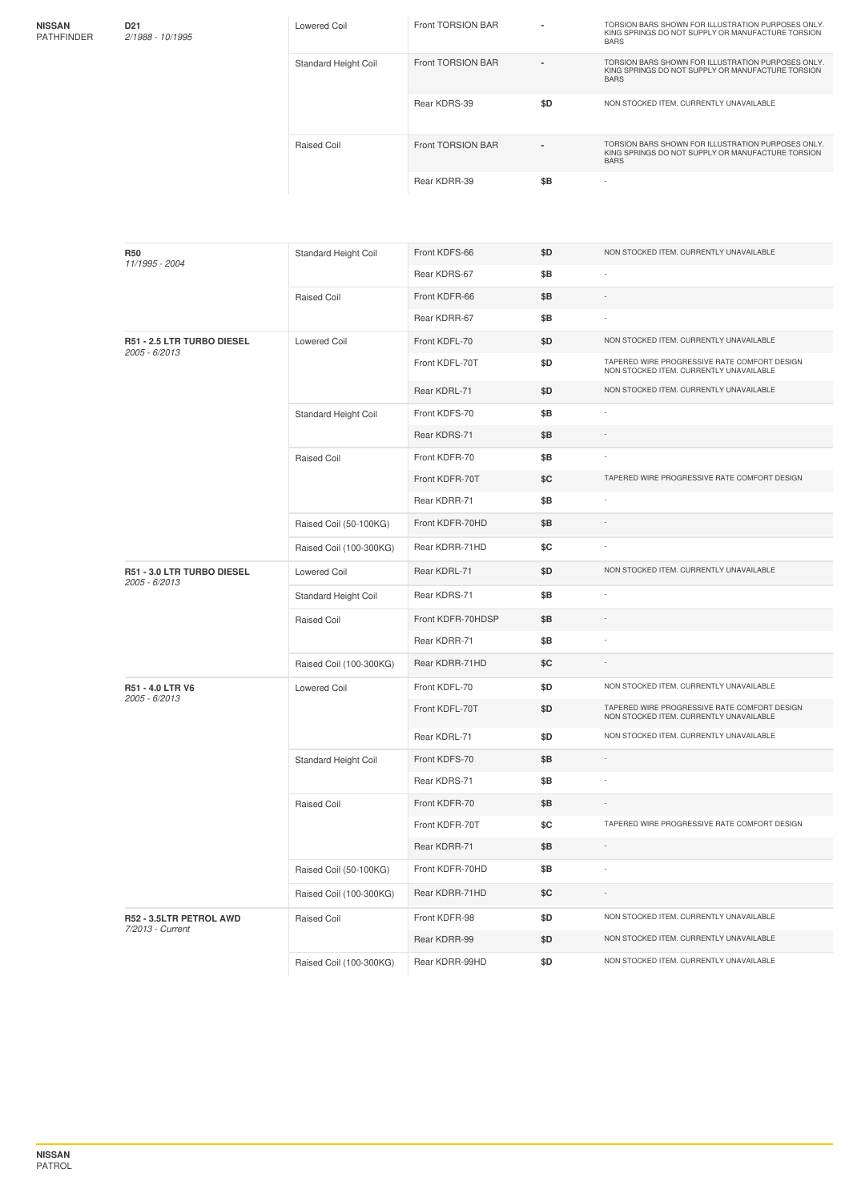**NISSAN** PATHFINDER

| Model | Type | Part | Price | Notes |
|---|---|---|---|---|
| **D21** *2/1988 - 10/1995* | Lowered Coil | Front TORSION BAR | - | TORSION BARS SHOWN FOR ILLUSTRATION PURPOSES ONLY. KING SPRINGS DO NOT SUPPLY OR MANUFACTURE TORSION BARS |
| | Standard Height Coil | Front TORSION BAR | - | TORSION BARS SHOWN FOR ILLUSTRATION PURPOSES ONLY. KING SPRINGS DO NOT SUPPLY OR MANUFACTURE TORSION BARS |
| | | Rear KDRS-39 | $D | NON STOCKED ITEM. CURRENTLY UNAVAILABLE |
| | Raised Coil | Front TORSION BAR | - | TORSION BARS SHOWN FOR ILLUSTRATION PURPOSES ONLY. KING SPRINGS DO NOT SUPPLY OR MANUFACTURE TORSION BARS |
| | | Rear KDRR-39 | $B | - |

| Model | Type | Part | Price | Notes |
|---|---|---|---|---|
| **R50** *11/1995 - 2004* | Standard Height Coil | Front KDFS-66 | $D | NON STOCKED ITEM. CURRENTLY UNAVAILABLE |
| | | Rear KDRS-67 | $B | - |
| | Raised Coil | Front KDFR-66 | $B | - |
| | | Rear KDRR-67 | $B | - |
| **R51 - 2.5 LTR TURBO DIESEL** *2005 - 6/2013* | Lowered Coil | Front KDFL-70 | $D | NON STOCKED ITEM. CURRENTLY UNAVAILABLE |
| | | Front KDFL-70T | $D | TAPERED WIRE PROGRESSIVE RATE COMFORT DESIGN NON STOCKED ITEM. CURRENTLY UNAVAILABLE |
| | | Rear KDRL-71 | $D | NON STOCKED ITEM. CURRENTLY UNAVAILABLE |
| | Standard Height Coil | Front KDFS-70 | $B | - |
| | | Rear KDRS-71 | $B | - |
| | Raised Coil | Front KDFR-70 | $B | - |
| | | Front KDFR-70T | $C | TAPERED WIRE PROGRESSIVE RATE COMFORT DESIGN |
| | | Rear KDRR-71 | $B | - |
| | Raised Coil (50-100KG) | Front KDFR-70HD | $B | - |
| | Raised Coil (100-300KG) | Rear KDRR-71HD | $C | - |
| **R51 - 3.0 LTR TURBO DIESEL** *2005 - 6/2013* | Lowered Coil | Rear KDRL-71 | $D | NON STOCKED ITEM. CURRENTLY UNAVAILABLE |
| | Standard Height Coil | Rear KDRS-71 | $B | - |
| | Raised Coil | Front KDFR-70HDSP | $B | - |
| | | Rear KDRR-71 | $B | - |
| | Raised Coil (100-300KG) | Rear KDRR-71HD | $C | - |
| **R51 - 4.0 LTR V6** *2005 - 6/2013* | Lowered Coil | Front KDFL-70 | $D | NON STOCKED ITEM. CURRENTLY UNAVAILABLE |
| | | Front KDFL-70T | $D | TAPERED WIRE PROGRESSIVE RATE COMFORT DESIGN NON STOCKED ITEM. CURRENTLY UNAVAILABLE |
| | | Rear KDRL-71 | $D | NON STOCKED ITEM. CURRENTLY UNAVAILABLE |
| | Standard Height Coil | Front KDFS-70 | $B | - |
| | | Rear KDRS-71 | $B | - |
| | Raised Coil | Front KDFR-70 | $B | - |
| | | Front KDFR-70T | $C | TAPERED WIRE PROGRESSIVE RATE COMFORT DESIGN |
| | | Rear KDRR-71 | $B | - |
| | Raised Coil (50-100KG) | Front KDFR-70HD | $B | - |
| | Raised Coil (100-300KG) | Rear KDRR-71HD | $C | - |
| **R52 - 3.5LTR PETROL AWD** *7/2013 - Current* | Raised Coil | Front KDFR-98 | $D | NON STOCKED ITEM. CURRENTLY UNAVAILABLE |
| | | Rear KDRR-99 | $D | NON STOCKED ITEM. CURRENTLY UNAVAILABLE |
| | Raised Coil (100-300KG) | Rear KDRR-99HD | $D | NON STOCKED ITEM. CURRENTLY UNAVAILABLE |

**NISSAN** PATROL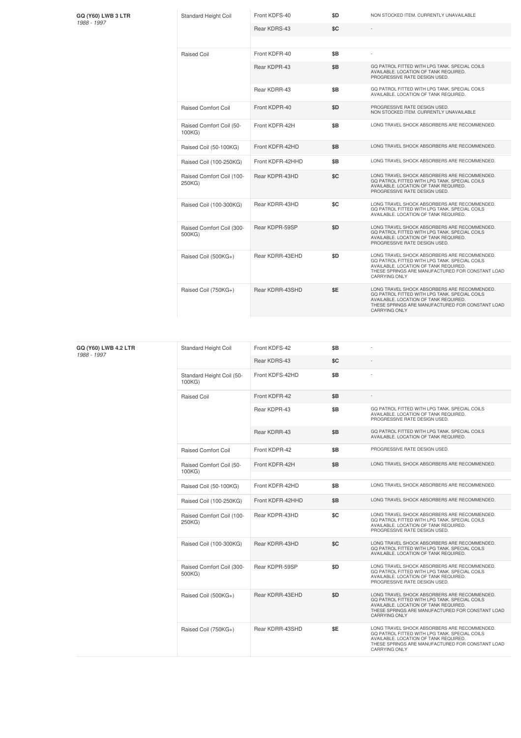| | | | | |
|---|---|---|---|---|
| **GQ (Y60) LWB 3 LTR** *1988 - 1997* | Standard Height Coil | Front KDFS-40 | **$D** | NON STOCKED ITEM. CURRENTLY UNAVAILABLE |
| | | Rear KDRS-43 | **$C** | - |
| | Raised Coil | Front KDFR-40 | **$B** | - |
| | | Rear KDPR-43 | **$B** | GQ PATROL FITTED WITH LPG TANK. SPECIAL COILS AVAILABLE. LOCATION OF TANK REQUIRED. PROGRESSIVE RATE DESIGN USED. |
| | | Rear KDRR-43 | **$B** | GQ PATROL FITTED WITH LPG TANK. SPECIAL COILS AVAILABLE. LOCATION OF TANK REQUIRED. |
| | Raised Comfort Coil | Front KDPR-40 | **$D** | PROGRESSIVE RATE DESIGN USED. NON STOCKED ITEM. CURRENTLY UNAVAILABLE |
| | Raised Comfort Coil (50-100KG) | Front KDFR-42H | **$B** | LONG TRAVEL SHOCK ABSORBERS ARE RECOMMENDED. |
| | Raised Coil (50-100KG) | Front KDFR-42HD | **$B** | LONG TRAVEL SHOCK ABSORBERS ARE RECOMMENDED. |
| | Raised Coil (100-250KG) | Front KDFR-42HHD | **$B** | LONG TRAVEL SHOCK ABSORBERS ARE RECOMMENDED. |
| | Raised Comfort Coil (100-250KG) | Rear KDPR-43HD | **$C** | LONG TRAVEL SHOCK ABSORBERS ARE RECOMMENDED. GQ PATROL FITTED WITH LPG TANK. SPECIAL COILS AVAILABLE. LOCATION OF TANK REQUIRED. PROGRESSIVE RATE DESIGN USED. |
| | Raised Coil (100-300KG) | Rear KDRR-43HD | **$C** | LONG TRAVEL SHOCK ABSORBERS ARE RECOMMENDED. GQ PATROL FITTED WITH LPG TANK. SPECIAL COILS AVAILABLE. LOCATION OF TANK REQUIRED. |
| | Raised Comfort Coil (300-500KG) | Rear KDPR-59SP | **$D** | LONG TRAVEL SHOCK ABSORBERS ARE RECOMMENDED. GQ PATROL FITTED WITH LPG TANK. SPECIAL COILS AVAILABLE. LOCATION OF TANK REQUIRED. PROGRESSIVE RATE DESIGN USED. |
| | Raised Coil (500KG+) | Rear KDRR-43EHD | **$D** | LONG TRAVEL SHOCK ABSORBERS ARE RECOMMENDED. GQ PATROL FITTED WITH LPG TANK. SPECIAL COILS AVAILABLE. LOCATION OF TANK REQUIRED. THESE SPRINGS ARE MANUFACTURED FOR CONSTANT LOAD CARRYING ONLY |
| | Raised Coil (750KG+) | Rear KDRR-43SHD | **$E** | LONG TRAVEL SHOCK ABSORBERS ARE RECOMMENDED. GQ PATROL FITTED WITH LPG TANK. SPECIAL COILS AVAILABLE. LOCATION OF TANK REQUIRED. THESE SPRINGS ARE MANUFACTURED FOR CONSTANT LOAD CARRYING ONLY |

| | | | | |
|---|---|---|---|---|
| **GQ (Y60) LWB 4.2 LTR** *1988 - 1997* | Standard Height Coil | Front KDFS-42 | **$B** | - |
| | | Rear KDRS-43 | **$C** | - |
| | Standard Height Coil (50-100KG) | Front KDFS-42HD | **$B** | - |
| | Raised Coil | Front KDFR-42 | **$B** | - |
| | | Rear KDPR-43 | **$B** | GQ PATROL FITTED WITH LPG TANK. SPECIAL COILS AVAILABLE. LOCATION OF TANK REQUIRED. PROGRESSIVE RATE DESIGN USED. |
| | | Rear KDRR-43 | **$B** | GQ PATROL FITTED WITH LPG TANK. SPECIAL COILS AVAILABLE. LOCATION OF TANK REQUIRED. |
| | Raised Comfort Coil | Front KDPR-42 | **$B** | PROGRESSIVE RATE DESIGN USED. |
| | Raised Comfort Coil (50-100KG) | Front KDFR-42H | **$B** | LONG TRAVEL SHOCK ABSORBERS ARE RECOMMENDED. |
| | Raised Coil (50-100KG) | Front KDFR-42HD | **$B** | LONG TRAVEL SHOCK ABSORBERS ARE RECOMMENDED. |
| | Raised Coil (100-250KG) | Front KDFR-42HHD | **$B** | LONG TRAVEL SHOCK ABSORBERS ARE RECOMMENDED. |
| | Raised Comfort Coil (100-250KG) | Rear KDPR-43HD | **$C** | LONG TRAVEL SHOCK ABSORBERS ARE RECOMMENDED. GQ PATROL FITTED WITH LPG TANK. SPECIAL COILS AVAILABLE. LOCATION OF TANK REQUIRED. PROGRESSIVE RATE DESIGN USED. |
| | Raised Coil (100-300KG) | Rear KDRR-43HD | **$C** | LONG TRAVEL SHOCK ABSORBERS ARE RECOMMENDED. GQ PATROL FITTED WITH LPG TANK. SPECIAL COILS AVAILABLE. LOCATION OF TANK REQUIRED. |
| | Raised Comfort Coil (300-500KG) | Rear KDPR-59SP | **$D** | LONG TRAVEL SHOCK ABSORBERS ARE RECOMMENDED. GQ PATROL FITTED WITH LPG TANK. SPECIAL COILS AVAILABLE. LOCATION OF TANK REQUIRED. PROGRESSIVE RATE DESIGN USED. |
| | Raised Coil (500KG+) | Rear KDRR-43EHD | **$D** | LONG TRAVEL SHOCK ABSORBERS ARE RECOMMENDED. GQ PATROL FITTED WITH LPG TANK. SPECIAL COILS AVAILABLE. LOCATION OF TANK REQUIRED. THESE SPRINGS ARE MANUFACTURED FOR CONSTANT LOAD CARRYING ONLY |
| | Raised Coil (750KG+) | Rear KDRR-43SHD | **$E** | LONG TRAVEL SHOCK ABSORBERS ARE RECOMMENDED. GQ PATROL FITTED WITH LPG TANK. SPECIAL COILS AVAILABLE. LOCATION OF TANK REQUIRED. THESE SPRINGS ARE MANUFACTURED FOR CONSTANT LOAD CARRYING ONLY |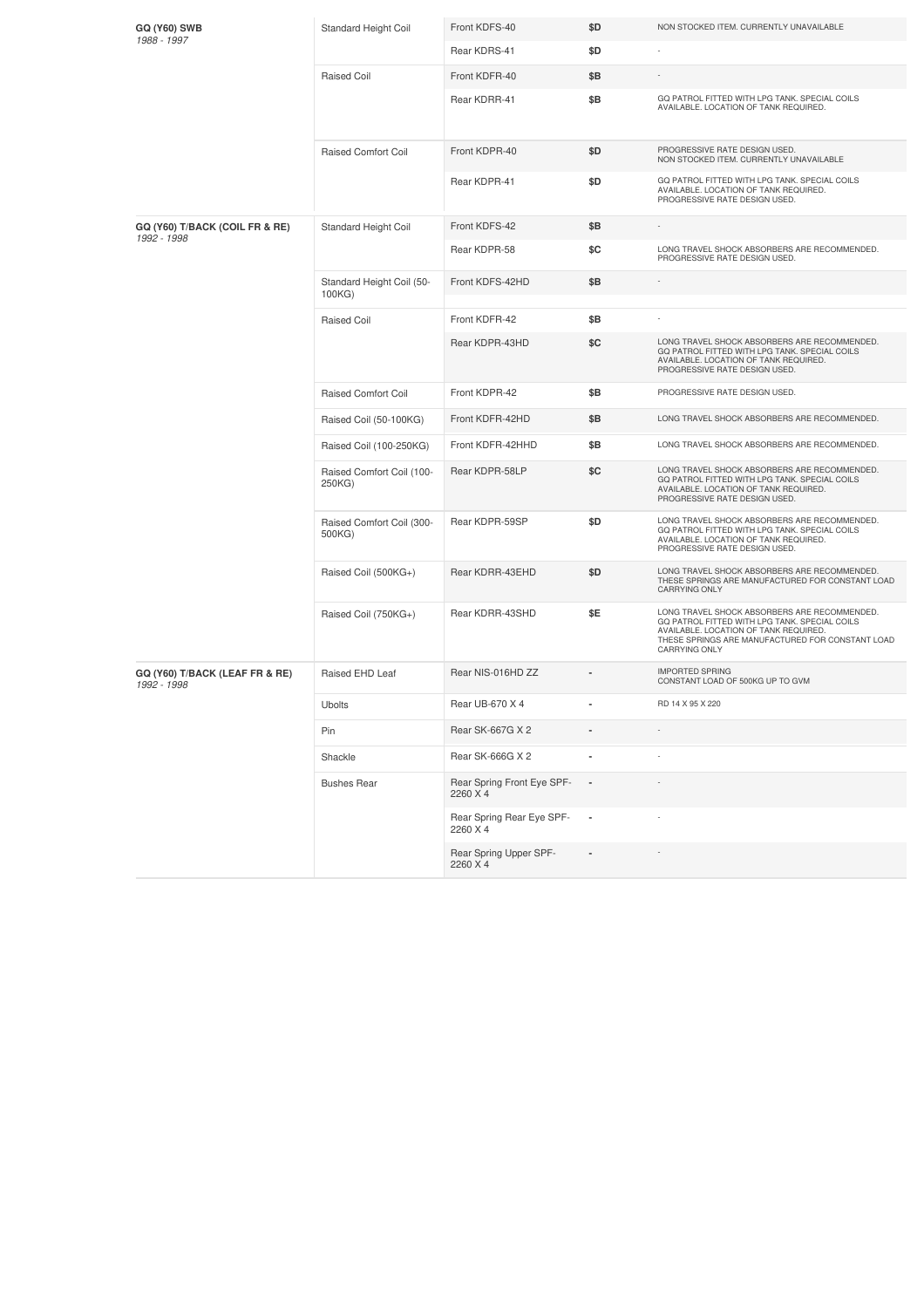| | | | | |
|---|---|---|---|---|
| **GQ (Y60) SWB** *1988 - 1997* | Standard Height Coil | Front KDFS-40 | $D | NON STOCKED ITEM. CURRENTLY UNAVAILABLE |
| | | Rear KDRS-41 | $D | - |
| | Raised Coil | Front KDFR-40 | $B | - |
| | | Rear KDRR-41 | $B | GQ PATROL FITTED WITH LPG TANK. SPECIAL COILS AVAILABLE. LOCATION OF TANK REQUIRED. |
| | Raised Comfort Coil | Front KDPR-40 | $D | PROGRESSIVE RATE DESIGN USED. NON STOCKED ITEM. CURRENTLY UNAVAILABLE |
| | | Rear KDPR-41 | $D | GQ PATROL FITTED WITH LPG TANK. SPECIAL COILS AVAILABLE. LOCATION OF TANK REQUIRED. PROGRESSIVE RATE DESIGN USED. |
| **GQ (Y60) T/BACK (COIL FR & RE)** *1992 - 1998* | Standard Height Coil | Front KDFS-42 | $B | - |
| | | Rear KDPR-58 | $C | LONG TRAVEL SHOCK ABSORBERS ARE RECOMMENDED. PROGRESSIVE RATE DESIGN USED. |
| | Standard Height Coil (50-100KG) | Front KDFS-42HD | $B | - |
| | Raised Coil | Front KDFR-42 | $B | - |
| | | Rear KDPR-43HD | $C | LONG TRAVEL SHOCK ABSORBERS ARE RECOMMENDED. GQ PATROL FITTED WITH LPG TANK. SPECIAL COILS AVAILABLE. LOCATION OF TANK REQUIRED. PROGRESSIVE RATE DESIGN USED. |
| | Raised Comfort Coil | Front KDPR-42 | $B | PROGRESSIVE RATE DESIGN USED. |
| | Raised Coil (50-100KG) | Front KDFR-42HD | $B | LONG TRAVEL SHOCK ABSORBERS ARE RECOMMENDED. |
| | Raised Coil (100-250KG) | Front KDFR-42HHD | $B | LONG TRAVEL SHOCK ABSORBERS ARE RECOMMENDED. |
| | Raised Comfort Coil (100-250KG) | Rear KDPR-58LP | $C | LONG TRAVEL SHOCK ABSORBERS ARE RECOMMENDED. GQ PATROL FITTED WITH LPG TANK. SPECIAL COILS AVAILABLE. LOCATION OF TANK REQUIRED. PROGRESSIVE RATE DESIGN USED. |
| | Raised Comfort Coil (300-500KG) | Rear KDPR-59SP | $D | LONG TRAVEL SHOCK ABSORBERS ARE RECOMMENDED. GQ PATROL FITTED WITH LPG TANK. SPECIAL COILS AVAILABLE. LOCATION OF TANK REQUIRED. PROGRESSIVE RATE DESIGN USED. |
| | Raised Coil (500KG+) | Rear KDRR-43EHD | $D | LONG TRAVEL SHOCK ABSORBERS ARE RECOMMENDED. THESE SPRINGS ARE MANUFACTURED FOR CONSTANT LOAD CARRYING ONLY |
| | Raised Coil (750KG+) | Rear KDRR-43SHD | $E | LONG TRAVEL SHOCK ABSORBERS ARE RECOMMENDED. GQ PATROL FITTED WITH LPG TANK. SPECIAL COILS AVAILABLE. LOCATION OF TANK REQUIRED. THESE SPRINGS ARE MANUFACTURED FOR CONSTANT LOAD CARRYING ONLY |
| **GQ (Y60) T/BACK (LEAF FR & RE)** *1992 - 1998* | Raised EHD Leaf | Rear NIS-016HD ZZ | - | IMPORTED SPRING CONSTANT LOAD OF 500KG UP TO GVM |
| | Ubolts | Rear UB-670 X 4 | - | RD 14 X 95 X 220 |
| | Pin | Rear SK-667G X 2 | - | - |
| | Shackle | Rear SK-666G X 2 | - | - |
| | Bushes Rear | Rear Spring Front Eye SPF-2260 X 4 | - | - |
| | | Rear Spring Rear Eye SPF-2260 X 4 | - | - |
| | | Rear Spring Upper SPF-2260 X 4 | - | - |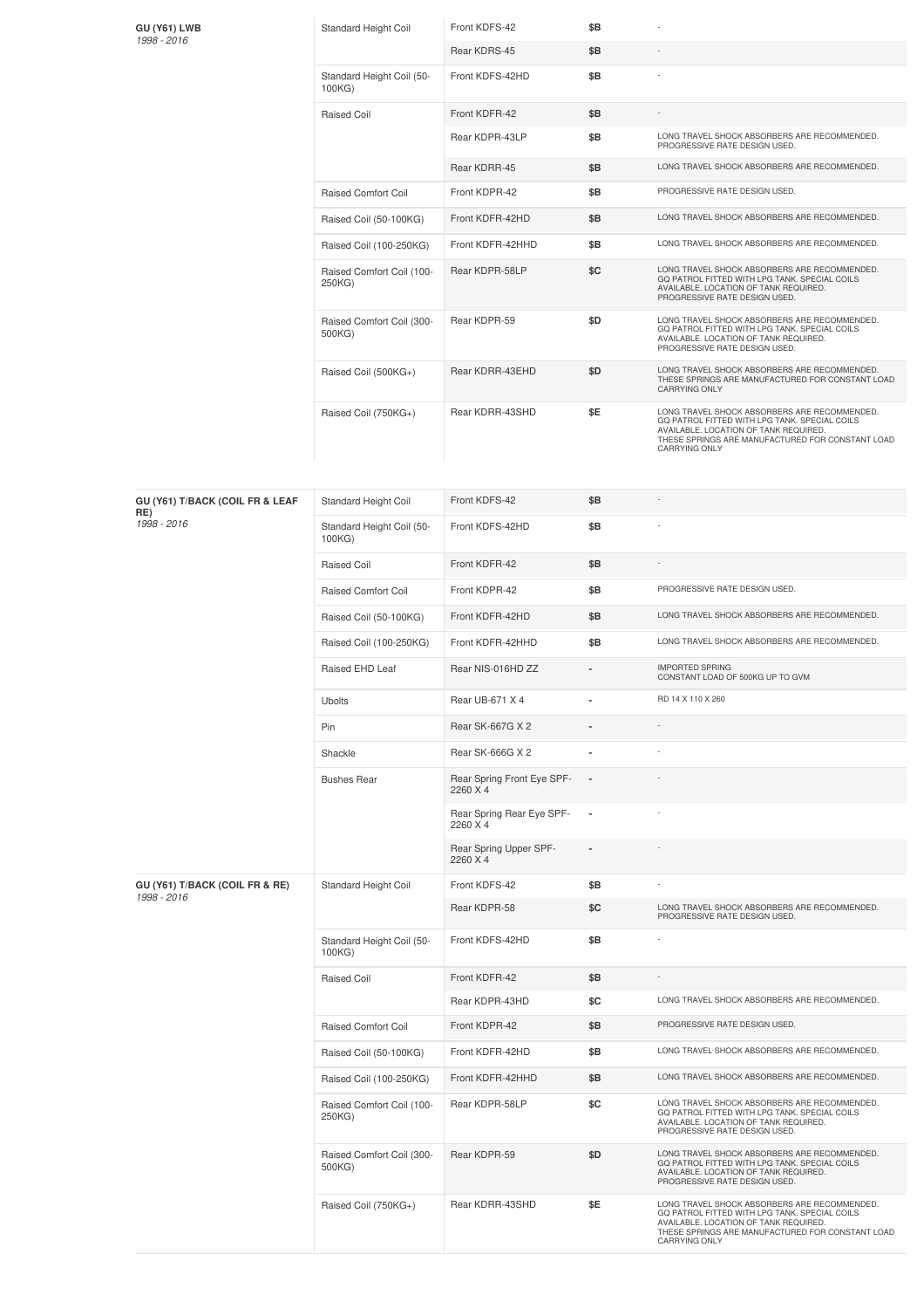| Vehicle | Type | Part | Price | Notes |
|---|---|---|---|---|
| **GU (Y61) LWB** *1998 - 2016* | Standard Height Coil | Front KDFS-42 | $B | - |
| | | Rear KDRS-45 | $B | - |
| | Standard Height Coil (50-100KG) | Front KDFS-42HD | $B | - |
| | Raised Coil | Front KDFR-42 | $B | - |
| | | Rear KDPR-43LP | $B | LONG TRAVEL SHOCK ABSORBERS ARE RECOMMENDED. PROGRESSIVE RATE DESIGN USED. |
| | | Rear KDRR-45 | $B | LONG TRAVEL SHOCK ABSORBERS ARE RECOMMENDED. |
| | Raised Comfort Coil | Front KDPR-42 | $B | PROGRESSIVE RATE DESIGN USED. |
| | Raised Coil (50-100KG) | Front KDFR-42HD | $B | LONG TRAVEL SHOCK ABSORBERS ARE RECOMMENDED. |
| | Raised Coil (100-250KG) | Front KDFR-42HHD | $B | LONG TRAVEL SHOCK ABSORBERS ARE RECOMMENDED. |
| | Raised Comfort Coil (100-250KG) | Rear KDPR-58LP | $C | LONG TRAVEL SHOCK ABSORBERS ARE RECOMMENDED. GQ PATROL FITTED WITH LPG TANK. SPECIAL COILS AVAILABLE. LOCATION OF TANK REQUIRED. PROGRESSIVE RATE DESIGN USED. |
| | Raised Comfort Coil (300-500KG) | Rear KDPR-59 | $D | LONG TRAVEL SHOCK ABSORBERS ARE RECOMMENDED. GQ PATROL FITTED WITH LPG TANK. SPECIAL COILS AVAILABLE. LOCATION OF TANK REQUIRED. PROGRESSIVE RATE DESIGN USED. |
| | Raised Coil (500KG+) | Rear KDRR-43EHD | $D | LONG TRAVEL SHOCK ABSORBERS ARE RECOMMENDED. THESE SPRINGS ARE MANUFACTURED FOR CONSTANT LOAD CARRYING ONLY |
| | Raised Coil (750KG+) | Rear KDRR-43SHD | $E | LONG TRAVEL SHOCK ABSORBERS ARE RECOMMENDED. GQ PATROL FITTED WITH LPG TANK. SPECIAL COILS AVAILABLE. LOCATION OF TANK REQUIRED. THESE SPRINGS ARE MANUFACTURED FOR CONSTANT LOAD CARRYING ONLY |

| Vehicle | Type | Part | Price | Notes |
|---|---|---|---|---|
| **GU (Y61) T/BACK (COIL FR & LEAF RE)** *1998 - 2016* | Standard Height Coil | Front KDFS-42 | $B | - |
| | Standard Height Coil (50-100KG) | Front KDFS-42HD | $B | - |
| | Raised Coil | Front KDFR-42 | $B | - |
| | Raised Comfort Coil | Front KDPR-42 | $B | PROGRESSIVE RATE DESIGN USED. |
| | Raised Coil (50-100KG) | Front KDFR-42HD | $B | LONG TRAVEL SHOCK ABSORBERS ARE RECOMMENDED. |
| | Raised Coil (100-250KG) | Front KDFR-42HHD | $B | LONG TRAVEL SHOCK ABSORBERS ARE RECOMMENDED. |
| | Raised EHD Leaf | Rear NIS-016HD ZZ | - | IMPORTED SPRING CONSTANT LOAD OF 500KG UP TO GVM |
| | Ubolts | Rear UB-671 X 4 | - | RD 14 X 110 X 260 |
| | Pin | Rear SK-667G X 2 | - | - |
| | Shackle | Rear SK-666G X 2 | - | - |
| | Bushes Rear | Rear Spring Front Eye SPF-2260 X 4 | - | - |
| | | Rear Spring Rear Eye SPF-2260 X 4 | - | - |
| | | Rear Spring Upper SPF-2260 X 4 | - | - |
| **GU (Y61) T/BACK (COIL FR & RE)** *1998 - 2016* | Standard Height Coil | Front KDFS-42 | $B | - |
| | | Rear KDPR-58 | $C | LONG TRAVEL SHOCK ABSORBERS ARE RECOMMENDED. PROGRESSIVE RATE DESIGN USED. |
| | Standard Height Coil (50-100KG) | Front KDFS-42HD | $B | - |
| | Raised Coil | Front KDFR-42 | $B | - |
| | | Rear KDPR-43HD | $C | LONG TRAVEL SHOCK ABSORBERS ARE RECOMMENDED. |
| | Raised Comfort Coil | Front KDPR-42 | $B | PROGRESSIVE RATE DESIGN USED. |
| | Raised Coil (50-100KG) | Front KDFR-42HD | $B | LONG TRAVEL SHOCK ABSORBERS ARE RECOMMENDED. |
| | Raised Coil (100-250KG) | Front KDFR-42HHD | $B | LONG TRAVEL SHOCK ABSORBERS ARE RECOMMENDED. |
| | Raised Comfort Coil (100-250KG) | Rear KDPR-58LP | $C | LONG TRAVEL SHOCK ABSORBERS ARE RECOMMENDED. GQ PATROL FITTED WITH LPG TANK. SPECIAL COILS AVAILABLE. LOCATION OF TANK REQUIRED. PROGRESSIVE RATE DESIGN USED. |
| | Raised Comfort Coil (300-500KG) | Rear KDPR-59 | $D | LONG TRAVEL SHOCK ABSORBERS ARE RECOMMENDED. GQ PATROL FITTED WITH LPG TANK. SPECIAL COILS AVAILABLE. LOCATION OF TANK REQUIRED. PROGRESSIVE RATE DESIGN USED. |
| | Raised Coil (750KG+) | Rear KDRR-43SHD | $E | LONG TRAVEL SHOCK ABSORBERS ARE RECOMMENDED. GQ PATROL FITTED WITH LPG TANK. SPECIAL COILS AVAILABLE. LOCATION OF TANK REQUIRED. THESE SPRINGS ARE MANUFACTURED FOR CONSTANT LOAD CARRYING ONLY |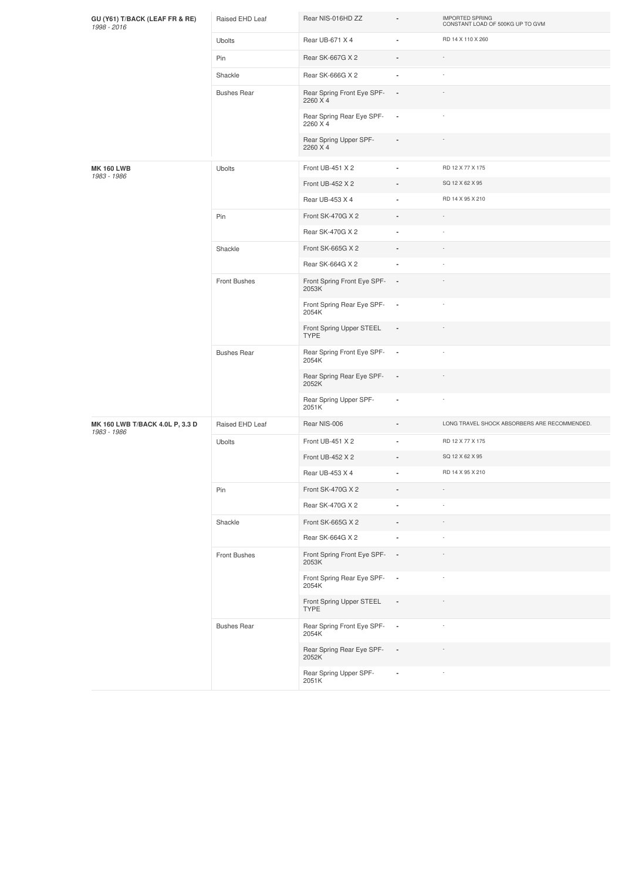| Vehicle | Component | Part | | Notes |
|---|---|---|---|---|
| **GU (Y61) T/BACK (LEAF FR & RE)** *1998 - 2016* | Raised EHD Leaf | Rear NIS-016HD ZZ | - | IMPORTED SPRING CONSTANT LOAD OF 500KG UP TO GVM |
| | Ubolts | Rear UB-671 X 4 | - | RD 14 X 110 X 260 |
| | Pin | Rear SK-667G X 2 | - | - |
| | Shackle | Rear SK-666G X 2 | - | - |
| | Bushes Rear | Rear Spring Front Eye SPF-2260 X 4 | - | - |
| | | Rear Spring Rear Eye SPF-2260 X 4 | - | - |
| | | Rear Spring Upper SPF-2260 X 4 | - | - |
| **MK 160 LWB** *1983 - 1986* | Ubolts | Front UB-451 X 2 | - | RD 12 X 77 X 175 |
| | | Front UB-452 X 2 | - | SQ 12 X 62 X 95 |
| | | Rear UB-453 X 4 | - | RD 14 X 95 X 210 |
| | Pin | Front SK-470G X 2 | - | - |
| | | Rear SK-470G X 2 | - | - |
| | Shackle | Front SK-665G X 2 | - | - |
| | | Rear SK-664G X 2 | - | - |
| | Front Bushes | Front Spring Front Eye SPF-2053K | - | - |
| | | Front Spring Rear Eye SPF-2054K | - | - |
| | | Front Spring Upper STEEL TYPE | - | - |
| | Bushes Rear | Rear Spring Front Eye SPF-2054K | - | - |
| | | Rear Spring Rear Eye SPF-2052K | - | - |
| | | Rear Spring Upper SPF-2051K | - | - |
| **MK 160 LWB T/BACK 4.0L P, 3.3 D** *1983 - 1986* | Raised EHD Leaf | Rear NIS-006 | - | LONG TRAVEL SHOCK ABSORBERS ARE RECOMMENDED. |
| | Ubolts | Front UB-451 X 2 | - | RD 12 X 77 X 175 |
| | | Front UB-452 X 2 | - | SQ 12 X 62 X 95 |
| | | Rear UB-453 X 4 | - | RD 14 X 95 X 210 |
| | Pin | Front SK-470G X 2 | - | - |
| | | Rear SK-470G X 2 | - | - |
| | Shackle | Front SK-665G X 2 | - | - |
| | | Rear SK-664G X 2 | - | - |
| | Front Bushes | Front Spring Front Eye SPF-2053K | - | - |
| | | Front Spring Rear Eye SPF-2054K | - | - |
| | | Front Spring Upper STEEL TYPE | - | - |
| | Bushes Rear | Rear Spring Front Eye SPF-2054K | - | - |
| | | Rear Spring Rear Eye SPF-2052K | - | - |
| | | Rear Spring Upper SPF-2051K | - | - |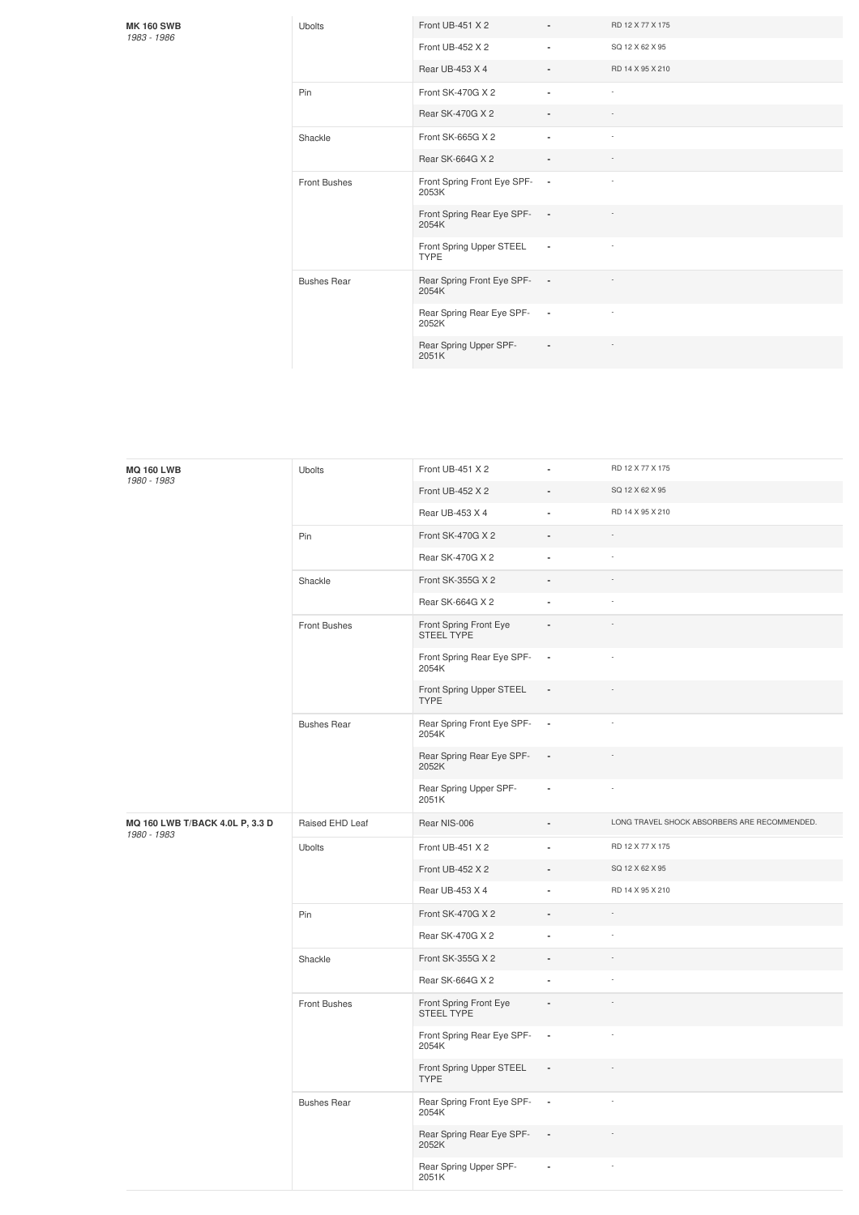| Vehicle | Category | Part | | Notes |
|---|---|---|---|---|
| **MK 160 SWB** *1983 - 1986* | Ubolts | Front UB-451 X 2 | - | RD 12 X 77 X 175 |
| | | Front UB-452 X 2 | - | SQ 12 X 62 X 95 |
| | | Rear UB-453 X 4 | - | RD 14 X 95 X 210 |
| | Pin | Front SK-470G X 2 | - | - |
| | | Rear SK-470G X 2 | - | - |
| | Shackle | Front SK-665G X 2 | - | - |
| | | Rear SK-664G X 2 | - | - |
| | Front Bushes | Front Spring Front Eye SPF-2053K | - | - |
| | | Front Spring Rear Eye SPF-2054K | - | - |
| | | Front Spring Upper STEEL TYPE | - | - |
| | Bushes Rear | Rear Spring Front Eye SPF-2054K | - | - |
| | | Rear Spring Rear Eye SPF-2052K | - | - |
| | | Rear Spring Upper SPF-2051K | - | - |

| Vehicle | Category | Part | | Notes |
|---|---|---|---|---|
| **MQ 160 LWB** *1980 - 1983* | Ubolts | Front UB-451 X 2 | - | RD 12 X 77 X 175 |
| | | Front UB-452 X 2 | - | SQ 12 X 62 X 95 |
| | | Rear UB-453 X 4 | - | RD 14 X 95 X 210 |
| | Pin | Front SK-470G X 2 | - | - |
| | | Rear SK-470G X 2 | - | - |
| | Shackle | Front SK-355G X 2 | - | - |
| | | Rear SK-664G X 2 | - | - |
| | Front Bushes | Front Spring Front Eye STEEL TYPE | - | - |
| | | Front Spring Rear Eye SPF-2054K | - | - |
| | | Front Spring Upper STEEL TYPE | - | - |
| | Bushes Rear | Rear Spring Front Eye SPF-2054K | - | - |
| | | Rear Spring Rear Eye SPF-2052K | - | - |
| | | Rear Spring Upper SPF-2051K | - | - |
| **MQ 160 LWB T/BACK 4.0L P, 3.3 D** *1980 - 1983* | Raised EHD Leaf | Rear NIS-006 | - | LONG TRAVEL SHOCK ABSORBERS ARE RECOMMENDED. |
| | Ubolts | Front UB-451 X 2 | - | RD 12 X 77 X 175 |
| | | Front UB-452 X 2 | - | SQ 12 X 62 X 95 |
| | | Rear UB-453 X 4 | - | RD 14 X 95 X 210 |
| | Pin | Front SK-470G X 2 | - | - |
| | | Rear SK-470G X 2 | - | - |
| | Shackle | Front SK-355G X 2 | - | - |
| | | Rear SK-664G X 2 | - | - |
| | Front Bushes | Front Spring Front Eye STEEL TYPE | - | - |
| | | Front Spring Rear Eye SPF-2054K | - | - |
| | | Front Spring Upper STEEL TYPE | - | - |
| | Bushes Rear | Rear Spring Front Eye SPF-2054K | - | - |
| | | Rear Spring Rear Eye SPF-2052K | - | - |
| | | Rear Spring Upper SPF-2051K | - | - |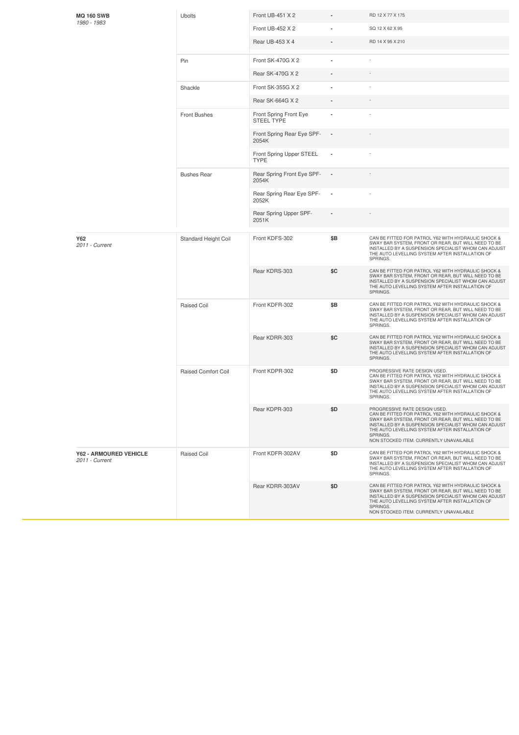| Vehicle | Category | Part | Price | Notes |
|---|---|---|---|---|
| **MQ 160 SWB** *1980 - 1983* | Ubolts | Front UB-451 X 2 | - | RD 12 X 77 X 175 |
| | | Front UB-452 X 2 | - | SQ 12 X 62 X 95 |
| | | Rear UB-453 X 4 | - | RD 14 X 95 X 210 |
| | Pin | Front SK-470G X 2 | - | - |
| | | Rear SK-470G X 2 | - | - |
| | Shackle | Front SK-355G X 2 | - | - |
| | | Rear SK-664G X 2 | - | - |
| | Front Bushes | Front Spring Front Eye STEEL TYPE | - | - |
| | | Front Spring Rear Eye SPF-2054K | - | - |
| | | Front Spring Upper STEEL TYPE | - | - |
| | Bushes Rear | Rear Spring Front Eye SPF-2054K | - | - |
| | | Rear Spring Rear Eye SPF-2052K | - | - |
| | | Rear Spring Upper SPF-2051K | - | - |
| **Y62** *2011 - Current* | Standard Height Coil | Front KDFS-302 | $B | CAN BE FITTED FOR PATROL Y62 WITH HYDRAULIC SHOCK & SWAY BAR SYSTEM, FRONT OR REAR, BUT WILL NEED TO BE INSTALLED BY A SUSPENSION SPECIALIST WHOM CAN ADJUST THE AUTO LEVELLING SYSTEM AFTER INSTALLATION OF SPRINGS. |
| | | Rear KDRS-303 | $C | CAN BE FITTED FOR PATROL Y62 WITH HYDRAULIC SHOCK & SWAY BAR SYSTEM, FRONT OR REAR, BUT WILL NEED TO BE INSTALLED BY A SUSPENSION SPECIALIST WHOM CAN ADJUST THE AUTO LEVELLING SYSTEM AFTER INSTALLATION OF SPRINGS. |
| | Raised Coil | Front KDFR-302 | $B | CAN BE FITTED FOR PATROL Y62 WITH HYDRAULIC SHOCK & SWAY BAR SYSTEM, FRONT OR REAR, BUT WILL NEED TO BE INSTALLED BY A SUSPENSION SPECIALIST WHOM CAN ADJUST THE AUTO LEVELLING SYSTEM AFTER INSTALLATION OF SPRINGS. |
| | | Rear KDRR-303 | $C | CAN BE FITTED FOR PATROL Y62 WITH HYDRAULIC SHOCK & SWAY BAR SYSTEM, FRONT OR REAR, BUT WILL NEED TO BE INSTALLED BY A SUSPENSION SPECIALIST WHOM CAN ADJUST THE AUTO LEVELLING SYSTEM AFTER INSTALLATION OF SPRINGS. |
| | Raised Comfort Coil | Front KDPR-302 | $D | PROGRESSIVE RATE DESIGN USED. CAN BE FITTED FOR PATROL Y62 WITH HYDRAULIC SHOCK & SWAY BAR SYSTEM, FRONT OR REAR, BUT WILL NEED TO BE INSTALLED BY A SUSPENSION SPECIALIST WHOM CAN ADJUST THE AUTO LEVELLING SYSTEM AFTER INSTALLATION OF SPRINGS. |
| | | Rear KDPR-303 | $D | PROGRESSIVE RATE DESIGN USED. CAN BE FITTED FOR PATROL Y62 WITH HYDRAULIC SHOCK & SWAY BAR SYSTEM, FRONT OR REAR, BUT WILL NEED TO BE INSTALLED BY A SUSPENSION SPECIALIST WHOM CAN ADJUST THE AUTO LEVELLING SYSTEM AFTER INSTALLATION OF SPRINGS. NON STOCKED ITEM. CURRENTLY UNAVAILABLE |
| **Y62 - ARMOURED VEHICLE** *2011 - Current* | Raised Coil | Front KDFR-302AV | $D | CAN BE FITTED FOR PATROL Y62 WITH HYDRAULIC SHOCK & SWAY BAR SYSTEM, FRONT OR REAR, BUT WILL NEED TO BE INSTALLED BY A SUSPENSION SPECIALIST WHOM CAN ADJUST THE AUTO LEVELLING SYSTEM AFTER INSTALLATION OF SPRINGS. |
| | | Rear KDRR-303AV | $D | CAN BE FITTED FOR PATROL Y62 WITH HYDRAULIC SHOCK & SWAY BAR SYSTEM, FRONT OR REAR, BUT WILL NEED TO BE INSTALLED BY A SUSPENSION SPECIALIST WHOM CAN ADJUST THE AUTO LEVELLING SYSTEM AFTER INSTALLATION OF SPRINGS. NON STOCKED ITEM. CURRENTLY UNAVAILABLE |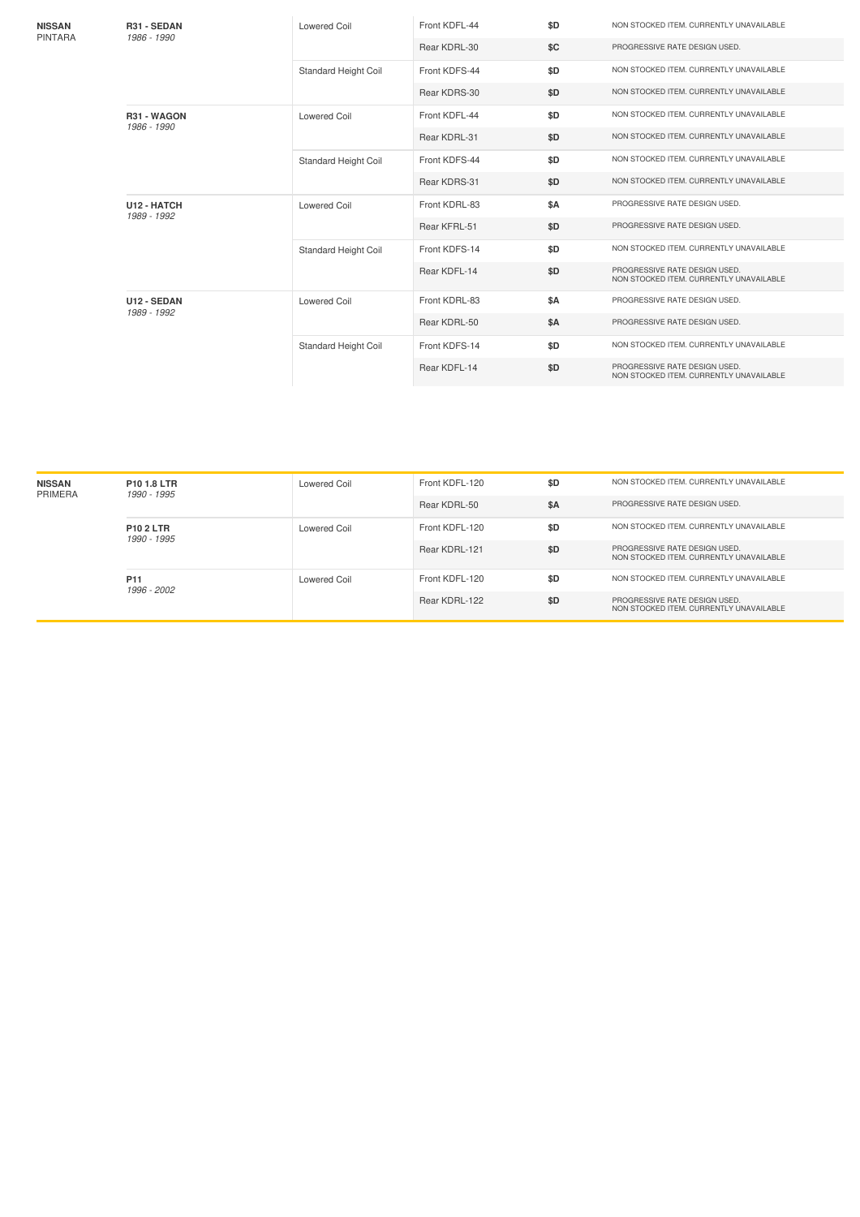| Make | Model | Coil Type | Part | Price | Notes |
|---|---|---|---|---|---|
| **NISSAN** PINTARA | **R31 - SEDAN** *1986 - 1990* | Lowered Coil | Front KDFL-44 | $D | NON STOCKED ITEM. CURRENTLY UNAVAILABLE |
| | | | Rear KDRL-30 | $C | PROGRESSIVE RATE DESIGN USED. |
| | | Standard Height Coil | Front KDFS-44 | $D | NON STOCKED ITEM. CURRENTLY UNAVAILABLE |
| | | | Rear KDRS-30 | $D | NON STOCKED ITEM. CURRENTLY UNAVAILABLE |
| | **R31 - WAGON** *1986 - 1990* | Lowered Coil | Front KDFL-44 | $D | NON STOCKED ITEM. CURRENTLY UNAVAILABLE |
| | | | Rear KDRL-31 | $D | NON STOCKED ITEM. CURRENTLY UNAVAILABLE |
| | | Standard Height Coil | Front KDFS-44 | $D | NON STOCKED ITEM. CURRENTLY UNAVAILABLE |
| | | | Rear KDRS-31 | $D | NON STOCKED ITEM. CURRENTLY UNAVAILABLE |
| | **U12 - HATCH** *1989 - 1992* | Lowered Coil | Front KDRL-83 | $A | PROGRESSIVE RATE DESIGN USED. |
| | | | Rear KFRL-51 | $D | PROGRESSIVE RATE DESIGN USED. |
| | | Standard Height Coil | Front KDFS-14 | $D | NON STOCKED ITEM. CURRENTLY UNAVAILABLE |
| | | | Rear KDFL-14 | $D | PROGRESSIVE RATE DESIGN USED. NON STOCKED ITEM. CURRENTLY UNAVAILABLE |
| | **U12 - SEDAN** *1989 - 1992* | Lowered Coil | Front KDRL-83 | $A | PROGRESSIVE RATE DESIGN USED. |
| | | | Rear KDRL-50 | $A | PROGRESSIVE RATE DESIGN USED. |
| | | Standard Height Coil | Front KDFS-14 | $D | NON STOCKED ITEM. CURRENTLY UNAVAILABLE |
| | | | Rear KDFL-14 | $D | PROGRESSIVE RATE DESIGN USED. NON STOCKED ITEM. CURRENTLY UNAVAILABLE |

| Make | Model | Coil Type | Part | Price | Notes |
|---|---|---|---|---|---|
| **NISSAN** PRIMERA | **P10 1.8 LTR** *1990 - 1995* | Lowered Coil | Front KDFL-120 | $D | NON STOCKED ITEM. CURRENTLY UNAVAILABLE |
| | | | Rear KDRL-50 | $A | PROGRESSIVE RATE DESIGN USED. |
| | **P10 2 LTR** *1990 - 1995* | Lowered Coil | Front KDFL-120 | $D | NON STOCKED ITEM. CURRENTLY UNAVAILABLE |
| | | | Rear KDRL-121 | $D | PROGRESSIVE RATE DESIGN USED. NON STOCKED ITEM. CURRENTLY UNAVAILABLE |
| | **P11** *1996 - 2002* | Lowered Coil | Front KDFL-120 | $D | NON STOCKED ITEM. CURRENTLY UNAVAILABLE |
| | | | Rear KDRL-122 | $D | PROGRESSIVE RATE DESIGN USED. NON STOCKED ITEM. CURRENTLY UNAVAILABLE |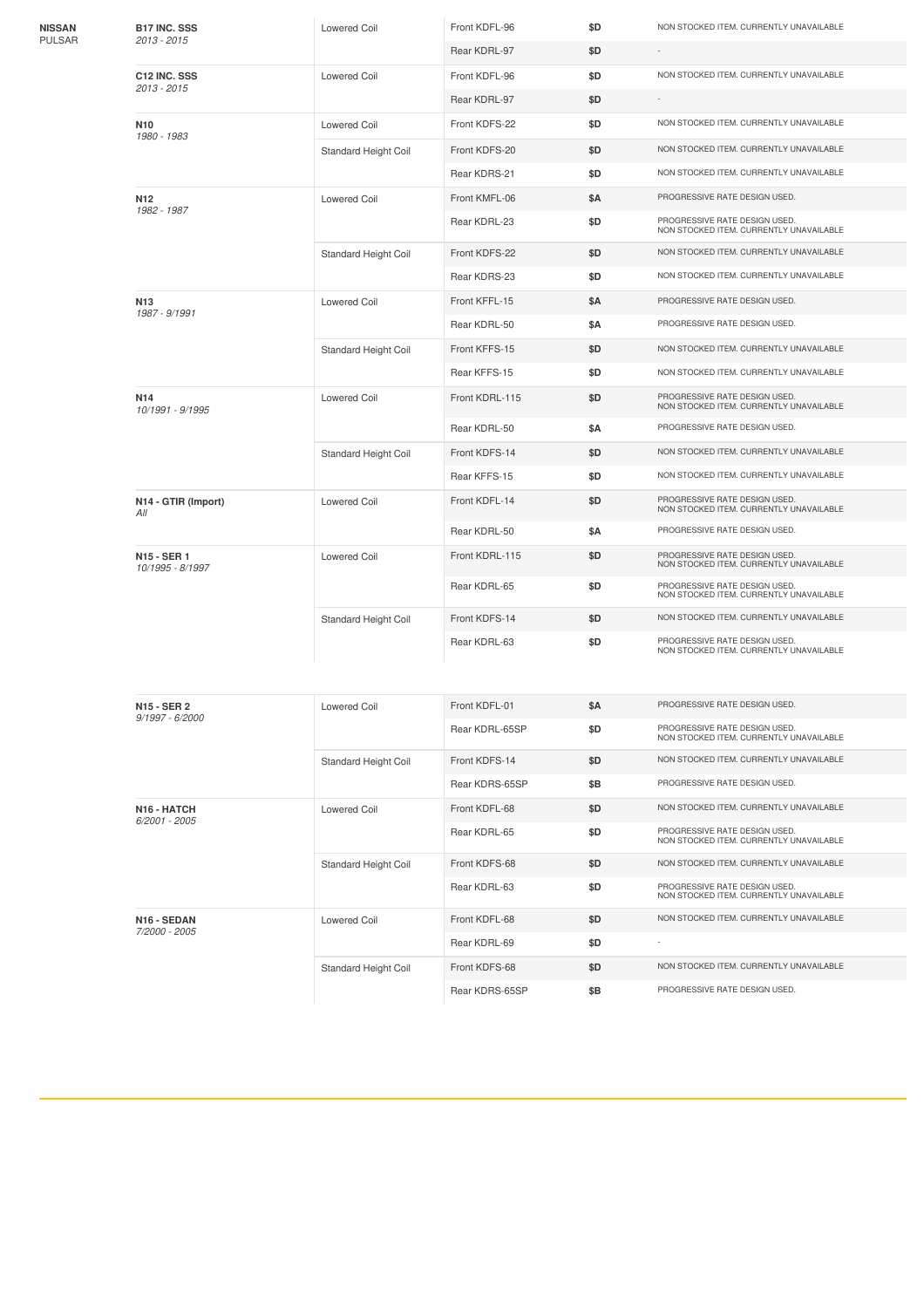| Make | Model | Type | Part | Price | Notes |
|---|---|---|---|---|---|
| **NISSAN** PULSAR | **B17 INC. SSS** *2013 - 2015* | Lowered Coil | Front KDFL-96 | $D | NON STOCKED ITEM. CURRENTLY UNAVAILABLE |
| | | | Rear KDRL-97 | $D | - |
| | **C12 INC. SSS** *2013 - 2015* | Lowered Coil | Front KDFL-96 | $D | NON STOCKED ITEM. CURRENTLY UNAVAILABLE |
| | | | Rear KDRL-97 | $D | - |
| | **N10** *1980 - 1983* | Lowered Coil | Front KDFS-22 | $D | NON STOCKED ITEM. CURRENTLY UNAVAILABLE |
| | | Standard Height Coil | Front KDFS-20 | $D | NON STOCKED ITEM. CURRENTLY UNAVAILABLE |
| | | | Rear KDRS-21 | $D | NON STOCKED ITEM. CURRENTLY UNAVAILABLE |
| | **N12** *1982 - 1987* | Lowered Coil | Front KMFL-06 | $A | PROGRESSIVE RATE DESIGN USED. |
| | | | Rear KDRL-23 | $D | PROGRESSIVE RATE DESIGN USED. NON STOCKED ITEM. CURRENTLY UNAVAILABLE |
| | | Standard Height Coil | Front KDFS-22 | $D | NON STOCKED ITEM. CURRENTLY UNAVAILABLE |
| | | | Rear KDRS-23 | $D | NON STOCKED ITEM. CURRENTLY UNAVAILABLE |
| | **N13** *1987 - 9/1991* | Lowered Coil | Front KFFL-15 | $A | PROGRESSIVE RATE DESIGN USED. |
| | | | Rear KDRL-50 | $A | PROGRESSIVE RATE DESIGN USED. |
| | | Standard Height Coil | Front KFFS-15 | $D | NON STOCKED ITEM. CURRENTLY UNAVAILABLE |
| | | | Rear KFFS-15 | $D | NON STOCKED ITEM. CURRENTLY UNAVAILABLE |
| | **N14** *10/1991 - 9/1995* | Lowered Coil | Front KDRL-115 | $D | PROGRESSIVE RATE DESIGN USED. NON STOCKED ITEM. CURRENTLY UNAVAILABLE |
| | | | Rear KDRL-50 | $A | PROGRESSIVE RATE DESIGN USED. |
| | | Standard Height Coil | Front KDFS-14 | $D | NON STOCKED ITEM. CURRENTLY UNAVAILABLE |
| | | | Rear KFFS-15 | $D | NON STOCKED ITEM. CURRENTLY UNAVAILABLE |
| | **N14 - GTIR (Import)** *All* | Lowered Coil | Front KDFL-14 | $D | PROGRESSIVE RATE DESIGN USED. NON STOCKED ITEM. CURRENTLY UNAVAILABLE |
| | | | Rear KDRL-50 | $A | PROGRESSIVE RATE DESIGN USED. |
| | **N15 - SER 1** *10/1995 - 8/1997* | Lowered Coil | Front KDRL-115 | $D | PROGRESSIVE RATE DESIGN USED. NON STOCKED ITEM. CURRENTLY UNAVAILABLE |
| | | | Rear KDRL-65 | $D | PROGRESSIVE RATE DESIGN USED. NON STOCKED ITEM. CURRENTLY UNAVAILABLE |
| | | Standard Height Coil | Front KDFS-14 | $D | NON STOCKED ITEM. CURRENTLY UNAVAILABLE |
| | | | Rear KDRL-63 | $D | PROGRESSIVE RATE DESIGN USED. NON STOCKED ITEM. CURRENTLY UNAVAILABLE |
| | **N15 - SER 2** *9/1997 - 6/2000* | Lowered Coil | Front KDFL-01 | $A | PROGRESSIVE RATE DESIGN USED. |
| | | | Rear KDRL-65SP | $D | PROGRESSIVE RATE DESIGN USED. NON STOCKED ITEM. CURRENTLY UNAVAILABLE |
| | | Standard Height Coil | Front KDFS-14 | $D | NON STOCKED ITEM. CURRENTLY UNAVAILABLE |
| | | | Rear KDRS-65SP | $B | PROGRESSIVE RATE DESIGN USED. |
| | **N16 - HATCH** *6/2001 - 2005* | Lowered Coil | Front KDFL-68 | $D | NON STOCKED ITEM. CURRENTLY UNAVAILABLE |
| | | | Rear KDRL-65 | $D | PROGRESSIVE RATE DESIGN USED. NON STOCKED ITEM. CURRENTLY UNAVAILABLE |
| | | Standard Height Coil | Front KDFS-68 | $D | NON STOCKED ITEM. CURRENTLY UNAVAILABLE |
| | | | Rear KDRL-63 | $D | PROGRESSIVE RATE DESIGN USED. NON STOCKED ITEM. CURRENTLY UNAVAILABLE |
| | **N16 - SEDAN** *7/2000 - 2005* | Lowered Coil | Front KDFL-68 | $D | NON STOCKED ITEM. CURRENTLY UNAVAILABLE |
| | | | Rear KDRL-69 | $D | - |
| | | Standard Height Coil | Front KDFS-68 | $D | NON STOCKED ITEM. CURRENTLY UNAVAILABLE |
| | | | Rear KDRS-65SP | $B | PROGRESSIVE RATE DESIGN USED. |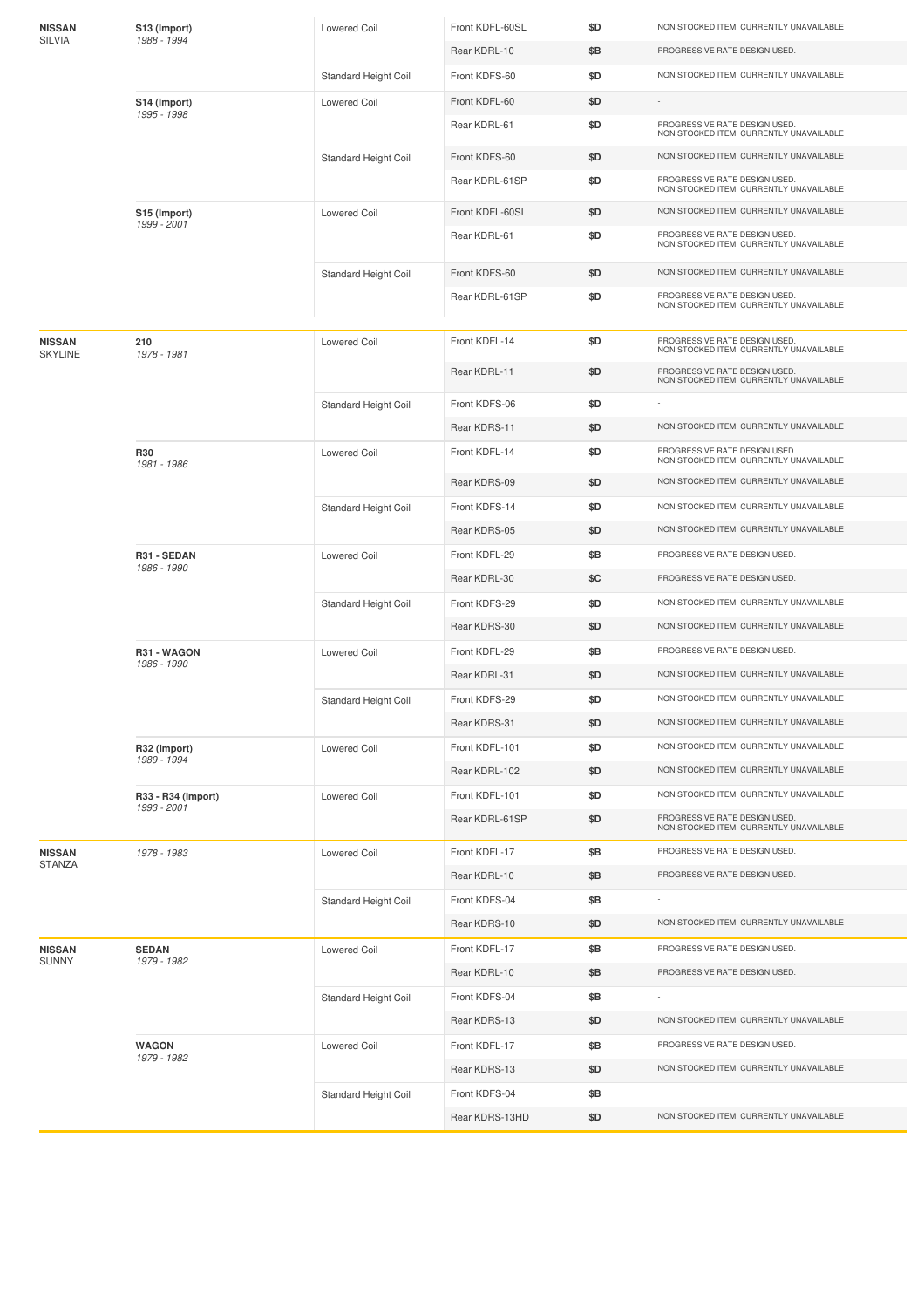| Make/Model | Variant | Coil Type | Part | Price | Notes |
|---|---|---|---|---|---|
| **NISSAN** SILVIA | **S13 (Import)** *1988 - 1994* | Lowered Coil | Front KDFL-60SL | $D | NON STOCKED ITEM. CURRENTLY UNAVAILABLE |
| | | | Rear KDRL-10 | $B | PROGRESSIVE RATE DESIGN USED. |
| | | Standard Height Coil | Front KDFS-60 | $D | NON STOCKED ITEM. CURRENTLY UNAVAILABLE |
| | **S14 (Import)** *1995 - 1998* | Lowered Coil | Front KDFL-60 | $D | - |
| | | | Rear KDRL-61 | $D | PROGRESSIVE RATE DESIGN USED. NON STOCKED ITEM. CURRENTLY UNAVAILABLE |
| | | Standard Height Coil | Front KDFS-60 | $D | NON STOCKED ITEM. CURRENTLY UNAVAILABLE |
| | | | Rear KDRL-61SP | $D | PROGRESSIVE RATE DESIGN USED. NON STOCKED ITEM. CURRENTLY UNAVAILABLE |
| | **S15 (Import)** *1999 - 2001* | Lowered Coil | Front KDFL-60SL | $D | NON STOCKED ITEM. CURRENTLY UNAVAILABLE |
| | | | Rear KDRL-61 | $D | PROGRESSIVE RATE DESIGN USED. NON STOCKED ITEM. CURRENTLY UNAVAILABLE |
| | | Standard Height Coil | Front KDFS-60 | $D | NON STOCKED ITEM. CURRENTLY UNAVAILABLE |
| | | | Rear KDRL-61SP | $D | PROGRESSIVE RATE DESIGN USED. NON STOCKED ITEM. CURRENTLY UNAVAILABLE |
| **NISSAN** SKYLINE | **210** *1978 - 1981* | Lowered Coil | Front KDFL-14 | $D | PROGRESSIVE RATE DESIGN USED. NON STOCKED ITEM. CURRENTLY UNAVAILABLE |
| | | | Rear KDRL-11 | $D | PROGRESSIVE RATE DESIGN USED. NON STOCKED ITEM. CURRENTLY UNAVAILABLE |
| | | Standard Height Coil | Front KDFS-06 | $D | - |
| | | | Rear KDRS-11 | $D | NON STOCKED ITEM. CURRENTLY UNAVAILABLE |
| | **R30** *1981 - 1986* | Lowered Coil | Front KDFL-14 | $D | PROGRESSIVE RATE DESIGN USED. NON STOCKED ITEM. CURRENTLY UNAVAILABLE |
| | | | Rear KDRS-09 | $D | NON STOCKED ITEM. CURRENTLY UNAVAILABLE |
| | | Standard Height Coil | Front KDFS-14 | $D | NON STOCKED ITEM. CURRENTLY UNAVAILABLE |
| | | | Rear KDRS-05 | $D | NON STOCKED ITEM. CURRENTLY UNAVAILABLE |
| | **R31 - SEDAN** *1986 - 1990* | Lowered Coil | Front KDFL-29 | $B | PROGRESSIVE RATE DESIGN USED. |
| | | | Rear KDRL-30 | $C | PROGRESSIVE RATE DESIGN USED. |
| | | Standard Height Coil | Front KDFS-29 | $D | NON STOCKED ITEM. CURRENTLY UNAVAILABLE |
| | | | Rear KDRS-30 | $D | NON STOCKED ITEM. CURRENTLY UNAVAILABLE |
| | **R31 - WAGON** *1986 - 1990* | Lowered Coil | Front KDFL-29 | $B | PROGRESSIVE RATE DESIGN USED. |
| | | | Rear KDRL-31 | $D | NON STOCKED ITEM. CURRENTLY UNAVAILABLE |
| | | Standard Height Coil | Front KDFS-29 | $D | NON STOCKED ITEM. CURRENTLY UNAVAILABLE |
| | | | Rear KDRS-31 | $D | NON STOCKED ITEM. CURRENTLY UNAVAILABLE |
| | **R32 (Import)** *1989 - 1994* | Lowered Coil | Front KDFL-101 | $D | NON STOCKED ITEM. CURRENTLY UNAVAILABLE |
| | | | Rear KDRL-102 | $D | NON STOCKED ITEM. CURRENTLY UNAVAILABLE |
| | **R33 - R34 (Import)** *1993 - 2001* | Lowered Coil | Front KDFL-101 | $D | NON STOCKED ITEM. CURRENTLY UNAVAILABLE |
| | | | Rear KDRL-61SP | $D | PROGRESSIVE RATE DESIGN USED. NON STOCKED ITEM. CURRENTLY UNAVAILABLE |
| **NISSAN** STANZA | *1978 - 1983* | Lowered Coil | Front KDFL-17 | $B | PROGRESSIVE RATE DESIGN USED. |
| | | | Rear KDRL-10 | $B | PROGRESSIVE RATE DESIGN USED. |
| | | Standard Height Coil | Front KDFS-04 | $B | - |
| | | | Rear KDRS-10 | $D | NON STOCKED ITEM. CURRENTLY UNAVAILABLE |
| **NISSAN** SUNNY | **SEDAN** *1979 - 1982* | Lowered Coil | Front KDFL-17 | $B | PROGRESSIVE RATE DESIGN USED. |
| | | | Rear KDRL-10 | $B | PROGRESSIVE RATE DESIGN USED. |
| | | Standard Height Coil | Front KDFS-04 | $B | - |
| | | | Rear KDRS-13 | $D | NON STOCKED ITEM. CURRENTLY UNAVAILABLE |
| | **WAGON** *1979 - 1982* | Lowered Coil | Front KDFL-17 | $B | PROGRESSIVE RATE DESIGN USED. |
| | | | Rear KDRS-13 | $D | NON STOCKED ITEM. CURRENTLY UNAVAILABLE |
| | | Standard Height Coil | Front KDFS-04 | $B | - |
| | | | Rear KDRS-13HD | $D | NON STOCKED ITEM. CURRENTLY UNAVAILABLE |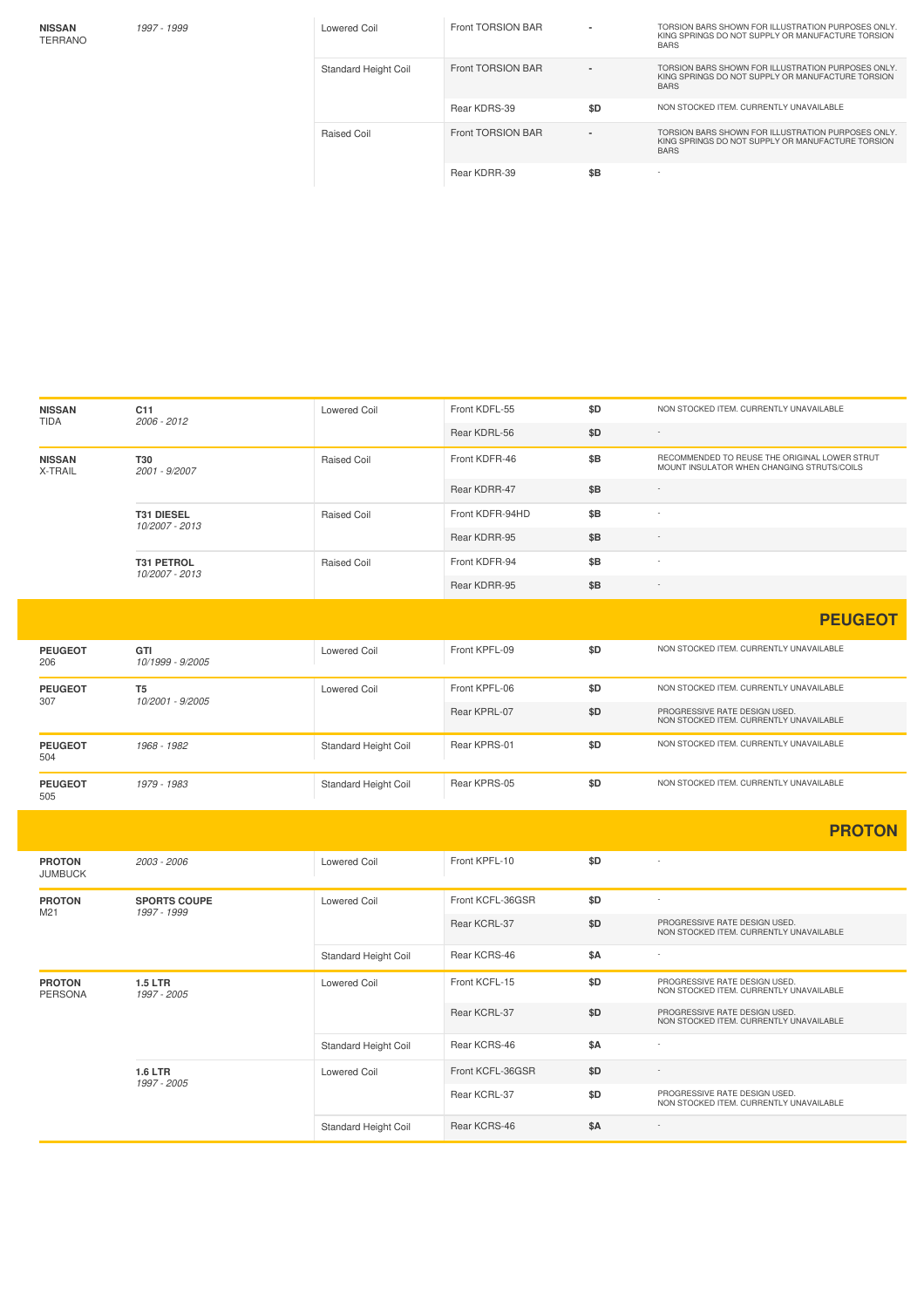| | | | | | |
|---|---|---|---|---|---|
| **NISSAN** TERRANO | *1997 - 1999* | Lowered Coil | Front TORSION BAR | - | TORSION BARS SHOWN FOR ILLUSTRATION PURPOSES ONLY. KING SPRINGS DO NOT SUPPLY OR MANUFACTURE TORSION BARS |
| | | Standard Height Coil | Front TORSION BAR | - | TORSION BARS SHOWN FOR ILLUSTRATION PURPOSES ONLY. KING SPRINGS DO NOT SUPPLY OR MANUFACTURE TORSION BARS |
| | | | Rear KDRS-39 | $D | NON STOCKED ITEM. CURRENTLY UNAVAILABLE |
| | | Raised Coil | Front TORSION BAR | - | TORSION BARS SHOWN FOR ILLUSTRATION PURPOSES ONLY. KING SPRINGS DO NOT SUPPLY OR MANUFACTURE TORSION BARS |
| | | | Rear KDRR-39 | $B | - |

| | | | | | |
|---|---|---|---|---|---|
| **NISSAN** TIDA | **C11** *2006 - 2012* | Lowered Coil | Front KDFL-55 | $D | NON STOCKED ITEM. CURRENTLY UNAVAILABLE |
| | | | Rear KDRL-56 | $D | - |
| **NISSAN** X-TRAIL | **T30** *2001 - 9/2007* | Raised Coil | Front KDFR-46 | $B | RECOMMENDED TO REUSE THE ORIGINAL LOWER STRUT MOUNT INSULATOR WHEN CHANGING STRUTS/COILS |
| | | | Rear KDRR-47 | $B | - |
| | **T31 DIESEL** *10/2007 - 2013* | Raised Coil | Front KDFR-94HD | $B | - |
| | | | Rear KDRR-95 | $B | - |
| | **T31 PETROL** *10/2007 - 2013* | Raised Coil | Front KDFR-94 | $B | - |
| | | | Rear KDRR-95 | $B | - |

## PEUGEOT

| | | | | | |
|---|---|---|---|---|---|
| **PEUGEOT** 206 | **GTI** *10/1999 - 9/2005* | Lowered Coil | Front KPFL-09 | $D | NON STOCKED ITEM. CURRENTLY UNAVAILABLE |
| **PEUGEOT** 307 | **T5** *10/2001 - 9/2005* | Lowered Coil | Front KPFL-06 | $D | NON STOCKED ITEM. CURRENTLY UNAVAILABLE |
| | | | Rear KPRL-07 | $D | PROGRESSIVE RATE DESIGN USED. NON STOCKED ITEM. CURRENTLY UNAVAILABLE |
| **PEUGEOT** 504 | *1968 - 1982* | Standard Height Coil | Rear KPRS-01 | $D | NON STOCKED ITEM. CURRENTLY UNAVAILABLE |
| **PEUGEOT** 505 | *1979 - 1983* | Standard Height Coil | Rear KPRS-05 | $D | NON STOCKED ITEM. CURRENTLY UNAVAILABLE |

## PROTON

| | | | | | |
|---|---|---|---|---|---|
| **PROTON** JUMBUCK | *2003 - 2006* | Lowered Coil | Front KPFL-10 | $D | - |
| **PROTON** M21 | **SPORTS COUPE** *1997 - 1999* | Lowered Coil | Front KCFL-36GSR | $D | - |
| | | | Rear KCRL-37 | $D | PROGRESSIVE RATE DESIGN USED. NON STOCKED ITEM. CURRENTLY UNAVAILABLE |
| | | Standard Height Coil | Rear KCRS-46 | $A | - |
| **PROTON** PERSONA | **1.5 LTR** *1997 - 2005* | Lowered Coil | Front KCFL-15 | $D | PROGRESSIVE RATE DESIGN USED. NON STOCKED ITEM. CURRENTLY UNAVAILABLE |
| | | | Rear KCRL-37 | $D | PROGRESSIVE RATE DESIGN USED. NON STOCKED ITEM. CURRENTLY UNAVAILABLE |
| | | Standard Height Coil | Rear KCRS-46 | $A | - |
| | **1.6 LTR** *1997 - 2005* | Lowered Coil | Front KCFL-36GSR | $D | - |
| | | | Rear KCRL-37 | $D | PROGRESSIVE RATE DESIGN USED. NON STOCKED ITEM. CURRENTLY UNAVAILABLE |
| | | Standard Height Coil | Rear KCRS-46 | $A | - |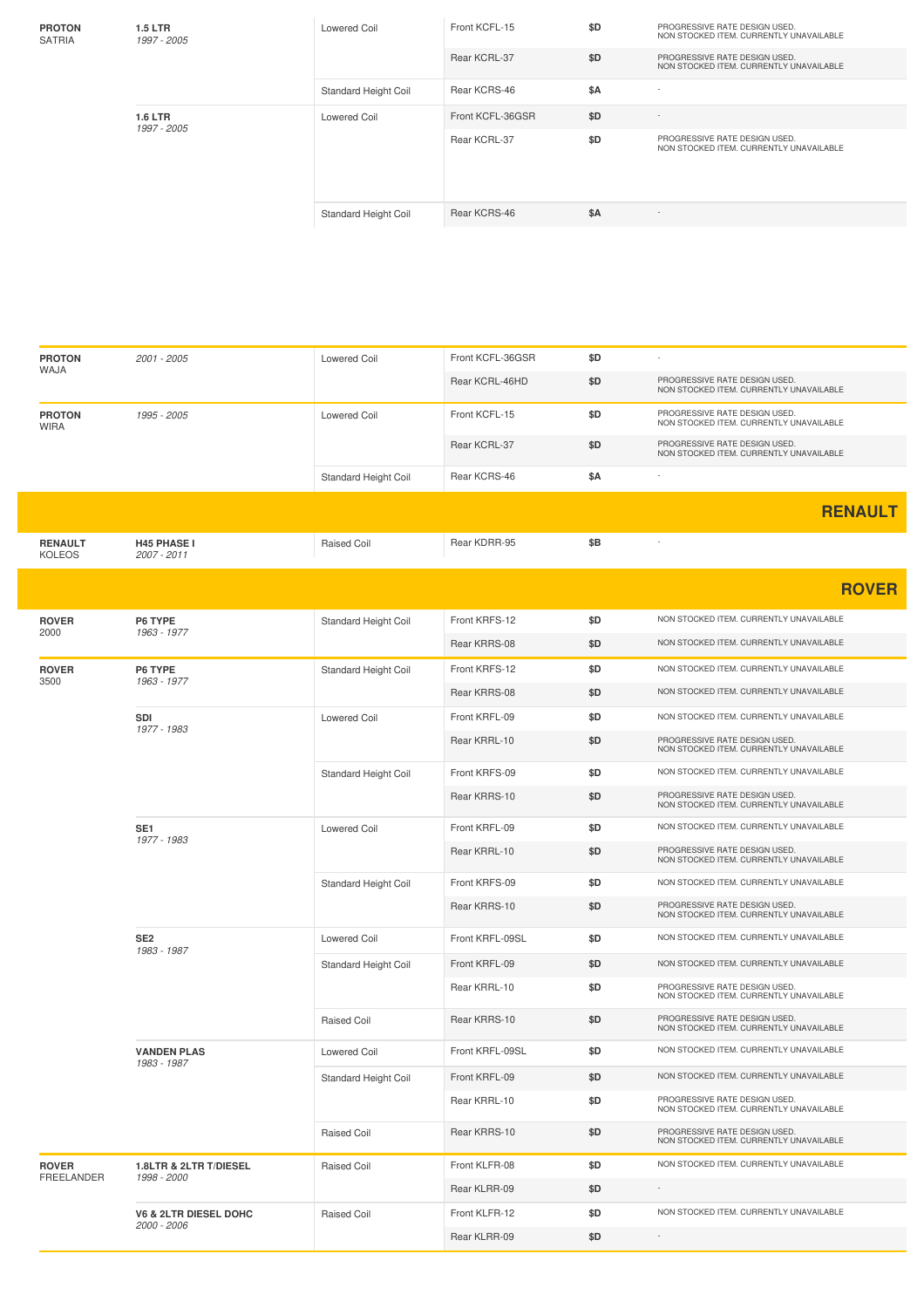| Make / Model | Engine / Year | Type | Part | Price | Notes |
|---|---|---|---|---|---|
| **PROTON** SATRIA | **1.5 LTR** *1997 - 2005* | Lowered Coil | Front KCFL-15 | $D | PROGRESSIVE RATE DESIGN USED. NON STOCKED ITEM. CURRENTLY UNAVAILABLE |
| | | | Rear KCRL-37 | $D | PROGRESSIVE RATE DESIGN USED. NON STOCKED ITEM. CURRENTLY UNAVAILABLE |
| | | Standard Height Coil | Rear KCRS-46 | $A | - |
| | **1.6 LTR** *1997 - 2005* | Lowered Coil | Front KCFL-36GSR | $D | - |
| | | | Rear KCRL-37 | $D | PROGRESSIVE RATE DESIGN USED. NON STOCKED ITEM. CURRENTLY UNAVAILABLE |
| | | Standard Height Coil | Rear KCRS-46 | $A | - |

| Make / Model | Engine / Year | Type | Part | Price | Notes |
|---|---|---|---|---|---|
| **PROTON** WAJA | *2001 - 2005* | Lowered Coil | Front KCFL-36GSR | $D | - |
| | | | Rear KCRL-46HD | $D | PROGRESSIVE RATE DESIGN USED. NON STOCKED ITEM. CURRENTLY UNAVAILABLE |
| **PROTON** WIRA | *1995 - 2005* | Lowered Coil | Front KCFL-15 | $D | PROGRESSIVE RATE DESIGN USED. NON STOCKED ITEM. CURRENTLY UNAVAILABLE |
| | | | Rear KCRL-37 | $D | PROGRESSIVE RATE DESIGN USED. NON STOCKED ITEM. CURRENTLY UNAVAILABLE |
| | | Standard Height Coil | Rear KCRS-46 | $A | - |

## RENAULT

| Make / Model | Engine / Year | Type | Part | Price | Notes |
|---|---|---|---|---|---|
| **RENAULT** KOLEOS | **H45 PHASE I** *2007 - 2011* | Raised Coil | Rear KDRR-95 | $B | - |

## ROVER

| Make / Model | Engine / Year | Type | Part | Price | Notes |
|---|---|---|---|---|---|
| **ROVER** 2000 | **P6 TYPE** *1963 - 1977* | Standard Height Coil | Front KRFS-12 | $D | NON STOCKED ITEM. CURRENTLY UNAVAILABLE |
| | | | Rear KRRS-08 | $D | NON STOCKED ITEM. CURRENTLY UNAVAILABLE |
| **ROVER** 3500 | **P6 TYPE** *1963 - 1977* | Standard Height Coil | Front KRFS-12 | $D | NON STOCKED ITEM. CURRENTLY UNAVAILABLE |
| | | | Rear KRRS-08 | $D | NON STOCKED ITEM. CURRENTLY UNAVAILABLE |
| | **SDI** *1977 - 1983* | Lowered Coil | Front KRFL-09 | $D | NON STOCKED ITEM. CURRENTLY UNAVAILABLE |
| | | | Rear KRRL-10 | $D | PROGRESSIVE RATE DESIGN USED. NON STOCKED ITEM. CURRENTLY UNAVAILABLE |
| | | Standard Height Coil | Front KRFS-09 | $D | NON STOCKED ITEM. CURRENTLY UNAVAILABLE |
| | | | Rear KRRS-10 | $D | PROGRESSIVE RATE DESIGN USED. NON STOCKED ITEM. CURRENTLY UNAVAILABLE |
| | **SE1** *1977 - 1983* | Lowered Coil | Front KRFL-09 | $D | NON STOCKED ITEM. CURRENTLY UNAVAILABLE |
| | | | Rear KRRL-10 | $D | PROGRESSIVE RATE DESIGN USED. NON STOCKED ITEM. CURRENTLY UNAVAILABLE |
| | | Standard Height Coil | Front KRFS-09 | $D | NON STOCKED ITEM. CURRENTLY UNAVAILABLE |
| | | | Rear KRRS-10 | $D | PROGRESSIVE RATE DESIGN USED. NON STOCKED ITEM. CURRENTLY UNAVAILABLE |
| | **SE2** *1983 - 1987* | Lowered Coil | Front KRFL-09SL | $D | NON STOCKED ITEM. CURRENTLY UNAVAILABLE |
| | | Standard Height Coil | Front KRFL-09 | $D | NON STOCKED ITEM. CURRENTLY UNAVAILABLE |
| | | | Rear KRRL-10 | $D | PROGRESSIVE RATE DESIGN USED. NON STOCKED ITEM. CURRENTLY UNAVAILABLE |
| | | Raised Coil | Rear KRRS-10 | $D | PROGRESSIVE RATE DESIGN USED. NON STOCKED ITEM. CURRENTLY UNAVAILABLE |
| | **VANDEN PLAS** *1983 - 1987* | Lowered Coil | Front KRFL-09SL | $D | NON STOCKED ITEM. CURRENTLY UNAVAILABLE |
| | | Standard Height Coil | Front KRFL-09 | $D | NON STOCKED ITEM. CURRENTLY UNAVAILABLE |
| | | | Rear KRRL-10 | $D | PROGRESSIVE RATE DESIGN USED. NON STOCKED ITEM. CURRENTLY UNAVAILABLE |
| | | Raised Coil | Rear KRRS-10 | $D | PROGRESSIVE RATE DESIGN USED. NON STOCKED ITEM. CURRENTLY UNAVAILABLE |
| **ROVER** FREELANDER | **1.8LTR & 2LTR T/DIESEL** *1998 - 2000* | Raised Coil | Front KLFR-08 | $D | NON STOCKED ITEM. CURRENTLY UNAVAILABLE |
| | | | Rear KLRR-09 | $D | - |
| | **V6 & 2LTR DIESEL DOHC** *2000 - 2006* | Raised Coil | Front KLFR-12 | $D | NON STOCKED ITEM. CURRENTLY UNAVAILABLE |
| | | | Rear KLRR-09 | $D | - |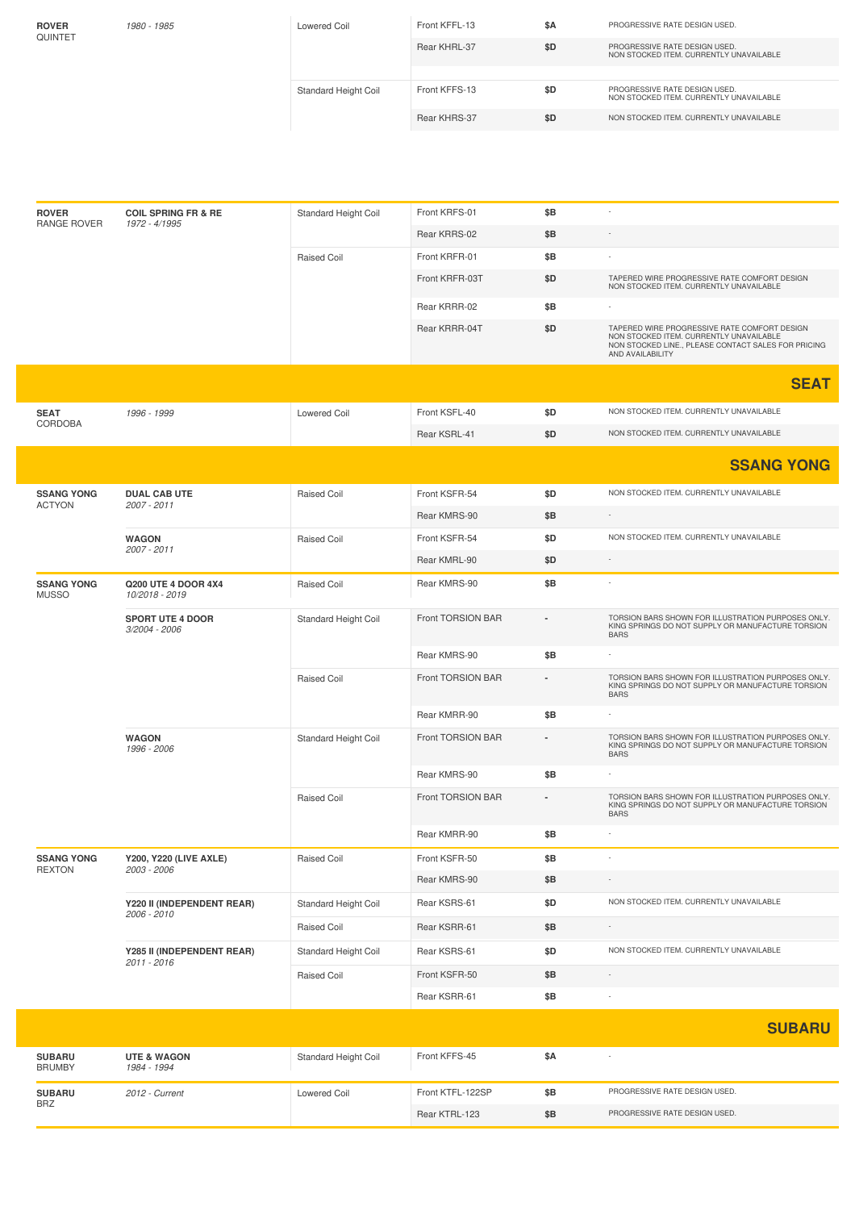| Make / Model | Series / Years | Type | Part | Price | Notes |
|---|---|---|---|---|---|
| **ROVER** QUINTET | *1980 - 1985* | Lowered Coil | Front KFFL-13 | $A | PROGRESSIVE RATE DESIGN USED. |
| | | | Rear KHRL-37 | $D | PROGRESSIVE RATE DESIGN USED. NON STOCKED ITEM. CURRENTLY UNAVAILABLE |
| | | Standard Height Coil | Front KFFS-13 | $D | PROGRESSIVE RATE DESIGN USED. NON STOCKED ITEM. CURRENTLY UNAVAILABLE |
| | | | Rear KHRS-37 | $D | NON STOCKED ITEM. CURRENTLY UNAVAILABLE |

| Make / Model | Series / Years | Type | Part | Price | Notes |
|---|---|---|---|---|---|
| **ROVER** RANGE ROVER | **COIL SPRING FR & RE** *1972 - 4/1995* | Standard Height Coil | Front KRFS-01 | $B | - |
| | | | Rear KRRS-02 | $B | - |
| | | Raised Coil | Front KRFR-01 | $B | - |
| | | | Front KRFR-03T | $D | TAPERED WIRE PROGRESSIVE RATE COMFORT DESIGN NON STOCKED ITEM. CURRENTLY UNAVAILABLE |
| | | | Rear KRRR-02 | $B | - |
| | | | Rear KRRR-04T | $D | TAPERED WIRE PROGRESSIVE RATE COMFORT DESIGN NON STOCKED ITEM. CURRENTLY UNAVAILABLE NON STOCKED LINE., PLEASE CONTACT SALES FOR PRICING AND AVAILABILITY |

## SEAT

| Make / Model | Series / Years | Type | Part | Price | Notes |
|---|---|---|---|---|---|
| **SEAT** CORDOBA | *1996 - 1999* | Lowered Coil | Front KSFL-40 | $D | NON STOCKED ITEM. CURRENTLY UNAVAILABLE |
| | | | Rear KSRL-41 | $D | NON STOCKED ITEM. CURRENTLY UNAVAILABLE |

## SSANG YONG

| Make / Model | Series / Years | Type | Part | Price | Notes |
|---|---|---|---|---|---|
| **SSANG YONG** ACTYON | **DUAL CAB UTE** *2007 - 2011* | Raised Coil | Front KSFR-54 | $D | NON STOCKED ITEM. CURRENTLY UNAVAILABLE |
| | | | Rear KMRS-90 | $B | - |
| | **WAGON** *2007 - 2011* | Raised Coil | Front KSFR-54 | $D | NON STOCKED ITEM. CURRENTLY UNAVAILABLE |
| | | | Rear KMRL-90 | $D | - |
| **SSANG YONG** MUSSO | **Q200 UTE 4 DOOR 4X4** *10/2018 - 2019* | Raised Coil | Rear KMRS-90 | $B | - |
| | **SPORT UTE 4 DOOR** *3/2004 - 2006* | Standard Height Coil | Front TORSION BAR | - | TORSION BARS SHOWN FOR ILLUSTRATION PURPOSES ONLY. KING SPRINGS DO NOT SUPPLY OR MANUFACTURE TORSION BARS |
| | | | Rear KMRS-90 | $B | - |
| | | Raised Coil | Front TORSION BAR | - | TORSION BARS SHOWN FOR ILLUSTRATION PURPOSES ONLY. KING SPRINGS DO NOT SUPPLY OR MANUFACTURE TORSION BARS |
| | | | Rear KMRR-90 | $B | - |
| | **WAGON** *1996 - 2006* | Standard Height Coil | Front TORSION BAR | - | TORSION BARS SHOWN FOR ILLUSTRATION PURPOSES ONLY. KING SPRINGS DO NOT SUPPLY OR MANUFACTURE TORSION BARS |
| | | | Rear KMRS-90 | $B | - |
| | | Raised Coil | Front TORSION BAR | - | TORSION BARS SHOWN FOR ILLUSTRATION PURPOSES ONLY. KING SPRINGS DO NOT SUPPLY OR MANUFACTURE TORSION BARS |
| | | | Rear KMRR-90 | $B | - |
| **SSANG YONG** REXTON | **Y200, Y220 (LIVE AXLE)** *2003 - 2006* | Raised Coil | Front KSFR-50 | $B | - |
| | | | Rear KMRS-90 | $B | - |
| | **Y220 II (INDEPENDENT REAR)** *2006 - 2010* | Standard Height Coil | Rear KSRS-61 | $D | NON STOCKED ITEM. CURRENTLY UNAVAILABLE |
| | | Raised Coil | Rear KSRR-61 | $B | - |
| | **Y285 II (INDEPENDENT REAR)** *2011 - 2016* | Standard Height Coil | Rear KSRS-61 | $D | NON STOCKED ITEM. CURRENTLY UNAVAILABLE |
| | | Raised Coil | Front KSFR-50 | $B | - |
| | | | Rear KSRR-61 | $B | - |

## SUBARU

| Make / Model | Series / Years | Type | Part | Price | Notes |
|---|---|---|---|---|---|
| **SUBARU** BRUMBY | **UTE & WAGON** *1984 - 1994* | Standard Height Coil | Front KFFS-45 | $A | - |
| **SUBARU** BRZ | *2012 - Current* | Lowered Coil | Front KTFL-122SP | $B | PROGRESSIVE RATE DESIGN USED. |
| | | | Rear KTRL-123 | $B | PROGRESSIVE RATE DESIGN USED. |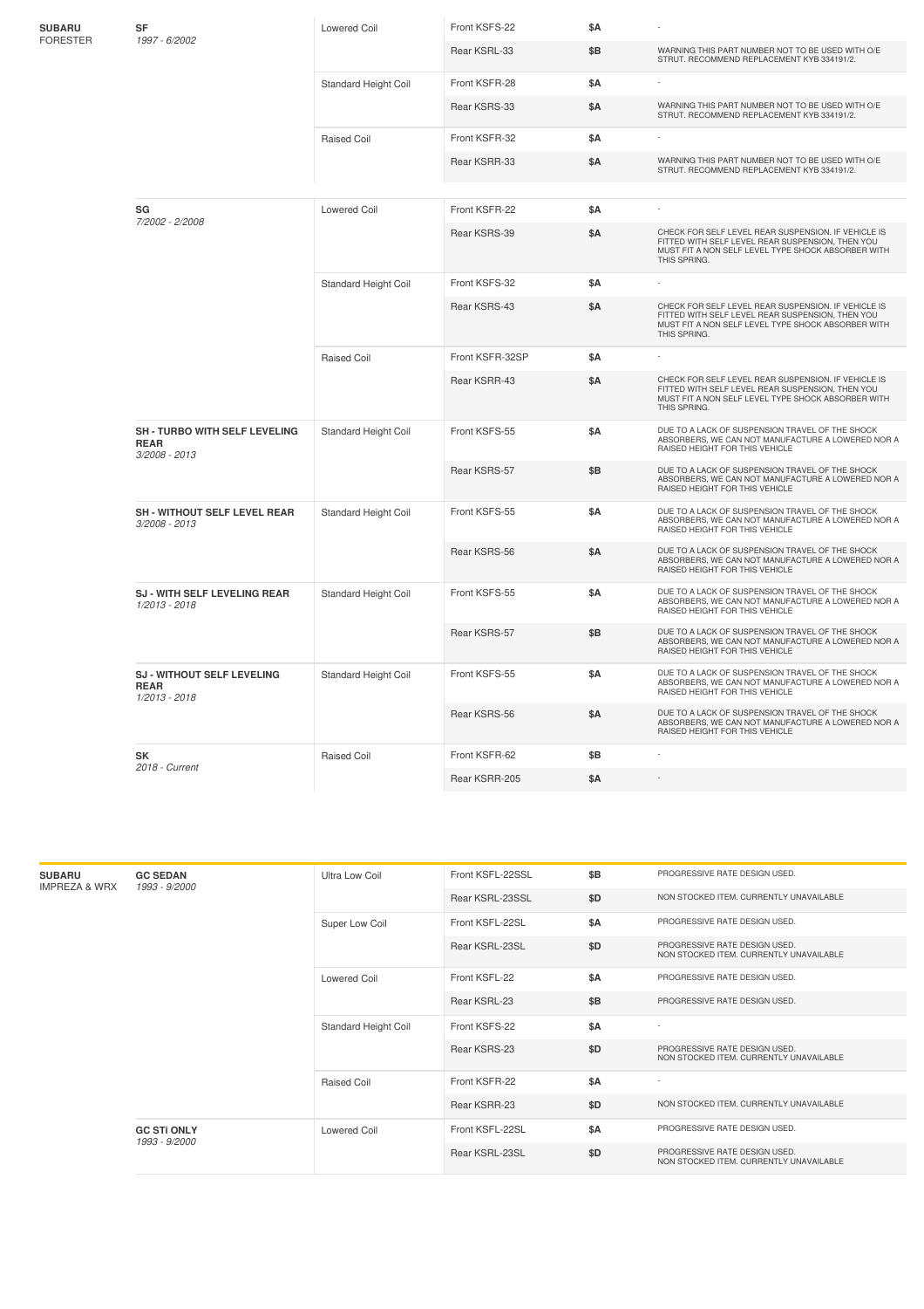| Make | Model | Type | Part Number | Price | Notes |
| --- | --- | --- | --- | --- | --- |
| **SUBARU** FORESTER | **SF** *1997 - 6/2002* | Lowered Coil | Front KSFS-22 | $A | - |
| | | | Rear KSRL-33 | $B | WARNING THIS PART NUMBER NOT TO BE USED WITH O/E STRUT. RECOMMEND REPLACEMENT KYB 334191/2. |
| | | Standard Height Coil | Front KSFR-28 | $A | - |
| | | | Rear KSRS-33 | $A | WARNING THIS PART NUMBER NOT TO BE USED WITH O/E STRUT. RECOMMEND REPLACEMENT KYB 334191/2. |
| | | Raised Coil | Front KSFR-32 | $A | - |
| | | | Rear KSRR-33 | $A | WARNING THIS PART NUMBER NOT TO BE USED WITH O/E STRUT. RECOMMEND REPLACEMENT KYB 334191/2. |
| | **SG** *7/2002 - 2/2008* | Lowered Coil | Front KSFR-22 | $A | - |
| | | | Rear KSRS-39 | $A | CHECK FOR SELF LEVEL REAR SUSPENSION. IF VEHICLE IS FITTED WITH SELF LEVEL REAR SUSPENSION, THEN YOU MUST FIT A NON SELF LEVEL TYPE SHOCK ABSORBER WITH THIS SPRING. |
| | | Standard Height Coil | Front KSFS-32 | $A | - |
| | | | Rear KSRS-43 | $A | CHECK FOR SELF LEVEL REAR SUSPENSION. IF VEHICLE IS FITTED WITH SELF LEVEL REAR SUSPENSION, THEN YOU MUST FIT A NON SELF LEVEL TYPE SHOCK ABSORBER WITH THIS SPRING. |
| | | Raised Coil | Front KSFR-32SP | $A | - |
| | | | Rear KSRR-43 | $A | CHECK FOR SELF LEVEL REAR SUSPENSION. IF VEHICLE IS FITTED WITH SELF LEVEL REAR SUSPENSION, THEN YOU MUST FIT A NON SELF LEVEL TYPE SHOCK ABSORBER WITH THIS SPRING. |
| | **SH - TURBO WITH SELF LEVELING REAR** *3/2008 - 2013* | Standard Height Coil | Front KSFS-55 | $A | DUE TO A LACK OF SUSPENSION TRAVEL OF THE SHOCK ABSORBERS, WE CAN NOT MANUFACTURE A LOWERED NOR A RAISED HEIGHT FOR THIS VEHICLE |
| | | | Rear KSRS-57 | $B | DUE TO A LACK OF SUSPENSION TRAVEL OF THE SHOCK ABSORBERS, WE CAN NOT MANUFACTURE A LOWERED NOR A RAISED HEIGHT FOR THIS VEHICLE |
| | **SH - WITHOUT SELF LEVEL REAR** *3/2008 - 2013* | Standard Height Coil | Front KSFS-55 | $A | DUE TO A LACK OF SUSPENSION TRAVEL OF THE SHOCK ABSORBERS, WE CAN NOT MANUFACTURE A LOWERED NOR A RAISED HEIGHT FOR THIS VEHICLE |
| | | | Rear KSRS-56 | $A | DUE TO A LACK OF SUSPENSION TRAVEL OF THE SHOCK ABSORBERS, WE CAN NOT MANUFACTURE A LOWERED NOR A RAISED HEIGHT FOR THIS VEHICLE |
| | **SJ - WITH SELF LEVELING REAR** *1/2013 - 2018* | Standard Height Coil | Front KSFS-55 | $A | DUE TO A LACK OF SUSPENSION TRAVEL OF THE SHOCK ABSORBERS, WE CAN NOT MANUFACTURE A LOWERED NOR A RAISED HEIGHT FOR THIS VEHICLE |
| | | | Rear KSRS-57 | $B | DUE TO A LACK OF SUSPENSION TRAVEL OF THE SHOCK ABSORBERS, WE CAN NOT MANUFACTURE A LOWERED NOR A RAISED HEIGHT FOR THIS VEHICLE |
| | **SJ - WITHOUT SELF LEVELING REAR** *1/2013 - 2018* | Standard Height Coil | Front KSFS-55 | $A | DUE TO A LACK OF SUSPENSION TRAVEL OF THE SHOCK ABSORBERS, WE CAN NOT MANUFACTURE A LOWERED NOR A RAISED HEIGHT FOR THIS VEHICLE |
| | | | Rear KSRS-56 | $A | DUE TO A LACK OF SUSPENSION TRAVEL OF THE SHOCK ABSORBERS, WE CAN NOT MANUFACTURE A LOWERED NOR A RAISED HEIGHT FOR THIS VEHICLE |
| | **SK** *2018 - Current* | Raised Coil | Front KSFR-62 | $B | - |
| | | | Rear KSRR-205 | $A | - |

| Make | Model | Type | Part Number | Price | Notes |
| --- | --- | --- | --- | --- | --- |
| **SUBARU** IMPREZA & WRX | **GC SEDAN** *1993 - 9/2000* | Ultra Low Coil | Front KSFL-22SSL | $B | PROGRESSIVE RATE DESIGN USED. |
| | | | Rear KSRL-23SSL | $D | NON STOCKED ITEM. CURRENTLY UNAVAILABLE |
| | | Super Low Coil | Front KSFL-22SL | $A | PROGRESSIVE RATE DESIGN USED. |
| | | | Rear KSRL-23SL | $D | PROGRESSIVE RATE DESIGN USED. NON STOCKED ITEM. CURRENTLY UNAVAILABLE |
| | | Lowered Coil | Front KSFL-22 | $A | PROGRESSIVE RATE DESIGN USED. |
| | | | Rear KSRL-23 | $B | PROGRESSIVE RATE DESIGN USED. |
| | | Standard Height Coil | Front KSFS-22 | $A | - |
| | | | Rear KSRS-23 | $D | PROGRESSIVE RATE DESIGN USED. NON STOCKED ITEM. CURRENTLY UNAVAILABLE |
| | | Raised Coil | Front KSFR-22 | $A | - |
| | | | Rear KSRR-23 | $D | NON STOCKED ITEM. CURRENTLY UNAVAILABLE |
| | **GC STi ONLY** *1993 - 9/2000* | Lowered Coil | Front KSFL-22SL | $A | PROGRESSIVE RATE DESIGN USED. |
| | | | Rear KSRL-23SL | $D | PROGRESSIVE RATE DESIGN USED. NON STOCKED ITEM. CURRENTLY UNAVAILABLE |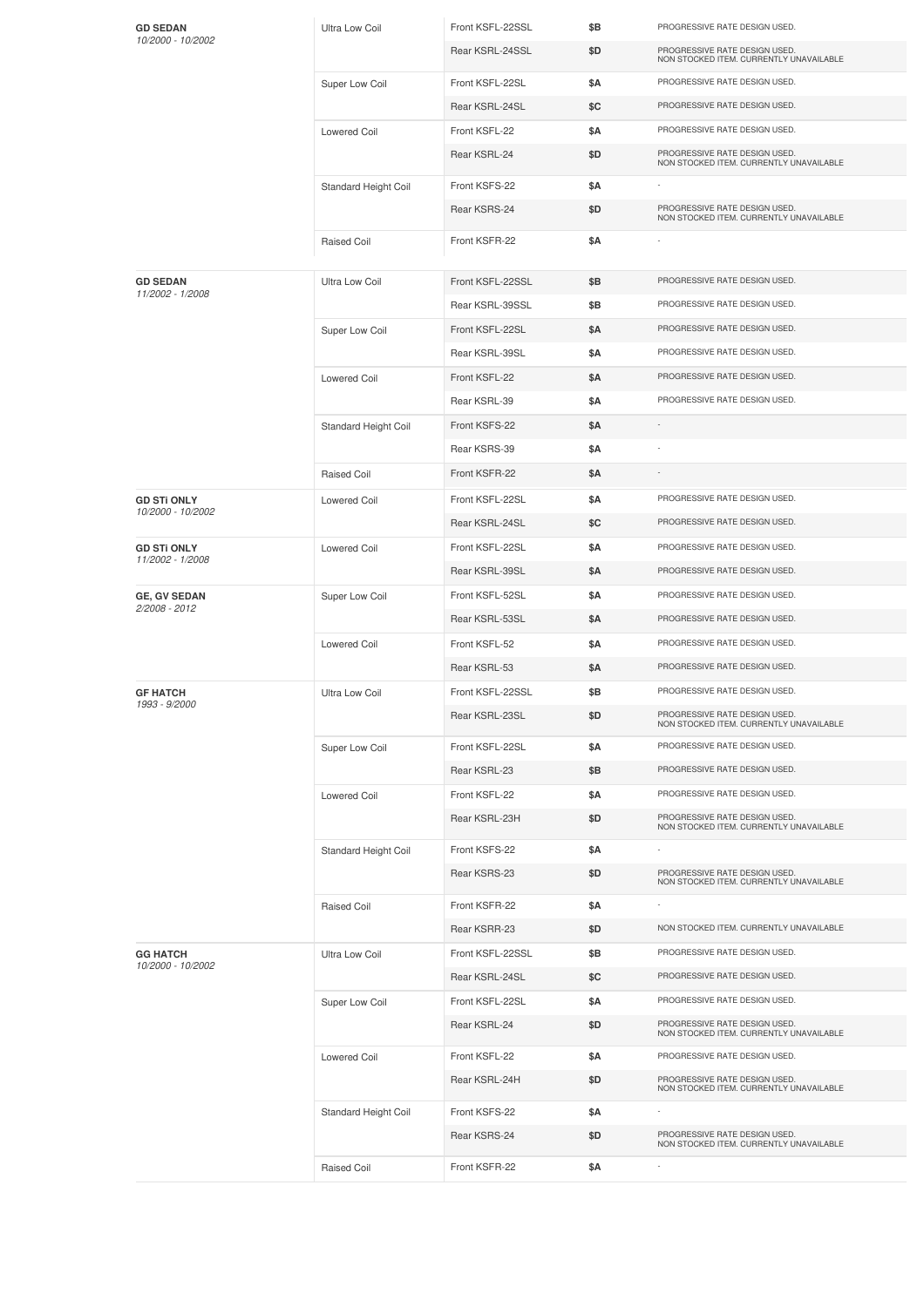| Model | Coil Type | Part | Price | Notes |
|---|---|---|---|---|
| **GD SEDAN** *10/2000 - 10/2002* | Ultra Low Coil | Front KSFL-22SSL | $B | PROGRESSIVE RATE DESIGN USED. |
| | | Rear KSRL-24SSL | $D | PROGRESSIVE RATE DESIGN USED. NON STOCKED ITEM. CURRENTLY UNAVAILABLE |
| | Super Low Coil | Front KSFL-22SL | $A | PROGRESSIVE RATE DESIGN USED. |
| | | Rear KSRL-24SL | $C | PROGRESSIVE RATE DESIGN USED. |
| | Lowered Coil | Front KSFL-22 | $A | PROGRESSIVE RATE DESIGN USED. |
| | | Rear KSRL-24 | $D | PROGRESSIVE RATE DESIGN USED. NON STOCKED ITEM. CURRENTLY UNAVAILABLE |
| | Standard Height Coil | Front KSFS-22 | $A | - |
| | | Rear KSRS-24 | $D | PROGRESSIVE RATE DESIGN USED. NON STOCKED ITEM. CURRENTLY UNAVAILABLE |
| | Raised Coil | Front KSFR-22 | $A | - |
| **GD SEDAN** *11/2002 - 1/2008* | Ultra Low Coil | Front KSFL-22SSL | $B | PROGRESSIVE RATE DESIGN USED. |
| | | Rear KSRL-39SSL | $B | PROGRESSIVE RATE DESIGN USED. |
| | Super Low Coil | Front KSFL-22SL | $A | PROGRESSIVE RATE DESIGN USED. |
| | | Rear KSRL-39SL | $A | PROGRESSIVE RATE DESIGN USED. |
| | Lowered Coil | Front KSFL-22 | $A | PROGRESSIVE RATE DESIGN USED. |
| | | Rear KSRL-39 | $A | PROGRESSIVE RATE DESIGN USED. |
| | Standard Height Coil | Front KSFS-22 | $A | - |
| | | Rear KSRS-39 | $A | - |
| | Raised Coil | Front KSFR-22 | $A | - |
| **GD STi ONLY** *10/2000 - 10/2002* | Lowered Coil | Front KSFL-22SL | $A | PROGRESSIVE RATE DESIGN USED. |
| | | Rear KSRL-24SL | $C | PROGRESSIVE RATE DESIGN USED. |
| **GD STi ONLY** *11/2002 - 1/2008* | Lowered Coil | Front KSFL-22SL | $A | PROGRESSIVE RATE DESIGN USED. |
| | | Rear KSRL-39SL | $A | PROGRESSIVE RATE DESIGN USED. |
| **GE, GV SEDAN** *2/2008 - 2012* | Super Low Coil | Front KSFL-52SL | $A | PROGRESSIVE RATE DESIGN USED. |
| | | Rear KSRL-53SL | $A | PROGRESSIVE RATE DESIGN USED. |
| | Lowered Coil | Front KSFL-52 | $A | PROGRESSIVE RATE DESIGN USED. |
| | | Rear KSRL-53 | $A | PROGRESSIVE RATE DESIGN USED. |
| **GF HATCH** *1993 - 9/2000* | Ultra Low Coil | Front KSFL-22SSL | $B | PROGRESSIVE RATE DESIGN USED. |
| | | Rear KSRL-23SL | $D | PROGRESSIVE RATE DESIGN USED. NON STOCKED ITEM. CURRENTLY UNAVAILABLE |
| | Super Low Coil | Front KSFL-22SL | $A | PROGRESSIVE RATE DESIGN USED. |
| | | Rear KSRL-23 | $B | PROGRESSIVE RATE DESIGN USED. |
| | Lowered Coil | Front KSFL-22 | $A | PROGRESSIVE RATE DESIGN USED. |
| | | Rear KSRL-23H | $D | PROGRESSIVE RATE DESIGN USED. NON STOCKED ITEM. CURRENTLY UNAVAILABLE |
| | Standard Height Coil | Front KSFS-22 | $A | - |
| | | Rear KSRS-23 | $D | PROGRESSIVE RATE DESIGN USED. NON STOCKED ITEM. CURRENTLY UNAVAILABLE |
| | Raised Coil | Front KSFR-22 | $A | - |
| | | Rear KSRR-23 | $D | NON STOCKED ITEM. CURRENTLY UNAVAILABLE |
| **GG HATCH** *10/2000 - 10/2002* | Ultra Low Coil | Front KSFL-22SSL | $B | PROGRESSIVE RATE DESIGN USED. |
| | | Rear KSRL-24SL | $C | PROGRESSIVE RATE DESIGN USED. |
| | Super Low Coil | Front KSFL-22SL | $A | PROGRESSIVE RATE DESIGN USED. |
| | | Rear KSRL-24 | $D | PROGRESSIVE RATE DESIGN USED. NON STOCKED ITEM. CURRENTLY UNAVAILABLE |
| | Lowered Coil | Front KSFL-22 | $A | PROGRESSIVE RATE DESIGN USED. |
| | | Rear KSRL-24H | $D | PROGRESSIVE RATE DESIGN USED. NON STOCKED ITEM. CURRENTLY UNAVAILABLE |
| | Standard Height Coil | Front KSFS-22 | $A | - |
| | | Rear KSRS-24 | $D | PROGRESSIVE RATE DESIGN USED. NON STOCKED ITEM. CURRENTLY UNAVAILABLE |
| | Raised Coil | Front KSFR-22 | $A | - |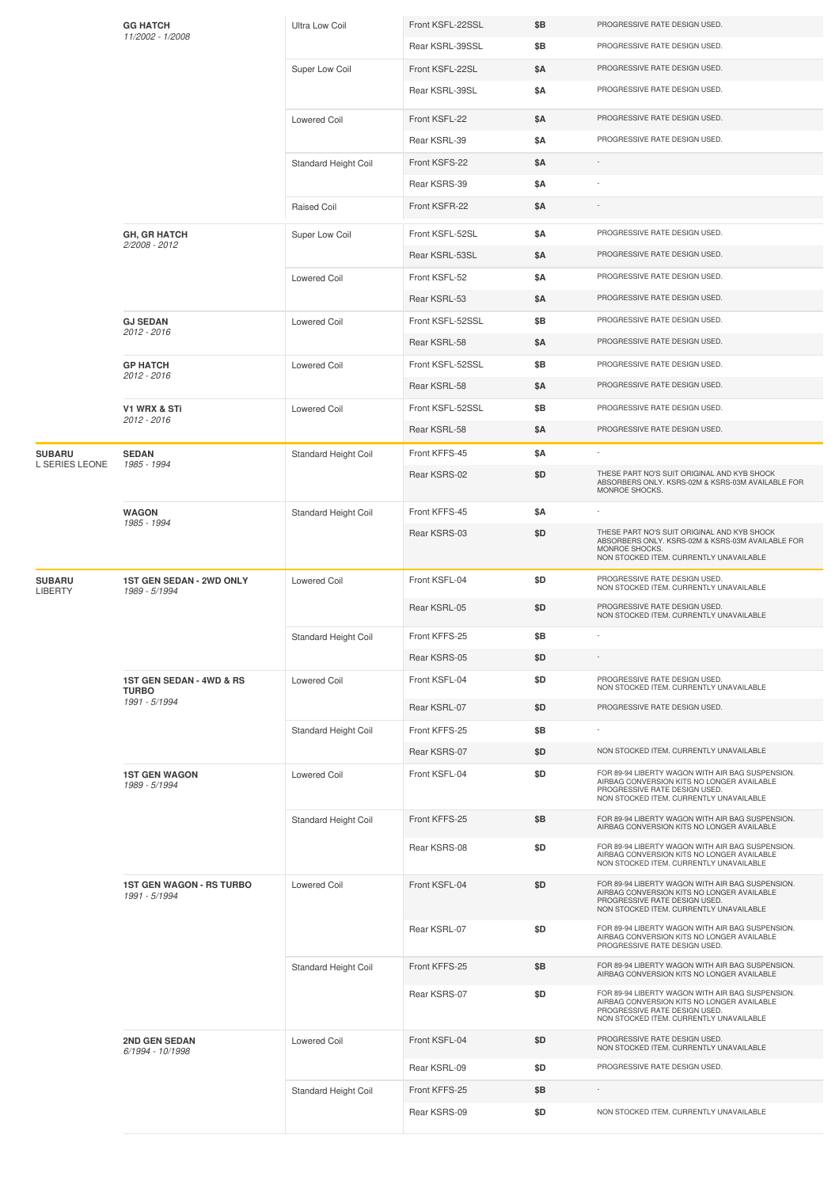| Make | Model | Type | Part | Price | Notes |
|---|---|---|---|---|---|
| | **GG HATCH** *11/2002 - 1/2008* | Ultra Low Coil | Front KSFL-22SSL | $B | PROGRESSIVE RATE DESIGN USED. |
| | | | Rear KSRL-39SSL | $B | PROGRESSIVE RATE DESIGN USED. |
| | | Super Low Coil | Front KSFL-22SL | $A | PROGRESSIVE RATE DESIGN USED. |
| | | | Rear KSRL-39SL | $A | PROGRESSIVE RATE DESIGN USED. |
| | | Lowered Coil | Front KSFL-22 | $A | PROGRESSIVE RATE DESIGN USED. |
| | | | Rear KSRL-39 | $A | PROGRESSIVE RATE DESIGN USED. |
| | | Standard Height Coil | Front KSFS-22 | $A | - |
| | | | Rear KSRS-39 | $A | - |
| | | Raised Coil | Front KSFR-22 | $A | - |
| | **GH, GR HATCH** *2/2008 - 2012* | Super Low Coil | Front KSFL-52SL | $A | PROGRESSIVE RATE DESIGN USED. |
| | | | Rear KSRL-53SL | $A | PROGRESSIVE RATE DESIGN USED. |
| | | Lowered Coil | Front KSFL-52 | $A | PROGRESSIVE RATE DESIGN USED. |
| | | | Rear KSRL-53 | $A | PROGRESSIVE RATE DESIGN USED. |
| | **GJ SEDAN** *2012 - 2016* | Lowered Coil | Front KSFL-52SSL | $B | PROGRESSIVE RATE DESIGN USED. |
| | | | Rear KSRL-58 | $A | PROGRESSIVE RATE DESIGN USED. |
| | **GP HATCH** *2012 - 2016* | Lowered Coil | Front KSFL-52SSL | $B | PROGRESSIVE RATE DESIGN USED. |
| | | | Rear KSRL-58 | $A | PROGRESSIVE RATE DESIGN USED. |
| | **V1 WRX & STi** *2012 - 2016* | Lowered Coil | Front KSFL-52SSL | $B | PROGRESSIVE RATE DESIGN USED. |
| | | | Rear KSRL-58 | $A | PROGRESSIVE RATE DESIGN USED. |
| **SUBARU** L SERIES LEONE | **SEDAN** *1985 - 1994* | Standard Height Coil | Front KFFS-45 | $A | - |
| | | | Rear KSRS-02 | $D | THESE PART NO'S SUIT ORIGINAL AND KYB SHOCK ABSORBERS ONLY. KSRS-02M & KSRS-03M AVAILABLE FOR MONROE SHOCKS. |
| | **WAGON** *1985 - 1994* | Standard Height Coil | Front KFFS-45 | $A | - |
| | | | Rear KSRS-03 | $D | THESE PART NO'S SUIT ORIGINAL AND KYB SHOCK ABSORBERS ONLY. KSRS-02M & KSRS-03M AVAILABLE FOR MONROE SHOCKS. NON STOCKED ITEM. CURRENTLY UNAVAILABLE |
| **SUBARU** LIBERTY | **1ST GEN SEDAN - 2WD ONLY** *1989 - 5/1994* | Lowered Coil | Front KSFL-04 | $D | PROGRESSIVE RATE DESIGN USED. NON STOCKED ITEM. CURRENTLY UNAVAILABLE |
| | | | Rear KSRL-05 | $D | PROGRESSIVE RATE DESIGN USED. NON STOCKED ITEM. CURRENTLY UNAVAILABLE |
| | | Standard Height Coil | Front KFFS-25 | $B | - |
| | | | Rear KSRS-05 | $D | - |
| | **1ST GEN SEDAN - 4WD & RS TURBO** *1991 - 5/1994* | Lowered Coil | Front KSFL-04 | $D | PROGRESSIVE RATE DESIGN USED. NON STOCKED ITEM. CURRENTLY UNAVAILABLE |
| | | | Rear KSRL-07 | $D | PROGRESSIVE RATE DESIGN USED. |
| | | Standard Height Coil | Front KFFS-25 | $B | - |
| | | | Rear KSRS-07 | $D | NON STOCKED ITEM. CURRENTLY UNAVAILABLE |
| | **1ST GEN WAGON** *1989 - 5/1994* | Lowered Coil | Front KSFL-04 | $D | FOR 89-94 LIBERTY WAGON WITH AIR BAG SUSPENSION. AIRBAG CONVERSION KITS NO LONGER AVAILABLE PROGRESSIVE RATE DESIGN USED. NON STOCKED ITEM. CURRENTLY UNAVAILABLE |
| | | Standard Height Coil | Front KFFS-25 | $B | FOR 89-94 LIBERTY WAGON WITH AIR BAG SUSPENSION. AIRBAG CONVERSION KITS NO LONGER AVAILABLE |
| | | | Rear KSRS-08 | $D | FOR 89-94 LIBERTY WAGON WITH AIR BAG SUSPENSION. AIRBAG CONVERSION KITS NO LONGER AVAILABLE NON STOCKED ITEM. CURRENTLY UNAVAILABLE |
| | **1ST GEN WAGON - RS TURBO** *1991 - 5/1994* | Lowered Coil | Front KSFL-04 | $D | FOR 89-94 LIBERTY WAGON WITH AIR BAG SUSPENSION. AIRBAG CONVERSION KITS NO LONGER AVAILABLE PROGRESSIVE RATE DESIGN USED. NON STOCKED ITEM. CURRENTLY UNAVAILABLE |
| | | | Rear KSRL-07 | $D | FOR 89-94 LIBERTY WAGON WITH AIR BAG SUSPENSION. AIRBAG CONVERSION KITS NO LONGER AVAILABLE PROGRESSIVE RATE DESIGN USED. |
| | | Standard Height Coil | Front KFFS-25 | $B | FOR 89-94 LIBERTY WAGON WITH AIR BAG SUSPENSION. AIRBAG CONVERSION KITS NO LONGER AVAILABLE |
| | | | Rear KSRS-07 | $D | FOR 89-94 LIBERTY WAGON WITH AIR BAG SUSPENSION. AIRBAG CONVERSION KITS NO LONGER AVAILABLE PROGRESSIVE RATE DESIGN USED. NON STOCKED ITEM. CURRENTLY UNAVAILABLE |
| | **2ND GEN SEDAN** *6/1994 - 10/1998* | Lowered Coil | Front KSFL-04 | $D | PROGRESSIVE RATE DESIGN USED. NON STOCKED ITEM. CURRENTLY UNAVAILABLE |
| | | | Rear KSRL-09 | $D | PROGRESSIVE RATE DESIGN USED. |
| | | Standard Height Coil | Front KFFS-25 | $B | - |
| | | | Rear KSRS-09 | $D | NON STOCKED ITEM. CURRENTLY UNAVAILABLE |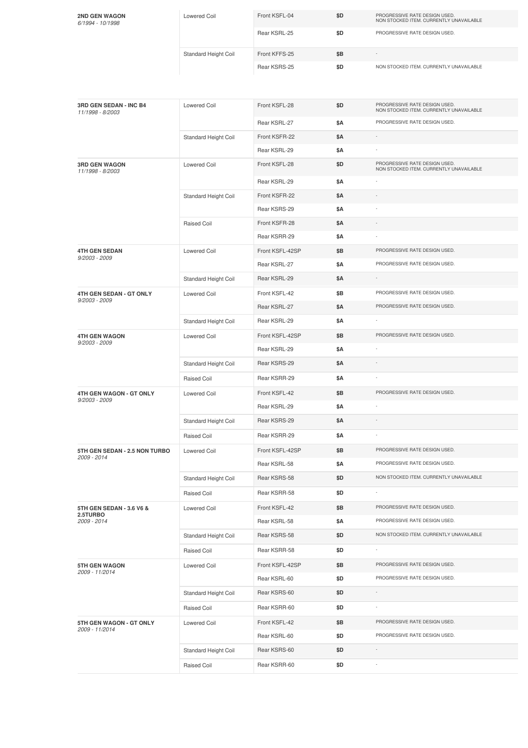| Model | Coil Type | Part | Price | Notes |
|---|---|---|---|---|
| **2ND GEN WAGON** *6/1994 - 10/1998* | Lowered Coil | Front KSFL-04 | $D | PROGRESSIVE RATE DESIGN USED. NON STOCKED ITEM. CURRENTLY UNAVAILABLE |
| | | Rear KSRL-25 | $D | PROGRESSIVE RATE DESIGN USED. |
| | Standard Height Coil | Front KFFS-25 | $B | - |
| | | Rear KSRS-25 | $D | NON STOCKED ITEM. CURRENTLY UNAVAILABLE |
| **3RD GEN SEDAN - INC B4** *11/1998 - 8/2003* | Lowered Coil | Front KSFL-28 | $D | PROGRESSIVE RATE DESIGN USED. NON STOCKED ITEM. CURRENTLY UNAVAILABLE |
| | | Rear KSRL-27 | $A | PROGRESSIVE RATE DESIGN USED. |
| | Standard Height Coil | Front KSFR-22 | $A | - |
| | | Rear KSRL-29 | $A | - |
| **3RD GEN WAGON** *11/1998 - 8/2003* | Lowered Coil | Front KSFL-28 | $D | PROGRESSIVE RATE DESIGN USED. NON STOCKED ITEM. CURRENTLY UNAVAILABLE |
| | | Rear KSRL-29 | $A | - |
| | Standard Height Coil | Front KSFR-22 | $A | - |
| | | Rear KSRS-29 | $A | - |
| | Raised Coil | Front KSFR-28 | $A | - |
| | | Rear KSRR-29 | $A | - |
| **4TH GEN SEDAN** *9/2003 - 2009* | Lowered Coil | Front KSFL-42SP | $B | PROGRESSIVE RATE DESIGN USED. |
| | | Rear KSRL-27 | $A | PROGRESSIVE RATE DESIGN USED. |
| | Standard Height Coil | Rear KSRL-29 | $A | - |
| **4TH GEN SEDAN - GT ONLY** *9/2003 - 2009* | Lowered Coil | Front KSFL-42 | $B | PROGRESSIVE RATE DESIGN USED. |
| | | Rear KSRL-27 | $A | PROGRESSIVE RATE DESIGN USED. |
| | Standard Height Coil | Rear KSRL-29 | $A | - |
| **4TH GEN WAGON** *9/2003 - 2009* | Lowered Coil | Front KSFL-42SP | $B | PROGRESSIVE RATE DESIGN USED. |
| | | Rear KSRL-29 | $A | - |
| | Standard Height Coil | Rear KSRS-29 | $A | - |
| | Raised Coil | Rear KSRR-29 | $A | - |
| **4TH GEN WAGON - GT ONLY** *9/2003 - 2009* | Lowered Coil | Front KSFL-42 | $B | PROGRESSIVE RATE DESIGN USED. |
| | | Rear KSRL-29 | $A | - |
| | Standard Height Coil | Rear KSRS-29 | $A | - |
| | Raised Coil | Rear KSRR-29 | $A | - |
| **5TH GEN SEDAN - 2.5 NON TURBO** *2009 - 2014* | Lowered Coil | Front KSFL-42SP | $B | PROGRESSIVE RATE DESIGN USED. |
| | | Rear KSRL-58 | $A | PROGRESSIVE RATE DESIGN USED. |
| | Standard Height Coil | Rear KSRS-58 | $D | NON STOCKED ITEM. CURRENTLY UNAVAILABLE |
| | Raised Coil | Rear KSRR-58 | $D | - |
| **5TH GEN SEDAN - 3.6 V6 & 2.5TURBO** *2009 - 2014* | Lowered Coil | Front KSFL-42 | $B | PROGRESSIVE RATE DESIGN USED. |
| | | Rear KSRL-58 | $A | PROGRESSIVE RATE DESIGN USED. |
| | Standard Height Coil | Rear KSRS-58 | $D | NON STOCKED ITEM. CURRENTLY UNAVAILABLE |
| | Raised Coil | Rear KSRR-58 | $D | - |
| **5TH GEN WAGON** *2009 - 11/2014* | Lowered Coil | Front KSFL-42SP | $B | PROGRESSIVE RATE DESIGN USED. |
| | | Rear KSRL-60 | $D | PROGRESSIVE RATE DESIGN USED. |
| | Standard Height Coil | Rear KSRS-60 | $D | - |
| | Raised Coil | Rear KSRR-60 | $D | - |
| **5TH GEN WAGON - GT ONLY** *2009 - 11/2014* | Lowered Coil | Front KSFL-42 | $B | PROGRESSIVE RATE DESIGN USED. |
| | | Rear KSRL-60 | $D | PROGRESSIVE RATE DESIGN USED. |
| | Standard Height Coil | Rear KSRS-60 | $D | - |
| | Raised Coil | Rear KSRR-60 | $D | - |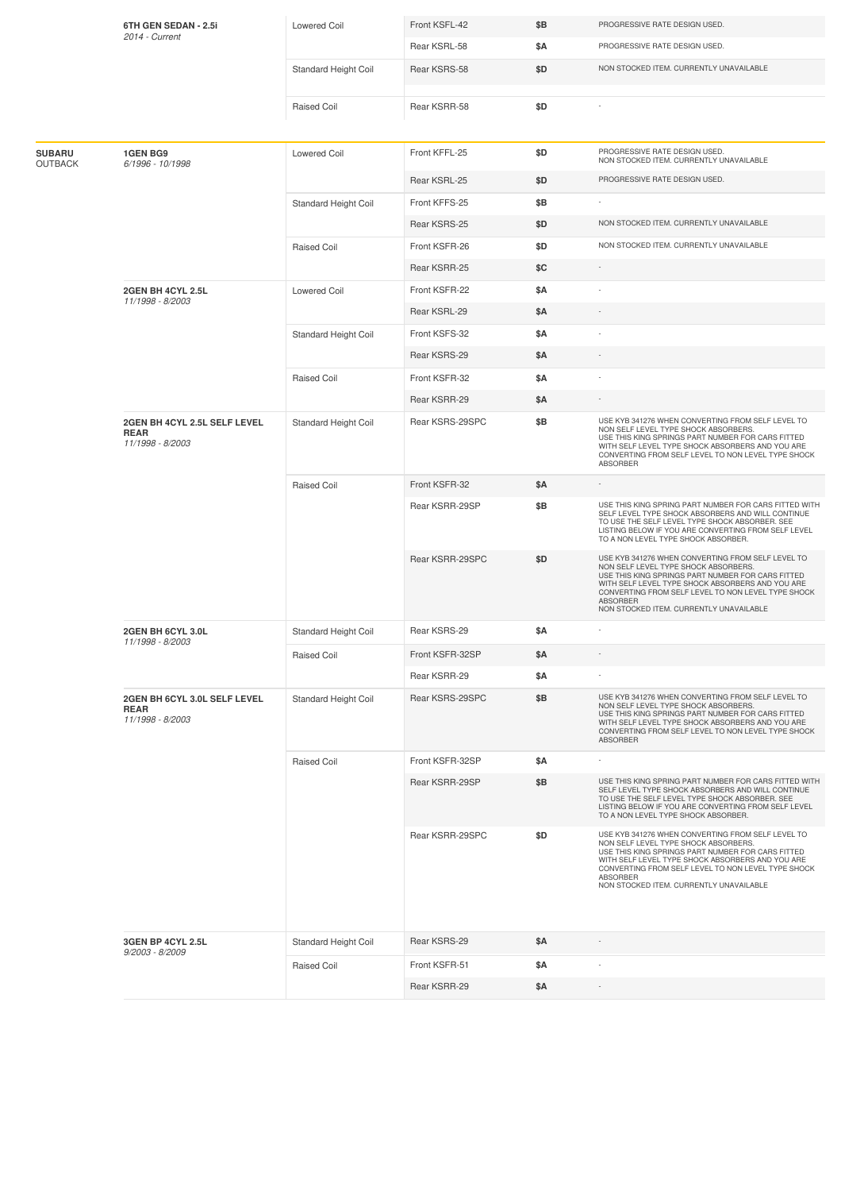| | | | | | |
|---|---|---|---|---|---|
| | **6TH GEN SEDAN - 2.5i** *2014 - Current* | Lowered Coil | Front KSFL-42 | $B | PROGRESSIVE RATE DESIGN USED. |
| | | | Rear KSRL-58 | $A | PROGRESSIVE RATE DESIGN USED. |
| | | Standard Height Coil | Rear KSRS-58 | $D | NON STOCKED ITEM. CURRENTLY UNAVAILABLE |
| | | Raised Coil | Rear KSRR-58 | $D | - |

| | | | | | |
|---|---|---|---|---|---|
| **SUBARU** OUTBACK | **1GEN BG9** *6/1996 - 10/1998* | Lowered Coil | Front KFFL-25 | $D | PROGRESSIVE RATE DESIGN USED. NON STOCKED ITEM. CURRENTLY UNAVAILABLE |
| | | | Rear KSRL-25 | $D | PROGRESSIVE RATE DESIGN USED. |
| | | Standard Height Coil | Front KFFS-25 | $B | - |
| | | | Rear KSRS-25 | $D | NON STOCKED ITEM. CURRENTLY UNAVAILABLE |
| | | Raised Coil | Front KSFR-26 | $D | NON STOCKED ITEM. CURRENTLY UNAVAILABLE |
| | | | Rear KSRR-25 | $C | - |
| | **2GEN BH 4CYL 2.5L** *11/1998 - 8/2003* | Lowered Coil | Front KSFR-22 | $A | - |
| | | | Rear KSRL-29 | $A | - |
| | | Standard Height Coil | Front KSFS-32 | $A | - |
| | | | Rear KSRS-29 | $A | - |
| | | Raised Coil | Front KSFR-32 | $A | - |
| | | | Rear KSRR-29 | $A | - |
| | **2GEN BH 4CYL 2.5L SELF LEVEL REAR** *11/1998 - 8/2003* | Standard Height Coil | Rear KSRS-29SPC | $B | USE KYB 341276 WHEN CONVERTING FROM SELF LEVEL TO NON SELF LEVEL TYPE SHOCK ABSORBERS. USE THIS KING SPRINGS PART NUMBER FOR CARS FITTED WITH SELF LEVEL TYPE SHOCK ABSORBERS AND YOU ARE CONVERTING FROM SELF LEVEL TO NON LEVEL TYPE SHOCK ABSORBER |
| | | Raised Coil | Front KSFR-32 | $A | - |
| | | | Rear KSRR-29SP | $B | USE THIS KING SPRING PART NUMBER FOR CARS FITTED WITH SELF LEVEL TYPE SHOCK ABSORBERS AND WILL CONTINUE TO USE THE SELF LEVEL TYPE SHOCK ABSORBER. SEE LISTING BELOW IF YOU ARE CONVERTING FROM SELF LEVEL TO A NON LEVEL TYPE SHOCK ABSORBER. |
| | | | Rear KSRR-29SPC | $D | USE KYB 341276 WHEN CONVERTING FROM SELF LEVEL TO NON SELF LEVEL TYPE SHOCK ABSORBERS. USE THIS KING SPRINGS PART NUMBER FOR CARS FITTED WITH SELF LEVEL TYPE SHOCK ABSORBERS AND YOU ARE CONVERTING FROM SELF LEVEL TO NON LEVEL TYPE SHOCK ABSORBER NON STOCKED ITEM. CURRENTLY UNAVAILABLE |
| | **2GEN BH 6CYL 3.0L** *11/1998 - 8/2003* | Standard Height Coil | Rear KSRS-29 | $A | - |
| | | Raised Coil | Front KSFR-32SP | $A | - |
| | | | Rear KSRR-29 | $A | - |
| | **2GEN BH 6CYL 3.0L SELF LEVEL REAR** *11/1998 - 8/2003* | Standard Height Coil | Rear KSRS-29SPC | $B | USE KYB 341276 WHEN CONVERTING FROM SELF LEVEL TO NON SELF LEVEL TYPE SHOCK ABSORBERS. USE THIS KING SPRINGS PART NUMBER FOR CARS FITTED WITH SELF LEVEL TYPE SHOCK ABSORBERS AND YOU ARE CONVERTING FROM SELF LEVEL TO NON LEVEL TYPE SHOCK ABSORBER |
| | | Raised Coil | Front KSFR-32SP | $A | - |
| | | | Rear KSRR-29SP | $B | USE THIS KING SPRING PART NUMBER FOR CARS FITTED WITH SELF LEVEL TYPE SHOCK ABSORBERS AND WILL CONTINUE TO USE THE SELF LEVEL TYPE SHOCK ABSORBER. SEE LISTING BELOW IF YOU ARE CONVERTING FROM SELF LEVEL TO A NON LEVEL TYPE SHOCK ABSORBER. |
| | | | Rear KSRR-29SPC | $D | USE KYB 341276 WHEN CONVERTING FROM SELF LEVEL TO NON SELF LEVEL TYPE SHOCK ABSORBERS. USE THIS KING SPRINGS PART NUMBER FOR CARS FITTED WITH SELF LEVEL TYPE SHOCK ABSORBERS AND YOU ARE CONVERTING FROM SELF LEVEL TO NON LEVEL TYPE SHOCK ABSORBER NON STOCKED ITEM. CURRENTLY UNAVAILABLE |
| | **3GEN BP 4CYL 2.5L** *9/2003 - 8/2009* | Standard Height Coil | Rear KSRS-29 | $A | - |
| | | Raised Coil | Front KSFR-51 | $A | - |
| | | | Rear KSRR-29 | $A | - |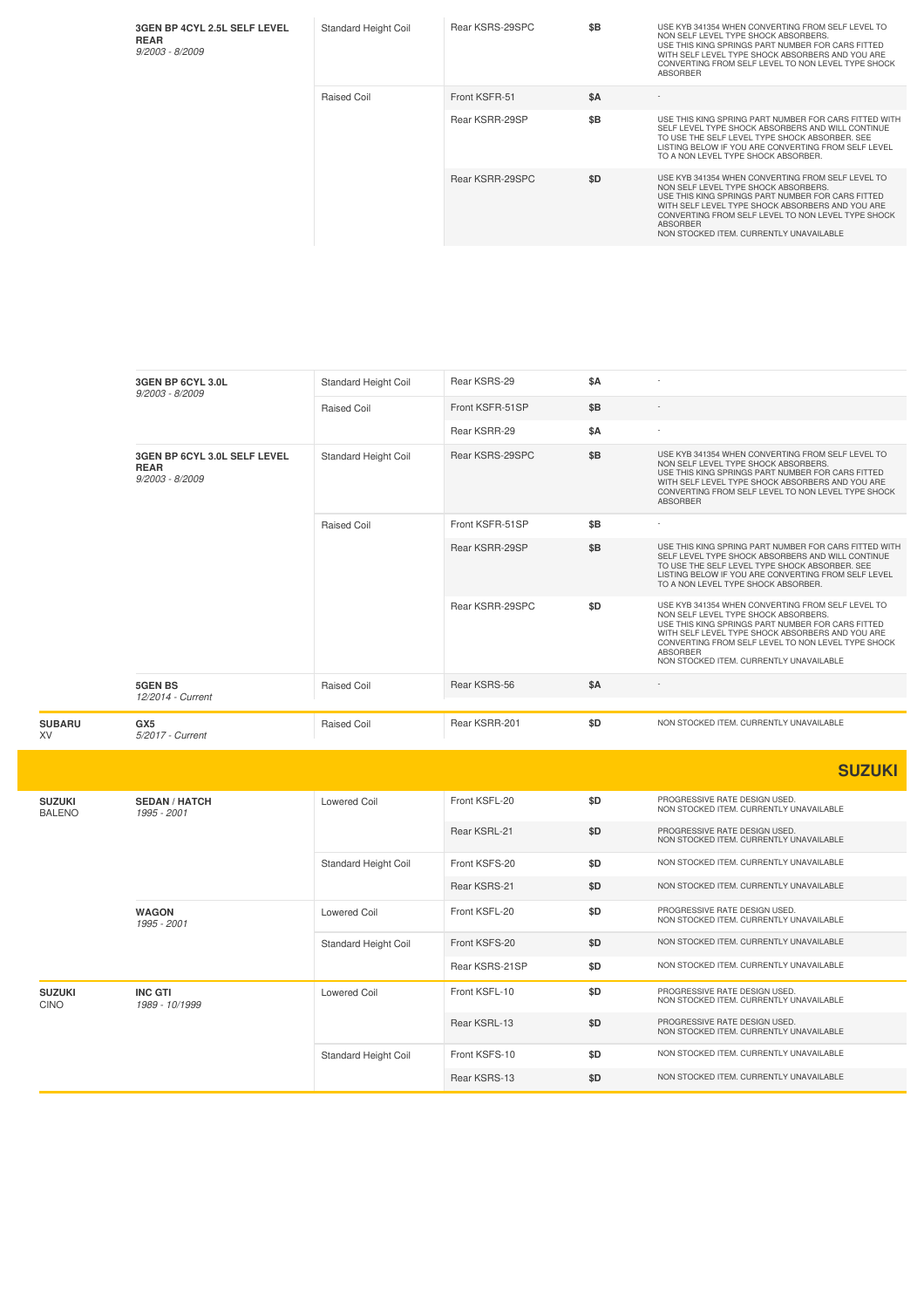| | | | | | |
|---|---|---|---|---|---|
| | **3GEN BP 4CYL 2.5L SELF LEVEL REAR** *9/2003 - 8/2009* | Standard Height Coil | Rear KSRS-29SPC | $B | USE KYB 341354 WHEN CONVERTING FROM SELF LEVEL TO NON SELF LEVEL TYPE SHOCK ABSORBERS. USE THIS KING SPRINGS PART NUMBER FOR CARS FITTED WITH SELF LEVEL TYPE SHOCK ABSORBERS AND YOU ARE CONVERTING FROM SELF LEVEL TO NON LEVEL TYPE SHOCK ABSORBER |
| | | Raised Coil | Front KSFR-51 | $A | - |
| | | | Rear KSRR-29SP | $B | USE THIS KING SPRING PART NUMBER FOR CARS FITTED WITH SELF LEVEL TYPE SHOCK ABSORBERS AND WILL CONTINUE TO USE THE SELF LEVEL TYPE SHOCK ABSORBER. SEE LISTING BELOW IF YOU ARE CONVERTING FROM SELF LEVEL TO A NON LEVEL TYPE SHOCK ABSORBER. |
| | | | Rear KSRR-29SPC | $D | USE KYB 341354 WHEN CONVERTING FROM SELF LEVEL TO NON SELF LEVEL TYPE SHOCK ABSORBERS. USE THIS KING SPRINGS PART NUMBER FOR CARS FITTED WITH SELF LEVEL TYPE SHOCK ABSORBERS AND YOU ARE CONVERTING FROM SELF LEVEL TO NON LEVEL TYPE SHOCK ABSORBER NON STOCKED ITEM. CURRENTLY UNAVAILABLE |

| | | | | | |
|---|---|---|---|---|---|
| | **3GEN BP 6CYL 3.0L** *9/2003 - 8/2009* | Standard Height Coil | Rear KSRS-29 | $A | - |
| | | Raised Coil | Front KSFR-51SP | $B | - |
| | | | Rear KSRR-29 | $A | - |
| | **3GEN BP 6CYL 3.0L SELF LEVEL REAR** *9/2003 - 8/2009* | Standard Height Coil | Rear KSRS-29SPC | $B | USE KYB 341354 WHEN CONVERTING FROM SELF LEVEL TO NON SELF LEVEL TYPE SHOCK ABSORBERS. USE THIS KING SPRINGS PART NUMBER FOR CARS FITTED WITH SELF LEVEL TYPE SHOCK ABSORBERS AND YOU ARE CONVERTING FROM SELF LEVEL TO NON LEVEL TYPE SHOCK ABSORBER |
| | | Raised Coil | Front KSFR-51SP | $B | - |
| | | | Rear KSRR-29SP | $B | USE THIS KING SPRING PART NUMBER FOR CARS FITTED WITH SELF LEVEL TYPE SHOCK ABSORBERS AND WILL CONTINUE TO USE THE SELF LEVEL TYPE SHOCK ABSORBER. SEE LISTING BELOW IF YOU ARE CONVERTING FROM SELF LEVEL TO A NON LEVEL TYPE SHOCK ABSORBER. |
| | | | Rear KSRR-29SPC | $D | USE KYB 341354 WHEN CONVERTING FROM SELF LEVEL TO NON SELF LEVEL TYPE SHOCK ABSORBERS. USE THIS KING SPRINGS PART NUMBER FOR CARS FITTED WITH SELF LEVEL TYPE SHOCK ABSORBERS AND YOU ARE CONVERTING FROM SELF LEVEL TO NON LEVEL TYPE SHOCK ABSORBER NON STOCKED ITEM. CURRENTLY UNAVAILABLE |
| | **5GEN BS** *12/2014 - Current* | Raised Coil | Rear KSRS-56 | $A | - |
| **SUBARU** XV | **GX5** *5/2017 - Current* | Raised Coil | Rear KSRR-201 | $D | NON STOCKED ITEM. CURRENTLY UNAVAILABLE |

## SUZUKI

| | | | | | |
|---|---|---|---|---|---|
| **SUZUKI** BALENO | **SEDAN / HATCH** *1995 - 2001* | Lowered Coil | Front KSFL-20 | $D | PROGRESSIVE RATE DESIGN USED. NON STOCKED ITEM. CURRENTLY UNAVAILABLE |
| | | | Rear KSRL-21 | $D | PROGRESSIVE RATE DESIGN USED. NON STOCKED ITEM. CURRENTLY UNAVAILABLE |
| | | Standard Height Coil | Front KSFS-20 | $D | NON STOCKED ITEM. CURRENTLY UNAVAILABLE |
| | | | Rear KSRS-21 | $D | NON STOCKED ITEM. CURRENTLY UNAVAILABLE |
| | **WAGON** *1995 - 2001* | Lowered Coil | Front KSFL-20 | $D | PROGRESSIVE RATE DESIGN USED. NON STOCKED ITEM. CURRENTLY UNAVAILABLE |
| | | Standard Height Coil | Front KSFS-20 | $D | NON STOCKED ITEM. CURRENTLY UNAVAILABLE |
| | | | Rear KSRS-21SP | $D | NON STOCKED ITEM. CURRENTLY UNAVAILABLE |
| **SUZUKI** CINO | **INC GTI** *1989 - 10/1999* | Lowered Coil | Front KSFL-10 | $D | PROGRESSIVE RATE DESIGN USED. NON STOCKED ITEM. CURRENTLY UNAVAILABLE |
| | | | Rear KSRL-13 | $D | PROGRESSIVE RATE DESIGN USED. NON STOCKED ITEM. CURRENTLY UNAVAILABLE |
| | | Standard Height Coil | Front KSFS-10 | $D | NON STOCKED ITEM. CURRENTLY UNAVAILABLE |
| | | | Rear KSRS-13 | $D | NON STOCKED ITEM. CURRENTLY UNAVAILABLE |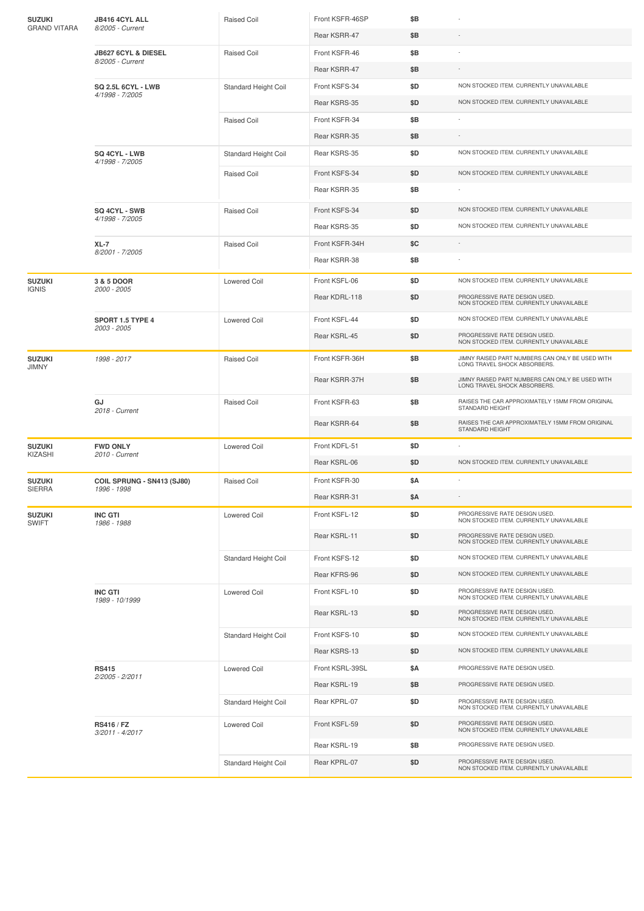| Make | Model | Type | Part | Price | Notes |
|---|---|---|---|---|---|
| **SUZUKI** GRAND VITARA | **JB416 4CYL ALL** *8/2005 - Current* | Raised Coil | Front KSFR-46SP | $B | - |
| | | | Rear KSRR-47 | $B | - |
| | **JB627 6CYL & DIESEL** *8/2005 - Current* | Raised Coil | Front KSFR-46 | $B | - |
| | | | Rear KSRR-47 | $B | - |
| | **SQ 2.5L 6CYL - LWB** *4/1998 - 7/2005* | Standard Height Coil | Front KSFS-34 | $D | NON STOCKED ITEM. CURRENTLY UNAVAILABLE |
| | | | Rear KSRS-35 | $D | NON STOCKED ITEM. CURRENTLY UNAVAILABLE |
| | | Raised Coil | Front KSFR-34 | $B | - |
| | | | Rear KSRR-35 | $B | - |
| | **SQ 4CYL - LWB** *4/1998 - 7/2005* | Standard Height Coil | Rear KSRS-35 | $D | NON STOCKED ITEM. CURRENTLY UNAVAILABLE |
| | | Raised Coil | Front KSFS-34 | $D | NON STOCKED ITEM. CURRENTLY UNAVAILABLE |
| | | | Rear KSRR-35 | $B | - |
| | **SQ 4CYL - SWB** *4/1998 - 7/2005* | Raised Coil | Front KSFS-34 | $D | NON STOCKED ITEM. CURRENTLY UNAVAILABLE |
| | | | Rear KSRS-35 | $D | NON STOCKED ITEM. CURRENTLY UNAVAILABLE |
| | **XL-7** *8/2001 - 7/2005* | Raised Coil | Front KSFR-34H | $C | - |
| | | | Rear KSRR-38 | $B | - |
| **SUZUKI** IGNIS | **3 & 5 DOOR** *2000 - 2005* | Lowered Coil | Front KSFL-06 | $D | NON STOCKED ITEM. CURRENTLY UNAVAILABLE |
| | | | Rear KDRL-118 | $D | PROGRESSIVE RATE DESIGN USED. NON STOCKED ITEM. CURRENTLY UNAVAILABLE |
| | **SPORT 1.5 TYPE 4** *2003 - 2005* | Lowered Coil | Front KSFL-44 | $D | NON STOCKED ITEM. CURRENTLY UNAVAILABLE |
| | | | Rear KSRL-45 | $D | PROGRESSIVE RATE DESIGN USED. NON STOCKED ITEM. CURRENTLY UNAVAILABLE |
| **SUZUKI** JIMNY | *1998 - 2017* | Raised Coil | Front KSFR-36H | $B | JIMNY RAISED PART NUMBERS CAN ONLY BE USED WITH LONG TRAVEL SHOCK ABSORBERS. |
| | | | Rear KSRR-37H | $B | JIMNY RAISED PART NUMBERS CAN ONLY BE USED WITH LONG TRAVEL SHOCK ABSORBERS. |
| | **GJ** *2018 - Current* | Raised Coil | Front KSFR-63 | $B | RAISES THE CAR APPROXIMATELY 15MM FROM ORIGINAL STANDARD HEIGHT |
| | | | Rear KSRR-64 | $B | RAISES THE CAR APPROXIMATELY 15MM FROM ORIGINAL STANDARD HEIGHT |
| **SUZUKI** KIZASHI | **FWD ONLY** *2010 - Current* | Lowered Coil | Front KDFL-51 | $D | - |
| | | | Rear KSRL-06 | $D | NON STOCKED ITEM. CURRENTLY UNAVAILABLE |
| **SUZUKI** SIERRA | **COIL SPRUNG - SN413 (SJ80)** *1996 - 1998* | Raised Coil | Front KSFR-30 | $A | - |
| | | | Rear KSRR-31 | $A | - |
| **SUZUKI** SWIFT | **INC GTI** *1986 - 1988* | Lowered Coil | Front KSFL-12 | $D | PROGRESSIVE RATE DESIGN USED. NON STOCKED ITEM. CURRENTLY UNAVAILABLE |
| | | | Rear KSRL-11 | $D | PROGRESSIVE RATE DESIGN USED. NON STOCKED ITEM. CURRENTLY UNAVAILABLE |
| | | Standard Height Coil | Front KSFS-12 | $D | NON STOCKED ITEM. CURRENTLY UNAVAILABLE |
| | | | Rear KFRS-96 | $D | NON STOCKED ITEM. CURRENTLY UNAVAILABLE |
| | **INC GTI** *1989 - 10/1999* | Lowered Coil | Front KSFL-10 | $D | PROGRESSIVE RATE DESIGN USED. NON STOCKED ITEM. CURRENTLY UNAVAILABLE |
| | | | Rear KSRL-13 | $D | PROGRESSIVE RATE DESIGN USED. NON STOCKED ITEM. CURRENTLY UNAVAILABLE |
| | | Standard Height Coil | Front KSFS-10 | $D | NON STOCKED ITEM. CURRENTLY UNAVAILABLE |
| | | | Rear KSRS-13 | $D | NON STOCKED ITEM. CURRENTLY UNAVAILABLE |
| | **RS415** *2/2005 - 2/2011* | Lowered Coil | Front KSRL-39SL | $A | PROGRESSIVE RATE DESIGN USED. |
| | | | Rear KSRL-19 | $B | PROGRESSIVE RATE DESIGN USED. |
| | | Standard Height Coil | Rear KPRL-07 | $D | PROGRESSIVE RATE DESIGN USED. NON STOCKED ITEM. CURRENTLY UNAVAILABLE |
| | **RS416 / FZ** *3/2011 - 4/2017* | Lowered Coil | Front KSFL-59 | $D | PROGRESSIVE RATE DESIGN USED. NON STOCKED ITEM. CURRENTLY UNAVAILABLE |
| | | | Rear KSRL-19 | $B | PROGRESSIVE RATE DESIGN USED. |
| | | Standard Height Coil | Rear KPRL-07 | $D | PROGRESSIVE RATE DESIGN USED. NON STOCKED ITEM. CURRENTLY UNAVAILABLE |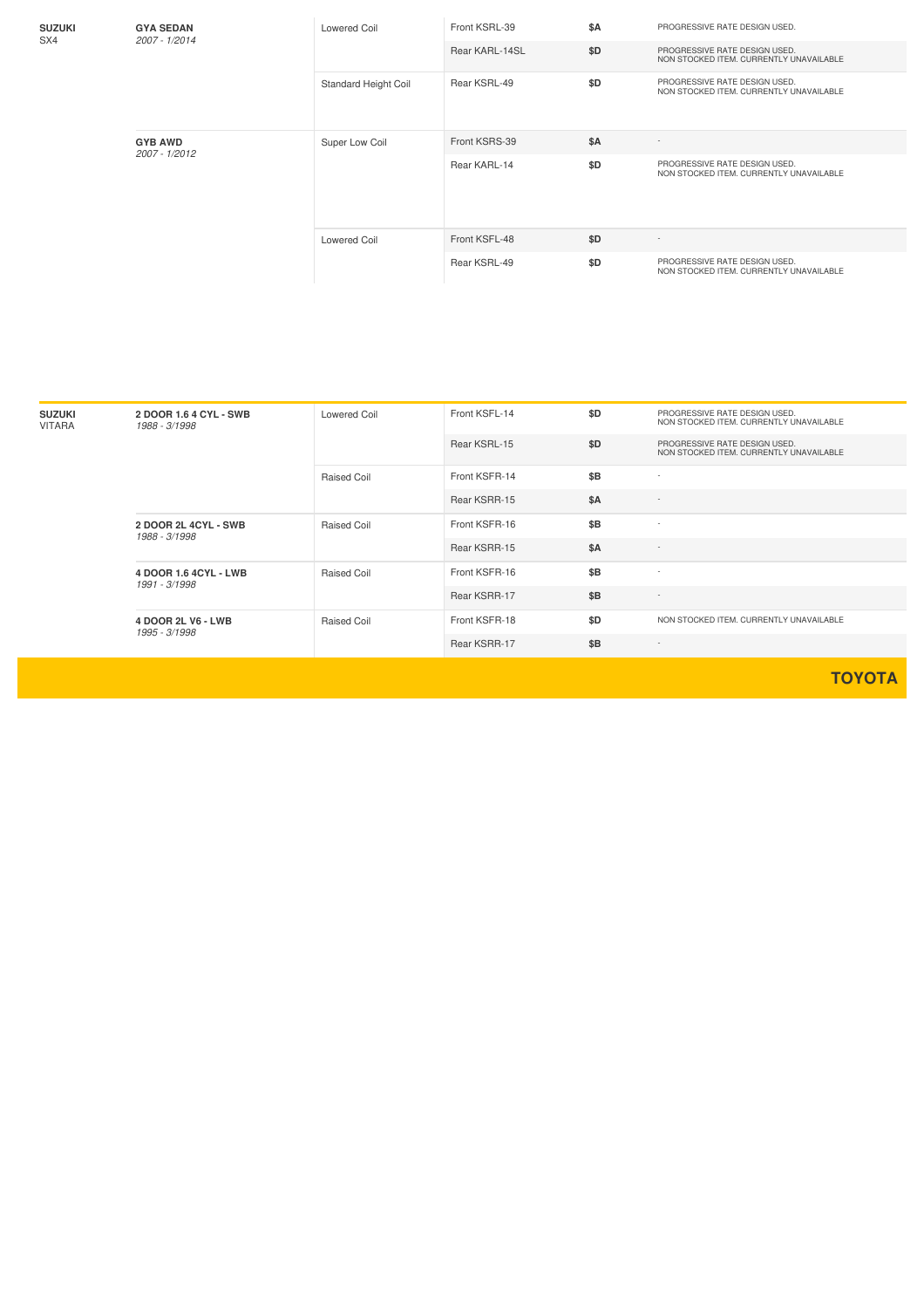| Make / Model | Variant | Coil Type | Part | Price | Notes |
|---|---|---|---|---|---|
| **SUZUKI** SX4 | **GYA SEDAN** *2007 - 1/2014* | Lowered Coil | Front KSRL-39 | $A | PROGRESSIVE RATE DESIGN USED. |
| | | | Rear KARL-14SL | $D | PROGRESSIVE RATE DESIGN USED. NON STOCKED ITEM. CURRENTLY UNAVAILABLE |
| | | Standard Height Coil | Rear KSRL-49 | $D | PROGRESSIVE RATE DESIGN USED. NON STOCKED ITEM. CURRENTLY UNAVAILABLE |
| | **GYB AWD** *2007 - 1/2012* | Super Low Coil | Front KSRS-39 | $A | - |
| | | | Rear KARL-14 | $D | PROGRESSIVE RATE DESIGN USED. NON STOCKED ITEM. CURRENTLY UNAVAILABLE |
| | | Lowered Coil | Front KSFL-48 | $D | - |
| | | | Rear KSRL-49 | $D | PROGRESSIVE RATE DESIGN USED. NON STOCKED ITEM. CURRENTLY UNAVAILABLE |

| Make / Model | Variant | Coil Type | Part | Price | Notes |
|---|---|---|---|---|---|
| **SUZUKI** VITARA | **2 DOOR 1.6 4 CYL - SWB** *1988 - 3/1998* | Lowered Coil | Front KSFL-14 | $D | PROGRESSIVE RATE DESIGN USED. NON STOCKED ITEM. CURRENTLY UNAVAILABLE |
| | | | Rear KSRL-15 | $D | PROGRESSIVE RATE DESIGN USED. NON STOCKED ITEM. CURRENTLY UNAVAILABLE |
| | | Raised Coil | Front KSFR-14 | $B | - |
| | | | Rear KSRR-15 | $A | - |
| | **2 DOOR 2L 4CYL - SWB** *1988 - 3/1998* | Raised Coil | Front KSFR-16 | $B | - |
| | | | Rear KSRR-15 | $A | - |
| | **4 DOOR 1.6 4CYL - LWB** *1991 - 3/1998* | Raised Coil | Front KSFR-16 | $B | - |
| | | | Rear KSRR-17 | $B | - |
| | **4 DOOR 2L V6 - LWB** *1995 - 3/1998* | Raised Coil | Front KSFR-18 | $D | NON STOCKED ITEM. CURRENTLY UNAVAILABLE |
| | | | Rear KSRR-17 | $B | - |

## TOYOTA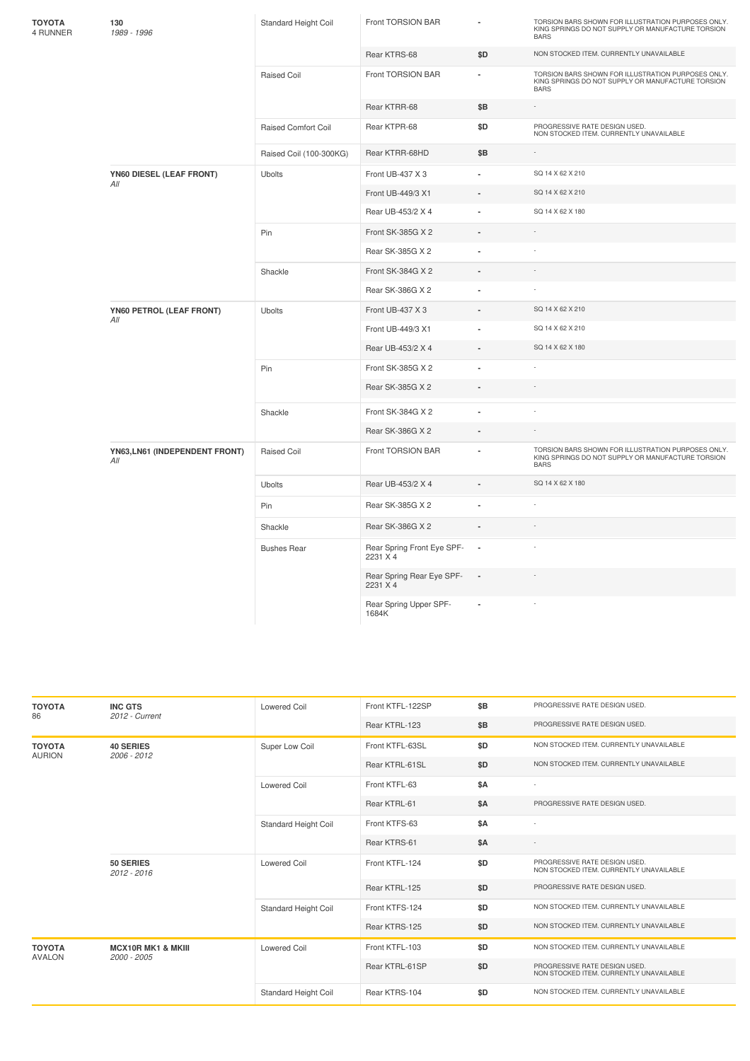| Make/Model | Series/Years | Type | Part | Price | Notes |
|---|---|---|---|---|---|
| **TOYOTA** 4 RUNNER | **130** *1989 - 1996* | Standard Height Coil | Front TORSION BAR | - | TORSION BARS SHOWN FOR ILLUSTRATION PURPOSES ONLY. KING SPRINGS DO NOT SUPPLY OR MANUFACTURE TORSION BARS |
| | | | Rear KTRS-68 | $D | NON STOCKED ITEM. CURRENTLY UNAVAILABLE |
| | | Raised Coil | Front TORSION BAR | - | TORSION BARS SHOWN FOR ILLUSTRATION PURPOSES ONLY. KING SPRINGS DO NOT SUPPLY OR MANUFACTURE TORSION BARS |
| | | | Rear KTRR-68 | $B | - |
| | | Raised Comfort Coil | Rear KTPR-68 | $D | PROGRESSIVE RATE DESIGN USED. NON STOCKED ITEM. CURRENTLY UNAVAILABLE |
| | | Raised Coil (100-300KG) | Rear KTRR-68HD | $B | - |
| | **YN60 DIESEL (LEAF FRONT)** *All* | Ubolts | Front UB-437 X 3 | - | SQ 14 X 62 X 210 |
| | | | Front UB-449/3 X1 | - | SQ 14 X 62 X 210 |
| | | | Rear UB-453/2 X 4 | - | SQ 14 X 62 X 180 |
| | | Pin | Front SK-385G X 2 | - | - |
| | | | Rear SK-385G X 2 | - | - |
| | | Shackle | Front SK-384G X 2 | - | - |
| | | | Rear SK-386G X 2 | - | - |
| | **YN60 PETROL (LEAF FRONT)** *All* | Ubolts | Front UB-437 X 3 | - | SQ 14 X 62 X 210 |
| | | | Front UB-449/3 X1 | - | SQ 14 X 62 X 210 |
| | | | Rear UB-453/2 X 4 | - | SQ 14 X 62 X 180 |
| | | Pin | Front SK-385G X 2 | - | - |
| | | | Rear SK-385G X 2 | - | - |
| | | Shackle | Front SK-384G X 2 | - | - |
| | | | Rear SK-386G X 2 | - | - |
| | **YN63,LN61 (INDEPENDENT FRONT)** *All* | Raised Coil | Front TORSION BAR | - | TORSION BARS SHOWN FOR ILLUSTRATION PURPOSES ONLY. KING SPRINGS DO NOT SUPPLY OR MANUFACTURE TORSION BARS |
| | | Ubolts | Rear UB-453/2 X 4 | - | SQ 14 X 62 X 180 |
| | | Pin | Rear SK-385G X 2 | - | - |
| | | Shackle | Rear SK-386G X 2 | - | - |
| | | Bushes Rear | Rear Spring Front Eye SPF-2231 X 4 | - | - |
| | | | Rear Spring Rear Eye SPF-2231 X 4 | - | - |
| | | | Rear Spring Upper SPF-1684K | - | - |

| Make/Model | Series/Years | Type | Part | Price | Notes |
|---|---|---|---|---|---|
| **TOYOTA** 86 | **INC GTS** *2012 - Current* | Lowered Coil | Front KTFL-122SP | $B | PROGRESSIVE RATE DESIGN USED. |
| | | | Rear KTRL-123 | $B | PROGRESSIVE RATE DESIGN USED. |
| **TOYOTA** AURION | **40 SERIES** *2006 - 2012* | Super Low Coil | Front KTFL-63SL | $D | NON STOCKED ITEM. CURRENTLY UNAVAILABLE |
| | | | Rear KTRL-61SL | $D | NON STOCKED ITEM. CURRENTLY UNAVAILABLE |
| | | Lowered Coil | Front KTFL-63 | $A | - |
| | | | Rear KTRL-61 | $A | PROGRESSIVE RATE DESIGN USED. |
| | | Standard Height Coil | Front KTFS-63 | $A | - |
| | | | Rear KTRS-61 | $A | - |
| | **50 SERIES** *2012 - 2016* | Lowered Coil | Front KTFL-124 | $D | PROGRESSIVE RATE DESIGN USED. NON STOCKED ITEM. CURRENTLY UNAVAILABLE |
| | | | Rear KTRL-125 | $D | PROGRESSIVE RATE DESIGN USED. |
| | | Standard Height Coil | Front KTFS-124 | $D | NON STOCKED ITEM. CURRENTLY UNAVAILABLE |
| | | | Rear KTRS-125 | $D | NON STOCKED ITEM. CURRENTLY UNAVAILABLE |
| **TOYOTA** AVALON | **MCX10R MK1 & MKIII** *2000 - 2005* | Lowered Coil | Front KTFL-103 | $D | NON STOCKED ITEM. CURRENTLY UNAVAILABLE |
| | | | Rear KTRL-61SP | $D | PROGRESSIVE RATE DESIGN USED. NON STOCKED ITEM. CURRENTLY UNAVAILABLE |
| | | Standard Height Coil | Rear KTRS-104 | $D | NON STOCKED ITEM. CURRENTLY UNAVAILABLE |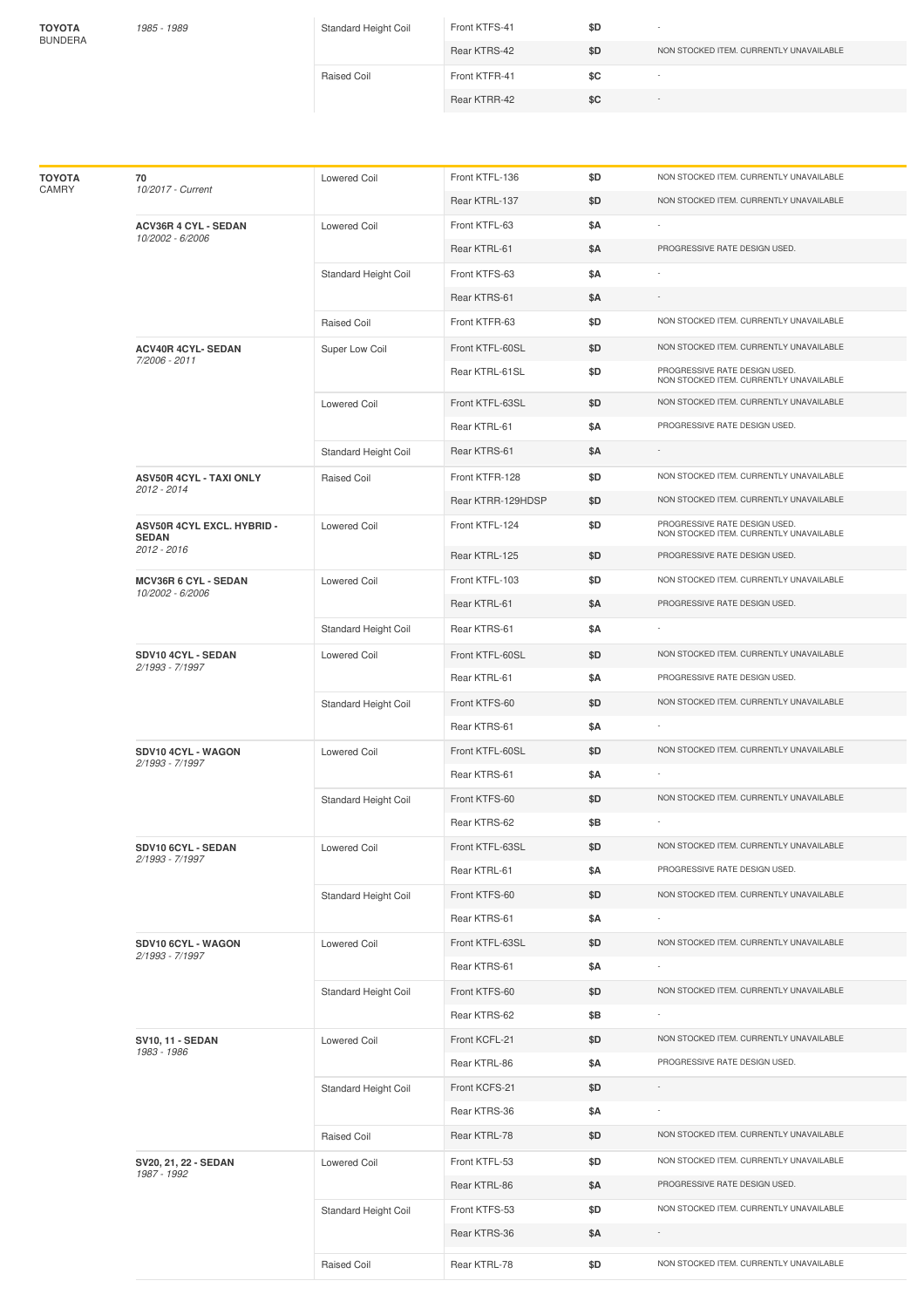| Make/Model | Variant | Coil Type | Part | Price | Notes |
|---|---|---|---|---|---|
| **TOYOTA** BUNDERA | *1985 - 1989* | Standard Height Coil | Front KTFS-41 | **$D** | - |
| | | | Rear KTRS-42 | **$D** | NON STOCKED ITEM. CURRENTLY UNAVAILABLE |
| | | Raised Coil | Front KTFR-41 | **$C** | - |
| | | | Rear KTRR-42 | **$C** | - |

| Make/Model | Variant | Coil Type | Part | Price | Notes |
|---|---|---|---|---|---|
| **TOYOTA** CAMRY | **70** *10/2017 - Current* | Lowered Coil | Front KTFL-136 | **$D** | NON STOCKED ITEM. CURRENTLY UNAVAILABLE |
| | | | Rear KTRL-137 | **$D** | NON STOCKED ITEM. CURRENTLY UNAVAILABLE |
| | **ACV36R 4 CYL - SEDAN** *10/2002 - 6/2006* | Lowered Coil | Front KTFL-63 | **$A** | - |
| | | | Rear KTRL-61 | **$A** | PROGRESSIVE RATE DESIGN USED. |
| | | Standard Height Coil | Front KTFS-63 | **$A** | - |
| | | | Rear KTRS-61 | **$A** | - |
| | | Raised Coil | Front KTFR-63 | **$D** | NON STOCKED ITEM. CURRENTLY UNAVAILABLE |
| | **ACV40R 4CYL- SEDAN** *7/2006 - 2011* | Super Low Coil | Front KTFL-60SL | **$D** | NON STOCKED ITEM. CURRENTLY UNAVAILABLE |
| | | | Rear KTRL-61SL | **$D** | PROGRESSIVE RATE DESIGN USED. NON STOCKED ITEM. CURRENTLY UNAVAILABLE |
| | | Lowered Coil | Front KTFL-63SL | **$D** | NON STOCKED ITEM. CURRENTLY UNAVAILABLE |
| | | | Rear KTRL-61 | **$A** | PROGRESSIVE RATE DESIGN USED. |
| | | Standard Height Coil | Rear KTRS-61 | **$A** | - |
| | **ASV50R 4CYL - TAXI ONLY** *2012 - 2014* | Raised Coil | Front KTFR-128 | **$D** | NON STOCKED ITEM. CURRENTLY UNAVAILABLE |
| | | | Rear KTRR-129HDSP | **$D** | NON STOCKED ITEM. CURRENTLY UNAVAILABLE |
| | **ASV50R 4CYL EXCL. HYBRID - SEDAN** *2012 - 2016* | Lowered Coil | Front KTFL-124 | **$D** | PROGRESSIVE RATE DESIGN USED. NON STOCKED ITEM. CURRENTLY UNAVAILABLE |
| | | | Rear KTRL-125 | **$D** | PROGRESSIVE RATE DESIGN USED. |
| | **MCV36R 6 CYL - SEDAN** *10/2002 - 6/2006* | Lowered Coil | Front KTFL-103 | **$D** | NON STOCKED ITEM. CURRENTLY UNAVAILABLE |
| | | | Rear KTRL-61 | **$A** | PROGRESSIVE RATE DESIGN USED. |
| | | Standard Height Coil | Rear KTRS-61 | **$A** | - |
| | **SDV10 4CYL - SEDAN** *2/1993 - 7/1997* | Lowered Coil | Front KTFL-60SL | **$D** | NON STOCKED ITEM. CURRENTLY UNAVAILABLE |
| | | | Rear KTRL-61 | **$A** | PROGRESSIVE RATE DESIGN USED. |
| | | Standard Height Coil | Front KTFS-60 | **$D** | NON STOCKED ITEM. CURRENTLY UNAVAILABLE |
| | | | Rear KTRS-61 | **$A** | - |
| | **SDV10 4CYL - WAGON** *2/1993 - 7/1997* | Lowered Coil | Front KTFL-60SL | **$D** | NON STOCKED ITEM. CURRENTLY UNAVAILABLE |
| | | | Rear KTRS-61 | **$A** | - |
| | | Standard Height Coil | Front KTFS-60 | **$D** | NON STOCKED ITEM. CURRENTLY UNAVAILABLE |
| | | | Rear KTRS-62 | **$B** | - |
| | **SDV10 6CYL - SEDAN** *2/1993 - 7/1997* | Lowered Coil | Front KTFL-63SL | **$D** | NON STOCKED ITEM. CURRENTLY UNAVAILABLE |
| | | | Rear KTRL-61 | **$A** | PROGRESSIVE RATE DESIGN USED. |
| | | Standard Height Coil | Front KTFS-60 | **$D** | NON STOCKED ITEM. CURRENTLY UNAVAILABLE |
| | | | Rear KTRS-61 | **$A** | - |
| | **SDV10 6CYL - WAGON** *2/1993 - 7/1997* | Lowered Coil | Front KTFL-63SL | **$D** | NON STOCKED ITEM. CURRENTLY UNAVAILABLE |
| | | | Rear KTRS-61 | **$A** | - |
| | | Standard Height Coil | Front KTFS-60 | **$D** | NON STOCKED ITEM. CURRENTLY UNAVAILABLE |
| | | | Rear KTRS-62 | **$B** | - |
| | **SV10, 11 - SEDAN** *1983 - 1986* | Lowered Coil | Front KCFL-21 | **$D** | NON STOCKED ITEM. CURRENTLY UNAVAILABLE |
| | | | Rear KTRL-86 | **$A** | PROGRESSIVE RATE DESIGN USED. |
| | | Standard Height Coil | Front KCFS-21 | **$D** | - |
| | | | Rear KTRS-36 | **$A** | - |
| | | Raised Coil | Rear KTRL-78 | **$D** | NON STOCKED ITEM. CURRENTLY UNAVAILABLE |
| | **SV20, 21, 22 - SEDAN** *1987 - 1992* | Lowered Coil | Front KTFL-53 | **$D** | NON STOCKED ITEM. CURRENTLY UNAVAILABLE |
| | | | Rear KTRL-86 | **$A** | PROGRESSIVE RATE DESIGN USED. |
| | | Standard Height Coil | Front KTFS-53 | **$D** | NON STOCKED ITEM. CURRENTLY UNAVAILABLE |
| | | | Rear KTRS-36 | **$A** | - |
| | | Raised Coil | Rear KTRL-78 | **$D** | NON STOCKED ITEM. CURRENTLY UNAVAILABLE |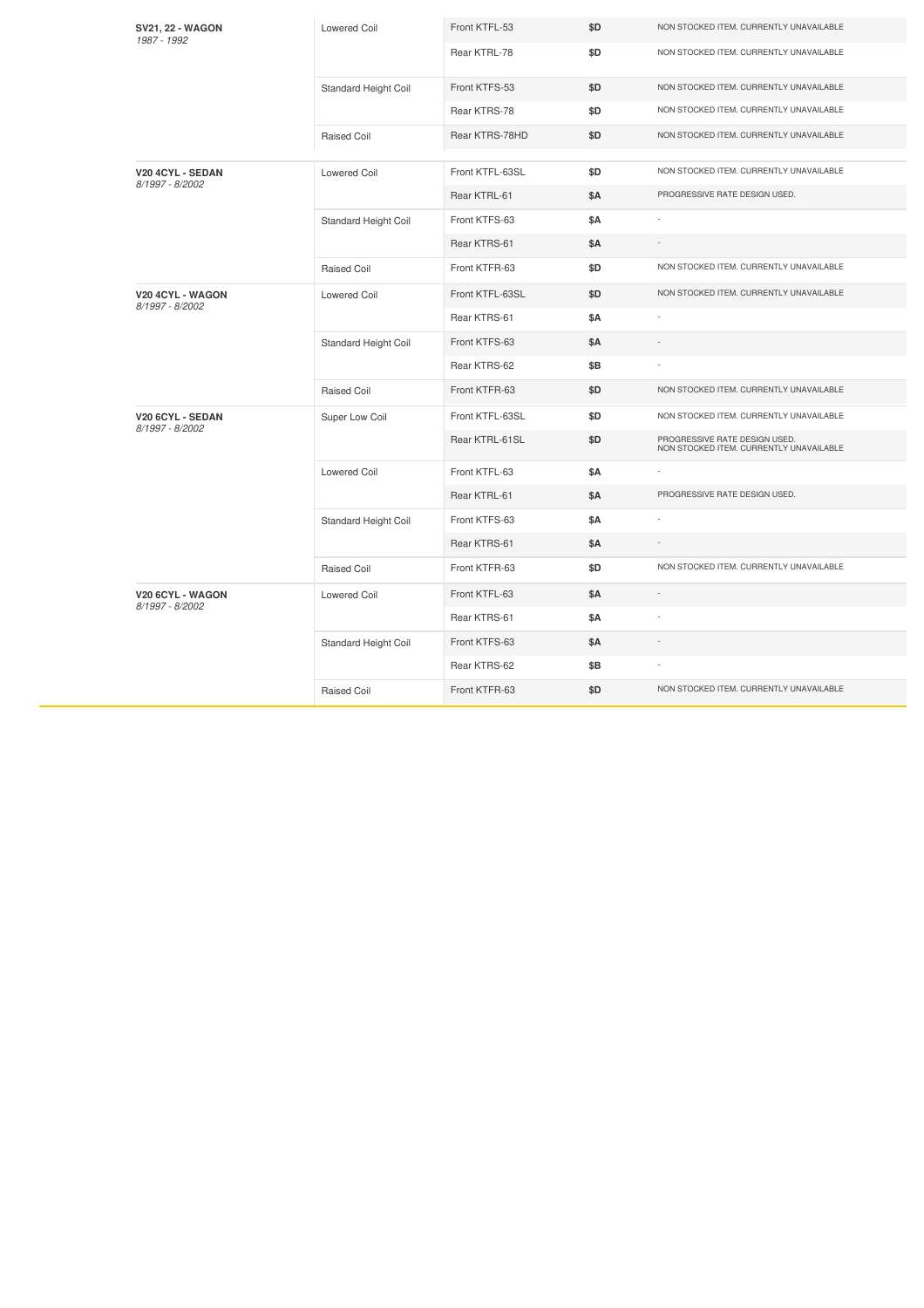| | | | | |
|---|---|---|---|---|
| **SV21, 22 - WAGON** *1987 - 1992* | Lowered Coil | Front KTFL-53 | $D | NON STOCKED ITEM. CURRENTLY UNAVAILABLE |
| | | Rear KTRL-78 | $D | NON STOCKED ITEM. CURRENTLY UNAVAILABLE |
| | Standard Height Coil | Front KTFS-53 | $D | NON STOCKED ITEM. CURRENTLY UNAVAILABLE |
| | | Rear KTRS-78 | $D | NON STOCKED ITEM. CURRENTLY UNAVAILABLE |
| | Raised Coil | Rear KTRS-78HD | $D | NON STOCKED ITEM. CURRENTLY UNAVAILABLE |
| **V20 4CYL - SEDAN** *8/1997 - 8/2002* | Lowered Coil | Front KTFL-63SL | $D | NON STOCKED ITEM. CURRENTLY UNAVAILABLE |
| | | Rear KTRL-61 | $A | PROGRESSIVE RATE DESIGN USED. |
| | Standard Height Coil | Front KTFS-63 | $A | - |
| | | Rear KTRS-61 | $A | - |
| | Raised Coil | Front KTFR-63 | $D | NON STOCKED ITEM. CURRENTLY UNAVAILABLE |
| **V20 4CYL - WAGON** *8/1997 - 8/2002* | Lowered Coil | Front KTFL-63SL | $D | NON STOCKED ITEM. CURRENTLY UNAVAILABLE |
| | | Rear KTRS-61 | $A | - |
| | Standard Height Coil | Front KTFS-63 | $A | - |
| | | Rear KTRS-62 | $B | - |
| | Raised Coil | Front KTFR-63 | $D | NON STOCKED ITEM. CURRENTLY UNAVAILABLE |
| **V20 6CYL - SEDAN** *8/1997 - 8/2002* | Super Low Coil | Front KTFL-63SL | $D | NON STOCKED ITEM. CURRENTLY UNAVAILABLE |
| | | Rear KTRL-61SL | $D | PROGRESSIVE RATE DESIGN USED. NON STOCKED ITEM. CURRENTLY UNAVAILABLE |
| | Lowered Coil | Front KTFL-63 | $A | - |
| | | Rear KTRL-61 | $A | PROGRESSIVE RATE DESIGN USED. |
| | Standard Height Coil | Front KTFS-63 | $A | - |
| | | Rear KTRS-61 | $A | - |
| | Raised Coil | Front KTFR-63 | $D | NON STOCKED ITEM. CURRENTLY UNAVAILABLE |
| **V20 6CYL - WAGON** *8/1997 - 8/2002* | Lowered Coil | Front KTFL-63 | $A | - |
| | | Rear KTRS-61 | $A | - |
| | Standard Height Coil | Front KTFS-63 | $A | - |
| | | Rear KTRS-62 | $B | - |
| | Raised Coil | Front KTFR-63 | $D | NON STOCKED ITEM. CURRENTLY UNAVAILABLE |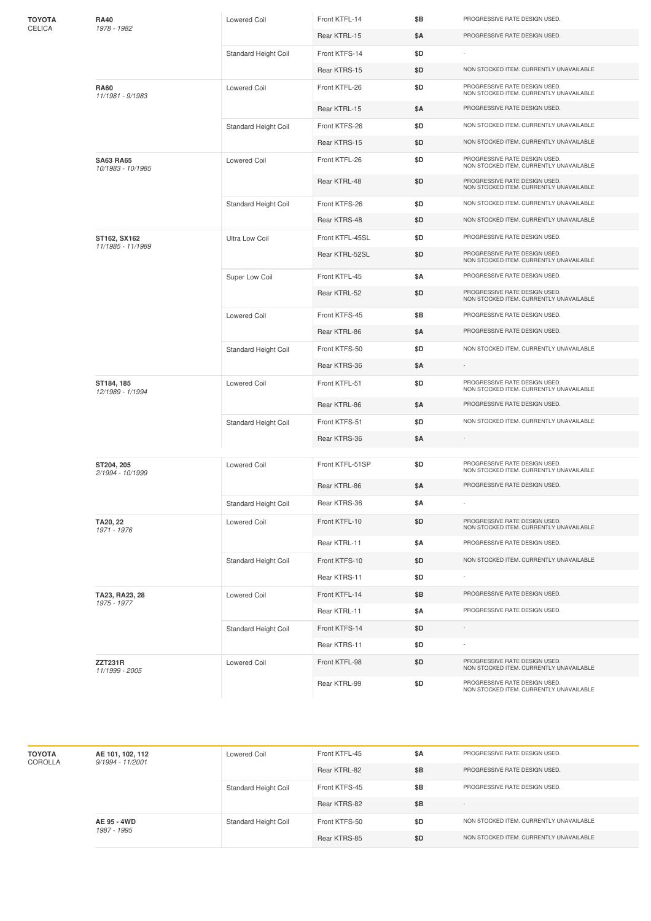| Make | Model | Type | Part | Price | Notes |
|---|---|---|---|---|---|
| **TOYOTA** CELICA | **RA40** *1978 - 1982* | Lowered Coil | Front KTFL-14 | $B | PROGRESSIVE RATE DESIGN USED. |
| | | | Rear KTRL-15 | $A | PROGRESSIVE RATE DESIGN USED. |
| | | Standard Height Coil | Front KTFS-14 | $D | - |
| | | | Rear KTRS-15 | $D | NON STOCKED ITEM. CURRENTLY UNAVAILABLE |
| | **RA60** *11/1981 - 9/1983* | Lowered Coil | Front KTFL-26 | $D | PROGRESSIVE RATE DESIGN USED. NON STOCKED ITEM. CURRENTLY UNAVAILABLE |
| | | | Rear KTRL-15 | $A | PROGRESSIVE RATE DESIGN USED. |
| | | Standard Height Coil | Front KTFS-26 | $D | NON STOCKED ITEM. CURRENTLY UNAVAILABLE |
| | | | Rear KTRS-15 | $D | NON STOCKED ITEM. CURRENTLY UNAVAILABLE |
| | **SA63 RA65** *10/1983 - 10/1985* | Lowered Coil | Front KTFL-26 | $D | PROGRESSIVE RATE DESIGN USED. NON STOCKED ITEM. CURRENTLY UNAVAILABLE |
| | | | Rear KTRL-48 | $D | PROGRESSIVE RATE DESIGN USED. NON STOCKED ITEM. CURRENTLY UNAVAILABLE |
| | | Standard Height Coil | Front KTFS-26 | $D | NON STOCKED ITEM. CURRENTLY UNAVAILABLE |
| | | | Rear KTRS-48 | $D | NON STOCKED ITEM. CURRENTLY UNAVAILABLE |
| | **ST162, SX162** *11/1985 - 11/1989* | Ultra Low Coil | Front KTFL-45SL | $D | PROGRESSIVE RATE DESIGN USED. |
| | | | Rear KTRL-52SL | $D | PROGRESSIVE RATE DESIGN USED. NON STOCKED ITEM. CURRENTLY UNAVAILABLE |
| | | Super Low Coil | Front KTFL-45 | $A | PROGRESSIVE RATE DESIGN USED. |
| | | | Rear KTRL-52 | $D | PROGRESSIVE RATE DESIGN USED. NON STOCKED ITEM. CURRENTLY UNAVAILABLE |
| | | Lowered Coil | Front KTFS-45 | $B | PROGRESSIVE RATE DESIGN USED. |
| | | | Rear KTRL-86 | $A | PROGRESSIVE RATE DESIGN USED. |
| | | Standard Height Coil | Front KTFS-50 | $D | NON STOCKED ITEM. CURRENTLY UNAVAILABLE |
| | | | Rear KTRS-36 | $A | - |
| | **ST184, 185** *12/1989 - 1/1994* | Lowered Coil | Front KTFL-51 | $D | PROGRESSIVE RATE DESIGN USED. NON STOCKED ITEM. CURRENTLY UNAVAILABLE |
| | | | Rear KTRL-86 | $A | PROGRESSIVE RATE DESIGN USED. |
| | | Standard Height Coil | Front KTFS-51 | $D | NON STOCKED ITEM. CURRENTLY UNAVAILABLE |
| | | | Rear KTRS-36 | $A | - |
| | **ST204, 205** *2/1994 - 10/1999* | Lowered Coil | Front KTFL-51SP | $D | PROGRESSIVE RATE DESIGN USED. NON STOCKED ITEM. CURRENTLY UNAVAILABLE |
| | | | Rear KTRL-86 | $A | PROGRESSIVE RATE DESIGN USED. |
| | | Standard Height Coil | Rear KTRS-36 | $A | - |
| | **TA20, 22** *1971 - 1976* | Lowered Coil | Front KTFL-10 | $D | PROGRESSIVE RATE DESIGN USED. NON STOCKED ITEM. CURRENTLY UNAVAILABLE |
| | | | Rear KTRL-11 | $A | PROGRESSIVE RATE DESIGN USED. |
| | | Standard Height Coil | Front KTFS-10 | $D | NON STOCKED ITEM. CURRENTLY UNAVAILABLE |
| | | | Rear KTRS-11 | $D | - |
| | **TA23, RA23, 28** *1975 - 1977* | Lowered Coil | Front KTFL-14 | $B | PROGRESSIVE RATE DESIGN USED. |
| | | | Rear KTRL-11 | $A | PROGRESSIVE RATE DESIGN USED. |
| | | Standard Height Coil | Front KTFS-14 | $D | - |
| | | | Rear KTRS-11 | $D | - |
| | **ZZT231R** *11/1999 - 2005* | Lowered Coil | Front KTFL-98 | $D | PROGRESSIVE RATE DESIGN USED. NON STOCKED ITEM. CURRENTLY UNAVAILABLE |
| | | | Rear KTRL-99 | $D | PROGRESSIVE RATE DESIGN USED. NON STOCKED ITEM. CURRENTLY UNAVAILABLE |

| Make | Model | Type | Part | Price | Notes |
|---|---|---|---|---|---|
| **TOYOTA** COROLLA | **AE 101, 102, 112** *9/1994 - 11/2001* | Lowered Coil | Front KTFL-45 | $A | PROGRESSIVE RATE DESIGN USED. |
| | | | Rear KTRL-82 | $B | PROGRESSIVE RATE DESIGN USED. |
| | | Standard Height Coil | Front KTFS-45 | $B | PROGRESSIVE RATE DESIGN USED. |
| | | | Rear KTRS-82 | $B | - |
| | **AE 95 - 4WD** *1987 - 1995* | Standard Height Coil | Front KTFS-50 | $D | NON STOCKED ITEM. CURRENTLY UNAVAILABLE |
| | | | Rear KTRS-85 | $D | NON STOCKED ITEM. CURRENTLY UNAVAILABLE |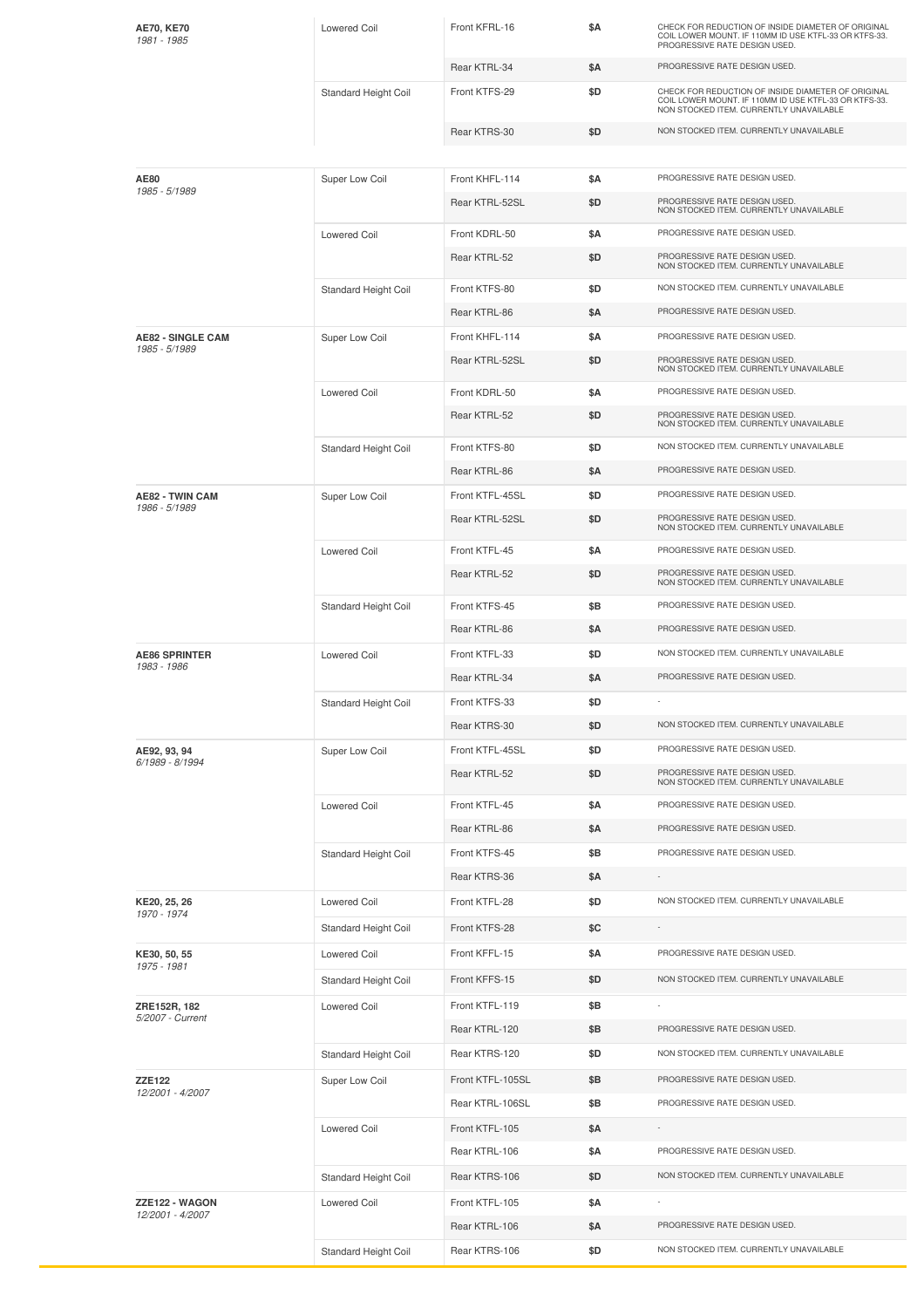| Model | Coil Type | Part | Price | Notes |
|---|---|---|---|---|
| **AE70, KE70** *1981 - 1985* | Lowered Coil | Front KFRL-16 | $A | CHECK FOR REDUCTION OF INSIDE DIAMETER OF ORIGINAL COIL LOWER MOUNT. IF 110MM ID USE KTFL-33 OR KTFS-33. PROGRESSIVE RATE DESIGN USED. |
| | | Rear KTRL-34 | $A | PROGRESSIVE RATE DESIGN USED. |
| | Standard Height Coil | Front KTFS-29 | $D | CHECK FOR REDUCTION OF INSIDE DIAMETER OF ORIGINAL COIL LOWER MOUNT. IF 110MM ID USE KTFL-33 OR KTFS-33. NON STOCKED ITEM. CURRENTLY UNAVAILABLE |
| | | Rear KTRS-30 | $D | NON STOCKED ITEM. CURRENTLY UNAVAILABLE |
| **AE80** *1985 - 5/1989* | Super Low Coil | Front KHFL-114 | $A | PROGRESSIVE RATE DESIGN USED. |
| | | Rear KTRL-52SL | $D | PROGRESSIVE RATE DESIGN USED. NON STOCKED ITEM. CURRENTLY UNAVAILABLE |
| | Lowered Coil | Front KDRL-50 | $A | PROGRESSIVE RATE DESIGN USED. |
| | | Rear KTRL-52 | $D | PROGRESSIVE RATE DESIGN USED. NON STOCKED ITEM. CURRENTLY UNAVAILABLE |
| | Standard Height Coil | Front KTFS-80 | $D | NON STOCKED ITEM. CURRENTLY UNAVAILABLE |
| | | Rear KTRL-86 | $A | PROGRESSIVE RATE DESIGN USED. |
| **AE82 - SINGLE CAM** *1985 - 5/1989* | Super Low Coil | Front KHFL-114 | $A | PROGRESSIVE RATE DESIGN USED. |
| | | Rear KTRL-52SL | $D | PROGRESSIVE RATE DESIGN USED. NON STOCKED ITEM. CURRENTLY UNAVAILABLE |
| | Lowered Coil | Front KDRL-50 | $A | PROGRESSIVE RATE DESIGN USED. |
| | | Rear KTRL-52 | $D | PROGRESSIVE RATE DESIGN USED. NON STOCKED ITEM. CURRENTLY UNAVAILABLE |
| | Standard Height Coil | Front KTFS-80 | $D | NON STOCKED ITEM. CURRENTLY UNAVAILABLE |
| | | Rear KTRL-86 | $A | PROGRESSIVE RATE DESIGN USED. |
| **AE82 - TWIN CAM** *1986 - 5/1989* | Super Low Coil | Front KTFL-45SL | $D | PROGRESSIVE RATE DESIGN USED. |
| | | Rear KTRL-52SL | $D | PROGRESSIVE RATE DESIGN USED. NON STOCKED ITEM. CURRENTLY UNAVAILABLE |
| | Lowered Coil | Front KTFL-45 | $A | PROGRESSIVE RATE DESIGN USED. |
| | | Rear KTRL-52 | $D | PROGRESSIVE RATE DESIGN USED. NON STOCKED ITEM. CURRENTLY UNAVAILABLE |
| | Standard Height Coil | Front KTFS-45 | $B | PROGRESSIVE RATE DESIGN USED. |
| | | Rear KTRL-86 | $A | PROGRESSIVE RATE DESIGN USED. |
| **AE86 SPRINTER** *1983 - 1986* | Lowered Coil | Front KTFL-33 | $D | NON STOCKED ITEM. CURRENTLY UNAVAILABLE |
| | | Rear KTRL-34 | $A | PROGRESSIVE RATE DESIGN USED. |
| | Standard Height Coil | Front KTFS-33 | $D | - |
| | | Rear KTRS-30 | $D | NON STOCKED ITEM. CURRENTLY UNAVAILABLE |
| **AE92, 93, 94** *6/1989 - 8/1994* | Super Low Coil | Front KTFL-45SL | $D | PROGRESSIVE RATE DESIGN USED. |
| | | Rear KTRL-52 | $D | PROGRESSIVE RATE DESIGN USED. NON STOCKED ITEM. CURRENTLY UNAVAILABLE |
| | Lowered Coil | Front KTFL-45 | $A | PROGRESSIVE RATE DESIGN USED. |
| | | Rear KTRL-86 | $A | PROGRESSIVE RATE DESIGN USED. |
| | Standard Height Coil | Front KTFS-45 | $B | PROGRESSIVE RATE DESIGN USED. |
| | | Rear KTRS-36 | $A | - |
| **KE20, 25, 26** *1970 - 1974* | Lowered Coil | Front KTFL-28 | $D | NON STOCKED ITEM. CURRENTLY UNAVAILABLE |
| | Standard Height Coil | Front KTFS-28 | $C | - |
| **KE30, 50, 55** *1975 - 1981* | Lowered Coil | Front KFFL-15 | $A | PROGRESSIVE RATE DESIGN USED. |
| | Standard Height Coil | Front KFFS-15 | $D | NON STOCKED ITEM. CURRENTLY UNAVAILABLE |
| **ZRE152R, 182** *5/2007 - Current* | Lowered Coil | Front KTFL-119 | $B | - |
| | | Rear KTRL-120 | $B | PROGRESSIVE RATE DESIGN USED. |
| | Standard Height Coil | Rear KTRS-120 | $D | NON STOCKED ITEM. CURRENTLY UNAVAILABLE |
| **ZZE122** *12/2001 - 4/2007* | Super Low Coil | Front KTFL-105SL | $B | PROGRESSIVE RATE DESIGN USED. |
| | | Rear KTRL-106SL | $B | PROGRESSIVE RATE DESIGN USED. |
| | Lowered Coil | Front KTFL-105 | $A | - |
| | | Rear KTRL-106 | $A | PROGRESSIVE RATE DESIGN USED. |
| | Standard Height Coil | Rear KTRS-106 | $D | NON STOCKED ITEM. CURRENTLY UNAVAILABLE |
| **ZZE122 - WAGON** *12/2001 - 4/2007* | Lowered Coil | Front KTFL-105 | $A | - |
| | | Rear KTRL-106 | $A | PROGRESSIVE RATE DESIGN USED. |
| | Standard Height Coil | Rear KTRS-106 | $D | NON STOCKED ITEM. CURRENTLY UNAVAILABLE |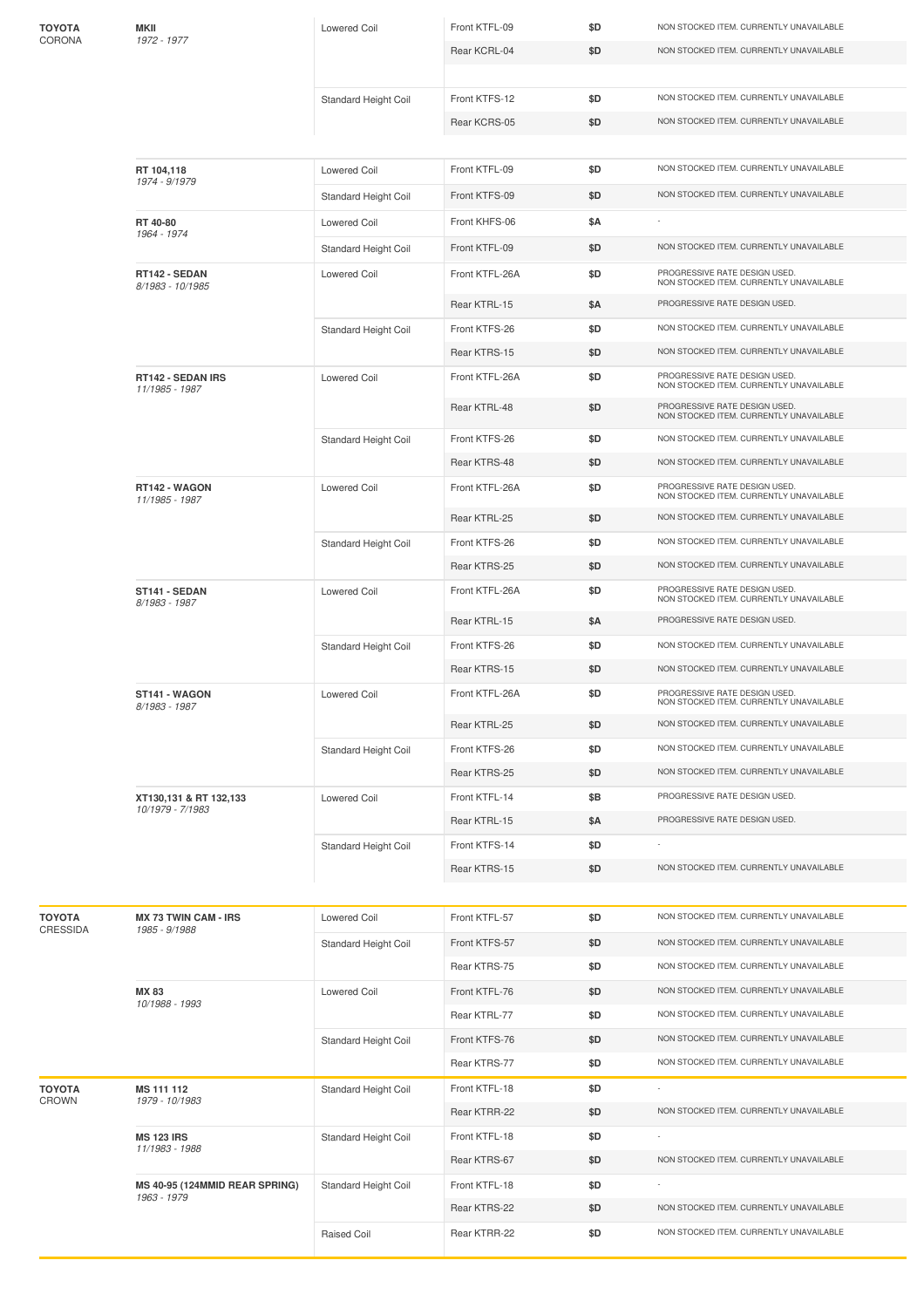| Make | Model | Type | Part | Price | Notes |
|---|---|---|---|---|---|
| **TOYOTA** CORONA | **MKII** *1972 - 1977* | Lowered Coil | Front KTFL-09 | $D | NON STOCKED ITEM. CURRENTLY UNAVAILABLE |
| | | | Rear KCRL-04 | $D | NON STOCKED ITEM. CURRENTLY UNAVAILABLE |
| | | Standard Height Coil | Front KTFS-12 | $D | NON STOCKED ITEM. CURRENTLY UNAVAILABLE |
| | | | Rear KCRS-05 | $D | NON STOCKED ITEM. CURRENTLY UNAVAILABLE |
| | **RT 104,118** *1974 - 9/1979* | Lowered Coil | Front KTFL-09 | $D | NON STOCKED ITEM. CURRENTLY UNAVAILABLE |
| | | Standard Height Coil | Front KTFS-09 | $D | NON STOCKED ITEM. CURRENTLY UNAVAILABLE |
| | **RT 40-80** *1964 - 1974* | Lowered Coil | Front KHFS-06 | $A | - |
| | | Standard Height Coil | Front KTFL-09 | $D | NON STOCKED ITEM. CURRENTLY UNAVAILABLE |
| | **RT142 - SEDAN** *8/1983 - 10/1985* | Lowered Coil | Front KTFL-26A | $D | PROGRESSIVE RATE DESIGN USED. NON STOCKED ITEM. CURRENTLY UNAVAILABLE |
| | | | Rear KTRL-15 | $A | PROGRESSIVE RATE DESIGN USED. |
| | | Standard Height Coil | Front KTFS-26 | $D | NON STOCKED ITEM. CURRENTLY UNAVAILABLE |
| | | | Rear KTRS-15 | $D | NON STOCKED ITEM. CURRENTLY UNAVAILABLE |
| | **RT142 - SEDAN IRS** *11/1985 - 1987* | Lowered Coil | Front KTFL-26A | $D | PROGRESSIVE RATE DESIGN USED. NON STOCKED ITEM. CURRENTLY UNAVAILABLE |
| | | | Rear KTRL-48 | $D | PROGRESSIVE RATE DESIGN USED. NON STOCKED ITEM. CURRENTLY UNAVAILABLE |
| | | Standard Height Coil | Front KTFS-26 | $D | NON STOCKED ITEM. CURRENTLY UNAVAILABLE |
| | | | Rear KTRS-48 | $D | NON STOCKED ITEM. CURRENTLY UNAVAILABLE |
| | **RT142 - WAGON** *11/1985 - 1987* | Lowered Coil | Front KTFL-26A | $D | PROGRESSIVE RATE DESIGN USED. NON STOCKED ITEM. CURRENTLY UNAVAILABLE |
| | | | Rear KTRL-25 | $D | NON STOCKED ITEM. CURRENTLY UNAVAILABLE |
| | | Standard Height Coil | Front KTFS-26 | $D | NON STOCKED ITEM. CURRENTLY UNAVAILABLE |
| | | | Rear KTRS-25 | $D | NON STOCKED ITEM. CURRENTLY UNAVAILABLE |
| | **ST141 - SEDAN** *8/1983 - 1987* | Lowered Coil | Front KTFL-26A | $D | PROGRESSIVE RATE DESIGN USED. NON STOCKED ITEM. CURRENTLY UNAVAILABLE |
| | | | Rear KTRL-15 | $A | PROGRESSIVE RATE DESIGN USED. |
| | | Standard Height Coil | Front KTFS-26 | $D | NON STOCKED ITEM. CURRENTLY UNAVAILABLE |
| | | | Rear KTRS-15 | $D | NON STOCKED ITEM. CURRENTLY UNAVAILABLE |
| | **ST141 - WAGON** *8/1983 - 1987* | Lowered Coil | Front KTFL-26A | $D | PROGRESSIVE RATE DESIGN USED. NON STOCKED ITEM. CURRENTLY UNAVAILABLE |
| | | | Rear KTRL-25 | $D | NON STOCKED ITEM. CURRENTLY UNAVAILABLE |
| | | Standard Height Coil | Front KTFS-26 | $D | NON STOCKED ITEM. CURRENTLY UNAVAILABLE |
| | | | Rear KTRS-25 | $D | NON STOCKED ITEM. CURRENTLY UNAVAILABLE |
| | **XT130,131 & RT 132,133** *10/1979 - 7/1983* | Lowered Coil | Front KTFL-14 | $B | PROGRESSIVE RATE DESIGN USED. |
| | | | Rear KTRL-15 | $A | PROGRESSIVE RATE DESIGN USED. |
| | | Standard Height Coil | Front KTFS-14 | $D | - |
| | | | Rear KTRS-15 | $D | NON STOCKED ITEM. CURRENTLY UNAVAILABLE |
| **TOYOTA** CRESSIDA | **MX 73 TWIN CAM - IRS** *1985 - 9/1988* | Lowered Coil | Front KTFL-57 | $D | NON STOCKED ITEM. CURRENTLY UNAVAILABLE |
| | | Standard Height Coil | Front KTFS-57 | $D | NON STOCKED ITEM. CURRENTLY UNAVAILABLE |
| | | | Rear KTRS-75 | $D | NON STOCKED ITEM. CURRENTLY UNAVAILABLE |
| | **MX 83** *10/1988 - 1993* | Lowered Coil | Front KTFL-76 | $D | NON STOCKED ITEM. CURRENTLY UNAVAILABLE |
| | | | Rear KTRL-77 | $D | NON STOCKED ITEM. CURRENTLY UNAVAILABLE |
| | | Standard Height Coil | Front KTFS-76 | $D | NON STOCKED ITEM. CURRENTLY UNAVAILABLE |
| | | | Rear KTRS-77 | $D | NON STOCKED ITEM. CURRENTLY UNAVAILABLE |
| **TOYOTA** CROWN | **MS 111 112** *1979 - 10/1983* | Standard Height Coil | Front KTFL-18 | $D | - |
| | | | Rear KTRR-22 | $D | NON STOCKED ITEM. CURRENTLY UNAVAILABLE |
| | **MS 123 IRS** *11/1983 - 1988* | Standard Height Coil | Front KTFL-18 | $D | - |
| | | | Rear KTRS-67 | $D | NON STOCKED ITEM. CURRENTLY UNAVAILABLE |
| | **MS 40-95 (124MMID REAR SPRING)** *1963 - 1979* | Standard Height Coil | Front KTFL-18 | $D | - |
| | | | Rear KTRS-22 | $D | NON STOCKED ITEM. CURRENTLY UNAVAILABLE |
| | | Raised Coil | Rear KTRR-22 | $D | NON STOCKED ITEM. CURRENTLY UNAVAILABLE |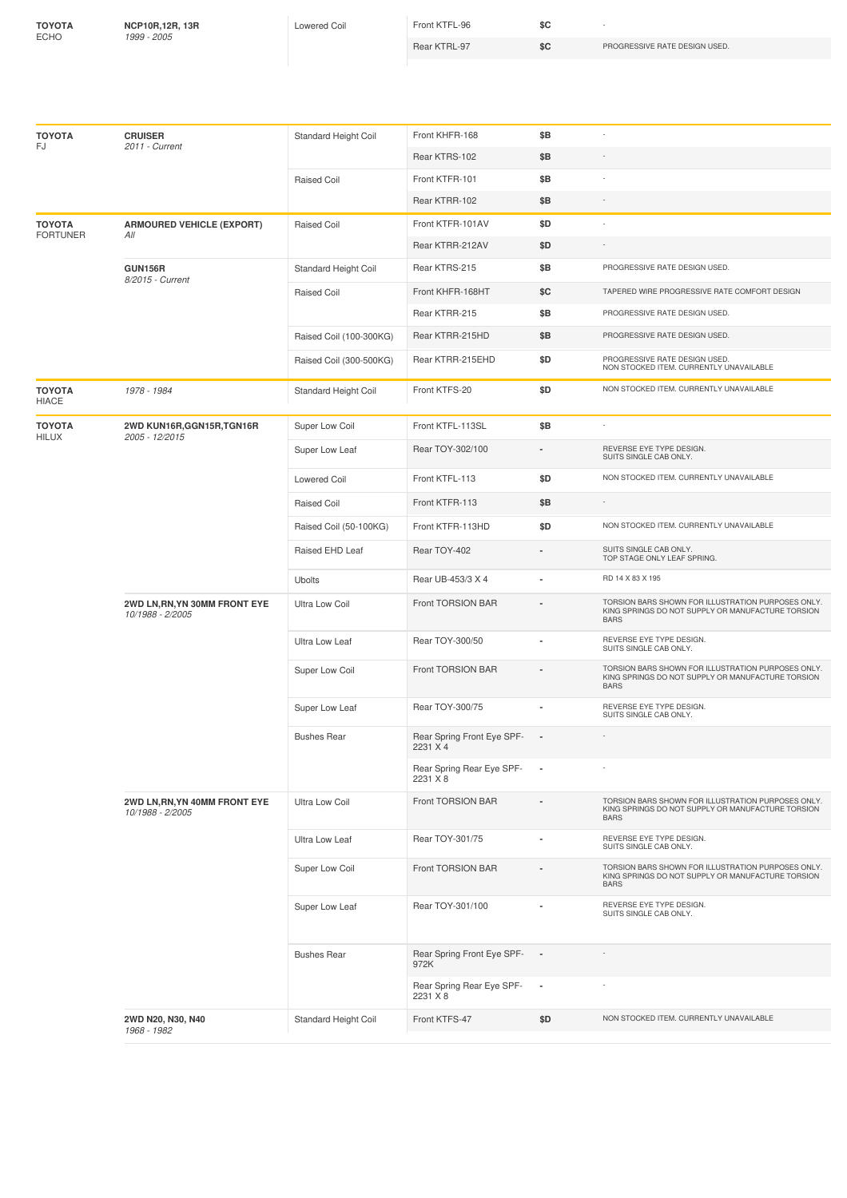| Make | Model | Type | Part | Price | Notes |
|---|---|---|---|---|---|
| **TOYOTA** ECHO | **NCP10R,12R, 13R** *1999 - 2005* | Lowered Coil | Front KTFL-96 | $C | - |
| | | | Rear KTRL-97 | $C | PROGRESSIVE RATE DESIGN USED. |

| Make | Model | Type | Part | Price | Notes |
|---|---|---|---|---|---|
| **TOYOTA** FJ | **CRUISER** *2011 - Current* | Standard Height Coil | Front KHFR-168 | $B | - |
| | | | Rear KTRS-102 | $B | - |
| | | Raised Coil | Front KTFR-101 | $B | - |
| | | | Rear KTRR-102 | $B | - |
| **TOYOTA** FORTUNER | **ARMOURED VEHICLE (EXPORT)** *All* | Raised Coil | Front KTFR-101AV | $D | - |
| | | | Rear KTRR-212AV | $D | - |
| | **GUN156R** *8/2015 - Current* | Standard Height Coil | Rear KTRS-215 | $B | PROGRESSIVE RATE DESIGN USED. |
| | | Raised Coil | Front KHFR-168HT | $C | TAPERED WIRE PROGRESSIVE RATE COMFORT DESIGN |
| | | | Rear KTRR-215 | $B | PROGRESSIVE RATE DESIGN USED. |
| | | Raised Coil (100-300KG) | Rear KTRR-215HD | $B | PROGRESSIVE RATE DESIGN USED. |
| | | Raised Coil (300-500KG) | Rear KTRR-215EHD | $D | PROGRESSIVE RATE DESIGN USED. NON STOCKED ITEM. CURRENTLY UNAVAILABLE |
| **TOYOTA** HIACE | *1978 - 1984* | Standard Height Coil | Front KTFS-20 | $D | NON STOCKED ITEM. CURRENTLY UNAVAILABLE |
| **TOYOTA** HILUX | **2WD KUN16R,GGN15R,TGN16R** *2005 - 12/2015* | Super Low Coil | Front KTFL-113SL | $B | - |
| | | Super Low Leaf | Rear TOY-302/100 | - | REVERSE EYE TYPE DESIGN. SUITS SINGLE CAB ONLY. |
| | | Lowered Coil | Front KTFL-113 | $D | NON STOCKED ITEM. CURRENTLY UNAVAILABLE |
| | | Raised Coil | Front KTFR-113 | $B | - |
| | | Raised Coil (50-100KG) | Front KTFR-113HD | $D | NON STOCKED ITEM. CURRENTLY UNAVAILABLE |
| | | Raised EHD Leaf | Rear TOY-402 | - | SUITS SINGLE CAB ONLY. TOP STAGE ONLY LEAF SPRING. |
| | | Ubolts | Rear UB-453/3 X 4 | - | RD 14 X 83 X 195 |
| | **2WD LN,RN,YN 30MM FRONT EYE** *10/1988 - 2/2005* | Ultra Low Coil | Front TORSION BAR | - | TORSION BARS SHOWN FOR ILLUSTRATION PURPOSES ONLY. KING SPRINGS DO NOT SUPPLY OR MANUFACTURE TORSION BARS |
| | | Ultra Low Leaf | Rear TOY-300/50 | - | REVERSE EYE TYPE DESIGN. SUITS SINGLE CAB ONLY. |
| | | Super Low Coil | Front TORSION BAR | - | TORSION BARS SHOWN FOR ILLUSTRATION PURPOSES ONLY. KING SPRINGS DO NOT SUPPLY OR MANUFACTURE TORSION BARS |
| | | Super Low Leaf | Rear TOY-300/75 | - | REVERSE EYE TYPE DESIGN. SUITS SINGLE CAB ONLY. |
| | | Bushes Rear | Rear Spring Front Eye SPF-2231 X 4 | - | - |
| | | | Rear Spring Rear Eye SPF-2231 X 8 | - | - |
| | **2WD LN,RN,YN 40MM FRONT EYE** *10/1988 - 2/2005* | Ultra Low Coil | Front TORSION BAR | - | TORSION BARS SHOWN FOR ILLUSTRATION PURPOSES ONLY. KING SPRINGS DO NOT SUPPLY OR MANUFACTURE TORSION BARS |
| | | Ultra Low Leaf | Rear TOY-301/75 | - | REVERSE EYE TYPE DESIGN. SUITS SINGLE CAB ONLY. |
| | | Super Low Coil | Front TORSION BAR | - | TORSION BARS SHOWN FOR ILLUSTRATION PURPOSES ONLY. KING SPRINGS DO NOT SUPPLY OR MANUFACTURE TORSION BARS |
| | | Super Low Leaf | Rear TOY-301/100 | - | REVERSE EYE TYPE DESIGN. SUITS SINGLE CAB ONLY. |
| | | Bushes Rear | Rear Spring Front Eye SPF-972K | - | - |
| | | | Rear Spring Rear Eye SPF-2231 X 8 | - | - |
| | **2WD N20, N30, N40** *1968 - 1982* | Standard Height Coil | Front KTFS-47 | $D | NON STOCKED ITEM. CURRENTLY UNAVAILABLE |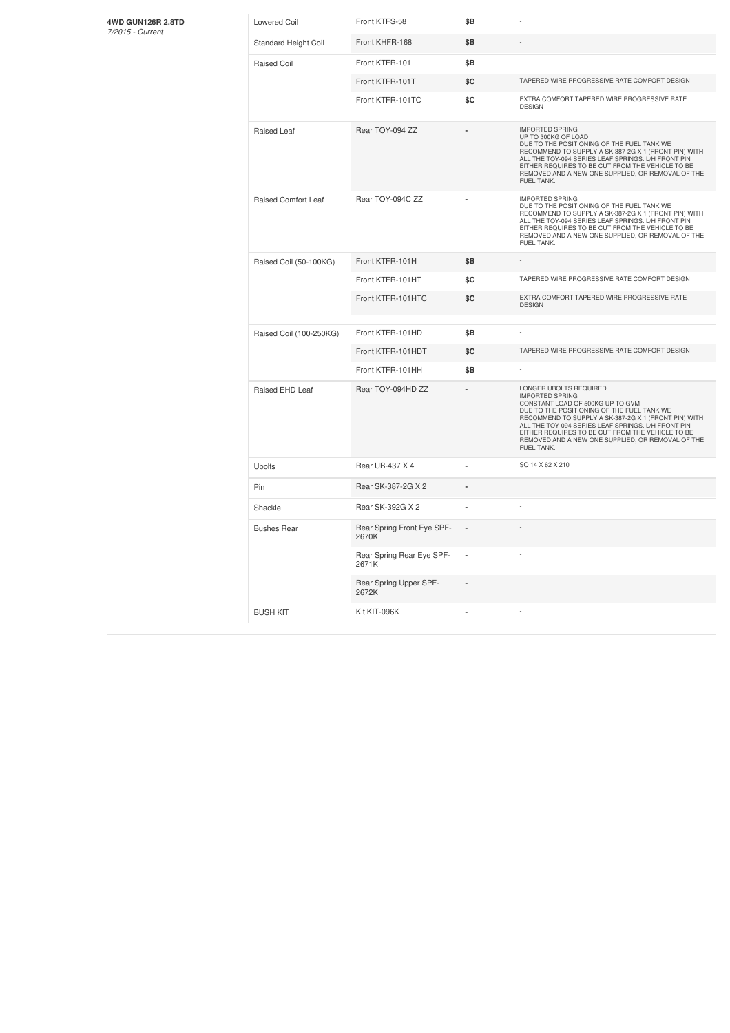**4WD GUN126R 2.8TD**
*7/2015 - Current*

| | | | |
|---|---|---|---|
| Lowered Coil | Front KTFS-58 | $B | - |
| Standard Height Coil | Front KHFR-168 | $B | - |
| Raised Coil | Front KTFR-101 | $B | - |
| | Front KTFR-101T | $C | TAPERED WIRE PROGRESSIVE RATE COMFORT DESIGN |
| | Front KTFR-101TC | $C | EXTRA COMFORT TAPERED WIRE PROGRESSIVE RATE DESIGN |
| Raised Leaf | Rear TOY-094 ZZ | - | IMPORTED SPRING UP TO 300KG OF LOAD DUE TO THE POSITIONING OF THE FUEL TANK WE RECOMMEND TO SUPPLY A SK-387-2G X 1 (FRONT PIN) WITH ALL THE TOY-094 SERIES LEAF SPRINGS. L/H FRONT PIN EITHER REQUIRES TO BE CUT FROM THE VEHICLE TO BE REMOVED AND A NEW ONE SUPPLIED, OR REMOVAL OF THE FUEL TANK. |
| Raised Comfort Leaf | Rear TOY-094C ZZ | - | IMPORTED SPRING DUE TO THE POSITIONING OF THE FUEL TANK WE RECOMMEND TO SUPPLY A SK-387-2G X 1 (FRONT PIN) WITH ALL THE TOY-094 SERIES LEAF SPRINGS. L/H FRONT PIN EITHER REQUIRES TO BE CUT FROM THE VEHICLE TO BE REMOVED AND A NEW ONE SUPPLIED, OR REMOVAL OF THE FUEL TANK. |
| Raised Coil (50-100KG) | Front KTFR-101H | $B | - |
| | Front KTFR-101HT | $C | TAPERED WIRE PROGRESSIVE RATE COMFORT DESIGN |
| | Front KTFR-101HTC | $C | EXTRA COMFORT TAPERED WIRE PROGRESSIVE RATE DESIGN |
| Raised Coil (100-250KG) | Front KTFR-101HD | $B | - |
| | Front KTFR-101HDT | $C | TAPERED WIRE PROGRESSIVE RATE COMFORT DESIGN |
| | Front KTFR-101HH | $B | - |
| Raised EHD Leaf | Rear TOY-094HD ZZ | - | LONGER UBOLTS REQUIRED. IMPORTED SPRING CONSTANT LOAD OF 500KG UP TO GVM DUE TO THE POSITIONING OF THE FUEL TANK WE RECOMMEND TO SUPPLY A SK-387-2G X 1 (FRONT PIN) WITH ALL THE TOY-094 SERIES LEAF SPRINGS. L/H FRONT PIN EITHER REQUIRES TO BE CUT FROM THE VEHICLE TO BE REMOVED AND A NEW ONE SUPPLIED, OR REMOVAL OF THE FUEL TANK. |
| Ubolts | Rear UB-437 X 4 | - | SQ 14 X 62 X 210 |
| Pin | Rear SK-387-2G X 2 | - | - |
| Shackle | Rear SK-392G X 2 | - | - |
| Bushes Rear | Rear Spring Front Eye SPF-2670K | - | - |
| | Rear Spring Rear Eye SPF-2671K | - | - |
| | Rear Spring Upper SPF-2672K | - | - |
| BUSH KIT | Kit KIT-096K | - | - |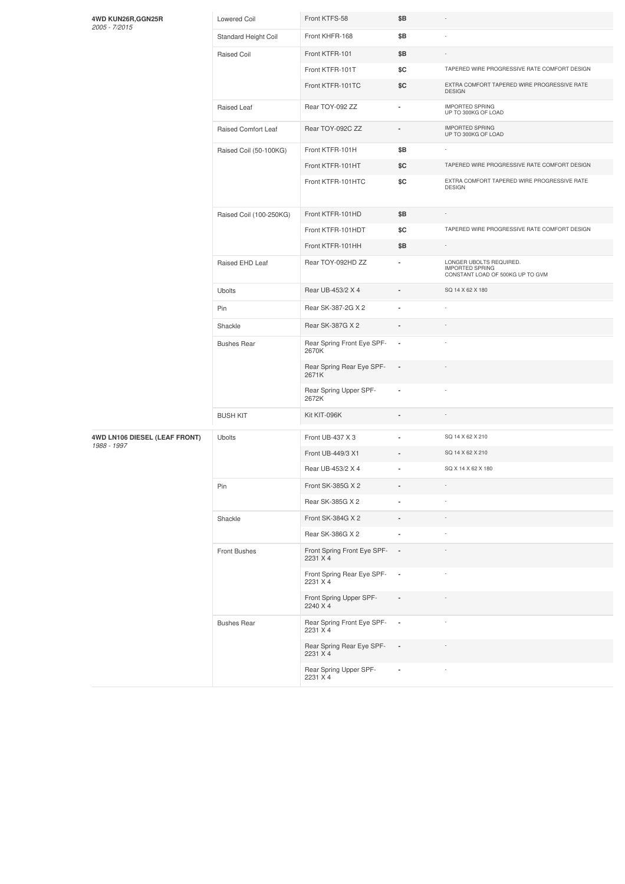| Vehicle | Type | Part | Price | Notes |
|---|---|---|---|---|
| **4WD KUN26R,GGN25R** *2005 - 7/2015* | Lowered Coil | Front KTFS-58 | $B | - |
| | Standard Height Coil | Front KHFR-168 | $B | - |
| | Raised Coil | Front KTFR-101 | $B | - |
| | | Front KTFR-101T | $C | TAPERED WIRE PROGRESSIVE RATE COMFORT DESIGN |
| | | Front KTFR-101TC | $C | EXTRA COMFORT TAPERED WIRE PROGRESSIVE RATE DESIGN |
| | Raised Leaf | Rear TOY-092 ZZ | - | IMPORTED SPRING UP TO 300KG OF LOAD |
| | Raised Comfort Leaf | Rear TOY-092C ZZ | - | IMPORTED SPRING UP TO 300KG OF LOAD |
| | Raised Coil (50-100KG) | Front KTFR-101H | $B | - |
| | | Front KTFR-101HT | $C | TAPERED WIRE PROGRESSIVE RATE COMFORT DESIGN |
| | | Front KTFR-101HTC | $C | EXTRA COMFORT TAPERED WIRE PROGRESSIVE RATE DESIGN |
| | Raised Coil (100-250KG) | Front KTFR-101HD | $B | - |
| | | Front KTFR-101HDT | $C | TAPERED WIRE PROGRESSIVE RATE COMFORT DESIGN |
| | | Front KTFR-101HH | $B | - |
| | Raised EHD Leaf | Rear TOY-092HD ZZ | - | LONGER UBOLTS REQUIRED. IMPORTED SPRING CONSTANT LOAD OF 500KG UP TO GVM |
| | Ubolts | Rear UB-453/2 X 4 | - | SQ 14 X 62 X 180 |
| | Pin | Rear SK-387-2G X 2 | - | - |
| | Shackle | Rear SK-387G X 2 | - | - |
| | Bushes Rear | Rear Spring Front Eye SPF-2670K | - | - |
| | | Rear Spring Rear Eye SPF-2671K | - | - |
| | | Rear Spring Upper SPF-2672K | - | - |
| | BUSH KIT | Kit KIT-096K | - | - |
| **4WD LN106 DIESEL (LEAF FRONT)** *1988 - 1997* | Ubolts | Front UB-437 X 3 | - | SQ 14 X 62 X 210 |
| | | Front UB-449/3 X1 | - | SQ 14 X 62 X 210 |
| | | Rear UB-453/2 X 4 | - | SQ X 14 X 62 X 180 |
| | Pin | Front SK-385G X 2 | - | - |
| | | Rear SK-385G X 2 | - | - |
| | Shackle | Front SK-384G X 2 | - | - |
| | | Rear SK-386G X 2 | - | - |
| | Front Bushes | Front Spring Front Eye SPF-2231 X 4 | - | - |
| | | Front Spring Rear Eye SPF-2231 X 4 | - | - |
| | | Front Spring Upper SPF-2240 X 4 | - | - |
| | Bushes Rear | Rear Spring Front Eye SPF-2231 X 4 | - | - |
| | | Rear Spring Rear Eye SPF-2231 X 4 | - | - |
| | | Rear Spring Upper SPF-2231 X 4 | - | - |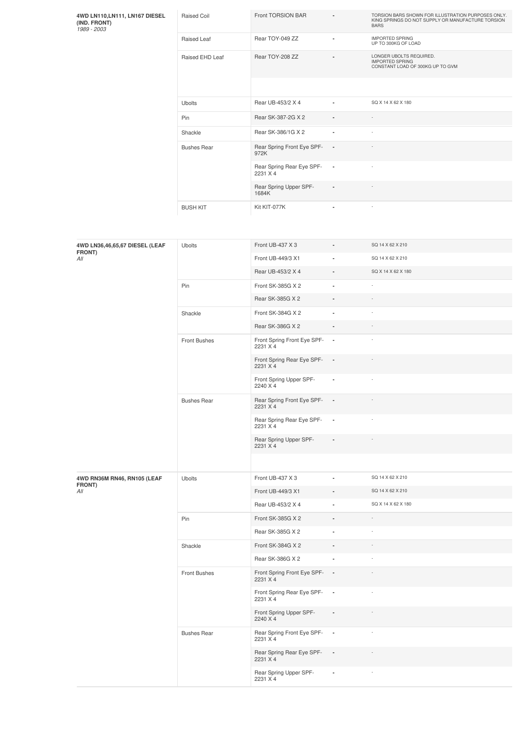| Vehicle | Type | Part | | Notes |
|---|---|---|---|---|
| **4WD LN110,LN111, LN167 DIESEL (IND. FRONT)** *1989 - 2003* | Raised Coil | Front TORSION BAR | - | TORSION BARS SHOWN FOR ILLUSTRATION PURPOSES ONLY. KING SPRINGS DO NOT SUPPLY OR MANUFACTURE TORSION BARS |
| | Raised Leaf | Rear TOY-049 ZZ | - | IMPORTED SPRING UP TO 300KG OF LOAD |
| | Raised EHD Leaf | Rear TOY-208 ZZ | - | LONGER UBOLTS REQUIRED. IMPORTED SPRING CONSTANT LOAD OF 300KG UP TO GVM |
| | Ubolts | Rear UB-453/2 X 4 | - | SQ X 14 X 62 X 180 |
| | Pin | Rear SK-387-2G X 2 | - | - |
| | Shackle | Rear SK-386/1G X 2 | - | - |
| | Bushes Rear | Rear Spring Front Eye SPF-972K | - | - |
| | | Rear Spring Rear Eye SPF-2231 X 4 | - | - |
| | | Rear Spring Upper SPF-1684K | - | - |
| | BUSH KIT | Kit KIT-077K | - | - |

| Vehicle | Type | Part | | Notes |
|---|---|---|---|---|
| **4WD LN36,46,65,67 DIESEL (LEAF FRONT)** *All* | Ubolts | Front UB-437 X 3 | - | SQ 14 X 62 X 210 |
| | | Front UB-449/3 X1 | - | SQ 14 X 62 X 210 |
| | | Rear UB-453/2 X 4 | - | SQ X 14 X 62 X 180 |
| | Pin | Front SK-385G X 2 | - | - |
| | | Rear SK-385G X 2 | - | - |
| | Shackle | Front SK-384G X 2 | - | - |
| | | Rear SK-386G X 2 | - | - |
| | Front Bushes | Front Spring Front Eye SPF-2231 X 4 | - | - |
| | | Front Spring Rear Eye SPF-2231 X 4 | - | - |
| | | Front Spring Upper SPF-2240 X 4 | - | - |
| | Bushes Rear | Rear Spring Front Eye SPF-2231 X 4 | - | - |
| | | Rear Spring Rear Eye SPF-2231 X 4 | - | - |
| | | Rear Spring Upper SPF-2231 X 4 | - | - |
| **4WD RN36M RN46, RN105 (LEAF FRONT)** *All* | Ubolts | Front UB-437 X 3 | - | SQ 14 X 62 X 210 |
| | | Front UB-449/3 X1 | - | SQ 14 X 62 X 210 |
| | | Rear UB-453/2 X 4 | - | SQ X 14 X 62 X 180 |
| | Pin | Front SK-385G X 2 | - | - |
| | | Rear SK-385G X 2 | - | - |
| | Shackle | Front SK-384G X 2 | - | - |
| | | Rear SK-386G X 2 | - | - |
| | Front Bushes | Front Spring Front Eye SPF-2231 X 4 | - | - |
| | | Front Spring Rear Eye SPF-2231 X 4 | - | - |
| | | Front Spring Upper SPF-2240 X 4 | - | - |
| | Bushes Rear | Rear Spring Front Eye SPF-2231 X 4 | - | - |
| | | Rear Spring Rear Eye SPF-2231 X 4 | - | - |
| | | Rear Spring Upper SPF-2231 X 4 | - | - |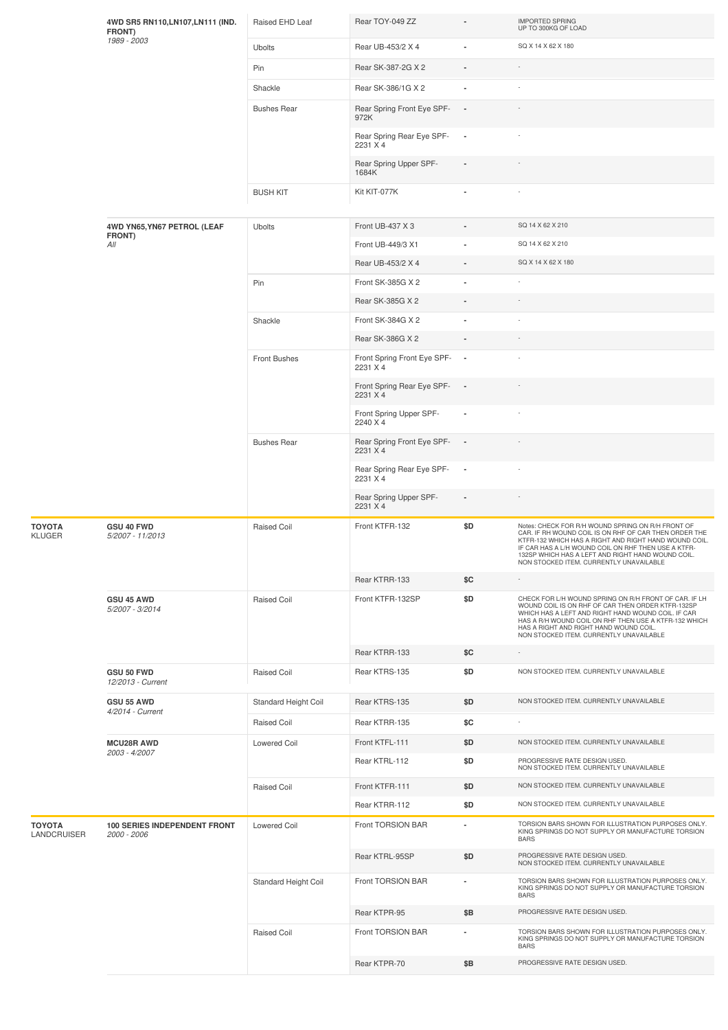| Make | Model | Type | Part | Price | Notes |
|---|---|---|---|---|---|
| | **4WD SR5 RN110,LN107,LN111 (IND. FRONT)** *1989 - 2003* | Raised EHD Leaf | Rear TOY-049 ZZ | - | IMPORTED SPRING UP TO 300KG OF LOAD |
| | | Ubolts | Rear UB-453/2 X 4 | - | SQ X 14 X 62 X 180 |
| | | Pin | Rear SK-387-2G X 2 | - | - |
| | | Shackle | Rear SK-386/1G X 2 | - | - |
| | | Bushes Rear | Rear Spring Front Eye SPF-972K | - | - |
| | | | Rear Spring Rear Eye SPF-2231 X 4 | - | - |
| | | | Rear Spring Upper SPF-1684K | - | - |
| | | BUSH KIT | Kit KIT-077K | - | - |
| | **4WD YN65,YN67 PETROL (LEAF FRONT)** *All* | Ubolts | Front UB-437 X 3 | - | SQ 14 X 62 X 210 |
| | | | Front UB-449/3 X1 | - | SQ 14 X 62 X 210 |
| | | | Rear UB-453/2 X 4 | - | SQ X 14 X 62 X 180 |
| | | Pin | Front SK-385G X 2 | - | - |
| | | | Rear SK-385G X 2 | - | - |
| | | Shackle | Front SK-384G X 2 | - | - |
| | | | Rear SK-386G X 2 | - | - |
| | | Front Bushes | Front Spring Front Eye SPF-2231 X 4 | - | - |
| | | | Front Spring Rear Eye SPF-2231 X 4 | - | - |
| | | | Front Spring Upper SPF-2240 X 4 | - | - |
| | | Bushes Rear | Rear Spring Front Eye SPF-2231 X 4 | - | - |
| | | | Rear Spring Rear Eye SPF-2231 X 4 | - | - |
| | | | Rear Spring Upper SPF-2231 X 4 | - | - |
| **TOYOTA** KLUGER | **GSU 40 FWD** *5/2007 - 11/2013* | Raised Coil | Front KTFR-132 | $D | Notes: CHECK FOR R/H WOUND SPRING ON R/H FRONT OF CAR. IF RH WOUND COIL IS ON RHF OF CAR THEN ORDER THE KTFR-132 WHICH HAS A RIGHT AND RIGHT HAND WOUND COIL. IF CAR HAS A L/H WOUND COIL ON RHF THEN USE A KTFR-132SP WHICH HAS A LEFT AND RIGHT HAND WOUND COIL. NON STOCKED ITEM. CURRENTLY UNAVAILABLE |
| | | | Rear KTRR-133 | $C | - |
| | **GSU 45 AWD** *5/2007 - 3/2014* | Raised Coil | Front KTFR-132SP | $D | CHECK FOR L/H WOUND SPRING ON R/H FRONT OF CAR. IF LH WOUND COIL IS ON RHF OF CAR THEN ORDER KTFR-132SP WHICH HAS A LEFT AND RIGHT HAND WOUND COIL. IF CAR HAS A R/H WOUND COIL ON RHF THEN USE A KTFR-132 WHICH HAS A RIGHT AND RIGHT HAND WOUND COIL. NON STOCKED ITEM. CURRENTLY UNAVAILABLE |
| | | | Rear KTRR-133 | $C | - |
| | **GSU 50 FWD** *12/2013 - Current* | Raised Coil | Rear KTRS-135 | $D | NON STOCKED ITEM. CURRENTLY UNAVAILABLE |
| | **GSU 55 AWD** *4/2014 - Current* | Standard Height Coil | Rear KTRS-135 | $D | NON STOCKED ITEM. CURRENTLY UNAVAILABLE |
| | | Raised Coil | Rear KTRR-135 | $C | - |
| | **MCU28R AWD** *2003 - 4/2007* | Lowered Coil | Front KTFL-111 | $D | NON STOCKED ITEM. CURRENTLY UNAVAILABLE |
| | | | Rear KTRL-112 | $D | PROGRESSIVE RATE DESIGN USED. NON STOCKED ITEM. CURRENTLY UNAVAILABLE |
| | | Raised Coil | Front KTFR-111 | $D | NON STOCKED ITEM. CURRENTLY UNAVAILABLE |
| | | | Rear KTRR-112 | $D | NON STOCKED ITEM. CURRENTLY UNAVAILABLE |
| **TOYOTA** LANDCRUISER | **100 SERIES INDEPENDENT FRONT** *2000 - 2006* | Lowered Coil | Front TORSION BAR | - | TORSION BARS SHOWN FOR ILLUSTRATION PURPOSES ONLY. KING SPRINGS DO NOT SUPPLY OR MANUFACTURE TORSION BARS |
| | | | Rear KTRL-95SP | $D | PROGRESSIVE RATE DESIGN USED. NON STOCKED ITEM. CURRENTLY UNAVAILABLE |
| | | Standard Height Coil | Front TORSION BAR | - | TORSION BARS SHOWN FOR ILLUSTRATION PURPOSES ONLY. KING SPRINGS DO NOT SUPPLY OR MANUFACTURE TORSION BARS |
| | | | Rear KTPR-95 | $B | PROGRESSIVE RATE DESIGN USED. |
| | | Raised Coil | Front TORSION BAR | - | TORSION BARS SHOWN FOR ILLUSTRATION PURPOSES ONLY. KING SPRINGS DO NOT SUPPLY OR MANUFACTURE TORSION BARS |
| | | | Rear KTPR-70 | $B | PROGRESSIVE RATE DESIGN USED. |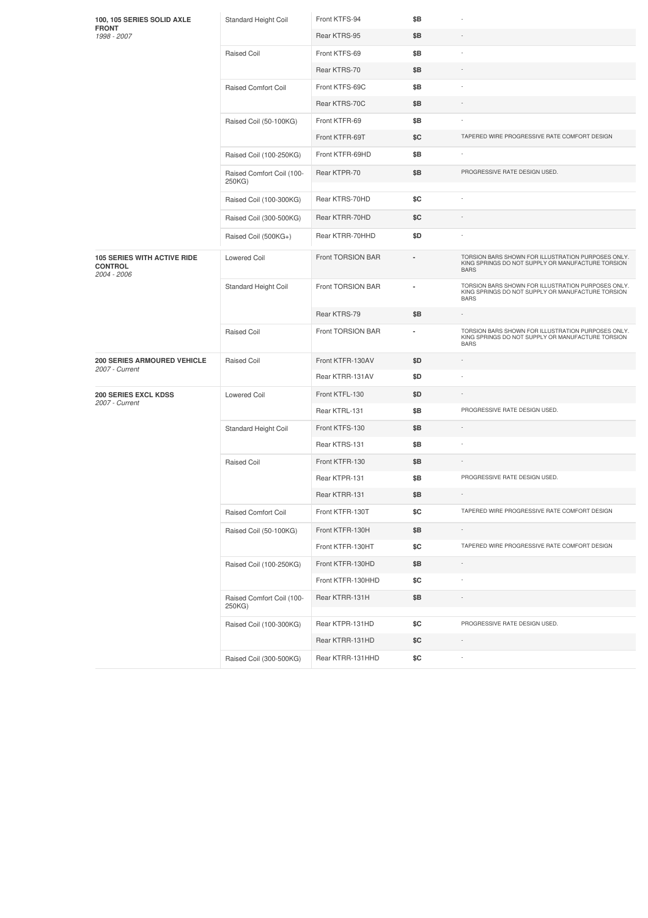| | | | | |
|---|---|---|---|---|
| **100, 105 SERIES SOLID AXLE FRONT** *1998 - 2007* | Standard Height Coil | Front KTFS-94 | $B | - |
| | | Rear KTRS-95 | $B | - |
| | Raised Coil | Front KTFS-69 | $B | - |
| | | Rear KTRS-70 | $B | - |
| | Raised Comfort Coil | Front KTFS-69C | $B | - |
| | | Rear KTRS-70C | $B | - |
| | Raised Coil (50-100KG) | Front KTFR-69 | $B | - |
| | | Front KTFR-69T | $C | TAPERED WIRE PROGRESSIVE RATE COMFORT DESIGN |
| | Raised Coil (100-250KG) | Front KTFR-69HD | $B | - |
| | Raised Comfort Coil (100-250KG) | Rear KTPR-70 | $B | PROGRESSIVE RATE DESIGN USED. |
| | Raised Coil (100-300KG) | Rear KTRS-70HD | $C | - |
| | Raised Coil (300-500KG) | Rear KTRR-70HD | $C | - |
| | Raised Coil (500KG+) | Rear KTRR-70HHD | $D | - |
| **105 SERIES WITH ACTIVE RIDE CONTROL** *2004 - 2006* | Lowered Coil | Front TORSION BAR | - | TORSION BARS SHOWN FOR ILLUSTRATION PURPOSES ONLY. KING SPRINGS DO NOT SUPPLY OR MANUFACTURE TORSION BARS |
| | Standard Height Coil | Front TORSION BAR | - | TORSION BARS SHOWN FOR ILLUSTRATION PURPOSES ONLY. KING SPRINGS DO NOT SUPPLY OR MANUFACTURE TORSION BARS |
| | | Rear KTRS-79 | $B | - |
| | Raised Coil | Front TORSION BAR | - | TORSION BARS SHOWN FOR ILLUSTRATION PURPOSES ONLY. KING SPRINGS DO NOT SUPPLY OR MANUFACTURE TORSION BARS |
| **200 SERIES ARMOURED VEHICLE** *2007 - Current* | Raised Coil | Front KTFR-130AV | $D | - |
| | | Rear KTRR-131AV | $D | - |
| **200 SERIES EXCL KDSS** *2007 - Current* | Lowered Coil | Front KTFL-130 | $D | - |
| | | Rear KTRL-131 | $B | PROGRESSIVE RATE DESIGN USED. |
| | Standard Height Coil | Front KTFS-130 | $B | - |
| | | Rear KTRS-131 | $B | - |
| | Raised Coil | Front KTFR-130 | $B | - |
| | | Rear KTPR-131 | $B | PROGRESSIVE RATE DESIGN USED. |
| | | Rear KTRR-131 | $B | - |
| | Raised Comfort Coil | Front KTFR-130T | $C | TAPERED WIRE PROGRESSIVE RATE COMFORT DESIGN |
| | Raised Coil (50-100KG) | Front KTFR-130H | $B | - |
| | | Front KTFR-130HT | $C | TAPERED WIRE PROGRESSIVE RATE COMFORT DESIGN |
| | Raised Coil (100-250KG) | Front KTFR-130HD | $B | - |
| | | Front KTFR-130HHD | $C | - |
| | Raised Comfort Coil (100-250KG) | Rear KTRR-131H | $B | - |
| | Raised Coil (100-300KG) | Rear KTPR-131HD | $C | PROGRESSIVE RATE DESIGN USED. |
| | | Rear KTRR-131HD | $C | - |
| | Raised Coil (300-500KG) | Rear KTRR-131HHD | $C | - |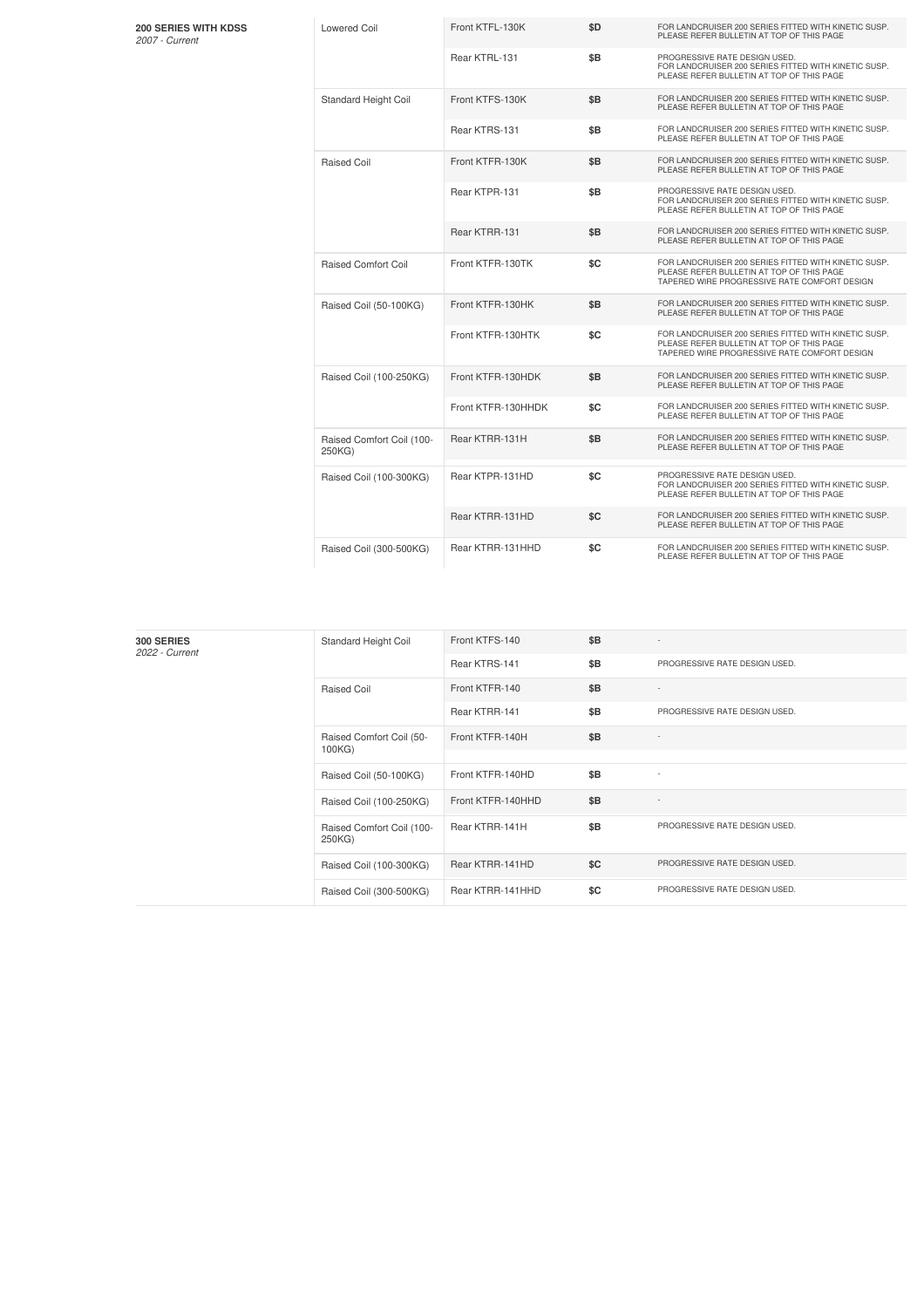| Model | Type | Part | Price | Notes |
|---|---|---|---|---|
| **200 SERIES WITH KDSS**<br>*2007 - Current* | Lowered Coil | Front KTFL-130K | $D | FOR LANDCRUISER 200 SERIES FITTED WITH KINETIC SUSP. PLEASE REFER BULLETIN AT TOP OF THIS PAGE |
| | | Rear KTRL-131 | $B | PROGRESSIVE RATE DESIGN USED. FOR LANDCRUISER 200 SERIES FITTED WITH KINETIC SUSP. PLEASE REFER BULLETIN AT TOP OF THIS PAGE |
| | Standard Height Coil | Front KTFS-130K | $B | FOR LANDCRUISER 200 SERIES FITTED WITH KINETIC SUSP. PLEASE REFER BULLETIN AT TOP OF THIS PAGE |
| | | Rear KTRS-131 | $B | FOR LANDCRUISER 200 SERIES FITTED WITH KINETIC SUSP. PLEASE REFER BULLETIN AT TOP OF THIS PAGE |
| | Raised Coil | Front KTFR-130K | $B | FOR LANDCRUISER 200 SERIES FITTED WITH KINETIC SUSP. PLEASE REFER BULLETIN AT TOP OF THIS PAGE |
| | | Rear KTPR-131 | $B | PROGRESSIVE RATE DESIGN USED. FOR LANDCRUISER 200 SERIES FITTED WITH KINETIC SUSP. PLEASE REFER BULLETIN AT TOP OF THIS PAGE |
| | | Rear KTRR-131 | $B | FOR LANDCRUISER 200 SERIES FITTED WITH KINETIC SUSP. PLEASE REFER BULLETIN AT TOP OF THIS PAGE |
| | Raised Comfort Coil | Front KTFR-130TK | $C | FOR LANDCRUISER 200 SERIES FITTED WITH KINETIC SUSP. PLEASE REFER BULLETIN AT TOP OF THIS PAGE TAPERED WIRE PROGRESSIVE RATE COMFORT DESIGN |
| | Raised Coil (50-100KG) | Front KTFR-130HK | $B | FOR LANDCRUISER 200 SERIES FITTED WITH KINETIC SUSP. PLEASE REFER BULLETIN AT TOP OF THIS PAGE |
| | | Front KTFR-130HTK | $C | FOR LANDCRUISER 200 SERIES FITTED WITH KINETIC SUSP. PLEASE REFER BULLETIN AT TOP OF THIS PAGE TAPERED WIRE PROGRESSIVE RATE COMFORT DESIGN |
| | Raised Coil (100-250KG) | Front KTFR-130HDK | $B | FOR LANDCRUISER 200 SERIES FITTED WITH KINETIC SUSP. PLEASE REFER BULLETIN AT TOP OF THIS PAGE |
| | | Front KTFR-130HHDK | $C | FOR LANDCRUISER 200 SERIES FITTED WITH KINETIC SUSP. PLEASE REFER BULLETIN AT TOP OF THIS PAGE |
| | Raised Comfort Coil (100-250KG) | Rear KTRR-131H | $B | FOR LANDCRUISER 200 SERIES FITTED WITH KINETIC SUSP. PLEASE REFER BULLETIN AT TOP OF THIS PAGE |
| | Raised Coil (100-300KG) | Rear KTPR-131HD | $C | PROGRESSIVE RATE DESIGN USED. FOR LANDCRUISER 200 SERIES FITTED WITH KINETIC SUSP. PLEASE REFER BULLETIN AT TOP OF THIS PAGE |
| | | Rear KTRR-131HD | $C | FOR LANDCRUISER 200 SERIES FITTED WITH KINETIC SUSP. PLEASE REFER BULLETIN AT TOP OF THIS PAGE |
| | Raised Coil (300-500KG) | Rear KTRR-131HHD | $C | FOR LANDCRUISER 200 SERIES FITTED WITH KINETIC SUSP. PLEASE REFER BULLETIN AT TOP OF THIS PAGE |

| Model | Type | Part | Price | Notes |
|---|---|---|---|---|
| **300 SERIES**<br>*2022 - Current* | Standard Height Coil | Front KTFS-140 | $B | - |
| | | Rear KTRS-141 | $B | PROGRESSIVE RATE DESIGN USED. |
| | Raised Coil | Front KTFR-140 | $B | - |
| | | Rear KTRR-141 | $B | PROGRESSIVE RATE DESIGN USED. |
| | Raised Comfort Coil (50-100KG) | Front KTFR-140H | $B | - |
| | Raised Coil (50-100KG) | Front KTFR-140HD | $B | - |
| | Raised Coil (100-250KG) | Front KTFR-140HHD | $B | - |
| | Raised Comfort Coil (100-250KG) | Rear KTRR-141H | $B | PROGRESSIVE RATE DESIGN USED. |
| | Raised Coil (100-300KG) | Rear KTRR-141HD | $C | PROGRESSIVE RATE DESIGN USED. |
| | Raised Coil (300-500KG) | Rear KTRR-141HHD | $C | PROGRESSIVE RATE DESIGN USED. |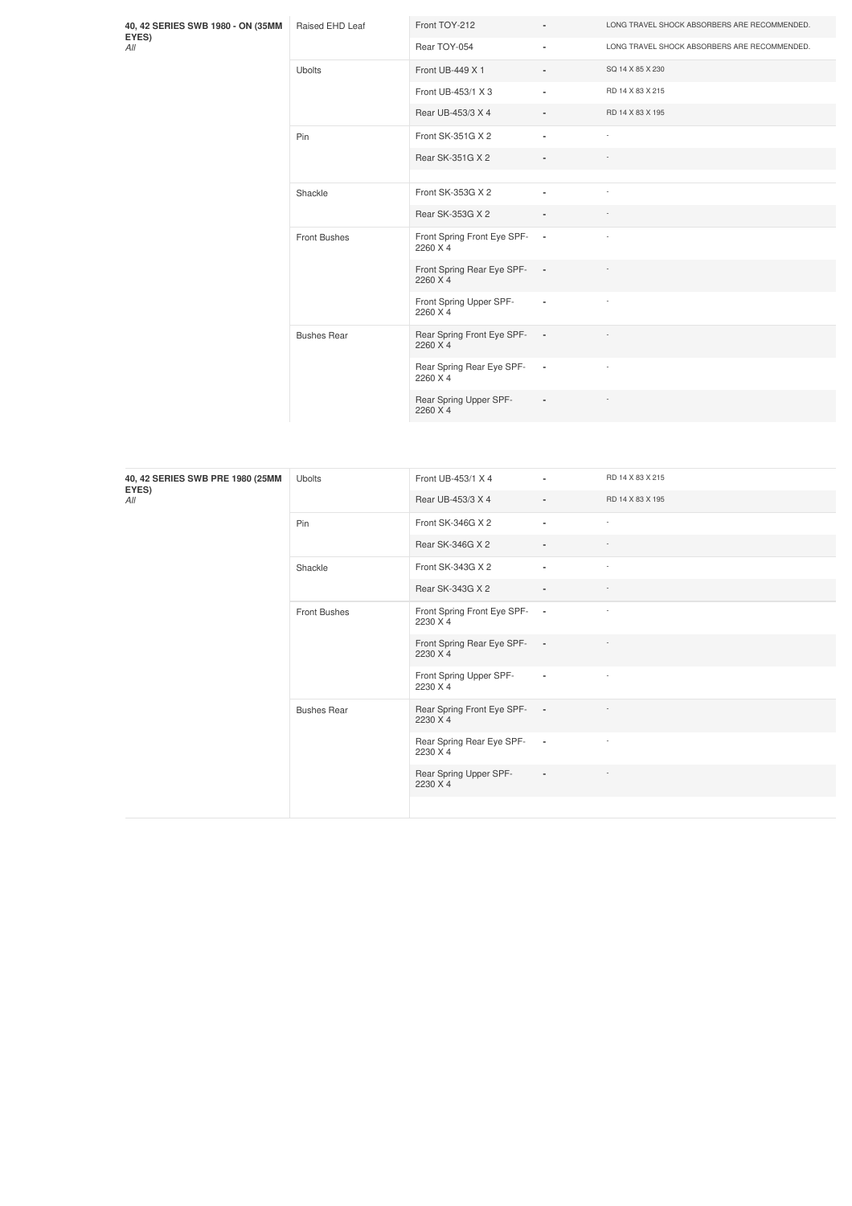| 40, 42 SERIES SWB 1980 - ON (35MM EYES) *All* | Raised EHD Leaf | Front TOY-212 | - | LONG TRAVEL SHOCK ABSORBERS ARE RECOMMENDED. |
|---|---|---|---|---|
| | | Rear TOY-054 | - | LONG TRAVEL SHOCK ABSORBERS ARE RECOMMENDED. |
| | Ubolts | Front UB-449 X 1 | - | SQ 14 X 85 X 230 |
| | | Front UB-453/1 X 3 | - | RD 14 X 83 X 215 |
| | | Rear UB-453/3 X 4 | - | RD 14 X 83 X 195 |
| | Pin | Front SK-351G X 2 | - | - |
| | | Rear SK-351G X 2 | - | - |
| | Shackle | Front SK-353G X 2 | - | - |
| | | Rear SK-353G X 2 | - | - |
| | Front Bushes | Front Spring Front Eye SPF-2260 X 4 | - | - |
| | | Front Spring Rear Eye SPF-2260 X 4 | - | - |
| | | Front Spring Upper SPF-2260 X 4 | - | - |
| | Bushes Rear | Rear Spring Front Eye SPF-2260 X 4 | - | - |
| | | Rear Spring Rear Eye SPF-2260 X 4 | - | - |
| | | Rear Spring Upper SPF-2260 X 4 | - | - |

| 40, 42 SERIES SWB PRE 1980 (25MM EYES) *All* | Ubolts | Front UB-453/1 X 4 | - | RD 14 X 83 X 215 |
|---|---|---|---|---|
| | | Rear UB-453/3 X 4 | - | RD 14 X 83 X 195 |
| | Pin | Front SK-346G X 2 | - | - |
| | | Rear SK-346G X 2 | - | - |
| | Shackle | Front SK-343G X 2 | - | - |
| | | Rear SK-343G X 2 | - | - |
| | Front Bushes | Front Spring Front Eye SPF-2230 X 4 | - | - |
| | | Front Spring Rear Eye SPF-2230 X 4 | - | - |
| | | Front Spring Upper SPF-2230 X 4 | - | - |
| | Bushes Rear | Rear Spring Front Eye SPF-2230 X 4 | - | - |
| | | Rear Spring Rear Eye SPF-2230 X 4 | - | - |
| | | Rear Spring Upper SPF-2230 X 4 | - | - |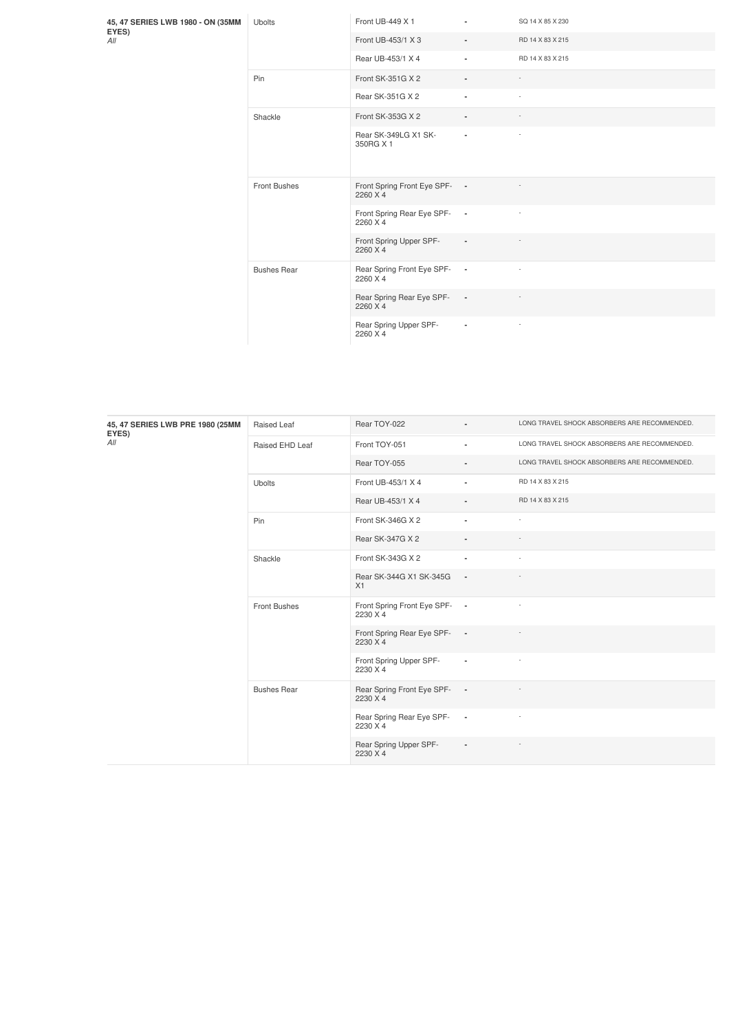| 45, 47 SERIES LWB 1980 - ON (35MM EYES) *All* | | | | |
|---|---|---|---|---|
| | Ubolts | Front UB-449 X 1 | - | SQ 14 X 85 X 230 |
| | | Front UB-453/1 X 3 | - | RD 14 X 83 X 215 |
| | | Rear UB-453/1 X 4 | - | RD 14 X 83 X 215 |
| | Pin | Front SK-351G X 2 | - | - |
| | | Rear SK-351G X 2 | - | - |
| | Shackle | Front SK-353G X 2 | - | - |
| | | Rear SK-349LG X1 SK-350RG X 1 | - | - |
| | Front Bushes | Front Spring Front Eye SPF-2260 X 4 | - | - |
| | | Front Spring Rear Eye SPF-2260 X 4 | - | - |
| | | Front Spring Upper SPF-2260 X 4 | - | - |
| | Bushes Rear | Rear Spring Front Eye SPF-2260 X 4 | - | - |
| | | Rear Spring Rear Eye SPF-2260 X 4 | - | - |
| | | Rear Spring Upper SPF-2260 X 4 | - | - |

| 45, 47 SERIES LWB PRE 1980 (25MM EYES) *All* | | | | |
|---|---|---|---|---|
| | Raised Leaf | Rear TOY-022 | - | LONG TRAVEL SHOCK ABSORBERS ARE RECOMMENDED. |
| | Raised EHD Leaf | Front TOY-051 | - | LONG TRAVEL SHOCK ABSORBERS ARE RECOMMENDED. |
| | | Rear TOY-055 | - | LONG TRAVEL SHOCK ABSORBERS ARE RECOMMENDED. |
| | Ubolts | Front UB-453/1 X 4 | - | RD 14 X 83 X 215 |
| | | Rear UB-453/1 X 4 | - | RD 14 X 83 X 215 |
| | Pin | Front SK-346G X 2 | - | - |
| | | Rear SK-347G X 2 | - | - |
| | Shackle | Front SK-343G X 2 | - | - |
| | | Rear SK-344G X1 SK-345G X1 | - | - |
| | Front Bushes | Front Spring Front Eye SPF-2230 X 4 | - | - |
| | | Front Spring Rear Eye SPF-2230 X 4 | - | - |
| | | Front Spring Upper SPF-2230 X 4 | - | - |
| | Bushes Rear | Rear Spring Front Eye SPF-2230 X 4 | - | - |
| | | Rear Spring Rear Eye SPF-2230 X 4 | - | - |
| | | Rear Spring Upper SPF-2230 X 4 | - | - |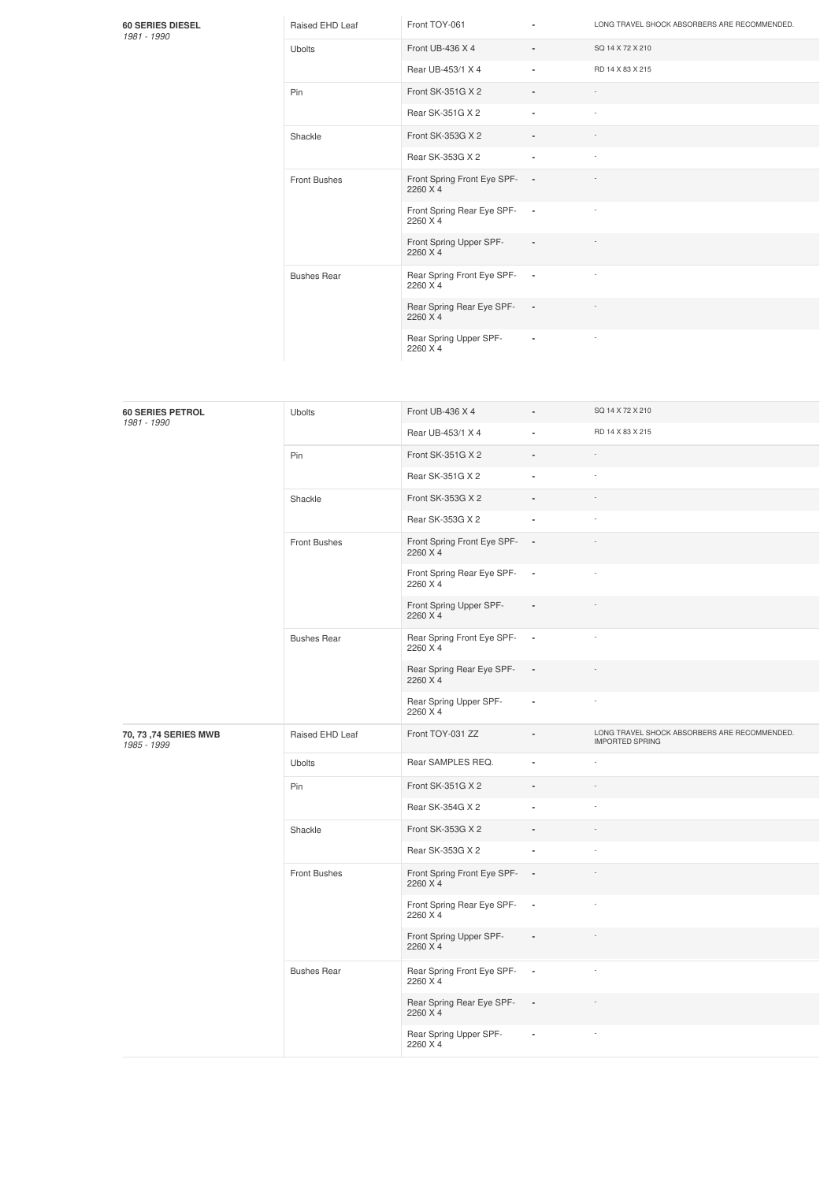| Vehicle | Component | Part | Qty | Notes |
| --- | --- | --- | --- | --- |
| **60 SERIES DIESEL** *1981 - 1990* | Raised EHD Leaf | Front TOY-061 | - | LONG TRAVEL SHOCK ABSORBERS ARE RECOMMENDED. |
| | Ubolts | Front UB-436 X 4 | - | SQ 14 X 72 X 210 |
| | | Rear UB-453/1 X 4 | - | RD 14 X 83 X 215 |
| | Pin | Front SK-351G X 2 | - | - |
| | | Rear SK-351G X 2 | - | - |
| | Shackle | Front SK-353G X 2 | - | - |
| | | Rear SK-353G X 2 | - | - |
| | Front Bushes | Front Spring Front Eye SPF-2260 X 4 | - | - |
| | | Front Spring Rear Eye SPF-2260 X 4 | - | - |
| | | Front Spring Upper SPF-2260 X 4 | - | - |
| | Bushes Rear | Rear Spring Front Eye SPF-2260 X 4 | - | - |
| | | Rear Spring Rear Eye SPF-2260 X 4 | - | - |
| | | Rear Spring Upper SPF-2260 X 4 | - | - |

| Vehicle | Component | Part | Qty | Notes |
| --- | --- | --- | --- | --- |
| **60 SERIES PETROL** *1981 - 1990* | Ubolts | Front UB-436 X 4 | - | SQ 14 X 72 X 210 |
| | | Rear UB-453/1 X 4 | - | RD 14 X 83 X 215 |
| | Pin | Front SK-351G X 2 | - | - |
| | | Rear SK-351G X 2 | - | - |
| | Shackle | Front SK-353G X 2 | - | - |
| | | Rear SK-353G X 2 | - | - |
| | Front Bushes | Front Spring Front Eye SPF-2260 X 4 | - | - |
| | | Front Spring Rear Eye SPF-2260 X 4 | - | - |
| | | Front Spring Upper SPF-2260 X 4 | - | - |
| | Bushes Rear | Rear Spring Front Eye SPF-2260 X 4 | - | - |
| | | Rear Spring Rear Eye SPF-2260 X 4 | - | - |
| | | Rear Spring Upper SPF-2260 X 4 | - | - |
| **70, 73 ,74 SERIES MWB** *1985 - 1999* | Raised EHD Leaf | Front TOY-031 ZZ | - | LONG TRAVEL SHOCK ABSORBERS ARE RECOMMENDED. IMPORTED SPRING |
| | Ubolts | Rear SAMPLES REQ. | - | - |
| | Pin | Front SK-351G X 2 | - | - |
| | | Rear SK-354G X 2 | - | - |
| | Shackle | Front SK-353G X 2 | - | - |
| | | Rear SK-353G X 2 | - | - |
| | Front Bushes | Front Spring Front Eye SPF-2260 X 4 | - | - |
| | | Front Spring Rear Eye SPF-2260 X 4 | - | - |
| | | Front Spring Upper SPF-2260 X 4 | - | - |
| | Bushes Rear | Rear Spring Front Eye SPF-2260 X 4 | - | - |
| | | Rear Spring Rear Eye SPF-2260 X 4 | - | - |
| | | Rear Spring Upper SPF-2260 X 4 | - | - |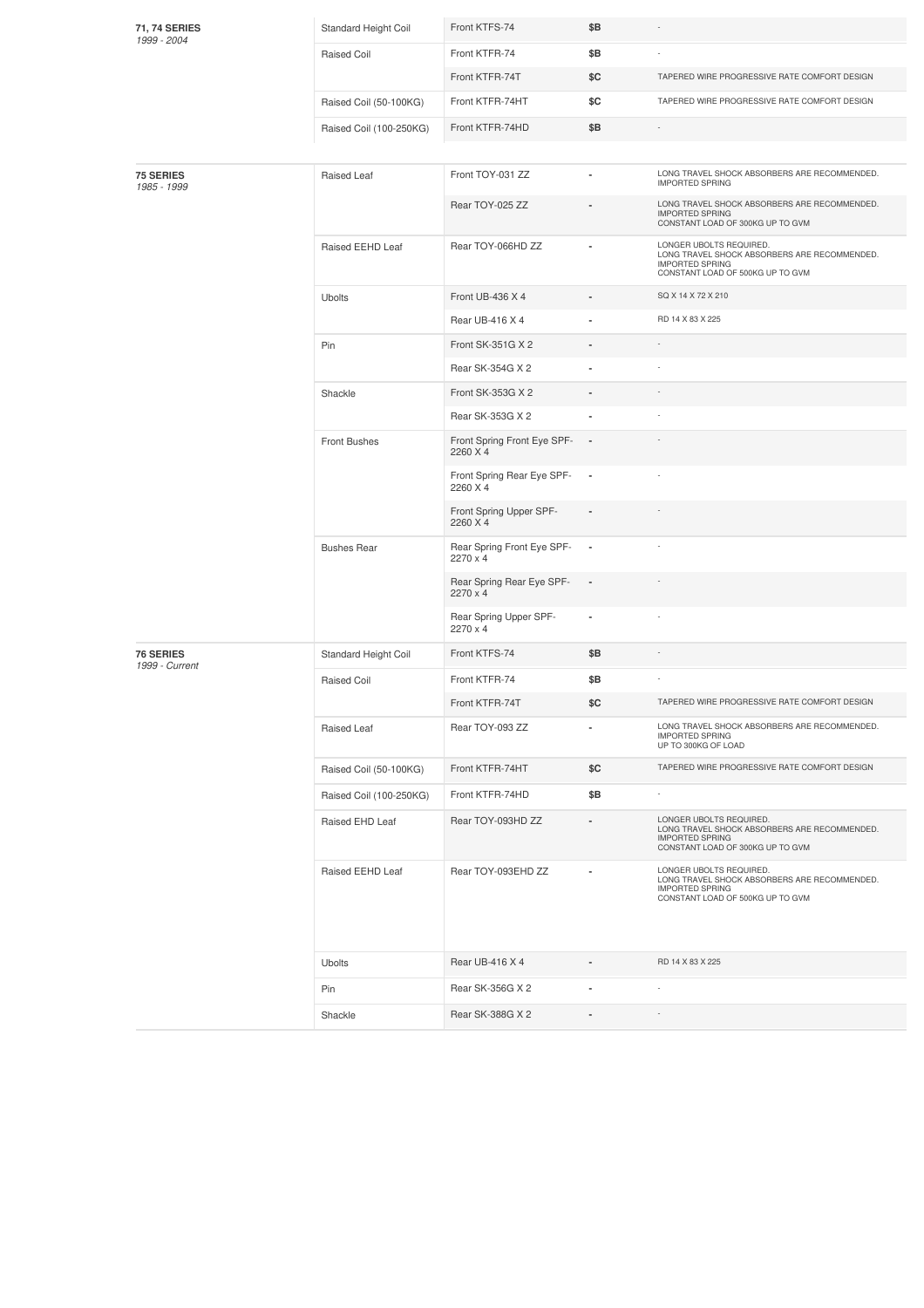| | | | | |
|---|---|---|---|---|
| **71, 74 SERIES** *1999 - 2004* | Standard Height Coil | Front KTFS-74 | $B | - |
| | Raised Coil | Front KTFR-74 | $B | - |
| | | Front KTFR-74T | $C | TAPERED WIRE PROGRESSIVE RATE COMFORT DESIGN |
| | Raised Coil (50-100KG) | Front KTFR-74HT | $C | TAPERED WIRE PROGRESSIVE RATE COMFORT DESIGN |
| | Raised Coil (100-250KG) | Front KTFR-74HD | $B | - |

| | | | | |
|---|---|---|---|---|
| **75 SERIES** *1985 - 1999* | Raised Leaf | Front TOY-031 ZZ | - | LONG TRAVEL SHOCK ABSORBERS ARE RECOMMENDED. IMPORTED SPRING |
| | | Rear TOY-025 ZZ | - | LONG TRAVEL SHOCK ABSORBERS ARE RECOMMENDED. IMPORTED SPRING CONSTANT LOAD OF 300KG UP TO GVM |
| | Raised EEHD Leaf | Rear TOY-066HD ZZ | - | LONGER UBOLTS REQUIRED. LONG TRAVEL SHOCK ABSORBERS ARE RECOMMENDED. IMPORTED SPRING CONSTANT LOAD OF 500KG UP TO GVM |
| | Ubolts | Front UB-436 X 4 | - | SQ X 14 X 72 X 210 |
| | | Rear UB-416 X 4 | - | RD 14 X 83 X 225 |
| | Pin | Front SK-351G X 2 | - | - |
| | | Rear SK-354G X 2 | - | - |
| | Shackle | Front SK-353G X 2 | - | - |
| | | Rear SK-353G X 2 | - | - |
| | Front Bushes | Front Spring Front Eye SPF-2260 X 4 | - | - |
| | | Front Spring Rear Eye SPF-2260 X 4 | - | - |
| | | Front Spring Upper SPF-2260 X 4 | - | - |
| | Bushes Rear | Rear Spring Front Eye SPF-2270 x 4 | - | - |
| | | Rear Spring Rear Eye SPF-2270 x 4 | - | - |
| | | Rear Spring Upper SPF-2270 x 4 | - | - |
| **76 SERIES** *1999 - Current* | Standard Height Coil | Front KTFS-74 | $B | - |
| | Raised Coil | Front KTFR-74 | $B | - |
| | | Front KTFR-74T | $C | TAPERED WIRE PROGRESSIVE RATE COMFORT DESIGN |
| | Raised Leaf | Rear TOY-093 ZZ | - | LONG TRAVEL SHOCK ABSORBERS ARE RECOMMENDED. IMPORTED SPRING UP TO 300KG OF LOAD |
| | Raised Coil (50-100KG) | Front KTFR-74HT | $C | TAPERED WIRE PROGRESSIVE RATE COMFORT DESIGN |
| | Raised Coil (100-250KG) | Front KTFR-74HD | $B | - |
| | Raised EHD Leaf | Rear TOY-093HD ZZ | - | LONGER UBOLTS REQUIRED. LONG TRAVEL SHOCK ABSORBERS ARE RECOMMENDED. IMPORTED SPRING CONSTANT LOAD OF 300KG UP TO GVM |
| | Raised EEHD Leaf | Rear TOY-093EHD ZZ | - | LONGER UBOLTS REQUIRED. LONG TRAVEL SHOCK ABSORBERS ARE RECOMMENDED. IMPORTED SPRING CONSTANT LOAD OF 500KG UP TO GVM |
| | Ubolts | Rear UB-416 X 4 | - | RD 14 X 83 X 225 |
| | Pin | Rear SK-356G X 2 | - | - |
| | Shackle | Rear SK-388G X 2 | - | - |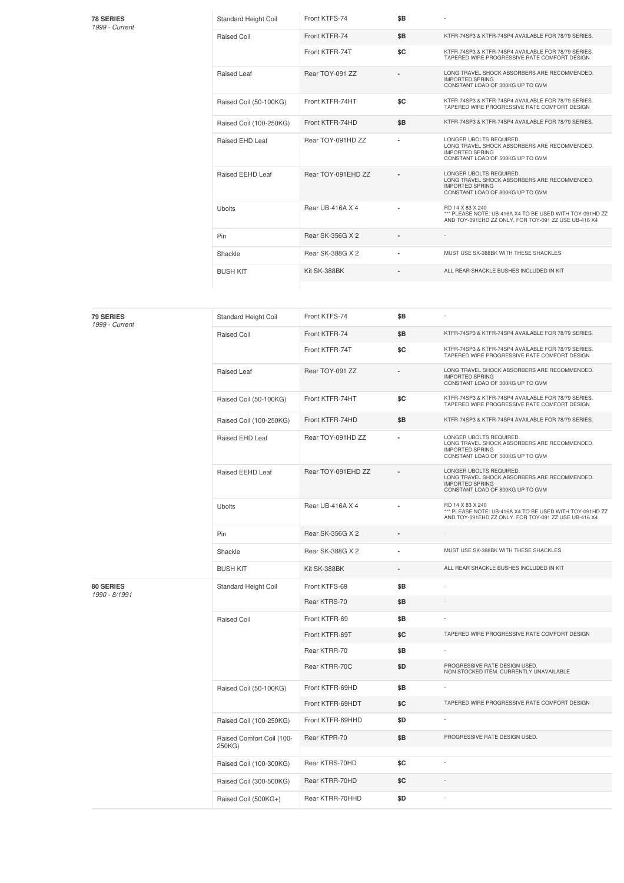| | | | | |
|---|---|---|---|---|
| **78 SERIES** *1999 - Current* | Standard Height Coil | Front KTFS-74 | $B | - |
| | Raised Coil | Front KTFR-74 | $B | KTFR-74SP3 & KTFR-74SP4 AVAILABLE FOR 78/79 SERIES. |
| | | Front KTFR-74T | $C | KTFR-74SP3 & KTFR-74SP4 AVAILABLE FOR 78/79 SERIES. TAPERED WIRE PROGRESSIVE RATE COMFORT DESIGN |
| | Raised Leaf | Rear TOY-091 ZZ | - | LONG TRAVEL SHOCK ABSORBERS ARE RECOMMENDED. IMPORTED SPRING CONSTANT LOAD OF 300KG UP TO GVM |
| | Raised Coil (50-100KG) | Front KTFR-74HT | $C | KTFR-74SP3 & KTFR-74SP4 AVAILABLE FOR 78/79 SERIES. TAPERED WIRE PROGRESSIVE RATE COMFORT DESIGN |
| | Raised Coil (100-250KG) | Front KTFR-74HD | $B | KTFR-74SP3 & KTFR-74SP4 AVAILABLE FOR 78/79 SERIES. |
| | Raised EHD Leaf | Rear TOY-091HD ZZ | - | LONGER UBOLTS REQUIRED. LONG TRAVEL SHOCK ABSORBERS ARE RECOMMENDED. IMPORTED SPRING CONSTANT LOAD OF 500KG UP TO GVM |
| | Raised EEHD Leaf | Rear TOY-091EHD ZZ | - | LONGER UBOLTS REQUIRED. LONG TRAVEL SHOCK ABSORBERS ARE RECOMMENDED. IMPORTED SPRING CONSTANT LOAD OF 800KG UP TO GVM |
| | Ubolts | Rear UB-416A X 4 | - | RD 14 X 83 X 240 *** PLEASE NOTE: UB-416A X4 TO BE USED WITH TOY-091HD ZZ AND TOY-091EHD ZZ ONLY. FOR TOY-091 ZZ USE UB-416 X4 |
| | Pin | Rear SK-356G X 2 | - | - |
| | Shackle | Rear SK-388G X 2 | - | MUST USE SK-388BK WITH THESE SHACKLES |
| | BUSH KIT | Kit SK-388BK | - | ALL REAR SHACKLE BUSHES INCLUDED IN KIT |

| | | | | |
|---|---|---|---|---|
| **79 SERIES** *1999 - Current* | Standard Height Coil | Front KTFS-74 | $B | - |
| | Raised Coil | Front KTFR-74 | $B | KTFR-74SP3 & KTFR-74SP4 AVAILABLE FOR 78/79 SERIES. |
| | | Front KTFR-74T | $C | KTFR-74SP3 & KTFR-74SP4 AVAILABLE FOR 78/79 SERIES. TAPERED WIRE PROGRESSIVE RATE COMFORT DESIGN |
| | Raised Leaf | Rear TOY-091 ZZ | - | LONG TRAVEL SHOCK ABSORBERS ARE RECOMMENDED. IMPORTED SPRING CONSTANT LOAD OF 300KG UP TO GVM |
| | Raised Coil (50-100KG) | Front KTFR-74HT | $C | KTFR-74SP3 & KTFR-74SP4 AVAILABLE FOR 78/79 SERIES. TAPERED WIRE PROGRESSIVE RATE COMFORT DESIGN |
| | Raised Coil (100-250KG) | Front KTFR-74HD | $B | KTFR-74SP3 & KTFR-74SP4 AVAILABLE FOR 78/79 SERIES. |
| | Raised EHD Leaf | Rear TOY-091HD ZZ | - | LONGER UBOLTS REQUIRED. LONG TRAVEL SHOCK ABSORBERS ARE RECOMMENDED. IMPORTED SPRING CONSTANT LOAD OF 500KG UP TO GVM |
| | Raised EEHD Leaf | Rear TOY-091EHD ZZ | - | LONGER UBOLTS REQUIRED. LONG TRAVEL SHOCK ABSORBERS ARE RECOMMENDED. IMPORTED SPRING CONSTANT LOAD OF 800KG UP TO GVM |
| | Ubolts | Rear UB-416A X 4 | - | RD 14 X 83 X 240 *** PLEASE NOTE: UB-416A X4 TO BE USED WITH TOY-091HD ZZ AND TOY-091EHD ZZ ONLY. FOR TOY-091 ZZ USE UB-416 X4 |
| | Pin | Rear SK-356G X 2 | - | - |
| | Shackle | Rear SK-388G X 2 | - | MUST USE SK-388BK WITH THESE SHACKLES |
| | BUSH KIT | Kit SK-388BK | - | ALL REAR SHACKLE BUSHES INCLUDED IN KIT |
| **80 SERIES** *1990 - 8/1991* | Standard Height Coil | Front KTFS-69 | $B | - |
| | | Rear KTRS-70 | $B | - |
| | Raised Coil | Front KTFR-69 | $B | - |
| | | Front KTFR-69T | $C | TAPERED WIRE PROGRESSIVE RATE COMFORT DESIGN |
| | | Rear KTRR-70 | $B | - |
| | | Rear KTRR-70C | $D | PROGRESSIVE RATE DESIGN USED. NON STOCKED ITEM. CURRENTLY UNAVAILABLE |
| | Raised Coil (50-100KG) | Front KTFR-69HD | $B | - |
| | | Front KTFR-69HDT | $C | TAPERED WIRE PROGRESSIVE RATE COMFORT DESIGN |
| | Raised Coil (100-250KG) | Front KTFR-69HHD | $D | - |
| | Raised Comfort Coil (100-250KG) | Rear KTPR-70 | $B | PROGRESSIVE RATE DESIGN USED. |
| | Raised Coil (100-300KG) | Rear KTRS-70HD | $C | - |
| | Raised Coil (300-500KG) | Rear KTRR-70HD | $C | - |
| | Raised Coil (500KG+) | Rear KTRR-70HHD | $D | - |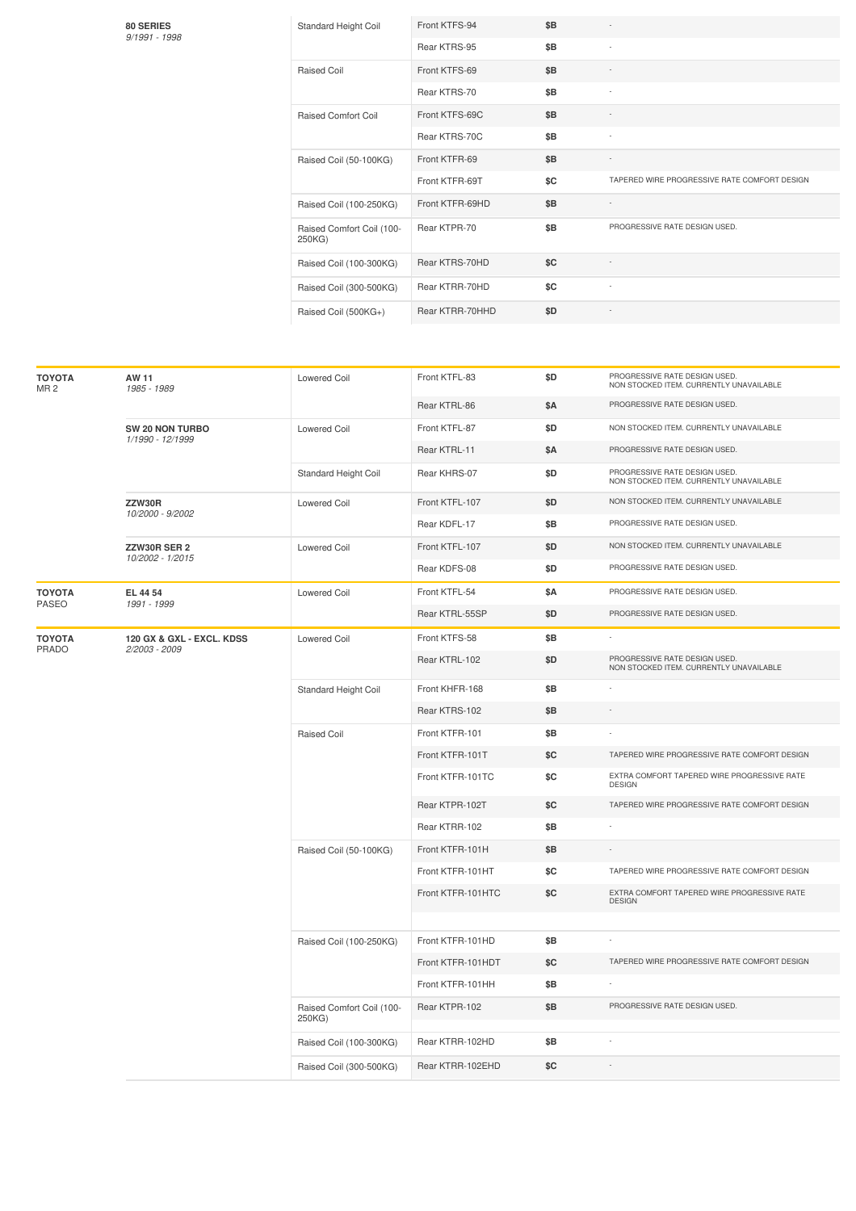| Make/Model | Series | Type | Part | Price | Notes |
|---|---|---|---|---|---|
| | **80 SERIES** *9/1991 - 1998* | Standard Height Coil | Front KTFS-94 | $B | - |
| | | | Rear KTRS-95 | $B | - |
| | | Raised Coil | Front KTFS-69 | $B | - |
| | | | Rear KTRS-70 | $B | - |
| | | Raised Comfort Coil | Front KTFS-69C | $B | - |
| | | | Rear KTRS-70C | $B | - |
| | | Raised Coil (50-100KG) | Front KTFR-69 | $B | - |
| | | | Front KTFR-69T | $C | TAPERED WIRE PROGRESSIVE RATE COMFORT DESIGN |
| | | Raised Coil (100-250KG) | Front KTFR-69HD | $B | - |
| | | Raised Comfort Coil (100-250KG) | Rear KTPR-70 | $B | PROGRESSIVE RATE DESIGN USED. |
| | | Raised Coil (100-300KG) | Rear KTRS-70HD | $C | - |
| | | Raised Coil (300-500KG) | Rear KTRR-70HD | $C | - |
| | | Raised Coil (500KG+) | Rear KTRR-70HHD | $D | - |
| **TOYOTA** MR 2 | **AW 11** *1985 - 1989* | Lowered Coil | Front KTFL-83 | $D | PROGRESSIVE RATE DESIGN USED. NON STOCKED ITEM. CURRENTLY UNAVAILABLE |
| | | | Rear KTRL-86 | $A | PROGRESSIVE RATE DESIGN USED. |
| | **SW 20 NON TURBO** *1/1990 - 12/1999* | Lowered Coil | Front KTFL-87 | $D | NON STOCKED ITEM. CURRENTLY UNAVAILABLE |
| | | | Rear KTRL-11 | $A | PROGRESSIVE RATE DESIGN USED. |
| | | Standard Height Coil | Rear KHRS-07 | $D | PROGRESSIVE RATE DESIGN USED. NON STOCKED ITEM. CURRENTLY UNAVAILABLE |
| | **ZZW30R** *10/2000 - 9/2002* | Lowered Coil | Front KTFL-107 | $D | NON STOCKED ITEM. CURRENTLY UNAVAILABLE |
| | | | Rear KDFL-17 | $B | PROGRESSIVE RATE DESIGN USED. |
| | **ZZW30R SER 2** *10/2002 - 1/2015* | Lowered Coil | Front KTFL-107 | $D | NON STOCKED ITEM. CURRENTLY UNAVAILABLE |
| | | | Rear KDFS-08 | $D | PROGRESSIVE RATE DESIGN USED. |
| **TOYOTA** PASEO | **EL 44 54** *1991 - 1999* | Lowered Coil | Front KTFL-54 | $A | PROGRESSIVE RATE DESIGN USED. |
| | | | Rear KTRL-55SP | $D | PROGRESSIVE RATE DESIGN USED. |
| **TOYOTA** PRADO | **120 GX & GXL - EXCL. KDSS** *2/2003 - 2009* | Lowered Coil | Front KTFS-58 | $B | - |
| | | | Rear KTRL-102 | $D | PROGRESSIVE RATE DESIGN USED. NON STOCKED ITEM. CURRENTLY UNAVAILABLE |
| | | Standard Height Coil | Front KHFR-168 | $B | - |
| | | | Rear KTRS-102 | $B | - |
| | | Raised Coil | Front KTFR-101 | $B | - |
| | | | Front KTFR-101T | $C | TAPERED WIRE PROGRESSIVE RATE COMFORT DESIGN |
| | | | Front KTFR-101TC | $C | EXTRA COMFORT TAPERED WIRE PROGRESSIVE RATE DESIGN |
| | | | Rear KTPR-102T | $C | TAPERED WIRE PROGRESSIVE RATE COMFORT DESIGN |
| | | | Rear KTRR-102 | $B | - |
| | | Raised Coil (50-100KG) | Front KTFR-101H | $B | - |
| | | | Front KTFR-101HT | $C | TAPERED WIRE PROGRESSIVE RATE COMFORT DESIGN |
| | | | Front KTFR-101HTC | $C | EXTRA COMFORT TAPERED WIRE PROGRESSIVE RATE DESIGN |
| | | Raised Coil (100-250KG) | Front KTFR-101HD | $B | - |
| | | | Front KTFR-101HDT | $C | TAPERED WIRE PROGRESSIVE RATE COMFORT DESIGN |
| | | | Front KTFR-101HH | $B | - |
| | | Raised Comfort Coil (100-250KG) | Rear KTPR-102 | $B | PROGRESSIVE RATE DESIGN USED. |
| | | Raised Coil (100-300KG) | Rear KTRR-102HD | $B | - |
| | | Raised Coil (300-500KG) | Rear KTRR-102EHD | $C | - |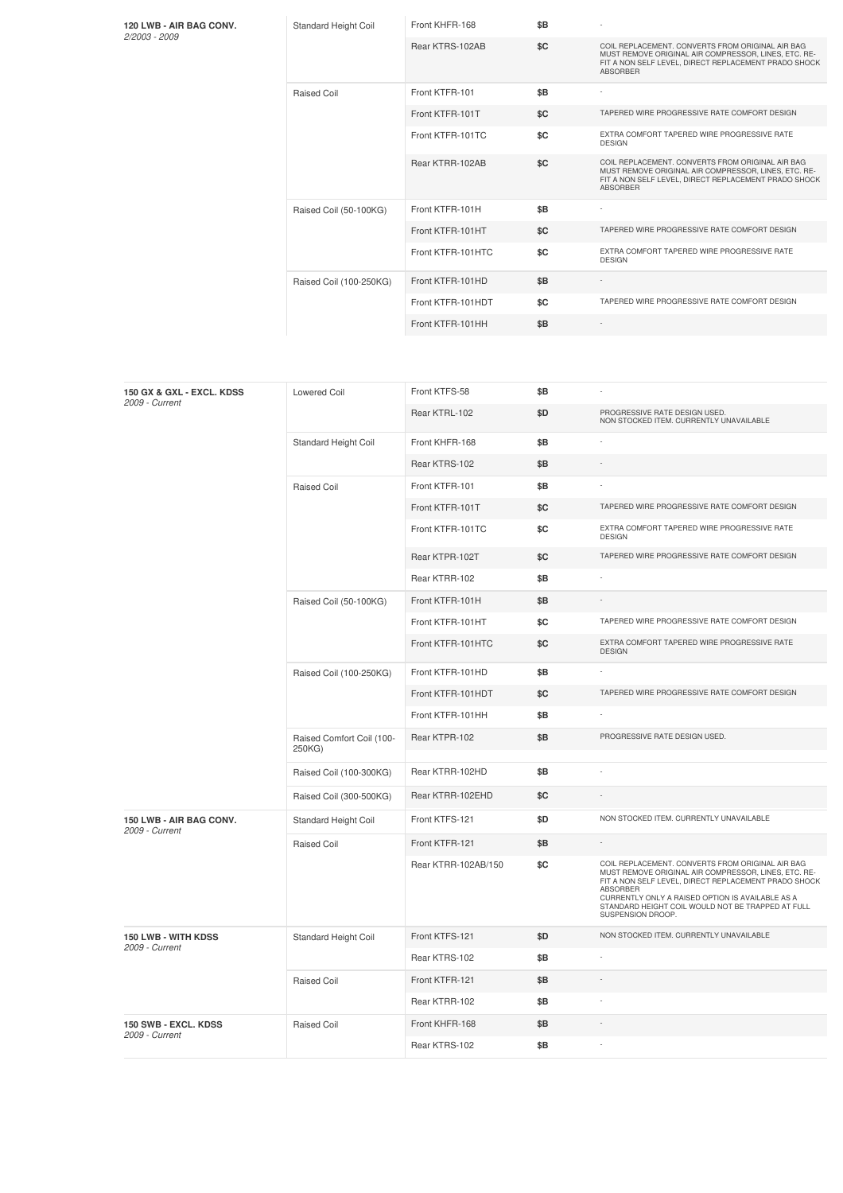| Model | Coil Type | Part | Price | Notes |
|---|---|---|---|---|
| **120 LWB - AIR BAG CONV.** *2/2003 - 2009* | Standard Height Coil | Front KHFR-168 | $B | - |
| | | Rear KTRS-102AB | $C | COIL REPLACEMENT. CONVERTS FROM ORIGINAL AIR BAG MUST REMOVE ORIGINAL AIR COMPRESSOR, LINES, ETC. RE-FIT A NON SELF LEVEL, DIRECT REPLACEMENT PRADO SHOCK ABSORBER |
| | Raised Coil | Front KTFR-101 | $B | - |
| | | Front KTFR-101T | $C | TAPERED WIRE PROGRESSIVE RATE COMFORT DESIGN |
| | | Front KTFR-101TC | $C | EXTRA COMFORT TAPERED WIRE PROGRESSIVE RATE DESIGN |
| | | Rear KTRR-102AB | $C | COIL REPLACEMENT. CONVERTS FROM ORIGINAL AIR BAG MUST REMOVE ORIGINAL AIR COMPRESSOR, LINES, ETC. RE-FIT A NON SELF LEVEL, DIRECT REPLACEMENT PRADO SHOCK ABSORBER |
| | Raised Coil (50-100KG) | Front KTFR-101H | $B | - |
| | | Front KTFR-101HT | $C | TAPERED WIRE PROGRESSIVE RATE COMFORT DESIGN |
| | | Front KTFR-101HTC | $C | EXTRA COMFORT TAPERED WIRE PROGRESSIVE RATE DESIGN |
| | Raised Coil (100-250KG) | Front KTFR-101HD | $B | - |
| | | Front KTFR-101HDT | $C | TAPERED WIRE PROGRESSIVE RATE COMFORT DESIGN |
| | | Front KTFR-101HH | $B | - |

| Model | Coil Type | Part | Price | Notes |
|---|---|---|---|---|
| **150 GX & GXL - EXCL. KDSS** *2009 - Current* | Lowered Coil | Front KTFS-58 | $B | - |
| | | Rear KTRL-102 | $D | PROGRESSIVE RATE DESIGN USED. NON STOCKED ITEM. CURRENTLY UNAVAILABLE |
| | Standard Height Coil | Front KHFR-168 | $B | - |
| | | Rear KTRS-102 | $B | - |
| | Raised Coil | Front KTFR-101 | $B | - |
| | | Front KTFR-101T | $C | TAPERED WIRE PROGRESSIVE RATE COMFORT DESIGN |
| | | Front KTFR-101TC | $C | EXTRA COMFORT TAPERED WIRE PROGRESSIVE RATE DESIGN |
| | | Rear KTPR-102T | $C | TAPERED WIRE PROGRESSIVE RATE COMFORT DESIGN |
| | | Rear KTRR-102 | $B | - |
| | Raised Coil (50-100KG) | Front KTFR-101H | $B | - |
| | | Front KTFR-101HT | $C | TAPERED WIRE PROGRESSIVE RATE COMFORT DESIGN |
| | | Front KTFR-101HTC | $C | EXTRA COMFORT TAPERED WIRE PROGRESSIVE RATE DESIGN |
| | Raised Coil (100-250KG) | Front KTFR-101HD | $B | - |
| | | Front KTFR-101HDT | $C | TAPERED WIRE PROGRESSIVE RATE COMFORT DESIGN |
| | | Front KTFR-101HH | $B | - |
| | Raised Comfort Coil (100-250KG) | Rear KTPR-102 | $B | PROGRESSIVE RATE DESIGN USED. |
| | Raised Coil (100-300KG) | Rear KTRR-102HD | $B | - |
| | Raised Coil (300-500KG) | Rear KTRR-102EHD | $C | - |
| **150 LWB - AIR BAG CONV.** *2009 - Current* | Standard Height Coil | Front KTFS-121 | $D | NON STOCKED ITEM. CURRENTLY UNAVAILABLE |
| | Raised Coil | Front KTFR-121 | $B | - |
| | | Rear KTRR-102AB/150 | $C | COIL REPLACEMENT. CONVERTS FROM ORIGINAL AIR BAG MUST REMOVE ORIGINAL AIR COMPRESSOR, LINES, ETC. RE-FIT A NON SELF LEVEL, DIRECT REPLACEMENT PRADO SHOCK ABSORBER CURRENTLY ONLY A RAISED OPTION IS AVAILABLE AS A STANDARD HEIGHT COIL WOULD NOT BE TRAPPED AT FULL SUSPENSION DROOP. |
| **150 LWB - WITH KDSS** *2009 - Current* | Standard Height Coil | Front KTFS-121 | $D | NON STOCKED ITEM. CURRENTLY UNAVAILABLE |
| | | Rear KTRS-102 | $B | - |
| | Raised Coil | Front KTFR-121 | $B | - |
| | | Rear KTRR-102 | $B | - |
| **150 SWB - EXCL. KDSS** *2009 - Current* | Raised Coil | Front KHFR-168 | $B | - |
| | | Rear KTRS-102 | $B | - |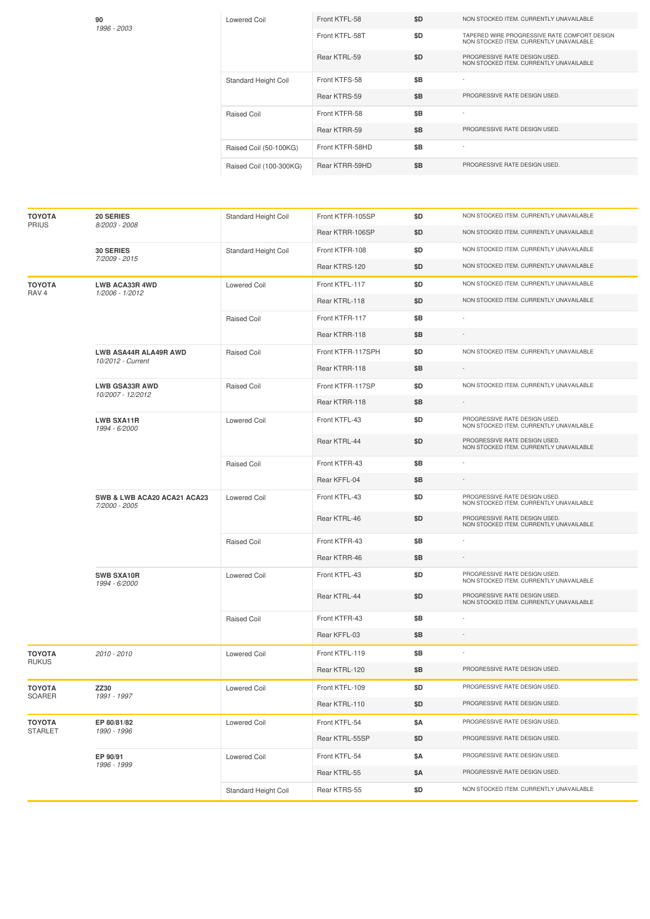| Make | Model | Type | Part | Price | Notes |
|---|---|---|---|---|---|
| | **90** *1996 - 2003* | Lowered Coil | Front KTFL-58 | $D | NON STOCKED ITEM. CURRENTLY UNAVAILABLE |
| | | | Front KTFL-58T | $D | TAPERED WIRE PROGRESSIVE RATE COMFORT DESIGN NON STOCKED ITEM. CURRENTLY UNAVAILABLE |
| | | | Rear KTRL-59 | $D | PROGRESSIVE RATE DESIGN USED. NON STOCKED ITEM. CURRENTLY UNAVAILABLE |
| | | Standard Height Coil | Front KTFS-58 | $B | - |
| | | | Rear KTRS-59 | $B | PROGRESSIVE RATE DESIGN USED. |
| | | Raised Coil | Front KTFR-58 | $B | - |
| | | | Rear KTRR-59 | $B | PROGRESSIVE RATE DESIGN USED. |
| | | Raised Coil (50-100KG) | Front KTFR-58HD | $B | - |
| | | Raised Coil (100-300KG) | Rear KTRR-59HD | $B | PROGRESSIVE RATE DESIGN USED. |

| Make | Model | Type | Part | Price | Notes |
|---|---|---|---|---|---|
| **TOYOTA** PRIUS | **20 SERIES** *8/2003 - 2008* | Standard Height Coil | Front KTFR-105SP | $D | NON STOCKED ITEM. CURRENTLY UNAVAILABLE |
| | | | Rear KTRR-106SP | $D | NON STOCKED ITEM. CURRENTLY UNAVAILABLE |
| | **30 SERIES** *7/2009 - 2015* | Standard Height Coil | Front KTFR-108 | $D | NON STOCKED ITEM. CURRENTLY UNAVAILABLE |
| | | | Rear KTRS-120 | $D | NON STOCKED ITEM. CURRENTLY UNAVAILABLE |
| **TOYOTA** RAV 4 | **LWB ACA33R 4WD** *1/2006 - 1/2012* | Lowered Coil | Front KTFL-117 | $D | NON STOCKED ITEM. CURRENTLY UNAVAILABLE |
| | | | Rear KTRL-118 | $D | NON STOCKED ITEM. CURRENTLY UNAVAILABLE |
| | | Raised Coil | Front KTFR-117 | $B | - |
| | | | Rear KTRR-118 | $B | - |
| | **LWB ASA44R ALA49R AWD** *10/2012 - Current* | Raised Coil | Front KTFR-117SPH | $D | NON STOCKED ITEM. CURRENTLY UNAVAILABLE |
| | | | Rear KTRR-118 | $B | - |
| | **LWB GSA33R AWD** *10/2007 - 12/2012* | Raised Coil | Front KTFR-117SP | $D | NON STOCKED ITEM. CURRENTLY UNAVAILABLE |
| | | | Rear KTRR-118 | $B | - |
| | **LWB SXA11R** *1994 - 6/2000* | Lowered Coil | Front KTFL-43 | $D | PROGRESSIVE RATE DESIGN USED. NON STOCKED ITEM. CURRENTLY UNAVAILABLE |
| | | | Rear KTRL-44 | $D | PROGRESSIVE RATE DESIGN USED. NON STOCKED ITEM. CURRENTLY UNAVAILABLE |
| | | Raised Coil | Front KTFR-43 | $B | - |
| | | | Rear KFFL-04 | $B | - |
| | **SWB & LWB ACA20 ACA21 ACA23** *7/2000 - 2005* | Lowered Coil | Front KTFL-43 | $D | PROGRESSIVE RATE DESIGN USED. NON STOCKED ITEM. CURRENTLY UNAVAILABLE |
| | | | Rear KTRL-46 | $D | PROGRESSIVE RATE DESIGN USED. NON STOCKED ITEM. CURRENTLY UNAVAILABLE |
| | | Raised Coil | Front KTFR-43 | $B | - |
| | | | Rear KTRR-46 | $B | - |
| | **SWB SXA10R** *1994 - 6/2000* | Lowered Coil | Front KTFL-43 | $D | PROGRESSIVE RATE DESIGN USED. NON STOCKED ITEM. CURRENTLY UNAVAILABLE |
| | | | Rear KTRL-44 | $D | PROGRESSIVE RATE DESIGN USED. NON STOCKED ITEM. CURRENTLY UNAVAILABLE |
| | | Raised Coil | Front KTFR-43 | $B | - |
| | | | Rear KFFL-03 | $B | - |
| **TOYOTA** RUKUS | *2010 - 2010* | Lowered Coil | Front KTFL-119 | $B | - |
| | | | Rear KTRL-120 | $B | PROGRESSIVE RATE DESIGN USED. |
| **TOYOTA** SOARER | **ZZ30** *1991 - 1997* | Lowered Coil | Front KTFL-109 | $D | PROGRESSIVE RATE DESIGN USED. |
| | | | Rear KTRL-110 | $D | PROGRESSIVE RATE DESIGN USED. |
| **TOYOTA** STARLET | **EP 80/81/82** *1990 - 1996* | Lowered Coil | Front KTFL-54 | $A | PROGRESSIVE RATE DESIGN USED. |
| | | | Rear KTRL-55SP | $D | PROGRESSIVE RATE DESIGN USED. |
| | **EP 90/91** *1996 - 1999* | Lowered Coil | Front KTFL-54 | $A | PROGRESSIVE RATE DESIGN USED. |
| | | | Rear KTRL-55 | $A | PROGRESSIVE RATE DESIGN USED. |
| | | Standard Height Coil | Rear KTRS-55 | $D | NON STOCKED ITEM. CURRENTLY UNAVAILABLE |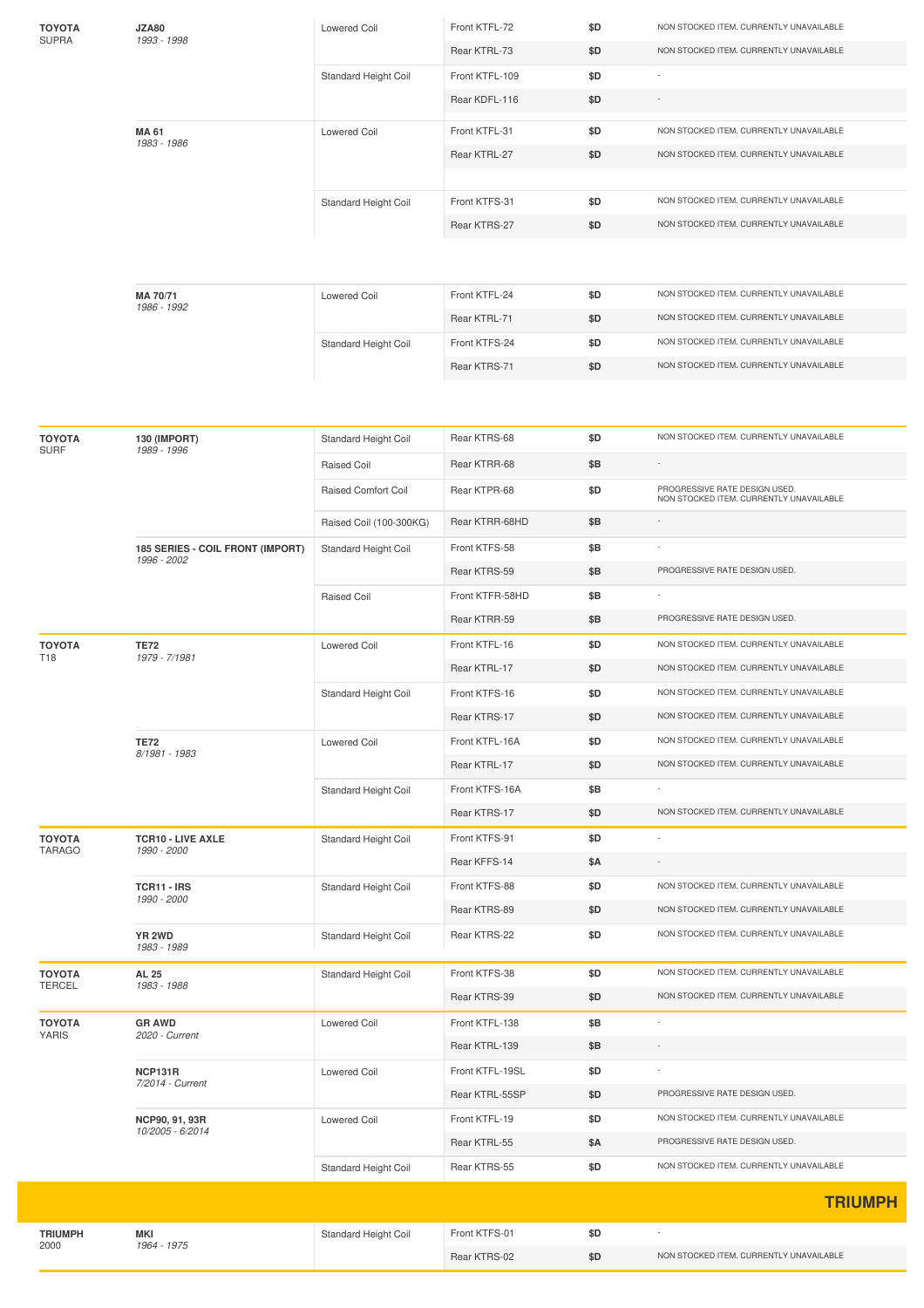| Make | Model | Type | Part | Price | Notes |
|---|---|---|---|---|---|
| **TOYOTA** SUPRA | **JZA80** *1993 - 1998* | Lowered Coil | Front KTFL-72 | $D | NON STOCKED ITEM. CURRENTLY UNAVAILABLE |
| | | | Rear KTRL-73 | $D | NON STOCKED ITEM. CURRENTLY UNAVAILABLE |
| | | Standard Height Coil | Front KTFL-109 | $D | - |
| | | | Rear KDFL-116 | $D | - |
| | **MA 61** *1983 - 1986* | Lowered Coil | Front KTFL-31 | $D | NON STOCKED ITEM. CURRENTLY UNAVAILABLE |
| | | | Rear KTRL-27 | $D | NON STOCKED ITEM. CURRENTLY UNAVAILABLE |
| | | Standard Height Coil | Front KTFS-31 | $D | NON STOCKED ITEM. CURRENTLY UNAVAILABLE |
| | | | Rear KTRS-27 | $D | NON STOCKED ITEM. CURRENTLY UNAVAILABLE |
| | **MA 70/71** *1986 - 1992* | Lowered Coil | Front KTFL-24 | $D | NON STOCKED ITEM. CURRENTLY UNAVAILABLE |
| | | | Rear KTRL-71 | $D | NON STOCKED ITEM. CURRENTLY UNAVAILABLE |
| | | Standard Height Coil | Front KTFS-24 | $D | NON STOCKED ITEM. CURRENTLY UNAVAILABLE |
| | | | Rear KTRS-71 | $D | NON STOCKED ITEM. CURRENTLY UNAVAILABLE |
| **TOYOTA** SURF | **130 (IMPORT)** *1989 - 1996* | Standard Height Coil | Rear KTRS-68 | $D | NON STOCKED ITEM. CURRENTLY UNAVAILABLE |
| | | Raised Coil | Rear KTRR-68 | $B | - |
| | | Raised Comfort Coil | Rear KTPR-68 | $D | PROGRESSIVE RATE DESIGN USED. NON STOCKED ITEM. CURRENTLY UNAVAILABLE |
| | | Raised Coil (100-300KG) | Rear KTRR-68HD | $B | - |
| | **185 SERIES - COIL FRONT (IMPORT)** *1996 - 2002* | Standard Height Coil | Front KTFS-58 | $B | - |
| | | | Rear KTRS-59 | $B | PROGRESSIVE RATE DESIGN USED. |
| | | Raised Coil | Front KTFR-58HD | $B | - |
| | | | Rear KTRR-59 | $B | PROGRESSIVE RATE DESIGN USED. |
| **TOYOTA** T18 | **TE72** *1979 - 7/1981* | Lowered Coil | Front KTFL-16 | $D | NON STOCKED ITEM. CURRENTLY UNAVAILABLE |
| | | | Rear KTRL-17 | $D | NON STOCKED ITEM. CURRENTLY UNAVAILABLE |
| | | Standard Height Coil | Front KTFS-16 | $D | NON STOCKED ITEM. CURRENTLY UNAVAILABLE |
| | | | Rear KTRS-17 | $D | NON STOCKED ITEM. CURRENTLY UNAVAILABLE |
| | **TE72** *8/1981 - 1983* | Lowered Coil | Front KTFL-16A | $D | NON STOCKED ITEM. CURRENTLY UNAVAILABLE |
| | | | Rear KTRL-17 | $D | NON STOCKED ITEM. CURRENTLY UNAVAILABLE |
| | | Standard Height Coil | Front KTFS-16A | $B | - |
| | | | Rear KTRS-17 | $D | NON STOCKED ITEM. CURRENTLY UNAVAILABLE |
| **TOYOTA** TARAGO | **TCR10 - LIVE AXLE** *1990 - 2000* | Standard Height Coil | Front KTFS-91 | $D | - |
| | | | Rear KFFS-14 | $A | - |
| | **TCR11 - IRS** *1990 - 2000* | Standard Height Coil | Front KTFS-88 | $D | NON STOCKED ITEM. CURRENTLY UNAVAILABLE |
| | | | Rear KTRS-89 | $D | NON STOCKED ITEM. CURRENTLY UNAVAILABLE |
| | **YR 2WD** *1983 - 1989* | Standard Height Coil | Rear KTRS-22 | $D | NON STOCKED ITEM. CURRENTLY UNAVAILABLE |
| **TOYOTA** TERCEL | **AL 25** *1983 - 1988* | Standard Height Coil | Front KTFS-38 | $D | NON STOCKED ITEM. CURRENTLY UNAVAILABLE |
| | | | Rear KTRS-39 | $D | NON STOCKED ITEM. CURRENTLY UNAVAILABLE |
| **TOYOTA** YARIS | **GR AWD** *2020 - Current* | Lowered Coil | Front KTFL-138 | $B | - |
| | | | Rear KTRL-139 | $B | - |
| | **NCP131R** *7/2014 - Current* | Lowered Coil | Front KTFL-19SL | $D | - |
| | | | Rear KTRL-55SP | $D | PROGRESSIVE RATE DESIGN USED. |
| | **NCP90, 91, 93R** *10/2005 - 6/2014* | Lowered Coil | Front KTFL-19 | $D | NON STOCKED ITEM. CURRENTLY UNAVAILABLE |
| | | | Rear KTRL-55 | $A | PROGRESSIVE RATE DESIGN USED. |
| | | Standard Height Coil | Rear KTRS-55 | $D | NON STOCKED ITEM. CURRENTLY UNAVAILABLE |

## TRIUMPH

| Make | Model | Type | Part | Price | Notes |
|---|---|---|---|---|---|
| **TRIUMPH** 2000 | **MKI** *1964 - 1975* | Standard Height Coil | Front KTFS-01 | $D | - |
| | | | Rear KTRS-02 | $D | NON STOCKED ITEM. CURRENTLY UNAVAILABLE |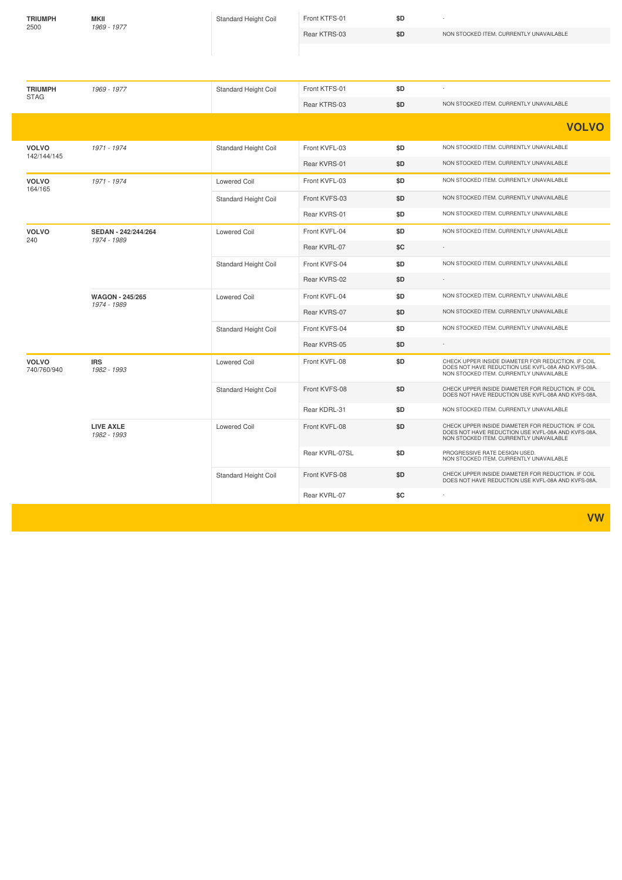| | | | | | |
|---|---|---|---|---|---|
| **TRIUMPH** 2500 | **MKII** *1969 - 1977* | Standard Height Coil | Front KTFS-01 | $D | - |
| | | | Rear KTRS-03 | $D | NON STOCKED ITEM. CURRENTLY UNAVAILABLE |

| | | | | | |
|---|---|---|---|---|---|
| **TRIUMPH** STAG | *1969 - 1977* | Standard Height Coil | Front KTFS-01 | $D | - |
| | | | Rear KTRS-03 | $D | NON STOCKED ITEM. CURRENTLY UNAVAILABLE |

## VOLVO

| | | | | | |
|---|---|---|---|---|---|
| **VOLVO** 142/144/145 | *1971 - 1974* | Standard Height Coil | Front KVFL-03 | $D | NON STOCKED ITEM. CURRENTLY UNAVAILABLE |
| | | | Rear KVRS-01 | $D | NON STOCKED ITEM. CURRENTLY UNAVAILABLE |
| **VOLVO** 164/165 | *1971 - 1974* | Lowered Coil | Front KVFL-03 | $D | NON STOCKED ITEM. CURRENTLY UNAVAILABLE |
| | | Standard Height Coil | Front KVFS-03 | $D | NON STOCKED ITEM. CURRENTLY UNAVAILABLE |
| | | | Rear KVRS-01 | $D | NON STOCKED ITEM. CURRENTLY UNAVAILABLE |
| **VOLVO** 240 | **SEDAN - 242/244/264** *1974 - 1989* | Lowered Coil | Front KVFL-04 | $D | NON STOCKED ITEM. CURRENTLY UNAVAILABLE |
| | | | Rear KVRL-07 | $C | - |
| | | Standard Height Coil | Front KVFS-04 | $D | NON STOCKED ITEM. CURRENTLY UNAVAILABLE |
| | | | Rear KVRS-02 | $D | - |
| | **WAGON - 245/265** *1974 - 1989* | Lowered Coil | Front KVFL-04 | $D | NON STOCKED ITEM. CURRENTLY UNAVAILABLE |
| | | | Rear KVRS-07 | $D | NON STOCKED ITEM. CURRENTLY UNAVAILABLE |
| | | Standard Height Coil | Front KVFS-04 | $D | NON STOCKED ITEM. CURRENTLY UNAVAILABLE |
| | | | Rear KVRS-05 | $D | - |
| **VOLVO** 740/760/940 | **IRS** *1982 - 1993* | Lowered Coil | Front KVFL-08 | $D | CHECK UPPER INSIDE DIAMETER FOR REDUCTION. IF COIL DOES NOT HAVE REDUCTION USE KVFL-08A AND KVFS-08A. NON STOCKED ITEM. CURRENTLY UNAVAILABLE |
| | | Standard Height Coil | Front KVFS-08 | $D | CHECK UPPER INSIDE DIAMETER FOR REDUCTION. IF COIL DOES NOT HAVE REDUCTION USE KVFL-08A AND KVFS-08A. |
| | | | Rear KDRL-31 | $D | NON STOCKED ITEM. CURRENTLY UNAVAILABLE |
| | **LIVE AXLE** *1982 - 1993* | Lowered Coil | Front KVFL-08 | $D | CHECK UPPER INSIDE DIAMETER FOR REDUCTION. IF COIL DOES NOT HAVE REDUCTION USE KVFL-08A AND KVFS-08A. NON STOCKED ITEM. CURRENTLY UNAVAILABLE |
| | | | Rear KVRL-07SL | $D | PROGRESSIVE RATE DESIGN USED. NON STOCKED ITEM. CURRENTLY UNAVAILABLE |
| | | Standard Height Coil | Front KVFS-08 | $D | CHECK UPPER INSIDE DIAMETER FOR REDUCTION. IF COIL DOES NOT HAVE REDUCTION USE KVFL-08A AND KVFS-08A. |
| | | | Rear KVRL-07 | $C | - |

## VW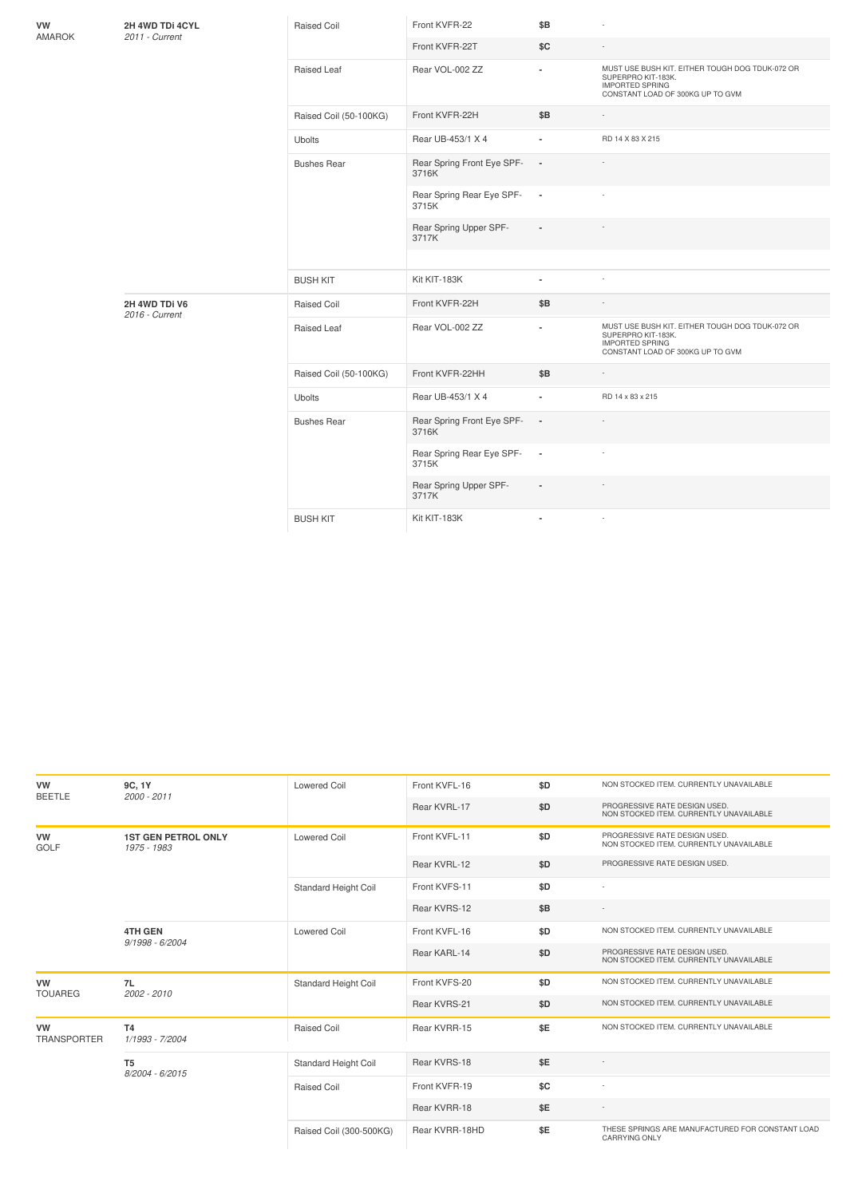| | | | | | |
|---|---|---|---|---|---|
| **VW** AMAROK | **2H 4WD TDi 4CYL** *2011 - Current* | Raised Coil | Front KVFR-22 | $B | - |
| | | | Front KVFR-22T | $C | - |
| | | Raised Leaf | Rear VOL-002 ZZ | - | MUST USE BUSH KIT. EITHER TOUGH DOG TDUK-072 OR SUPERPRO KIT-183K. IMPORTED SPRING CONSTANT LOAD OF 300KG UP TO GVM |
| | | Raised Coil (50-100KG) | Front KVFR-22H | $B | - |
| | | Ubolts | Rear UB-453/1 X 4 | - | RD 14 X 83 X 215 |
| | | Bushes Rear | Rear Spring Front Eye SPF-3716K | - | - |
| | | | Rear Spring Rear Eye SPF-3715K | - | - |
| | | | Rear Spring Upper SPF-3717K | - | - |
| | | | | | |
| | | BUSH KIT | Kit KIT-183K | - | - |
| | **2H 4WD TDi V6** *2016 - Current* | Raised Coil | Front KVFR-22H | $B | - |
| | | Raised Leaf | Rear VOL-002 ZZ | - | MUST USE BUSH KIT. EITHER TOUGH DOG TDUK-072 OR SUPERPRO KIT-183K. IMPORTED SPRING CONSTANT LOAD OF 300KG UP TO GVM |
| | | Raised Coil (50-100KG) | Front KVFR-22HH | $B | - |
| | | Ubolts | Rear UB-453/1 X 4 | - | RD 14 x 83 x 215 |
| | | Bushes Rear | Rear Spring Front Eye SPF-3716K | - | - |
| | | | Rear Spring Rear Eye SPF-3715K | - | - |
| | | | Rear Spring Upper SPF-3717K | - | - |
| | | BUSH KIT | Kit KIT-183K | - | - |

| | | | | | |
|---|---|---|---|---|---|
| **VW** BEETLE | **9C, 1Y** *2000 - 2011* | Lowered Coil | Front KVFL-16 | $D | NON STOCKED ITEM. CURRENTLY UNAVAILABLE |
| | | | Rear KVRL-17 | $D | PROGRESSIVE RATE DESIGN USED. NON STOCKED ITEM. CURRENTLY UNAVAILABLE |
| **VW** GOLF | **1ST GEN PETROL ONLY** *1975 - 1983* | Lowered Coil | Front KVFL-11 | $D | PROGRESSIVE RATE DESIGN USED. NON STOCKED ITEM. CURRENTLY UNAVAILABLE |
| | | | Rear KVRL-12 | $D | PROGRESSIVE RATE DESIGN USED. |
| | | Standard Height Coil | Front KVFS-11 | $D | - |
| | | | Rear KVRS-12 | $B | - |
| | **4TH GEN** *9/1998 - 6/2004* | Lowered Coil | Front KVFL-16 | $D | NON STOCKED ITEM. CURRENTLY UNAVAILABLE |
| | | | Rear KARL-14 | $D | PROGRESSIVE RATE DESIGN USED. NON STOCKED ITEM. CURRENTLY UNAVAILABLE |
| **VW** TOUAREG | **7L** *2002 - 2010* | Standard Height Coil | Front KVFS-20 | $D | NON STOCKED ITEM. CURRENTLY UNAVAILABLE |
| | | | Rear KVRS-21 | $D | NON STOCKED ITEM. CURRENTLY UNAVAILABLE |
| **VW** TRANSPORTER | **T4** *1/1993 - 7/2004* | Raised Coil | Rear KVRR-15 | $E | NON STOCKED ITEM. CURRENTLY UNAVAILABLE |
| | **T5** *8/2004 - 6/2015* | Standard Height Coil | Rear KVRS-18 | $E | - |
| | | Raised Coil | Front KVFR-19 | $C | - |
| | | | Rear KVRR-18 | $E | - |
| | | Raised Coil (300-500KG) | Rear KVRR-18HD | $E | THESE SPRINGS ARE MANUFACTURED FOR CONSTANT LOAD CARRYING ONLY |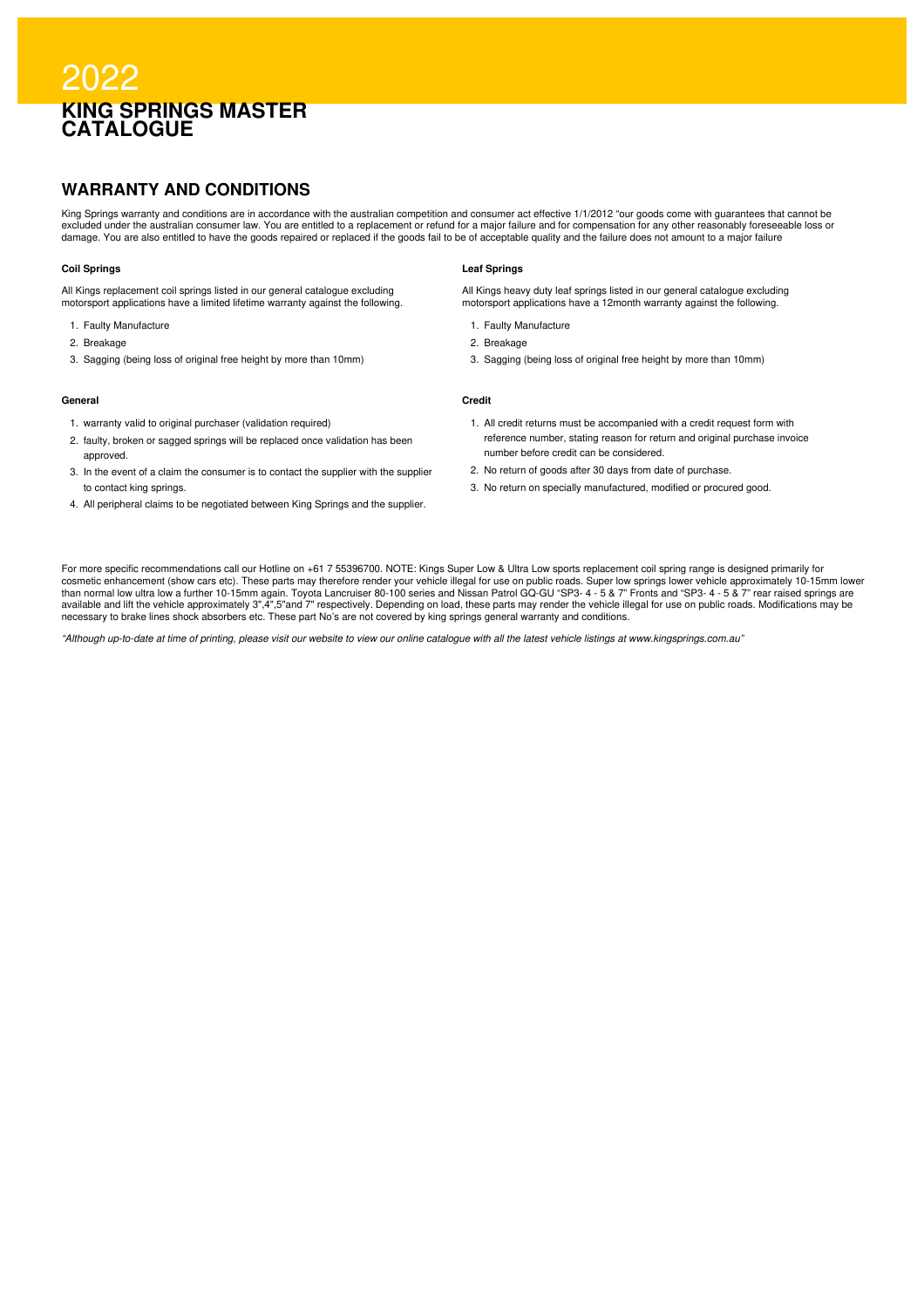# 2022
## KING SPRINGS MASTER CATALOGUE

## WARRANTY AND CONDITIONS

King Springs warranty and conditions are in accordance with the australian competition and consumer act effective 1/1/2012 "our goods come with guarantees that cannot be excluded under the australian consumer law. You are entitled to a replacement or refund for a major failure and for compensation for any other reasonably foreseeable loss or damage. You are also entitled to have the goods repaired or replaced if the goods fail to be of acceptable quality and the failure does not amount to a major failure

**Coil Springs**

All Kings replacement coil springs listed in our general catalogue excluding motorsport applications have a limited lifetime warranty against the following.

1. Faulty Manufacture
2. Breakage
3. Sagging (being loss of original free height by more than 10mm)

**Leaf Springs**

All Kings heavy duty leaf springs listed in our general catalogue excluding motorsport applications have a 12month warranty against the following.

1. Faulty Manufacture
2. Breakage
3. Sagging (being loss of original free height by more than 10mm)

**General**

1. warranty valid to original purchaser (validation required)
2. faulty, broken or sagged springs will be replaced once validation has been approved.
3. In the event of a claim the consumer is to contact the supplier with the supplier to contact king springs.
4. All peripheral claims to be negotiated between King Springs and the supplier.

**Credit**

1. All credit returns must be accompanied with a credit request form with reference number, stating reason for return and original purchase invoice number before credit can be considered.
2. No return of goods after 30 days from date of purchase.
3. No return on specially manufactured, modified or procured good.

For more specific recommendations call our Hotline on +61 7 55396700. NOTE: Kings Super Low & Ultra Low sports replacement coil spring range is designed primarily for cosmetic enhancement (show cars etc). These parts may therefore render your vehicle illegal for use on public roads. Super low springs lower vehicle approximately 10-15mm lower than normal low ultra low a further 10-15mm again. Toyota Lancruiser 80-100 series and Nissan Patrol GQ-GU "SP3- 4 - 5 & 7" Fronts and "SP3- 4 - 5 & 7" rear raised springs are available and lift the vehicle approximately 3",4",5"and 7" respectively. Depending on load, these parts may render the vehicle illegal for use on public roads. Modifications may be necessary to brake lines shock absorbers etc. These part No's are not covered by king springs general warranty and conditions.

*"Although up-to-date at time of printing, please visit our website to view our online catalogue with all the latest vehicle listings at www.kingsprings.com.au"*